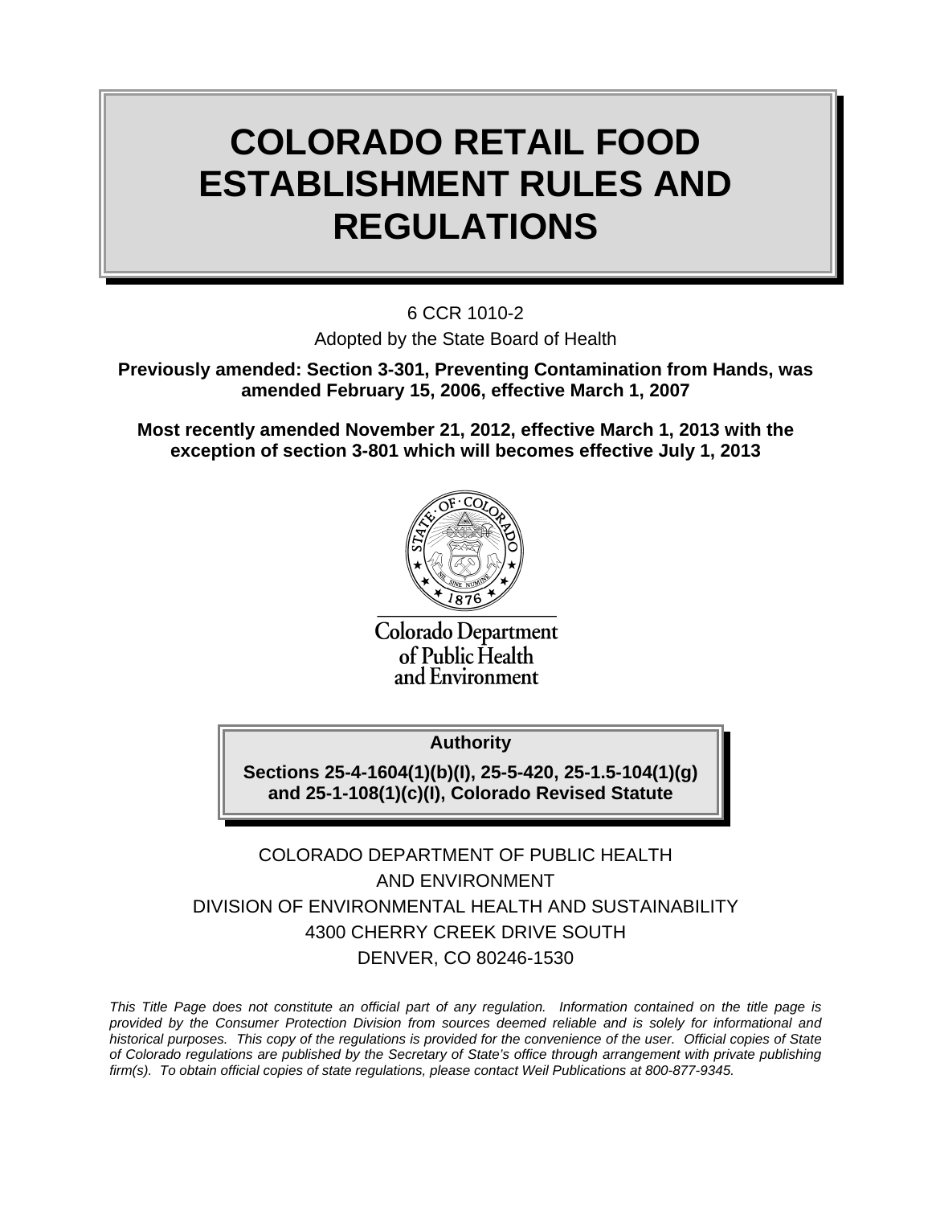# COLORADO RETAIL FOOD ESTABLISHMENT RULES AND REGULATIONS

6 CCR 1010-2

Adopted by the State Board of Health

**Previously amended: Section 3-301, Preventing Contamination from Hands, was amended February 15, 2006, effective March 1, 2007**

**Most recently amended November 21, 2012, effective March 1, 2013 with the exception of section 3-801 which will becomes effective July 1, 2013**

Colorado Department of Public Health and Environment

**Authority**

**Sections 25-4-1604(1)(b)(I), 25-5-420, 25-1.5-104(1)(g) and 25-1-108(1)(c)(I), Colorado Revised Statute**

COLORADO DEPARTMENT OF PUBLIC HEALTH AND ENVIRONMENT
DIVISION OF ENVIRONMENTAL HEALTH AND SUSTAINABILITY
4300 CHERRY CREEK DRIVE SOUTH
DENVER, CO 80246-1530

*This Title Page does not constitute an official part of any regulation. Information contained on the title page is provided by the Consumer Protection Division from sources deemed reliable and is solely for informational and historical purposes. This copy of the regulations is provided for the convenience of the user. Official copies of State of Colorado regulations are published by the Secretary of State's office through arrangement with private publishing firm(s). To obtain official copies of state regulations, please contact Weil Publications at 800-877-9345.*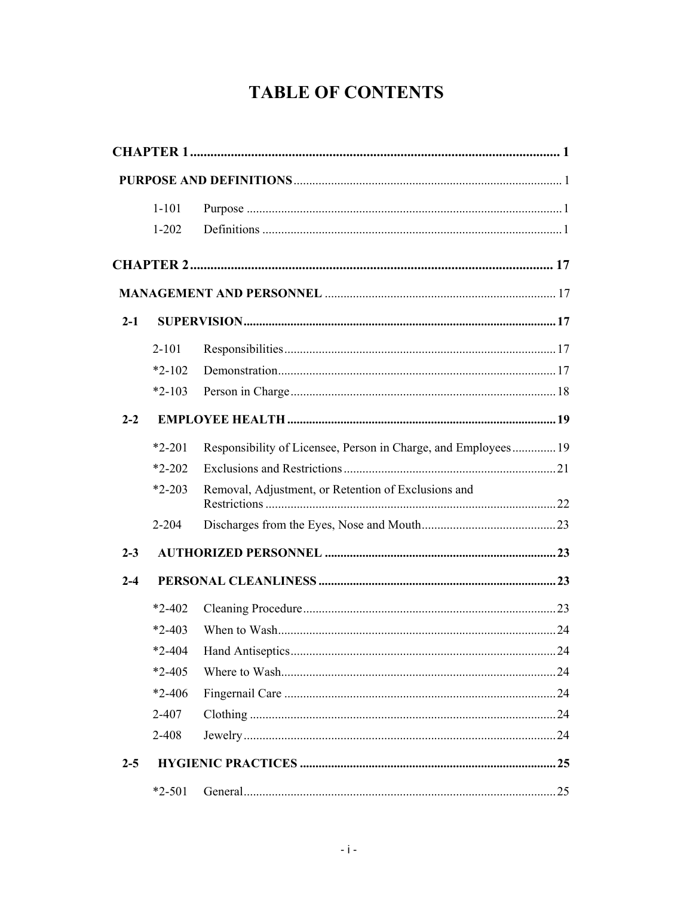# TABLE OF CONTENTS

| | | | |
|---|---|---|---|
| **CHAPTER 1** | | | **1** |
| **PURPOSE AND DEFINITIONS** | | | 1 |
| | 1-101 | Purpose | 1 |
| | 1-202 | Definitions | 1 |
| **CHAPTER 2** | | | **17** |
| **MANAGEMENT AND PERSONNEL** | | | 17 |
| **2-1** | **SUPERVISION** | | **17** |
| | 2-101 | Responsibilities | 17 |
| | *2-102 | Demonstration | 17 |
| | *2-103 | Person in Charge | 18 |
| **2-2** | **EMPLOYEE HEALTH** | | **19** |
| | *2-201 | Responsibility of Licensee, Person in Charge, and Employees | 19 |
| | *2-202 | Exclusions and Restrictions | 21 |
| | *2-203 | Removal, Adjustment, or Retention of Exclusions and Restrictions | 22 |
| | 2-204 | Discharges from the Eyes, Nose and Mouth | 23 |
| **2-3** | **AUTHORIZED PERSONNEL** | | **23** |
| **2-4** | **PERSONAL CLEANLINESS** | | **23** |
| | *2-402 | Cleaning Procedure | 23 |
| | *2-403 | When to Wash | 24 |
| | *2-404 | Hand Antiseptics | 24 |
| | *2-405 | Where to Wash | 24 |
| | *2-406 | Fingernail Care | 24 |
| | 2-407 | Clothing | 24 |
| | 2-408 | Jewelry | 24 |
| **2-5** | **HYGIENIC PRACTICES** | | **25** |
| | *2-501 | General | 25 |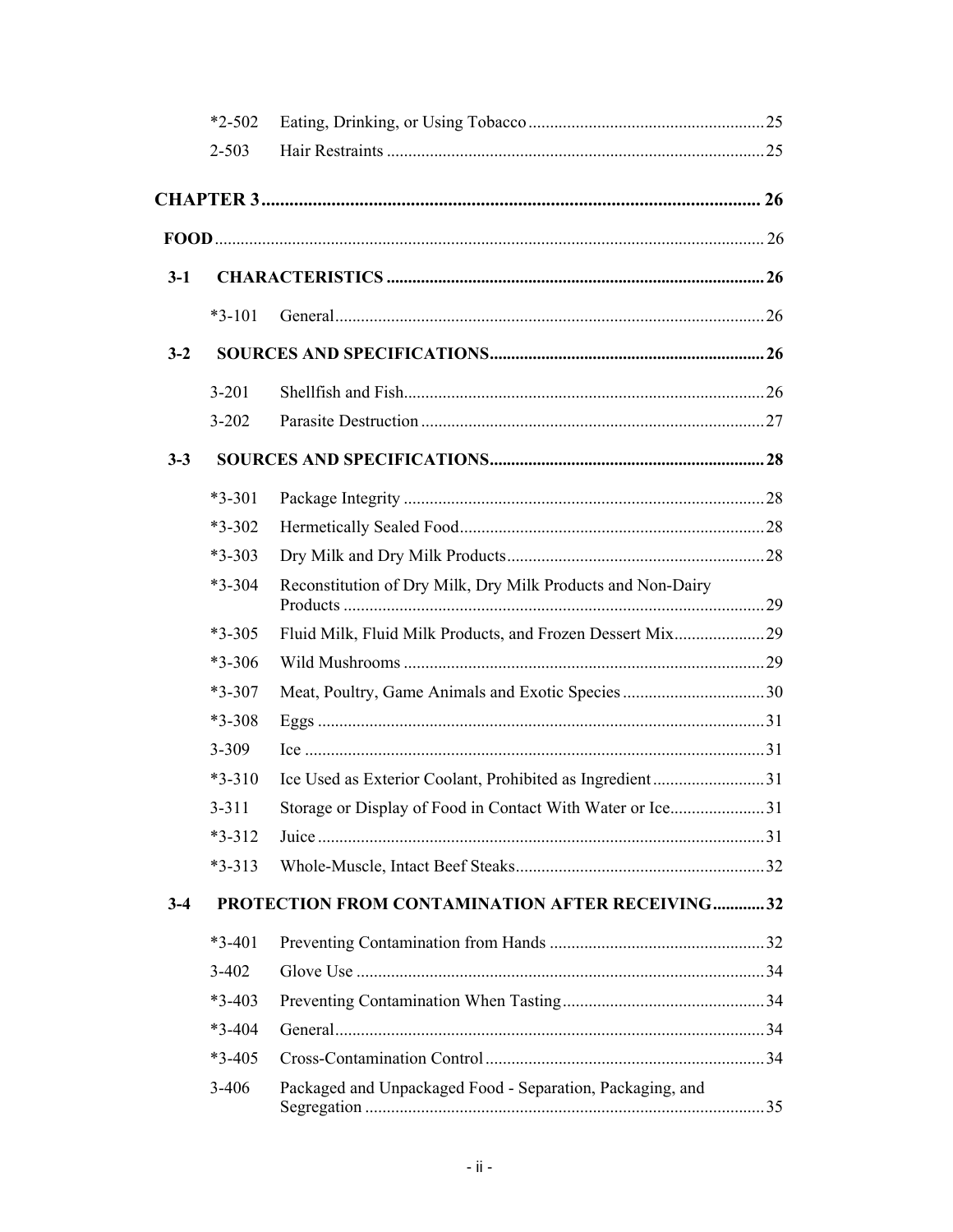| | | |
|---|---|---|
| *2-502 | Eating, Drinking, or Using Tobacco | 25 |
| 2-503 | Hair Restraints | 25 |

**CHAPTER 3** ........ 26

**FOOD** ........ 26

**3-1 CHARACTERISTICS** ........ 26

| | | |
|---|---|---|
| *3-101 | General | 26 |

**3-2 SOURCES AND SPECIFICATIONS** ........ 26

| | | |
|---|---|---|
| 3-201 | Shellfish and Fish | 26 |
| 3-202 | Parasite Destruction | 27 |

**3-3 SOURCES AND SPECIFICATIONS** ........ 28

| | | |
|---|---|---|
| *3-301 | Package Integrity | 28 |
| *3-302 | Hermetically Sealed Food | 28 |
| *3-303 | Dry Milk and Dry Milk Products | 28 |
| *3-304 | Reconstitution of Dry Milk, Dry Milk Products and Non-Dairy Products | 29 |
| *3-305 | Fluid Milk, Fluid Milk Products, and Frozen Dessert Mix | 29 |
| *3-306 | Wild Mushrooms | 29 |
| *3-307 | Meat, Poultry, Game Animals and Exotic Species | 30 |
| *3-308 | Eggs | 31 |
| 3-309 | Ice | 31 |
| *3-310 | Ice Used as Exterior Coolant, Prohibited as Ingredient | 31 |
| 3-311 | Storage or Display of Food in Contact With Water or Ice | 31 |
| *3-312 | Juice | 31 |
| *3-313 | Whole-Muscle, Intact Beef Steaks | 32 |

**3-4 PROTECTION FROM CONTAMINATION AFTER RECEIVING** ........ 32

| | | |
|---|---|---|
| *3-401 | Preventing Contamination from Hands | 32 |
| 3-402 | Glove Use | 34 |
| *3-403 | Preventing Contamination When Tasting | 34 |
| *3-404 | General | 34 |
| *3-405 | Cross-Contamination Control | 34 |
| 3-406 | Packaged and Unpackaged Food - Separation, Packaging, and Segregation | 35 |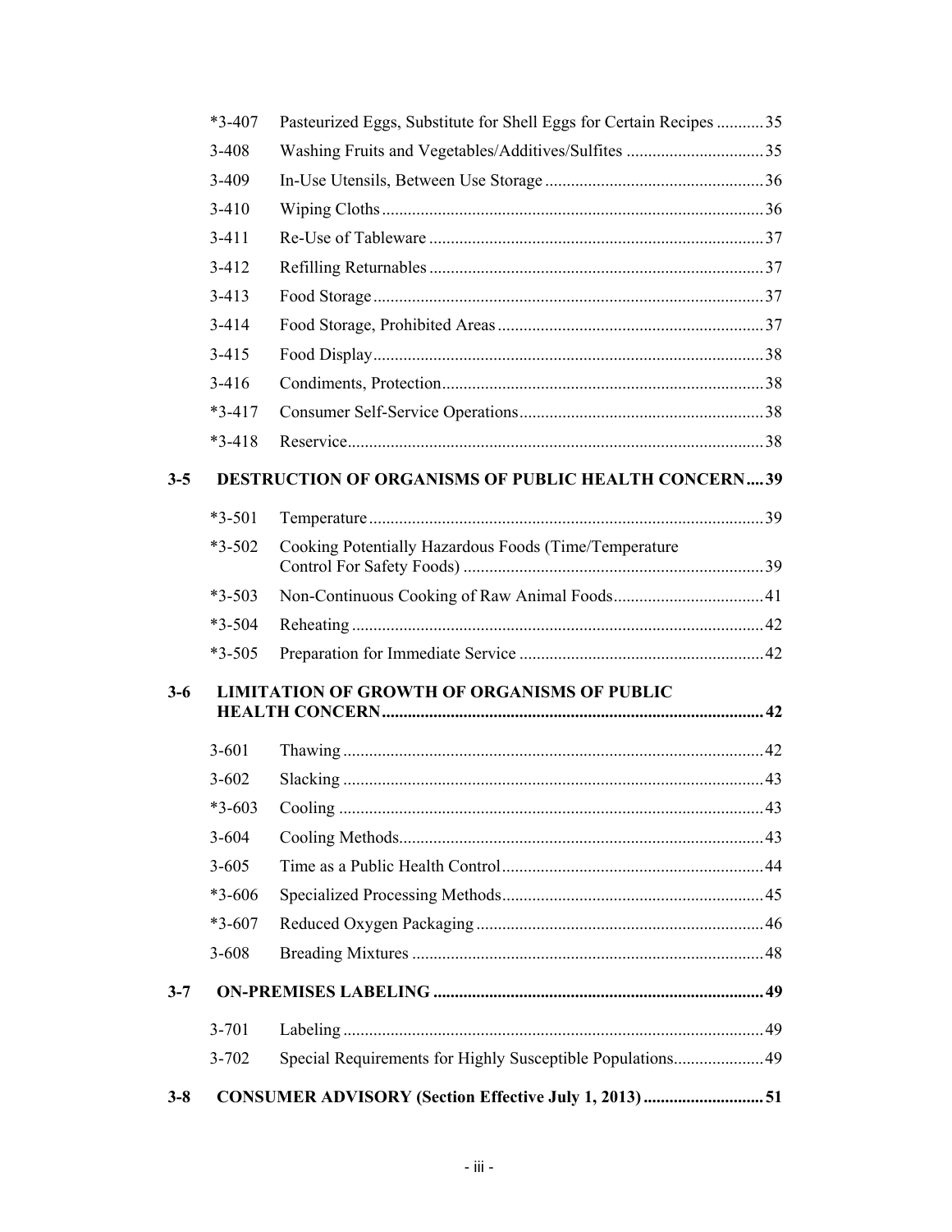| | | |
|---|---|---|
| *3-407 | Pasteurized Eggs, Substitute for Shell Eggs for Certain Recipes | 35 |
| 3-408 | Washing Fruits and Vegetables/Additives/Sulfites | 35 |
| 3-409 | In-Use Utensils, Between Use Storage | 36 |
| 3-410 | Wiping Cloths | 36 |
| 3-411 | Re-Use of Tableware | 37 |
| 3-412 | Refilling Returnables | 37 |
| 3-413 | Food Storage | 37 |
| 3-414 | Food Storage, Prohibited Areas | 37 |
| 3-415 | Food Display | 38 |
| 3-416 | Condiments, Protection | 38 |
| *3-417 | Consumer Self-Service Operations | 38 |
| *3-418 | Reservice | 38 |

**3-5 DESTRUCTION OF ORGANISMS OF PUBLIC HEALTH CONCERN .... 39**

| | | |
|---|---|---|
| *3-501 | Temperature | 39 |
| *3-502 | Cooking Potentially Hazardous Foods (Time/Temperature Control For Safety Foods) | 39 |
| *3-503 | Non-Continuous Cooking of Raw Animal Foods | 41 |
| *3-504 | Reheating | 42 |
| *3-505 | Preparation for Immediate Service | 42 |

**3-6 LIMITATION OF GROWTH OF ORGANISMS OF PUBLIC HEALTH CONCERN .... 42**

| | | |
|---|---|---|
| 3-601 | Thawing | 42 |
| 3-602 | Slacking | 43 |
| *3-603 | Cooling | 43 |
| 3-604 | Cooling Methods | 43 |
| 3-605 | Time as a Public Health Control | 44 |
| *3-606 | Specialized Processing Methods | 45 |
| *3-607 | Reduced Oxygen Packaging | 46 |
| 3-608 | Breading Mixtures | 48 |

**3-7 ON-PREMISES LABELING .... 49**

| | | |
|---|---|---|
| 3-701 | Labeling | 49 |
| 3-702 | Special Requirements for Highly Susceptible Populations | 49 |

**3-8 CONSUMER ADVISORY (Section Effective July 1, 2013) .... 51**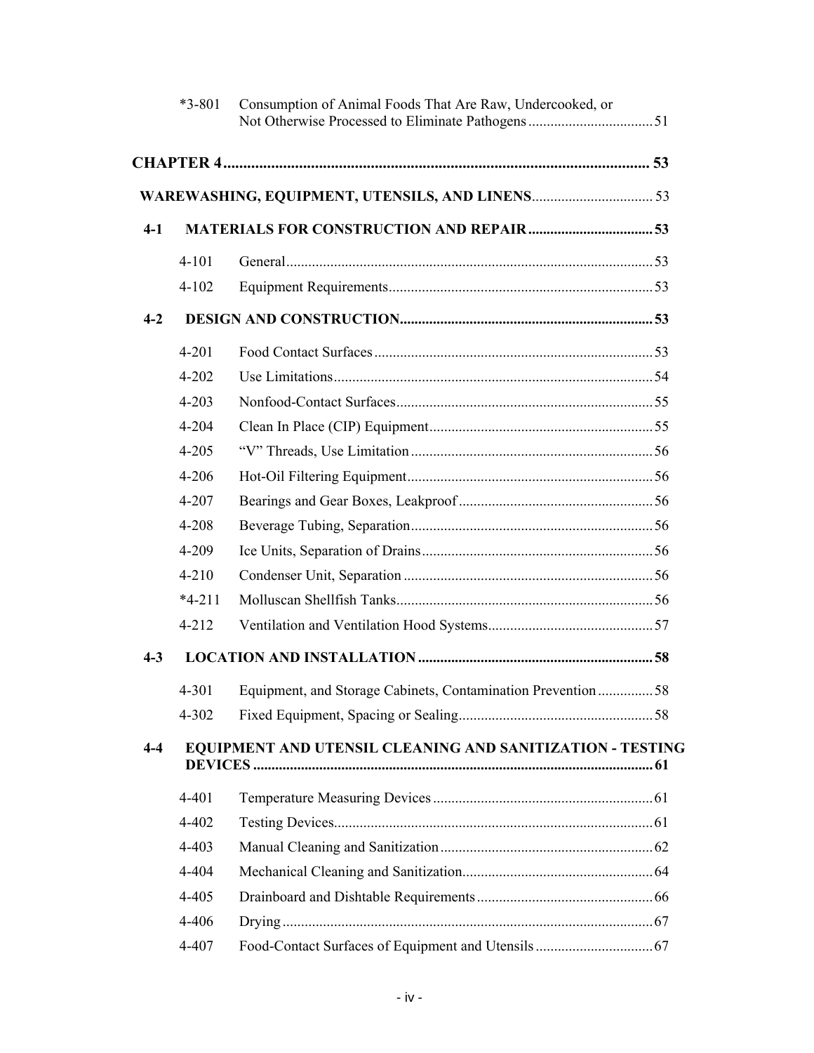| | | |
|---|---|---|
| *3-801 | Consumption of Animal Foods That Are Raw, Undercooked, or Not Otherwise Processed to Eliminate Pathogens | 51 |

**CHAPTER 4** ........ **53**

**WAREWASHING, EQUIPMENT, UTENSILS, AND LINENS** ........ 53

| | | |
|---|---|---|
| **4-1** | **MATERIALS FOR CONSTRUCTION AND REPAIR** | **53** |
| 4-101 | General | 53 |
| 4-102 | Equipment Requirements | 53 |
| **4-2** | **DESIGN AND CONSTRUCTION** | **53** |
| 4-201 | Food Contact Surfaces | 53 |
| 4-202 | Use Limitations | 54 |
| 4-203 | Nonfood-Contact Surfaces | 55 |
| 4-204 | Clean In Place (CIP) Equipment | 55 |
| 4-205 | "V" Threads, Use Limitation | 56 |
| 4-206 | Hot-Oil Filtering Equipment | 56 |
| 4-207 | Bearings and Gear Boxes, Leakproof | 56 |
| 4-208 | Beverage Tubing, Separation | 56 |
| 4-209 | Ice Units, Separation of Drains | 56 |
| 4-210 | Condenser Unit, Separation | 56 |
| *4-211 | Molluscan Shellfish Tanks | 56 |
| 4-212 | Ventilation and Ventilation Hood Systems | 57 |
| **4-3** | **LOCATION AND INSTALLATION** | **58** |
| 4-301 | Equipment, and Storage Cabinets, Contamination Prevention | 58 |
| 4-302 | Fixed Equipment, Spacing or Sealing | 58 |
| **4-4** | **EQUIPMENT AND UTENSIL CLEANING AND SANITIZATION - TESTING DEVICES** | **61** |
| 4-401 | Temperature Measuring Devices | 61 |
| 4-402 | Testing Devices | 61 |
| 4-403 | Manual Cleaning and Sanitization | 62 |
| 4-404 | Mechanical Cleaning and Sanitization | 64 |
| 4-405 | Drainboard and Dishtable Requirements | 66 |
| 4-406 | Drying | 67 |
| 4-407 | Food-Contact Surfaces of Equipment and Utensils | 67 |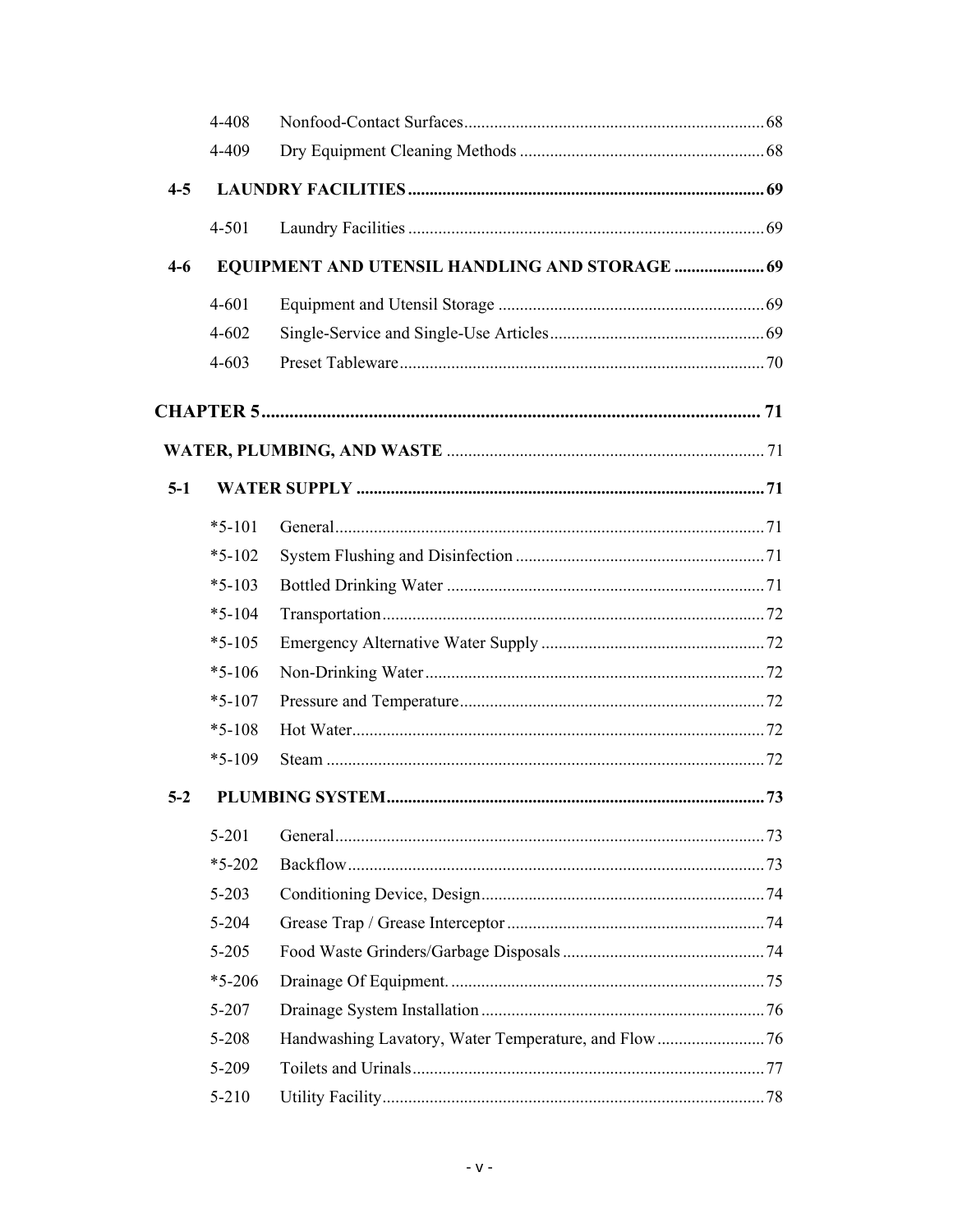| | | |
|---|---|---|
| 4-408 | Nonfood-Contact Surfaces | 68 |
| 4-409 | Dry Equipment Cleaning Methods | 68 |

**4-5 LAUNDRY FACILITIES ... 69**

| | | |
|---|---|---|
| 4-501 | Laundry Facilities | 69 |

**4-6 EQUIPMENT AND UTENSIL HANDLING AND STORAGE ... 69**

| | | |
|---|---|---|
| 4-601 | Equipment and Utensil Storage | 69 |
| 4-602 | Single-Service and Single-Use Articles | 69 |
| 4-603 | Preset Tableware | 70 |

**CHAPTER 5 ... 71**

**WATER, PLUMBING, AND WASTE ... 71**

**5-1 WATER SUPPLY ... 71**

| | | |
|---|---|---|
| *5-101 | General | 71 |
| *5-102 | System Flushing and Disinfection | 71 |
| *5-103 | Bottled Drinking Water | 71 |
| *5-104 | Transportation | 72 |
| *5-105 | Emergency Alternative Water Supply | 72 |
| *5-106 | Non-Drinking Water | 72 |
| *5-107 | Pressure and Temperature | 72 |
| *5-108 | Hot Water | 72 |
| *5-109 | Steam | 72 |

**5-2 PLUMBING SYSTEM ... 73**

| | | |
|---|---|---|
| 5-201 | General | 73 |
| *5-202 | Backflow | 73 |
| 5-203 | Conditioning Device, Design | 74 |
| 5-204 | Grease Trap / Grease Interceptor | 74 |
| 5-205 | Food Waste Grinders/Garbage Disposals | 74 |
| *5-206 | Drainage Of Equipment. | 75 |
| 5-207 | Drainage System Installation | 76 |
| 5-208 | Handwashing Lavatory, Water Temperature, and Flow | 76 |
| 5-209 | Toilets and Urinals | 77 |
| 5-210 | Utility Facility | 78 |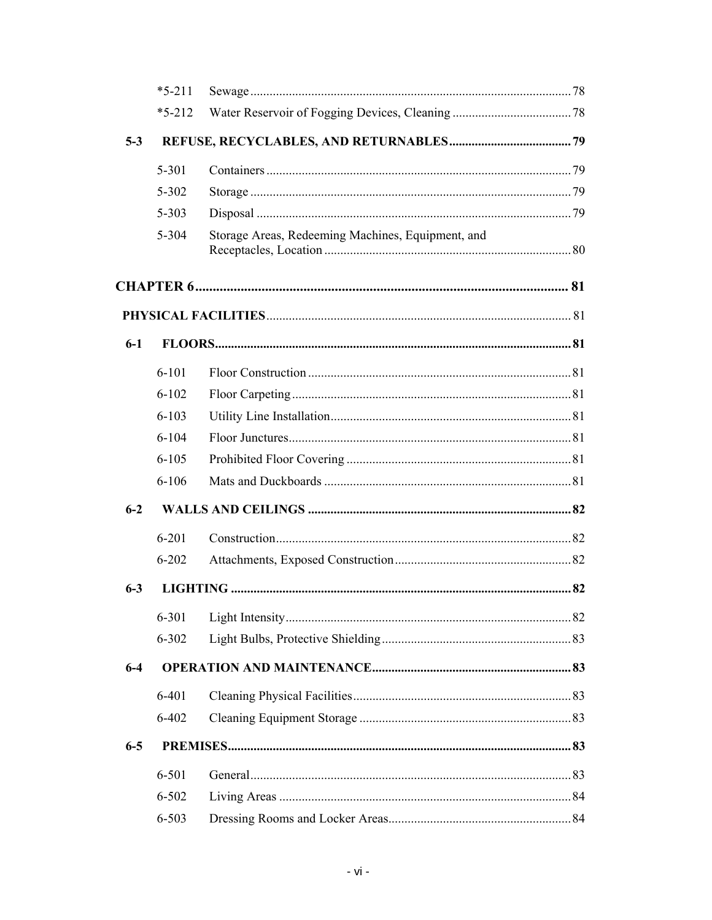| | | |
|---|---|---|
| *5-211 | Sewage | 78 |
| *5-212 | Water Reservoir of Fogging Devices, Cleaning | 78 |

**5-3 REFUSE, RECYCLABLES, AND RETURNABLES ..... 79**

| | | |
|---|---|---|
| 5-301 | Containers | 79 |
| 5-302 | Storage | 79 |
| 5-303 | Disposal | 79 |
| 5-304 | Storage Areas, Redeeming Machines, Equipment, and Receptacles, Location | 80 |

**CHAPTER 6 ..... 81**

**PHYSICAL FACILITIES ..... 81**

**6-1 FLOORS ..... 81**

| | | |
|---|---|---|
| 6-101 | Floor Construction | 81 |
| 6-102 | Floor Carpeting | 81 |
| 6-103 | Utility Line Installation | 81 |
| 6-104 | Floor Junctures | 81 |
| 6-105 | Prohibited Floor Covering | 81 |
| 6-106 | Mats and Duckboards | 81 |

**6-2 WALLS AND CEILINGS ..... 82**

| | | |
|---|---|---|
| 6-201 | Construction | 82 |
| 6-202 | Attachments, Exposed Construction | 82 |

**6-3 LIGHTING ..... 82**

| | | |
|---|---|---|
| 6-301 | Light Intensity | 82 |
| 6-302 | Light Bulbs, Protective Shielding | 83 |

**6-4 OPERATION AND MAINTENANCE ..... 83**

| | | |
|---|---|---|
| 6-401 | Cleaning Physical Facilities | 83 |
| 6-402 | Cleaning Equipment Storage | 83 |

**6-5 PREMISES ..... 83**

| | | |
|---|---|---|
| 6-501 | General | 83 |
| 6-502 | Living Areas | 84 |
| 6-503 | Dressing Rooms and Locker Areas | 84 |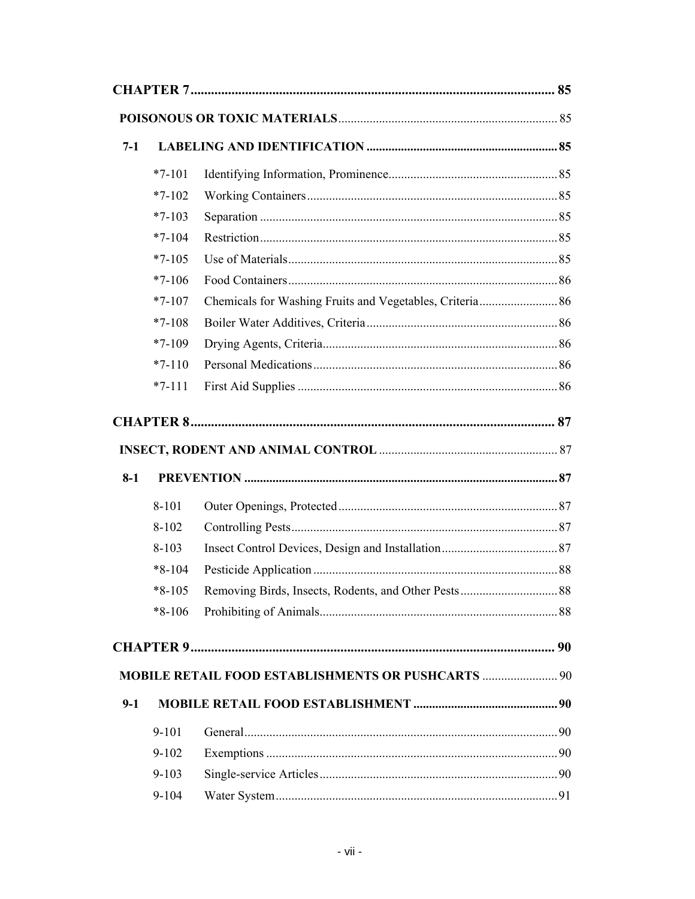| | | |
|---|---|---|
| **CHAPTER 7** | | **85** |
| **POISONOUS OR TOXIC MATERIALS** | | 85 |
| **7-1** | **LABELING AND IDENTIFICATION** | **85** |
| *7-101 | Identifying Information, Prominence | 85 |
| *7-102 | Working Containers | 85 |
| *7-103 | Separation | 85 |
| *7-104 | Restriction | 85 |
| *7-105 | Use of Materials | 85 |
| *7-106 | Food Containers | 86 |
| *7-107 | Chemicals for Washing Fruits and Vegetables, Criteria | 86 |
| *7-108 | Boiler Water Additives, Criteria | 86 |
| *7-109 | Drying Agents, Criteria | 86 |
| *7-110 | Personal Medications | 86 |
| *7-111 | First Aid Supplies | 86 |
| **CHAPTER 8** | | **87** |
| **INSECT, RODENT AND ANIMAL CONTROL** | | 87 |
| **8-1** | **PREVENTION** | **87** |
| 8-101 | Outer Openings, Protected | 87 |
| 8-102 | Controlling Pests | 87 |
| 8-103 | Insect Control Devices, Design and Installation | 87 |
| *8-104 | Pesticide Application | 88 |
| *8-105 | Removing Birds, Insects, Rodents, and Other Pests | 88 |
| *8-106 | Prohibiting of Animals | 88 |
| **CHAPTER 9** | | **90** |
| **MOBILE RETAIL FOOD ESTABLISHMENTS OR PUSHCARTS** | | 90 |
| **9-1** | **MOBILE RETAIL FOOD ESTABLISHMENT** | **90** |
| 9-101 | General | 90 |
| 9-102 | Exemptions | 90 |
| 9-103 | Single-service Articles | 90 |
| 9-104 | Water System | 91 |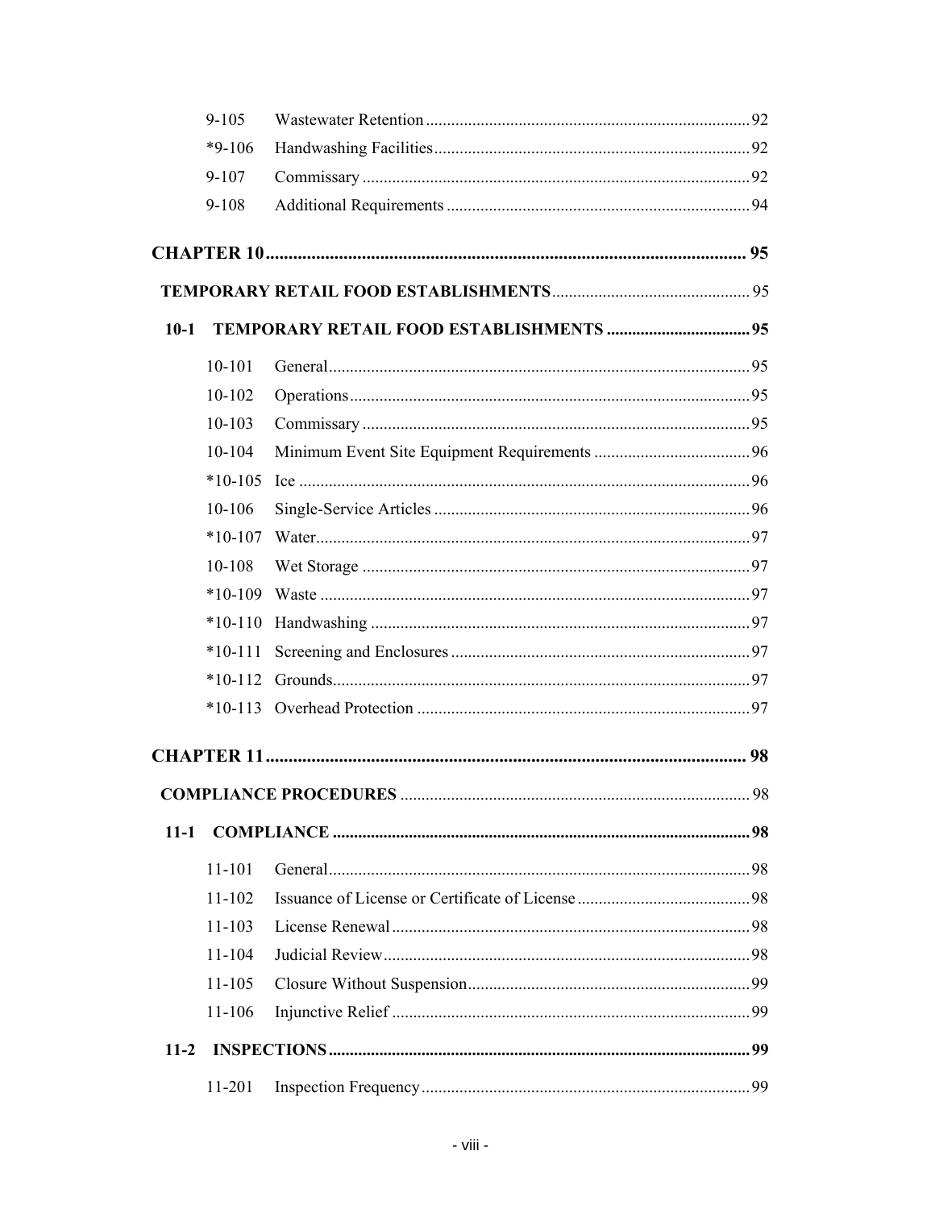| | | |
|---|---|---|
| 9-105 | Wastewater Retention | 92 |
| *9-106 | Handwashing Facilities | 92 |
| 9-107 | Commissary | 92 |
| 9-108 | Additional Requirements | 94 |

**CHAPTER 10** .......... **95**

**TEMPORARY RETAIL FOOD ESTABLISHMENTS** .......... 95

**10-1 TEMPORARY RETAIL FOOD ESTABLISHMENTS** .......... **95**

| | | |
|---|---|---|
| 10-101 | General | 95 |
| 10-102 | Operations | 95 |
| 10-103 | Commissary | 95 |
| 10-104 | Minimum Event Site Equipment Requirements | 96 |
| *10-105 | Ice | 96 |
| 10-106 | Single-Service Articles | 96 |
| *10-107 | Water | 97 |
| 10-108 | Wet Storage | 97 |
| *10-109 | Waste | 97 |
| *10-110 | Handwashing | 97 |
| *10-111 | Screening and Enclosures | 97 |
| *10-112 | Grounds | 97 |
| *10-113 | Overhead Protection | 97 |

**CHAPTER 11** .......... **98**

**COMPLIANCE PROCEDURES** .......... 98

**11-1 COMPLIANCE** .......... **98**

| | | |
|---|---|---|
| 11-101 | General | 98 |
| 11-102 | Issuance of License or Certificate of License | 98 |
| 11-103 | License Renewal | 98 |
| 11-104 | Judicial Review | 98 |
| 11-105 | Closure Without Suspension | 99 |
| 11-106 | Injunctive Relief | 99 |

**11-2 INSPECTIONS** .......... **99**

| | | |
|---|---|---|
| 11-201 | Inspection Frequency | 99 |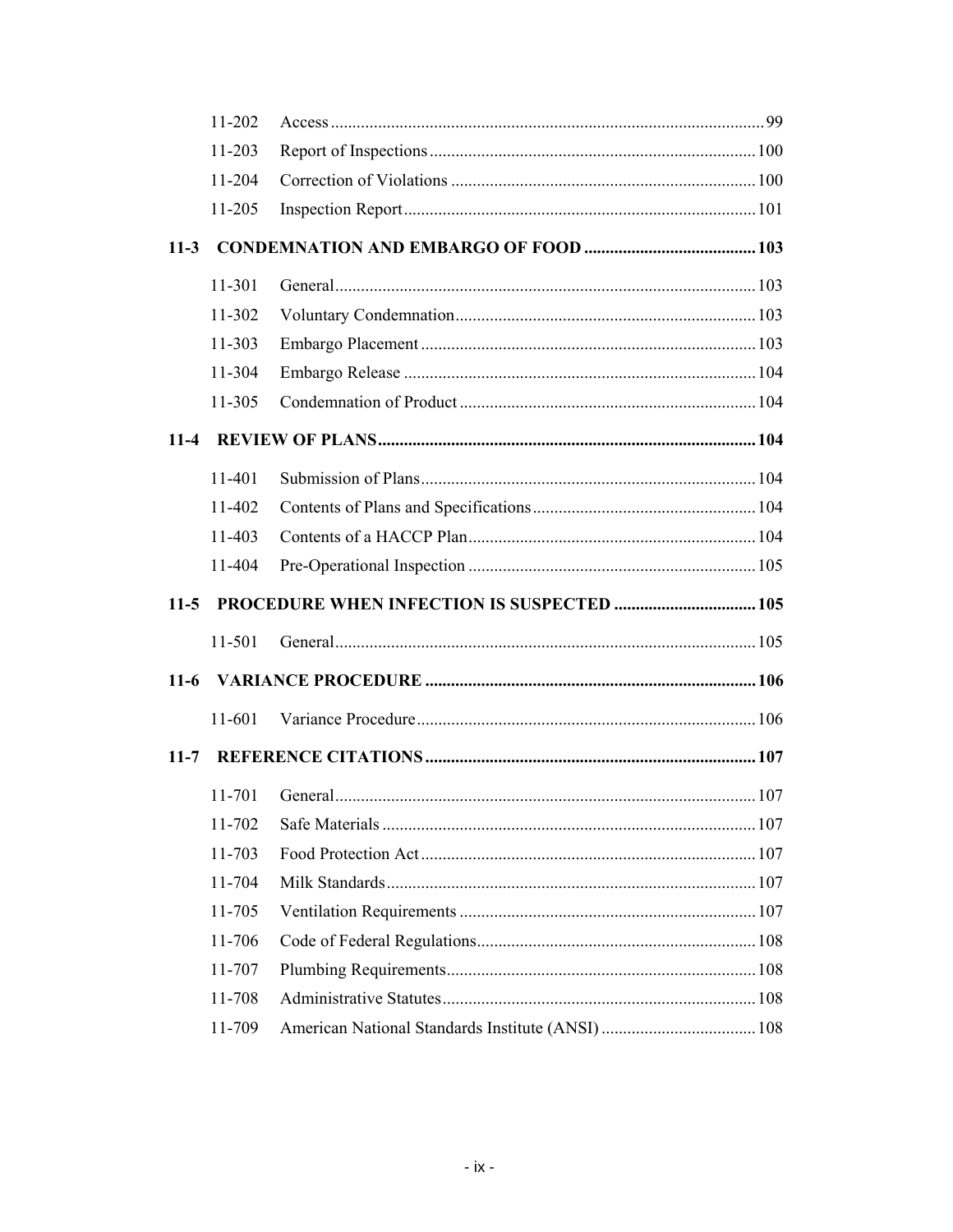| | | |
|---|---|---|
| 11-202 | Access | 99 |
| 11-203 | Report of Inspections | 100 |
| 11-204 | Correction of Violations | 100 |
| 11-205 | Inspection Report | 101 |

**11-3 CONDEMNATION AND EMBARGO OF FOOD .......... 103**

| | | |
|---|---|---|
| 11-301 | General | 103 |
| 11-302 | Voluntary Condemnation | 103 |
| 11-303 | Embargo Placement | 103 |
| 11-304 | Embargo Release | 104 |
| 11-305 | Condemnation of Product | 104 |

**11-4 REVIEW OF PLANS .......... 104**

| | | |
|---|---|---|
| 11-401 | Submission of Plans | 104 |
| 11-402 | Contents of Plans and Specifications | 104 |
| 11-403 | Contents of a HACCP Plan | 104 |
| 11-404 | Pre-Operational Inspection | 105 |

**11-5 PROCEDURE WHEN INFECTION IS SUSPECTED .......... 105**

| | | |
|---|---|---|
| 11-501 | General | 105 |

**11-6 VARIANCE PROCEDURE .......... 106**

| | | |
|---|---|---|
| 11-601 | Variance Procedure | 106 |

**11-7 REFERENCE CITATIONS .......... 107**

| | | |
|---|---|---|
| 11-701 | General | 107 |
| 11-702 | Safe Materials | 107 |
| 11-703 | Food Protection Act | 107 |
| 11-704 | Milk Standards | 107 |
| 11-705 | Ventilation Requirements | 107 |
| 11-706 | Code of Federal Regulations | 108 |
| 11-707 | Plumbing Requirements | 108 |
| 11-708 | Administrative Statutes | 108 |
| 11-709 | American National Standards Institute (ANSI) | 108 |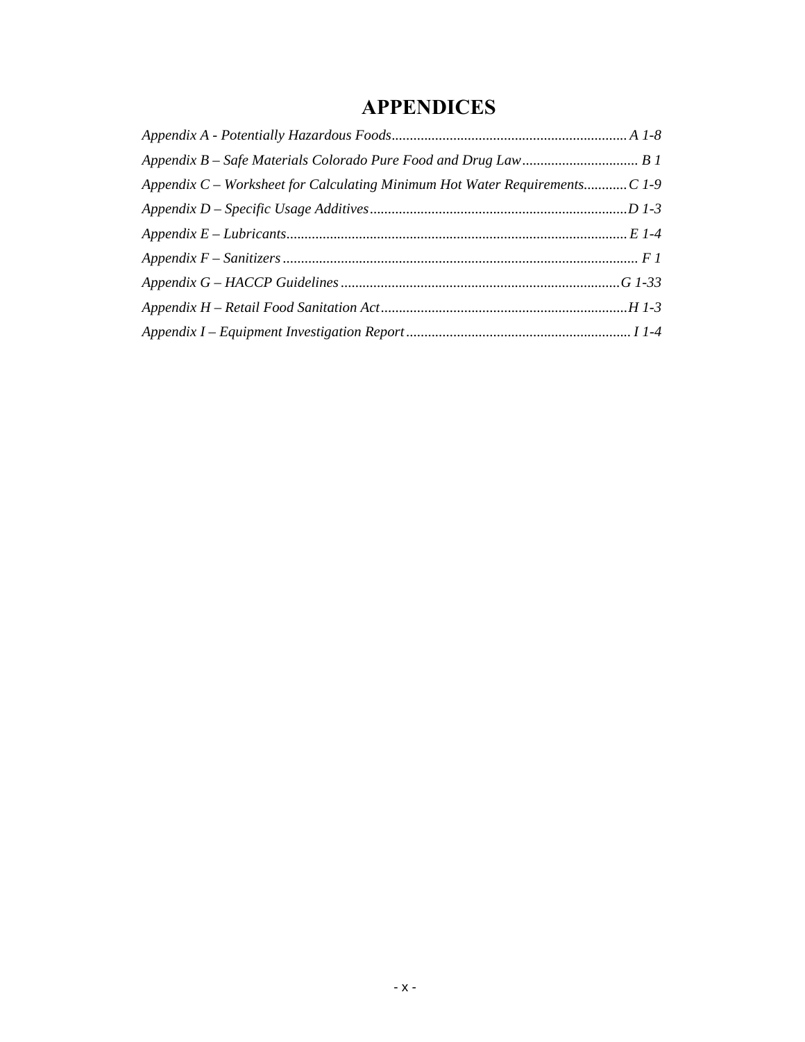# APPENDICES

*Appendix A - Potentially Hazardous Foods................................................................A 1-8*

*Appendix B – Safe Materials Colorado Pure Food and Drug Law............................... B 1*

*Appendix C – Worksheet for Calculating Minimum Hot Water Requirements............C 1-9*

*Appendix D – Specific Usage Additives......................................................................D 1-3*

*Appendix E – Lubricants............................................................................................E 1-4*

*Appendix F – Sanitizers................................................................................................ F 1*

*Appendix G – HACCP Guidelines............................................................................G 1-33*

*Appendix H – Retail Food Sanitation Act...................................................................H 1-3*

*Appendix I – Equipment Investigation Report............................................................. I 1-4*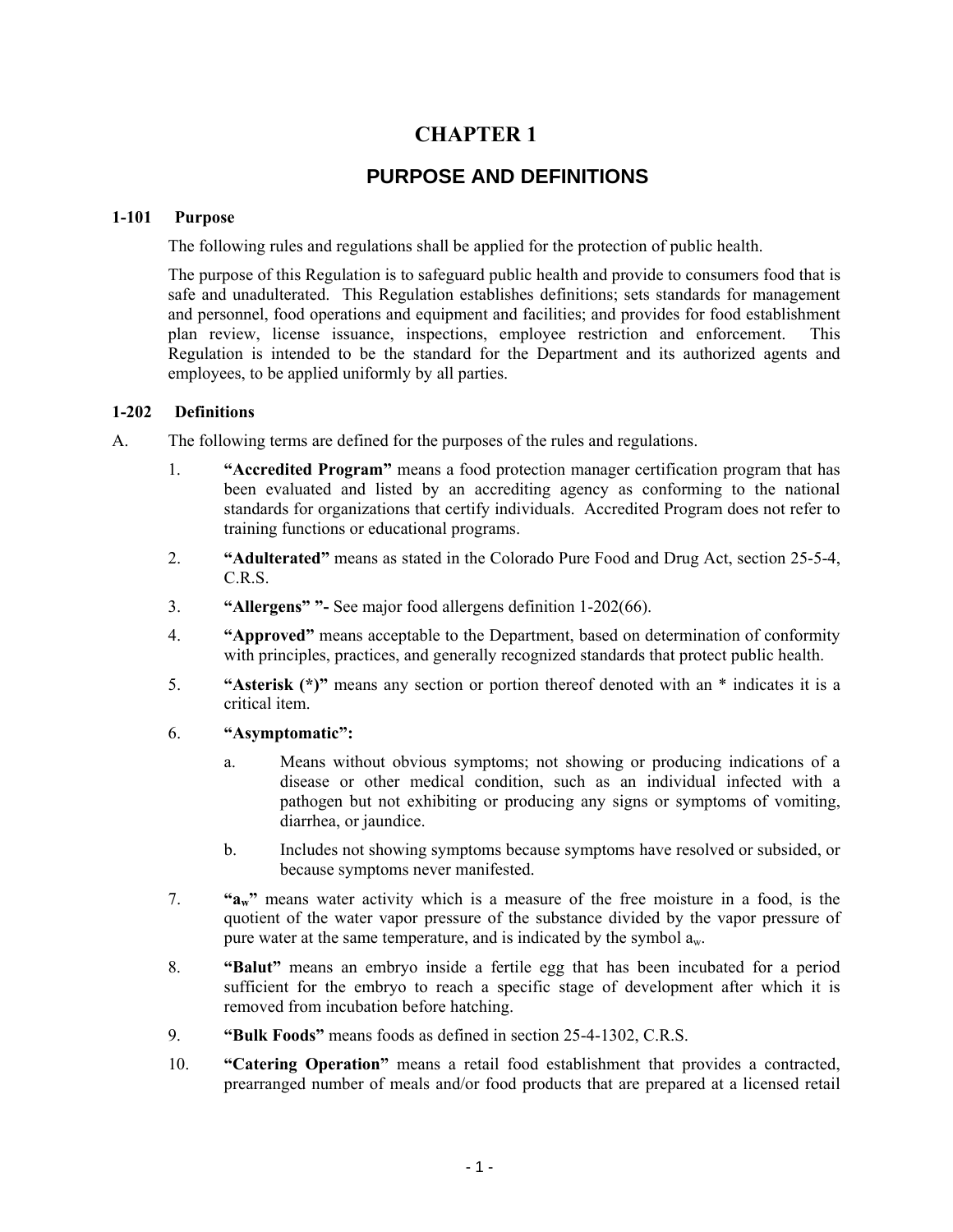# CHAPTER 1

## PURPOSE AND DEFINITIONS

### 1-101 Purpose

The following rules and regulations shall be applied for the protection of public health.

The purpose of this Regulation is to safeguard public health and provide to consumers food that is safe and unadulterated. This Regulation establishes definitions; sets standards for management and personnel, food operations and equipment and facilities; and provides for food establishment plan review, license issuance, inspections, employee restriction and enforcement. This Regulation is intended to be the standard for the Department and its authorized agents and employees, to be applied uniformly by all parties.

### 1-202 Definitions

A. The following terms are defined for the purposes of the rules and regulations.

1. **"Accredited Program"** means a food protection manager certification program that has been evaluated and listed by an accrediting agency as conforming to the national standards for organizations that certify individuals. Accredited Program does not refer to training functions or educational programs.

2. **"Adulterated"** means as stated in the Colorado Pure Food and Drug Act, section 25-5-4, C.R.S.

3. **"Allergens" "-** See major food allergens definition 1-202(66).

4. **"Approved"** means acceptable to the Department, based on determination of conformity with principles, practices, and generally recognized standards that protect public health.

5. **"Asterisk (*)"** means any section or portion thereof denoted with an * indicates it is a critical item.

6. **"Asymptomatic":**

   a. Means without obvious symptoms; not showing or producing indications of a disease or other medical condition, such as an individual infected with a pathogen but not exhibiting or producing any signs or symptoms of vomiting, diarrhea, or jaundice.

   b. Includes not showing symptoms because symptoms have resolved or subsided, or because symptoms never manifested.

7. **"$a_w$"** means water activity which is a measure of the free moisture in a food, is the quotient of the water vapor pressure of the substance divided by the vapor pressure of pure water at the same temperature, and is indicated by the symbol $a_w$.

8. **"Balut"** means an embryo inside a fertile egg that has been incubated for a period sufficient for the embryo to reach a specific stage of development after which it is removed from incubation before hatching.

9. **"Bulk Foods"** means foods as defined in section 25-4-1302, C.R.S.

10. **"Catering Operation"** means a retail food establishment that provides a contracted, prearranged number of meals and/or food products that are prepared at a licensed retail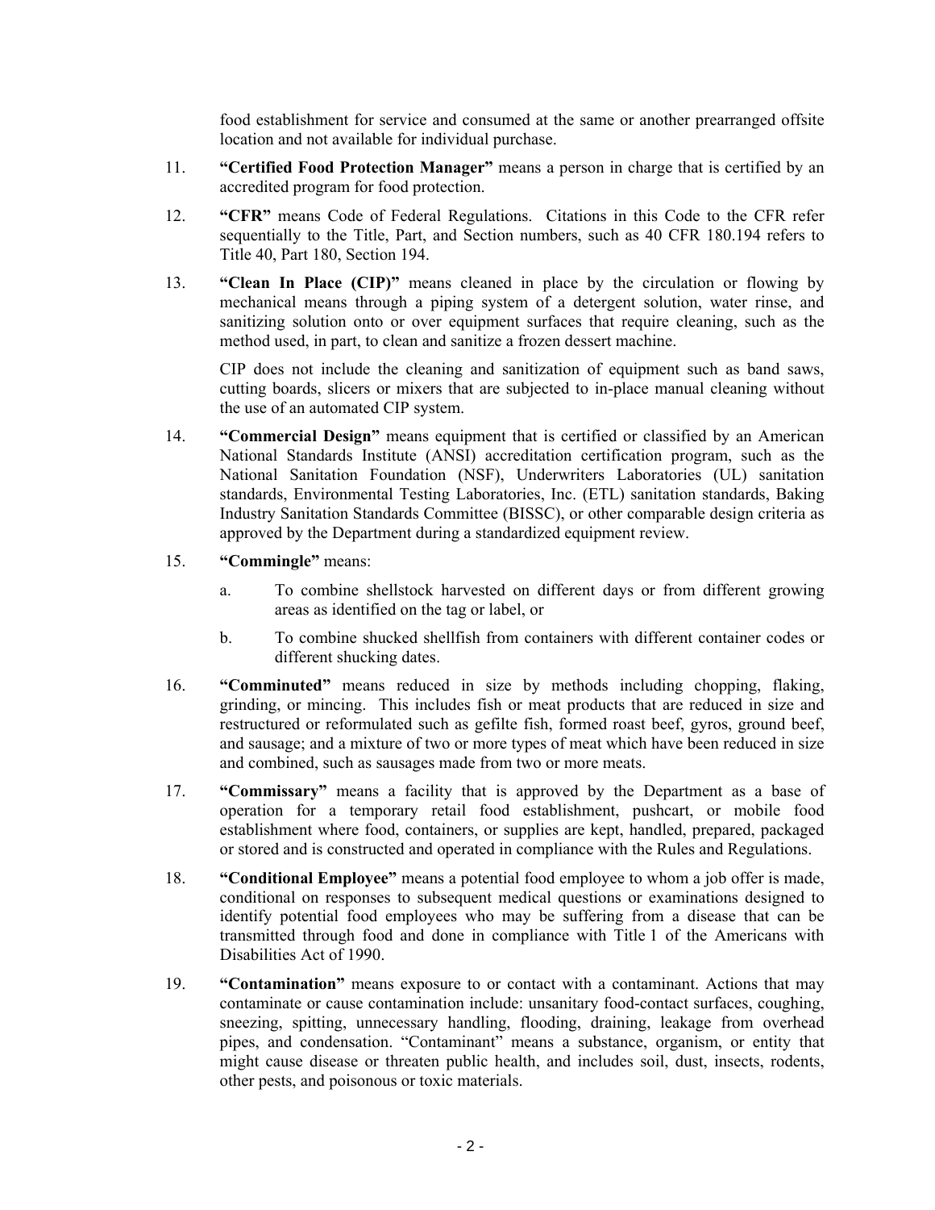food establishment for service and consumed at the same or another prearranged offsite location and not available for individual purchase.

11. **"Certified Food Protection Manager"** means a person in charge that is certified by an accredited program for food protection.

12. **"CFR"** means Code of Federal Regulations. Citations in this Code to the CFR refer sequentially to the Title, Part, and Section numbers, such as 40 CFR 180.194 refers to Title 40, Part 180, Section 194.

13. **"Clean In Place (CIP)"** means cleaned in place by the circulation or flowing by mechanical means through a piping system of a detergent solution, water rinse, and sanitizing solution onto or over equipment surfaces that require cleaning, such as the method used, in part, to clean and sanitize a frozen dessert machine.

    CIP does not include the cleaning and sanitization of equipment such as band saws, cutting boards, slicers or mixers that are subjected to in-place manual cleaning without the use of an automated CIP system.

14. **"Commercial Design"** means equipment that is certified or classified by an American National Standards Institute (ANSI) accreditation certification program, such as the National Sanitation Foundation (NSF), Underwriters Laboratories (UL) sanitation standards, Environmental Testing Laboratories, Inc. (ETL) sanitation standards, Baking Industry Sanitation Standards Committee (BISSC), or other comparable design criteria as approved by the Department during a standardized equipment review.

15. **"Commingle"** means:

    a. To combine shellstock harvested on different days or from different growing areas as identified on the tag or label, or

    b. To combine shucked shellfish from containers with different container codes or different shucking dates.

16. **"Comminuted"** means reduced in size by methods including chopping, flaking, grinding, or mincing. This includes fish or meat products that are reduced in size and restructured or reformulated such as gefilte fish, formed roast beef, gyros, ground beef, and sausage; and a mixture of two or more types of meat which have been reduced in size and combined, such as sausages made from two or more meats.

17. **"Commissary"** means a facility that is approved by the Department as a base of operation for a temporary retail food establishment, pushcart, or mobile food establishment where food, containers, or supplies are kept, handled, prepared, packaged or stored and is constructed and operated in compliance with the Rules and Regulations.

18. **"Conditional Employee"** means a potential food employee to whom a job offer is made, conditional on responses to subsequent medical questions or examinations designed to identify potential food employees who may be suffering from a disease that can be transmitted through food and done in compliance with Title 1 of the Americans with Disabilities Act of 1990.

19. **"Contamination"** means exposure to or contact with a contaminant. Actions that may contaminate or cause contamination include: unsanitary food-contact surfaces, coughing, sneezing, spitting, unnecessary handling, flooding, draining, leakage from overhead pipes, and condensation. "Contaminant" means a substance, organism, or entity that might cause disease or threaten public health, and includes soil, dust, insects, rodents, other pests, and poisonous or toxic materials.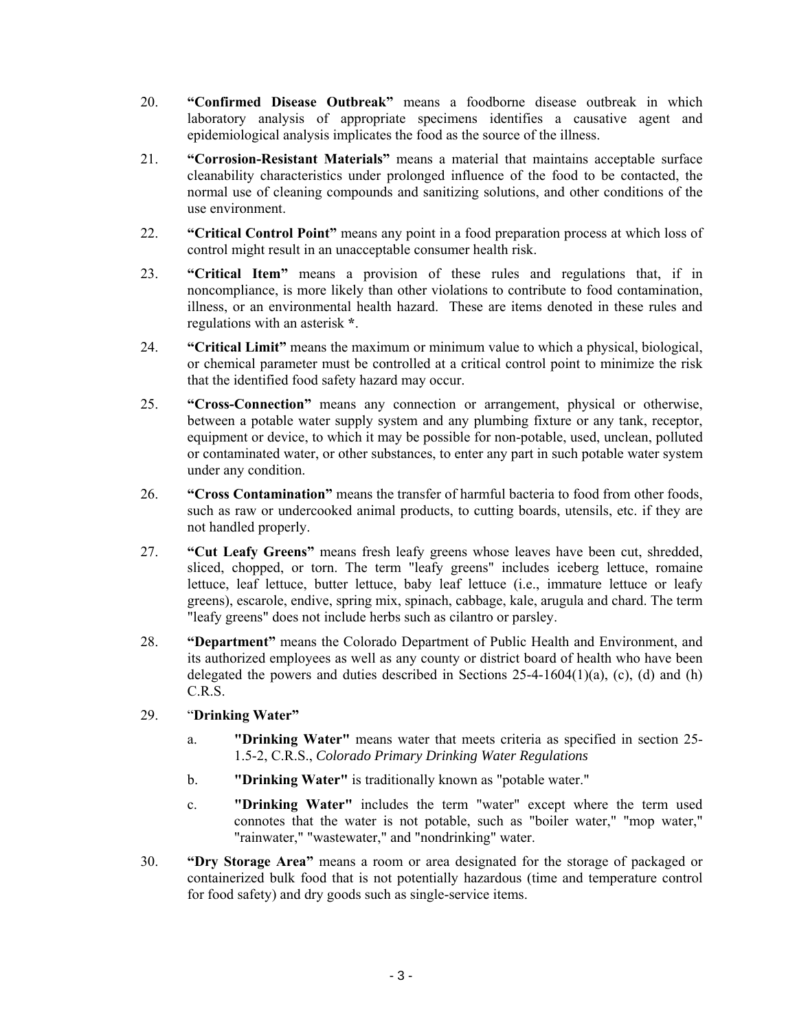20. **"Confirmed Disease Outbreak"** means a foodborne disease outbreak in which laboratory analysis of appropriate specimens identifies a causative agent and epidemiological analysis implicates the food as the source of the illness.

21. **"Corrosion-Resistant Materials"** means a material that maintains acceptable surface cleanability characteristics under prolonged influence of the food to be contacted, the normal use of cleaning compounds and sanitizing solutions, and other conditions of the use environment.

22. **"Critical Control Point"** means any point in a food preparation process at which loss of control might result in an unacceptable consumer health risk.

23. **"Critical Item"** means a provision of these rules and regulations that, if in noncompliance, is more likely than other violations to contribute to food contamination, illness, or an environmental health hazard. These are items denoted in these rules and regulations with an asterisk **\***.

24. **"Critical Limit"** means the maximum or minimum value to which a physical, biological, or chemical parameter must be controlled at a critical control point to minimize the risk that the identified food safety hazard may occur.

25. **"Cross-Connection"** means any connection or arrangement, physical or otherwise, between a potable water supply system and any plumbing fixture or any tank, receptor, equipment or device, to which it may be possible for non-potable, used, unclean, polluted or contaminated water, or other substances, to enter any part in such potable water system under any condition.

26. **"Cross Contamination"** means the transfer of harmful bacteria to food from other foods, such as raw or undercooked animal products, to cutting boards, utensils, etc. if they are not handled properly.

27. **"Cut Leafy Greens"** means fresh leafy greens whose leaves have been cut, shredded, sliced, chopped, or torn. The term "leafy greens" includes iceberg lettuce, romaine lettuce, leaf lettuce, butter lettuce, baby leaf lettuce (i.e., immature lettuce or leafy greens), escarole, endive, spring mix, spinach, cabbage, kale, arugula and chard. The term "leafy greens" does not include herbs such as cilantro or parsley.

28. **"Department"** means the Colorado Department of Public Health and Environment, and its authorized employees as well as any county or district board of health who have been delegated the powers and duties described in Sections 25-4-1604(1)(a), (c), (d) and (h) C.R.S.

29. "**Drinking Water"**

    a. **"Drinking Water"** means water that meets criteria as specified in section 25-1.5-2, C.R.S., *Colorado Primary Drinking Water Regulations*

    b. **"Drinking Water"** is traditionally known as "potable water."

    c. **"Drinking Water"** includes the term "water" except where the term used connotes that the water is not potable, such as "boiler water," "mop water," "rainwater," "wastewater," and "nondrinking" water.

30. **"Dry Storage Area"** means a room or area designated for the storage of packaged or containerized bulk food that is not potentially hazardous (time and temperature control for food safety) and dry goods such as single-service items.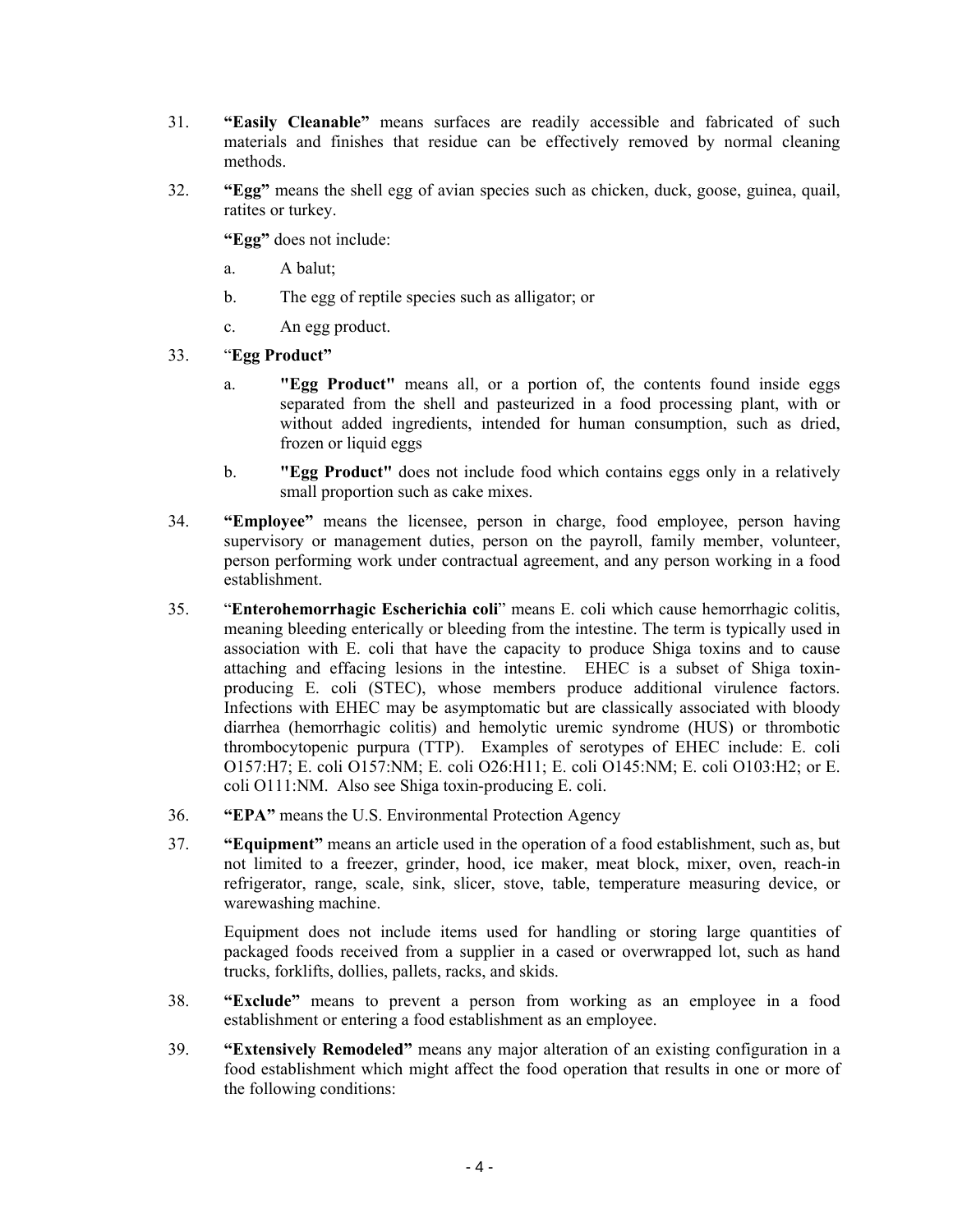31. **"Easily Cleanable"** means surfaces are readily accessible and fabricated of such materials and finishes that residue can be effectively removed by normal cleaning methods.

32. **"Egg"** means the shell egg of avian species such as chicken, duck, goose, guinea, quail, ratites or turkey.

    **"Egg"** does not include:

    a. A balut;

    b. The egg of reptile species such as alligator; or

    c. An egg product.

33. "**Egg Product"**

    a. **"Egg Product"** means all, or a portion of, the contents found inside eggs separated from the shell and pasteurized in a food processing plant, with or without added ingredients, intended for human consumption, such as dried, frozen or liquid eggs

    b. **"Egg Product"** does not include food which contains eggs only in a relatively small proportion such as cake mixes.

34. **"Employee"** means the licensee, person in charge, food employee, person having supervisory or management duties, person on the payroll, family member, volunteer, person performing work under contractual agreement, and any person working in a food establishment.

35. "**Enterohemorrhagic Escherichia coli**" means E. coli which cause hemorrhagic colitis, meaning bleeding enterically or bleeding from the intestine. The term is typically used in association with E. coli that have the capacity to produce Shiga toxins and to cause attaching and effacing lesions in the intestine. EHEC is a subset of Shiga toxin-producing E. coli (STEC), whose members produce additional virulence factors. Infections with EHEC may be asymptomatic but are classically associated with bloody diarrhea (hemorrhagic colitis) and hemolytic uremic syndrome (HUS) or thrombotic thrombocytopenic purpura (TTP). Examples of serotypes of EHEC include: E. coli O157:H7; E. coli O157:NM; E. coli O26:H11; E. coli O145:NM; E. coli O103:H2; or E. coli O111:NM. Also see Shiga toxin-producing E. coli.

36. **"EPA"** means the U.S. Environmental Protection Agency

37. **"Equipment"** means an article used in the operation of a food establishment, such as, but not limited to a freezer, grinder, hood, ice maker, meat block, mixer, oven, reach-in refrigerator, range, scale, sink, slicer, stove, table, temperature measuring device, or warewashing machine.

    Equipment does not include items used for handling or storing large quantities of packaged foods received from a supplier in a cased or overwrapped lot, such as hand trucks, forklifts, dollies, pallets, racks, and skids.

38. **"Exclude"** means to prevent a person from working as an employee in a food establishment or entering a food establishment as an employee.

39. **"Extensively Remodeled"** means any major alteration of an existing configuration in a food establishment which might affect the food operation that results in one or more of the following conditions: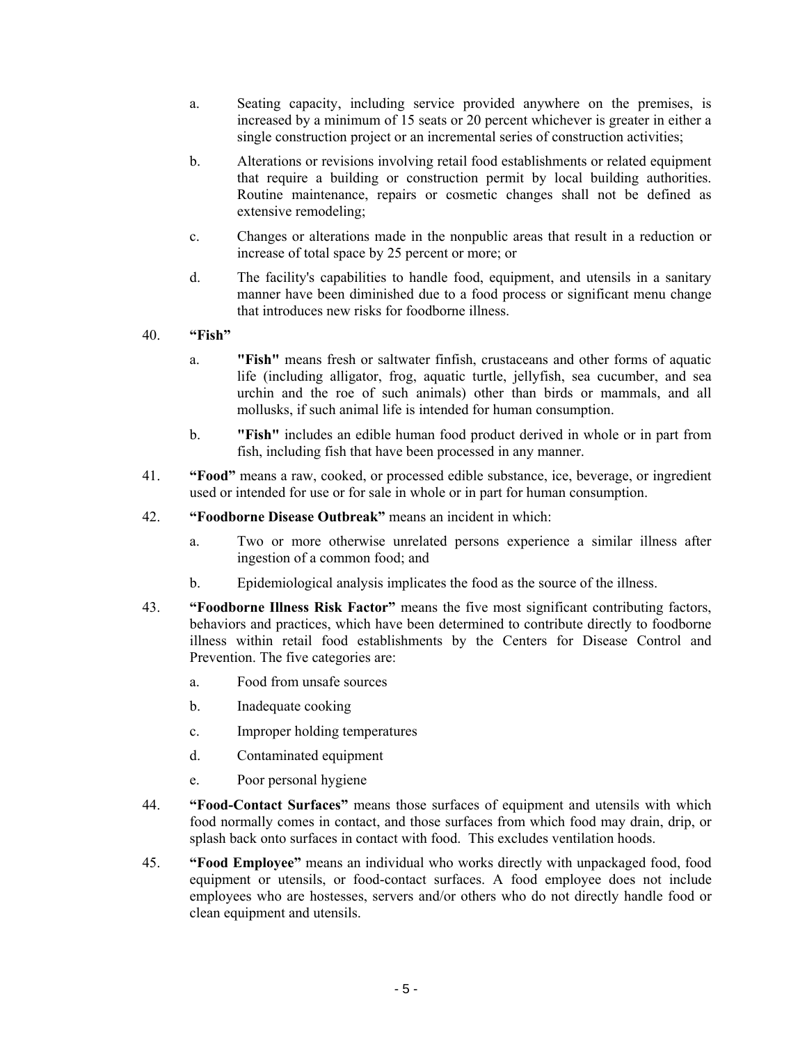a. Seating capacity, including service provided anywhere on the premises, is increased by a minimum of 15 seats or 20 percent whichever is greater in either a single construction project or an incremental series of construction activities;

b. Alterations or revisions involving retail food establishments or related equipment that require a building or construction permit by local building authorities. Routine maintenance, repairs or cosmetic changes shall not be defined as extensive remodeling;

c. Changes or alterations made in the nonpublic areas that result in a reduction or increase of total space by 25 percent or more; or

d. The facility's capabilities to handle food, equipment, and utensils in a sanitary manner have been diminished due to a food process or significant menu change that introduces new risks for foodborne illness.

40. **"Fish"**

 a. **"Fish"** means fresh or saltwater finfish, crustaceans and other forms of aquatic life (including alligator, frog, aquatic turtle, jellyfish, sea cucumber, and sea urchin and the roe of such animals) other than birds or mammals, and all mollusks, if such animal life is intended for human consumption.

 b. **"Fish"** includes an edible human food product derived in whole or in part from fish, including fish that have been processed in any manner.

41. **"Food"** means a raw, cooked, or processed edible substance, ice, beverage, or ingredient used or intended for use or for sale in whole or in part for human consumption.

42. **"Foodborne Disease Outbreak"** means an incident in which:

 a. Two or more otherwise unrelated persons experience a similar illness after ingestion of a common food; and

 b. Epidemiological analysis implicates the food as the source of the illness.

43. **"Foodborne Illness Risk Factor"** means the five most significant contributing factors, behaviors and practices, which have been determined to contribute directly to foodborne illness within retail food establishments by the Centers for Disease Control and Prevention. The five categories are:

 a. Food from unsafe sources

 b. Inadequate cooking

 c. Improper holding temperatures

 d. Contaminated equipment

 e. Poor personal hygiene

44. **"Food-Contact Surfaces"** means those surfaces of equipment and utensils with which food normally comes in contact, and those surfaces from which food may drain, drip, or splash back onto surfaces in contact with food. This excludes ventilation hoods.

45. **"Food Employee"** means an individual who works directly with unpackaged food, food equipment or utensils, or food-contact surfaces. A food employee does not include employees who are hostesses, servers and/or others who do not directly handle food or clean equipment and utensils.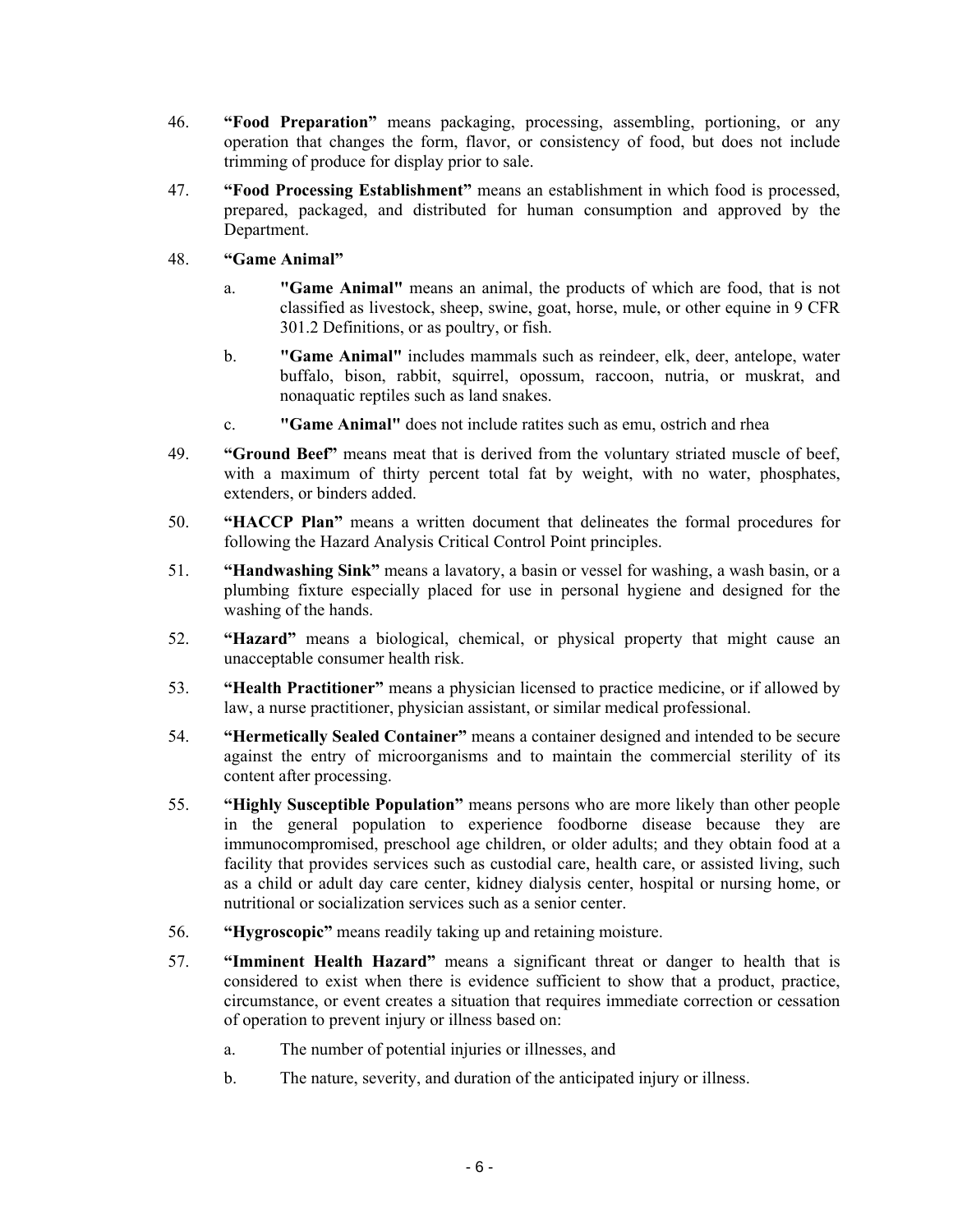46. **"Food Preparation"** means packaging, processing, assembling, portioning, or any operation that changes the form, flavor, or consistency of food, but does not include trimming of produce for display prior to sale.

47. **"Food Processing Establishment"** means an establishment in which food is processed, prepared, packaged, and distributed for human consumption and approved by the Department.

48. **"Game Animal"**

    a. **"Game Animal"** means an animal, the products of which are food, that is not classified as livestock, sheep, swine, goat, horse, mule, or other equine in 9 CFR 301.2 Definitions, or as poultry, or fish.

    b. **"Game Animal"** includes mammals such as reindeer, elk, deer, antelope, water buffalo, bison, rabbit, squirrel, opossum, raccoon, nutria, or muskrat, and nonaquatic reptiles such as land snakes.

    c. **"Game Animal"** does not include ratites such as emu, ostrich and rhea

49. **"Ground Beef"** means meat that is derived from the voluntary striated muscle of beef, with a maximum of thirty percent total fat by weight, with no water, phosphates, extenders, or binders added.

50. **"HACCP Plan"** means a written document that delineates the formal procedures for following the Hazard Analysis Critical Control Point principles.

51. **"Handwashing Sink"** means a lavatory, a basin or vessel for washing, a wash basin, or a plumbing fixture especially placed for use in personal hygiene and designed for the washing of the hands.

52. **"Hazard"** means a biological, chemical, or physical property that might cause an unacceptable consumer health risk.

53. **"Health Practitioner"** means a physician licensed to practice medicine, or if allowed by law, a nurse practitioner, physician assistant, or similar medical professional.

54. **"Hermetically Sealed Container"** means a container designed and intended to be secure against the entry of microorganisms and to maintain the commercial sterility of its content after processing.

55. **"Highly Susceptible Population"** means persons who are more likely than other people in the general population to experience foodborne disease because they are immunocompromised, preschool age children, or older adults; and they obtain food at a facility that provides services such as custodial care, health care, or assisted living, such as a child or adult day care center, kidney dialysis center, hospital or nursing home, or nutritional or socialization services such as a senior center.

56. **"Hygroscopic"** means readily taking up and retaining moisture.

57. **"Imminent Health Hazard"** means a significant threat or danger to health that is considered to exist when there is evidence sufficient to show that a product, practice, circumstance, or event creates a situation that requires immediate correction or cessation of operation to prevent injury or illness based on:

    a. The number of potential injuries or illnesses, and

    b. The nature, severity, and duration of the anticipated injury or illness.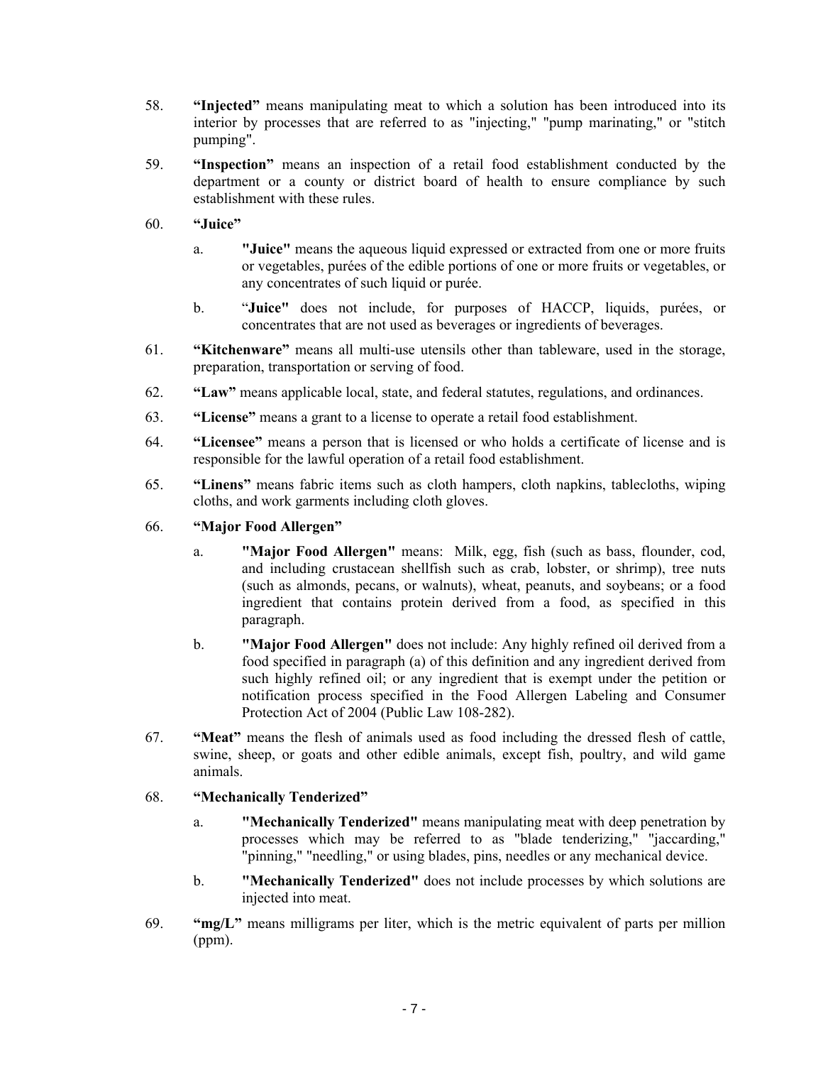58. **"Injected"** means manipulating meat to which a solution has been introduced into its interior by processes that are referred to as "injecting," "pump marinating," or "stitch pumping".

59. **"Inspection"** means an inspection of a retail food establishment conducted by the department or a county or district board of health to ensure compliance by such establishment with these rules.

60. **"Juice"**

    a. **"Juice"** means the aqueous liquid expressed or extracted from one or more fruits or vegetables, purées of the edible portions of one or more fruits or vegetables, or any concentrates of such liquid or purée.

    b. "**Juice"** does not include, for purposes of HACCP, liquids, purées, or concentrates that are not used as beverages or ingredients of beverages.

61. **"Kitchenware"** means all multi-use utensils other than tableware, used in the storage, preparation, transportation or serving of food.

62. **"Law"** means applicable local, state, and federal statutes, regulations, and ordinances.

63. **"License"** means a grant to a license to operate a retail food establishment.

64. **"Licensee"** means a person that is licensed or who holds a certificate of license and is responsible for the lawful operation of a retail food establishment.

65. **"Linens"** means fabric items such as cloth hampers, cloth napkins, tablecloths, wiping cloths, and work garments including cloth gloves.

66. **"Major Food Allergen"**

    a. **"Major Food Allergen"** means: Milk, egg, fish (such as bass, flounder, cod, and including crustacean shellfish such as crab, lobster, or shrimp), tree nuts (such as almonds, pecans, or walnuts), wheat, peanuts, and soybeans; or a food ingredient that contains protein derived from a food, as specified in this paragraph.

    b. **"Major Food Allergen"** does not include: Any highly refined oil derived from a food specified in paragraph (a) of this definition and any ingredient derived from such highly refined oil; or any ingredient that is exempt under the petition or notification process specified in the Food Allergen Labeling and Consumer Protection Act of 2004 (Public Law 108-282).

67. **"Meat"** means the flesh of animals used as food including the dressed flesh of cattle, swine, sheep, or goats and other edible animals, except fish, poultry, and wild game animals.

68. **"Mechanically Tenderized"**

    a. **"Mechanically Tenderized"** means manipulating meat with deep penetration by processes which may be referred to as "blade tenderizing," "jaccarding," "pinning," "needling," or using blades, pins, needles or any mechanical device.

    b. **"Mechanically Tenderized"** does not include processes by which solutions are injected into meat.

69. **"mg/L"** means milligrams per liter, which is the metric equivalent of parts per million (ppm).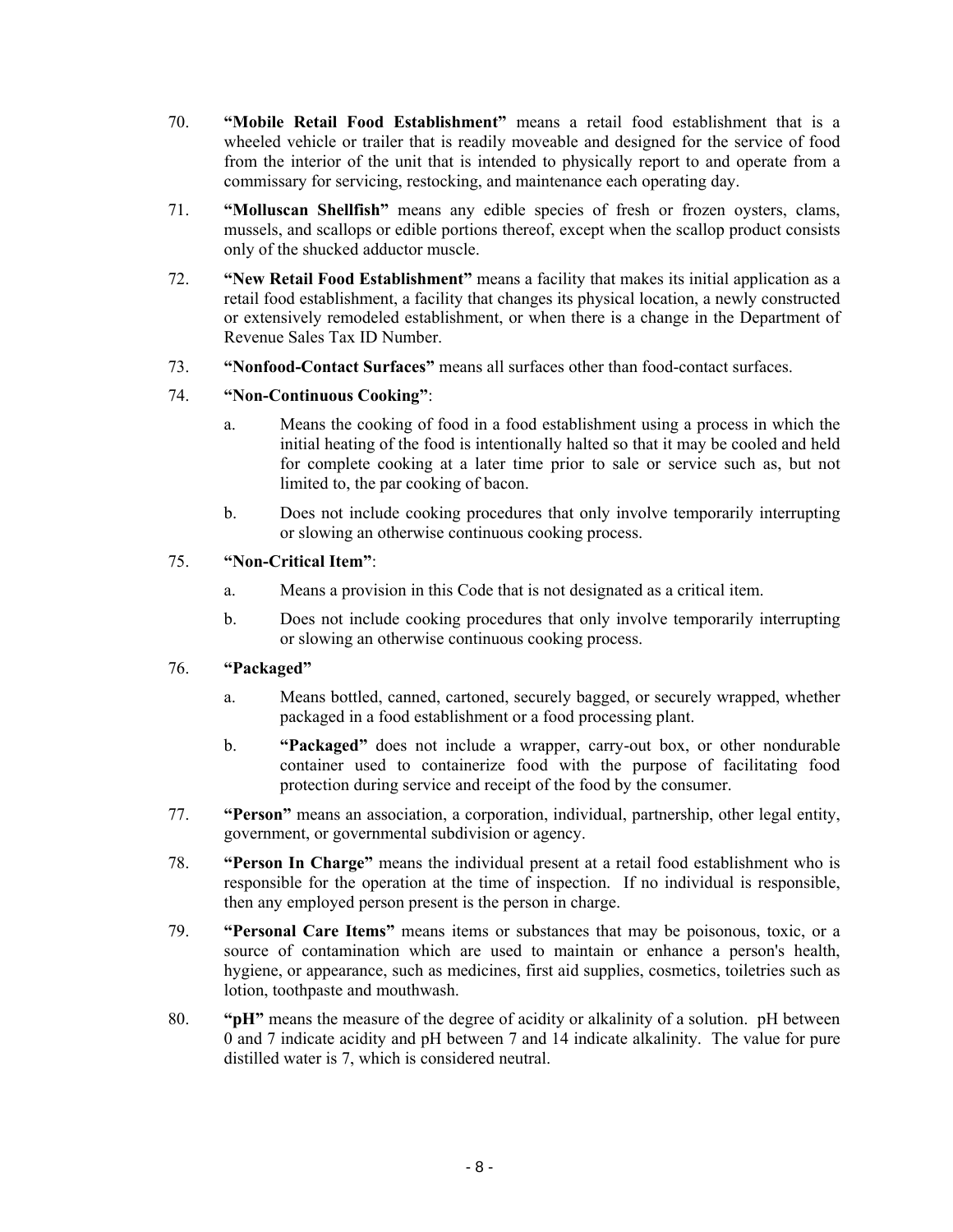70. **"Mobile Retail Food Establishment"** means a retail food establishment that is a wheeled vehicle or trailer that is readily moveable and designed for the service of food from the interior of the unit that is intended to physically report to and operate from a commissary for servicing, restocking, and maintenance each operating day.

71. **"Molluscan Shellfish"** means any edible species of fresh or frozen oysters, clams, mussels, and scallops or edible portions thereof, except when the scallop product consists only of the shucked adductor muscle.

72. **"New Retail Food Establishment"** means a facility that makes its initial application as a retail food establishment, a facility that changes its physical location, a newly constructed or extensively remodeled establishment, or when there is a change in the Department of Revenue Sales Tax ID Number.

73. **"Nonfood-Contact Surfaces"** means all surfaces other than food-contact surfaces.

74. **"Non-Continuous Cooking"**:

    a. Means the cooking of food in a food establishment using a process in which the initial heating of the food is intentionally halted so that it may be cooled and held for complete cooking at a later time prior to sale or service such as, but not limited to, the par cooking of bacon.

    b. Does not include cooking procedures that only involve temporarily interrupting or slowing an otherwise continuous cooking process.

75. **"Non-Critical Item"**:

    a. Means a provision in this Code that is not designated as a critical item.

    b. Does not include cooking procedures that only involve temporarily interrupting or slowing an otherwise continuous cooking process.

76. **"Packaged"**

    a. Means bottled, canned, cartoned, securely bagged, or securely wrapped, whether packaged in a food establishment or a food processing plant.

    b. **"Packaged"** does not include a wrapper, carry-out box, or other nondurable container used to containerize food with the purpose of facilitating food protection during service and receipt of the food by the consumer.

77. **"Person"** means an association, a corporation, individual, partnership, other legal entity, government, or governmental subdivision or agency.

78. **"Person In Charge"** means the individual present at a retail food establishment who is responsible for the operation at the time of inspection. If no individual is responsible, then any employed person present is the person in charge.

79. **"Personal Care Items"** means items or substances that may be poisonous, toxic, or a source of contamination which are used to maintain or enhance a person's health, hygiene, or appearance, such as medicines, first aid supplies, cosmetics, toiletries such as lotion, toothpaste and mouthwash.

80. **"pH"** means the measure of the degree of acidity or alkalinity of a solution. pH between 0 and 7 indicate acidity and pH between 7 and 14 indicate alkalinity. The value for pure distilled water is 7, which is considered neutral.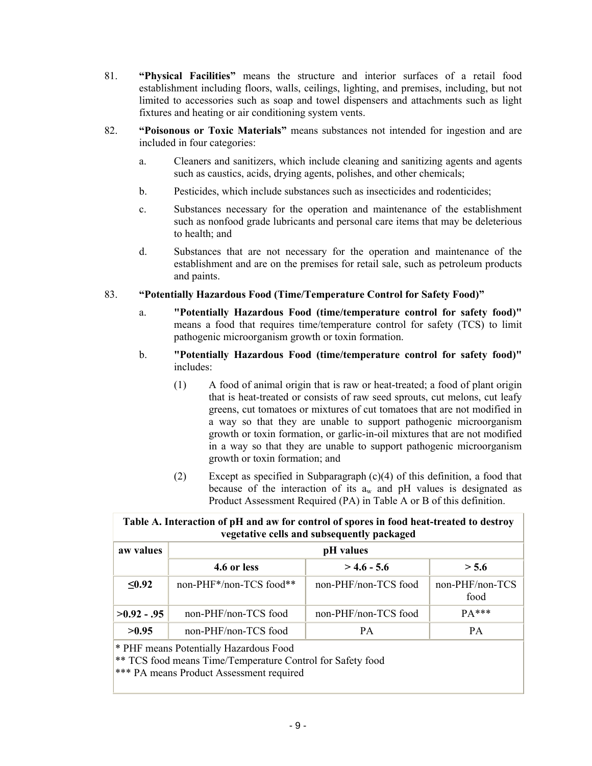81. **"Physical Facilities"** means the structure and interior surfaces of a retail food establishment including floors, walls, ceilings, lighting, and premises, including, but not limited to accessories such as soap and towel dispensers and attachments such as light fixtures and heating or air conditioning system vents.

82. **"Poisonous or Toxic Materials"** means substances not intended for ingestion and are included in four categories:

    a. Cleaners and sanitizers, which include cleaning and sanitizing agents and agents such as caustics, acids, drying agents, polishes, and other chemicals;

    b. Pesticides, which include substances such as insecticides and rodenticides;

    c. Substances necessary for the operation and maintenance of the establishment such as nonfood grade lubricants and personal care items that may be deleterious to health; and

    d. Substances that are not necessary for the operation and maintenance of the establishment and are on the premises for retail sale, such as petroleum products and paints.

83. **"Potentially Hazardous Food (Time/Temperature Control for Safety Food)"**

    a. **"Potentially Hazardous Food (time/temperature control for safety food)"** means a food that requires time/temperature control for safety (TCS) to limit pathogenic microorganism growth or toxin formation.

    b. **"Potentially Hazardous Food (time/temperature control for safety food)"** includes:

        (1) A food of animal origin that is raw or heat-treated; a food of plant origin that is heat-treated or consists of raw seed sprouts, cut melons, cut leafy greens, cut tomatoes or mixtures of cut tomatoes that are not modified in a way so that they are unable to support pathogenic microorganism growth or toxin formation, or garlic-in-oil mixtures that are not modified in a way so that they are unable to support pathogenic microorganism growth or toxin formation; and

        (2) Except as specified in Subparagraph (c)(4) of this definition, a food that because of the interaction of its $a_w$ and pH values is designated as Product Assessment Required (PA) in Table A or B of this definition.

**Table A. Interaction of pH and aw for control of spores in food heat-treated to destroy vegetative cells and subsequently packaged**

| aw values | pH values | | |
|---|---|---|---|
| | **4.6 or less** | **> 4.6 - 5.6** | **> 5.6** |
| **≤0.92** | non-PHF*/non-TCS food** | non-PHF/non-TCS food | non-PHF/non-TCS food |
| **>0.92 - .95** | non-PHF/non-TCS food | non-PHF/non-TCS food | PA*** |
| **>0.95** | non-PHF/non-TCS food | PA | PA |

\* PHF means Potentially Hazardous Food
** TCS food means Time/Temperature Control for Safety food
*** PA means Product Assessment required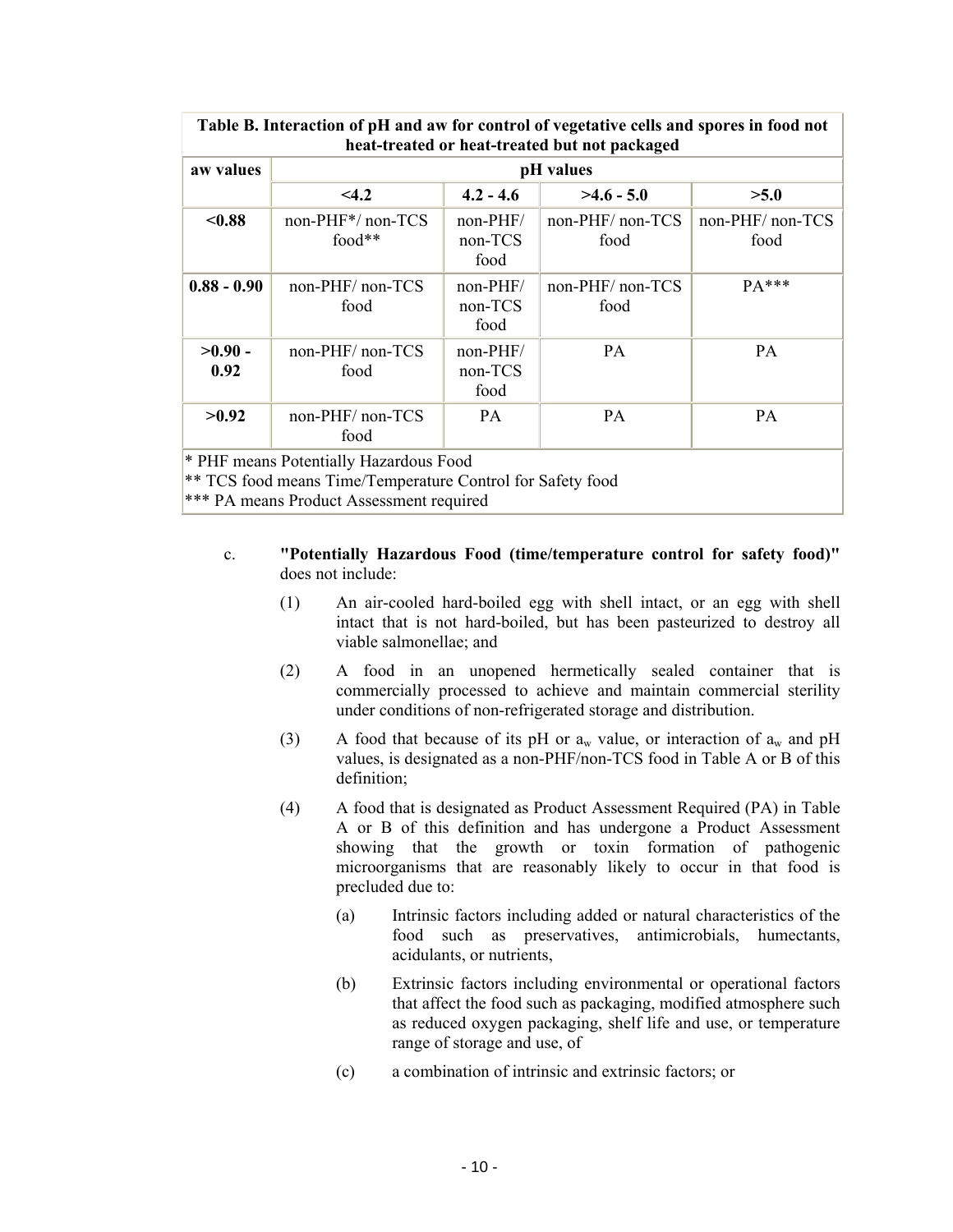| Table B. Interaction of pH and aw for control of vegetative cells and spores in food not heat-treated or heat-treated but not packaged | | | | |
|---|---|---|---|---|
| aw values | pH values | | | |
| | <4.2 | 4.2 - 4.6 | >4.6 - 5.0 | >5.0 |
| <0.88 | non-PHF*/ non-TCS food** | non-PHF/ non-TCS food | non-PHF/ non-TCS food | non-PHF/ non-TCS food |
| 0.88 - 0.90 | non-PHF/ non-TCS food | non-PHF/ non-TCS food | non-PHF/ non-TCS food | PA*** |
| >0.90 - 0.92 | non-PHF/ non-TCS food | non-PHF/ non-TCS food | PA | PA |
| >0.92 | non-PHF/ non-TCS food | PA | PA | PA |

\* PHF means Potentially Hazardous Food
** TCS food means Time/Temperature Control for Safety food
*** PA means Product Assessment required

c. **"Potentially Hazardous Food (time/temperature control for safety food)"** does not include:

(1) An air-cooled hard-boiled egg with shell intact, or an egg with shell intact that is not hard-boiled, but has been pasteurized to destroy all viable salmonellae; and

(2) A food in an unopened hermetically sealed container that is commercially processed to achieve and maintain commercial sterility under conditions of non-refrigerated storage and distribution.

(3) A food that because of its pH or $a_w$ value, or interaction of $a_w$ and pH values, is designated as a non-PHF/non-TCS food in Table A or B of this definition;

(4) A food that is designated as Product Assessment Required (PA) in Table A or B of this definition and has undergone a Product Assessment showing that the growth or toxin formation of pathogenic microorganisms that are reasonably likely to occur in that food is precluded due to:

(a) Intrinsic factors including added or natural characteristics of the food such as preservatives, antimicrobials, humectants, acidulants, or nutrients,

(b) Extrinsic factors including environmental or operational factors that affect the food such as packaging, modified atmosphere such as reduced oxygen packaging, shelf life and use, or temperature range of storage and use, of

(c) a combination of intrinsic and extrinsic factors; or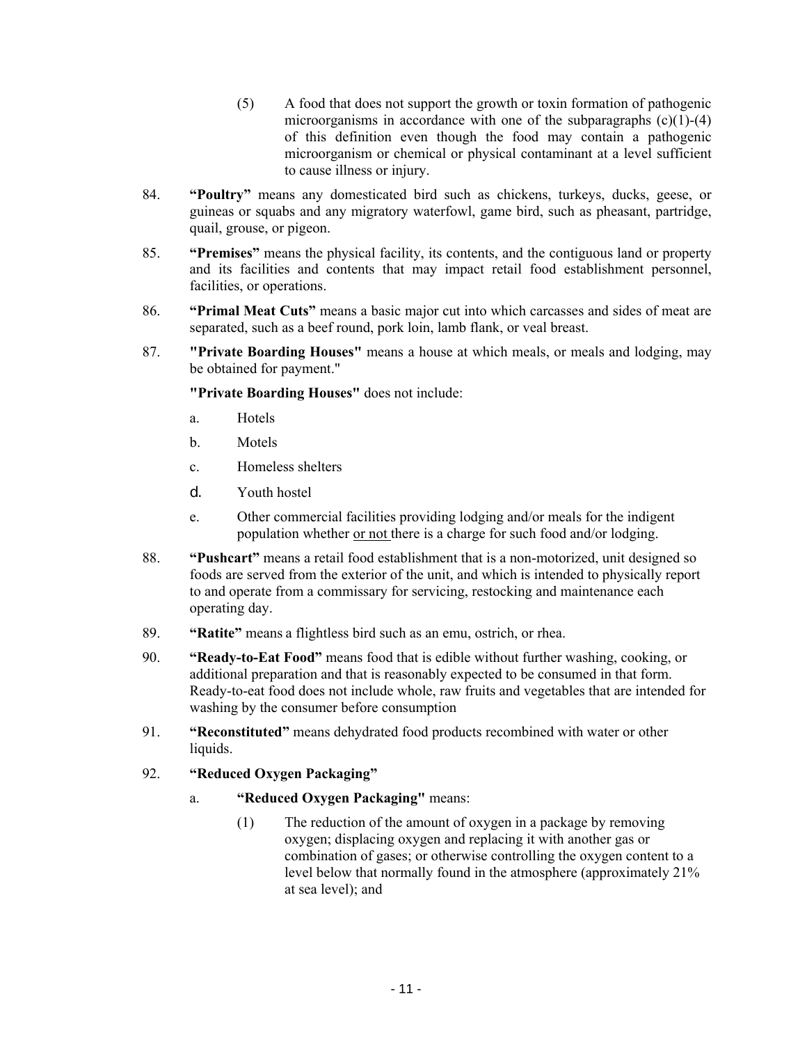(5) A food that does not support the growth or toxin formation of pathogenic microorganisms in accordance with one of the subparagraphs (c)(1)-(4) of this definition even though the food may contain a pathogenic microorganism or chemical or physical contaminant at a level sufficient to cause illness or injury.

84. **"Poultry"** means any domesticated bird such as chickens, turkeys, ducks, geese, or guineas or squabs and any migratory waterfowl, game bird, such as pheasant, partridge, quail, grouse, or pigeon.

85. **"Premises"** means the physical facility, its contents, and the contiguous land or property and its facilities and contents that may impact retail food establishment personnel, facilities, or operations.

86. **"Primal Meat Cuts"** means a basic major cut into which carcasses and sides of meat are separated, such as a beef round, pork loin, lamb flank, or veal breast.

87. **"Private Boarding Houses"** means a house at which meals, or meals and lodging, may be obtained for payment."

    **"Private Boarding Houses"** does not include:

    a. Hotels

    b. Motels

    c. Homeless shelters

    d. Youth hostel

    e. Other commercial facilities providing lodging and/or meals for the indigent population whether <u>or not</u> there is a charge for such food and/or lodging.

88. **"Pushcart"** means a retail food establishment that is a non-motorized, unit designed so foods are served from the exterior of the unit, and which is intended to physically report to and operate from a commissary for servicing, restocking and maintenance each operating day.

89. **"Ratite"** means a flightless bird such as an emu, ostrich, or rhea.

90. **"Ready-to-Eat Food"** means food that is edible without further washing, cooking, or additional preparation and that is reasonably expected to be consumed in that form. Ready-to-eat food does not include whole, raw fruits and vegetables that are intended for washing by the consumer before consumption

91. **"Reconstituted"** means dehydrated food products recombined with water or other liquids.

92. **"Reduced Oxygen Packaging"**

    a. **"Reduced Oxygen Packaging"** means:

    (1) The reduction of the amount of oxygen in a package by removing oxygen; displacing oxygen and replacing it with another gas or combination of gases; or otherwise controlling the oxygen content to a level below that normally found in the atmosphere (approximately 21% at sea level); and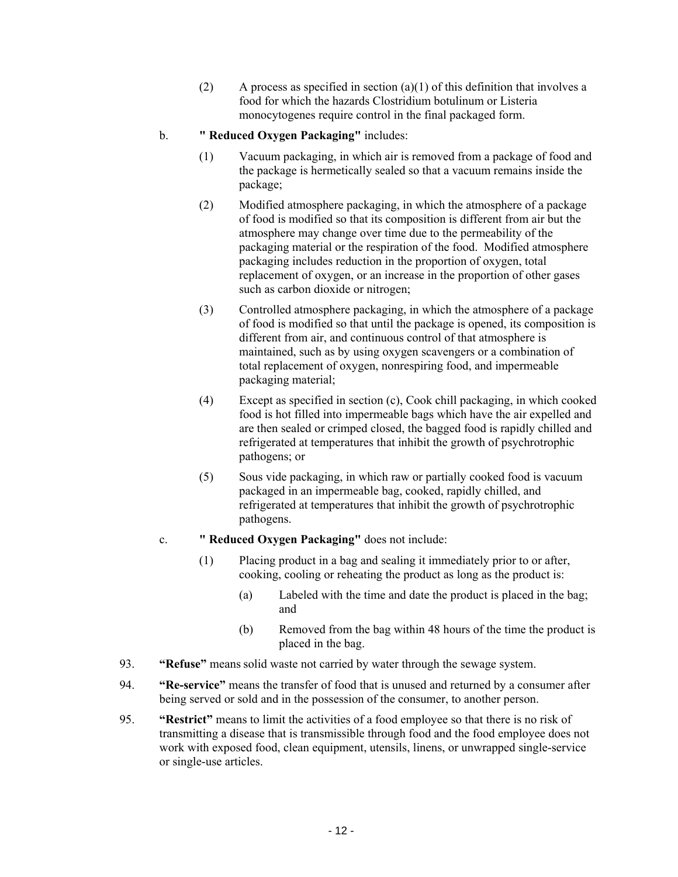(2) A process as specified in section (a)(1) of this definition that involves a food for which the hazards Clostridium botulinum or Listeria monocytogenes require control in the final packaged form.

b. **" Reduced Oxygen Packaging"** includes:

(1) Vacuum packaging, in which air is removed from a package of food and the package is hermetically sealed so that a vacuum remains inside the package;

(2) Modified atmosphere packaging, in which the atmosphere of a package of food is modified so that its composition is different from air but the atmosphere may change over time due to the permeability of the packaging material or the respiration of the food. Modified atmosphere packaging includes reduction in the proportion of oxygen, total replacement of oxygen, or an increase in the proportion of other gases such as carbon dioxide or nitrogen;

(3) Controlled atmosphere packaging, in which the atmosphere of a package of food is modified so that until the package is opened, its composition is different from air, and continuous control of that atmosphere is maintained, such as by using oxygen scavengers or a combination of total replacement of oxygen, nonrespiring food, and impermeable packaging material;

(4) Except as specified in section (c), Cook chill packaging, in which cooked food is hot filled into impermeable bags which have the air expelled and are then sealed or crimped closed, the bagged food is rapidly chilled and refrigerated at temperatures that inhibit the growth of psychrotrophic pathogens; or

(5) Sous vide packaging, in which raw or partially cooked food is vacuum packaged in an impermeable bag, cooked, rapidly chilled, and refrigerated at temperatures that inhibit the growth of psychrotrophic pathogens.

c. **" Reduced Oxygen Packaging"** does not include:

(1) Placing product in a bag and sealing it immediately prior to or after, cooking, cooling or reheating the product as long as the product is:

(a) Labeled with the time and date the product is placed in the bag; and

(b) Removed from the bag within 48 hours of the time the product is placed in the bag.

93. **"Refuse"** means solid waste not carried by water through the sewage system.

94. **"Re-service"** means the transfer of food that is unused and returned by a consumer after being served or sold and in the possession of the consumer, to another person.

95. **"Restrict"** means to limit the activities of a food employee so that there is no risk of transmitting a disease that is transmissible through food and the food employee does not work with exposed food, clean equipment, utensils, linens, or unwrapped single-service or single-use articles.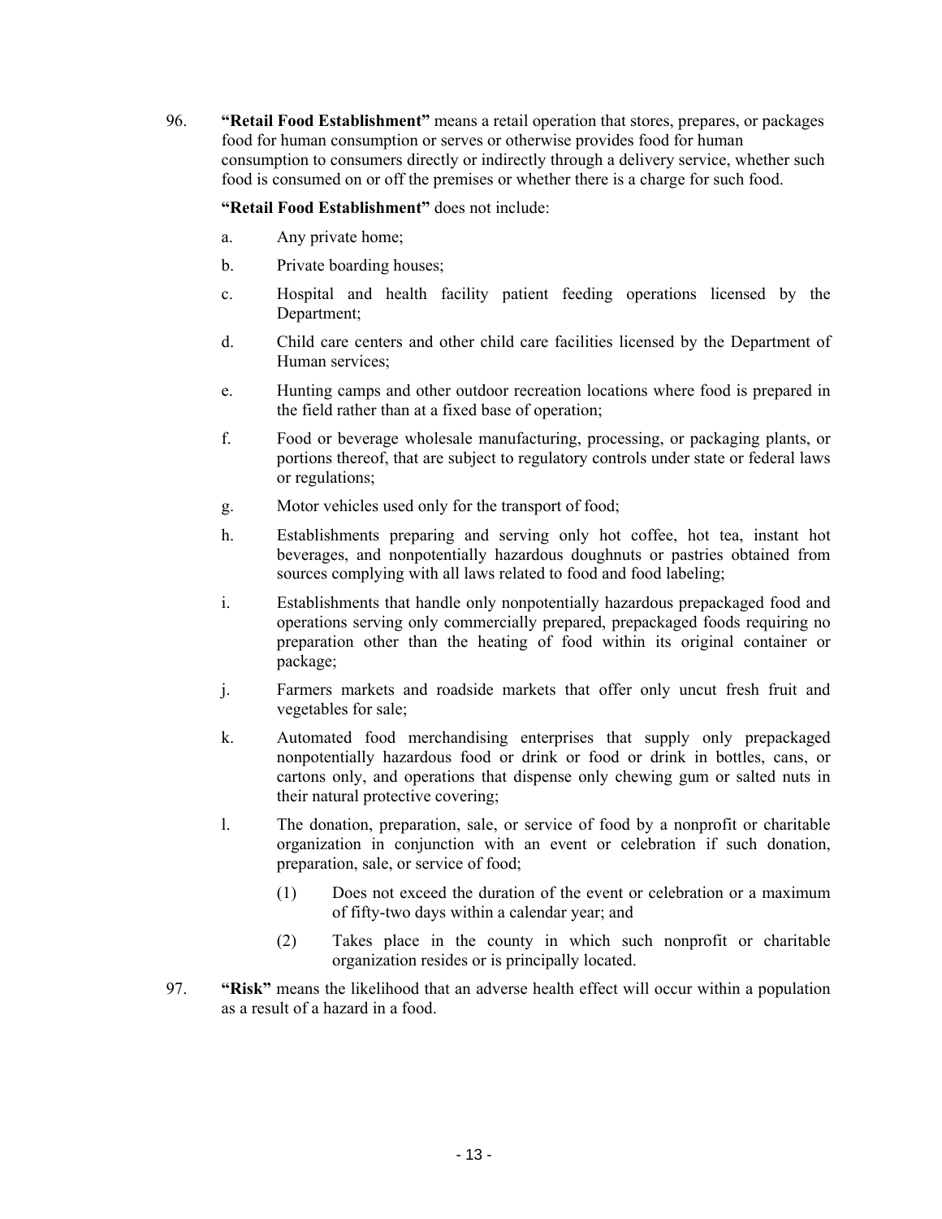96. **"Retail Food Establishment"** means a retail operation that stores, prepares, or packages food for human consumption or serves or otherwise provides food for human consumption to consumers directly or indirectly through a delivery service, whether such food is consumed on or off the premises or whether there is a charge for such food.

    **"Retail Food Establishment"** does not include:

    a. Any private home;

    b. Private boarding houses;

    c. Hospital and health facility patient feeding operations licensed by the Department;

    d. Child care centers and other child care facilities licensed by the Department of Human services;

    e. Hunting camps and other outdoor recreation locations where food is prepared in the field rather than at a fixed base of operation;

    f. Food or beverage wholesale manufacturing, processing, or packaging plants, or portions thereof, that are subject to regulatory controls under state or federal laws or regulations;

    g. Motor vehicles used only for the transport of food;

    h. Establishments preparing and serving only hot coffee, hot tea, instant hot beverages, and nonpotentially hazardous doughnuts or pastries obtained from sources complying with all laws related to food and food labeling;

    i. Establishments that handle only nonpotentially hazardous prepackaged food and operations serving only commercially prepared, prepackaged foods requiring no preparation other than the heating of food within its original container or package;

    j. Farmers markets and roadside markets that offer only uncut fresh fruit and vegetables for sale;

    k. Automated food merchandising enterprises that supply only prepackaged nonpotentially hazardous food or drink or food or drink in bottles, cans, or cartons only, and operations that dispense only chewing gum or salted nuts in their natural protective covering;

    l. The donation, preparation, sale, or service of food by a nonprofit or charitable organization in conjunction with an event or celebration if such donation, preparation, sale, or service of food;

        (1) Does not exceed the duration of the event or celebration or a maximum of fifty-two days within a calendar year; and

        (2) Takes place in the county in which such nonprofit or charitable organization resides or is principally located.

97. **"Risk"** means the likelihood that an adverse health effect will occur within a population as a result of a hazard in a food.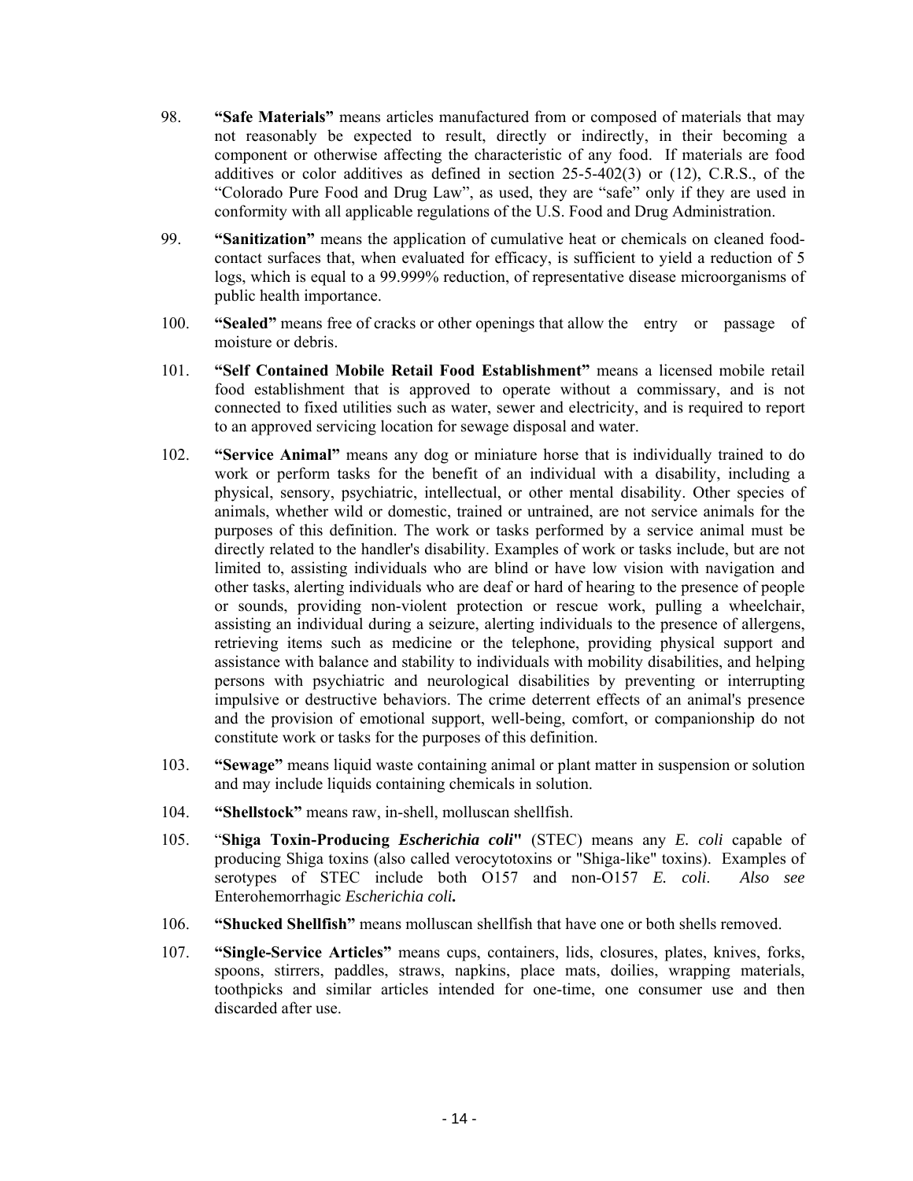98. **"Safe Materials"** means articles manufactured from or composed of materials that may not reasonably be expected to result, directly or indirectly, in their becoming a component or otherwise affecting the characteristic of any food. If materials are food additives or color additives as defined in section 25-5-402(3) or (12), C.R.S., of the "Colorado Pure Food and Drug Law", as used, they are "safe" only if they are used in conformity with all applicable regulations of the U.S. Food and Drug Administration.

99. **"Sanitization"** means the application of cumulative heat or chemicals on cleaned food-contact surfaces that, when evaluated for efficacy, is sufficient to yield a reduction of 5 logs, which is equal to a 99.999% reduction, of representative disease microorganisms of public health importance.

100. **"Sealed"** means free of cracks or other openings that allow the entry or passage of moisture or debris.

101. **"Self Contained Mobile Retail Food Establishment"** means a licensed mobile retail food establishment that is approved to operate without a commissary, and is not connected to fixed utilities such as water, sewer and electricity, and is required to report to an approved servicing location for sewage disposal and water.

102. **"Service Animal"** means any dog or miniature horse that is individually trained to do work or perform tasks for the benefit of an individual with a disability, including a physical, sensory, psychiatric, intellectual, or other mental disability. Other species of animals, whether wild or domestic, trained or untrained, are not service animals for the purposes of this definition. The work or tasks performed by a service animal must be directly related to the handler's disability. Examples of work or tasks include, but are not limited to, assisting individuals who are blind or have low vision with navigation and other tasks, alerting individuals who are deaf or hard of hearing to the presence of people or sounds, providing non-violent protection or rescue work, pulling a wheelchair, assisting an individual during a seizure, alerting individuals to the presence of allergens, retrieving items such as medicine or the telephone, providing physical support and assistance with balance and stability to individuals with mobility disabilities, and helping persons with psychiatric and neurological disabilities by preventing or interrupting impulsive or destructive behaviors. The crime deterrent effects of an animal's presence and the provision of emotional support, well-being, comfort, or companionship do not constitute work or tasks for the purposes of this definition.

103. **"Sewage"** means liquid waste containing animal or plant matter in suspension or solution and may include liquids containing chemicals in solution.

104. **"Shellstock"** means raw, in-shell, molluscan shellfish.

105. "**Shiga Toxin-Producing *Escherichia coli*"** (STEC) means any *E. coli* capable of producing Shiga toxins (also called verocytotoxins or "Shiga-like" toxins). Examples of serotypes of STEC include both O157 and non-O157 *E. coli*. *Also see* Enterohemorrhagic *Escherichia coli***.**

106. **"Shucked Shellfish"** means molluscan shellfish that have one or both shells removed.

107. **"Single-Service Articles"** means cups, containers, lids, closures, plates, knives, forks, spoons, stirrers, paddles, straws, napkins, place mats, doilies, wrapping materials, toothpicks and similar articles intended for one-time, one consumer use and then discarded after use.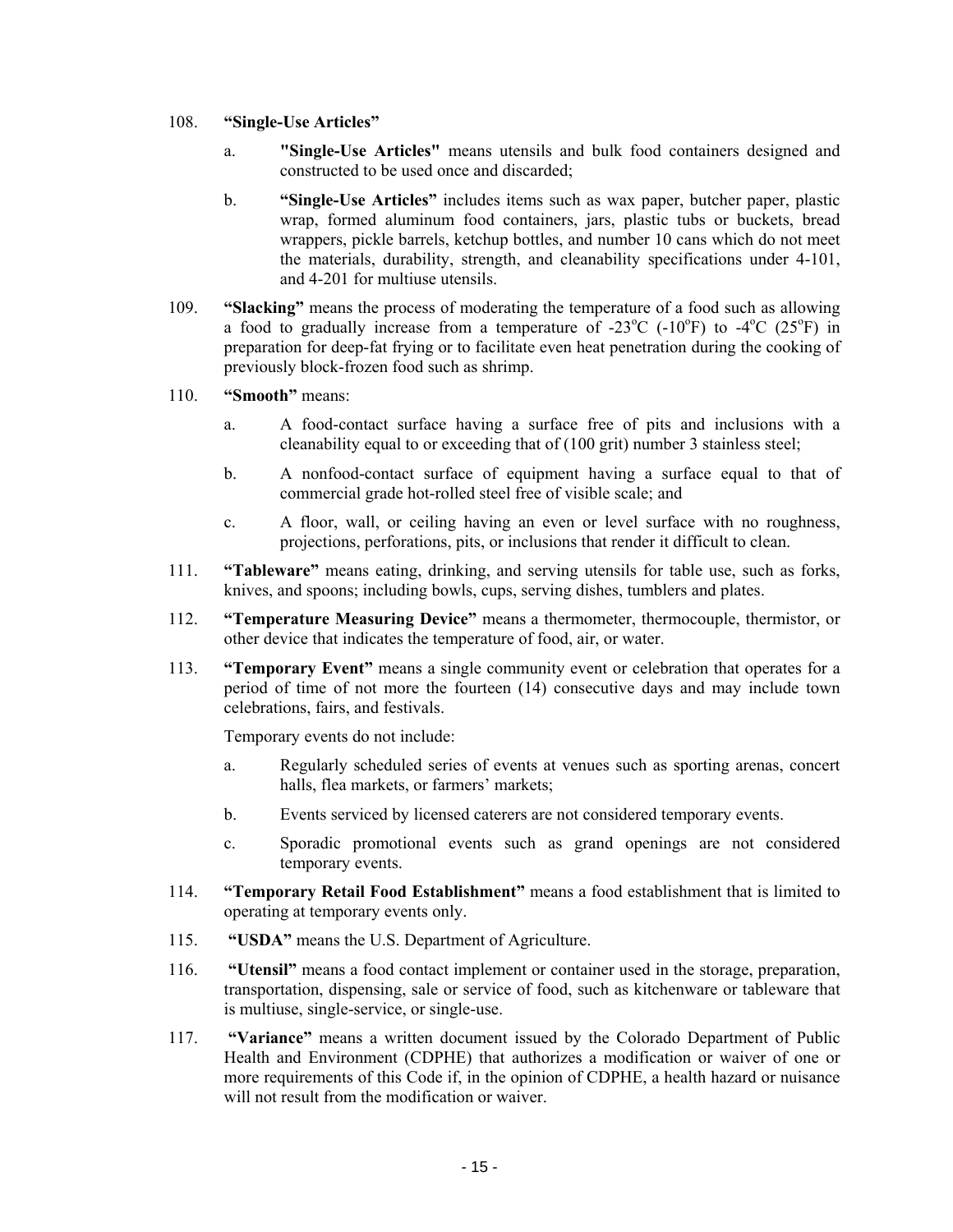108. **"Single-Use Articles"**

   a. **"Single-Use Articles"** means utensils and bulk food containers designed and constructed to be used once and discarded;

   b. **"Single-Use Articles"** includes items such as wax paper, butcher paper, plastic wrap, formed aluminum food containers, jars, plastic tubs or buckets, bread wrappers, pickle barrels, ketchup bottles, and number 10 cans which do not meet the materials, durability, strength, and cleanability specifications under 4-101, and 4-201 for multiuse utensils.

109. **"Slacking"** means the process of moderating the temperature of a food such as allowing a food to gradually increase from a temperature of -23°C (-10°F) to -4°C (25°F) in preparation for deep-fat frying or to facilitate even heat penetration during the cooking of previously block-frozen food such as shrimp.

110. **"Smooth"** means:

   a. A food-contact surface having a surface free of pits and inclusions with a cleanability equal to or exceeding that of (100 grit) number 3 stainless steel;

   b. A nonfood-contact surface of equipment having a surface equal to that of commercial grade hot-rolled steel free of visible scale; and

   c. A floor, wall, or ceiling having an even or level surface with no roughness, projections, perforations, pits, or inclusions that render it difficult to clean.

111. **"Tableware"** means eating, drinking, and serving utensils for table use, such as forks, knives, and spoons; including bowls, cups, serving dishes, tumblers and plates.

112. **"Temperature Measuring Device"** means a thermometer, thermocouple, thermistor, or other device that indicates the temperature of food, air, or water.

113. **"Temporary Event"** means a single community event or celebration that operates for a period of time of not more the fourteen (14) consecutive days and may include town celebrations, fairs, and festivals.

   Temporary events do not include:

   a. Regularly scheduled series of events at venues such as sporting arenas, concert halls, flea markets, or farmers' markets;

   b. Events serviced by licensed caterers are not considered temporary events.

   c. Sporadic promotional events such as grand openings are not considered temporary events.

114. **"Temporary Retail Food Establishment"** means a food establishment that is limited to operating at temporary events only.

115. **"USDA"** means the U.S. Department of Agriculture.

116. **"Utensil"** means a food contact implement or container used in the storage, preparation, transportation, dispensing, sale or service of food, such as kitchenware or tableware that is multiuse, single-service, or single-use.

117. **"Variance"** means a written document issued by the Colorado Department of Public Health and Environment (CDPHE) that authorizes a modification or waiver of one or more requirements of this Code if, in the opinion of CDPHE, a health hazard or nuisance will not result from the modification or waiver.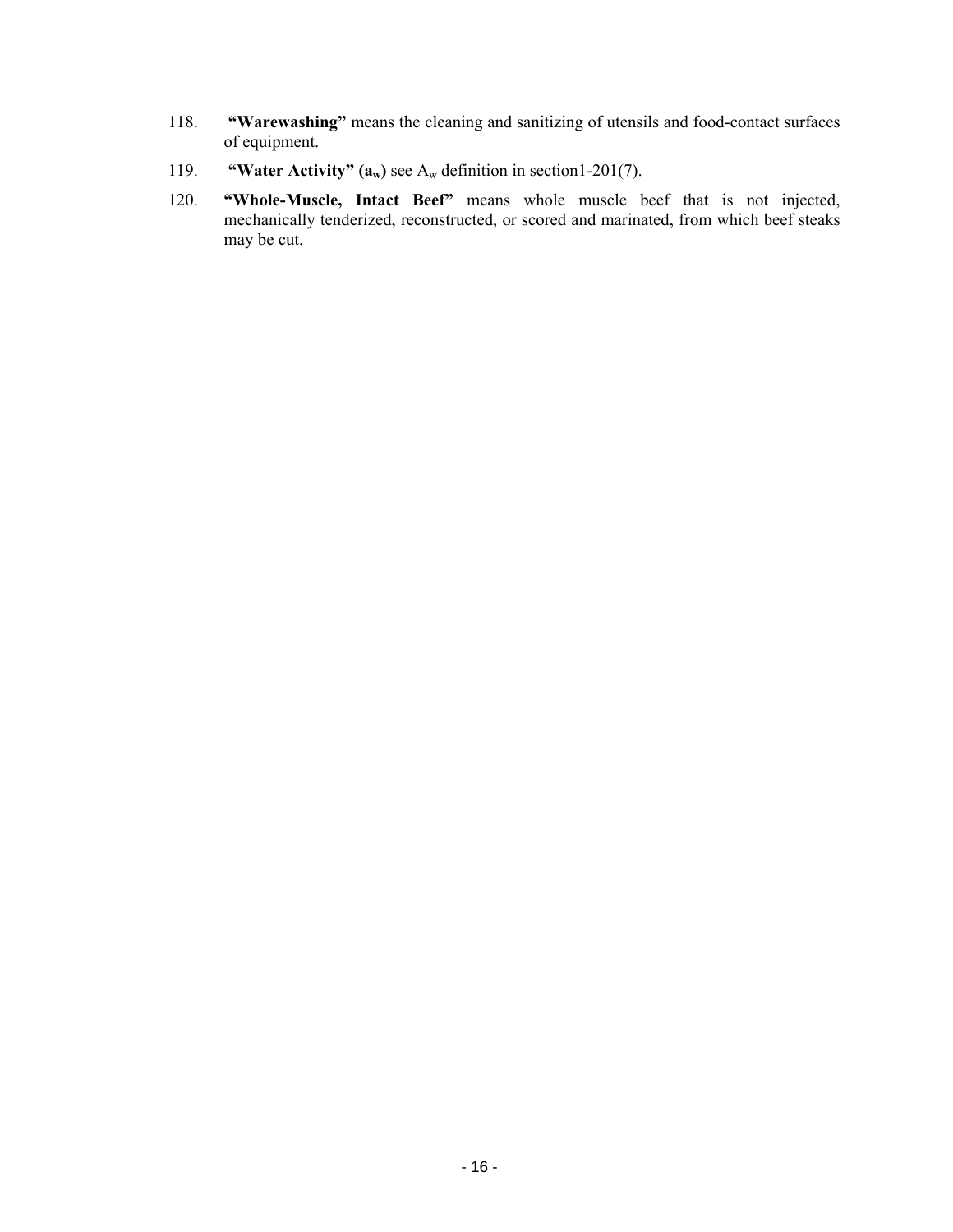118. **"Warewashing"** means the cleaning and sanitizing of utensils and food-contact surfaces of equipment.

119. **"Water Activity" ($a_w$)** see $A_w$ definition in section1-201(7).

120. **"Whole-Muscle, Intact Beef"** means whole muscle beef that is not injected, mechanically tenderized, reconstructed, or scored and marinated, from which beef steaks may be cut.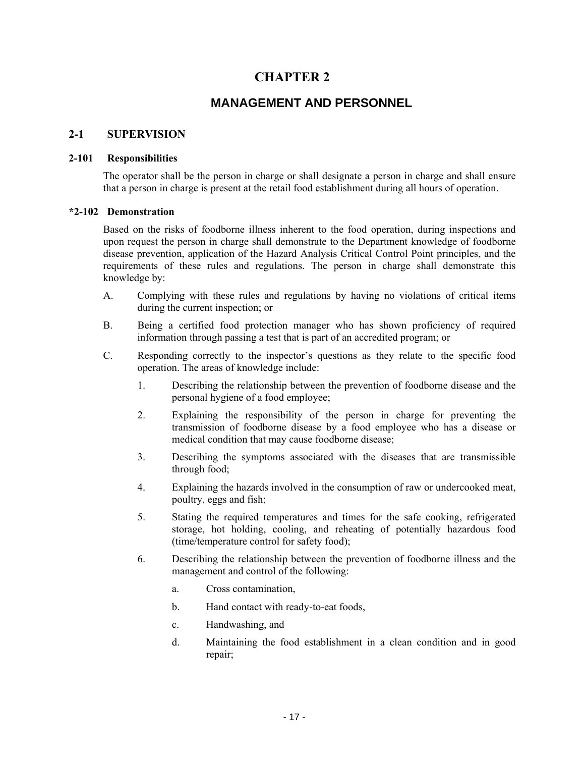# CHAPTER 2

## MANAGEMENT AND PERSONNEL

### 2-1 SUPERVISION

#### 2-101 Responsibilities

The operator shall be the person in charge or shall designate a person in charge and shall ensure that a person in charge is present at the retail food establishment during all hours of operation.

#### *2-102 Demonstration

Based on the risks of foodborne illness inherent to the food operation, during inspections and upon request the person in charge shall demonstrate to the Department knowledge of foodborne disease prevention, application of the Hazard Analysis Critical Control Point principles, and the requirements of these rules and regulations. The person in charge shall demonstrate this knowledge by:

A. Complying with these rules and regulations by having no violations of critical items during the current inspection; or

B. Being a certified food protection manager who has shown proficiency of required information through passing a test that is part of an accredited program; or

C. Responding correctly to the inspector's questions as they relate to the specific food operation. The areas of knowledge include:

   1. Describing the relationship between the prevention of foodborne disease and the personal hygiene of a food employee;

   2. Explaining the responsibility of the person in charge for preventing the transmission of foodborne disease by a food employee who has a disease or medical condition that may cause foodborne disease;

   3. Describing the symptoms associated with the diseases that are transmissible through food;

   4. Explaining the hazards involved in the consumption of raw or undercooked meat, poultry, eggs and fish;

   5. Stating the required temperatures and times for the safe cooking, refrigerated storage, hot holding, cooling, and reheating of potentially hazardous food (time/temperature control for safety food);

   6. Describing the relationship between the prevention of foodborne illness and the management and control of the following:

      a. Cross contamination,

      b. Hand contact with ready-to-eat foods,

      c. Handwashing, and

      d. Maintaining the food establishment in a clean condition and in good repair;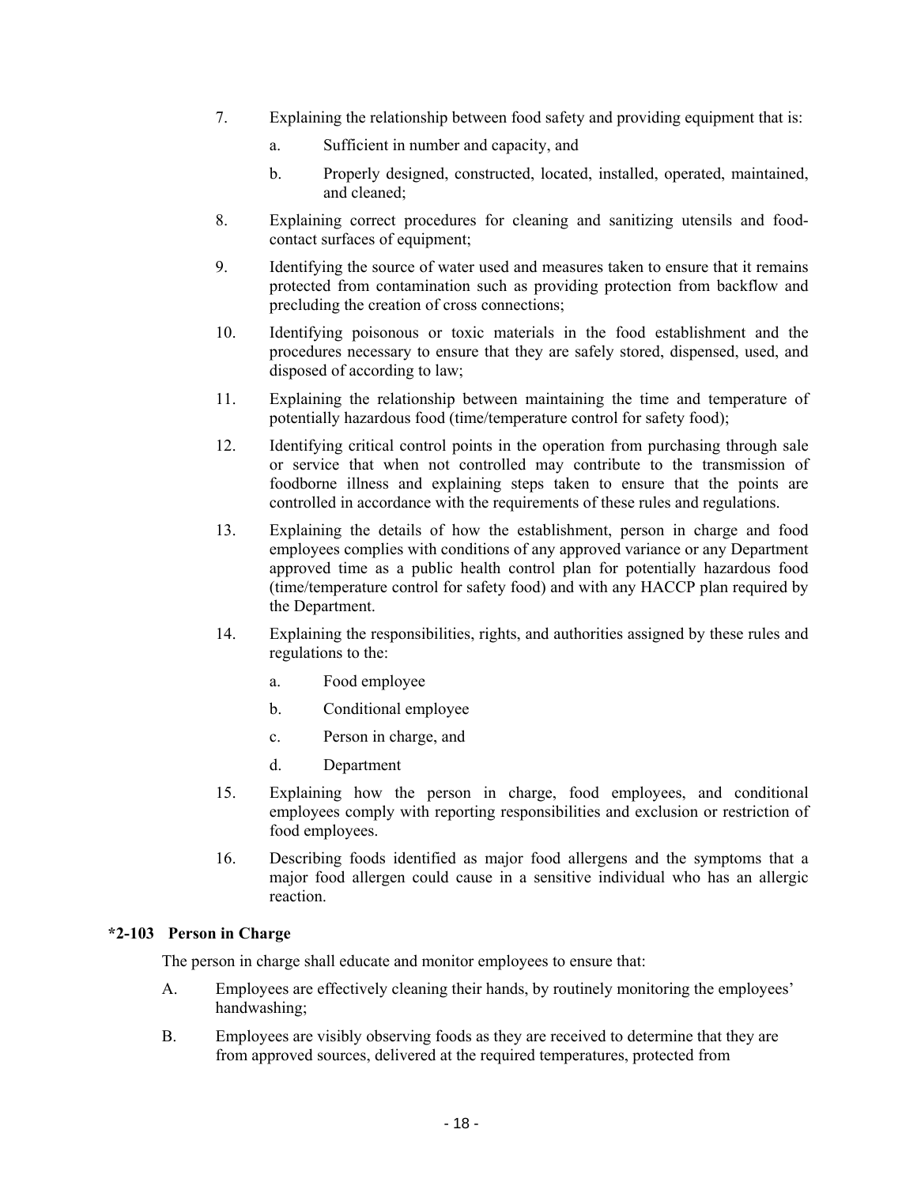7. Explaining the relationship between food safety and providing equipment that is:

    a. Sufficient in number and capacity, and

    b. Properly designed, constructed, located, installed, operated, maintained, and cleaned;

8. Explaining correct procedures for cleaning and sanitizing utensils and food-contact surfaces of equipment;

9. Identifying the source of water used and measures taken to ensure that it remains protected from contamination such as providing protection from backflow and precluding the creation of cross connections;

10. Identifying poisonous or toxic materials in the food establishment and the procedures necessary to ensure that they are safely stored, dispensed, used, and disposed of according to law;

11. Explaining the relationship between maintaining the time and temperature of potentially hazardous food (time/temperature control for safety food);

12. Identifying critical control points in the operation from purchasing through sale or service that when not controlled may contribute to the transmission of foodborne illness and explaining steps taken to ensure that the points are controlled in accordance with the requirements of these rules and regulations.

13. Explaining the details of how the establishment, person in charge and food employees complies with conditions of any approved variance or any Department approved time as a public health control plan for potentially hazardous food (time/temperature control for safety food) and with any HACCP plan required by the Department.

14. Explaining the responsibilities, rights, and authorities assigned by these rules and regulations to the:

    a. Food employee

    b. Conditional employee

    c. Person in charge, and

    d. Department

15. Explaining how the person in charge, food employees, and conditional employees comply with reporting responsibilities and exclusion or restriction of food employees.

16. Describing foods identified as major food allergens and the symptoms that a major food allergen could cause in a sensitive individual who has an allergic reaction.

**\*2-103 Person in Charge**

The person in charge shall educate and monitor employees to ensure that:

A. Employees are effectively cleaning their hands, by routinely monitoring the employees' handwashing;

B. Employees are visibly observing foods as they are received to determine that they are from approved sources, delivered at the required temperatures, protected from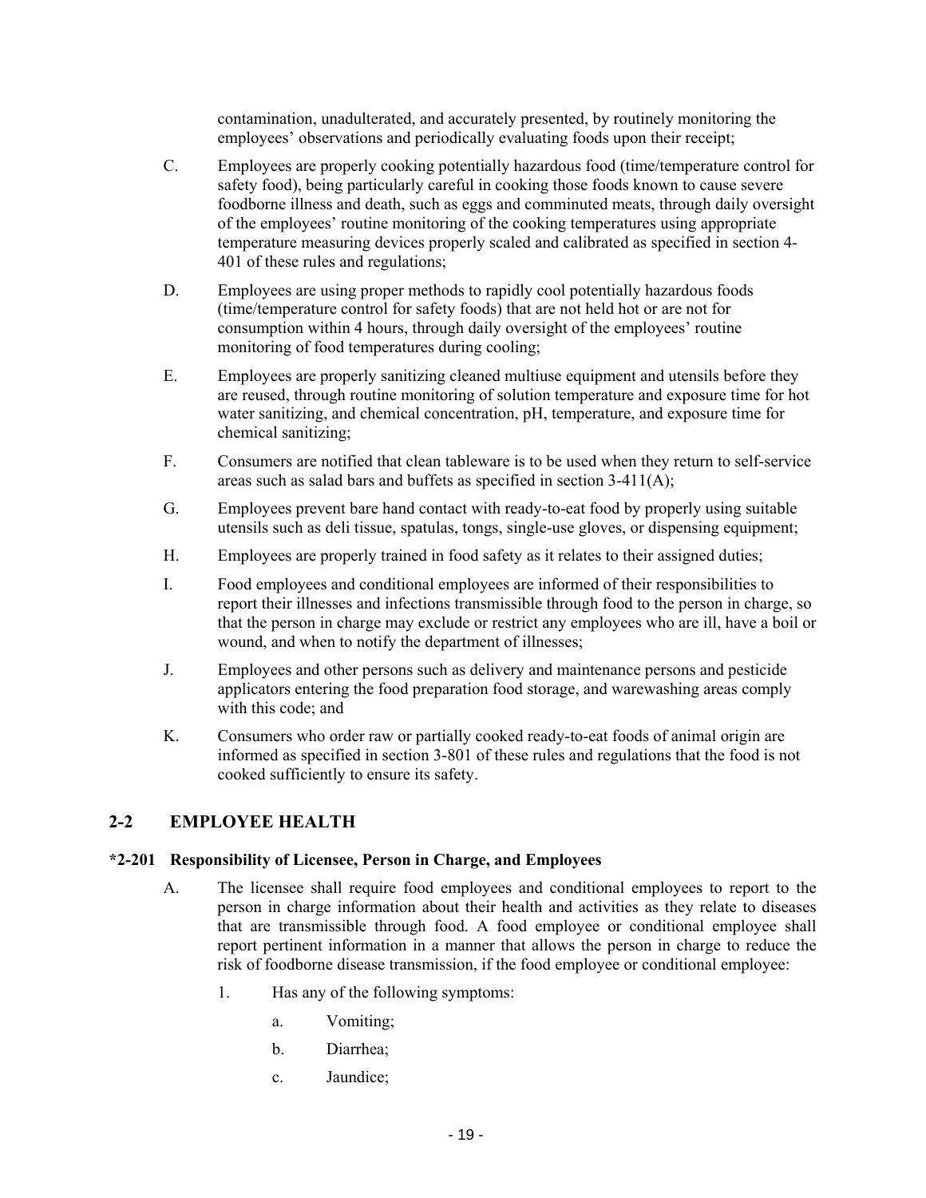contamination, unadulterated, and accurately presented, by routinely monitoring the employees' observations and periodically evaluating foods upon their receipt;

C. Employees are properly cooking potentially hazardous food (time/temperature control for safety food), being particularly careful in cooking those foods known to cause severe foodborne illness and death, such as eggs and comminuted meats, through daily oversight of the employees' routine monitoring of the cooking temperatures using appropriate temperature measuring devices properly scaled and calibrated as specified in section 4-401 of these rules and regulations;

D. Employees are using proper methods to rapidly cool potentially hazardous foods (time/temperature control for safety foods) that are not held hot or are not for consumption within 4 hours, through daily oversight of the employees' routine monitoring of food temperatures during cooling;

E. Employees are properly sanitizing cleaned multiuse equipment and utensils before they are reused, through routine monitoring of solution temperature and exposure time for hot water sanitizing, and chemical concentration, pH, temperature, and exposure time for chemical sanitizing;

F. Consumers are notified that clean tableware is to be used when they return to self-service areas such as salad bars and buffets as specified in section 3-411(A);

G. Employees prevent bare hand contact with ready-to-eat food by properly using suitable utensils such as deli tissue, spatulas, tongs, single-use gloves, or dispensing equipment;

H. Employees are properly trained in food safety as it relates to their assigned duties;

I. Food employees and conditional employees are informed of their responsibilities to report their illnesses and infections transmissible through food to the person in charge, so that the person in charge may exclude or restrict any employees who are ill, have a boil or wound, and when to notify the department of illnesses;

J. Employees and other persons such as delivery and maintenance persons and pesticide applicators entering the food preparation food storage, and warewashing areas comply with this code; and

K. Consumers who order raw or partially cooked ready-to-eat foods of animal origin are informed as specified in section 3-801 of these rules and regulations that the food is not cooked sufficiently to ensure its safety.

## 2-2 EMPLOYEE HEALTH

### *2-201 Responsibility of Licensee, Person in Charge, and Employees

A. The licensee shall require food employees and conditional employees to report to the person in charge information about their health and activities as they relate to diseases that are transmissible through food. A food employee or conditional employee shall report pertinent information in a manner that allows the person in charge to reduce the risk of foodborne disease transmission, if the food employee or conditional employee:

1. Has any of the following symptoms:

   a. Vomiting;

   b. Diarrhea;

   c. Jaundice;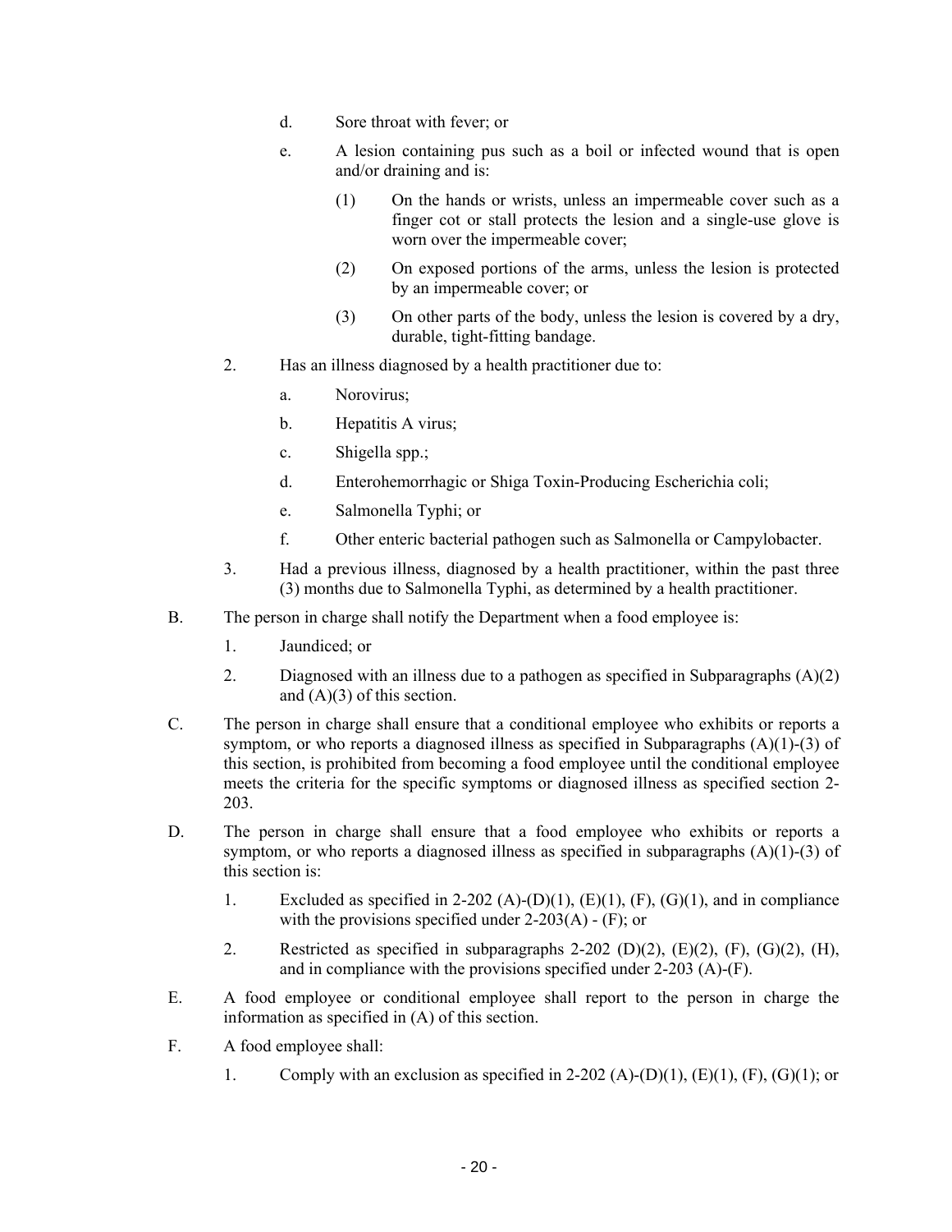d. Sore throat with fever; or

e. A lesion containing pus such as a boil or infected wound that is open and/or draining and is:

(1) On the hands or wrists, unless an impermeable cover such as a finger cot or stall protects the lesion and a single-use glove is worn over the impermeable cover;

(2) On exposed portions of the arms, unless the lesion is protected by an impermeable cover; or

(3) On other parts of the body, unless the lesion is covered by a dry, durable, tight-fitting bandage.

2. Has an illness diagnosed by a health practitioner due to:

a. Norovirus;

b. Hepatitis A virus;

c. Shigella spp.;

d. Enterohemorrhagic or Shiga Toxin-Producing Escherichia coli;

e. Salmonella Typhi; or

f. Other enteric bacterial pathogen such as Salmonella or Campylobacter.

3. Had a previous illness, diagnosed by a health practitioner, within the past three (3) months due to Salmonella Typhi, as determined by a health practitioner.

B. The person in charge shall notify the Department when a food employee is:

1. Jaundiced; or

2. Diagnosed with an illness due to a pathogen as specified in Subparagraphs (A)(2) and (A)(3) of this section.

C. The person in charge shall ensure that a conditional employee who exhibits or reports a symptom, or who reports a diagnosed illness as specified in Subparagraphs (A)(1)-(3) of this section, is prohibited from becoming a food employee until the conditional employee meets the criteria for the specific symptoms or diagnosed illness as specified section 2-203.

D. The person in charge shall ensure that a food employee who exhibits or reports a symptom, or who reports a diagnosed illness as specified in subparagraphs (A)(1)-(3) of this section is:

1. Excluded as specified in 2-202 (A)-(D)(1), (E)(1), (F), (G)(1), and in compliance with the provisions specified under 2-203(A) - (F); or

2. Restricted as specified in subparagraphs 2-202 (D)(2), (E)(2), (F), (G)(2), (H), and in compliance with the provisions specified under 2-203 (A)-(F).

E. A food employee or conditional employee shall report to the person in charge the information as specified in (A) of this section.

F. A food employee shall:

1. Comply with an exclusion as specified in 2-202 (A)-(D)(1), (E)(1), (F), (G)(1); or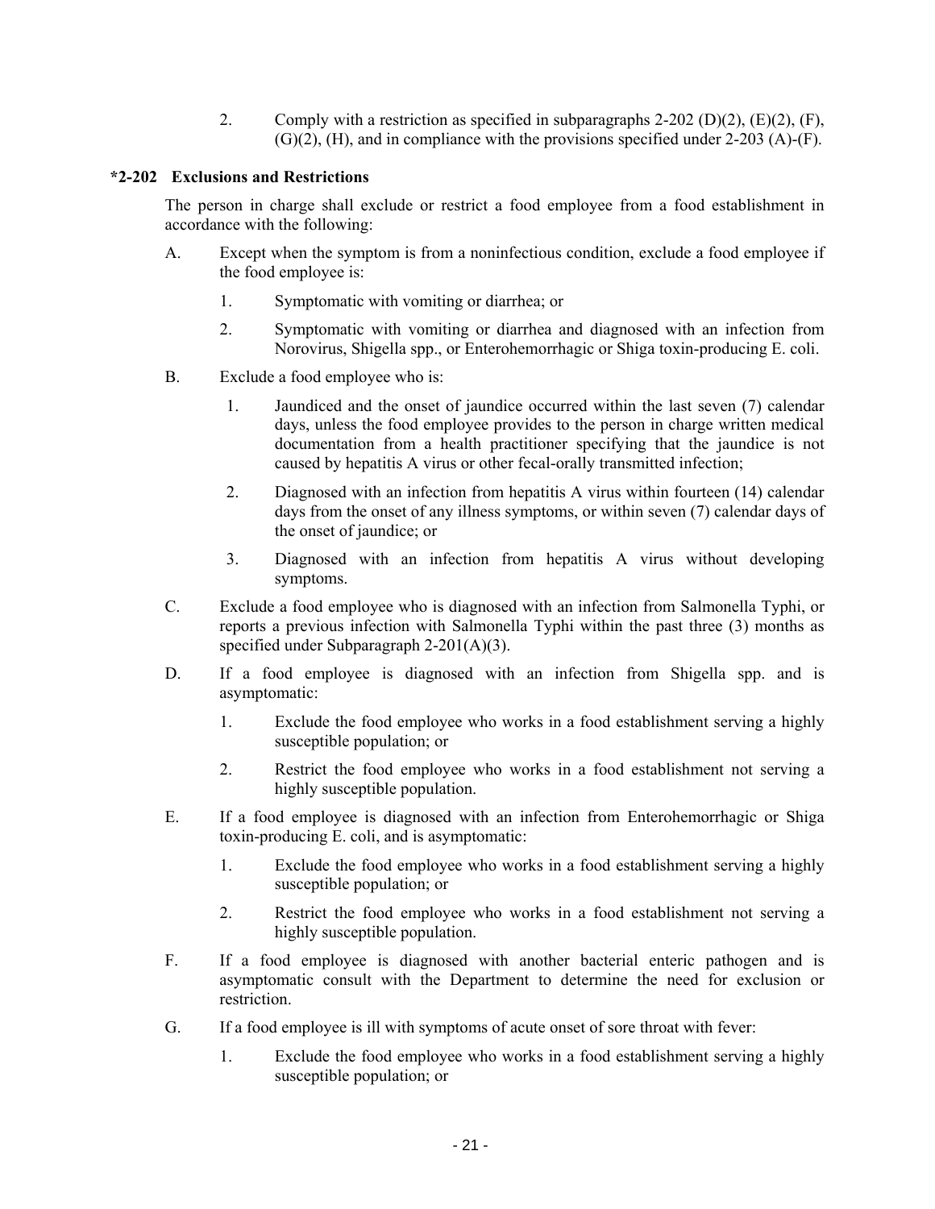2. Comply with a restriction as specified in subparagraphs 2-202 (D)(2), (E)(2), (F), (G)(2), (H), and in compliance with the provisions specified under 2-203 (A)-(F).

### *2-202 Exclusions and Restrictions

The person in charge shall exclude or restrict a food employee from a food establishment in accordance with the following:

A. Except when the symptom is from a noninfectious condition, exclude a food employee if the food employee is:

   1. Symptomatic with vomiting or diarrhea; or

   2. Symptomatic with vomiting or diarrhea and diagnosed with an infection from Norovirus, Shigella spp., or Enterohemorrhagic or Shiga toxin-producing E. coli.

B. Exclude a food employee who is:

   1. Jaundiced and the onset of jaundice occurred within the last seven (7) calendar days, unless the food employee provides to the person in charge written medical documentation from a health practitioner specifying that the jaundice is not caused by hepatitis A virus or other fecal-orally transmitted infection;

   2. Diagnosed with an infection from hepatitis A virus within fourteen (14) calendar days from the onset of any illness symptoms, or within seven (7) calendar days of the onset of jaundice; or

   3. Diagnosed with an infection from hepatitis A virus without developing symptoms.

C. Exclude a food employee who is diagnosed with an infection from Salmonella Typhi, or reports a previous infection with Salmonella Typhi within the past three (3) months as specified under Subparagraph 2-201(A)(3).

D. If a food employee is diagnosed with an infection from Shigella spp. and is asymptomatic:

   1. Exclude the food employee who works in a food establishment serving a highly susceptible population; or

   2. Restrict the food employee who works in a food establishment not serving a highly susceptible population.

E. If a food employee is diagnosed with an infection from Enterohemorrhagic or Shiga toxin-producing E. coli, and is asymptomatic:

   1. Exclude the food employee who works in a food establishment serving a highly susceptible population; or

   2. Restrict the food employee who works in a food establishment not serving a highly susceptible population.

F. If a food employee is diagnosed with another bacterial enteric pathogen and is asymptomatic consult with the Department to determine the need for exclusion or restriction.

G. If a food employee is ill with symptoms of acute onset of sore throat with fever:

   1. Exclude the food employee who works in a food establishment serving a highly susceptible population; or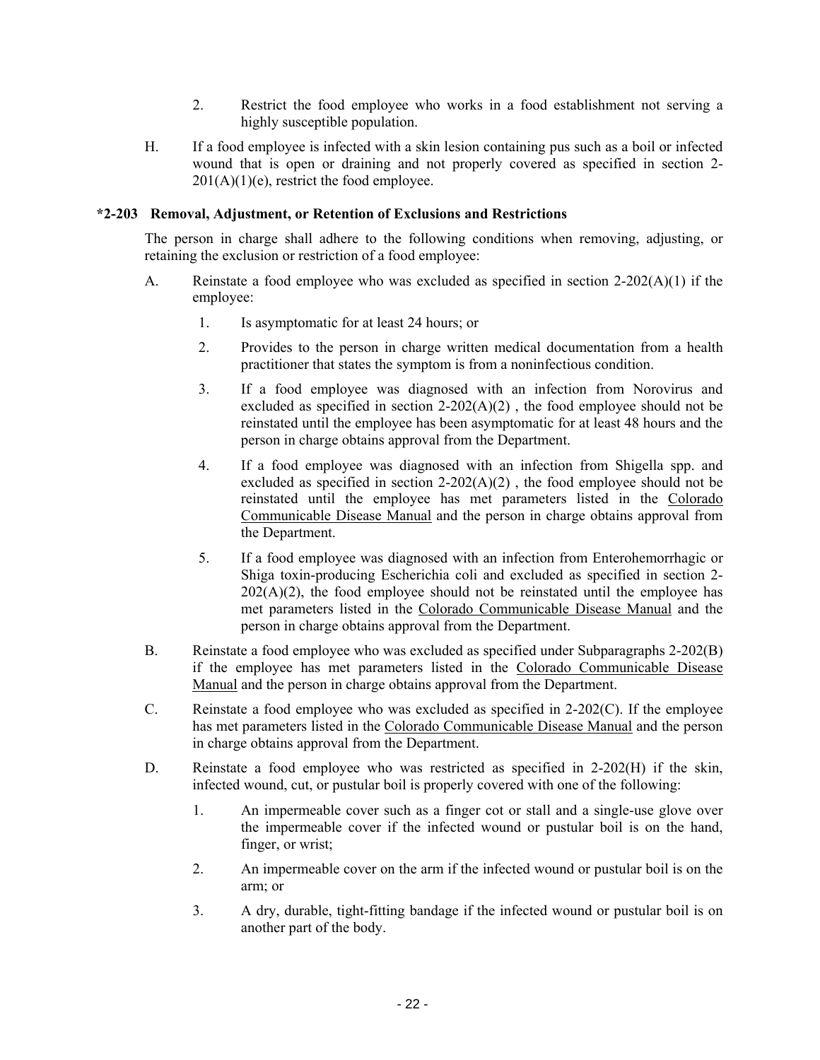2. Restrict the food employee who works in a food establishment not serving a highly susceptible population.

H. If a food employee is infected with a skin lesion containing pus such as a boil or infected wound that is open or draining and not properly covered as specified in section 2-201(A)(1)(e), restrict the food employee.

### *2-203 Removal, Adjustment, or Retention of Exclusions and Restrictions

The person in charge shall adhere to the following conditions when removing, adjusting, or retaining the exclusion or restriction of a food employee:

A. Reinstate a food employee who was excluded as specified in section 2-202(A)(1) if the employee:

1. Is asymptomatic for at least 24 hours; or
2. Provides to the person in charge written medical documentation from a health practitioner that states the symptom is from a noninfectious condition.
3. If a food employee was diagnosed with an infection from Norovirus and excluded as specified in section 2-202(A)(2) , the food employee should not be reinstated until the employee has been asymptomatic for at least 48 hours and the person in charge obtains approval from the Department.
4. If a food employee was diagnosed with an infection from Shigella spp. and excluded as specified in section 2-202(A)(2) , the food employee should not be reinstated until the employee has met parameters listed in the Colorado Communicable Disease Manual and the person in charge obtains approval from the Department.
5. If a food employee was diagnosed with an infection from Enterohemorrhagic or Shiga toxin-producing Escherichia coli and excluded as specified in section 2-202(A)(2), the food employee should not be reinstated until the employee has met parameters listed in the Colorado Communicable Disease Manual and the person in charge obtains approval from the Department.

B. Reinstate a food employee who was excluded as specified under Subparagraphs 2-202(B) if the employee has met parameters listed in the Colorado Communicable Disease Manual and the person in charge obtains approval from the Department.

C. Reinstate a food employee who was excluded as specified in 2-202(C). If the employee has met parameters listed in the Colorado Communicable Disease Manual and the person in charge obtains approval from the Department.

D. Reinstate a food employee who was restricted as specified in 2-202(H) if the skin, infected wound, cut, or pustular boil is properly covered with one of the following:

1. An impermeable cover such as a finger cot or stall and a single-use glove over the impermeable cover if the infected wound or pustular boil is on the hand, finger, or wrist;
2. An impermeable cover on the arm if the infected wound or pustular boil is on the arm; or
3. A dry, durable, tight-fitting bandage if the infected wound or pustular boil is on another part of the body.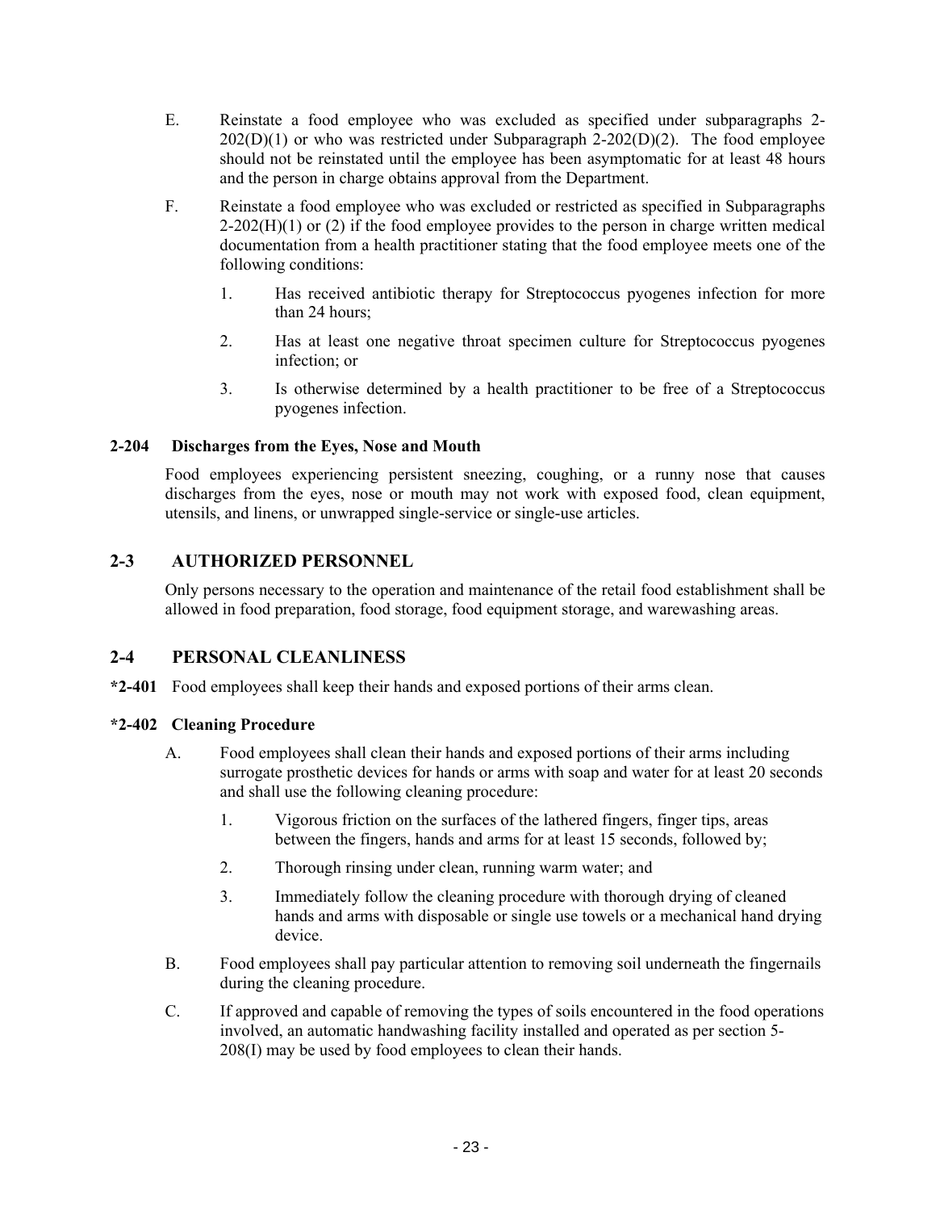E. Reinstate a food employee who was excluded as specified under subparagraphs 2-202(D)(1) or who was restricted under Subparagraph 2-202(D)(2). The food employee should not be reinstated until the employee has been asymptomatic for at least 48 hours and the person in charge obtains approval from the Department.

F. Reinstate a food employee who was excluded or restricted as specified in Subparagraphs 2-202(H)(1) or (2) if the food employee provides to the person in charge written medical documentation from a health practitioner stating that the food employee meets one of the following conditions:

   1. Has received antibiotic therapy for Streptococcus pyogenes infection for more than 24 hours;

   2. Has at least one negative throat specimen culture for Streptococcus pyogenes infection; or

   3. Is otherwise determined by a health practitioner to be free of a Streptococcus pyogenes infection.

#### 2-204 Discharges from the Eyes, Nose and Mouth

Food employees experiencing persistent sneezing, coughing, or a runny nose that causes discharges from the eyes, nose or mouth may not work with exposed food, clean equipment, utensils, and linens, or unwrapped single-service or single-use articles.

## 2-3 AUTHORIZED PERSONNEL

Only persons necessary to the operation and maintenance of the retail food establishment shall be allowed in food preparation, food storage, food equipment storage, and warewashing areas.

## 2-4 PERSONAL CLEANLINESS

**\*2-401** Food employees shall keep their hands and exposed portions of their arms clean.

#### *2-402 Cleaning Procedure

A. Food employees shall clean their hands and exposed portions of their arms including surrogate prosthetic devices for hands or arms with soap and water for at least 20 seconds and shall use the following cleaning procedure:

   1. Vigorous friction on the surfaces of the lathered fingers, finger tips, areas between the fingers, hands and arms for at least 15 seconds, followed by;

   2. Thorough rinsing under clean, running warm water; and

   3. Immediately follow the cleaning procedure with thorough drying of cleaned hands and arms with disposable or single use towels or a mechanical hand drying device.

B. Food employees shall pay particular attention to removing soil underneath the fingernails during the cleaning procedure.

C. If approved and capable of removing the types of soils encountered in the food operations involved, an automatic handwashing facility installed and operated as per section 5-208(I) may be used by food employees to clean their hands.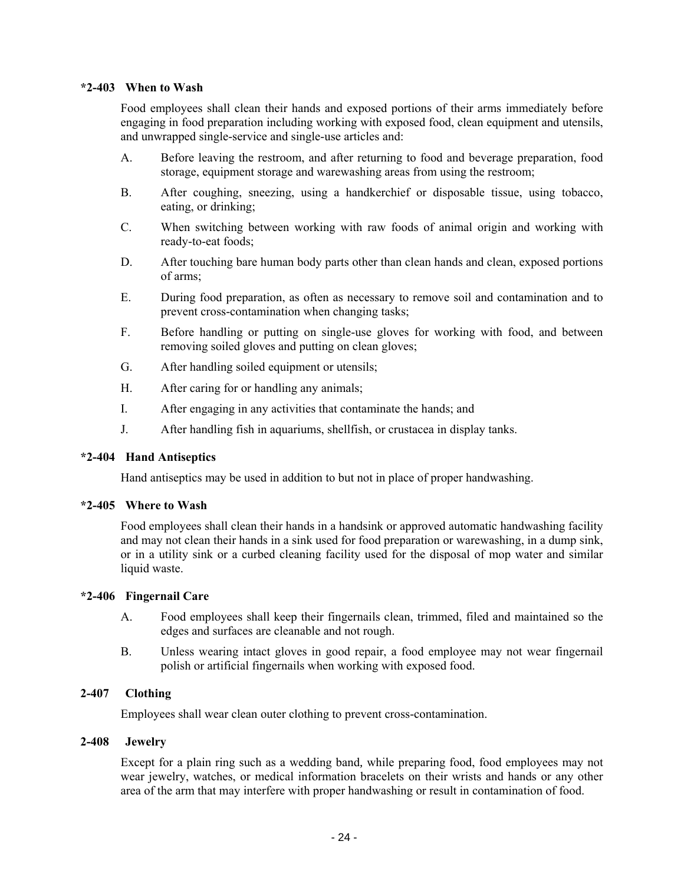### *2-403 When to Wash

Food employees shall clean their hands and exposed portions of their arms immediately before engaging in food preparation including working with exposed food, clean equipment and utensils, and unwrapped single-service and single-use articles and:

A. Before leaving the restroom, and after returning to food and beverage preparation, food storage, equipment storage and warewashing areas from using the restroom;

B. After coughing, sneezing, using a handkerchief or disposable tissue, using tobacco, eating, or drinking;

C. When switching between working with raw foods of animal origin and working with ready-to-eat foods;

D. After touching bare human body parts other than clean hands and clean, exposed portions of arms;

E. During food preparation, as often as necessary to remove soil and contamination and to prevent cross-contamination when changing tasks;

F. Before handling or putting on single-use gloves for working with food, and between removing soiled gloves and putting on clean gloves;

G. After handling soiled equipment or utensils;

H. After caring for or handling any animals;

I. After engaging in any activities that contaminate the hands; and

J. After handling fish in aquariums, shellfish, or crustacea in display tanks.

### *2-404 Hand Antiseptics

Hand antiseptics may be used in addition to but not in place of proper handwashing.

### *2-405 Where to Wash

Food employees shall clean their hands in a handsink or approved automatic handwashing facility and may not clean their hands in a sink used for food preparation or warewashing, in a dump sink, or in a utility sink or a curbed cleaning facility used for the disposal of mop water and similar liquid waste.

### *2-406 Fingernail Care

A. Food employees shall keep their fingernails clean, trimmed, filed and maintained so the edges and surfaces are cleanable and not rough.

B. Unless wearing intact gloves in good repair, a food employee may not wear fingernail polish or artificial fingernails when working with exposed food.

### 2-407 Clothing

Employees shall wear clean outer clothing to prevent cross-contamination.

### 2-408 Jewelry

Except for a plain ring such as a wedding band, while preparing food, food employees may not wear jewelry, watches, or medical information bracelets on their wrists and hands or any other area of the arm that may interfere with proper handwashing or result in contamination of food.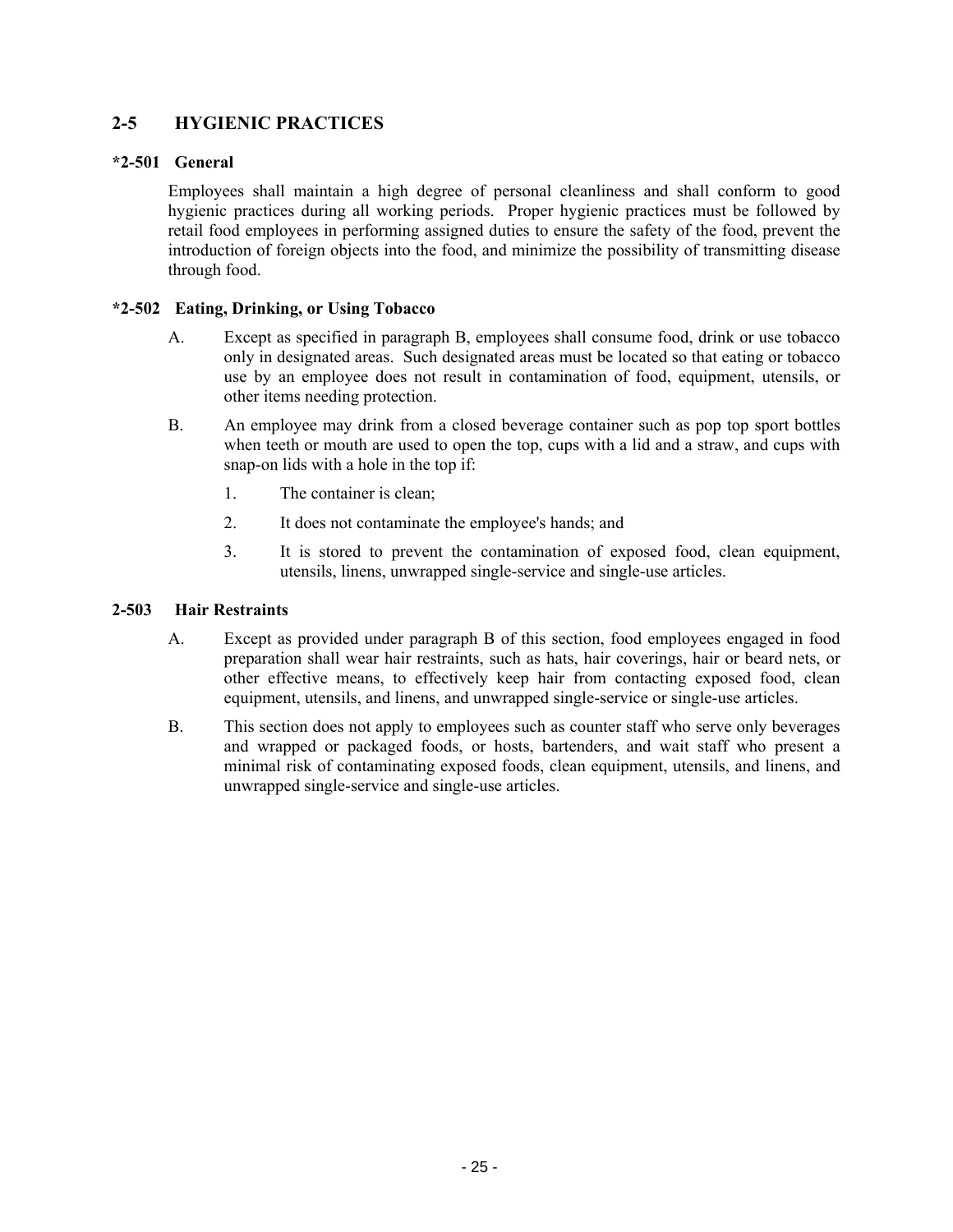## 2-5 HYGIENIC PRACTICES

### *2-501 General

Employees shall maintain a high degree of personal cleanliness and shall conform to good hygienic practices during all working periods. Proper hygienic practices must be followed by retail food employees in performing assigned duties to ensure the safety of the food, prevent the introduction of foreign objects into the food, and minimize the possibility of transmitting disease through food.

### *2-502 Eating, Drinking, or Using Tobacco

A. Except as specified in paragraph B, employees shall consume food, drink or use tobacco only in designated areas. Such designated areas must be located so that eating or tobacco use by an employee does not result in contamination of food, equipment, utensils, or other items needing protection.

B. An employee may drink from a closed beverage container such as pop top sport bottles when teeth or mouth are used to open the top, cups with a lid and a straw, and cups with snap-on lids with a hole in the top if:

1. The container is clean;
2. It does not contaminate the employee's hands; and
3. It is stored to prevent the contamination of exposed food, clean equipment, utensils, linens, unwrapped single-service and single-use articles.

### 2-503 Hair Restraints

A. Except as provided under paragraph B of this section, food employees engaged in food preparation shall wear hair restraints, such as hats, hair coverings, hair or beard nets, or other effective means, to effectively keep hair from contacting exposed food, clean equipment, utensils, and linens, and unwrapped single-service or single-use articles.

B. This section does not apply to employees such as counter staff who serve only beverages and wrapped or packaged foods, or hosts, bartenders, and wait staff who present a minimal risk of contaminating exposed foods, clean equipment, utensils, and linens, and unwrapped single-service and single-use articles.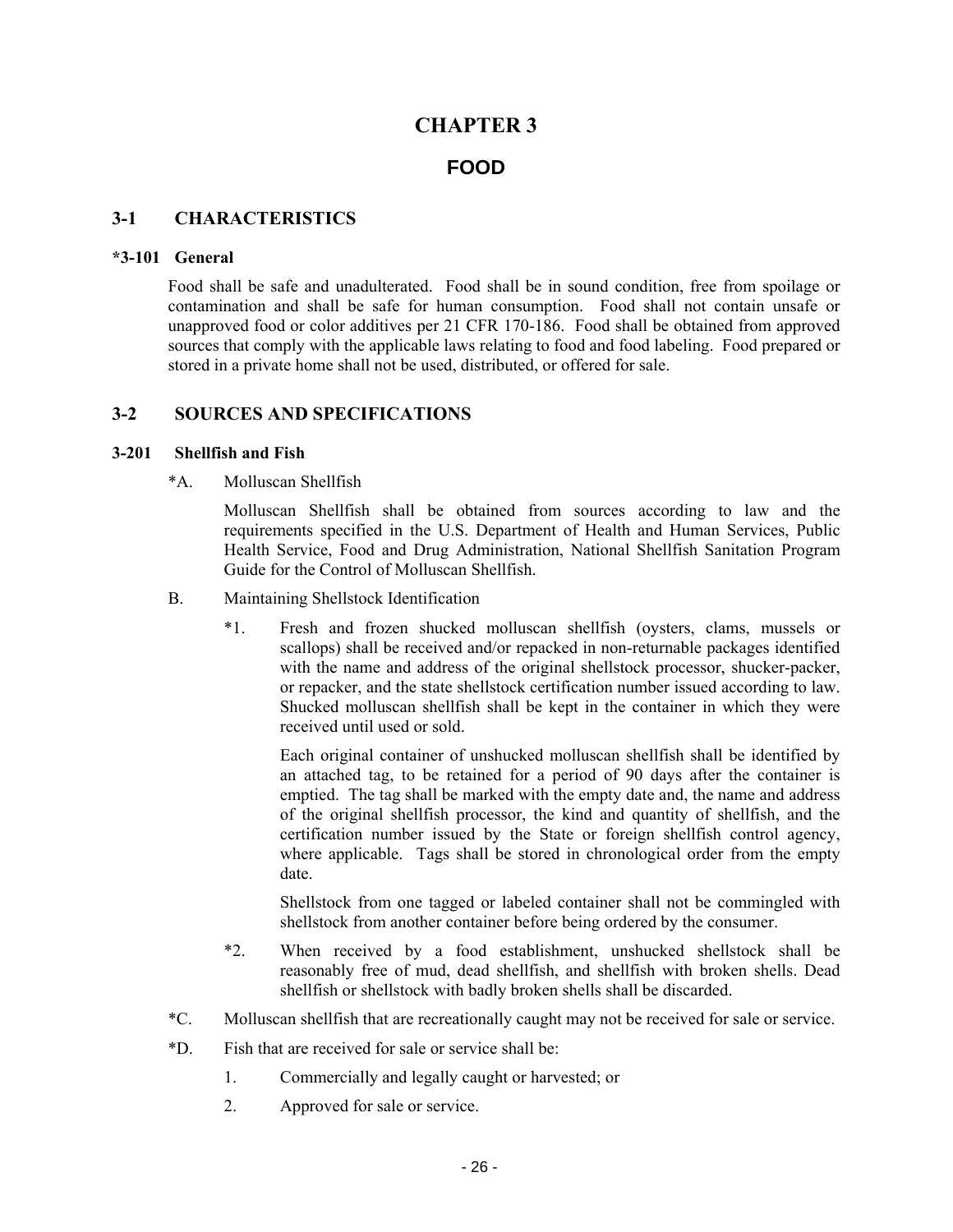# CHAPTER 3

## FOOD

### 3-1 CHARACTERISTICS

**\*3-101 General**

Food shall be safe and unadulterated. Food shall be in sound condition, free from spoilage or contamination and shall be safe for human consumption. Food shall not contain unsafe or unapproved food or color additives per 21 CFR 170-186. Food shall be obtained from approved sources that comply with the applicable laws relating to food and food labeling. Food prepared or stored in a private home shall not be used, distributed, or offered for sale.

### 3-2 SOURCES AND SPECIFICATIONS

**3-201 Shellfish and Fish**

*A. Molluscan Shellfish

Molluscan Shellfish shall be obtained from sources according to law and the requirements specified in the U.S. Department of Health and Human Services, Public Health Service, Food and Drug Administration, National Shellfish Sanitation Program Guide for the Control of Molluscan Shellfish.

B. Maintaining Shellstock Identification

*1. Fresh and frozen shucked molluscan shellfish (oysters, clams, mussels or scallops) shall be received and/or repacked in non-returnable packages identified with the name and address of the original shellstock processor, shucker-packer, or repacker, and the state shellstock certification number issued according to law. Shucked molluscan shellfish shall be kept in the container in which they were received until used or sold.

Each original container of unshucked molluscan shellfish shall be identified by an attached tag, to be retained for a period of 90 days after the container is emptied. The tag shall be marked with the empty date and, the name and address of the original shellfish processor, the kind and quantity of shellfish, and the certification number issued by the State or foreign shellfish control agency, where applicable. Tags shall be stored in chronological order from the empty date.

Shellstock from one tagged or labeled container shall not be commingled with shellstock from another container before being ordered by the consumer.

*2. When received by a food establishment, unshucked shellstock shall be reasonably free of mud, dead shellfish, and shellfish with broken shells. Dead shellfish or shellstock with badly broken shells shall be discarded.

*C. Molluscan shellfish that are recreationally caught may not be received for sale or service.

*D. Fish that are received for sale or service shall be:

1. Commercially and legally caught or harvested; or
2. Approved for sale or service.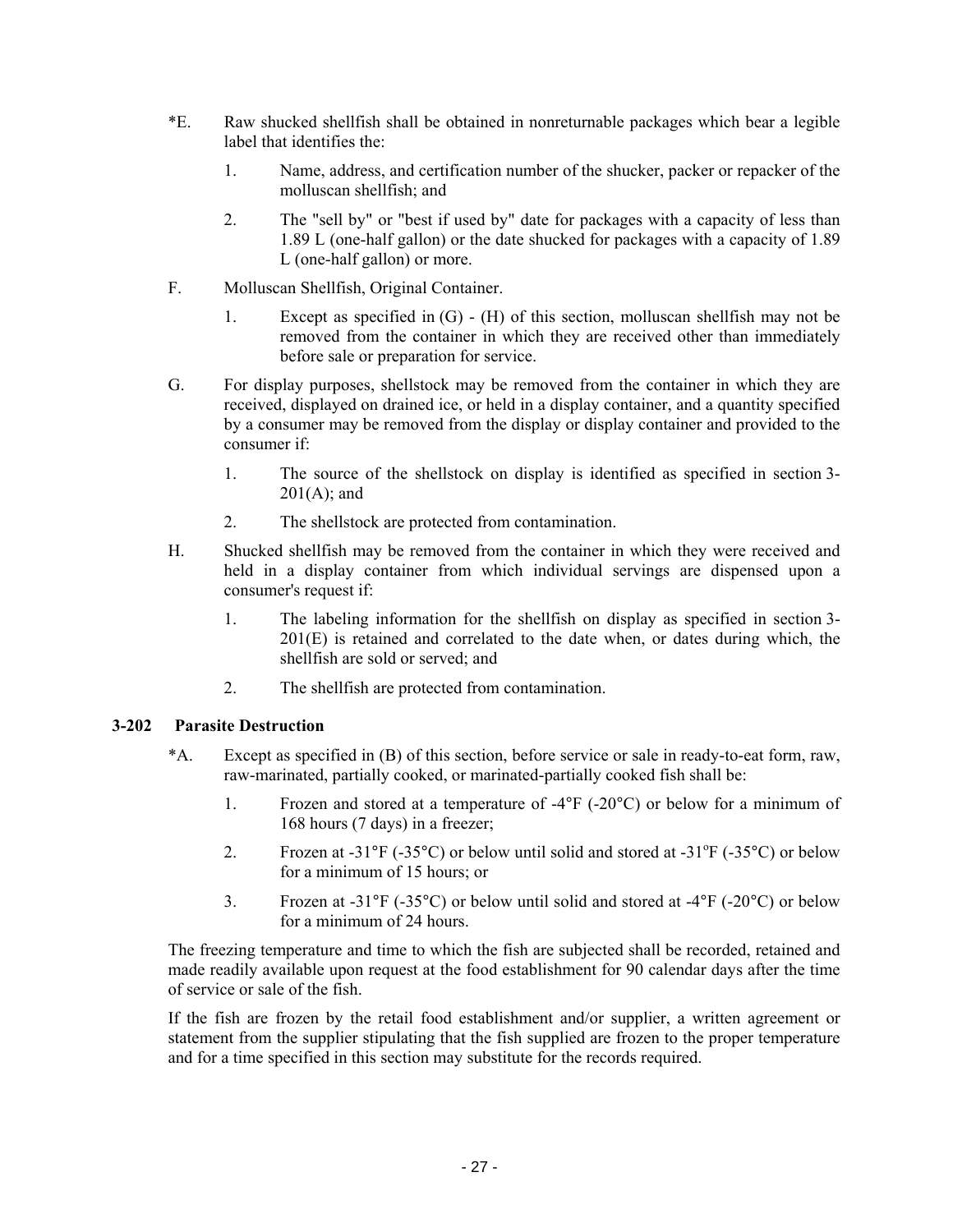*E. Raw shucked shellfish shall be obtained in nonreturnable packages which bear a legible label that identifies the:

1. Name, address, and certification number of the shucker, packer or repacker of the molluscan shellfish; and

2. The "sell by" or "best if used by" date for packages with a capacity of less than 1.89 L (one-half gallon) or the date shucked for packages with a capacity of 1.89 L (one-half gallon) or more.

F. Molluscan Shellfish, Original Container.

1. Except as specified in (G) - (H) of this section, molluscan shellfish may not be removed from the container in which they are received other than immediately before sale or preparation for service.

G. For display purposes, shellstock may be removed from the container in which they are received, displayed on drained ice, or held in a display container, and a quantity specified by a consumer may be removed from the display or display container and provided to the consumer if:

1. The source of the shellstock on display is identified as specified in section 3-201(A); and

2. The shellstock are protected from contamination.

H. Shucked shellfish may be removed from the container in which they were received and held in a display container from which individual servings are dispensed upon a consumer's request if:

1. The labeling information for the shellfish on display as specified in section 3-201(E) is retained and correlated to the date when, or dates during which, the shellfish are sold or served; and

2. The shellfish are protected from contamination.

### 3-202 Parasite Destruction

*A. Except as specified in (B) of this section, before service or sale in ready-to-eat form, raw, raw-marinated, partially cooked, or marinated-partially cooked fish shall be:

1. Frozen and stored at a temperature of -4°F (-20°C) or below for a minimum of 168 hours (7 days) in a freezer;

2. Frozen at -31°F (-35°C) or below until solid and stored at -31°F (-35°C) or below for a minimum of 15 hours; or

3. Frozen at -31°F (-35°C) or below until solid and stored at -4°F (-20°C) or below for a minimum of 24 hours.

The freezing temperature and time to which the fish are subjected shall be recorded, retained and made readily available upon request at the food establishment for 90 calendar days after the time of service or sale of the fish.

If the fish are frozen by the retail food establishment and/or supplier, a written agreement or statement from the supplier stipulating that the fish supplied are frozen to the proper temperature and for a time specified in this section may substitute for the records required.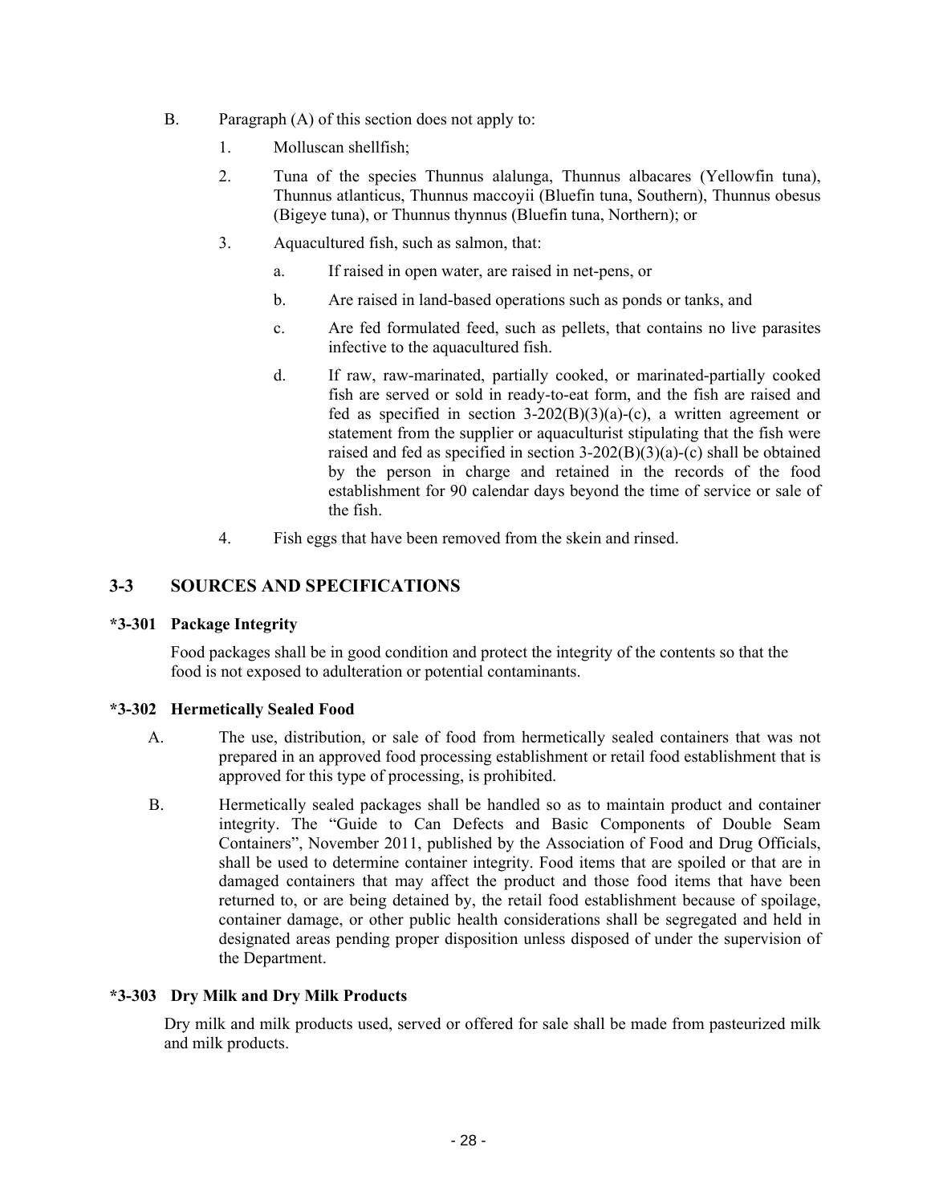B. Paragraph (A) of this section does not apply to:

1. Molluscan shellfish;

2. Tuna of the species Thunnus alalunga, Thunnus albacares (Yellowfin tuna), Thunnus atlanticus, Thunnus maccoyii (Bluefin tuna, Southern), Thunnus obesus (Bigeye tuna), or Thunnus thynnus (Bluefin tuna, Northern); or

3. Aquacultured fish, such as salmon, that:

   a. If raised in open water, are raised in net-pens, or

   b. Are raised in land-based operations such as ponds or tanks, and

   c. Are fed formulated feed, such as pellets, that contains no live parasites infective to the aquacultured fish.

   d. If raw, raw-marinated, partially cooked, or marinated-partially cooked fish are served or sold in ready-to-eat form, and the fish are raised and fed as specified in section 3-202(B)(3)(a)-(c), a written agreement or statement from the supplier or aquaculturist stipulating that the fish were raised and fed as specified in section 3-202(B)(3)(a)-(c) shall be obtained by the person in charge and retained in the records of the food establishment for 90 calendar days beyond the time of service or sale of the fish.

4. Fish eggs that have been removed from the skein and rinsed.

## 3-3 SOURCES AND SPECIFICATIONS

### *3-301 Package Integrity

Food packages shall be in good condition and protect the integrity of the contents so that the food is not exposed to adulteration or potential contaminants.

### *3-302 Hermetically Sealed Food

A. The use, distribution, or sale of food from hermetically sealed containers that was not prepared in an approved food processing establishment or retail food establishment that is approved for this type of processing, is prohibited.

B. Hermetically sealed packages shall be handled so as to maintain product and container integrity. The "Guide to Can Defects and Basic Components of Double Seam Containers", November 2011, published by the Association of Food and Drug Officials, shall be used to determine container integrity. Food items that are spoiled or that are in damaged containers that may affect the product and those food items that have been returned to, or are being detained by, the retail food establishment because of spoilage, container damage, or other public health considerations shall be segregated and held in designated areas pending proper disposition unless disposed of under the supervision of the Department.

### *3-303 Dry Milk and Dry Milk Products

Dry milk and milk products used, served or offered for sale shall be made from pasteurized milk and milk products.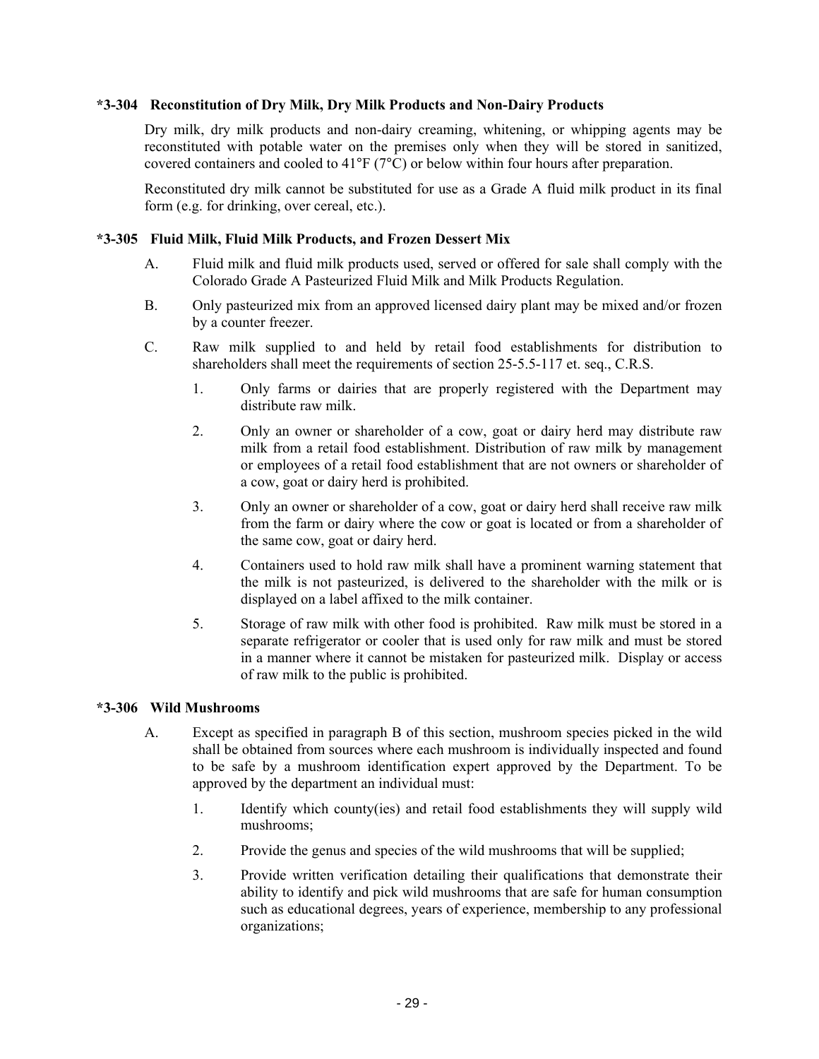**\*3-304 Reconstitution of Dry Milk, Dry Milk Products and Non-Dairy Products**

Dry milk, dry milk products and non-dairy creaming, whitening, or whipping agents may be reconstituted with potable water on the premises only when they will be stored in sanitized, covered containers and cooled to 41°F (7°C) or below within four hours after preparation.

Reconstituted dry milk cannot be substituted for use as a Grade A fluid milk product in its final form (e.g. for drinking, over cereal, etc.).

**\*3-305 Fluid Milk, Fluid Milk Products, and Frozen Dessert Mix**

A. Fluid milk and fluid milk products used, served or offered for sale shall comply with the Colorado Grade A Pasteurized Fluid Milk and Milk Products Regulation.

B. Only pasteurized mix from an approved licensed dairy plant may be mixed and/or frozen by a counter freezer.

C. Raw milk supplied to and held by retail food establishments for distribution to shareholders shall meet the requirements of section 25-5.5-117 et. seq., C.R.S.

1. Only farms or dairies that are properly registered with the Department may distribute raw milk.

2. Only an owner or shareholder of a cow, goat or dairy herd may distribute raw milk from a retail food establishment. Distribution of raw milk by management or employees of a retail food establishment that are not owners or shareholder of a cow, goat or dairy herd is prohibited.

3. Only an owner or shareholder of a cow, goat or dairy herd shall receive raw milk from the farm or dairy where the cow or goat is located or from a shareholder of the same cow, goat or dairy herd.

4. Containers used to hold raw milk shall have a prominent warning statement that the milk is not pasteurized, is delivered to the shareholder with the milk or is displayed on a label affixed to the milk container.

5. Storage of raw milk with other food is prohibited. Raw milk must be stored in a separate refrigerator or cooler that is used only for raw milk and must be stored in a manner where it cannot be mistaken for pasteurized milk. Display or access of raw milk to the public is prohibited.

**\*3-306 Wild Mushrooms**

A. Except as specified in paragraph B of this section, mushroom species picked in the wild shall be obtained from sources where each mushroom is individually inspected and found to be safe by a mushroom identification expert approved by the Department. To be approved by the department an individual must:

1. Identify which county(ies) and retail food establishments they will supply wild mushrooms;

2. Provide the genus and species of the wild mushrooms that will be supplied;

3. Provide written verification detailing their qualifications that demonstrate their ability to identify and pick wild mushrooms that are safe for human consumption such as educational degrees, years of experience, membership to any professional organizations;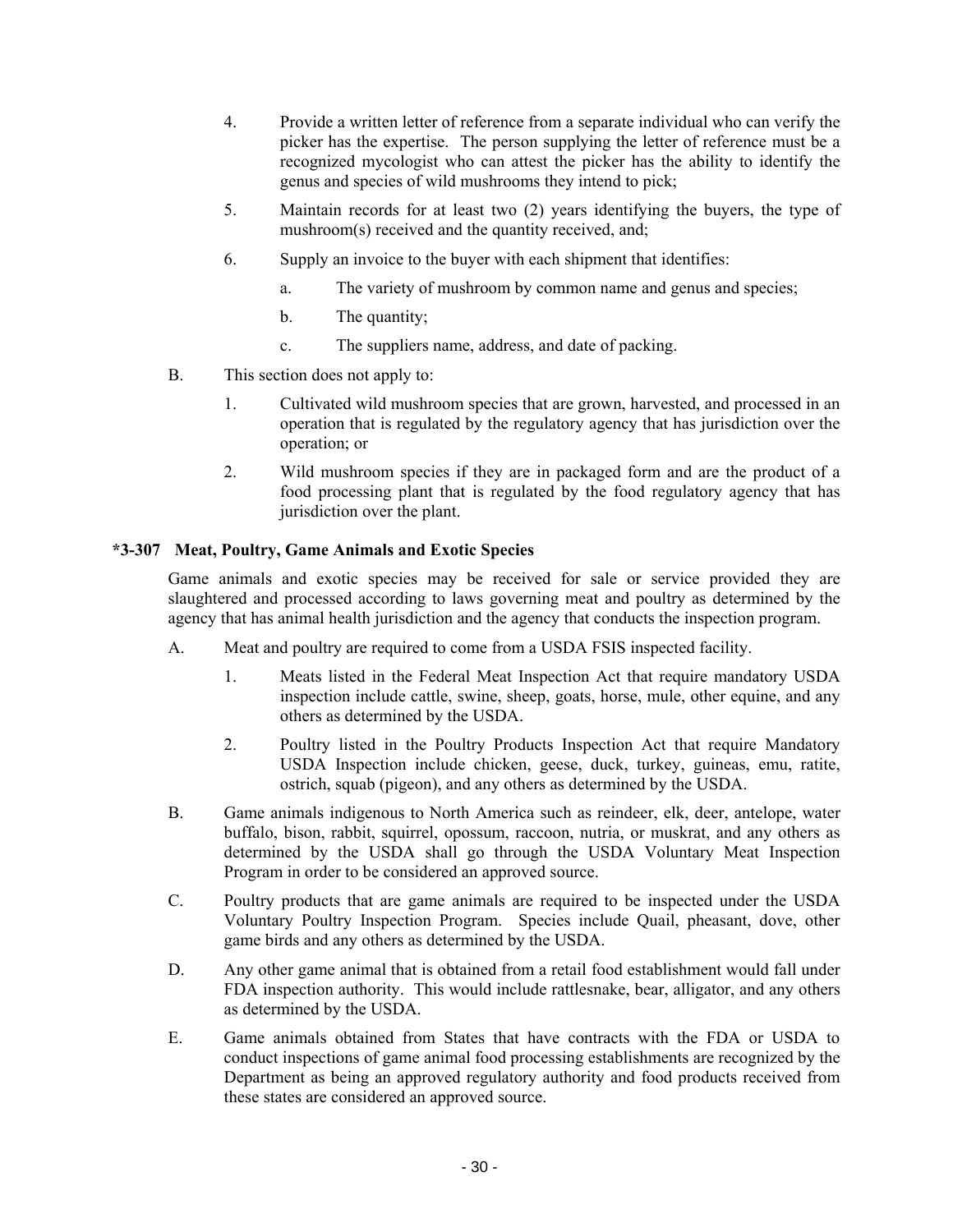4. Provide a written letter of reference from a separate individual who can verify the picker has the expertise. The person supplying the letter of reference must be a recognized mycologist who can attest the picker has the ability to identify the genus and species of wild mushrooms they intend to pick;

5. Maintain records for at least two (2) years identifying the buyers, the type of mushroom(s) received and the quantity received, and;

6. Supply an invoice to the buyer with each shipment that identifies:

   a. The variety of mushroom by common name and genus and species;

   b. The quantity;

   c. The suppliers name, address, and date of packing.

B. This section does not apply to:

1. Cultivated wild mushroom species that are grown, harvested, and processed in an operation that is regulated by the regulatory agency that has jurisdiction over the operation; or

2. Wild mushroom species if they are in packaged form and are the product of a food processing plant that is regulated by the food regulatory agency that has jurisdiction over the plant.

### *3-307 Meat, Poultry, Game Animals and Exotic Species

Game animals and exotic species may be received for sale or service provided they are slaughtered and processed according to laws governing meat and poultry as determined by the agency that has animal health jurisdiction and the agency that conducts the inspection program.

A. Meat and poultry are required to come from a USDA FSIS inspected facility.

1. Meats listed in the Federal Meat Inspection Act that require mandatory USDA inspection include cattle, swine, sheep, goats, horse, mule, other equine, and any others as determined by the USDA.

2. Poultry listed in the Poultry Products Inspection Act that require Mandatory USDA Inspection include chicken, geese, duck, turkey, guineas, emu, ratite, ostrich, squab (pigeon), and any others as determined by the USDA.

B. Game animals indigenous to North America such as reindeer, elk, deer, antelope, water buffalo, bison, rabbit, squirrel, opossum, raccoon, nutria, or muskrat, and any others as determined by the USDA shall go through the USDA Voluntary Meat Inspection Program in order to be considered an approved source.

C. Poultry products that are game animals are required to be inspected under the USDA Voluntary Poultry Inspection Program. Species include Quail, pheasant, dove, other game birds and any others as determined by the USDA.

D. Any other game animal that is obtained from a retail food establishment would fall under FDA inspection authority. This would include rattlesnake, bear, alligator, and any others as determined by the USDA.

E. Game animals obtained from States that have contracts with the FDA or USDA to conduct inspections of game animal food processing establishments are recognized by the Department as being an approved regulatory authority and food products received from these states are considered an approved source.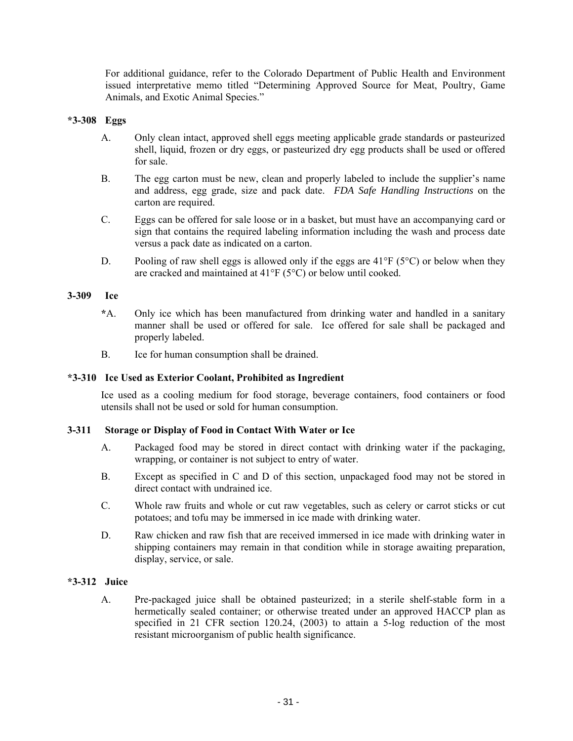For additional guidance, refer to the Colorado Department of Public Health and Environment issued interpretative memo titled "Determining Approved Source for Meat, Poultry, Game Animals, and Exotic Animal Species."

### *3-308 Eggs

A. Only clean intact, approved shell eggs meeting applicable grade standards or pasteurized shell, liquid, frozen or dry eggs, or pasteurized dry egg products shall be used or offered for sale.

B. The egg carton must be new, clean and properly labeled to include the supplier's name and address, egg grade, size and pack date. *FDA Safe Handling Instructions* on the carton are required.

C. Eggs can be offered for sale loose or in a basket, but must have an accompanying card or sign that contains the required labeling information including the wash and process date versus a pack date as indicated on a carton.

D. Pooling of raw shell eggs is allowed only if the eggs are 41°F (5°C) or below when they are cracked and maintained at 41°F (5°C) or below until cooked.

### 3-309 Ice

*A. Only ice which has been manufactured from drinking water and handled in a sanitary manner shall be used or offered for sale. Ice offered for sale shall be packaged and properly labeled.

B. Ice for human consumption shall be drained.

### *3-310 Ice Used as Exterior Coolant, Prohibited as Ingredient

Ice used as a cooling medium for food storage, beverage containers, food containers or food utensils shall not be used or sold for human consumption.

### 3-311 Storage or Display of Food in Contact With Water or Ice

A. Packaged food may be stored in direct contact with drinking water if the packaging, wrapping, or container is not subject to entry of water.

B. Except as specified in C and D of this section, unpackaged food may not be stored in direct contact with undrained ice.

C. Whole raw fruits and whole or cut raw vegetables, such as celery or carrot sticks or cut potatoes; and tofu may be immersed in ice made with drinking water.

D. Raw chicken and raw fish that are received immersed in ice made with drinking water in shipping containers may remain in that condition while in storage awaiting preparation, display, service, or sale.

### *3-312 Juice

A. Pre-packaged juice shall be obtained pasteurized; in a sterile shelf-stable form in a hermetically sealed container; or otherwise treated under an approved HACCP plan as specified in 21 CFR section 120.24, (2003) to attain a 5-log reduction of the most resistant microorganism of public health significance.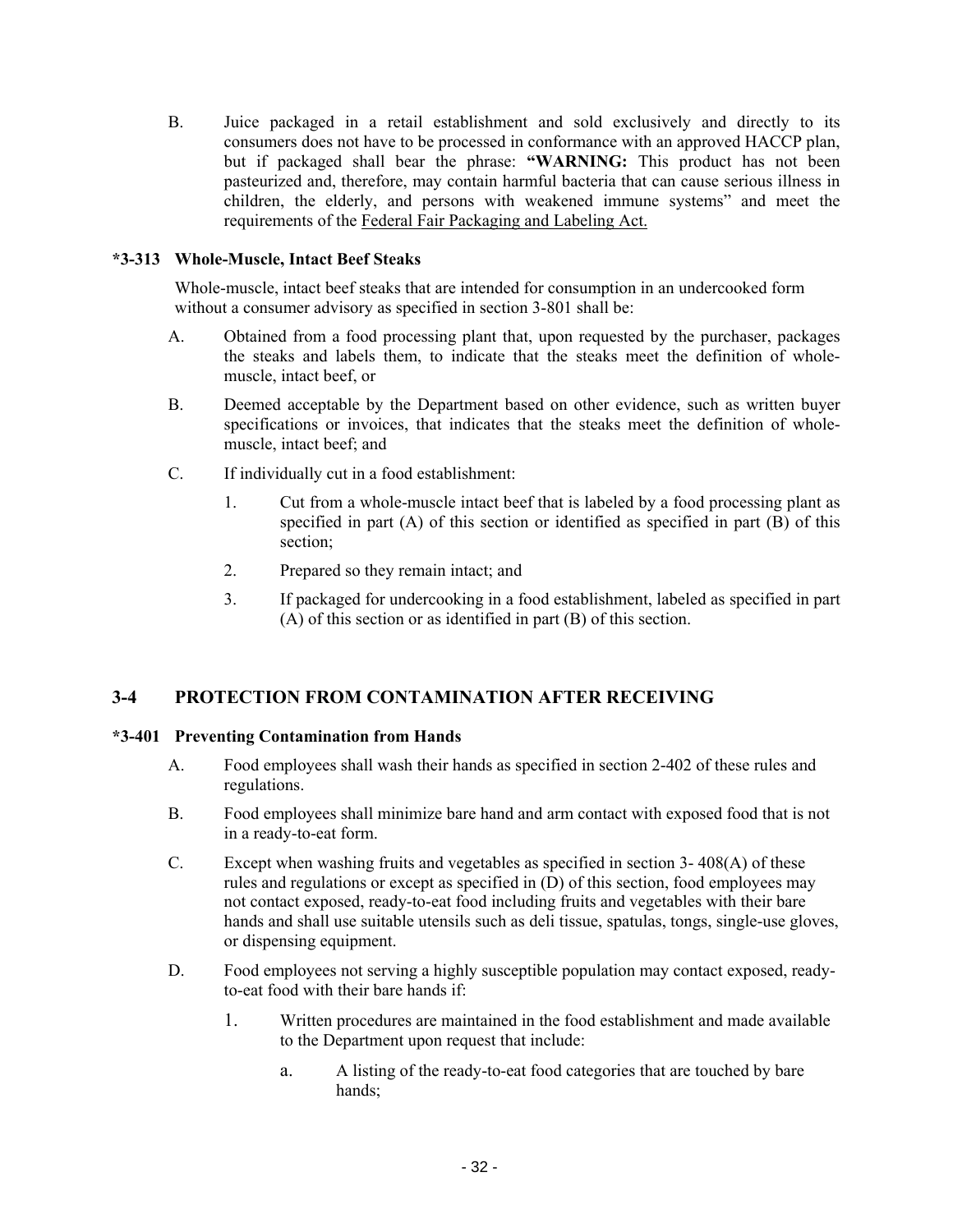B. Juice packaged in a retail establishment and sold exclusively and directly to its consumers does not have to be processed in conformance with an approved HACCP plan, but if packaged shall bear the phrase: **"WARNING:** This product has not been pasteurized and, therefore, may contain harmful bacteria that can cause serious illness in children, the elderly, and persons with weakened immune systems" and meet the requirements of the Federal Fair Packaging and Labeling Act.

### *3-313 Whole-Muscle, Intact Beef Steaks

Whole-muscle, intact beef steaks that are intended for consumption in an undercooked form without a consumer advisory as specified in section 3-801 shall be:

A. Obtained from a food processing plant that, upon requested by the purchaser, packages the steaks and labels them, to indicate that the steaks meet the definition of whole-muscle, intact beef, or

B. Deemed acceptable by the Department based on other evidence, such as written buyer specifications or invoices, that indicates that the steaks meet the definition of whole-muscle, intact beef; and

C. If individually cut in a food establishment:

1. Cut from a whole-muscle intact beef that is labeled by a food processing plant as specified in part (A) of this section or identified as specified in part (B) of this section;
2. Prepared so they remain intact; and
3. If packaged for undercooking in a food establishment, labeled as specified in part (A) of this section or as identified in part (B) of this section.

## 3-4 PROTECTION FROM CONTAMINATION AFTER RECEIVING

### *3-401 Preventing Contamination from Hands

A. Food employees shall wash their hands as specified in section 2-402 of these rules and regulations.

B. Food employees shall minimize bare hand and arm contact with exposed food that is not in a ready-to-eat form.

C. Except when washing fruits and vegetables as specified in section 3- 408(A) of these rules and regulations or except as specified in (D) of this section, food employees may not contact exposed, ready-to-eat food including fruits and vegetables with their bare hands and shall use suitable utensils such as deli tissue, spatulas, tongs, single-use gloves, or dispensing equipment.

D. Food employees not serving a highly susceptible population may contact exposed, ready-to-eat food with their bare hands if:

1. Written procedures are maintained in the food establishment and made available to the Department upon request that include:
   a. A listing of the ready-to-eat food categories that are touched by bare hands;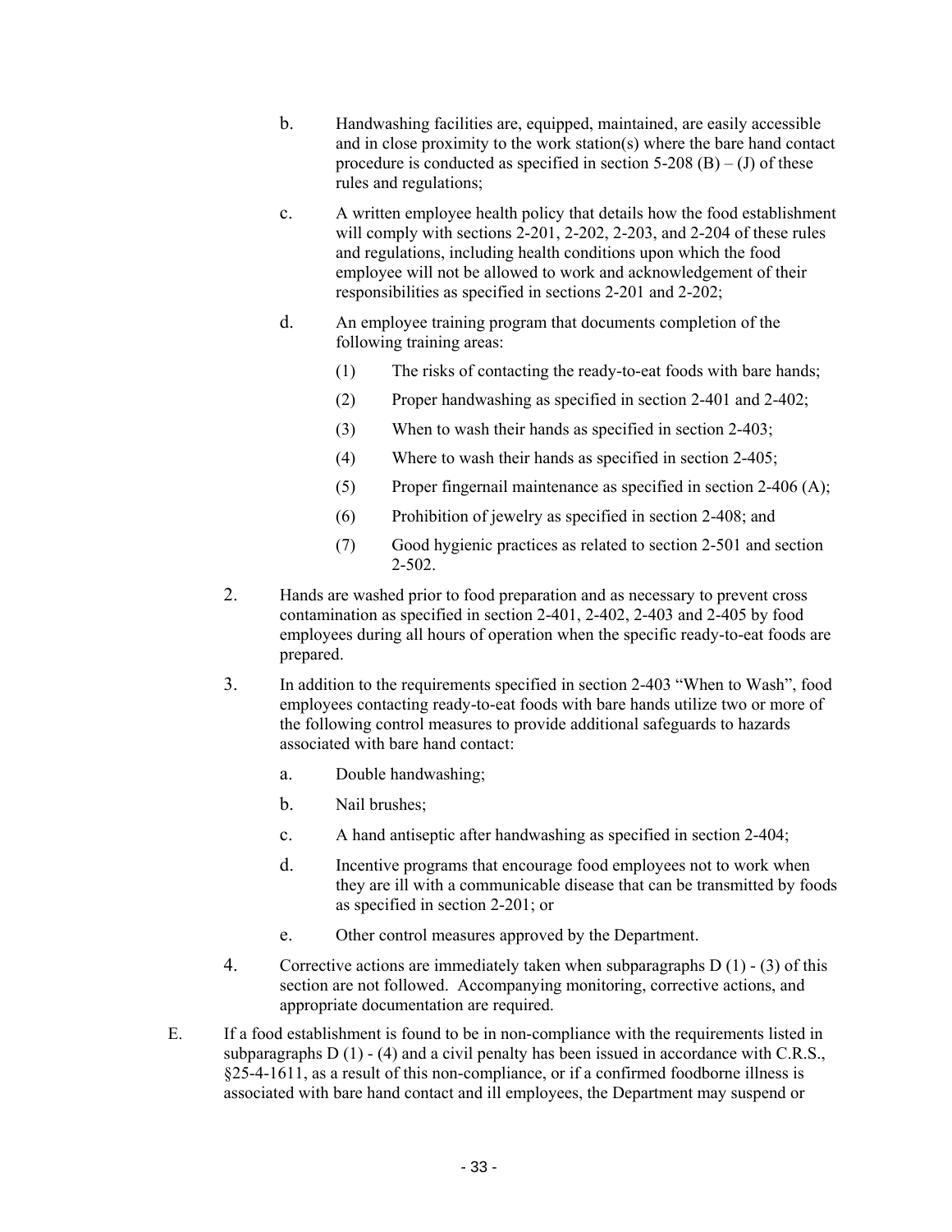b. Handwashing facilities are, equipped, maintained, are easily accessible and in close proximity to the work station(s) where the bare hand contact procedure is conducted as specified in section 5-208 (B) – (J) of these rules and regulations;

c. A written employee health policy that details how the food establishment will comply with sections 2-201, 2-202, 2-203, and 2-204 of these rules and regulations, including health conditions upon which the food employee will not be allowed to work and acknowledgement of their responsibilities as specified in sections 2-201 and 2-202;

d. An employee training program that documents completion of the following training areas:

   (1) The risks of contacting the ready-to-eat foods with bare hands;

   (2) Proper handwashing as specified in section 2-401 and 2-402;

   (3) When to wash their hands as specified in section 2-403;

   (4) Where to wash their hands as specified in section 2-405;

   (5) Proper fingernail maintenance as specified in section 2-406 (A);

   (6) Prohibition of jewelry as specified in section 2-408; and

   (7) Good hygienic practices as related to section 2-501 and section 2-502.

2. Hands are washed prior to food preparation and as necessary to prevent cross contamination as specified in section 2-401, 2-402, 2-403 and 2-405 by food employees during all hours of operation when the specific ready-to-eat foods are prepared.

3. In addition to the requirements specified in section 2-403 "When to Wash", food employees contacting ready-to-eat foods with bare hands utilize two or more of the following control measures to provide additional safeguards to hazards associated with bare hand contact:

   a. Double handwashing;

   b. Nail brushes;

   c. A hand antiseptic after handwashing as specified in section 2-404;

   d. Incentive programs that encourage food employees not to work when they are ill with a communicable disease that can be transmitted by foods as specified in section 2-201; or

   e. Other control measures approved by the Department.

4. Corrective actions are immediately taken when subparagraphs D (1) - (3) of this section are not followed. Accompanying monitoring, corrective actions, and appropriate documentation are required.

E. If a food establishment is found to be in non-compliance with the requirements listed in subparagraphs D (1) - (4) and a civil penalty has been issued in accordance with C.R.S., §25-4-1611, as a result of this non-compliance, or if a confirmed foodborne illness is associated with bare hand contact and ill employees, the Department may suspend or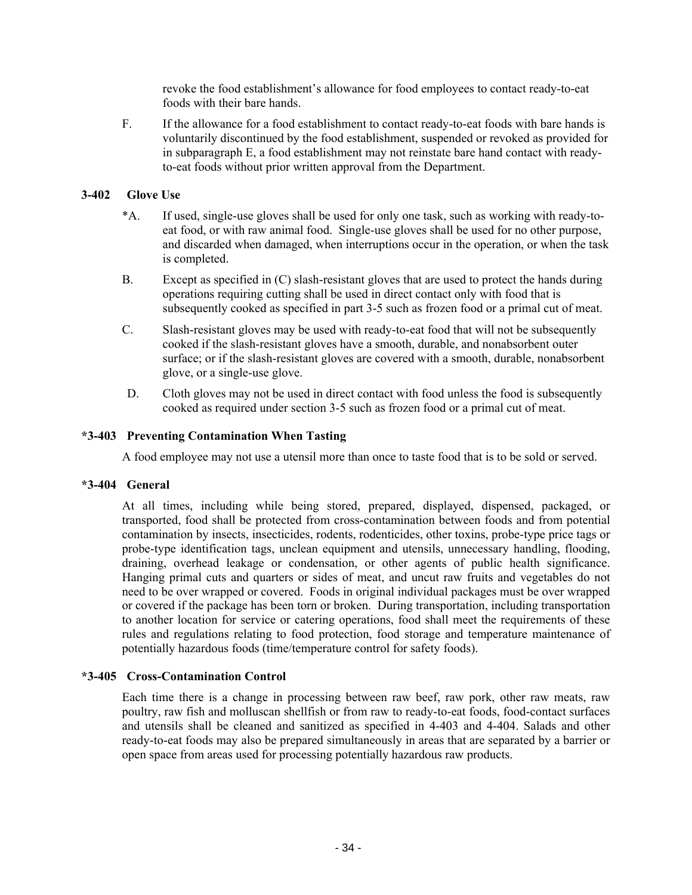revoke the food establishment's allowance for food employees to contact ready-to-eat foods with their bare hands.

F. If the allowance for a food establishment to contact ready-to-eat foods with bare hands is voluntarily discontinued by the food establishment, suspended or revoked as provided for in subparagraph E, a food establishment may not reinstate bare hand contact with ready-to-eat foods without prior written approval from the Department.

### 3-402 Glove Use

*A. If used, single-use gloves shall be used for only one task, such as working with ready-to-eat food, or with raw animal food. Single-use gloves shall be used for no other purpose, and discarded when damaged, when interruptions occur in the operation, or when the task is completed.

B. Except as specified in (C) slash-resistant gloves that are used to protect the hands during operations requiring cutting shall be used in direct contact only with food that is subsequently cooked as specified in part 3-5 such as frozen food or a primal cut of meat.

C. Slash-resistant gloves may be used with ready-to-eat food that will not be subsequently cooked if the slash-resistant gloves have a smooth, durable, and nonabsorbent outer surface; or if the slash-resistant gloves are covered with a smooth, durable, nonabsorbent glove, or a single-use glove.

D. Cloth gloves may not be used in direct contact with food unless the food is subsequently cooked as required under section 3-5 such as frozen food or a primal cut of meat.

### *3-403 Preventing Contamination When Tasting

A food employee may not use a utensil more than once to taste food that is to be sold or served.

### *3-404 General

At all times, including while being stored, prepared, displayed, dispensed, packaged, or transported, food shall be protected from cross-contamination between foods and from potential contamination by insects, insecticides, rodents, rodenticides, other toxins, probe-type price tags or probe-type identification tags, unclean equipment and utensils, unnecessary handling, flooding, draining, overhead leakage or condensation, or other agents of public health significance. Hanging primal cuts and quarters or sides of meat, and uncut raw fruits and vegetables do not need to be over wrapped or covered. Foods in original individual packages must be over wrapped or covered if the package has been torn or broken. During transportation, including transportation to another location for service or catering operations, food shall meet the requirements of these rules and regulations relating to food protection, food storage and temperature maintenance of potentially hazardous foods (time/temperature control for safety foods).

### *3-405 Cross-Contamination Control

Each time there is a change in processing between raw beef, raw pork, other raw meats, raw poultry, raw fish and molluscan shellfish or from raw to ready-to-eat foods, food-contact surfaces and utensils shall be cleaned and sanitized as specified in 4-403 and 4-404. Salads and other ready-to-eat foods may also be prepared simultaneously in areas that are separated by a barrier or open space from areas used for processing potentially hazardous raw products.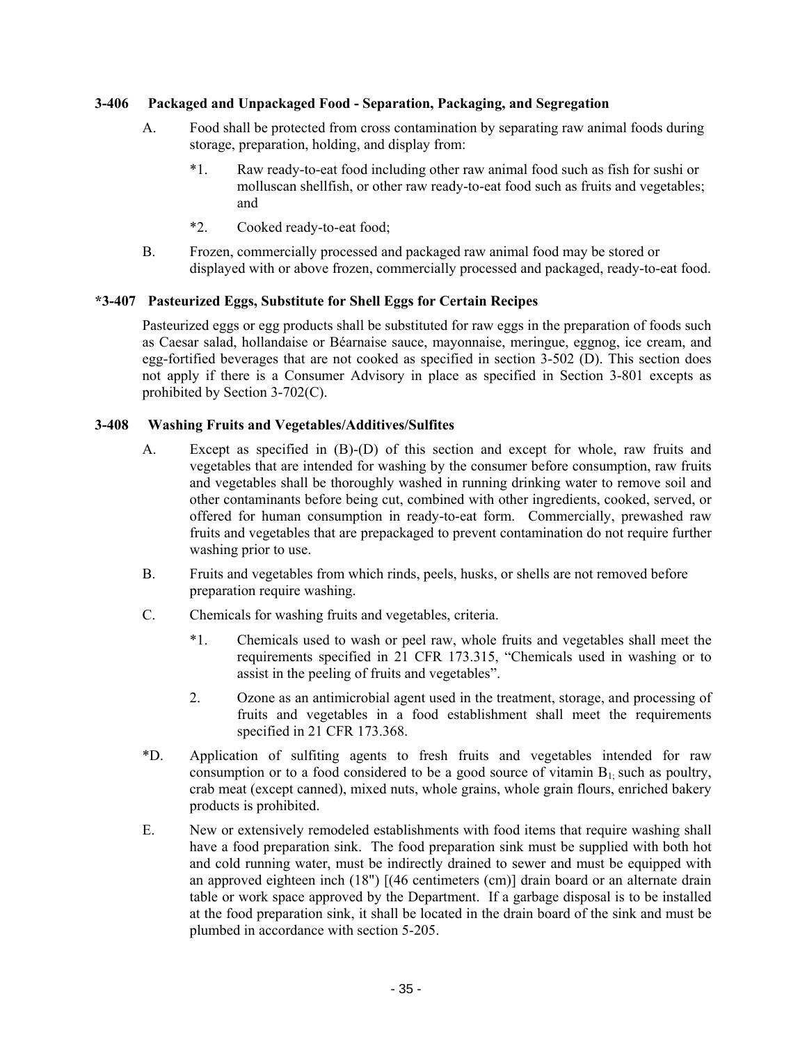### 3-406 Packaged and Unpackaged Food - Separation, Packaging, and Segregation

A. Food shall be protected from cross contamination by separating raw animal foods during storage, preparation, holding, and display from:

*1. Raw ready-to-eat food including other raw animal food such as fish for sushi or molluscan shellfish, or other raw ready-to-eat food such as fruits and vegetables; and

*2. Cooked ready-to-eat food;

B. Frozen, commercially processed and packaged raw animal food may be stored or displayed with or above frozen, commercially processed and packaged, ready-to-eat food.

### *3-407 Pasteurized Eggs, Substitute for Shell Eggs for Certain Recipes

Pasteurized eggs or egg products shall be substituted for raw eggs in the preparation of foods such as Caesar salad, hollandaise or Béarnaise sauce, mayonnaise, meringue, eggnog, ice cream, and egg-fortified beverages that are not cooked as specified in section 3-502 (D). This section does not apply if there is a Consumer Advisory in place as specified in Section 3-801 excepts as prohibited by Section 3-702(C).

### 3-408 Washing Fruits and Vegetables/Additives/Sulfites

A. Except as specified in (B)-(D) of this section and except for whole, raw fruits and vegetables that are intended for washing by the consumer before consumption, raw fruits and vegetables shall be thoroughly washed in running drinking water to remove soil and other contaminants before being cut, combined with other ingredients, cooked, served, or offered for human consumption in ready-to-eat form. Commercially, prewashed raw fruits and vegetables that are prepackaged to prevent contamination do not require further washing prior to use.

B. Fruits and vegetables from which rinds, peels, husks, or shells are not removed before preparation require washing.

C. Chemicals for washing fruits and vegetables, criteria.

*1. Chemicals used to wash or peel raw, whole fruits and vegetables shall meet the requirements specified in 21 CFR 173.315, "Chemicals used in washing or to assist in the peeling of fruits and vegetables".

2. Ozone as an antimicrobial agent used in the treatment, storage, and processing of fruits and vegetables in a food establishment shall meet the requirements specified in 21 CFR 173.368.

*D. Application of sulfiting agents to fresh fruits and vegetables intended for raw consumption or to a food considered to be a good source of vitamin $B_1$, such as poultry, crab meat (except canned), mixed nuts, whole grains, whole grain flours, enriched bakery products is prohibited.

E. New or extensively remodeled establishments with food items that require washing shall have a food preparation sink. The food preparation sink must be supplied with both hot and cold running water, must be indirectly drained to sewer and must be equipped with an approved eighteen inch (18") [(46 centimeters (cm)] drain board or an alternate drain table or work space approved by the Department. If a garbage disposal is to be installed at the food preparation sink, it shall be located in the drain board of the sink and must be plumbed in accordance with section 5-205.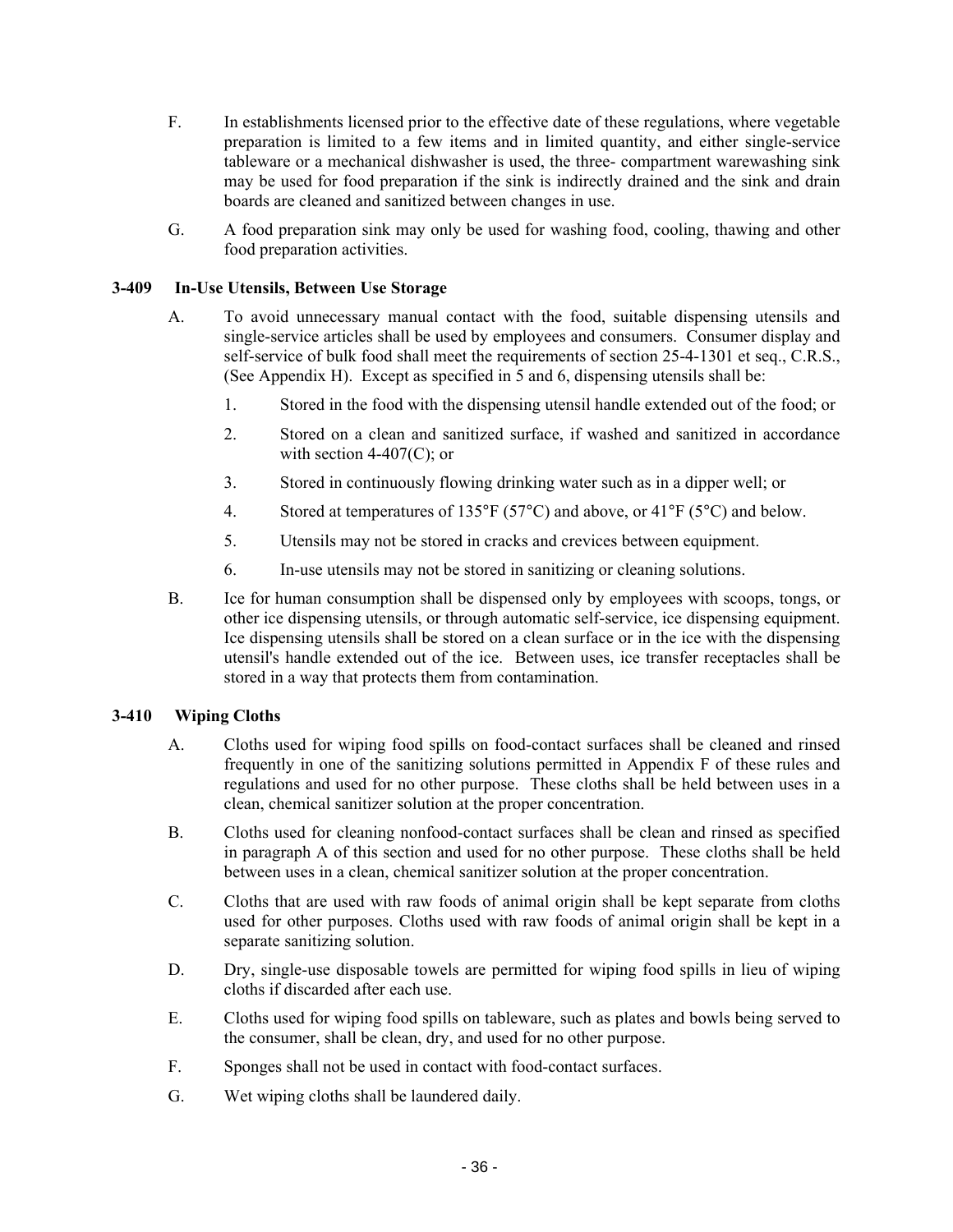F. In establishments licensed prior to the effective date of these regulations, where vegetable preparation is limited to a few items and in limited quantity, and either single-service tableware or a mechanical dishwasher is used, the three- compartment warewashing sink may be used for food preparation if the sink is indirectly drained and the sink and drain boards are cleaned and sanitized between changes in use.

G. A food preparation sink may only be used for washing food, cooling, thawing and other food preparation activities.

### 3-409 In-Use Utensils, Between Use Storage

A. To avoid unnecessary manual contact with the food, suitable dispensing utensils and single-service articles shall be used by employees and consumers. Consumer display and self-service of bulk food shall meet the requirements of section 25-4-1301 et seq., C.R.S., (See Appendix H). Except as specified in 5 and 6, dispensing utensils shall be:

1. Stored in the food with the dispensing utensil handle extended out of the food; or
2. Stored on a clean and sanitized surface, if washed and sanitized in accordance with section 4-407(C); or
3. Stored in continuously flowing drinking water such as in a dipper well; or
4. Stored at temperatures of 135°F (57°C) and above, or 41°F (5°C) and below.
5. Utensils may not be stored in cracks and crevices between equipment.
6. In-use utensils may not be stored in sanitizing or cleaning solutions.

B. Ice for human consumption shall be dispensed only by employees with scoops, tongs, or other ice dispensing utensils, or through automatic self-service, ice dispensing equipment. Ice dispensing utensils shall be stored on a clean surface or in the ice with the dispensing utensil's handle extended out of the ice. Between uses, ice transfer receptacles shall be stored in a way that protects them from contamination.

### 3-410 Wiping Cloths

A. Cloths used for wiping food spills on food-contact surfaces shall be cleaned and rinsed frequently in one of the sanitizing solutions permitted in Appendix F of these rules and regulations and used for no other purpose. These cloths shall be held between uses in a clean, chemical sanitizer solution at the proper concentration.

B. Cloths used for cleaning nonfood-contact surfaces shall be clean and rinsed as specified in paragraph A of this section and used for no other purpose. These cloths shall be held between uses in a clean, chemical sanitizer solution at the proper concentration.

C. Cloths that are used with raw foods of animal origin shall be kept separate from cloths used for other purposes. Cloths used with raw foods of animal origin shall be kept in a separate sanitizing solution.

D. Dry, single-use disposable towels are permitted for wiping food spills in lieu of wiping cloths if discarded after each use.

E. Cloths used for wiping food spills on tableware, such as plates and bowls being served to the consumer, shall be clean, dry, and used for no other purpose.

F. Sponges shall not be used in contact with food-contact surfaces.

G. Wet wiping cloths shall be laundered daily.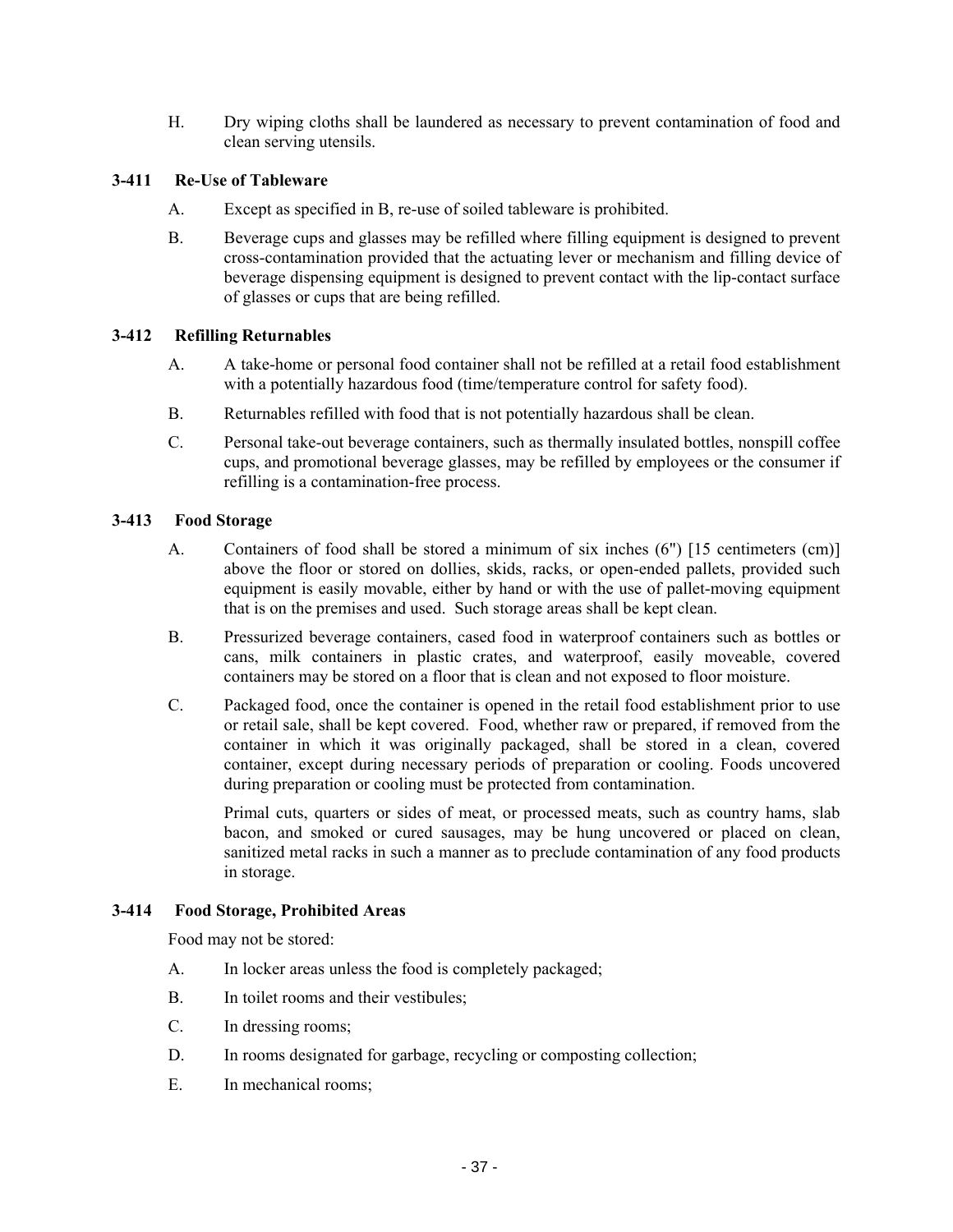H. Dry wiping cloths shall be laundered as necessary to prevent contamination of food and clean serving utensils.

### 3-411 Re-Use of Tableware

A. Except as specified in B, re-use of soiled tableware is prohibited.

B. Beverage cups and glasses may be refilled where filling equipment is designed to prevent cross-contamination provided that the actuating lever or mechanism and filling device of beverage dispensing equipment is designed to prevent contact with the lip-contact surface of glasses or cups that are being refilled.

### 3-412 Refilling Returnables

A. A take-home or personal food container shall not be refilled at a retail food establishment with a potentially hazardous food (time/temperature control for safety food).

B. Returnables refilled with food that is not potentially hazardous shall be clean.

C. Personal take-out beverage containers, such as thermally insulated bottles, nonspill coffee cups, and promotional beverage glasses, may be refilled by employees or the consumer if refilling is a contamination-free process.

### 3-413 Food Storage

A. Containers of food shall be stored a minimum of six inches (6") [15 centimeters (cm)] above the floor or stored on dollies, skids, racks, or open-ended pallets, provided such equipment is easily movable, either by hand or with the use of pallet-moving equipment that is on the premises and used. Such storage areas shall be kept clean.

B. Pressurized beverage containers, cased food in waterproof containers such as bottles or cans, milk containers in plastic crates, and waterproof, easily moveable, covered containers may be stored on a floor that is clean and not exposed to floor moisture.

C. Packaged food, once the container is opened in the retail food establishment prior to use or retail sale, shall be kept covered. Food, whether raw or prepared, if removed from the container in which it was originally packaged, shall be stored in a clean, covered container, except during necessary periods of preparation or cooling. Foods uncovered during preparation or cooling must be protected from contamination.

Primal cuts, quarters or sides of meat, or processed meats, such as country hams, slab bacon, and smoked or cured sausages, may be hung uncovered or placed on clean, sanitized metal racks in such a manner as to preclude contamination of any food products in storage.

### 3-414 Food Storage, Prohibited Areas

Food may not be stored:

A. In locker areas unless the food is completely packaged;

B. In toilet rooms and their vestibules;

C. In dressing rooms;

D. In rooms designated for garbage, recycling or composting collection;

E. In mechanical rooms;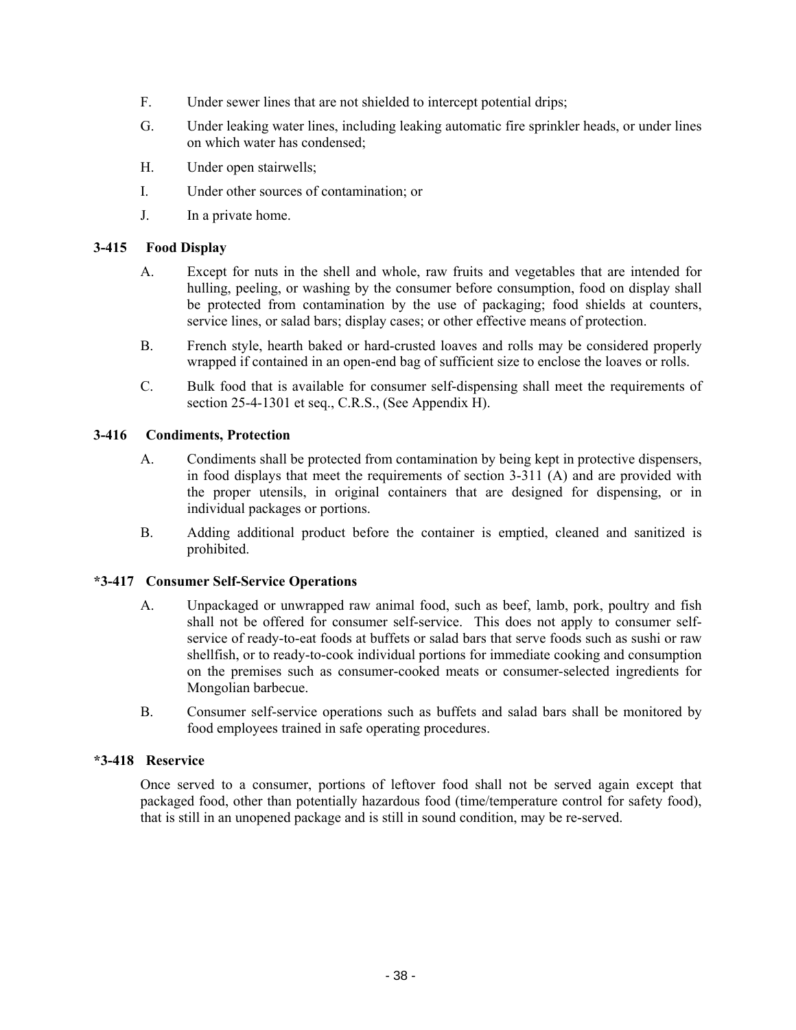F. Under sewer lines that are not shielded to intercept potential drips;

G. Under leaking water lines, including leaking automatic fire sprinkler heads, or under lines on which water has condensed;

H. Under open stairwells;

I. Under other sources of contamination; or

J. In a private home.

### 3-415 Food Display

A. Except for nuts in the shell and whole, raw fruits and vegetables that are intended for hulling, peeling, or washing by the consumer before consumption, food on display shall be protected from contamination by the use of packaging; food shields at counters, service lines, or salad bars; display cases; or other effective means of protection.

B. French style, hearth baked or hard-crusted loaves and rolls may be considered properly wrapped if contained in an open-end bag of sufficient size to enclose the loaves or rolls.

C. Bulk food that is available for consumer self-dispensing shall meet the requirements of section 25-4-1301 et seq., C.R.S., (See Appendix H).

### 3-416 Condiments, Protection

A. Condiments shall be protected from contamination by being kept in protective dispensers, in food displays that meet the requirements of section 3-311 (A) and are provided with the proper utensils, in original containers that are designed for dispensing, or in individual packages or portions.

B. Adding additional product before the container is emptied, cleaned and sanitized is prohibited.

### *3-417 Consumer Self-Service Operations

A. Unpackaged or unwrapped raw animal food, such as beef, lamb, pork, poultry and fish shall not be offered for consumer self-service. This does not apply to consumer self-service of ready-to-eat foods at buffets or salad bars that serve foods such as sushi or raw shellfish, or to ready-to-cook individual portions for immediate cooking and consumption on the premises such as consumer-cooked meats or consumer-selected ingredients for Mongolian barbecue.

B. Consumer self-service operations such as buffets and salad bars shall be monitored by food employees trained in safe operating procedures.

### *3-418 Reservice

Once served to a consumer, portions of leftover food shall not be served again except that packaged food, other than potentially hazardous food (time/temperature control for safety food), that is still in an unopened package and is still in sound condition, may be re-served.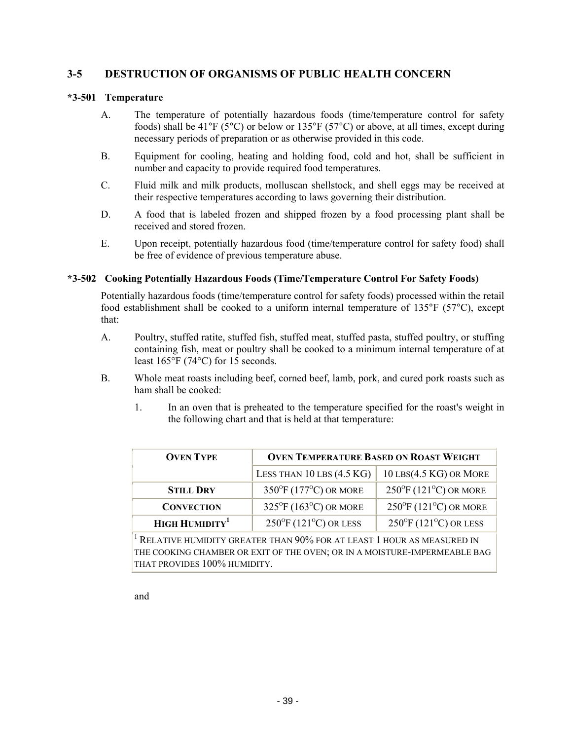## 3-5 DESTRUCTION OF ORGANISMS OF PUBLIC HEALTH CONCERN

### *3-501 Temperature

A. The temperature of potentially hazardous foods (time/temperature control for safety foods) shall be 41°F (5°C) or below or 135°F (57°C) or above, at all times, except during necessary periods of preparation or as otherwise provided in this code.

B. Equipment for cooling, heating and holding food, cold and hot, shall be sufficient in number and capacity to provide required food temperatures.

C. Fluid milk and milk products, molluscan shellstock, and shell eggs may be received at their respective temperatures according to laws governing their distribution.

D. A food that is labeled frozen and shipped frozen by a food processing plant shall be received and stored frozen.

E. Upon receipt, potentially hazardous food (time/temperature control for safety food) shall be free of evidence of previous temperature abuse.

### *3-502 Cooking Potentially Hazardous Foods (Time/Temperature Control For Safety Foods)

Potentially hazardous foods (time/temperature control for safety foods) processed within the retail food establishment shall be cooked to a uniform internal temperature of 135°F (57°C), except that:

A. Poultry, stuffed ratite, stuffed fish, stuffed meat, stuffed pasta, stuffed poultry, or stuffing containing fish, meat or poultry shall be cooked to a minimum internal temperature of at least 165°F (74°C) for 15 seconds.

B. Whole meat roasts including beef, corned beef, lamb, pork, and cured pork roasts such as ham shall be cooked:

1. In an oven that is preheated to the temperature specified for the roast's weight in the following chart and that is held at that temperature:

| Oven Type | Oven Temperature Based on Roast Weight | |
|---|---|---|
| | Less than 10 lbs (4.5 kg) | 10 lbs (4.5 kg) or More |
| Still Dry | 350°F (177°C) or more | 250°F (121°C) or more |
| Convection | 325°F (163°C) or more | 250°F (121°C) or more |
| High Humidity[1] | 250°F (121°C) or less | 250°F (121°C) or less |

[1] Relative humidity greater than 90% for at least 1 hour as measured in the cooking chamber or exit of the oven; or in a moisture-impermeable bag that provides 100% humidity.

and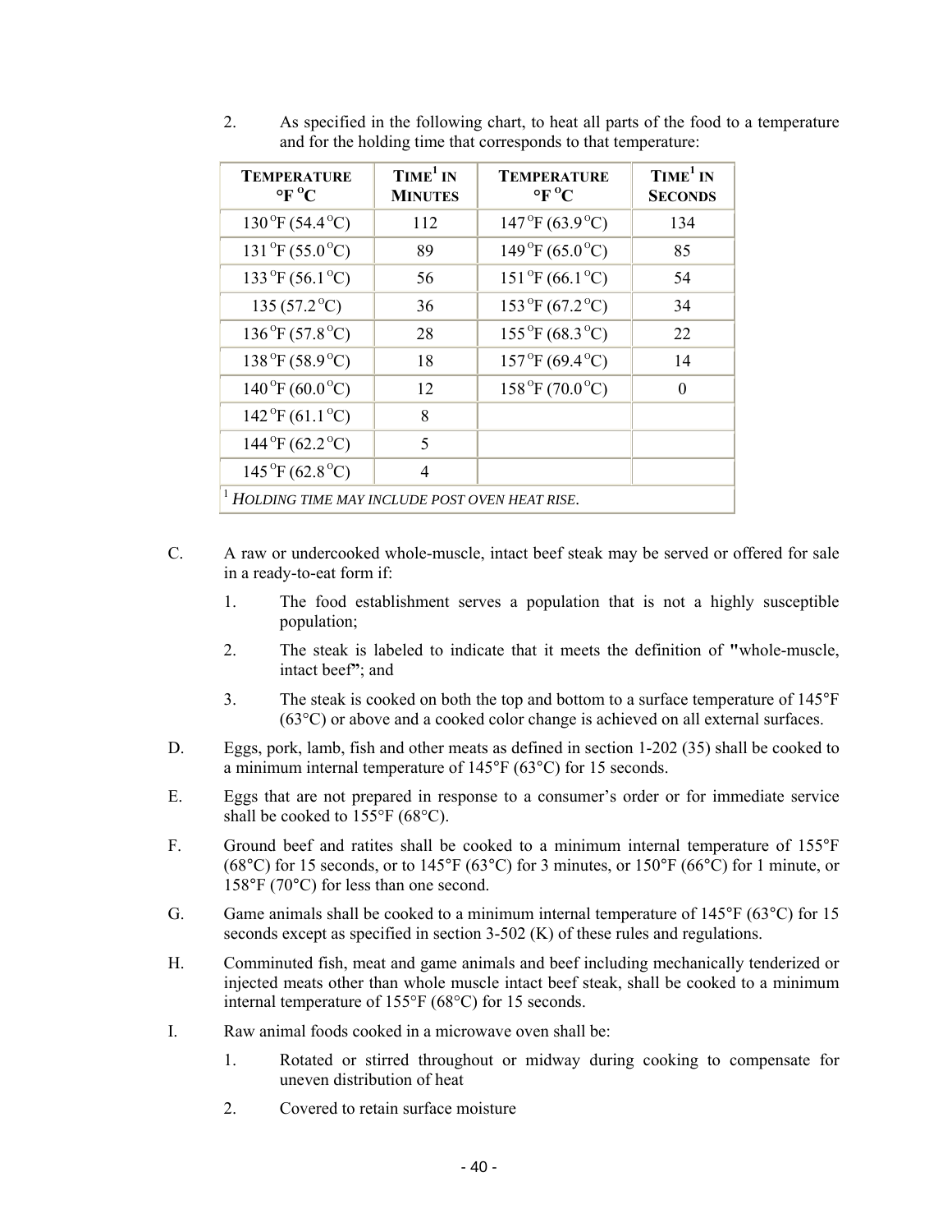2. As specified in the following chart, to heat all parts of the food to a temperature and for the holding time that corresponds to that temperature:

| **Temperature °F °C** | **Time[1] in Minutes** | **Temperature °F °C** | **Time[1] in Seconds** |
|---|---|---|---|
| 130 °F (54.4 °C) | 112 | 147 °F (63.9 °C) | 134 |
| 131 °F (55.0 °C) | 89 | 149 °F (65.0 °C) | 85 |
| 133 °F (56.1 °C) | 56 | 151 °F (66.1 °C) | 54 |
| 135 (57.2 °C) | 36 | 153 °F (67.2 °C) | 34 |
| 136 °F (57.8 °C) | 28 | 155 °F (68.3 °C) | 22 |
| 138 °F (58.9 °C) | 18 | 157 °F (69.4 °C) | 14 |
| 140 °F (60.0 °C) | 12 | 158 °F (70.0 °C) | 0 |
| 142 °F (61.1 °C) | 8 | | |
| 144 °F (62.2 °C) | 5 | | |
| 145 °F (62.8 °C) | 4 | | |
| [1] *Holding time may include post oven heat rise.* | | | |

C. A raw or undercooked whole-muscle, intact beef steak may be served or offered for sale in a ready-to-eat form if:

1. The food establishment serves a population that is not a highly susceptible population;

2. The steak is labeled to indicate that it meets the definition of "whole-muscle, intact beef"; and

3. The steak is cooked on both the top and bottom to a surface temperature of 145°F (63°C) or above and a cooked color change is achieved on all external surfaces.

D. Eggs, pork, lamb, fish and other meats as defined in section 1-202 (35) shall be cooked to a minimum internal temperature of 145°F (63°C) for 15 seconds.

E. Eggs that are not prepared in response to a consumer's order or for immediate service shall be cooked to 155°F (68°C).

F. Ground beef and ratites shall be cooked to a minimum internal temperature of 155°F (68°C) for 15 seconds, or to 145°F (63°C) for 3 minutes, or 150°F (66°C) for 1 minute, or 158°F (70°C) for less than one second.

G. Game animals shall be cooked to a minimum internal temperature of 145°F (63°C) for 15 seconds except as specified in section 3-502 (K) of these rules and regulations.

H. Comminuted fish, meat and game animals and beef including mechanically tenderized or injected meats other than whole muscle intact beef steak, shall be cooked to a minimum internal temperature of 155°F (68°C) for 15 seconds.

I. Raw animal foods cooked in a microwave oven shall be:

1. Rotated or stirred throughout or midway during cooking to compensate for uneven distribution of heat

2. Covered to retain surface moisture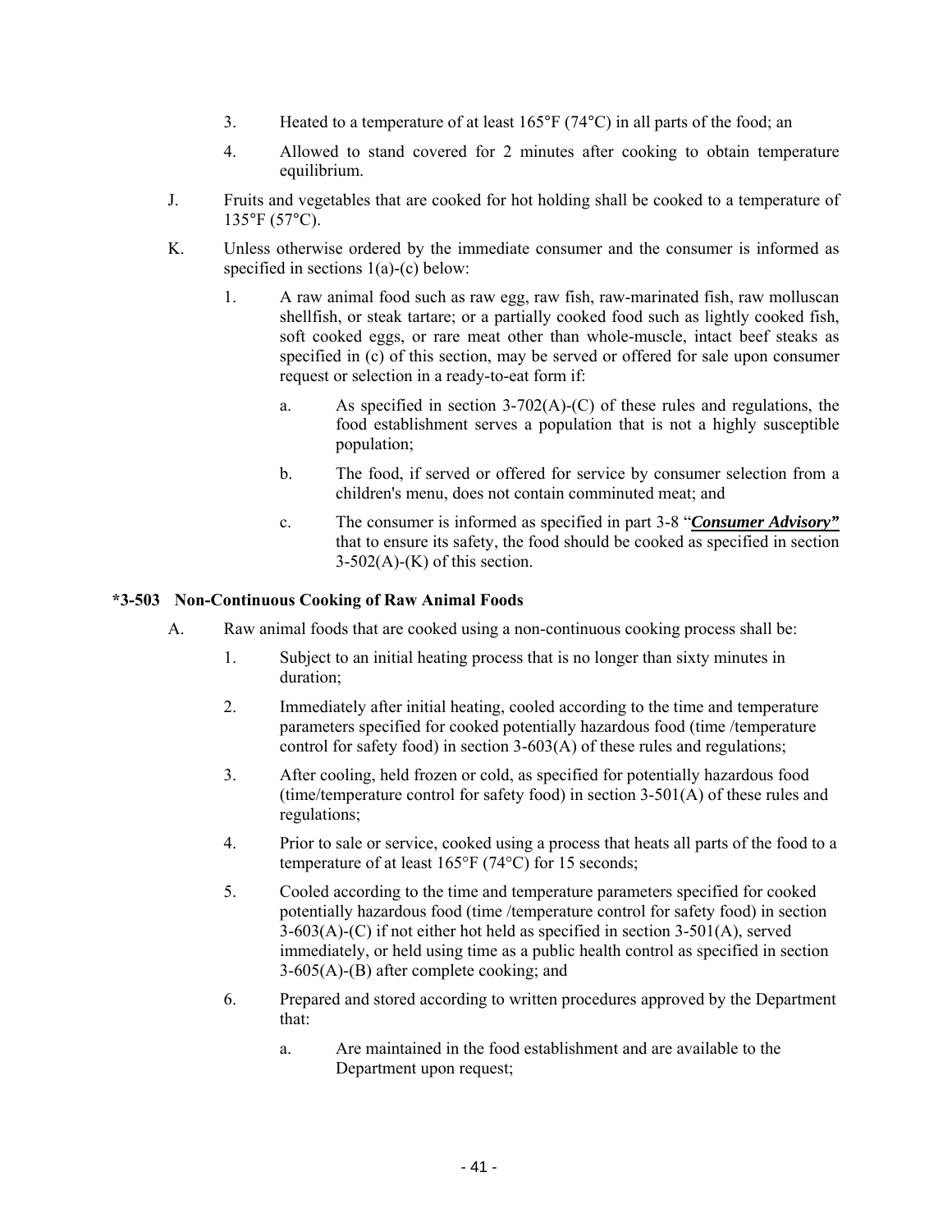3. Heated to a temperature of at least 165°F (74°C) in all parts of the food; an

4. Allowed to stand covered for 2 minutes after cooking to obtain temperature equilibrium.

J. Fruits and vegetables that are cooked for hot holding shall be cooked to a temperature of 135°F (57°C).

K. Unless otherwise ordered by the immediate consumer and the consumer is informed as specified in sections 1(a)-(c) below:

1. A raw animal food such as raw egg, raw fish, raw-marinated fish, raw molluscan shellfish, or steak tartare; or a partially cooked food such as lightly cooked fish, soft cooked eggs, or rare meat other than whole-muscle, intact beef steaks as specified in (c) of this section, may be served or offered for sale upon consumer request or selection in a ready-to-eat form if:

   a. As specified in section 3-702(A)-(C) of these rules and regulations, the food establishment serves a population that is not a highly susceptible population;

   b. The food, if served or offered for service by consumer selection from a children's menu, does not contain comminuted meat; and

   c. The consumer is informed as specified in part 3-8 "***<u>Consumer Advisory</u>"*** that to ensure its safety, the food should be cooked as specified in section 3-502(A)-(K) of this section.

### *3-503 Non-Continuous Cooking of Raw Animal Foods

A. Raw animal foods that are cooked using a non-continuous cooking process shall be:

1. Subject to an initial heating process that is no longer than sixty minutes in duration;

2. Immediately after initial heating, cooled according to the time and temperature parameters specified for cooked potentially hazardous food (time /temperature control for safety food) in section 3-603(A) of these rules and regulations;

3. After cooling, held frozen or cold, as specified for potentially hazardous food (time/temperature control for safety food) in section 3-501(A) of these rules and regulations;

4. Prior to sale or service, cooked using a process that heats all parts of the food to a temperature of at least 165°F (74°C) for 15 seconds;

5. Cooled according to the time and temperature parameters specified for cooked potentially hazardous food (time /temperature control for safety food) in section 3-603(A)-(C) if not either hot held as specified in section 3-501(A), served immediately, or held using time as a public health control as specified in section 3-605(A)-(B) after complete cooking; and

6. Prepared and stored according to written procedures approved by the Department that:

   a. Are maintained in the food establishment and are available to the Department upon request;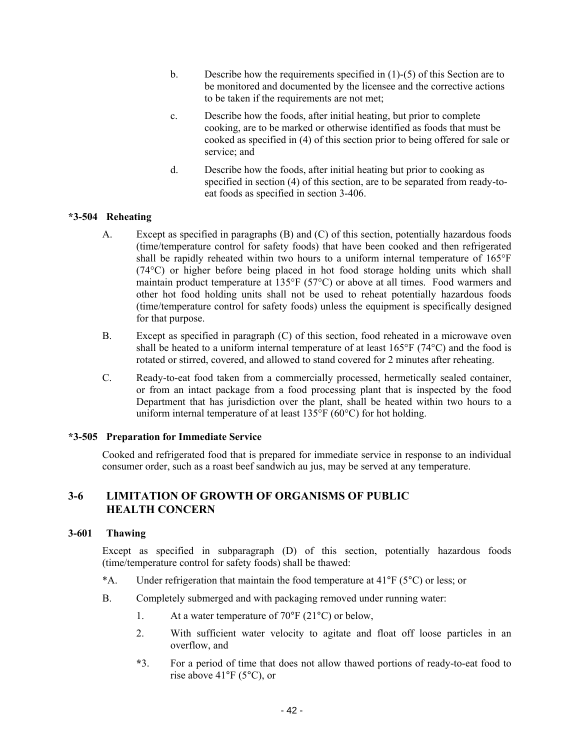b. Describe how the requirements specified in (1)-(5) of this Section are to be monitored and documented by the licensee and the corrective actions to be taken if the requirements are not met;

c. Describe how the foods, after initial heating, but prior to complete cooking, are to be marked or otherwise identified as foods that must be cooked as specified in (4) of this section prior to being offered for sale or service; and

d. Describe how the foods, after initial heating but prior to cooking as specified in section (4) of this section, are to be separated from ready-to-eat foods as specified in section 3-406.

**\*3-504 Reheating**

A. Except as specified in paragraphs (B) and (C) of this section, potentially hazardous foods (time/temperature control for safety foods) that have been cooked and then refrigerated shall be rapidly reheated within two hours to a uniform internal temperature of 165°F (74°C) or higher before being placed in hot food storage holding units which shall maintain product temperature at 135°F (57°C) or above at all times. Food warmers and other hot food holding units shall not be used to reheat potentially hazardous foods (time/temperature control for safety foods) unless the equipment is specifically designed for that purpose.

B. Except as specified in paragraph (C) of this section, food reheated in a microwave oven shall be heated to a uniform internal temperature of at least 165°F (74°C) and the food is rotated or stirred, covered, and allowed to stand covered for 2 minutes after reheating.

C. Ready-to-eat food taken from a commercially processed, hermetically sealed container, or from an intact package from a food processing plant that is inspected by the food Department that has jurisdiction over the plant, shall be heated within two hours to a uniform internal temperature of at least 135°F (60°C) for hot holding.

**\*3-505 Preparation for Immediate Service**

Cooked and refrigerated food that is prepared for immediate service in response to an individual consumer order, such as a roast beef sandwich au jus, may be served at any temperature.

## 3-6 LIMITATION OF GROWTH OF ORGANISMS OF PUBLIC HEALTH CONCERN

**3-601 Thawing**

Except as specified in subparagraph (D) of this section, potentially hazardous foods (time/temperature control for safety foods) shall be thawed:

\*A. Under refrigeration that maintain the food temperature at 41°F (5°C) or less; or

B. Completely submerged and with packaging removed under running water:

1. At a water temperature of 70°F (21°C) or below,

2. With sufficient water velocity to agitate and float off loose particles in an overflow, and

\*3. For a period of time that does not allow thawed portions of ready-to-eat food to rise above 41°F (5°C), or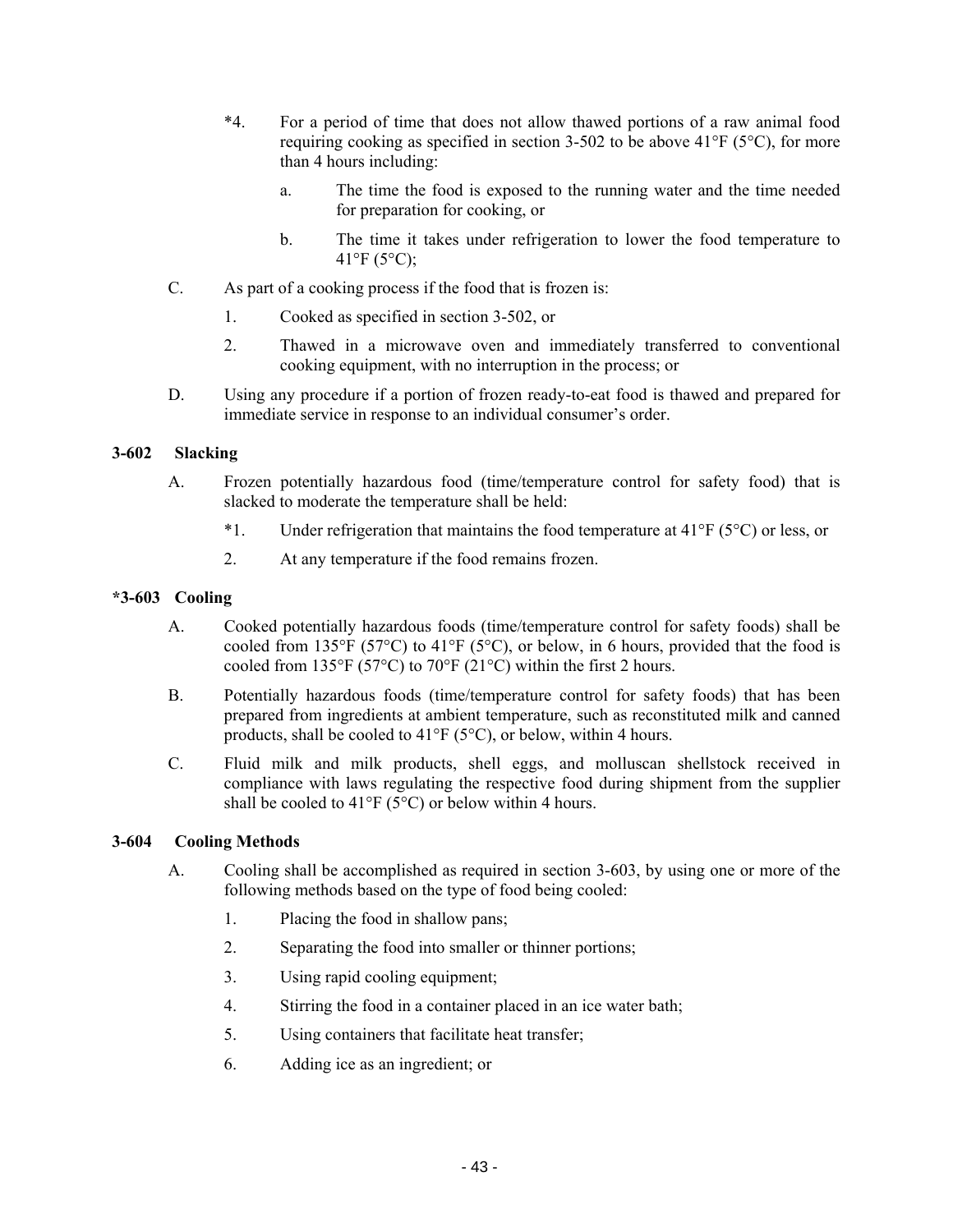*4. For a period of time that does not allow thawed portions of a raw animal food requiring cooking as specified in section 3-502 to be above 41°F (5°C), for more than 4 hours including:

   a. The time the food is exposed to the running water and the time needed for preparation for cooking, or

   b. The time it takes under refrigeration to lower the food temperature to 41°F (5°C);

C. As part of a cooking process if the food that is frozen is:

   1. Cooked as specified in section 3-502, or

   2. Thawed in a microwave oven and immediately transferred to conventional cooking equipment, with no interruption in the process; or

D. Using any procedure if a portion of frozen ready-to-eat food is thawed and prepared for immediate service in response to an individual consumer's order.

### 3-602 Slacking

A. Frozen potentially hazardous food (time/temperature control for safety food) that is slacked to moderate the temperature shall be held:

   *1. Under refrigeration that maintains the food temperature at 41°F (5°C) or less, or

   2. At any temperature if the food remains frozen.

### *3-603 Cooling

A. Cooked potentially hazardous foods (time/temperature control for safety foods) shall be cooled from 135°F (57°C) to 41°F (5°C), or below, in 6 hours, provided that the food is cooled from 135°F (57°C) to 70°F (21°C) within the first 2 hours.

B. Potentially hazardous foods (time/temperature control for safety foods) that has been prepared from ingredients at ambient temperature, such as reconstituted milk and canned products, shall be cooled to 41°F (5°C), or below, within 4 hours.

C. Fluid milk and milk products, shell eggs, and molluscan shellstock received in compliance with laws regulating the respective food during shipment from the supplier shall be cooled to 41°F (5°C) or below within 4 hours.

### 3-604 Cooling Methods

A. Cooling shall be accomplished as required in section 3-603, by using one or more of the following methods based on the type of food being cooled:

   1. Placing the food in shallow pans;

   2. Separating the food into smaller or thinner portions;

   3. Using rapid cooling equipment;

   4. Stirring the food in a container placed in an ice water bath;

   5. Using containers that facilitate heat transfer;

   6. Adding ice as an ingredient; or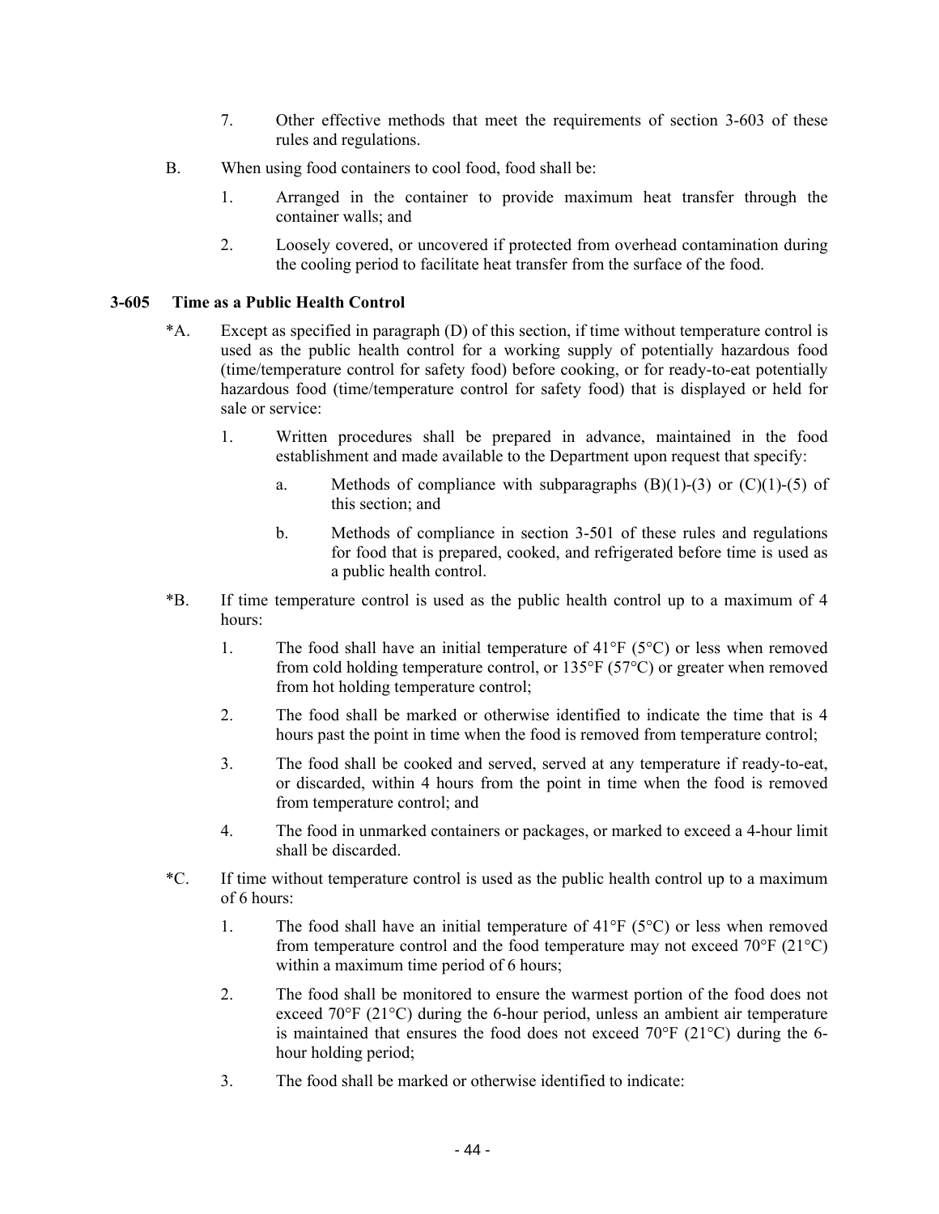7. Other effective methods that meet the requirements of section 3-603 of these rules and regulations.

B. When using food containers to cool food, food shall be:

   1. Arranged in the container to provide maximum heat transfer through the container walls; and

   2. Loosely covered, or uncovered if protected from overhead contamination during the cooling period to facilitate heat transfer from the surface of the food.

### 3-605 Time as a Public Health Control

*A. Except as specified in paragraph (D) of this section, if time without temperature control is used as the public health control for a working supply of potentially hazardous food (time/temperature control for safety food) before cooking, or for ready-to-eat potentially hazardous food (time/temperature control for safety food) that is displayed or held for sale or service:

   1. Written procedures shall be prepared in advance, maintained in the food establishment and made available to the Department upon request that specify:

      a. Methods of compliance with subparagraphs (B)(1)-(3) or (C)(1)-(5) of this section; and

      b. Methods of compliance in section 3-501 of these rules and regulations for food that is prepared, cooked, and refrigerated before time is used as a public health control.

*B. If time temperature control is used as the public health control up to a maximum of 4 hours:

   1. The food shall have an initial temperature of 41°F (5°C) or less when removed from cold holding temperature control, or 135°F (57°C) or greater when removed from hot holding temperature control;

   2. The food shall be marked or otherwise identified to indicate the time that is 4 hours past the point in time when the food is removed from temperature control;

   3. The food shall be cooked and served, served at any temperature if ready-to-eat, or discarded, within 4 hours from the point in time when the food is removed from temperature control; and

   4. The food in unmarked containers or packages, or marked to exceed a 4-hour limit shall be discarded.

*C. If time without temperature control is used as the public health control up to a maximum of 6 hours:

   1. The food shall have an initial temperature of 41°F (5°C) or less when removed from temperature control and the food temperature may not exceed 70°F (21°C) within a maximum time period of 6 hours;

   2. The food shall be monitored to ensure the warmest portion of the food does not exceed 70°F (21°C) during the 6-hour period, unless an ambient air temperature is maintained that ensures the food does not exceed 70°F (21°C) during the 6-hour holding period;

   3. The food shall be marked or otherwise identified to indicate: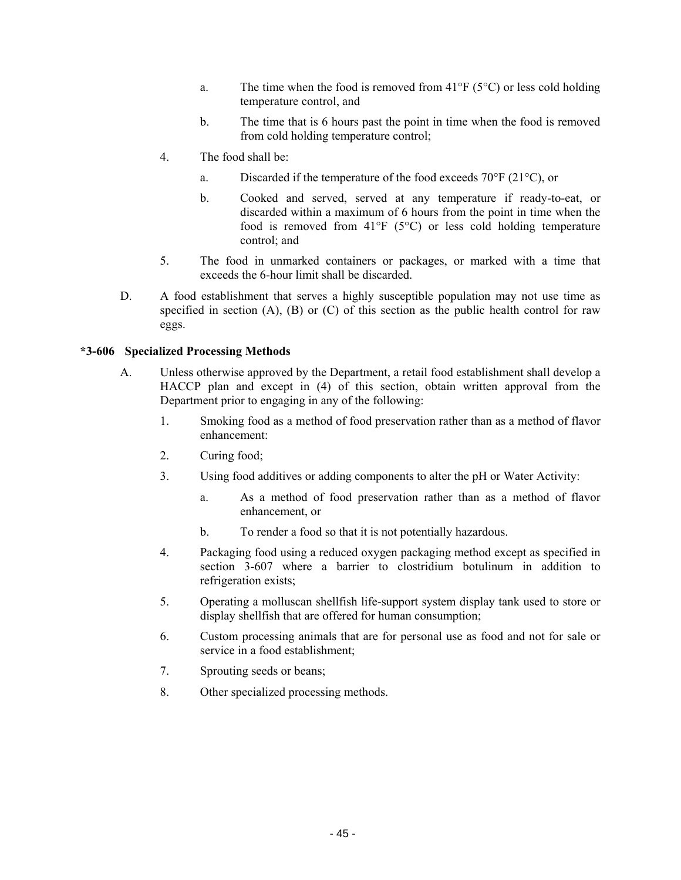a. The time when the food is removed from 41°F (5°C) or less cold holding temperature control, and

b. The time that is 6 hours past the point in time when the food is removed from cold holding temperature control;

4. The food shall be:

   a. Discarded if the temperature of the food exceeds 70°F (21°C), or

   b. Cooked and served, served at any temperature if ready-to-eat, or discarded within a maximum of 6 hours from the point in time when the food is removed from 41°F (5°C) or less cold holding temperature control; and

5. The food in unmarked containers or packages, or marked with a time that exceeds the 6-hour limit shall be discarded.

D. A food establishment that serves a highly susceptible population may not use time as specified in section (A), (B) or (C) of this section as the public health control for raw eggs.

**\*3-606 Specialized Processing Methods**

A. Unless otherwise approved by the Department, a retail food establishment shall develop a HACCP plan and except in (4) of this section, obtain written approval from the Department prior to engaging in any of the following:

   1. Smoking food as a method of food preservation rather than as a method of flavor enhancement:

   2. Curing food;

   3. Using food additives or adding components to alter the pH or Water Activity:

      a. As a method of food preservation rather than as a method of flavor enhancement, or

      b. To render a food so that it is not potentially hazardous.

   4. Packaging food using a reduced oxygen packaging method except as specified in section 3-607 where a barrier to clostridium botulinum in addition to refrigeration exists;

   5. Operating a molluscan shellfish life-support system display tank used to store or display shellfish that are offered for human consumption;

   6. Custom processing animals that are for personal use as food and not for sale or service in a food establishment;

   7. Sprouting seeds or beans;

   8. Other specialized processing methods.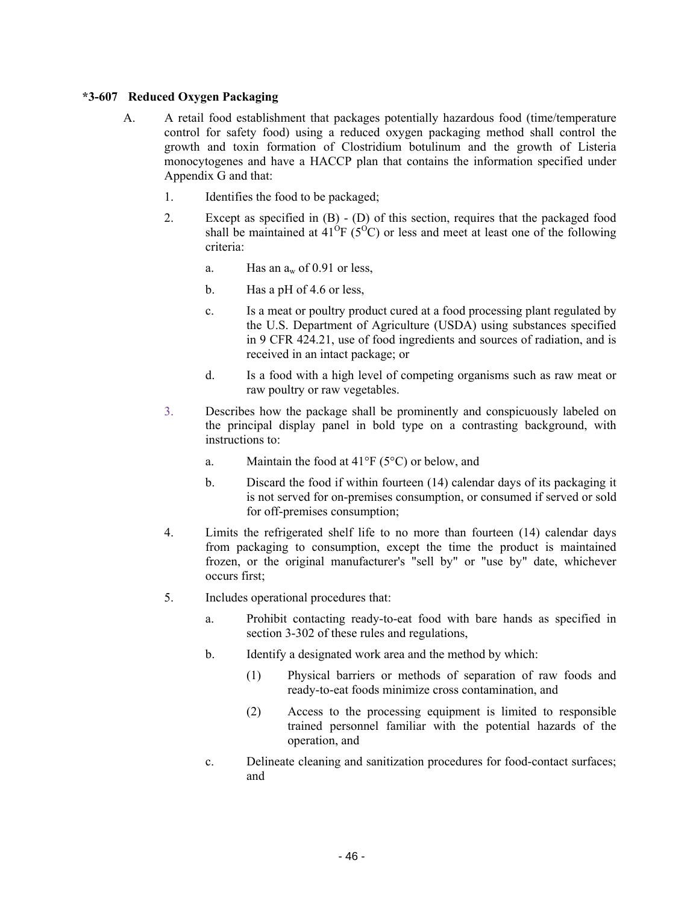### *3-607 Reduced Oxygen Packaging

A. A retail food establishment that packages potentially hazardous food (time/temperature control for safety food) using a reduced oxygen packaging method shall control the growth and toxin formation of Clostridium botulinum and the growth of Listeria monocytogenes and have a HACCP plan that contains the information specified under Appendix G and that:

1. Identifies the food to be packaged;

2. Except as specified in (B) - (D) of this section, requires that the packaged food shall be maintained at 41$^{O}$F (5$^{O}$C) or less and meet at least one of the following criteria:

   a. Has an $a_w$ of 0.91 or less,

   b. Has a pH of 4.6 or less,

   c. Is a meat or poultry product cured at a food processing plant regulated by the U.S. Department of Agriculture (USDA) using substances specified in 9 CFR 424.21, use of food ingredients and sources of radiation, and is received in an intact package; or

   d. Is a food with a high level of competing organisms such as raw meat or raw poultry or raw vegetables.

3. Describes how the package shall be prominently and conspicuously labeled on the principal display panel in bold type on a contrasting background, with instructions to:

   a. Maintain the food at 41°F (5°C) or below, and

   b. Discard the food if within fourteen (14) calendar days of its packaging it is not served for on-premises consumption, or consumed if served or sold for off-premises consumption;

4. Limits the refrigerated shelf life to no more than fourteen (14) calendar days from packaging to consumption, except the time the product is maintained frozen, or the original manufacturer's "sell by" or "use by" date, whichever occurs first;

5. Includes operational procedures that:

   a. Prohibit contacting ready-to-eat food with bare hands as specified in section 3-302 of these rules and regulations,

   b. Identify a designated work area and the method by which:

      (1) Physical barriers or methods of separation of raw foods and ready-to-eat foods minimize cross contamination, and

      (2) Access to the processing equipment is limited to responsible trained personnel familiar with the potential hazards of the operation, and

   c. Delineate cleaning and sanitization procedures for food-contact surfaces; and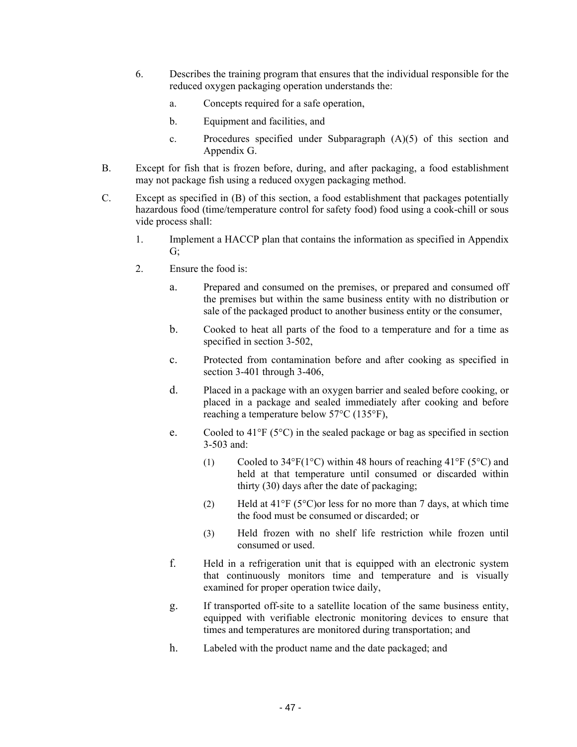6. Describes the training program that ensures that the individual responsible for the reduced oxygen packaging operation understands the:

   a. Concepts required for a safe operation,

   b. Equipment and facilities, and

   c. Procedures specified under Subparagraph (A)(5) of this section and Appendix G.

B. Except for fish that is frozen before, during, and after packaging, a food establishment may not package fish using a reduced oxygen packaging method.

C. Except as specified in (B) of this section, a food establishment that packages potentially hazardous food (time/temperature control for safety food) food using a cook-chill or sous vide process shall:

1. Implement a HACCP plan that contains the information as specified in Appendix G;

2. Ensure the food is:

   a. Prepared and consumed on the premises, or prepared and consumed off the premises but within the same business entity with no distribution or sale of the packaged product to another business entity or the consumer,

   b. Cooked to heat all parts of the food to a temperature and for a time as specified in section 3-502,

   c. Protected from contamination before and after cooking as specified in section 3-401 through 3-406,

   d. Placed in a package with an oxygen barrier and sealed before cooking, or placed in a package and sealed immediately after cooking and before reaching a temperature below 57°C (135°F),

   e. Cooled to 41°F (5°C) in the sealed package or bag as specified in section 3-503 and:

      (1) Cooled to 34°F(1°C) within 48 hours of reaching 41°F (5°C) and held at that temperature until consumed or discarded within thirty (30) days after the date of packaging;

      (2) Held at 41°F (5°C)or less for no more than 7 days, at which time the food must be consumed or discarded; or

      (3) Held frozen with no shelf life restriction while frozen until consumed or used.

   f. Held in a refrigeration unit that is equipped with an electronic system that continuously monitors time and temperature and is visually examined for proper operation twice daily,

   g. If transported off-site to a satellite location of the same business entity, equipped with verifiable electronic monitoring devices to ensure that times and temperatures are monitored during transportation; and

   h. Labeled with the product name and the date packaged; and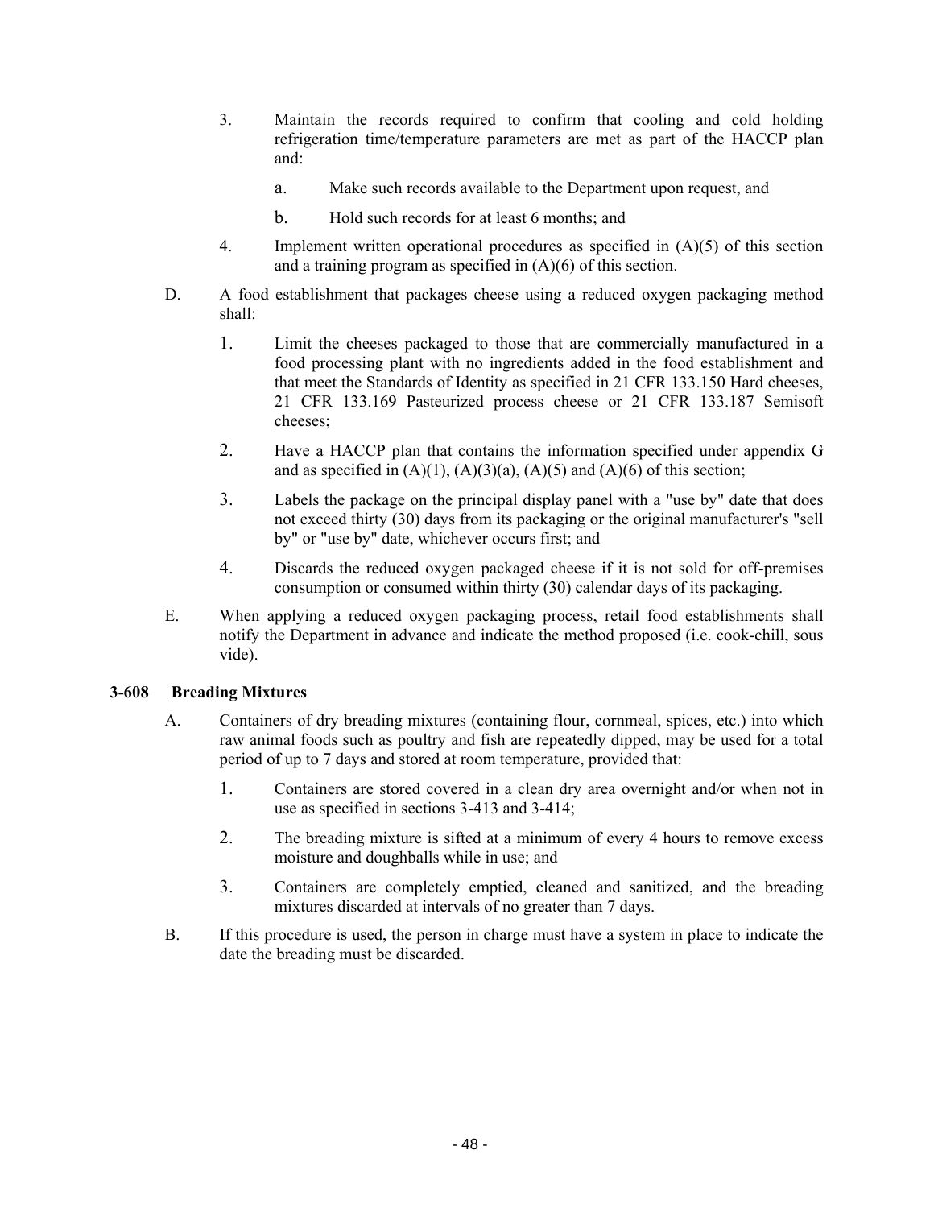3. Maintain the records required to confirm that cooling and cold holding refrigeration time/temperature parameters are met as part of the HACCP plan and:

   a. Make such records available to the Department upon request, and

   b. Hold such records for at least 6 months; and

4. Implement written operational procedures as specified in (A)(5) of this section and a training program as specified in (A)(6) of this section.

D. A food establishment that packages cheese using a reduced oxygen packaging method shall:

   1. Limit the cheeses packaged to those that are commercially manufactured in a food processing plant with no ingredients added in the food establishment and that meet the Standards of Identity as specified in 21 CFR 133.150 Hard cheeses, 21 CFR 133.169 Pasteurized process cheese or 21 CFR 133.187 Semisoft cheeses;

   2. Have a HACCP plan that contains the information specified under appendix G and as specified in (A)(1), (A)(3)(a), (A)(5) and (A)(6) of this section;

   3. Labels the package on the principal display panel with a "use by" date that does not exceed thirty (30) days from its packaging or the original manufacturer's "sell by" or "use by" date, whichever occurs first; and

   4. Discards the reduced oxygen packaged cheese if it is not sold for off-premises consumption or consumed within thirty (30) calendar days of its packaging.

E. When applying a reduced oxygen packaging process, retail food establishments shall notify the Department in advance and indicate the method proposed (i.e. cook-chill, sous vide).

### 3-608 Breading Mixtures

A. Containers of dry breading mixtures (containing flour, cornmeal, spices, etc.) into which raw animal foods such as poultry and fish are repeatedly dipped, may be used for a total period of up to 7 days and stored at room temperature, provided that:

   1. Containers are stored covered in a clean dry area overnight and/or when not in use as specified in sections 3-413 and 3-414;

   2. The breading mixture is sifted at a minimum of every 4 hours to remove excess moisture and doughballs while in use; and

   3. Containers are completely emptied, cleaned and sanitized, and the breading mixtures discarded at intervals of no greater than 7 days.

B. If this procedure is used, the person in charge must have a system in place to indicate the date the breading must be discarded.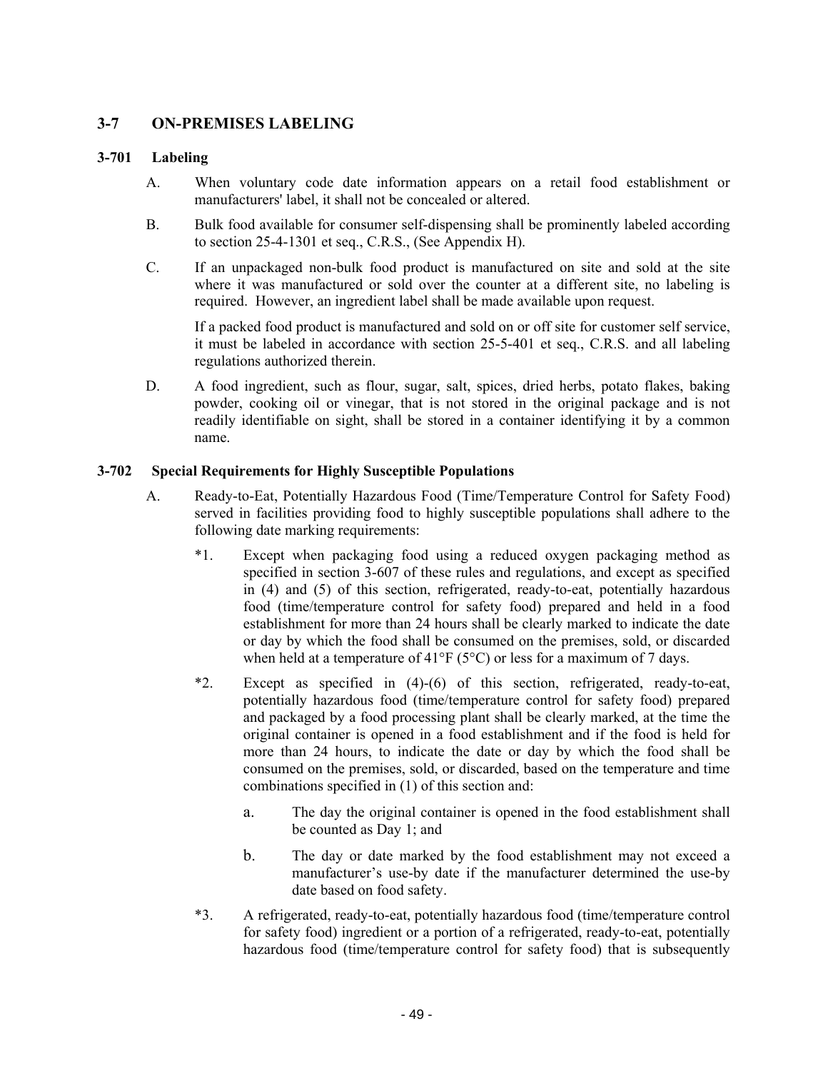## 3-7 ON-PREMISES LABELING

### 3-701 Labeling

A. When voluntary code date information appears on a retail food establishment or manufacturers' label, it shall not be concealed or altered.

B. Bulk food available for consumer self-dispensing shall be prominently labeled according to section 25-4-1301 et seq., C.R.S., (See Appendix H).

C. If an unpackaged non-bulk food product is manufactured on site and sold at the site where it was manufactured or sold over the counter at a different site, no labeling is required. However, an ingredient label shall be made available upon request.

If a packed food product is manufactured and sold on or off site for customer self service, it must be labeled in accordance with section 25-5-401 et seq., C.R.S. and all labeling regulations authorized therein.

D. A food ingredient, such as flour, sugar, salt, spices, dried herbs, potato flakes, baking powder, cooking oil or vinegar, that is not stored in the original package and is not readily identifiable on sight, shall be stored in a container identifying it by a common name.

### 3-702 Special Requirements for Highly Susceptible Populations

A. Ready-to-Eat, Potentially Hazardous Food (Time/Temperature Control for Safety Food) served in facilities providing food to highly susceptible populations shall adhere to the following date marking requirements:

*1. Except when packaging food using a reduced oxygen packaging method as specified in section 3-607 of these rules and regulations, and except as specified in (4) and (5) of this section, refrigerated, ready-to-eat, potentially hazardous food (time/temperature control for safety food) prepared and held in a food establishment for more than 24 hours shall be clearly marked to indicate the date or day by which the food shall be consumed on the premises, sold, or discarded when held at a temperature of 41°F (5°C) or less for a maximum of 7 days.

*2. Except as specified in (4)-(6) of this section, refrigerated, ready-to-eat, potentially hazardous food (time/temperature control for safety food) prepared and packaged by a food processing plant shall be clearly marked, at the time the original container is opened in a food establishment and if the food is held for more than 24 hours, to indicate the date or day by which the food shall be consumed on the premises, sold, or discarded, based on the temperature and time combinations specified in (1) of this section and:

a. The day the original container is opened in the food establishment shall be counted as Day 1; and

b. The day or date marked by the food establishment may not exceed a manufacturer's use-by date if the manufacturer determined the use-by date based on food safety.

*3. A refrigerated, ready-to-eat, potentially hazardous food (time/temperature control for safety food) ingredient or a portion of a refrigerated, ready-to-eat, potentially hazardous food (time/temperature control for safety food) that is subsequently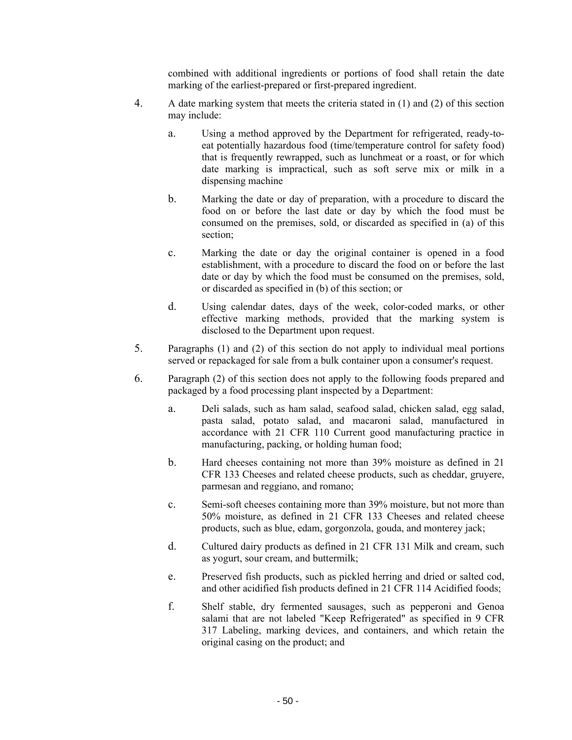combined with additional ingredients or portions of food shall retain the date marking of the earliest-prepared or first-prepared ingredient.

4. A date marking system that meets the criteria stated in (1) and (2) of this section may include:

   a. Using a method approved by the Department for refrigerated, ready-to-eat potentially hazardous food (time/temperature control for safety food) that is frequently rewrapped, such as lunchmeat or a roast, or for which date marking is impractical, such as soft serve mix or milk in a dispensing machine

   b. Marking the date or day of preparation, with a procedure to discard the food on or before the last date or day by which the food must be consumed on the premises, sold, or discarded as specified in (a) of this section;

   c. Marking the date or day the original container is opened in a food establishment, with a procedure to discard the food on or before the last date or day by which the food must be consumed on the premises, sold, or discarded as specified in (b) of this section; or

   d. Using calendar dates, days of the week, color-coded marks, or other effective marking methods, provided that the marking system is disclosed to the Department upon request.

5. Paragraphs (1) and (2) of this section do not apply to individual meal portions served or repackaged for sale from a bulk container upon a consumer's request.

6. Paragraph (2) of this section does not apply to the following foods prepared and packaged by a food processing plant inspected by a Department:

   a. Deli salads, such as ham salad, seafood salad, chicken salad, egg salad, pasta salad, potato salad, and macaroni salad, manufactured in accordance with 21 CFR 110 Current good manufacturing practice in manufacturing, packing, or holding human food;

   b. Hard cheeses containing not more than 39% moisture as defined in 21 CFR 133 Cheeses and related cheese products, such as cheddar, gruyere, parmesan and reggiano, and romano;

   c. Semi-soft cheeses containing more than 39% moisture, but not more than 50% moisture, as defined in 21 CFR 133 Cheeses and related cheese products, such as blue, edam, gorgonzola, gouda, and monterey jack;

   d. Cultured dairy products as defined in 21 CFR 131 Milk and cream, such as yogurt, sour cream, and buttermilk;

   e. Preserved fish products, such as pickled herring and dried or salted cod, and other acidified fish products defined in 21 CFR 114 Acidified foods;

   f. Shelf stable, dry fermented sausages, such as pepperoni and Genoa salami that are not labeled "Keep Refrigerated" as specified in 9 CFR 317 Labeling, marking devices, and containers, and which retain the original casing on the product; and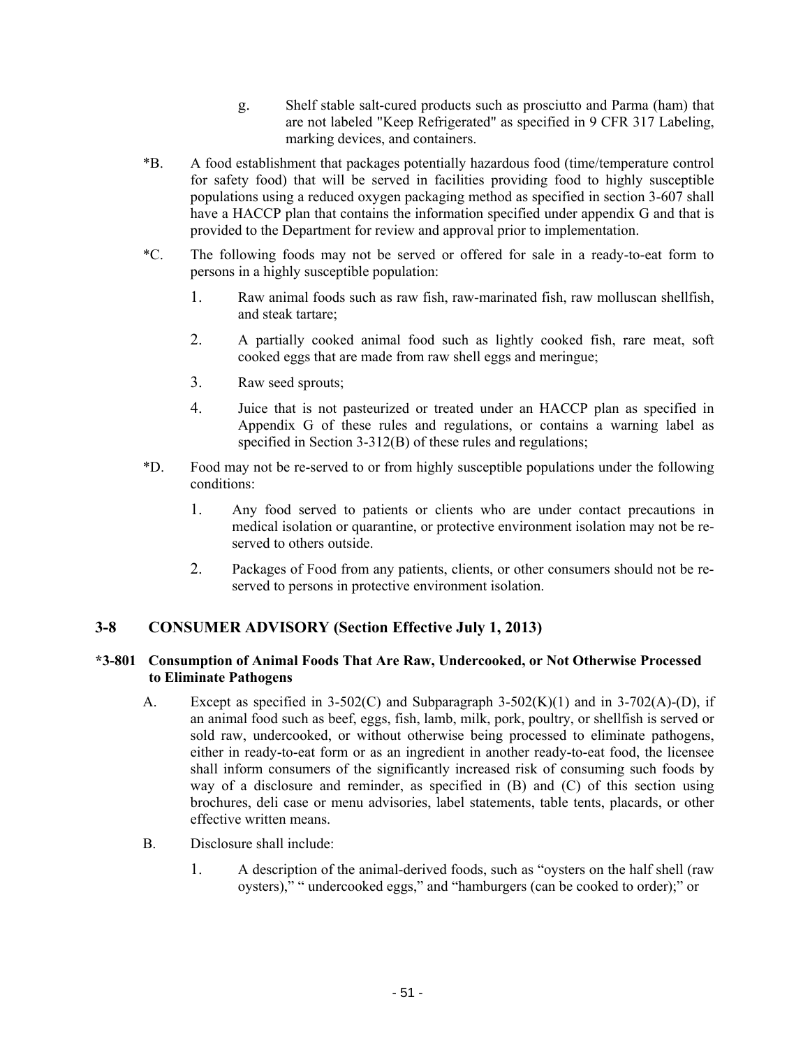g. Shelf stable salt-cured products such as prosciutto and Parma (ham) that are not labeled "Keep Refrigerated" as specified in 9 CFR 317 Labeling, marking devices, and containers.

*B. A food establishment that packages potentially hazardous food (time/temperature control for safety food) that will be served in facilities providing food to highly susceptible populations using a reduced oxygen packaging method as specified in section 3-607 shall have a HACCP plan that contains the information specified under appendix G and that is provided to the Department for review and approval prior to implementation.

*C. The following foods may not be served or offered for sale in a ready-to-eat form to persons in a highly susceptible population:

1. Raw animal foods such as raw fish, raw-marinated fish, raw molluscan shellfish, and steak tartare;
2. A partially cooked animal food such as lightly cooked fish, rare meat, soft cooked eggs that are made from raw shell eggs and meringue;
3. Raw seed sprouts;
4. Juice that is not pasteurized or treated under an HACCP plan as specified in Appendix G of these rules and regulations, or contains a warning label as specified in Section 3-312(B) of these rules and regulations;

*D. Food may not be re-served to or from highly susceptible populations under the following conditions:

1. Any food served to patients or clients who are under contact precautions in medical isolation or quarantine, or protective environment isolation may not be re-served to others outside.
2. Packages of Food from any patients, clients, or other consumers should not be re-served to persons in protective environment isolation.

## 3-8 CONSUMER ADVISORY (Section Effective July 1, 2013)

### *3-801 Consumption of Animal Foods That Are Raw, Undercooked, or Not Otherwise Processed to Eliminate Pathogens

A. Except as specified in 3-502(C) and Subparagraph 3-502(K)(1) and in 3-702(A)-(D), if an animal food such as beef, eggs, fish, lamb, milk, pork, poultry, or shellfish is served or sold raw, undercooked, or without otherwise being processed to eliminate pathogens, either in ready-to-eat form or as an ingredient in another ready-to-eat food, the licensee shall inform consumers of the significantly increased risk of consuming such foods by way of a disclosure and reminder, as specified in (B) and (C) of this section using brochures, deli case or menu advisories, label statements, table tents, placards, or other effective written means.

B. Disclosure shall include:

1. A description of the animal-derived foods, such as "oysters on the half shell (raw oysters)," " undercooked eggs," and "hamburgers (can be cooked to order);" or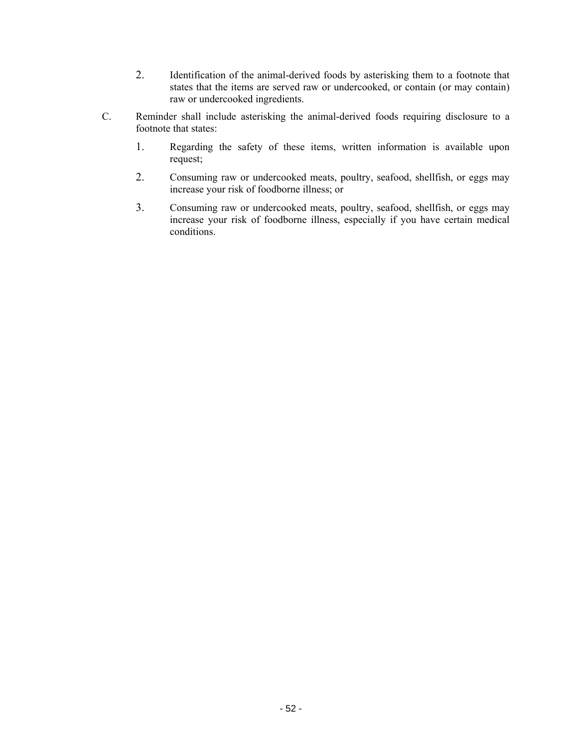2. Identification of the animal-derived foods by asterisking them to a footnote that states that the items are served raw or undercooked, or contain (or may contain) raw or undercooked ingredients.

C. Reminder shall include asterisking the animal-derived foods requiring disclosure to a footnote that states:

   1. Regarding the safety of these items, written information is available upon request;

   2. Consuming raw or undercooked meats, poultry, seafood, shellfish, or eggs may increase your risk of foodborne illness; or

   3. Consuming raw or undercooked meats, poultry, seafood, shellfish, or eggs may increase your risk of foodborne illness, especially if you have certain medical conditions.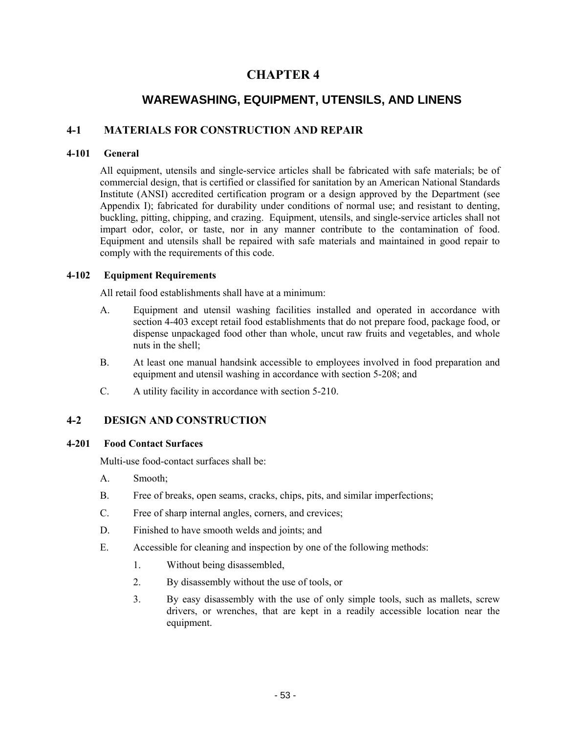# CHAPTER 4

## WAREWASHING, EQUIPMENT, UTENSILS, AND LINENS

### 4-1 MATERIALS FOR CONSTRUCTION AND REPAIR

#### 4-101 General

All equipment, utensils and single-service articles shall be fabricated with safe materials; be of commercial design, that is certified or classified for sanitation by an American National Standards Institute (ANSI) accredited certification program or a design approved by the Department (see Appendix I); fabricated for durability under conditions of normal use; and resistant to denting, buckling, pitting, chipping, and crazing. Equipment, utensils, and single-service articles shall not impart odor, color, or taste, nor in any manner contribute to the contamination of food. Equipment and utensils shall be repaired with safe materials and maintained in good repair to comply with the requirements of this code.

#### 4-102 Equipment Requirements

All retail food establishments shall have at a minimum:

A. Equipment and utensil washing facilities installed and operated in accordance with section 4-403 except retail food establishments that do not prepare food, package food, or dispense unpackaged food other than whole, uncut raw fruits and vegetables, and whole nuts in the shell;

B. At least one manual handsink accessible to employees involved in food preparation and equipment and utensil washing in accordance with section 5-208; and

C. A utility facility in accordance with section 5-210.

### 4-2 DESIGN AND CONSTRUCTION

#### 4-201 Food Contact Surfaces

Multi-use food-contact surfaces shall be:

A. Smooth;

B. Free of breaks, open seams, cracks, chips, pits, and similar imperfections;

C. Free of sharp internal angles, corners, and crevices;

D. Finished to have smooth welds and joints; and

E. Accessible for cleaning and inspection by one of the following methods:

   1. Without being disassembled,

   2. By disassembly without the use of tools, or

   3. By easy disassembly with the use of only simple tools, such as mallets, screw drivers, or wrenches, that are kept in a readily accessible location near the equipment.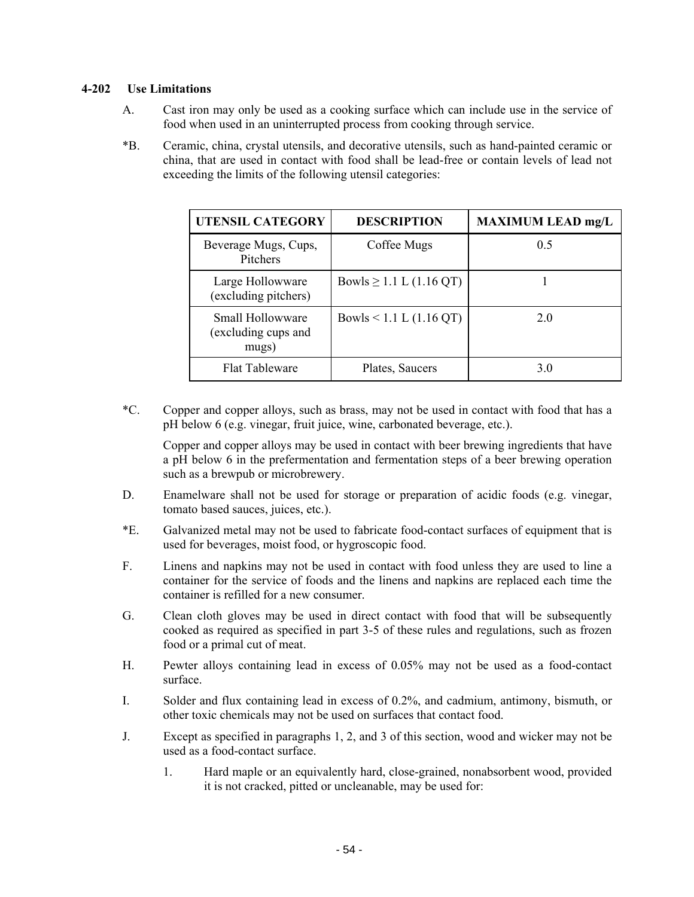### 4-202 Use Limitations

A. Cast iron may only be used as a cooking surface which can include use in the service of food when used in an uninterrupted process from cooking through service.

*B. Ceramic, china, crystal utensils, and decorative utensils, such as hand-painted ceramic or china, that are used in contact with food shall be lead-free or contain levels of lead not exceeding the limits of the following utensil categories:

| UTENSIL CATEGORY | DESCRIPTION | MAXIMUM LEAD mg/L |
|---|---|---|
| Beverage Mugs, Cups, Pitchers | Coffee Mugs | 0.5 |
| Large Hollowware (excluding pitchers) | Bowls ≥ 1.1 L (1.16 QT) | 1 |
| Small Hollowware (excluding cups and mugs) | Bowls < 1.1 L (1.16 QT) | 2.0 |
| Flat Tableware | Plates, Saucers | 3.0 |

*C. Copper and copper alloys, such as brass, may not be used in contact with food that has a pH below 6 (e.g. vinegar, fruit juice, wine, carbonated beverage, etc.).

Copper and copper alloys may be used in contact with beer brewing ingredients that have a pH below 6 in the prefermentation and fermentation steps of a beer brewing operation such as a brewpub or microbrewery.

D. Enamelware shall not be used for storage or preparation of acidic foods (e.g. vinegar, tomato based sauces, juices, etc.).

*E. Galvanized metal may not be used to fabricate food-contact surfaces of equipment that is used for beverages, moist food, or hygroscopic food.

F. Linens and napkins may not be used in contact with food unless they are used to line a container for the service of foods and the linens and napkins are replaced each time the container is refilled for a new consumer.

G. Clean cloth gloves may be used in direct contact with food that will be subsequently cooked as required as specified in part 3-5 of these rules and regulations, such as frozen food or a primal cut of meat.

H. Pewter alloys containing lead in excess of 0.05% may not be used as a food-contact surface.

I. Solder and flux containing lead in excess of 0.2%, and cadmium, antimony, bismuth, or other toxic chemicals may not be used on surfaces that contact food.

J. Except as specified in paragraphs 1, 2, and 3 of this section, wood and wicker may not be used as a food-contact surface.

1. Hard maple or an equivalently hard, close-grained, nonabsorbent wood, provided it is not cracked, pitted or uncleanable, may be used for: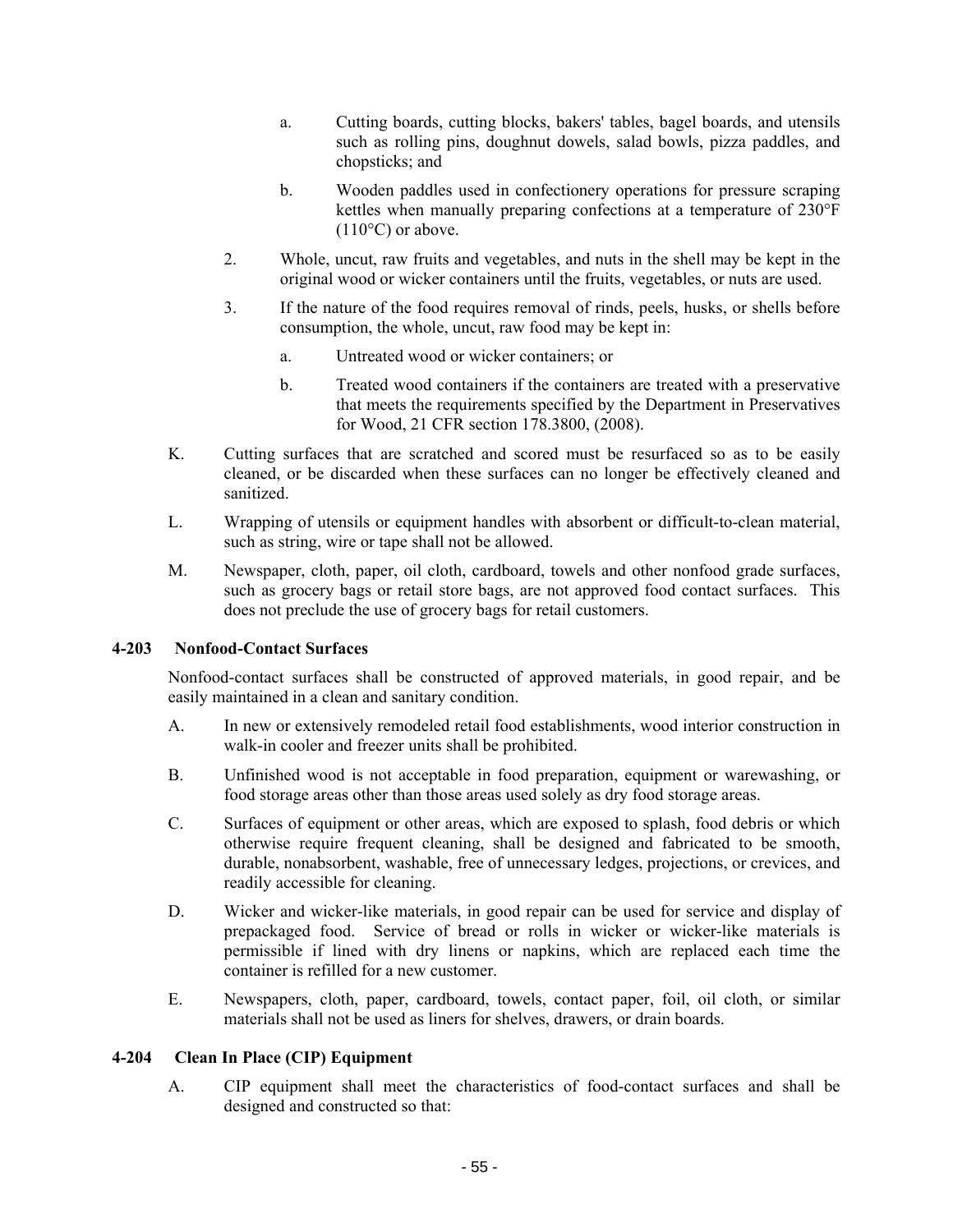a. Cutting boards, cutting blocks, bakers' tables, bagel boards, and utensils such as rolling pins, doughnut dowels, salad bowls, pizza paddles, and chopsticks; and

b. Wooden paddles used in confectionery operations for pressure scraping kettles when manually preparing confections at a temperature of 230°F (110°C) or above.

2. Whole, uncut, raw fruits and vegetables, and nuts in the shell may be kept in the original wood or wicker containers until the fruits, vegetables, or nuts are used.

3. If the nature of the food requires removal of rinds, peels, husks, or shells before consumption, the whole, uncut, raw food may be kept in:

a. Untreated wood or wicker containers; or

b. Treated wood containers if the containers are treated with a preservative that meets the requirements specified by the Department in Preservatives for Wood, 21 CFR section 178.3800, (2008).

K. Cutting surfaces that are scratched and scored must be resurfaced so as to be easily cleaned, or be discarded when these surfaces can no longer be effectively cleaned and sanitized.

L. Wrapping of utensils or equipment handles with absorbent or difficult-to-clean material, such as string, wire or tape shall not be allowed.

M. Newspaper, cloth, paper, oil cloth, cardboard, towels and other nonfood grade surfaces, such as grocery bags or retail store bags, are not approved food contact surfaces. This does not preclude the use of grocery bags for retail customers.

### 4-203 Nonfood-Contact Surfaces

Nonfood-contact surfaces shall be constructed of approved materials, in good repair, and be easily maintained in a clean and sanitary condition.

A. In new or extensively remodeled retail food establishments, wood interior construction in walk-in cooler and freezer units shall be prohibited.

B. Unfinished wood is not acceptable in food preparation, equipment or warewashing, or food storage areas other than those areas used solely as dry food storage areas.

C. Surfaces of equipment or other areas, which are exposed to splash, food debris or which otherwise require frequent cleaning, shall be designed and fabricated to be smooth, durable, nonabsorbent, washable, free of unnecessary ledges, projections, or crevices, and readily accessible for cleaning.

D. Wicker and wicker-like materials, in good repair can be used for service and display of prepackaged food. Service of bread or rolls in wicker or wicker-like materials is permissible if lined with dry linens or napkins, which are replaced each time the container is refilled for a new customer.

E. Newspapers, cloth, paper, cardboard, towels, contact paper, foil, oil cloth, or similar materials shall not be used as liners for shelves, drawers, or drain boards.

### 4-204 Clean In Place (CIP) Equipment

A. CIP equipment shall meet the characteristics of food-contact surfaces and shall be designed and constructed so that: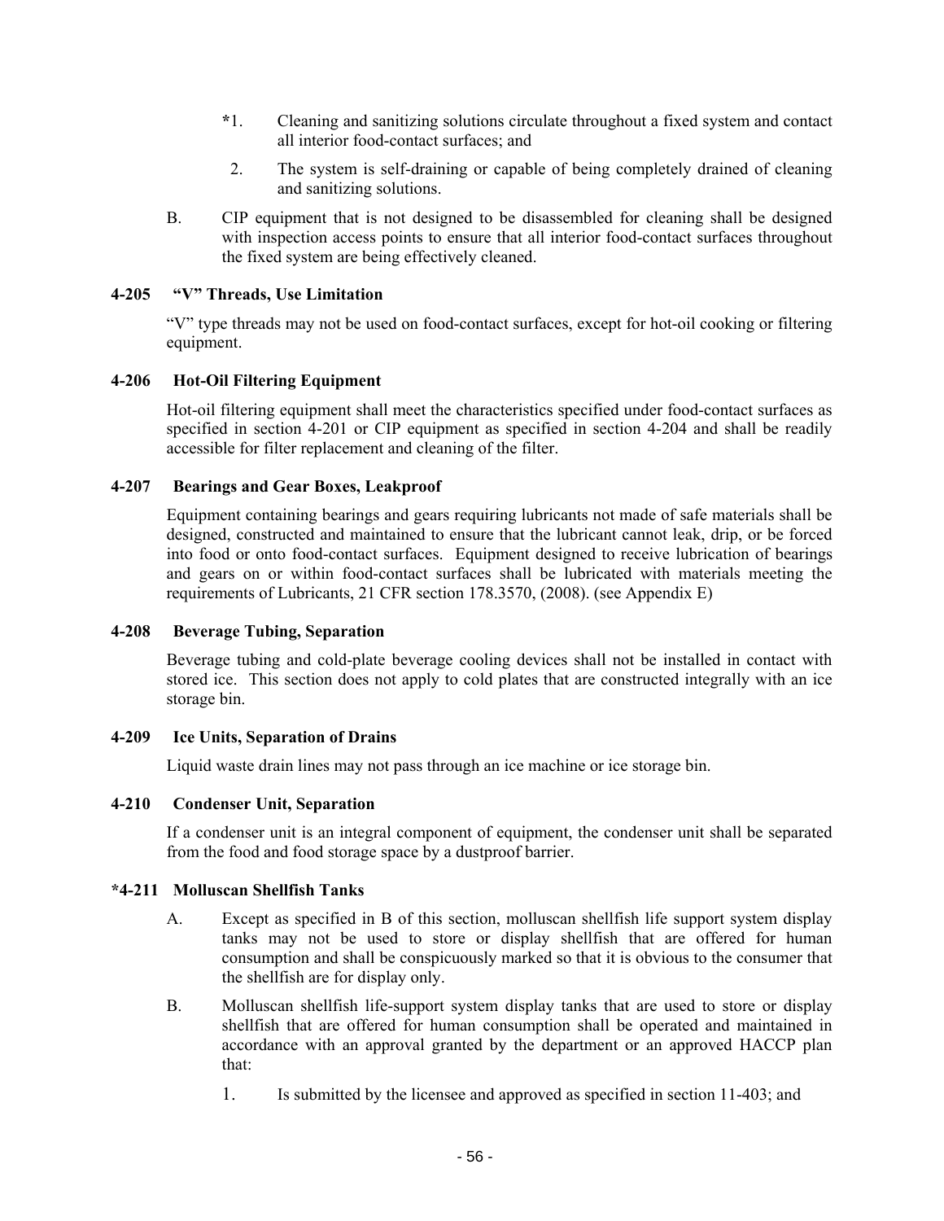*1. Cleaning and sanitizing solutions circulate throughout a fixed system and contact all interior food-contact surfaces; and

2. The system is self-draining or capable of being completely drained of cleaning and sanitizing solutions.

B. CIP equipment that is not designed to be disassembled for cleaning shall be designed with inspection access points to ensure that all interior food-contact surfaces throughout the fixed system are being effectively cleaned.

### 4-205 "V" Threads, Use Limitation

"V" type threads may not be used on food-contact surfaces, except for hot-oil cooking or filtering equipment.

### 4-206 Hot-Oil Filtering Equipment

Hot-oil filtering equipment shall meet the characteristics specified under food-contact surfaces as specified in section 4-201 or CIP equipment as specified in section 4-204 and shall be readily accessible for filter replacement and cleaning of the filter.

### 4-207 Bearings and Gear Boxes, Leakproof

Equipment containing bearings and gears requiring lubricants not made of safe materials shall be designed, constructed and maintained to ensure that the lubricant cannot leak, drip, or be forced into food or onto food-contact surfaces. Equipment designed to receive lubrication of bearings and gears on or within food-contact surfaces shall be lubricated with materials meeting the requirements of Lubricants, 21 CFR section 178.3570, (2008). (see Appendix E)

### 4-208 Beverage Tubing, Separation

Beverage tubing and cold-plate beverage cooling devices shall not be installed in contact with stored ice. This section does not apply to cold plates that are constructed integrally with an ice storage bin.

### 4-209 Ice Units, Separation of Drains

Liquid waste drain lines may not pass through an ice machine or ice storage bin.

### 4-210 Condenser Unit, Separation

If a condenser unit is an integral component of equipment, the condenser unit shall be separated from the food and food storage space by a dustproof barrier.

### *4-211 Molluscan Shellfish Tanks

A. Except as specified in B of this section, molluscan shellfish life support system display tanks may not be used to store or display shellfish that are offered for human consumption and shall be conspicuously marked so that it is obvious to the consumer that the shellfish are for display only.

B. Molluscan shellfish life-support system display tanks that are used to store or display shellfish that are offered for human consumption shall be operated and maintained in accordance with an approval granted by the department or an approved HACCP plan that:

1. Is submitted by the licensee and approved as specified in section 11-403; and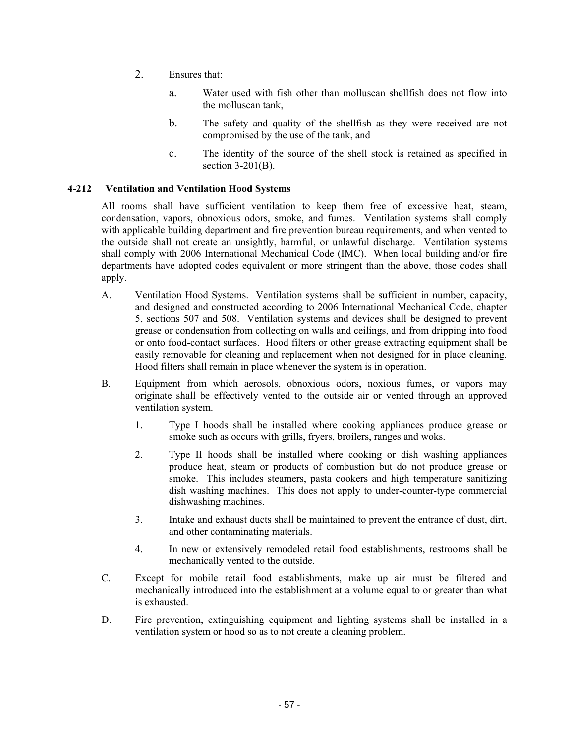2. Ensures that:

   a. Water used with fish other than molluscan shellfish does not flow into the molluscan tank,

   b. The safety and quality of the shellfish as they were received are not compromised by the use of the tank, and

   c. The identity of the source of the shell stock is retained as specified in section 3-201(B).

### 4-212 Ventilation and Ventilation Hood Systems

All rooms shall have sufficient ventilation to keep them free of excessive heat, steam, condensation, vapors, obnoxious odors, smoke, and fumes. Ventilation systems shall comply with applicable building department and fire prevention bureau requirements, and when vented to the outside shall not create an unsightly, harmful, or unlawful discharge. Ventilation systems shall comply with 2006 International Mechanical Code (IMC). When local building and/or fire departments have adopted codes equivalent or more stringent than the above, those codes shall apply.

A. <u>Ventilation Hood Systems</u>. Ventilation systems shall be sufficient in number, capacity, and designed and constructed according to 2006 International Mechanical Code, chapter 5, sections 507 and 508. Ventilation systems and devices shall be designed to prevent grease or condensation from collecting on walls and ceilings, and from dripping into food or onto food-contact surfaces. Hood filters or other grease extracting equipment shall be easily removable for cleaning and replacement when not designed for in place cleaning. Hood filters shall remain in place whenever the system is in operation.

B. Equipment from which aerosols, obnoxious odors, noxious fumes, or vapors may originate shall be effectively vented to the outside air or vented through an approved ventilation system.

   1. Type I hoods shall be installed where cooking appliances produce grease or smoke such as occurs with grills, fryers, broilers, ranges and woks.

   2. Type II hoods shall be installed where cooking or dish washing appliances produce heat, steam or products of combustion but do not produce grease or smoke. This includes steamers, pasta cookers and high temperature sanitizing dish washing machines. This does not apply to under-counter-type commercial dishwashing machines.

   3. Intake and exhaust ducts shall be maintained to prevent the entrance of dust, dirt, and other contaminating materials.

   4. In new or extensively remodeled retail food establishments, restrooms shall be mechanically vented to the outside.

C. Except for mobile retail food establishments, make up air must be filtered and mechanically introduced into the establishment at a volume equal to or greater than what is exhausted.

D. Fire prevention, extinguishing equipment and lighting systems shall be installed in a ventilation system or hood so as to not create a cleaning problem.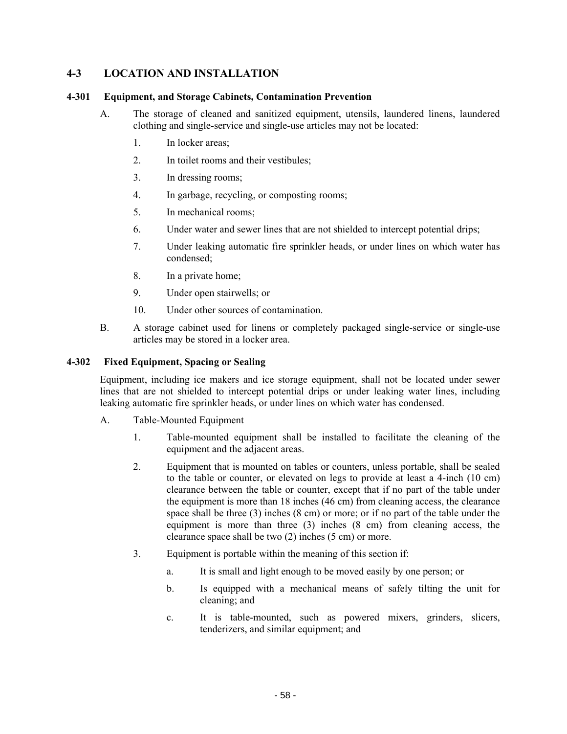## 4-3 LOCATION AND INSTALLATION

### 4-301 Equipment, and Storage Cabinets, Contamination Prevention

A. The storage of cleaned and sanitized equipment, utensils, laundered linens, laundered clothing and single-service and single-use articles may not be located:

1. In locker areas;
2. In toilet rooms and their vestibules;
3. In dressing rooms;
4. In garbage, recycling, or composting rooms;
5. In mechanical rooms;
6. Under water and sewer lines that are not shielded to intercept potential drips;
7. Under leaking automatic fire sprinkler heads, or under lines on which water has condensed;
8. In a private home;
9. Under open stairwells; or
10. Under other sources of contamination.

B. A storage cabinet used for linens or completely packaged single-service or single-use articles may be stored in a locker area.

### 4-302 Fixed Equipment, Spacing or Sealing

Equipment, including ice makers and ice storage equipment, shall not be located under sewer lines that are not shielded to intercept potential drips or under leaking water lines, including leaking automatic fire sprinkler heads, or under lines on which water has condensed.

A. Table-Mounted Equipment

1. Table-mounted equipment shall be installed to facilitate the cleaning of the equipment and the adjacent areas.
2. Equipment that is mounted on tables or counters, unless portable, shall be sealed to the table or counter, or elevated on legs to provide at least a 4-inch (10 cm) clearance between the table or counter, except that if no part of the table under the equipment is more than 18 inches (46 cm) from cleaning access, the clearance space shall be three (3) inches (8 cm) or more; or if no part of the table under the equipment is more than three (3) inches (8 cm) from cleaning access, the clearance space shall be two (2) inches (5 cm) or more.
3. Equipment is portable within the meaning of this section if:
   a. It is small and light enough to be moved easily by one person; or
   b. Is equipped with a mechanical means of safely tilting the unit for cleaning; and
   c. It is table-mounted, such as powered mixers, grinders, slicers, tenderizers, and similar equipment; and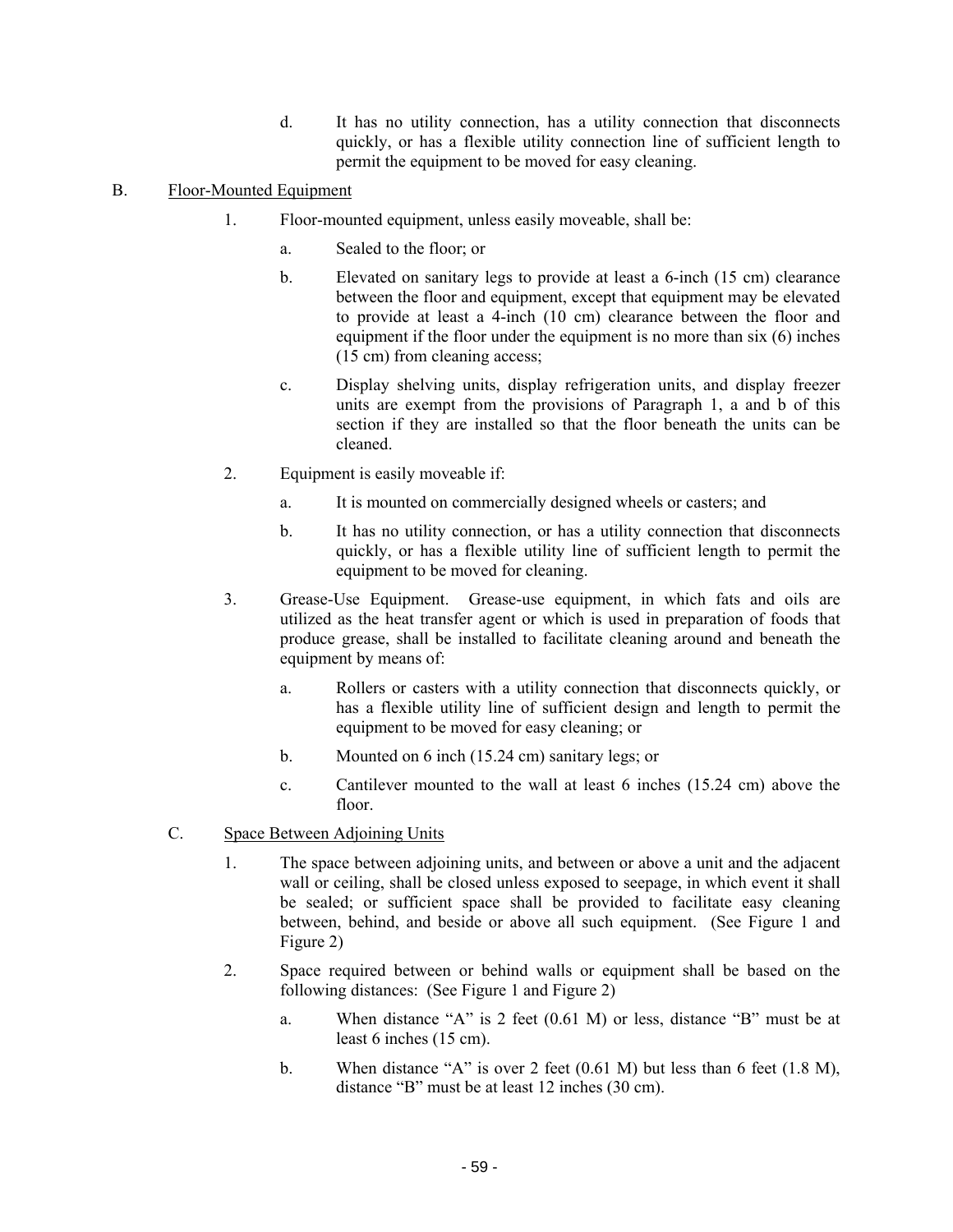d. It has no utility connection, has a utility connection that disconnects quickly, or has a flexible utility connection line of sufficient length to permit the equipment to be moved for easy cleaning.

B. Floor-Mounted Equipment

1. Floor-mounted equipment, unless easily moveable, shall be:

   a. Sealed to the floor; or

   b. Elevated on sanitary legs to provide at least a 6-inch (15 cm) clearance between the floor and equipment, except that equipment may be elevated to provide at least a 4-inch (10 cm) clearance between the floor and equipment if the floor under the equipment is no more than six (6) inches (15 cm) from cleaning access;

   c. Display shelving units, display refrigeration units, and display freezer units are exempt from the provisions of Paragraph 1, a and b of this section if they are installed so that the floor beneath the units can be cleaned.

2. Equipment is easily moveable if:

   a. It is mounted on commercially designed wheels or casters; and

   b. It has no utility connection, or has a utility connection that disconnects quickly, or has a flexible utility line of sufficient length to permit the equipment to be moved for cleaning.

3. Grease-Use Equipment. Grease-use equipment, in which fats and oils are utilized as the heat transfer agent or which is used in preparation of foods that produce grease, shall be installed to facilitate cleaning around and beneath the equipment by means of:

   a. Rollers or casters with a utility connection that disconnects quickly, or has a flexible utility line of sufficient design and length to permit the equipment to be moved for easy cleaning; or

   b. Mounted on 6 inch (15.24 cm) sanitary legs; or

   c. Cantilever mounted to the wall at least 6 inches (15.24 cm) above the floor.

C. Space Between Adjoining Units

1. The space between adjoining units, and between or above a unit and the adjacent wall or ceiling, shall be closed unless exposed to seepage, in which event it shall be sealed; or sufficient space shall be provided to facilitate easy cleaning between, behind, and beside or above all such equipment. (See Figure 1 and Figure 2)

2. Space required between or behind walls or equipment shall be based on the following distances: (See Figure 1 and Figure 2)

   a. When distance "A" is 2 feet (0.61 M) or less, distance "B" must be at least 6 inches (15 cm).

   b. When distance "A" is over 2 feet (0.61 M) but less than 6 feet (1.8 M), distance "B" must be at least 12 inches (30 cm).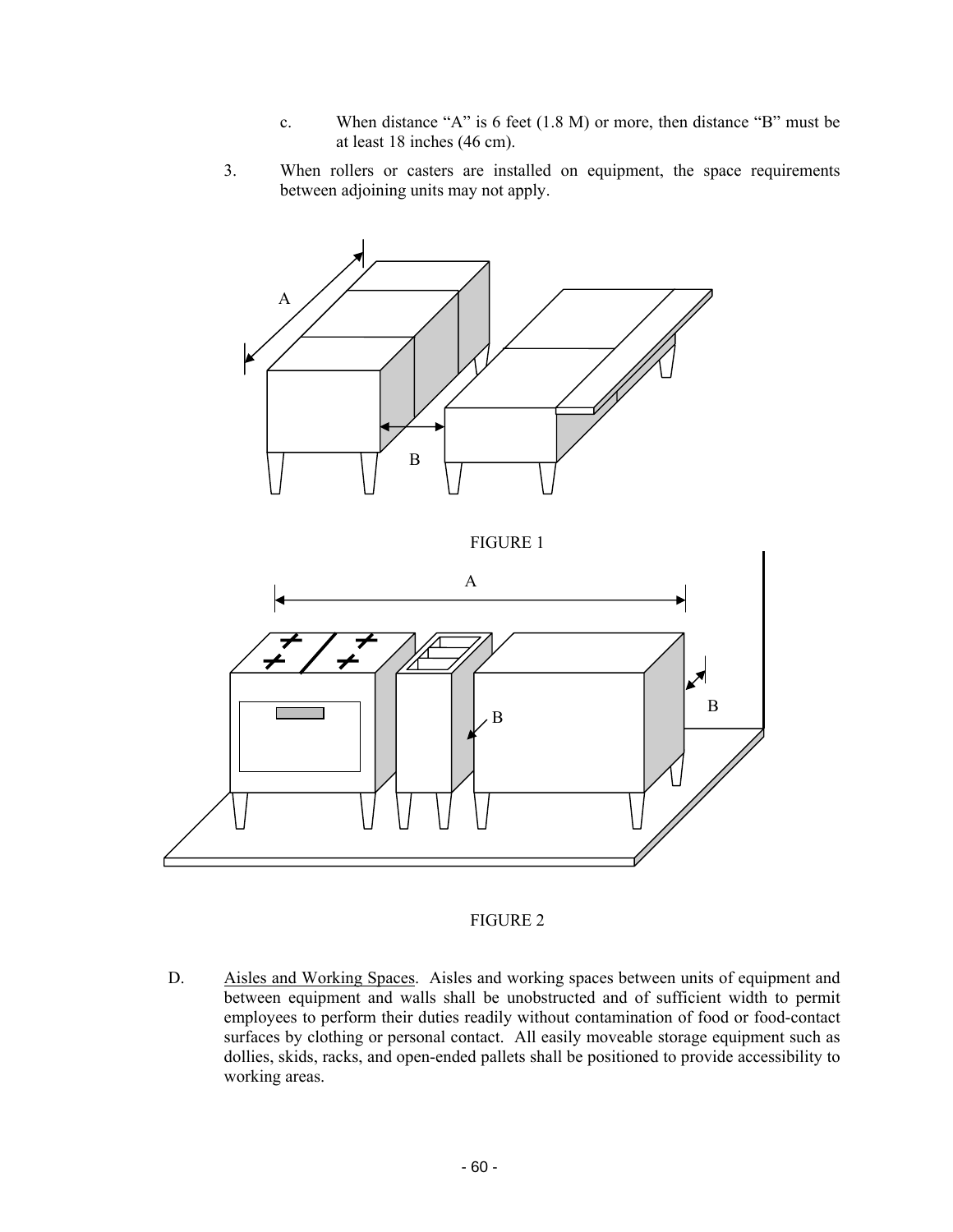c. When distance "A" is 6 feet (1.8 M) or more, then distance "B" must be at least 18 inches (46 cm).

3. When rollers or casters are installed on equipment, the space requirements between adjoining units may not apply.

FIGURE 1

FIGURE 2

D. Aisles and Working Spaces. Aisles and working spaces between units of equipment and between equipment and walls shall be unobstructed and of sufficient width to permit employees to perform their duties readily without contamination of food or food-contact surfaces by clothing or personal contact. All easily moveable storage equipment such as dollies, skids, racks, and open-ended pallets shall be positioned to provide accessibility to working areas.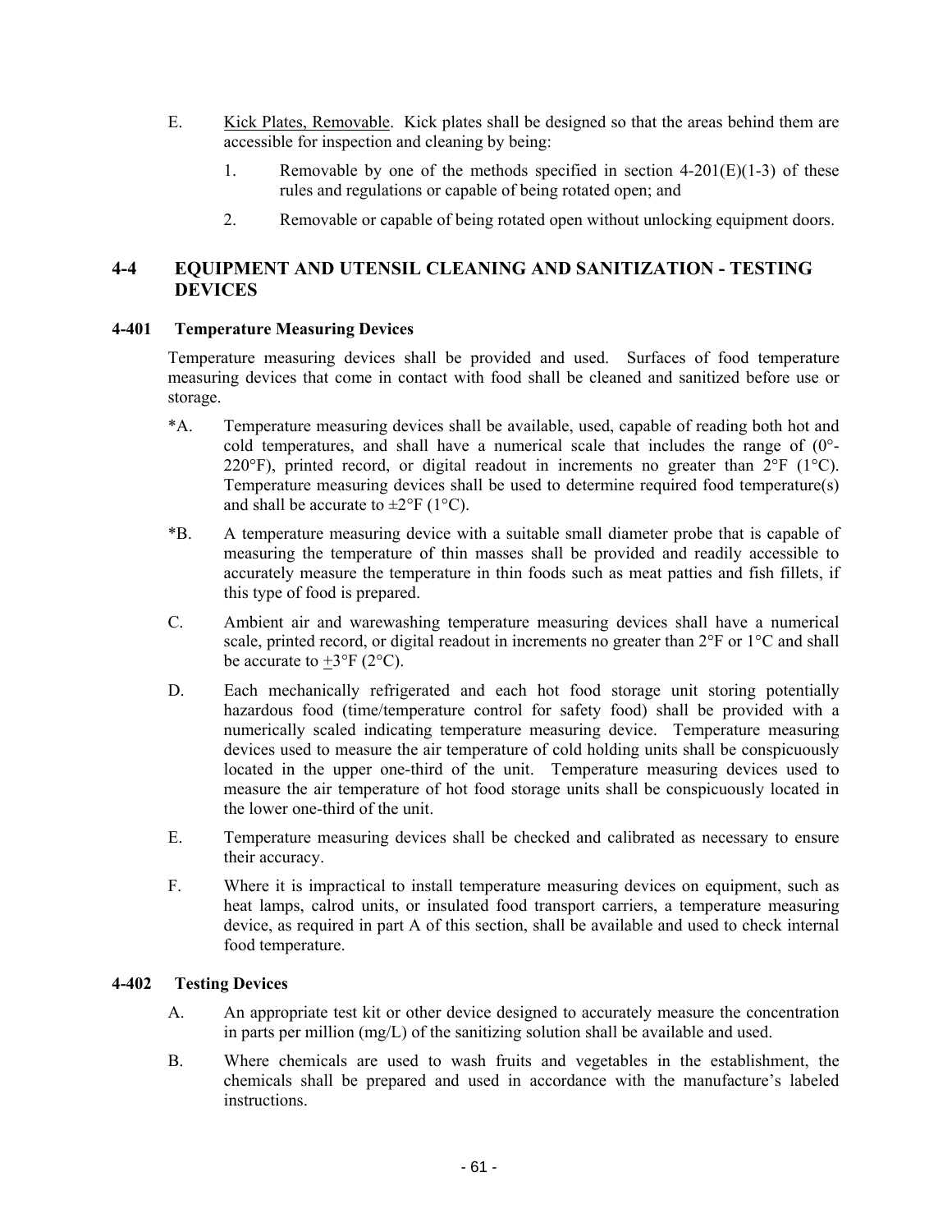E. Kick Plates, Removable. Kick plates shall be designed so that the areas behind them are accessible for inspection and cleaning by being:

1. Removable by one of the methods specified in section 4-201(E)(1-3) of these rules and regulations or capable of being rotated open; and

2. Removable or capable of being rotated open without unlocking equipment doors.

## 4-4 EQUIPMENT AND UTENSIL CLEANING AND SANITIZATION - TESTING DEVICES

### 4-401 Temperature Measuring Devices

Temperature measuring devices shall be provided and used. Surfaces of food temperature measuring devices that come in contact with food shall be cleaned and sanitized before use or storage.

*A. Temperature measuring devices shall be available, used, capable of reading both hot and cold temperatures, and shall have a numerical scale that includes the range of (0°-220°F), printed record, or digital readout in increments no greater than 2°F (1°C). Temperature measuring devices shall be used to determine required food temperature(s) and shall be accurate to ±2°F (1°C).

*B. A temperature measuring device with a suitable small diameter probe that is capable of measuring the temperature of thin masses shall be provided and readily accessible to accurately measure the temperature in thin foods such as meat patties and fish fillets, if this type of food is prepared.

C. Ambient air and warewashing temperature measuring devices shall have a numerical scale, printed record, or digital readout in increments no greater than 2°F or 1°C and shall be accurate to ±3°F (2°C).

D. Each mechanically refrigerated and each hot food storage unit storing potentially hazardous food (time/temperature control for safety food) shall be provided with a numerically scaled indicating temperature measuring device. Temperature measuring devices used to measure the air temperature of cold holding units shall be conspicuously located in the upper one-third of the unit. Temperature measuring devices used to measure the air temperature of hot food storage units shall be conspicuously located in the lower one-third of the unit.

E. Temperature measuring devices shall be checked and calibrated as necessary to ensure their accuracy.

F. Where it is impractical to install temperature measuring devices on equipment, such as heat lamps, calrod units, or insulated food transport carriers, a temperature measuring device, as required in part A of this section, shall be available and used to check internal food temperature.

### 4-402 Testing Devices

A. An appropriate test kit or other device designed to accurately measure the concentration in parts per million (mg/L) of the sanitizing solution shall be available and used.

B. Where chemicals are used to wash fruits and vegetables in the establishment, the chemicals shall be prepared and used in accordance with the manufacture's labeled instructions.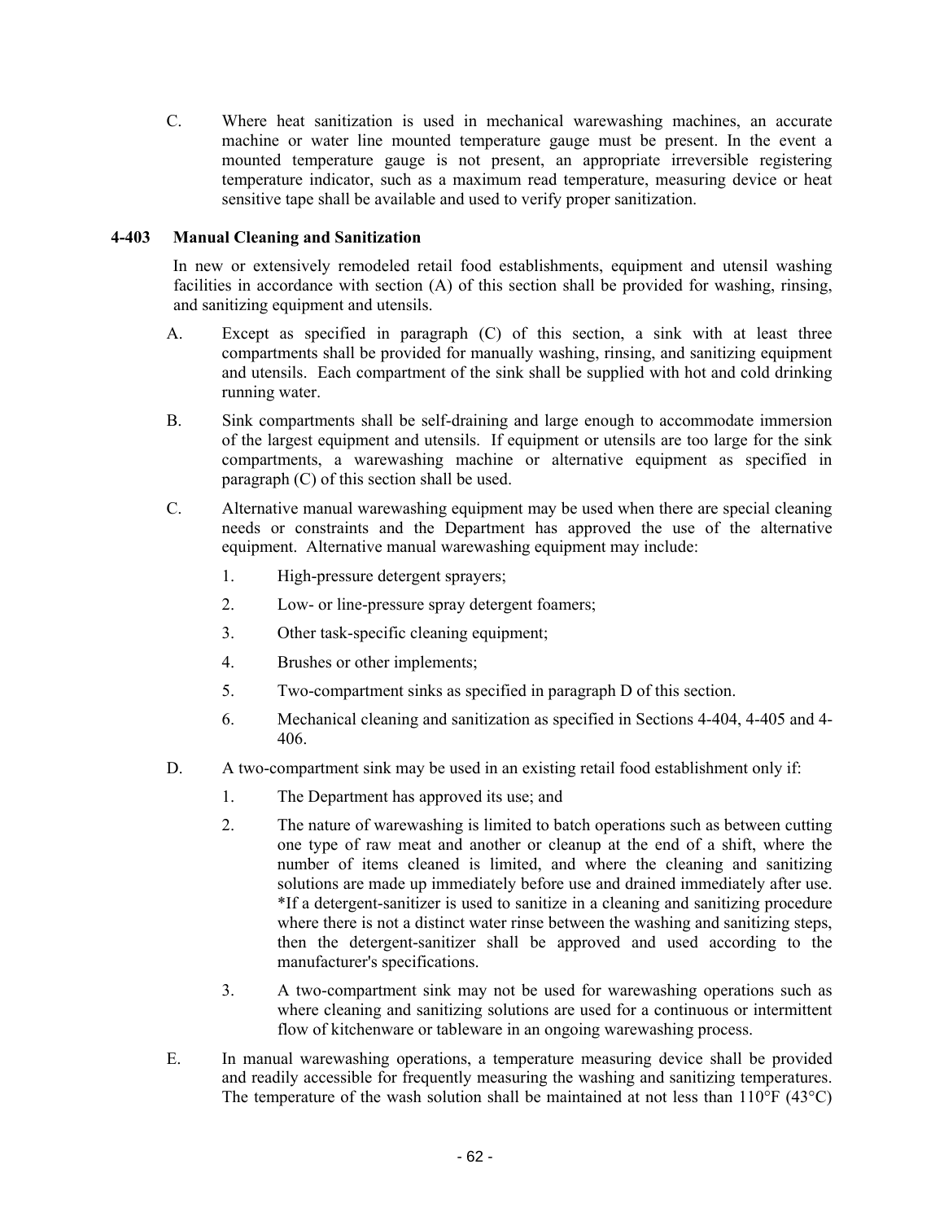C. Where heat sanitization is used in mechanical warewashing machines, an accurate machine or water line mounted temperature gauge must be present. In the event a mounted temperature gauge is not present, an appropriate irreversible registering temperature indicator, such as a maximum read temperature, measuring device or heat sensitive tape shall be available and used to verify proper sanitization.

### 4-403 Manual Cleaning and Sanitization

In new or extensively remodeled retail food establishments, equipment and utensil washing facilities in accordance with section (A) of this section shall be provided for washing, rinsing, and sanitizing equipment and utensils.

A. Except as specified in paragraph (C) of this section, a sink with at least three compartments shall be provided for manually washing, rinsing, and sanitizing equipment and utensils. Each compartment of the sink shall be supplied with hot and cold drinking running water.

B. Sink compartments shall be self-draining and large enough to accommodate immersion of the largest equipment and utensils. If equipment or utensils are too large for the sink compartments, a warewashing machine or alternative equipment as specified in paragraph (C) of this section shall be used.

C. Alternative manual warewashing equipment may be used when there are special cleaning needs or constraints and the Department has approved the use of the alternative equipment. Alternative manual warewashing equipment may include:

   1. High-pressure detergent sprayers;
   2. Low- or line-pressure spray detergent foamers;
   3. Other task-specific cleaning equipment;
   4. Brushes or other implements;
   5. Two-compartment sinks as specified in paragraph D of this section.
   6. Mechanical cleaning and sanitization as specified in Sections 4-404, 4-405 and 4-406.

D. A two-compartment sink may be used in an existing retail food establishment only if:

   1. The Department has approved its use; and
   2. The nature of warewashing is limited to batch operations such as between cutting one type of raw meat and another or cleanup at the end of a shift, where the number of items cleaned is limited, and where the cleaning and sanitizing solutions are made up immediately before use and drained immediately after use. *If a detergent-sanitizer is used to sanitize in a cleaning and sanitizing procedure where there is not a distinct water rinse between the washing and sanitizing steps, then the detergent-sanitizer shall be approved and used according to the manufacturer's specifications.
   3. A two-compartment sink may not be used for warewashing operations such as where cleaning and sanitizing solutions are used for a continuous or intermittent flow of kitchenware or tableware in an ongoing warewashing process.

E. In manual warewashing operations, a temperature measuring device shall be provided and readily accessible for frequently measuring the washing and sanitizing temperatures. The temperature of the wash solution shall be maintained at not less than 110°F (43°C)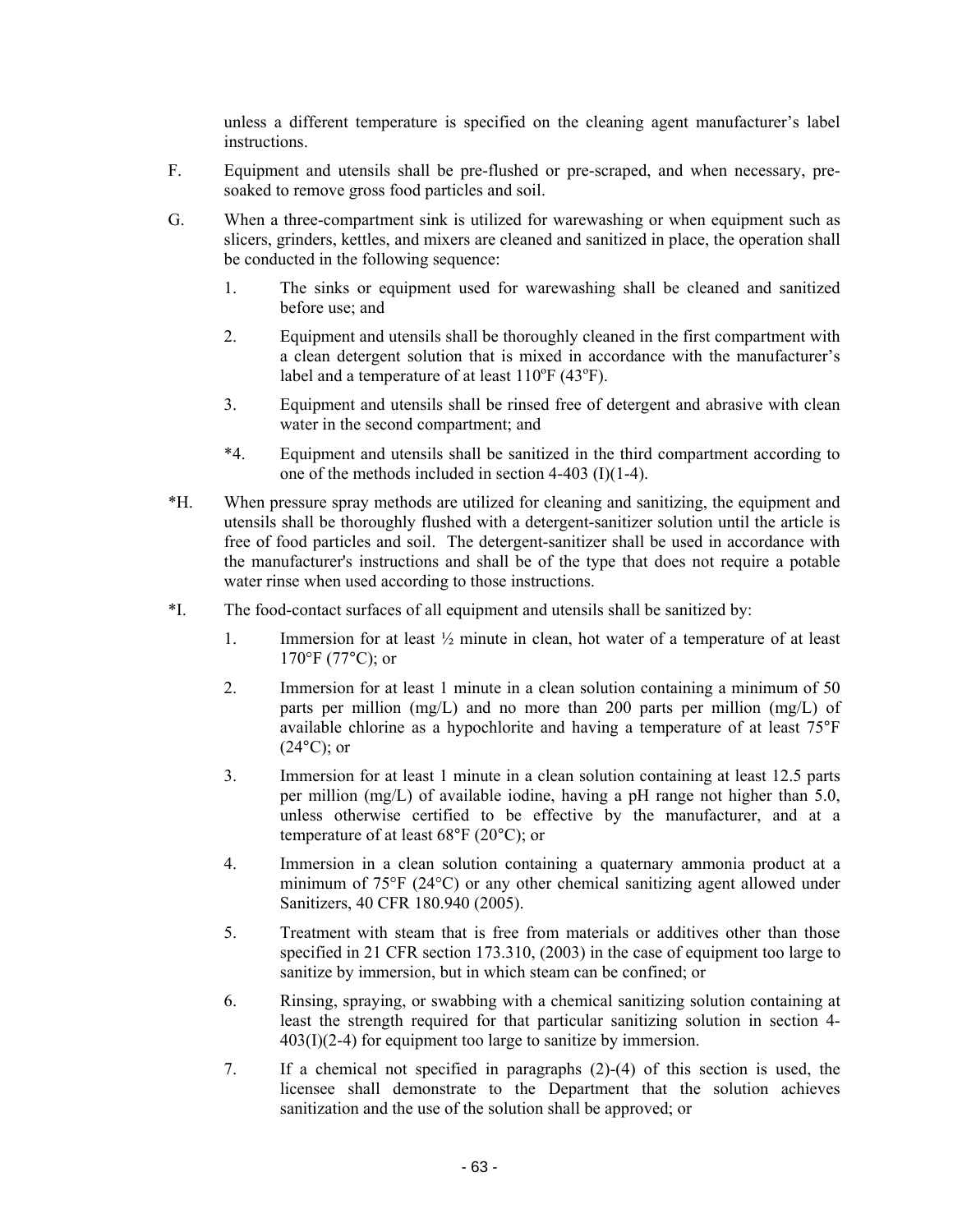unless a different temperature is specified on the cleaning agent manufacturer's label instructions.

F. Equipment and utensils shall be pre-flushed or pre-scraped, and when necessary, pre-soaked to remove gross food particles and soil.

G. When a three-compartment sink is utilized for warewashing or when equipment such as slicers, grinders, kettles, and mixers are cleaned and sanitized in place, the operation shall be conducted in the following sequence:

1. The sinks or equipment used for warewashing shall be cleaned and sanitized before use; and

2. Equipment and utensils shall be thoroughly cleaned in the first compartment with a clean detergent solution that is mixed in accordance with the manufacturer's label and a temperature of at least 110°F (43°F).

3. Equipment and utensils shall be rinsed free of detergent and abrasive with clean water in the second compartment; and

*4. Equipment and utensils shall be sanitized in the third compartment according to one of the methods included in section 4-403 (I)(1-4).

*H. When pressure spray methods are utilized for cleaning and sanitizing, the equipment and utensils shall be thoroughly flushed with a detergent-sanitizer solution until the article is free of food particles and soil. The detergent-sanitizer shall be used in accordance with the manufacturer's instructions and shall be of the type that does not require a potable water rinse when used according to those instructions.

*I. The food-contact surfaces of all equipment and utensils shall be sanitized by:

1. Immersion for at least ½ minute in clean, hot water of a temperature of at least 170°F (77°C); or

2. Immersion for at least 1 minute in a clean solution containing a minimum of 50 parts per million (mg/L) and no more than 200 parts per million (mg/L) of available chlorine as a hypochlorite and having a temperature of at least 75°F (24°C); or

3. Immersion for at least 1 minute in a clean solution containing at least 12.5 parts per million (mg/L) of available iodine, having a pH range not higher than 5.0, unless otherwise certified to be effective by the manufacturer, and at a temperature of at least 68°F (20°C); or

4. Immersion in a clean solution containing a quaternary ammonia product at a minimum of 75°F (24°C) or any other chemical sanitizing agent allowed under Sanitizers, 40 CFR 180.940 (2005).

5. Treatment with steam that is free from materials or additives other than those specified in 21 CFR section 173.310, (2003) in the case of equipment too large to sanitize by immersion, but in which steam can be confined; or

6. Rinsing, spraying, or swabbing with a chemical sanitizing solution containing at least the strength required for that particular sanitizing solution in section 4-403(I)(2-4) for equipment too large to sanitize by immersion.

7. If a chemical not specified in paragraphs (2)-(4) of this section is used, the licensee shall demonstrate to the Department that the solution achieves sanitization and the use of the solution shall be approved; or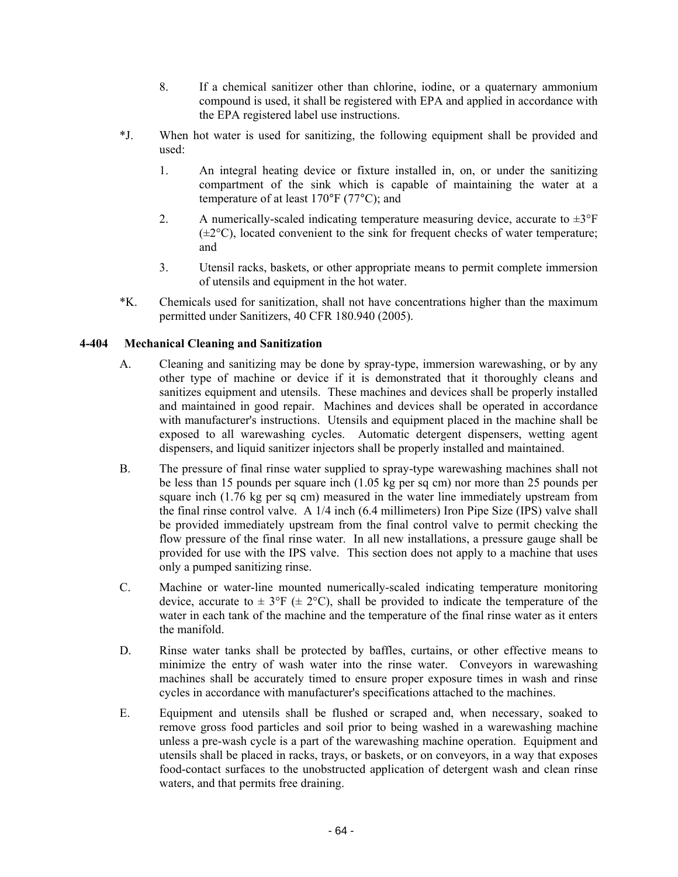8. If a chemical sanitizer other than chlorine, iodine, or a quaternary ammonium compound is used, it shall be registered with EPA and applied in accordance with the EPA registered label use instructions.

*J. When hot water is used for sanitizing, the following equipment shall be provided and used:

1. An integral heating device or fixture installed in, on, or under the sanitizing compartment of the sink which is capable of maintaining the water at a temperature of at least 170°F (77°C); and

2. A numerically-scaled indicating temperature measuring device, accurate to ±3°F (±2°C), located convenient to the sink for frequent checks of water temperature; and

3. Utensil racks, baskets, or other appropriate means to permit complete immersion of utensils and equipment in the hot water.

*K. Chemicals used for sanitization, shall not have concentrations higher than the maximum permitted under Sanitizers, 40 CFR 180.940 (2005).

### 4-404 Mechanical Cleaning and Sanitization

A. Cleaning and sanitizing may be done by spray-type, immersion warewashing, or by any other type of machine or device if it is demonstrated that it thoroughly cleans and sanitizes equipment and utensils. These machines and devices shall be properly installed and maintained in good repair. Machines and devices shall be operated in accordance with manufacturer's instructions. Utensils and equipment placed in the machine shall be exposed to all warewashing cycles. Automatic detergent dispensers, wetting agent dispensers, and liquid sanitizer injectors shall be properly installed and maintained.

B. The pressure of final rinse water supplied to spray-type warewashing machines shall not be less than 15 pounds per square inch (1.05 kg per sq cm) nor more than 25 pounds per square inch (1.76 kg per sq cm) measured in the water line immediately upstream from the final rinse control valve. A 1/4 inch (6.4 millimeters) Iron Pipe Size (IPS) valve shall be provided immediately upstream from the final control valve to permit checking the flow pressure of the final rinse water. In all new installations, a pressure gauge shall be provided for use with the IPS valve. This section does not apply to a machine that uses only a pumped sanitizing rinse.

C. Machine or water-line mounted numerically-scaled indicating temperature monitoring device, accurate to ± 3°F (± 2°C), shall be provided to indicate the temperature of the water in each tank of the machine and the temperature of the final rinse water as it enters the manifold.

D. Rinse water tanks shall be protected by baffles, curtains, or other effective means to minimize the entry of wash water into the rinse water. Conveyors in warewashing machines shall be accurately timed to ensure proper exposure times in wash and rinse cycles in accordance with manufacturer's specifications attached to the machines.

E. Equipment and utensils shall be flushed or scraped and, when necessary, soaked to remove gross food particles and soil prior to being washed in a warewashing machine unless a pre-wash cycle is a part of the warewashing machine operation. Equipment and utensils shall be placed in racks, trays, or baskets, or on conveyors, in a way that exposes food-contact surfaces to the unobstructed application of detergent wash and clean rinse waters, and that permits free draining.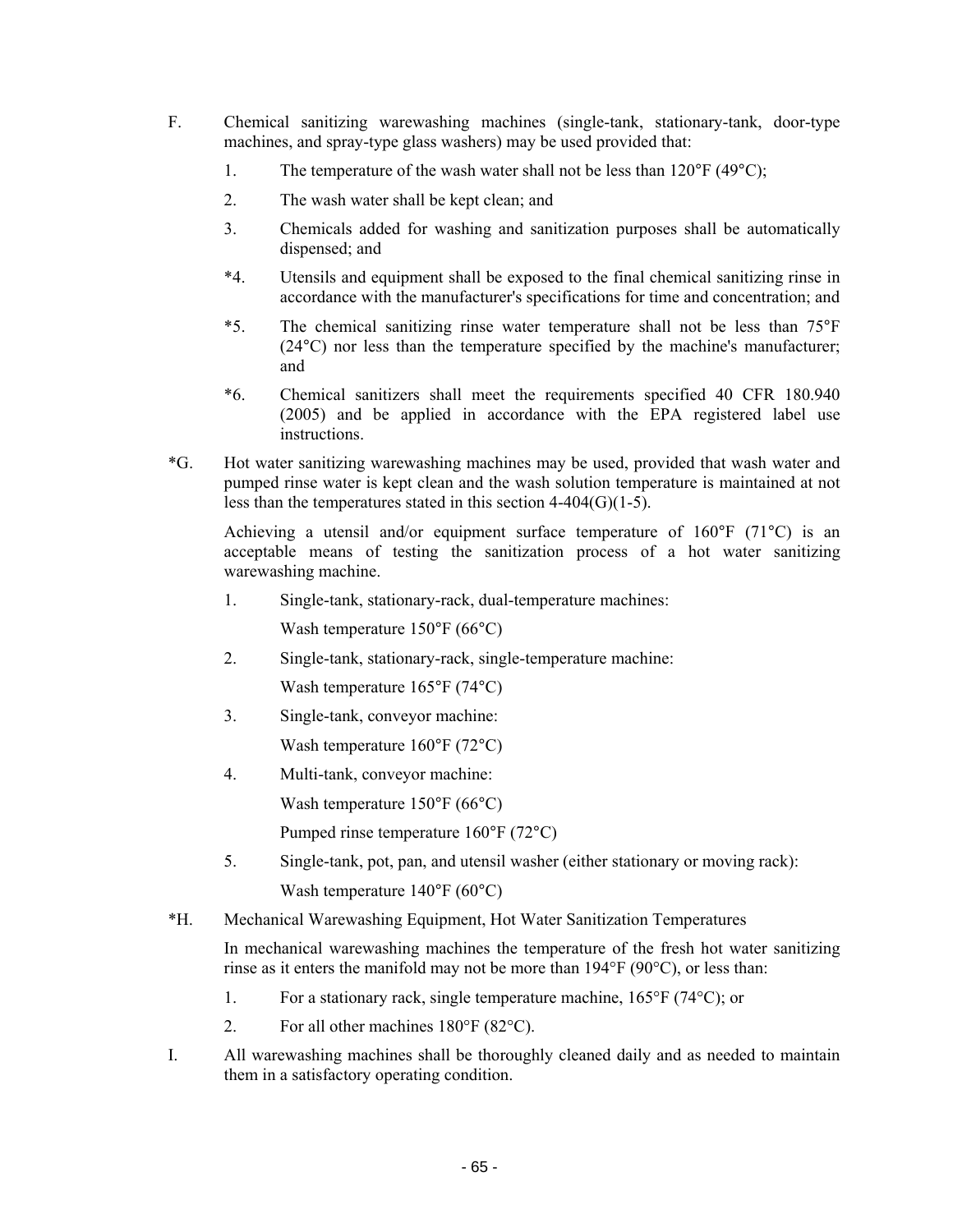F. Chemical sanitizing warewashing machines (single-tank, stationary-tank, door-type machines, and spray-type glass washers) may be used provided that:

1. The temperature of the wash water shall not be less than 120°F (49°C);

2. The wash water shall be kept clean; and

3. Chemicals added for washing and sanitization purposes shall be automatically dispensed; and

*4. Utensils and equipment shall be exposed to the final chemical sanitizing rinse in accordance with the manufacturer's specifications for time and concentration; and

*5. The chemical sanitizing rinse water temperature shall not be less than 75°F (24°C) nor less than the temperature specified by the machine's manufacturer; and

*6. Chemical sanitizers shall meet the requirements specified 40 CFR 180.940 (2005) and be applied in accordance with the EPA registered label use instructions.

*G. Hot water sanitizing warewashing machines may be used, provided that wash water and pumped rinse water is kept clean and the wash solution temperature is maintained at not less than the temperatures stated in this section 4-404(G)(1-5).

Achieving a utensil and/or equipment surface temperature of 160°F (71°C) is an acceptable means of testing the sanitization process of a hot water sanitizing warewashing machine.

1. Single-tank, stationary-rack, dual-temperature machines:

   Wash temperature 150°F (66°C)

2. Single-tank, stationary-rack, single-temperature machine:

   Wash temperature 165°F (74°C)

3. Single-tank, conveyor machine:

   Wash temperature 160°F (72°C)

4. Multi-tank, conveyor machine:

   Wash temperature 150°F (66°C)

   Pumped rinse temperature 160°F (72°C)

5. Single-tank, pot, pan, and utensil washer (either stationary or moving rack):

   Wash temperature 140°F (60°C)

*H. Mechanical Warewashing Equipment, Hot Water Sanitization Temperatures

In mechanical warewashing machines the temperature of the fresh hot water sanitizing rinse as it enters the manifold may not be more than 194°F (90°C), or less than:

1. For a stationary rack, single temperature machine, 165°F (74°C); or

2. For all other machines 180°F (82°C).

I. All warewashing machines shall be thoroughly cleaned daily and as needed to maintain them in a satisfactory operating condition.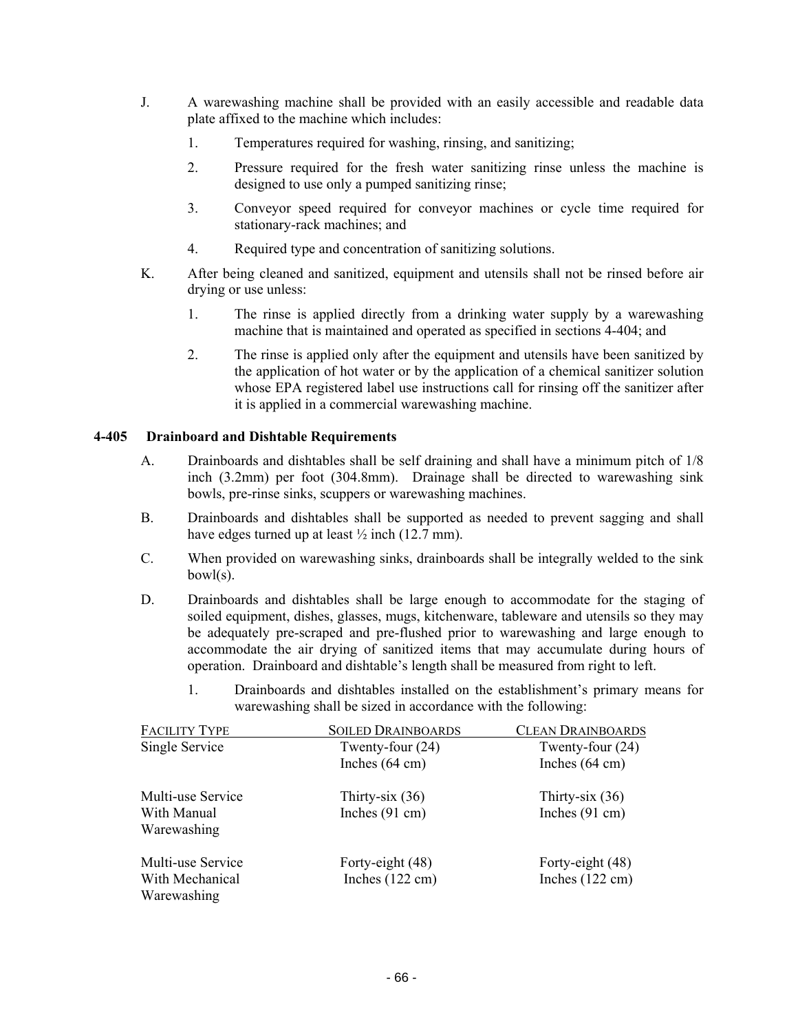J. A warewashing machine shall be provided with an easily accessible and readable data plate affixed to the machine which includes:

1. Temperatures required for washing, rinsing, and sanitizing;

2. Pressure required for the fresh water sanitizing rinse unless the machine is designed to use only a pumped sanitizing rinse;

3. Conveyor speed required for conveyor machines or cycle time required for stationary-rack machines; and

4. Required type and concentration of sanitizing solutions.

K. After being cleaned and sanitized, equipment and utensils shall not be rinsed before air drying or use unless:

1. The rinse is applied directly from a drinking water supply by a warewashing machine that is maintained and operated as specified in sections 4-404; and

2. The rinse is applied only after the equipment and utensils have been sanitized by the application of hot water or by the application of a chemical sanitizer solution whose EPA registered label use instructions call for rinsing off the sanitizer after it is applied in a commercial warewashing machine.

### 4-405 Drainboard and Dishtable Requirements

A. Drainboards and dishtables shall be self draining and shall have a minimum pitch of 1/8 inch (3.2mm) per foot (304.8mm). Drainage shall be directed to warewashing sink bowls, pre-rinse sinks, scuppers or warewashing machines.

B. Drainboards and dishtables shall be supported as needed to prevent sagging and shall have edges turned up at least ½ inch (12.7 mm).

C. When provided on warewashing sinks, drainboards shall be integrally welded to the sink bowl(s).

D. Drainboards and dishtables shall be large enough to accommodate for the staging of soiled equipment, dishes, glasses, mugs, kitchenware, tableware and utensils so they may be adequately pre-scraped and pre-flushed prior to warewashing and large enough to accommodate the air drying of sanitized items that may accumulate during hours of operation. Drainboard and dishtable's length shall be measured from right to left.

1. Drainboards and dishtables installed on the establishment's primary means for warewashing shall be sized in accordance with the following:

| Facility Type | Soiled Drainboards | Clean Drainboards |
|---|---|---|
| Single Service | Twenty-four (24) Inches (64 cm) | Twenty-four (24) Inches (64 cm) |
| Multi-use Service With Manual Warewashing | Thirty-six (36) Inches (91 cm) | Thirty-six (36) Inches (91 cm) |
| Multi-use Service With Mechanical Warewashing | Forty-eight (48) Inches (122 cm) | Forty-eight (48) Inches (122 cm) |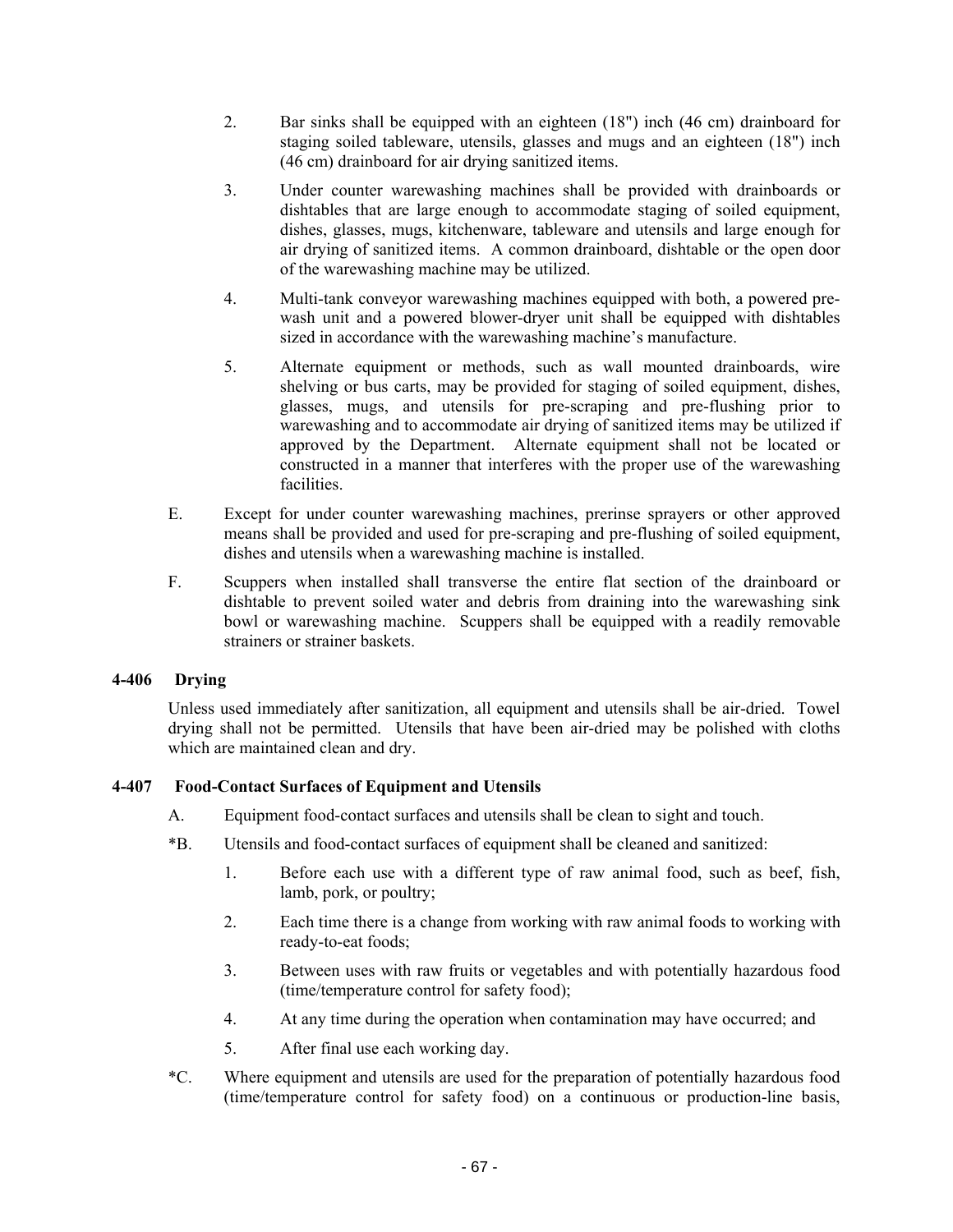2. Bar sinks shall be equipped with an eighteen (18") inch (46 cm) drainboard for staging soiled tableware, utensils, glasses and mugs and an eighteen (18") inch (46 cm) drainboard for air drying sanitized items.

3. Under counter warewashing machines shall be provided with drainboards or dishtables that are large enough to accommodate staging of soiled equipment, dishes, glasses, mugs, kitchenware, tableware and utensils and large enough for air drying of sanitized items. A common drainboard, dishtable or the open door of the warewashing machine may be utilized.

4. Multi-tank conveyor warewashing machines equipped with both, a powered pre-wash unit and a powered blower-dryer unit shall be equipped with dishtables sized in accordance with the warewashing machine's manufacture.

5. Alternate equipment or methods, such as wall mounted drainboards, wire shelving or bus carts, may be provided for staging of soiled equipment, dishes, glasses, mugs, and utensils for pre-scraping and pre-flushing prior to warewashing and to accommodate air drying of sanitized items may be utilized if approved by the Department. Alternate equipment shall not be located or constructed in a manner that interferes with the proper use of the warewashing facilities.

E. Except for under counter warewashing machines, prerinse sprayers or other approved means shall be provided and used for pre-scraping and pre-flushing of soiled equipment, dishes and utensils when a warewashing machine is installed.

F. Scuppers when installed shall transverse the entire flat section of the drainboard or dishtable to prevent soiled water and debris from draining into the warewashing sink bowl or warewashing machine. Scuppers shall be equipped with a readily removable strainers or strainer baskets.

### 4-406 Drying

Unless used immediately after sanitization, all equipment and utensils shall be air-dried. Towel drying shall not be permitted. Utensils that have been air-dried may be polished with cloths which are maintained clean and dry.

### 4-407 Food-Contact Surfaces of Equipment and Utensils

A. Equipment food-contact surfaces and utensils shall be clean to sight and touch.

*B. Utensils and food-contact surfaces of equipment shall be cleaned and sanitized:

1. Before each use with a different type of raw animal food, such as beef, fish, lamb, pork, or poultry;

2. Each time there is a change from working with raw animal foods to working with ready-to-eat foods;

3. Between uses with raw fruits or vegetables and with potentially hazardous food (time/temperature control for safety food);

4. At any time during the operation when contamination may have occurred; and

5. After final use each working day.

*C. Where equipment and utensils are used for the preparation of potentially hazardous food (time/temperature control for safety food) on a continuous or production-line basis,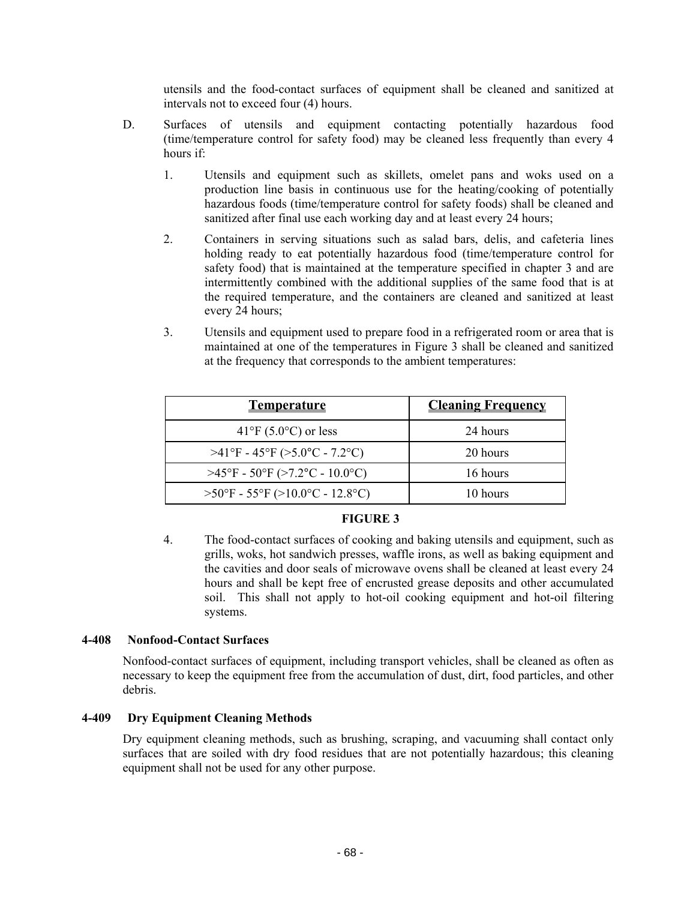utensils and the food-contact surfaces of equipment shall be cleaned and sanitized at intervals not to exceed four (4) hours.

D. Surfaces of utensils and equipment contacting potentially hazardous food (time/temperature control for safety food) may be cleaned less frequently than every 4 hours if:

   1. Utensils and equipment such as skillets, omelet pans and woks used on a production line basis in continuous use for the heating/cooking of potentially hazardous foods (time/temperature control for safety foods) shall be cleaned and sanitized after final use each working day and at least every 24 hours;

   2. Containers in serving situations such as salad bars, delis, and cafeteria lines holding ready to eat potentially hazardous food (time/temperature control for safety food) that is maintained at the temperature specified in chapter 3 and are intermittently combined with the additional supplies of the same food that is at the required temperature, and the containers are cleaned and sanitized at least every 24 hours;

   3. Utensils and equipment used to prepare food in a refrigerated room or area that is maintained at one of the temperatures in Figure 3 shall be cleaned and sanitized at the frequency that corresponds to the ambient temperatures:

| Temperature | Cleaning Frequency |
|---|---|
| 41°F (5.0°C) or less | 24 hours |
| >41°F - 45°F (>5.0°C - 7.2°C) | 20 hours |
| >45°F - 50°F (>7.2°C - 10.0°C) | 16 hours |
| >50°F - 55°F (>10.0°C - 12.8°C) | 10 hours |

**FIGURE 3**

   4. The food-contact surfaces of cooking and baking utensils and equipment, such as grills, woks, hot sandwich presses, waffle irons, as well as baking equipment and the cavities and door seals of microwave ovens shall be cleaned at least every 24 hours and shall be kept free of encrusted grease deposits and other accumulated soil. This shall not apply to hot-oil cooking equipment and hot-oil filtering systems.

### 4-408 Nonfood-Contact Surfaces

Nonfood-contact surfaces of equipment, including transport vehicles, shall be cleaned as often as necessary to keep the equipment free from the accumulation of dust, dirt, food particles, and other debris.

### 4-409 Dry Equipment Cleaning Methods

Dry equipment cleaning methods, such as brushing, scraping, and vacuuming shall contact only surfaces that are soiled with dry food residues that are not potentially hazardous; this cleaning equipment shall not be used for any other purpose.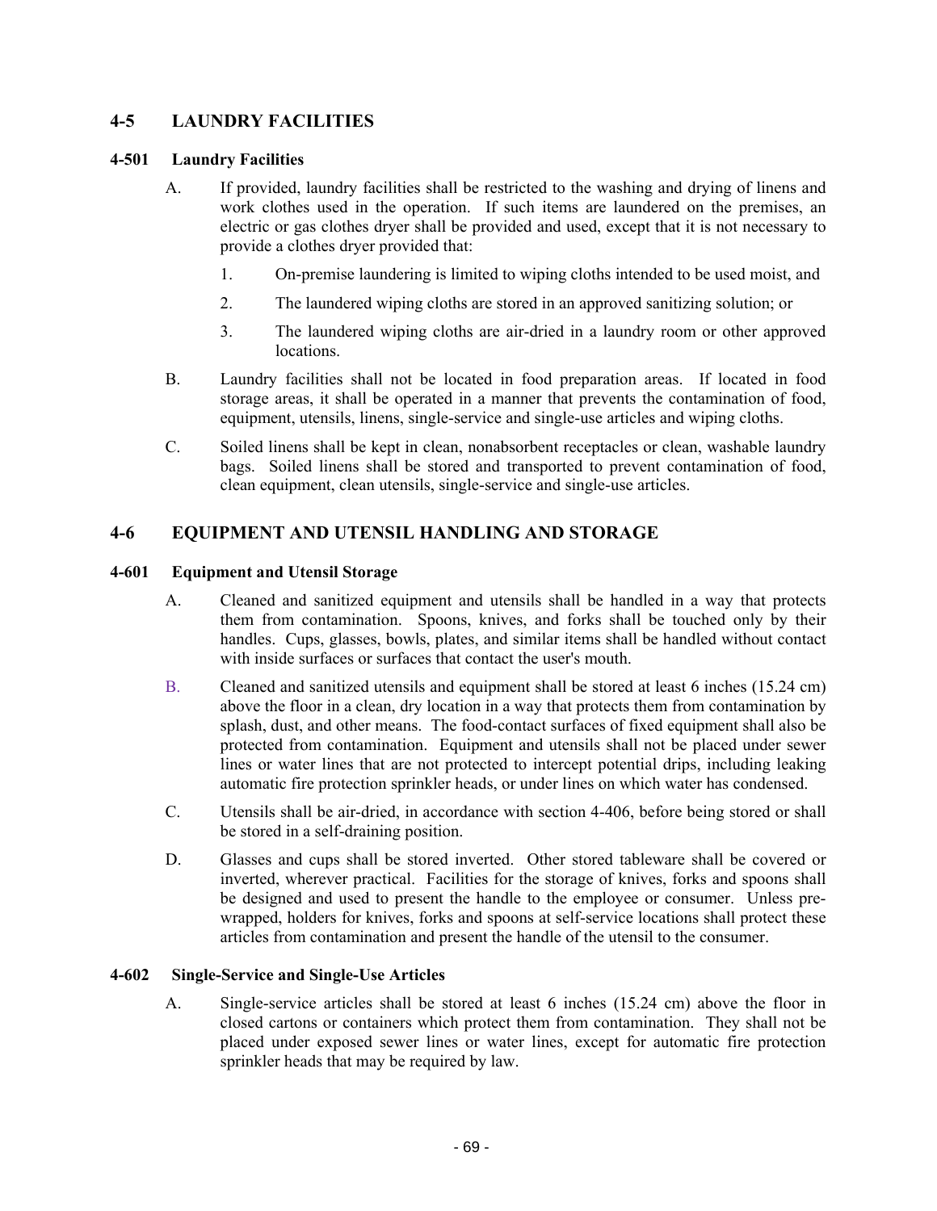## 4-5 LAUNDRY FACILITIES

### 4-501 Laundry Facilities

A. If provided, laundry facilities shall be restricted to the washing and drying of linens and work clothes used in the operation. If such items are laundered on the premises, an electric or gas clothes dryer shall be provided and used, except that it is not necessary to provide a clothes dryer provided that:

   1. On-premise laundering is limited to wiping cloths intended to be used moist, and

   2. The laundered wiping cloths are stored in an approved sanitizing solution; or

   3. The laundered wiping cloths are air-dried in a laundry room or other approved locations.

B. Laundry facilities shall not be located in food preparation areas. If located in food storage areas, it shall be operated in a manner that prevents the contamination of food, equipment, utensils, linens, single-service and single-use articles and wiping cloths.

C. Soiled linens shall be kept in clean, nonabsorbent receptacles or clean, washable laundry bags. Soiled linens shall be stored and transported to prevent contamination of food, clean equipment, clean utensils, single-service and single-use articles.

## 4-6 EQUIPMENT AND UTENSIL HANDLING AND STORAGE

### 4-601 Equipment and Utensil Storage

A. Cleaned and sanitized equipment and utensils shall be handled in a way that protects them from contamination. Spoons, knives, and forks shall be touched only by their handles. Cups, glasses, bowls, plates, and similar items shall be handled without contact with inside surfaces or surfaces that contact the user's mouth.

B. Cleaned and sanitized utensils and equipment shall be stored at least 6 inches (15.24 cm) above the floor in a clean, dry location in a way that protects them from contamination by splash, dust, and other means. The food-contact surfaces of fixed equipment shall also be protected from contamination. Equipment and utensils shall not be placed under sewer lines or water lines that are not protected to intercept potential drips, including leaking automatic fire protection sprinkler heads, or under lines on which water has condensed.

C. Utensils shall be air-dried, in accordance with section 4-406, before being stored or shall be stored in a self-draining position.

D. Glasses and cups shall be stored inverted. Other stored tableware shall be covered or inverted, wherever practical. Facilities for the storage of knives, forks and spoons shall be designed and used to present the handle to the employee or consumer. Unless pre-wrapped, holders for knives, forks and spoons at self-service locations shall protect these articles from contamination and present the handle of the utensil to the consumer.

### 4-602 Single-Service and Single-Use Articles

A. Single-service articles shall be stored at least 6 inches (15.24 cm) above the floor in closed cartons or containers which protect them from contamination. They shall not be placed under exposed sewer lines or water lines, except for automatic fire protection sprinkler heads that may be required by law.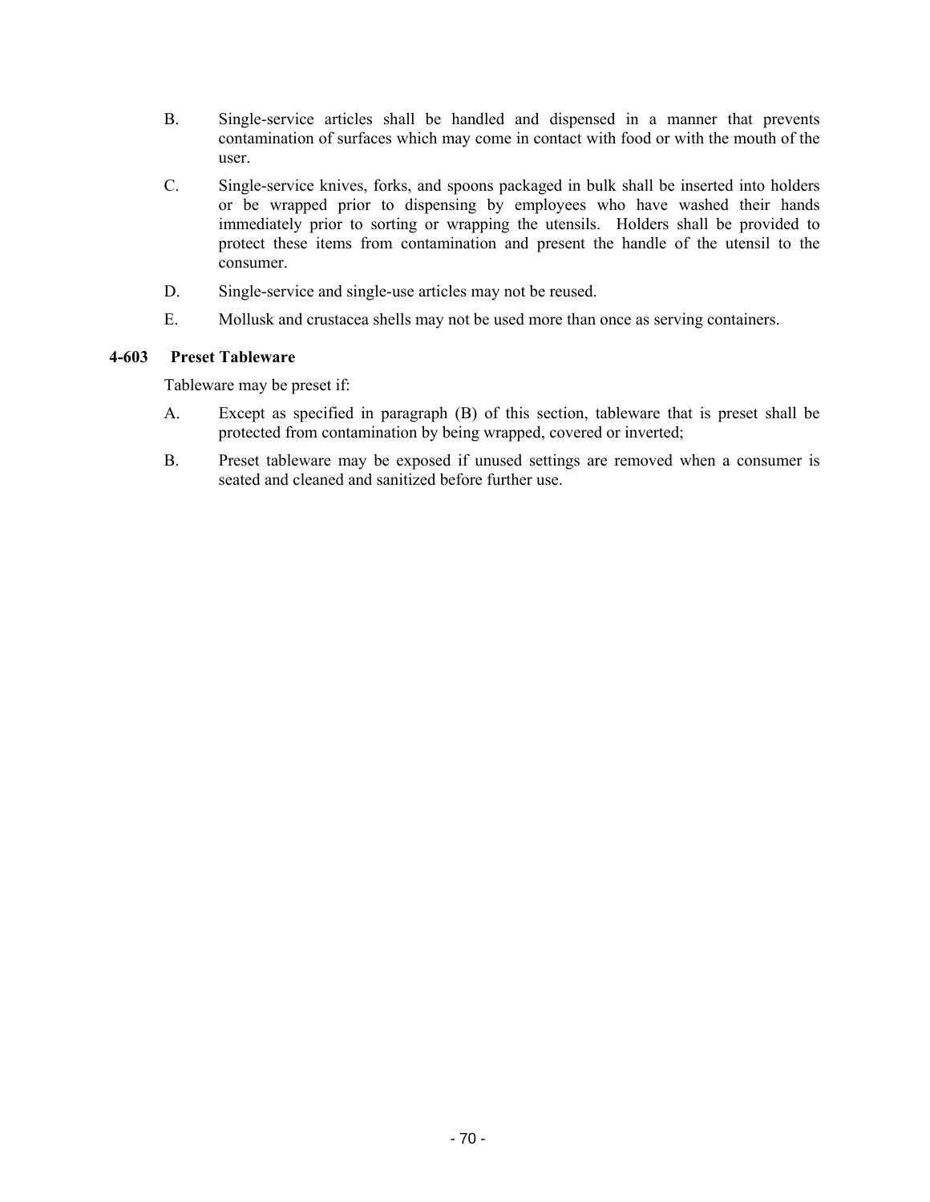B. Single-service articles shall be handled and dispensed in a manner that prevents contamination of surfaces which may come in contact with food or with the mouth of the user.

C. Single-service knives, forks, and spoons packaged in bulk shall be inserted into holders or be wrapped prior to dispensing by employees who have washed their hands immediately prior to sorting or wrapping the utensils. Holders shall be provided to protect these items from contamination and present the handle of the utensil to the consumer.

D. Single-service and single-use articles may not be reused.

E. Mollusk and crustacea shells may not be used more than once as serving containers.

### 4-603 Preset Tableware

Tableware may be preset if:

A. Except as specified in paragraph (B) of this section, tableware that is preset shall be protected from contamination by being wrapped, covered or inverted;

B. Preset tableware may be exposed if unused settings are removed when a consumer is seated and cleaned and sanitized before further use.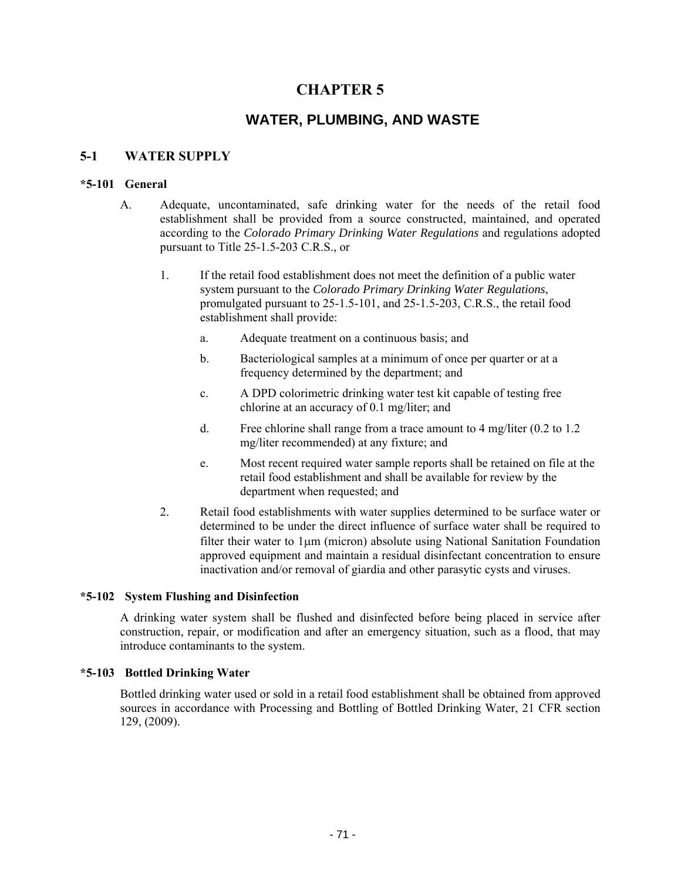# CHAPTER 5

## WATER, PLUMBING, AND WASTE

### 5-1 WATER SUPPLY

**\*5-101 General**

A. Adequate, uncontaminated, safe drinking water for the needs of the retail food establishment shall be provided from a source constructed, maintained, and operated according to the *Colorado Primary Drinking Water Regulations* and regulations adopted pursuant to Title 25-1.5-203 C.R.S., or

1. If the retail food establishment does not meet the definition of a public water system pursuant to the *Colorado Primary Drinking Water Regulations*, promulgated pursuant to 25-1.5-101, and 25-1.5-203, C.R.S., the retail food establishment shall provide:

    a. Adequate treatment on a continuous basis; and

    b. Bacteriological samples at a minimum of once per quarter or at a frequency determined by the department; and

    c. A DPD colorimetric drinking water test kit capable of testing free chlorine at an accuracy of 0.1 mg/liter; and

    d. Free chlorine shall range from a trace amount to 4 mg/liter (0.2 to 1.2 mg/liter recommended) at any fixture; and

    e. Most recent required water sample reports shall be retained on file at the retail food establishment and shall be available for review by the department when requested; and

2. Retail food establishments with water supplies determined to be surface water or determined to be under the direct influence of surface water shall be required to filter their water to 1μm (micron) absolute using National Sanitation Foundation approved equipment and maintain a residual disinfectant concentration to ensure inactivation and/or removal of giardia and other parasytic cysts and viruses.

**\*5-102 System Flushing and Disinfection**

A drinking water system shall be flushed and disinfected before being placed in service after construction, repair, or modification and after an emergency situation, such as a flood, that may introduce contaminants to the system.

**\*5-103 Bottled Drinking Water**

Bottled drinking water used or sold in a retail food establishment shall be obtained from approved sources in accordance with Processing and Bottling of Bottled Drinking Water, 21 CFR section 129, (2009).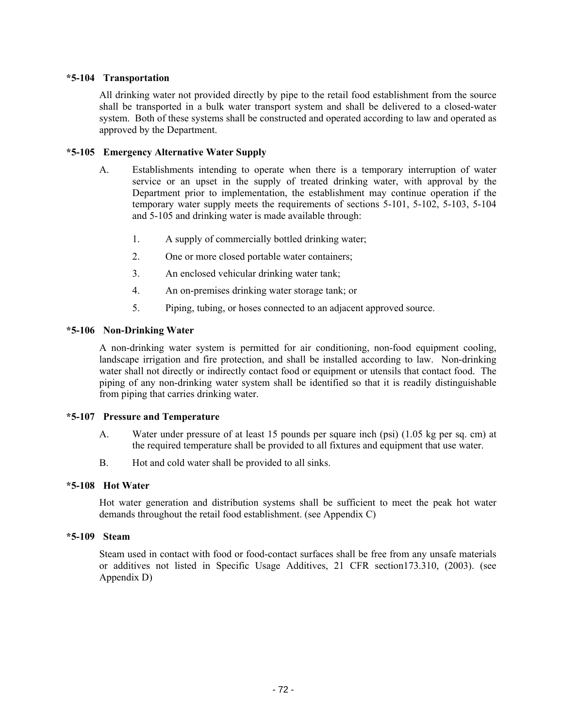### *5-104 Transportation

All drinking water not provided directly by pipe to the retail food establishment from the source shall be transported in a bulk water transport system and shall be delivered to a closed-water system. Both of these systems shall be constructed and operated according to law and operated as approved by the Department.

### *5-105 Emergency Alternative Water Supply

A. Establishments intending to operate when there is a temporary interruption of water service or an upset in the supply of treated drinking water, with approval by the Department prior to implementation, the establishment may continue operation if the temporary water supply meets the requirements of sections 5-101, 5-102, 5-103, 5-104 and 5-105 and drinking water is made available through:

   1. A supply of commercially bottled drinking water;
   2. One or more closed portable water containers;
   3. An enclosed vehicular drinking water tank;
   4. An on-premises drinking water storage tank; or
   5. Piping, tubing, or hoses connected to an adjacent approved source.

### *5-106 Non-Drinking Water

A non-drinking water system is permitted for air conditioning, non-food equipment cooling, landscape irrigation and fire protection, and shall be installed according to law. Non-drinking water shall not directly or indirectly contact food or equipment or utensils that contact food. The piping of any non-drinking water system shall be identified so that it is readily distinguishable from piping that carries drinking water.

### *5-107 Pressure and Temperature

A. Water under pressure of at least 15 pounds per square inch (psi) (1.05 kg per sq. cm) at the required temperature shall be provided to all fixtures and equipment that use water.

B. Hot and cold water shall be provided to all sinks.

### *5-108 Hot Water

Hot water generation and distribution systems shall be sufficient to meet the peak hot water demands throughout the retail food establishment. (see Appendix C)

### *5-109 Steam

Steam used in contact with food or food-contact surfaces shall be free from any unsafe materials or additives not listed in Specific Usage Additives, 21 CFR section173.310, (2003). (see Appendix D)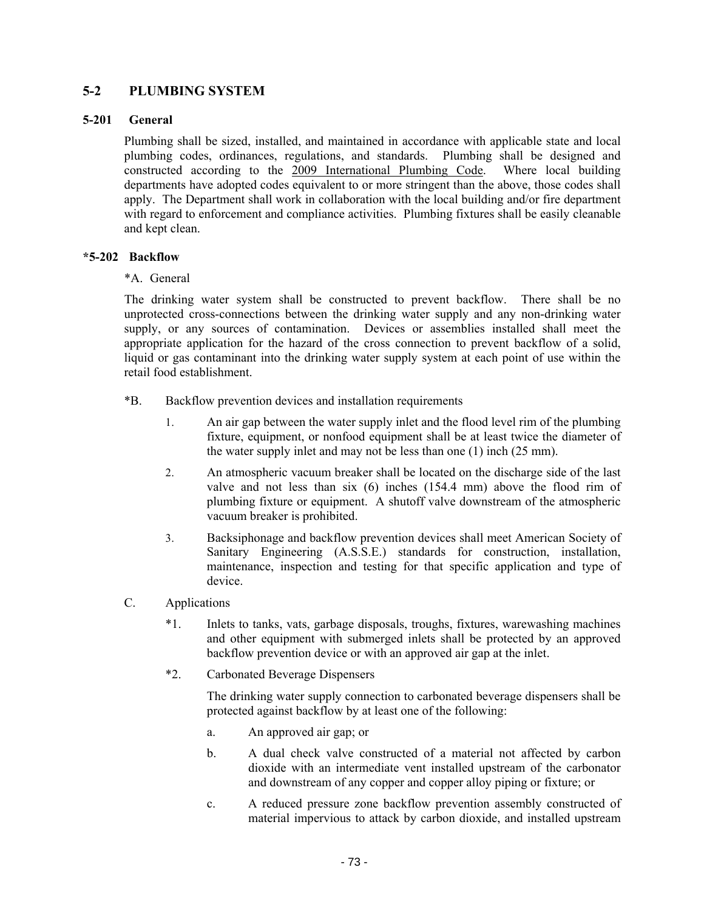## 5-2 PLUMBING SYSTEM

### 5-201 General

Plumbing shall be sized, installed, and maintained in accordance with applicable state and local plumbing codes, ordinances, regulations, and standards. Plumbing shall be designed and constructed according to the 2009 International Plumbing Code. Where local building departments have adopted codes equivalent to or more stringent than the above, those codes shall apply. The Department shall work in collaboration with the local building and/or fire department with regard to enforcement and compliance activities. Plumbing fixtures shall be easily cleanable and kept clean.

### *5-202 Backflow

*A. General

The drinking water system shall be constructed to prevent backflow. There shall be no unprotected cross-connections between the drinking water supply and any non-drinking water supply, or any sources of contamination. Devices or assemblies installed shall meet the appropriate application for the hazard of the cross connection to prevent backflow of a solid, liquid or gas contaminant into the drinking water supply system at each point of use within the retail food establishment.

*B. Backflow prevention devices and installation requirements

1. An air gap between the water supply inlet and the flood level rim of the plumbing fixture, equipment, or nonfood equipment shall be at least twice the diameter of the water supply inlet and may not be less than one (1) inch (25 mm).
2. An atmospheric vacuum breaker shall be located on the discharge side of the last valve and not less than six (6) inches (154.4 mm) above the flood rim of plumbing fixture or equipment. A shutoff valve downstream of the atmospheric vacuum breaker is prohibited.
3. Backsiphonage and backflow prevention devices shall meet American Society of Sanitary Engineering (A.S.S.E.) standards for construction, installation, maintenance, inspection and testing for that specific application and type of device.

C. Applications

*1. Inlets to tanks, vats, garbage disposals, troughs, fixtures, warewashing machines and other equipment with submerged inlets shall be protected by an approved backflow prevention device or with an approved air gap at the inlet.

*2. Carbonated Beverage Dispensers

The drinking water supply connection to carbonated beverage dispensers shall be protected against backflow by at least one of the following:

a. An approved air gap; or

b. A dual check valve constructed of a material not affected by carbon dioxide with an intermediate vent installed upstream of the carbonator and downstream of any copper and copper alloy piping or fixture; or

c. A reduced pressure zone backflow prevention assembly constructed of material impervious to attack by carbon dioxide, and installed upstream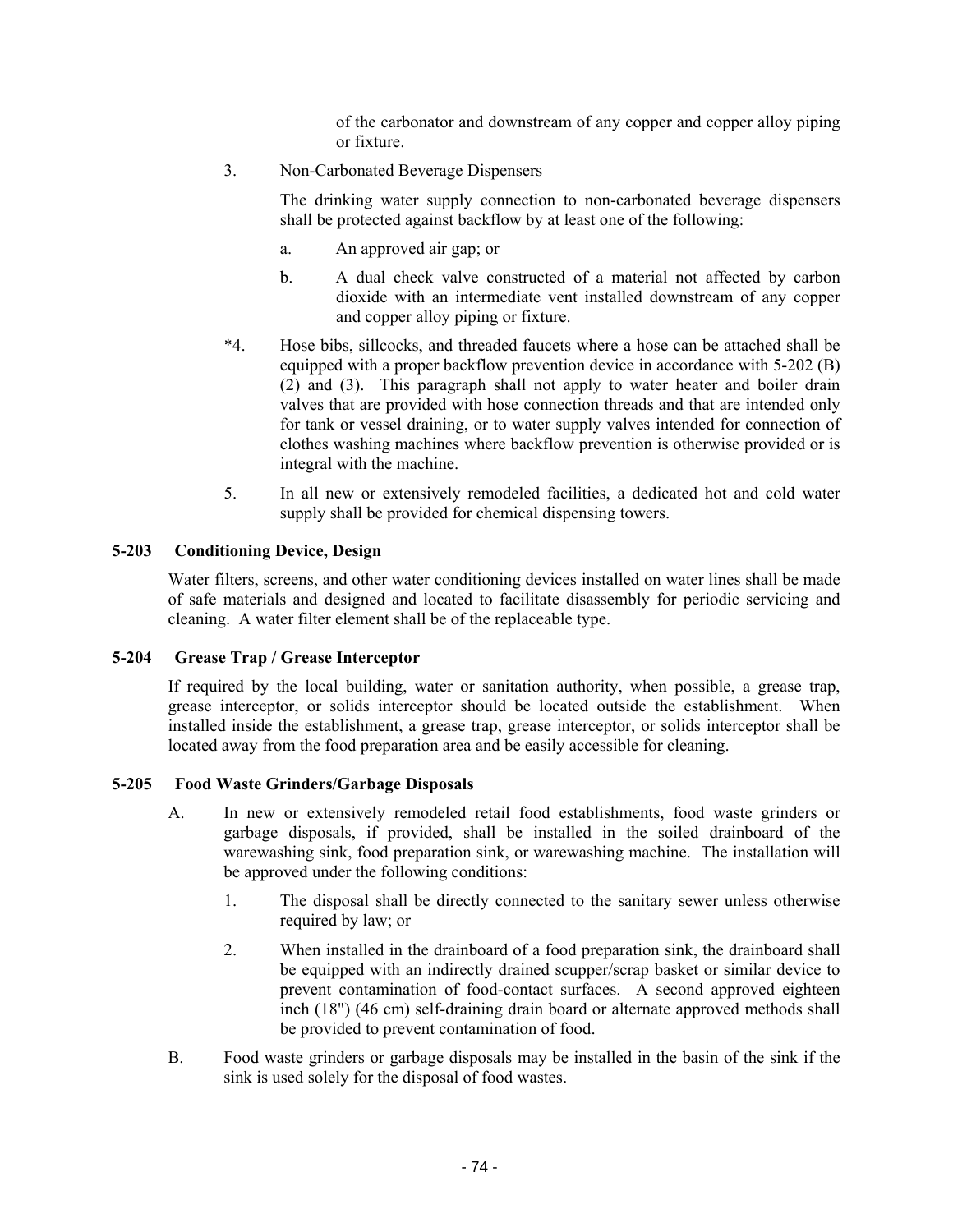of the carbonator and downstream of any copper and copper alloy piping or fixture.

3. Non-Carbonated Beverage Dispensers

   The drinking water supply connection to non-carbonated beverage dispensers shall be protected against backflow by at least one of the following:

   a. An approved air gap; or

   b. A dual check valve constructed of a material not affected by carbon dioxide with an intermediate vent installed downstream of any copper and copper alloy piping or fixture.

*4. Hose bibs, sillcocks, and threaded faucets where a hose can be attached shall be equipped with a proper backflow prevention device in accordance with 5-202 (B) (2) and (3). This paragraph shall not apply to water heater and boiler drain valves that are provided with hose connection threads and that are intended only for tank or vessel draining, or to water supply valves intended for connection of clothes washing machines where backflow prevention is otherwise provided or is integral with the machine.

5. In all new or extensively remodeled facilities, a dedicated hot and cold water supply shall be provided for chemical dispensing towers.

### 5-203 Conditioning Device, Design

Water filters, screens, and other water conditioning devices installed on water lines shall be made of safe materials and designed and located to facilitate disassembly for periodic servicing and cleaning. A water filter element shall be of the replaceable type.

### 5-204 Grease Trap / Grease Interceptor

If required by the local building, water or sanitation authority, when possible, a grease trap, grease interceptor, or solids interceptor should be located outside the establishment. When installed inside the establishment, a grease trap, grease interceptor, or solids interceptor shall be located away from the food preparation area and be easily accessible for cleaning.

### 5-205 Food Waste Grinders/Garbage Disposals

A. In new or extensively remodeled retail food establishments, food waste grinders or garbage disposals, if provided, shall be installed in the soiled drainboard of the warewashing sink, food preparation sink, or warewashing machine. The installation will be approved under the following conditions:

   1. The disposal shall be directly connected to the sanitary sewer unless otherwise required by law; or

   2. When installed in the drainboard of a food preparation sink, the drainboard shall be equipped with an indirectly drained scupper/scrap basket or similar device to prevent contamination of food-contact surfaces. A second approved eighteen inch (18") (46 cm) self-draining drain board or alternate approved methods shall be provided to prevent contamination of food.

B. Food waste grinders or garbage disposals may be installed in the basin of the sink if the sink is used solely for the disposal of food wastes.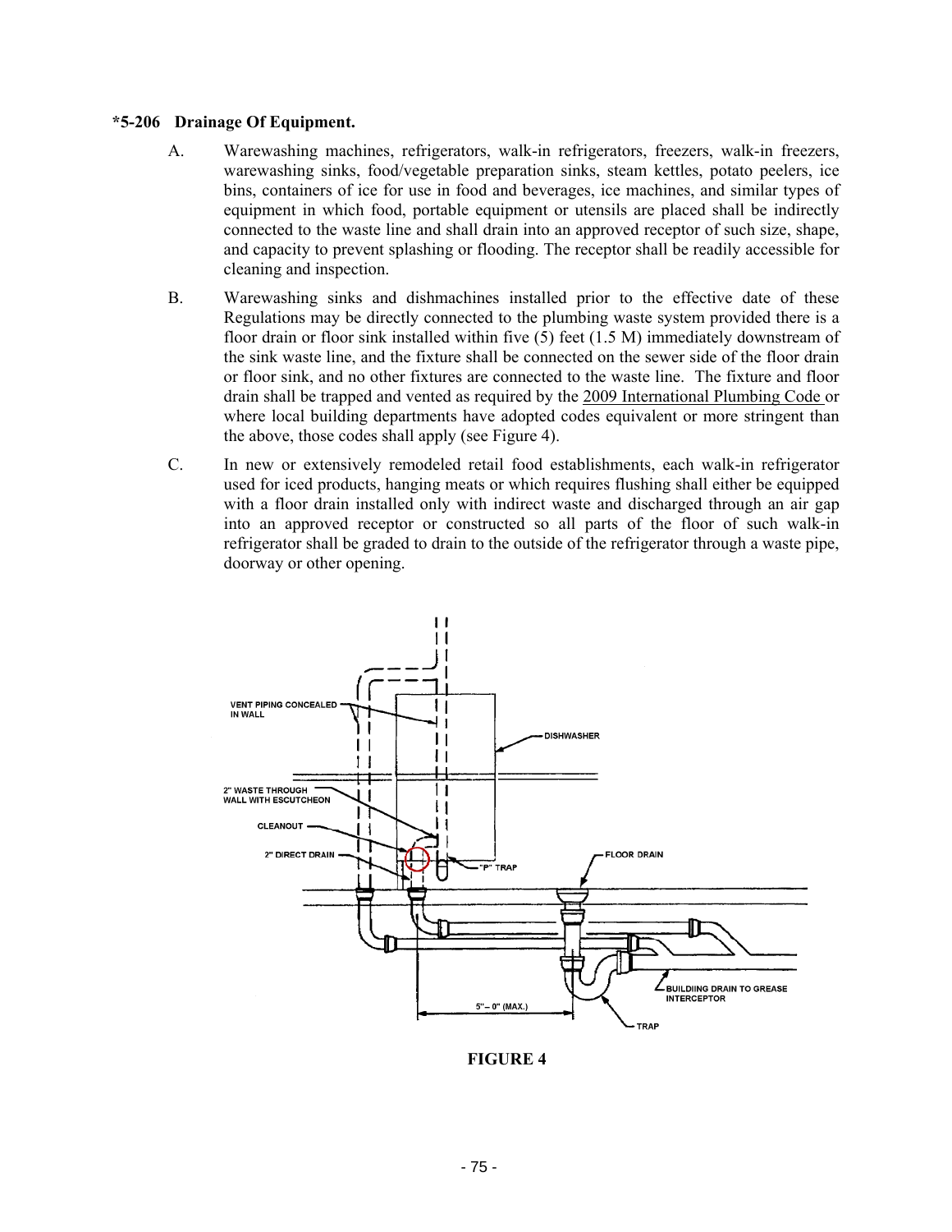**\*5-206 Drainage Of Equipment.**

A. Warewashing machines, refrigerators, walk-in refrigerators, freezers, walk-in freezers, warewashing sinks, food/vegetable preparation sinks, steam kettles, potato peelers, ice bins, containers of ice for use in food and beverages, ice machines, and similar types of equipment in which food, portable equipment or utensils are placed shall be indirectly connected to the waste line and shall drain into an approved receptor of such size, shape, and capacity to prevent splashing or flooding. The receptor shall be readily accessible for cleaning and inspection.

B. Warewashing sinks and dishmachines installed prior to the effective date of these Regulations may be directly connected to the plumbing waste system provided there is a floor drain or floor sink installed within five (5) feet (1.5 M) immediately downstream of the sink waste line, and the fixture shall be connected on the sewer side of the floor drain or floor sink, and no other fixtures are connected to the waste line. The fixture and floor drain shall be trapped and vented as required by the 2009 International Plumbing Code or where local building departments have adopted codes equivalent or more stringent than the above, those codes shall apply (see Figure 4).

C. In new or extensively remodeled retail food establishments, each walk-in refrigerator used for iced products, hanging meats or which requires flushing shall either be equipped with a floor drain installed only with indirect waste and discharged through an air gap into an approved receptor or constructed so all parts of the floor of such walk-in refrigerator shall be graded to drain to the outside of the refrigerator through a waste pipe, doorway or other opening.

VENT PIPING CONCEALED IN WALL

DISHWASHER

2" WASTE THROUGH WALL WITH ESCUTCHEON

CLEANOUT

2" DIRECT DRAIN

"P" TRAP

FLOOR DRAIN

BUILDIING DRAIN TO GREASE INTERCEPTOR

5'– 0" (MAX.)

TRAP

**FIGURE 4**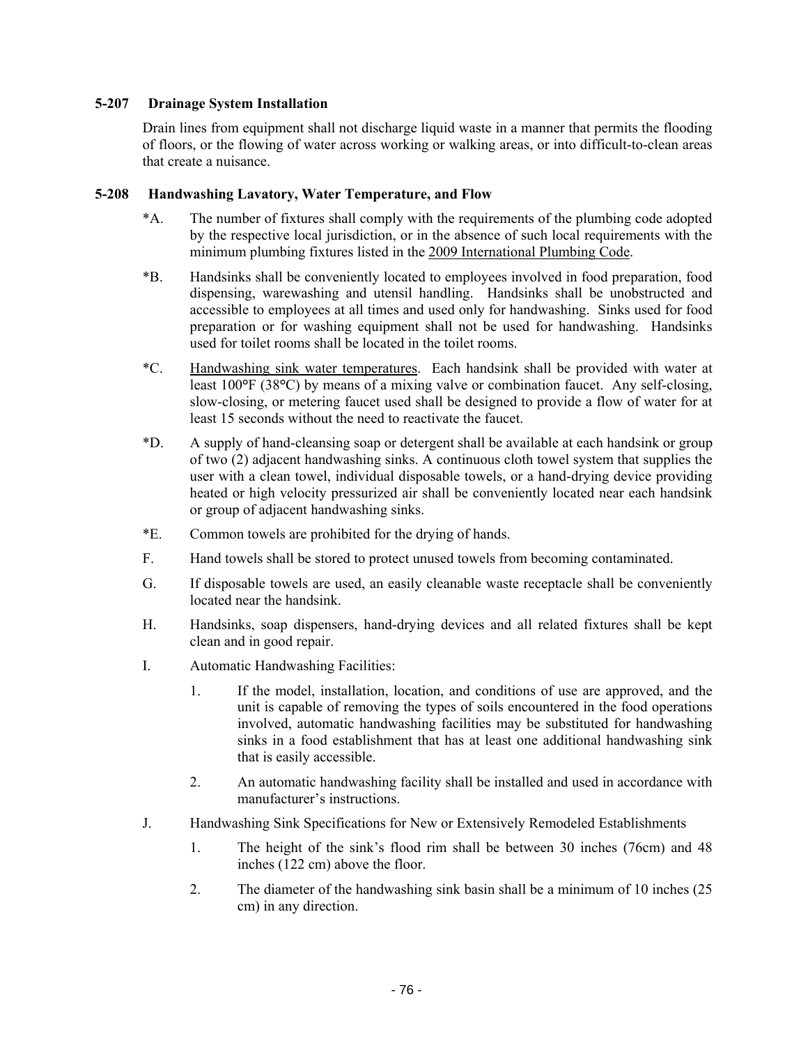### 5-207 Drainage System Installation

Drain lines from equipment shall not discharge liquid waste in a manner that permits the flooding of floors, or the flowing of water across working or walking areas, or into difficult-to-clean areas that create a nuisance.

### 5-208 Handwashing Lavatory, Water Temperature, and Flow

*A. The number of fixtures shall comply with the requirements of the plumbing code adopted by the respective local jurisdiction, or in the absence of such local requirements with the minimum plumbing fixtures listed in the 2009 International Plumbing Code.

*B. Handsinks shall be conveniently located to employees involved in food preparation, food dispensing, warewashing and utensil handling. Handsinks shall be unobstructed and accessible to employees at all times and used only for handwashing. Sinks used for food preparation or for washing equipment shall not be used for handwashing. Handsinks used for toilet rooms shall be located in the toilet rooms.

*C. Handwashing sink water temperatures. Each handsink shall be provided with water at least 100°F (38°C) by means of a mixing valve or combination faucet. Any self-closing, slow-closing, or metering faucet used shall be designed to provide a flow of water for at least 15 seconds without the need to reactivate the faucet.

*D. A supply of hand-cleansing soap or detergent shall be available at each handsink or group of two (2) adjacent handwashing sinks. A continuous cloth towel system that supplies the user with a clean towel, individual disposable towels, or a hand-drying device providing heated or high velocity pressurized air shall be conveniently located near each handsink or group of adjacent handwashing sinks.

*E. Common towels are prohibited for the drying of hands.

F. Hand towels shall be stored to protect unused towels from becoming contaminated.

G. If disposable towels are used, an easily cleanable waste receptacle shall be conveniently located near the handsink.

H. Handsinks, soap dispensers, hand-drying devices and all related fixtures shall be kept clean and in good repair.

I. Automatic Handwashing Facilities:

1. If the model, installation, location, and conditions of use are approved, and the unit is capable of removing the types of soils encountered in the food operations involved, automatic handwashing facilities may be substituted for handwashing sinks in a food establishment that has at least one additional handwashing sink that is easily accessible.

2. An automatic handwashing facility shall be installed and used in accordance with manufacturer's instructions.

J. Handwashing Sink Specifications for New or Extensively Remodeled Establishments

1. The height of the sink's flood rim shall be between 30 inches (76cm) and 48 inches (122 cm) above the floor.

2. The diameter of the handwashing sink basin shall be a minimum of 10 inches (25 cm) in any direction.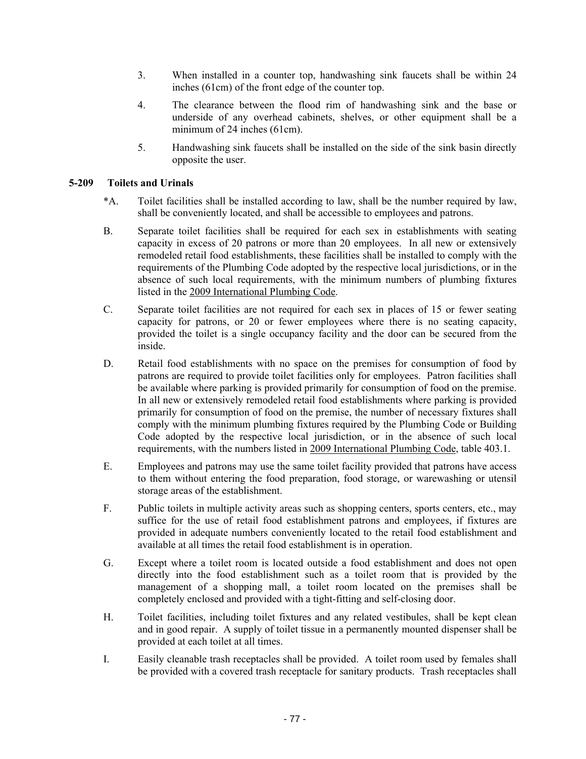3. When installed in a counter top, handwashing sink faucets shall be within 24 inches (61cm) of the front edge of the counter top.

4. The clearance between the flood rim of handwashing sink and the base or underside of any overhead cabinets, shelves, or other equipment shall be a minimum of 24 inches (61cm).

5. Handwashing sink faucets shall be installed on the side of the sink basin directly opposite the user.

### 5-209 Toilets and Urinals

*A. Toilet facilities shall be installed according to law, shall be the number required by law, shall be conveniently located, and shall be accessible to employees and patrons.

B. Separate toilet facilities shall be required for each sex in establishments with seating capacity in excess of 20 patrons or more than 20 employees. In all new or extensively remodeled retail food establishments, these facilities shall be installed to comply with the requirements of the Plumbing Code adopted by the respective local jurisdictions, or in the absence of such local requirements, with the minimum numbers of plumbing fixtures listed in the 2009 International Plumbing Code.

C. Separate toilet facilities are not required for each sex in places of 15 or fewer seating capacity for patrons, or 20 or fewer employees where there is no seating capacity, provided the toilet is a single occupancy facility and the door can be secured from the inside.

D. Retail food establishments with no space on the premises for consumption of food by patrons are required to provide toilet facilities only for employees. Patron facilities shall be available where parking is provided primarily for consumption of food on the premise. In all new or extensively remodeled retail food establishments where parking is provided primarily for consumption of food on the premise, the number of necessary fixtures shall comply with the minimum plumbing fixtures required by the Plumbing Code or Building Code adopted by the respective local jurisdiction, or in the absence of such local requirements, with the numbers listed in 2009 International Plumbing Code, table 403.1.

E. Employees and patrons may use the same toilet facility provided that patrons have access to them without entering the food preparation, food storage, or warewashing or utensil storage areas of the establishment.

F. Public toilets in multiple activity areas such as shopping centers, sports centers, etc., may suffice for the use of retail food establishment patrons and employees, if fixtures are provided in adequate numbers conveniently located to the retail food establishment and available at all times the retail food establishment is in operation.

G. Except where a toilet room is located outside a food establishment and does not open directly into the food establishment such as a toilet room that is provided by the management of a shopping mall, a toilet room located on the premises shall be completely enclosed and provided with a tight-fitting and self-closing door.

H. Toilet facilities, including toilet fixtures and any related vestibules, shall be kept clean and in good repair. A supply of toilet tissue in a permanently mounted dispenser shall be provided at each toilet at all times.

I. Easily cleanable trash receptacles shall be provided. A toilet room used by females shall be provided with a covered trash receptacle for sanitary products. Trash receptacles shall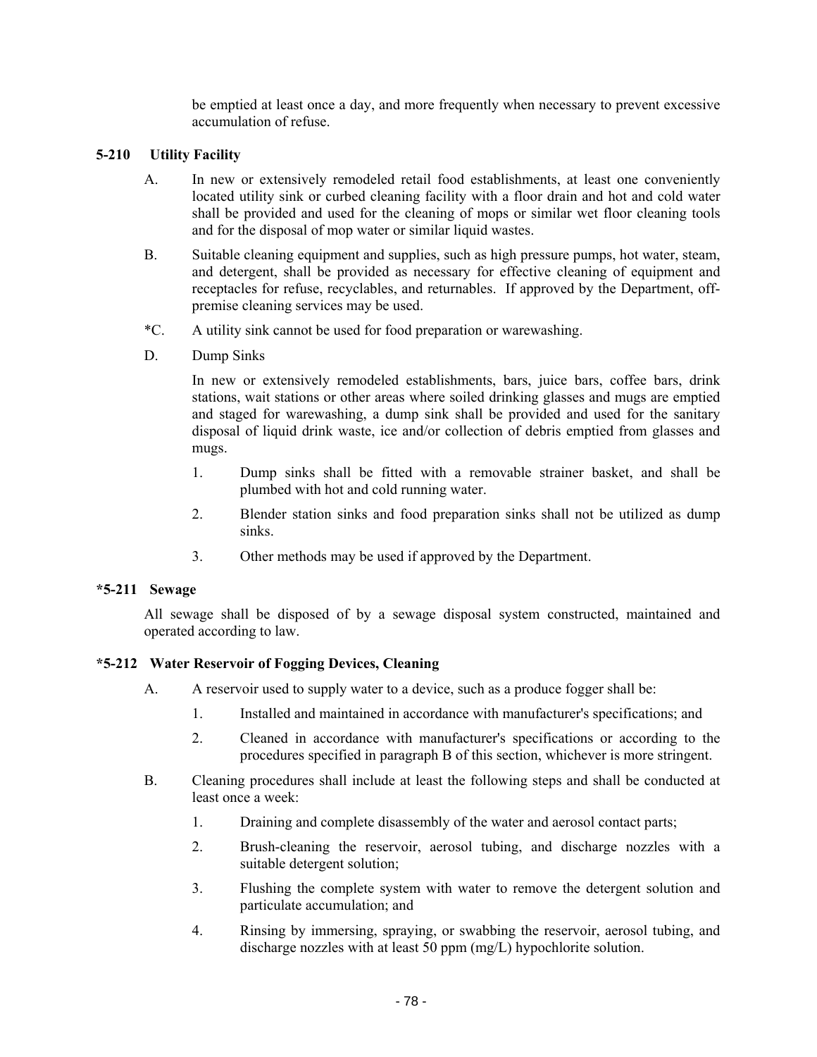be emptied at least once a day, and more frequently when necessary to prevent excessive accumulation of refuse.

### 5-210 Utility Facility

A. In new or extensively remodeled retail food establishments, at least one conveniently located utility sink or curbed cleaning facility with a floor drain and hot and cold water shall be provided and used for the cleaning of mops or similar wet floor cleaning tools and for the disposal of mop water or similar liquid wastes.

B. Suitable cleaning equipment and supplies, such as high pressure pumps, hot water, steam, and detergent, shall be provided as necessary for effective cleaning of equipment and receptacles for refuse, recyclables, and returnables. If approved by the Department, off-premise cleaning services may be used.

*C. A utility sink cannot be used for food preparation or warewashing.

D. Dump Sinks

In new or extensively remodeled establishments, bars, juice bars, coffee bars, drink stations, wait stations or other areas where soiled drinking glasses and mugs are emptied and staged for warewashing, a dump sink shall be provided and used for the sanitary disposal of liquid drink waste, ice and/or collection of debris emptied from glasses and mugs.

1. Dump sinks shall be fitted with a removable strainer basket, and shall be plumbed with hot and cold running water.
2. Blender station sinks and food preparation sinks shall not be utilized as dump sinks.
3. Other methods may be used if approved by the Department.

### *5-211 Sewage

All sewage shall be disposed of by a sewage disposal system constructed, maintained and operated according to law.

### *5-212 Water Reservoir of Fogging Devices, Cleaning

A. A reservoir used to supply water to a device, such as a produce fogger shall be:

1. Installed and maintained in accordance with manufacturer's specifications; and
2. Cleaned in accordance with manufacturer's specifications or according to the procedures specified in paragraph B of this section, whichever is more stringent.

B. Cleaning procedures shall include at least the following steps and shall be conducted at least once a week:

1. Draining and complete disassembly of the water and aerosol contact parts;
2. Brush-cleaning the reservoir, aerosol tubing, and discharge nozzles with a suitable detergent solution;
3. Flushing the complete system with water to remove the detergent solution and particulate accumulation; and
4. Rinsing by immersing, spraying, or swabbing the reservoir, aerosol tubing, and discharge nozzles with at least 50 ppm (mg/L) hypochlorite solution.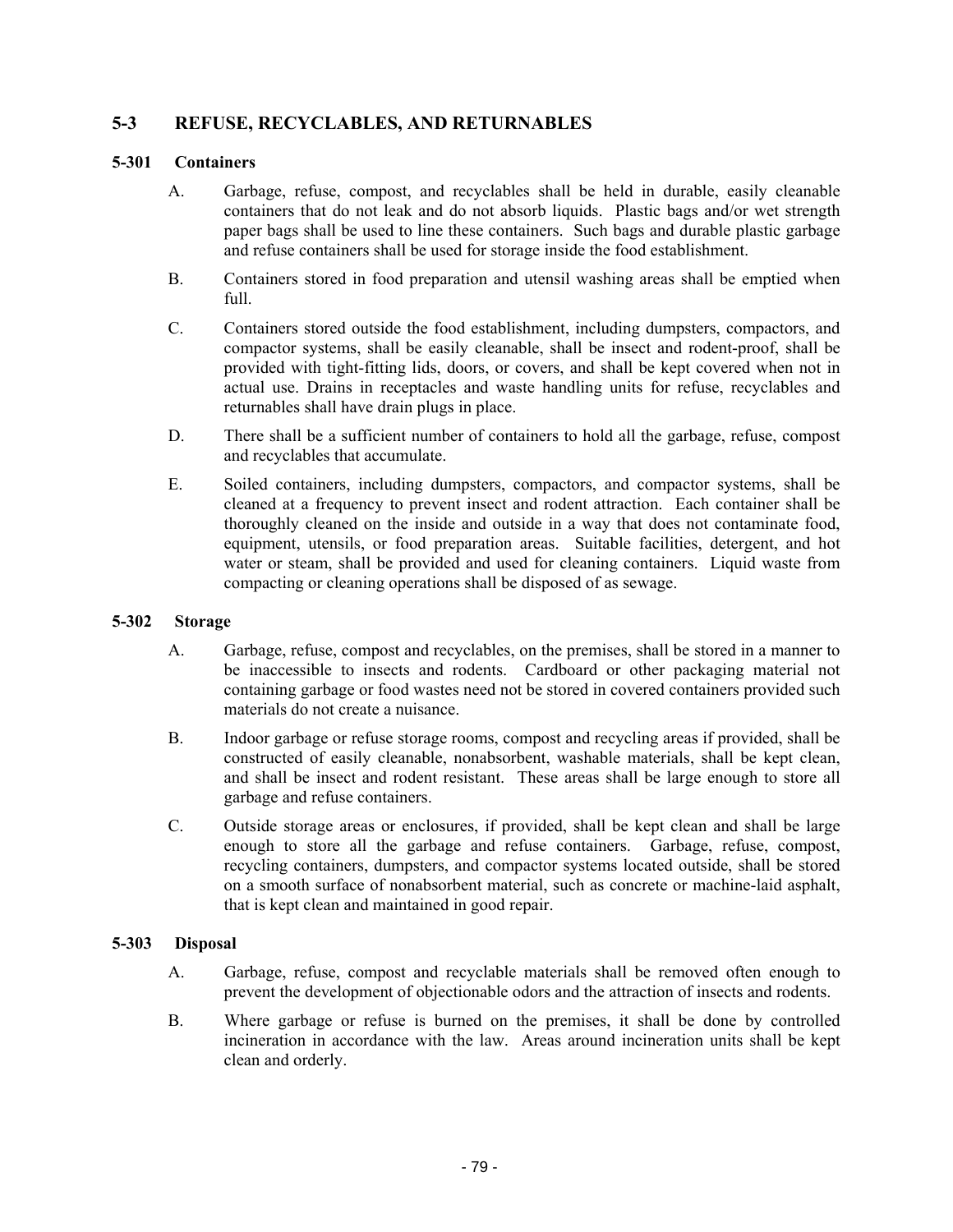## 5-3 REFUSE, RECYCLABLES, AND RETURNABLES

### 5-301 Containers

A. Garbage, refuse, compost, and recyclables shall be held in durable, easily cleanable containers that do not leak and do not absorb liquids. Plastic bags and/or wet strength paper bags shall be used to line these containers. Such bags and durable plastic garbage and refuse containers shall be used for storage inside the food establishment.

B. Containers stored in food preparation and utensil washing areas shall be emptied when full.

C. Containers stored outside the food establishment, including dumpsters, compactors, and compactor systems, shall be easily cleanable, shall be insect and rodent-proof, shall be provided with tight-fitting lids, doors, or covers, and shall be kept covered when not in actual use. Drains in receptacles and waste handling units for refuse, recyclables and returnables shall have drain plugs in place.

D. There shall be a sufficient number of containers to hold all the garbage, refuse, compost and recyclables that accumulate.

E. Soiled containers, including dumpsters, compactors, and compactor systems, shall be cleaned at a frequency to prevent insect and rodent attraction. Each container shall be thoroughly cleaned on the inside and outside in a way that does not contaminate food, equipment, utensils, or food preparation areas. Suitable facilities, detergent, and hot water or steam, shall be provided and used for cleaning containers. Liquid waste from compacting or cleaning operations shall be disposed of as sewage.

### 5-302 Storage

A. Garbage, refuse, compost and recyclables, on the premises, shall be stored in a manner to be inaccessible to insects and rodents. Cardboard or other packaging material not containing garbage or food wastes need not be stored in covered containers provided such materials do not create a nuisance.

B. Indoor garbage or refuse storage rooms, compost and recycling areas if provided, shall be constructed of easily cleanable, nonabsorbent, washable materials, shall be kept clean, and shall be insect and rodent resistant. These areas shall be large enough to store all garbage and refuse containers.

C. Outside storage areas or enclosures, if provided, shall be kept clean and shall be large enough to store all the garbage and refuse containers. Garbage, refuse, compost, recycling containers, dumpsters, and compactor systems located outside, shall be stored on a smooth surface of nonabsorbent material, such as concrete or machine-laid asphalt, that is kept clean and maintained in good repair.

### 5-303 Disposal

A. Garbage, refuse, compost and recyclable materials shall be removed often enough to prevent the development of objectionable odors and the attraction of insects and rodents.

B. Where garbage or refuse is burned on the premises, it shall be done by controlled incineration in accordance with the law. Areas around incineration units shall be kept clean and orderly.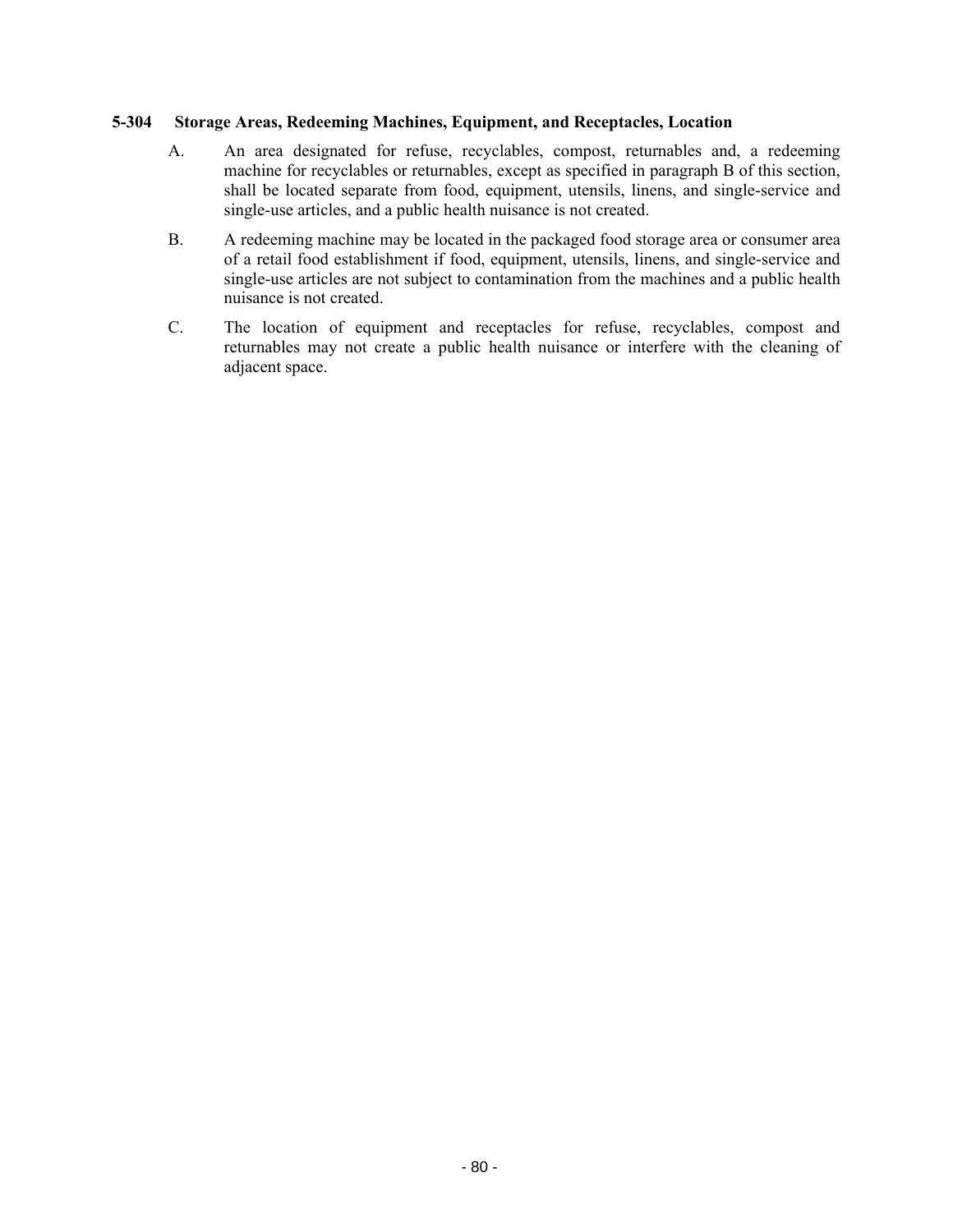### 5-304 Storage Areas, Redeeming Machines, Equipment, and Receptacles, Location

A. An area designated for refuse, recyclables, compost, returnables and, a redeeming machine for recyclables or returnables, except as specified in paragraph B of this section, shall be located separate from food, equipment, utensils, linens, and single-service and single-use articles, and a public health nuisance is not created.

B. A redeeming machine may be located in the packaged food storage area or consumer area of a retail food establishment if food, equipment, utensils, linens, and single-service and single-use articles are not subject to contamination from the machines and a public health nuisance is not created.

C. The location of equipment and receptacles for refuse, recyclables, compost and returnables may not create a public health nuisance or interfere with the cleaning of adjacent space.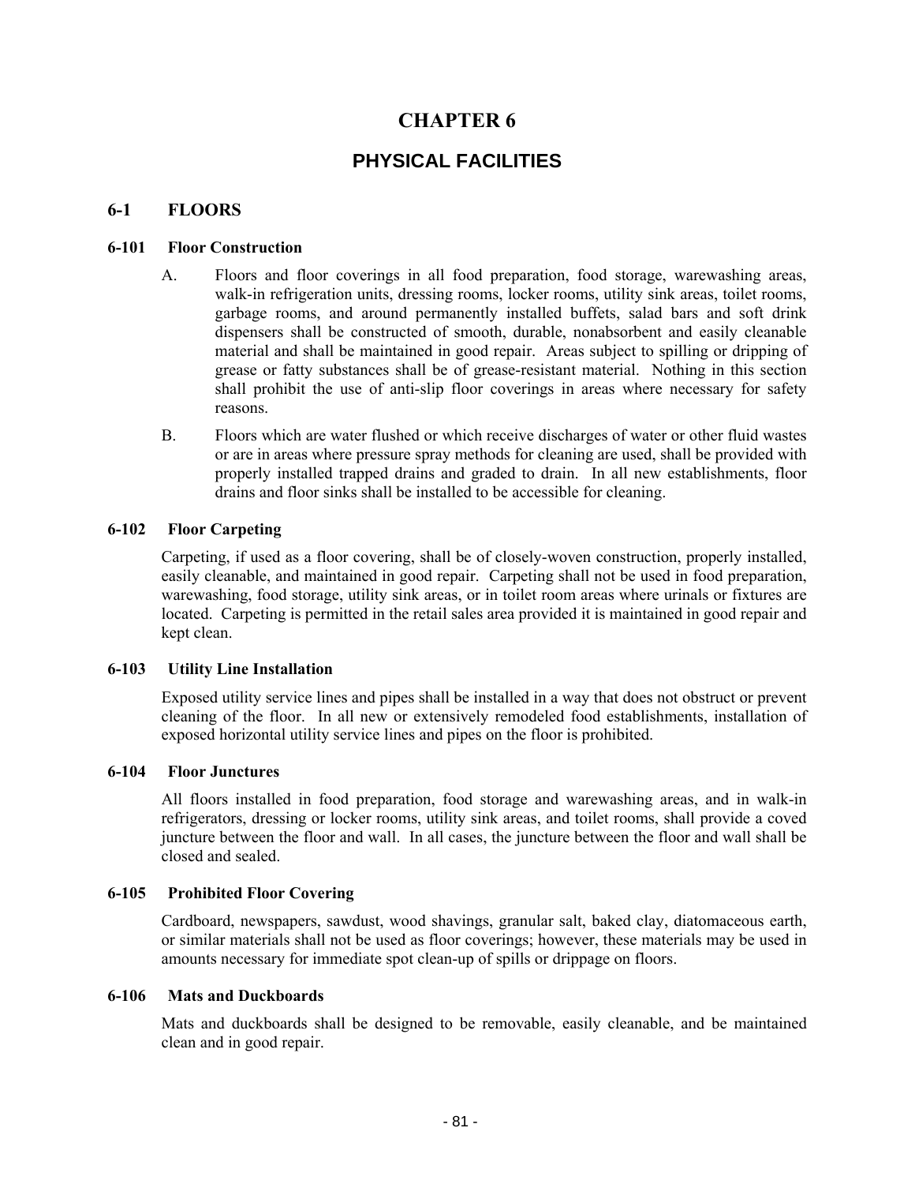# CHAPTER 6

## PHYSICAL FACILITIES

### 6-1 FLOORS

#### 6-101 Floor Construction

A. Floors and floor coverings in all food preparation, food storage, warewashing areas, walk-in refrigeration units, dressing rooms, locker rooms, utility sink areas, toilet rooms, garbage rooms, and around permanently installed buffets, salad bars and soft drink dispensers shall be constructed of smooth, durable, nonabsorbent and easily cleanable material and shall be maintained in good repair. Areas subject to spilling or dripping of grease or fatty substances shall be of grease-resistant material. Nothing in this section shall prohibit the use of anti-slip floor coverings in areas where necessary for safety reasons.

B. Floors which are water flushed or which receive discharges of water or other fluid wastes or are in areas where pressure spray methods for cleaning are used, shall be provided with properly installed trapped drains and graded to drain. In all new establishments, floor drains and floor sinks shall be installed to be accessible for cleaning.

#### 6-102 Floor Carpeting

Carpeting, if used as a floor covering, shall be of closely-woven construction, properly installed, easily cleanable, and maintained in good repair. Carpeting shall not be used in food preparation, warewashing, food storage, utility sink areas, or in toilet room areas where urinals or fixtures are located. Carpeting is permitted in the retail sales area provided it is maintained in good repair and kept clean.

#### 6-103 Utility Line Installation

Exposed utility service lines and pipes shall be installed in a way that does not obstruct or prevent cleaning of the floor. In all new or extensively remodeled food establishments, installation of exposed horizontal utility service lines and pipes on the floor is prohibited.

#### 6-104 Floor Junctures

All floors installed in food preparation, food storage and warewashing areas, and in walk-in refrigerators, dressing or locker rooms, utility sink areas, and toilet rooms, shall provide a coved juncture between the floor and wall. In all cases, the juncture between the floor and wall shall be closed and sealed.

#### 6-105 Prohibited Floor Covering

Cardboard, newspapers, sawdust, wood shavings, granular salt, baked clay, diatomaceous earth, or similar materials shall not be used as floor coverings; however, these materials may be used in amounts necessary for immediate spot clean-up of spills or drippage on floors.

#### 6-106 Mats and Duckboards

Mats and duckboards shall be designed to be removable, easily cleanable, and be maintained clean and in good repair.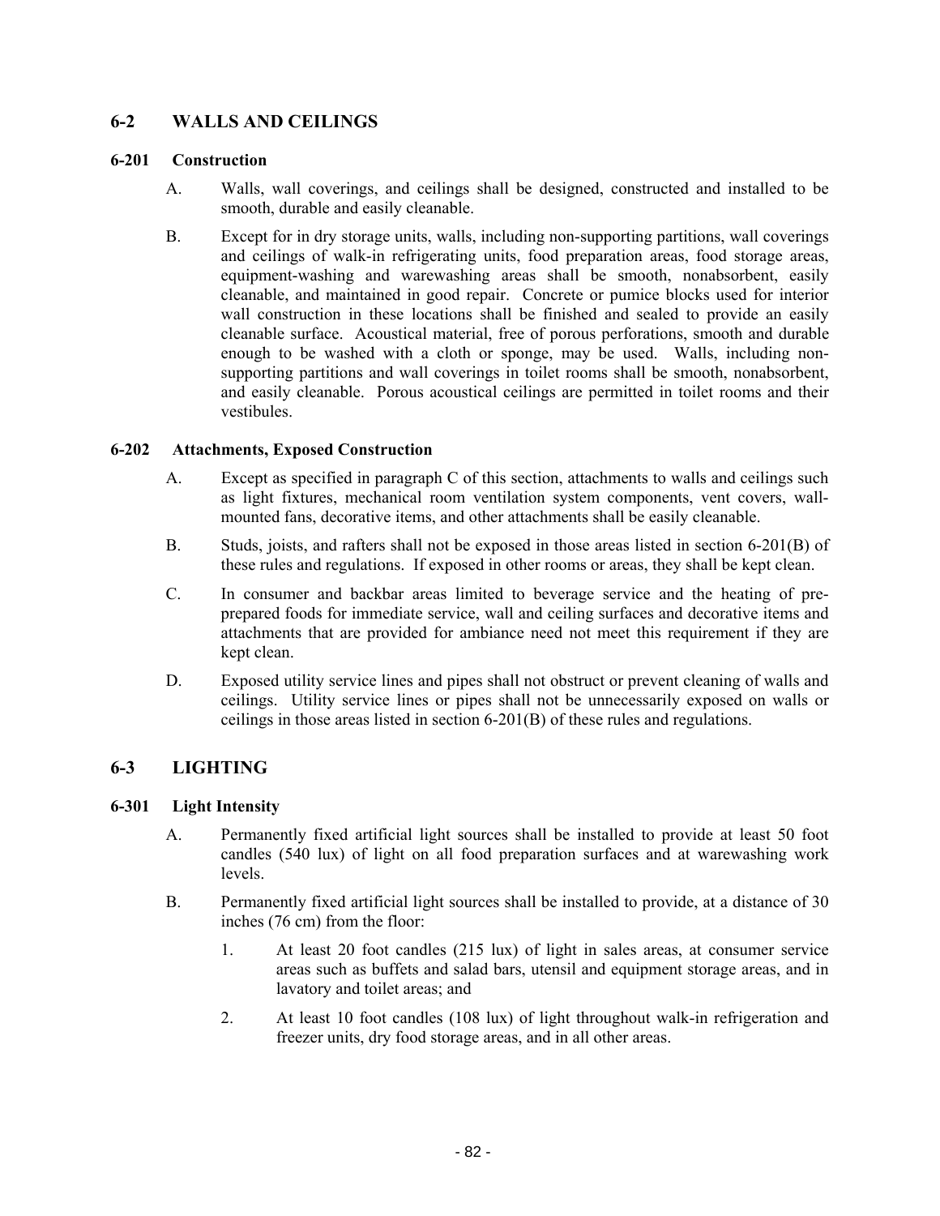## 6-2 WALLS AND CEILINGS

### 6-201 Construction

A. Walls, wall coverings, and ceilings shall be designed, constructed and installed to be smooth, durable and easily cleanable.

B. Except for in dry storage units, walls, including non-supporting partitions, wall coverings and ceilings of walk-in refrigerating units, food preparation areas, food storage areas, equipment-washing and warewashing areas shall be smooth, nonabsorbent, easily cleanable, and maintained in good repair. Concrete or pumice blocks used for interior wall construction in these locations shall be finished and sealed to provide an easily cleanable surface. Acoustical material, free of porous perforations, smooth and durable enough to be washed with a cloth or sponge, may be used. Walls, including non-supporting partitions and wall coverings in toilet rooms shall be smooth, nonabsorbent, and easily cleanable. Porous acoustical ceilings are permitted in toilet rooms and their vestibules.

### 6-202 Attachments, Exposed Construction

A. Except as specified in paragraph C of this section, attachments to walls and ceilings such as light fixtures, mechanical room ventilation system components, vent covers, wall-mounted fans, decorative items, and other attachments shall be easily cleanable.

B. Studs, joists, and rafters shall not be exposed in those areas listed in section 6-201(B) of these rules and regulations. If exposed in other rooms or areas, they shall be kept clean.

C. In consumer and backbar areas limited to beverage service and the heating of pre-prepared foods for immediate service, wall and ceiling surfaces and decorative items and attachments that are provided for ambiance need not meet this requirement if they are kept clean.

D. Exposed utility service lines and pipes shall not obstruct or prevent cleaning of walls and ceilings. Utility service lines or pipes shall not be unnecessarily exposed on walls or ceilings in those areas listed in section 6-201(B) of these rules and regulations.

## 6-3 LIGHTING

### 6-301 Light Intensity

A. Permanently fixed artificial light sources shall be installed to provide at least 50 foot candles (540 lux) of light on all food preparation surfaces and at warewashing work levels.

B. Permanently fixed artificial light sources shall be installed to provide, at a distance of 30 inches (76 cm) from the floor:

1. At least 20 foot candles (215 lux) of light in sales areas, at consumer service areas such as buffets and salad bars, utensil and equipment storage areas, and in lavatory and toilet areas; and

2. At least 10 foot candles (108 lux) of light throughout walk-in refrigeration and freezer units, dry food storage areas, and in all other areas.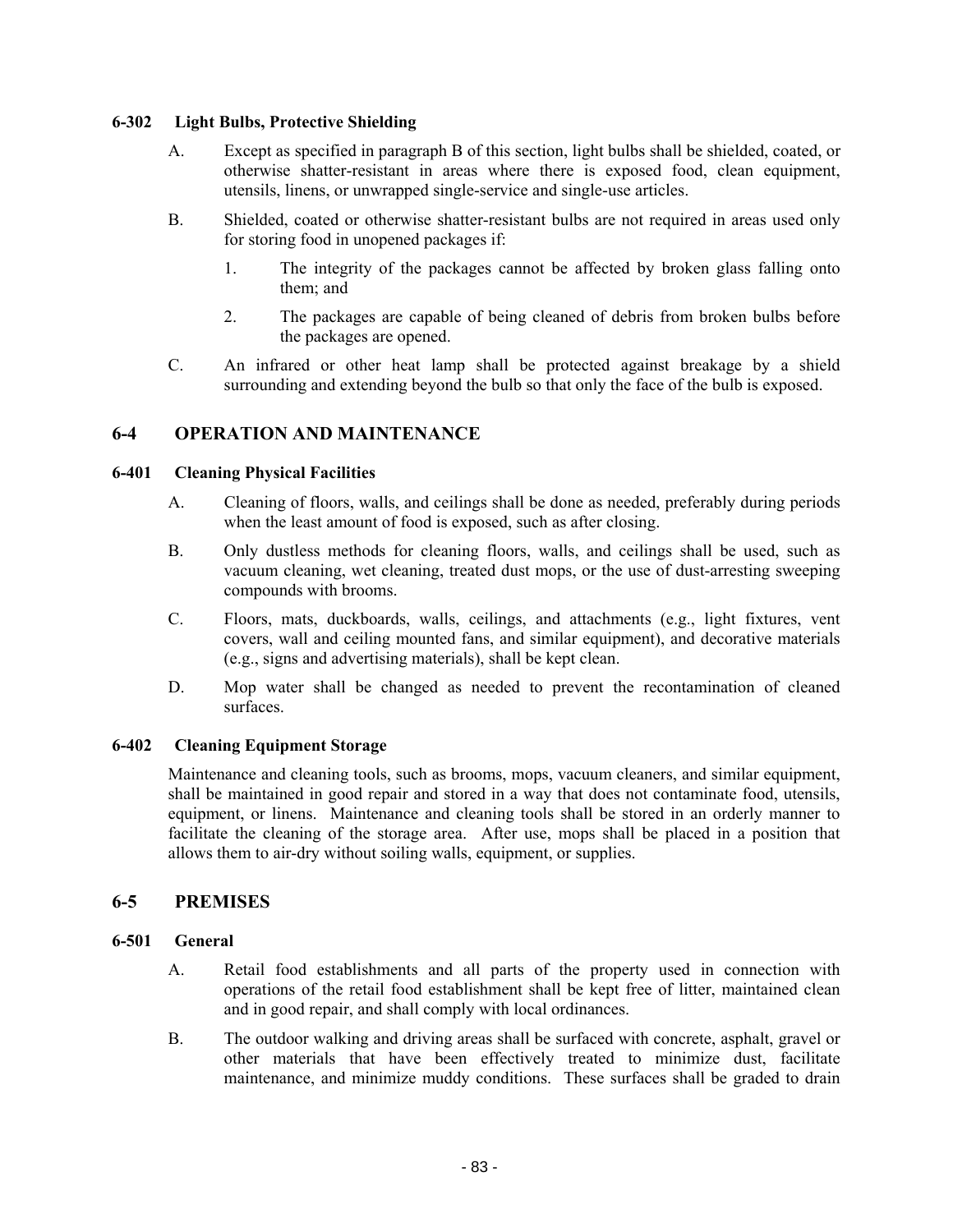#### 6-302 Light Bulbs, Protective Shielding

A. Except as specified in paragraph B of this section, light bulbs shall be shielded, coated, or otherwise shatter-resistant in areas where there is exposed food, clean equipment, utensils, linens, or unwrapped single-service and single-use articles.

B. Shielded, coated or otherwise shatter-resistant bulbs are not required in areas used only for storing food in unopened packages if:

1. The integrity of the packages cannot be affected by broken glass falling onto them; and

2. The packages are capable of being cleaned of debris from broken bulbs before the packages are opened.

C. An infrared or other heat lamp shall be protected against breakage by a shield surrounding and extending beyond the bulb so that only the face of the bulb is exposed.

## 6-4 OPERATION AND MAINTENANCE

#### 6-401 Cleaning Physical Facilities

A. Cleaning of floors, walls, and ceilings shall be done as needed, preferably during periods when the least amount of food is exposed, such as after closing.

B. Only dustless methods for cleaning floors, walls, and ceilings shall be used, such as vacuum cleaning, wet cleaning, treated dust mops, or the use of dust-arresting sweeping compounds with brooms.

C. Floors, mats, duckboards, walls, ceilings, and attachments (e.g., light fixtures, vent covers, wall and ceiling mounted fans, and similar equipment), and decorative materials (e.g., signs and advertising materials), shall be kept clean.

D. Mop water shall be changed as needed to prevent the recontamination of cleaned surfaces.

#### 6-402 Cleaning Equipment Storage

Maintenance and cleaning tools, such as brooms, mops, vacuum cleaners, and similar equipment, shall be maintained in good repair and stored in a way that does not contaminate food, utensils, equipment, or linens. Maintenance and cleaning tools shall be stored in an orderly manner to facilitate the cleaning of the storage area. After use, mops shall be placed in a position that allows them to air-dry without soiling walls, equipment, or supplies.

## 6-5 PREMISES

#### 6-501 General

A. Retail food establishments and all parts of the property used in connection with operations of the retail food establishment shall be kept free of litter, maintained clean and in good repair, and shall comply with local ordinances.

B. The outdoor walking and driving areas shall be surfaced with concrete, asphalt, gravel or other materials that have been effectively treated to minimize dust, facilitate maintenance, and minimize muddy conditions. These surfaces shall be graded to drain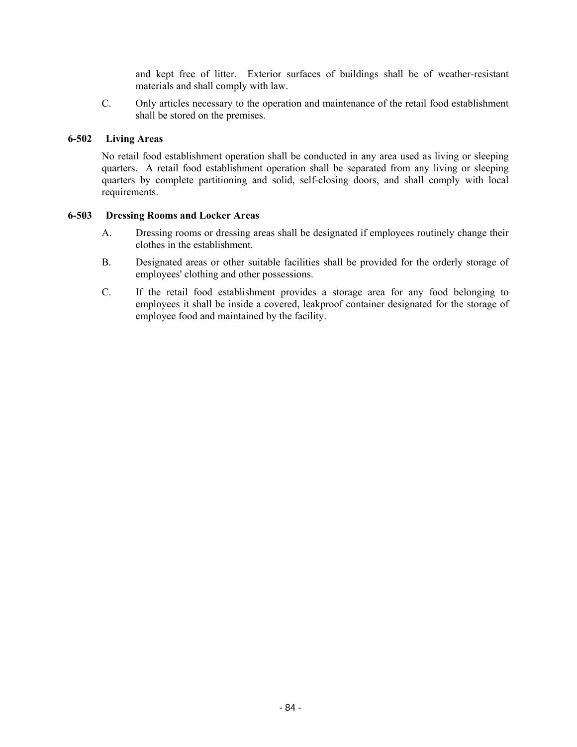and kept free of litter. Exterior surfaces of buildings shall be of weather-resistant materials and shall comply with law.

C. Only articles necessary to the operation and maintenance of the retail food establishment shall be stored on the premises.

**6-502 Living Areas**

No retail food establishment operation shall be conducted in any area used as living or sleeping quarters. A retail food establishment operation shall be separated from any living or sleeping quarters by complete partitioning and solid, self-closing doors, and shall comply with local requirements.

**6-503 Dressing Rooms and Locker Areas**

A. Dressing rooms or dressing areas shall be designated if employees routinely change their clothes in the establishment.

B. Designated areas or other suitable facilities shall be provided for the orderly storage of employees' clothing and other possessions.

C. If the retail food establishment provides a storage area for any food belonging to employees it shall be inside a covered, leakproof container designated for the storage of employee food and maintained by the facility.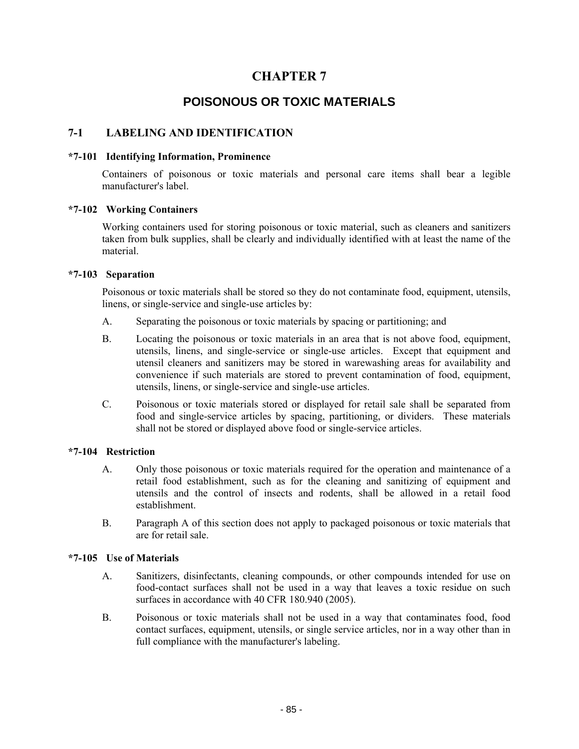# CHAPTER 7

## POISONOUS OR TOXIC MATERIALS

### 7-1 LABELING AND IDENTIFICATION

#### *7-101 Identifying Information, Prominence

Containers of poisonous or toxic materials and personal care items shall bear a legible manufacturer's label.

#### *7-102 Working Containers

Working containers used for storing poisonous or toxic material, such as cleaners and sanitizers taken from bulk supplies, shall be clearly and individually identified with at least the name of the material.

#### *7-103 Separation

Poisonous or toxic materials shall be stored so they do not contaminate food, equipment, utensils, linens, or single-service and single-use articles by:

A. Separating the poisonous or toxic materials by spacing or partitioning; and

B. Locating the poisonous or toxic materials in an area that is not above food, equipment, utensils, linens, and single-service or single-use articles. Except that equipment and utensil cleaners and sanitizers may be stored in warewashing areas for availability and convenience if such materials are stored to prevent contamination of food, equipment, utensils, linens, or single-service and single-use articles.

C. Poisonous or toxic materials stored or displayed for retail sale shall be separated from food and single-service articles by spacing, partitioning, or dividers. These materials shall not be stored or displayed above food or single-service articles.

#### *7-104 Restriction

A. Only those poisonous or toxic materials required for the operation and maintenance of a retail food establishment, such as for the cleaning and sanitizing of equipment and utensils and the control of insects and rodents, shall be allowed in a retail food establishment.

B. Paragraph A of this section does not apply to packaged poisonous or toxic materials that are for retail sale.

#### *7-105 Use of Materials

A. Sanitizers, disinfectants, cleaning compounds, or other compounds intended for use on food-contact surfaces shall not be used in a way that leaves a toxic residue on such surfaces in accordance with 40 CFR 180.940 (2005).

B. Poisonous or toxic materials shall not be used in a way that contaminates food, food contact surfaces, equipment, utensils, or single service articles, nor in a way other than in full compliance with the manufacturer's labeling.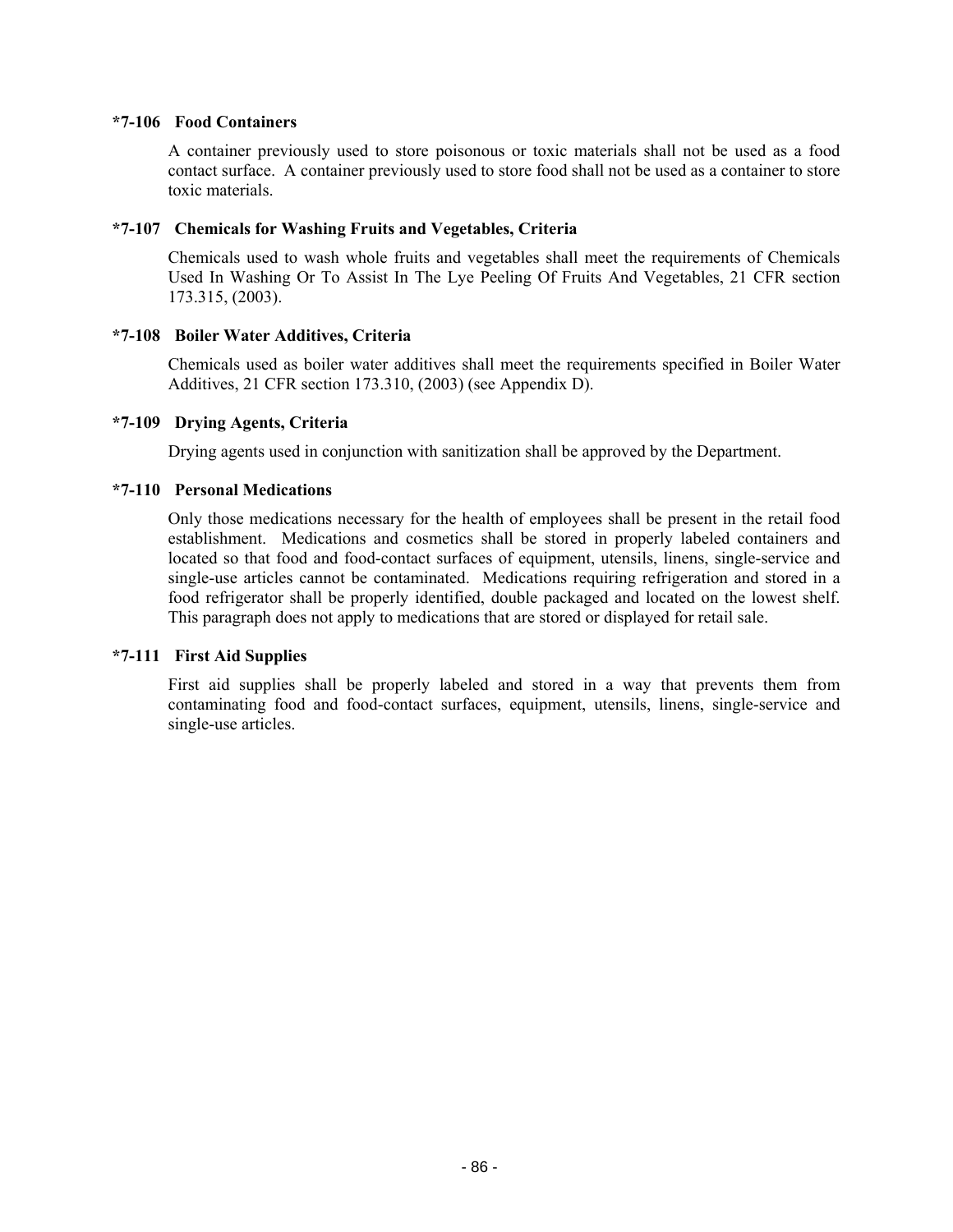**\*7-106 Food Containers**

A container previously used to store poisonous or toxic materials shall not be used as a food contact surface. A container previously used to store food shall not be used as a container to store toxic materials.

**\*7-107 Chemicals for Washing Fruits and Vegetables, Criteria**

Chemicals used to wash whole fruits and vegetables shall meet the requirements of Chemicals Used In Washing Or To Assist In The Lye Peeling Of Fruits And Vegetables, 21 CFR section 173.315, (2003).

**\*7-108 Boiler Water Additives, Criteria**

Chemicals used as boiler water additives shall meet the requirements specified in Boiler Water Additives, 21 CFR section 173.310, (2003) (see Appendix D).

**\*7-109 Drying Agents, Criteria**

Drying agents used in conjunction with sanitization shall be approved by the Department.

**\*7-110 Personal Medications**

Only those medications necessary for the health of employees shall be present in the retail food establishment. Medications and cosmetics shall be stored in properly labeled containers and located so that food and food-contact surfaces of equipment, utensils, linens, single-service and single-use articles cannot be contaminated. Medications requiring refrigeration and stored in a food refrigerator shall be properly identified, double packaged and located on the lowest shelf. This paragraph does not apply to medications that are stored or displayed for retail sale.

**\*7-111 First Aid Supplies**

First aid supplies shall be properly labeled and stored in a way that prevents them from contaminating food and food-contact surfaces, equipment, utensils, linens, single-service and single-use articles.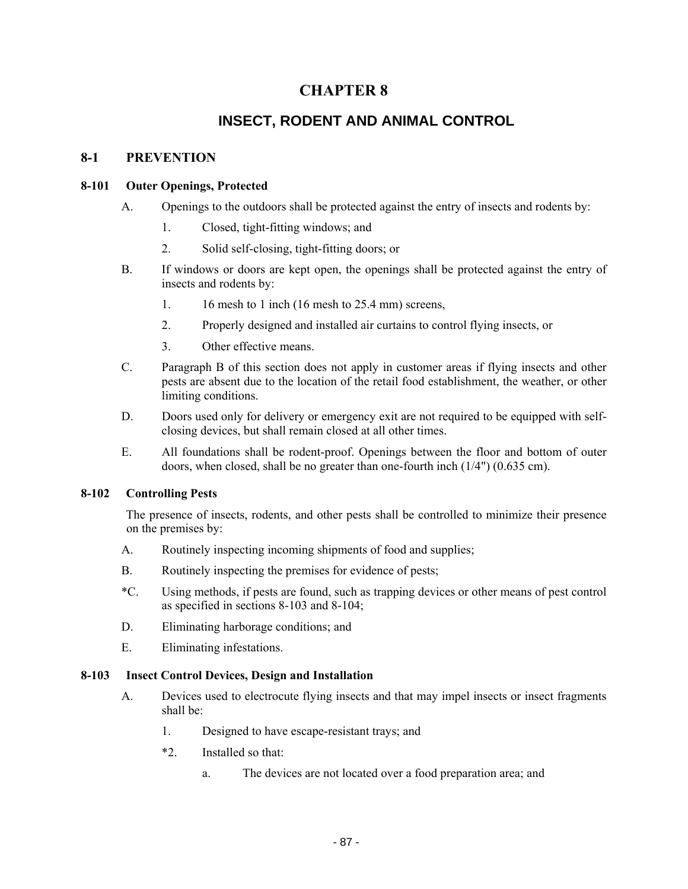# CHAPTER 8

## INSECT, RODENT AND ANIMAL CONTROL

### 8-1 PREVENTION

#### 8-101 Outer Openings, Protected

A. Openings to the outdoors shall be protected against the entry of insects and rodents by:

   1. Closed, tight-fitting windows; and

   2. Solid self-closing, tight-fitting doors; or

B. If windows or doors are kept open, the openings shall be protected against the entry of insects and rodents by:

   1. 16 mesh to 1 inch (16 mesh to 25.4 mm) screens,

   2. Properly designed and installed air curtains to control flying insects, or

   3. Other effective means.

C. Paragraph B of this section does not apply in customer areas if flying insects and other pests are absent due to the location of the retail food establishment, the weather, or other limiting conditions.

D. Doors used only for delivery or emergency exit are not required to be equipped with self-closing devices, but shall remain closed at all other times.

E. All foundations shall be rodent-proof. Openings between the floor and bottom of outer doors, when closed, shall be no greater than one-fourth inch (1/4") (0.635 cm).

#### 8-102 Controlling Pests

The presence of insects, rodents, and other pests shall be controlled to minimize their presence on the premises by:

A. Routinely inspecting incoming shipments of food and supplies;

B. Routinely inspecting the premises for evidence of pests;

*C. Using methods, if pests are found, such as trapping devices or other means of pest control as specified in sections 8-103 and 8-104;

D. Eliminating harborage conditions; and

E. Eliminating infestations.

#### 8-103 Insect Control Devices, Design and Installation

A. Devices used to electrocute flying insects and that may impel insects or insect fragments shall be:

   1. Designed to have escape-resistant trays; and

   *2. Installed so that:

      a. The devices are not located over a food preparation area; and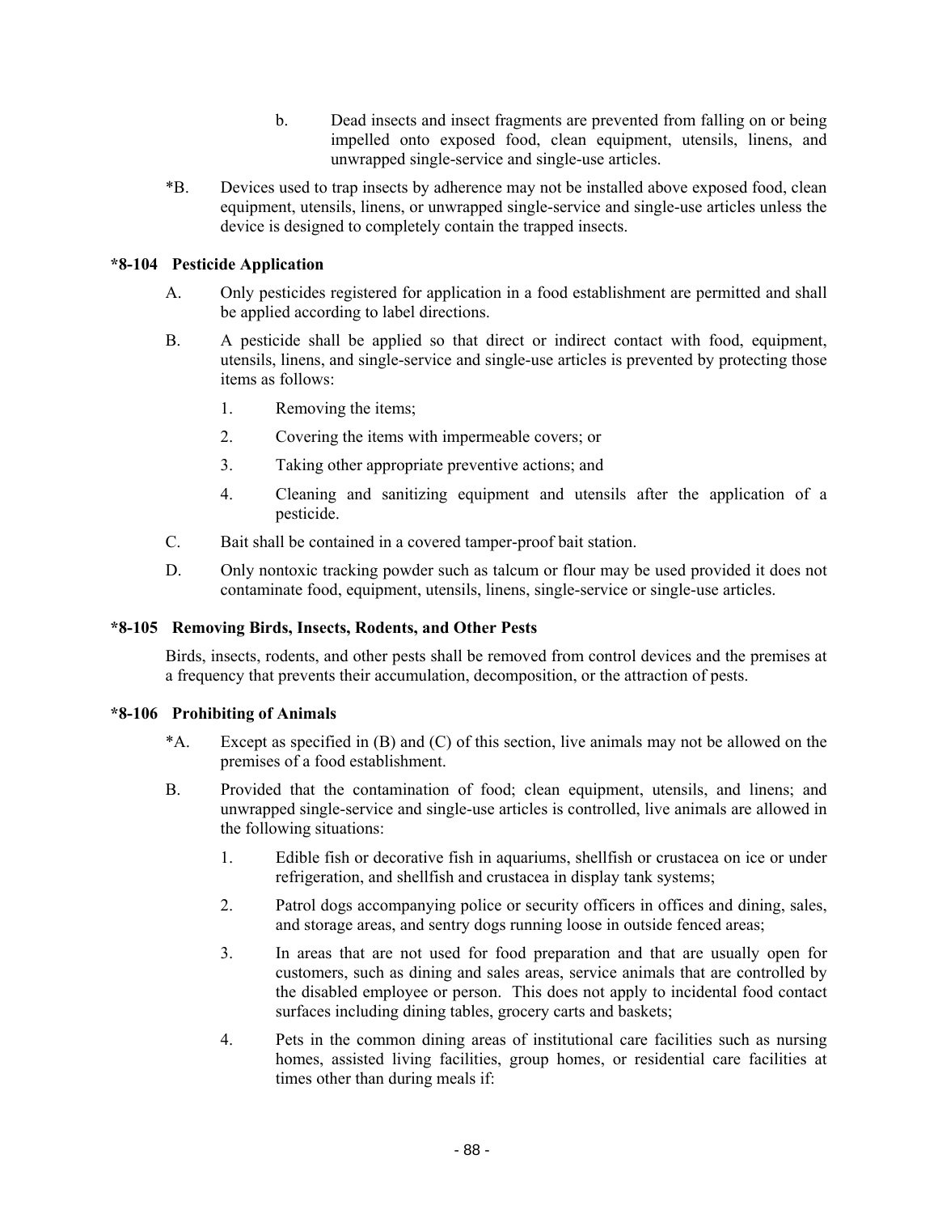b. Dead insects and insect fragments are prevented from falling on or being impelled onto exposed food, clean equipment, utensils, linens, and unwrapped single-service and single-use articles.

*B. Devices used to trap insects by adherence may not be installed above exposed food, clean equipment, utensils, linens, or unwrapped single-service and single-use articles unless the device is designed to completely contain the trapped insects.

### *8-104 Pesticide Application

A. Only pesticides registered for application in a food establishment are permitted and shall be applied according to label directions.

B. A pesticide shall be applied so that direct or indirect contact with food, equipment, utensils, linens, and single-service and single-use articles is prevented by protecting those items as follows:

1. Removing the items;
2. Covering the items with impermeable covers; or
3. Taking other appropriate preventive actions; and
4. Cleaning and sanitizing equipment and utensils after the application of a pesticide.

C. Bait shall be contained in a covered tamper-proof bait station.

D. Only nontoxic tracking powder such as talcum or flour may be used provided it does not contaminate food, equipment, utensils, linens, single-service or single-use articles.

### *8-105 Removing Birds, Insects, Rodents, and Other Pests

Birds, insects, rodents, and other pests shall be removed from control devices and the premises at a frequency that prevents their accumulation, decomposition, or the attraction of pests.

### *8-106 Prohibiting of Animals

*A. Except as specified in (B) and (C) of this section, live animals may not be allowed on the premises of a food establishment.

B. Provided that the contamination of food; clean equipment, utensils, and linens; and unwrapped single-service and single-use articles is controlled, live animals are allowed in the following situations:

1. Edible fish or decorative fish in aquariums, shellfish or crustacea on ice or under refrigeration, and shellfish and crustacea in display tank systems;
2. Patrol dogs accompanying police or security officers in offices and dining, sales, and storage areas, and sentry dogs running loose in outside fenced areas;
3. In areas that are not used for food preparation and that are usually open for customers, such as dining and sales areas, service animals that are controlled by the disabled employee or person. This does not apply to incidental food contact surfaces including dining tables, grocery carts and baskets;
4. Pets in the common dining areas of institutional care facilities such as nursing homes, assisted living facilities, group homes, or residential care facilities at times other than during meals if: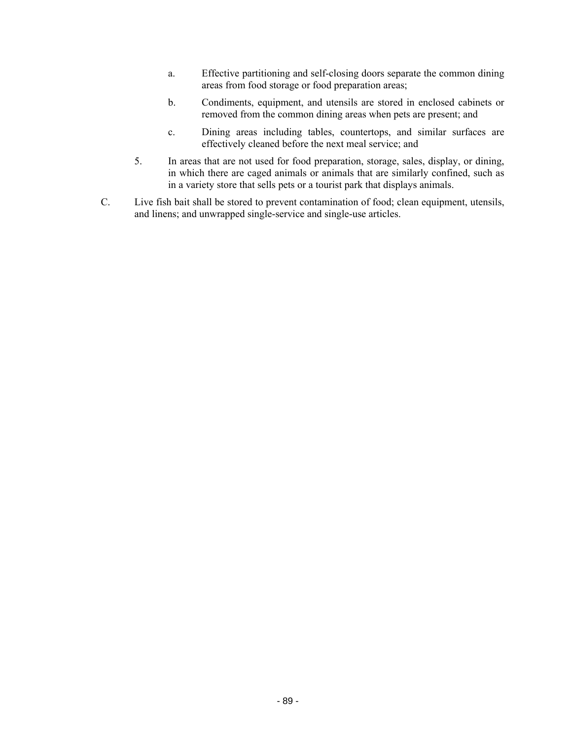a. Effective partitioning and self-closing doors separate the common dining areas from food storage or food preparation areas;

   b. Condiments, equipment, and utensils are stored in enclosed cabinets or removed from the common dining areas when pets are present; and

   c. Dining areas including tables, countertops, and similar surfaces are effectively cleaned before the next meal service; and

5. In areas that are not used for food preparation, storage, sales, display, or dining, in which there are caged animals or animals that are similarly confined, such as in a variety store that sells pets or a tourist park that displays animals.

C. Live fish bait shall be stored to prevent contamination of food; clean equipment, utensils, and linens; and unwrapped single-service and single-use articles.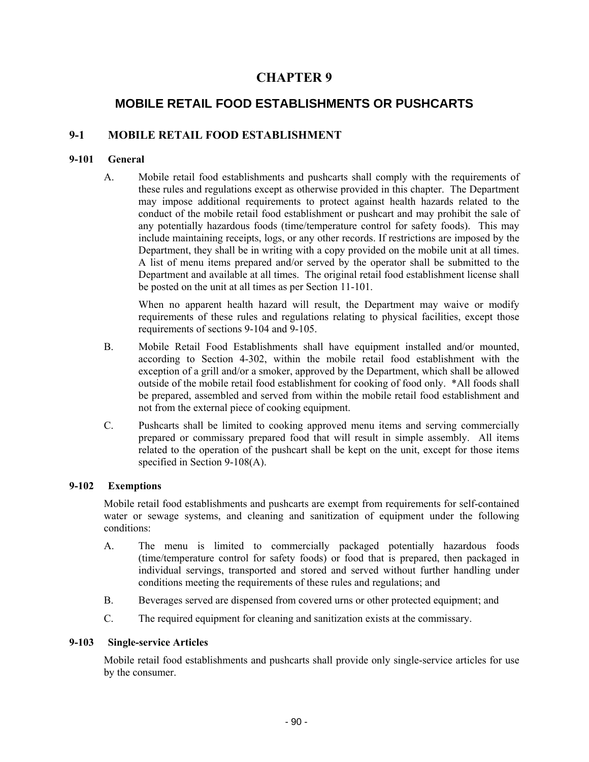# CHAPTER 9

## MOBILE RETAIL FOOD ESTABLISHMENTS OR PUSHCARTS

### 9-1 MOBILE RETAIL FOOD ESTABLISHMENT

#### 9-101 General

A. Mobile retail food establishments and pushcarts shall comply with the requirements of these rules and regulations except as otherwise provided in this chapter. The Department may impose additional requirements to protect against health hazards related to the conduct of the mobile retail food establishment or pushcart and may prohibit the sale of any potentially hazardous foods (time/temperature control for safety foods). This may include maintaining receipts, logs, or any other records. If restrictions are imposed by the Department, they shall be in writing with a copy provided on the mobile unit at all times. A list of menu items prepared and/or served by the operator shall be submitted to the Department and available at all times. The original retail food establishment license shall be posted on the unit at all times as per Section 11-101.

   When no apparent health hazard will result, the Department may waive or modify requirements of these rules and regulations relating to physical facilities, except those requirements of sections 9-104 and 9-105.

B. Mobile Retail Food Establishments shall have equipment installed and/or mounted, according to Section 4-302, within the mobile retail food establishment with the exception of a grill and/or a smoker, approved by the Department, which shall be allowed outside of the mobile retail food establishment for cooking of food only. *All foods shall be prepared, assembled and served from within the mobile retail food establishment and not from the external piece of cooking equipment.

C. Pushcarts shall be limited to cooking approved menu items and serving commercially prepared or commissary prepared food that will result in simple assembly. All items related to the operation of the pushcart shall be kept on the unit, except for those items specified in Section 9-108(A).

#### 9-102 Exemptions

Mobile retail food establishments and pushcarts are exempt from requirements for self-contained water or sewage systems, and cleaning and sanitization of equipment under the following conditions:

A. The menu is limited to commercially packaged potentially hazardous foods (time/temperature control for safety foods) or food that is prepared, then packaged in individual servings, transported and stored and served without further handling under conditions meeting the requirements of these rules and regulations; and

B. Beverages served are dispensed from covered urns or other protected equipment; and

C. The required equipment for cleaning and sanitization exists at the commissary.

#### 9-103 Single-service Articles

Mobile retail food establishments and pushcarts shall provide only single-service articles for use by the consumer.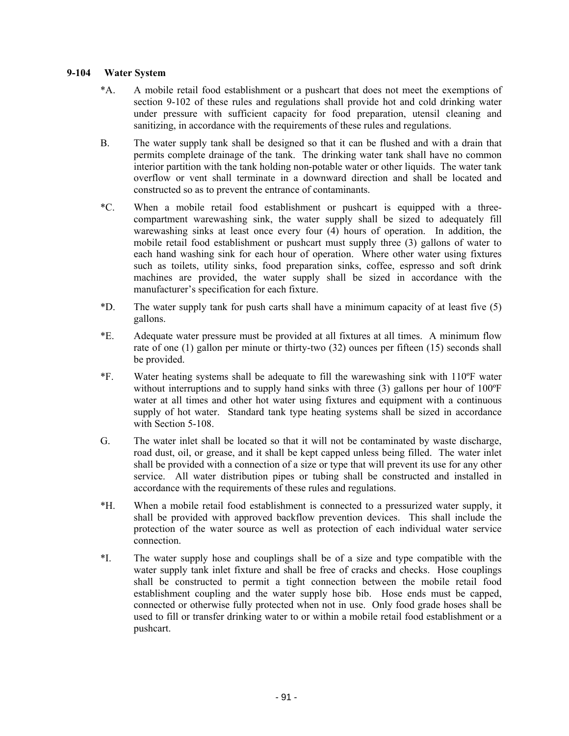### 9-104 Water System

*A. A mobile retail food establishment or a pushcart that does not meet the exemptions of section 9-102 of these rules and regulations shall provide hot and cold drinking water under pressure with sufficient capacity for food preparation, utensil cleaning and sanitizing, in accordance with the requirements of these rules and regulations.

B. The water supply tank shall be designed so that it can be flushed and with a drain that permits complete drainage of the tank. The drinking water tank shall have no common interior partition with the tank holding non-potable water or other liquids. The water tank overflow or vent shall terminate in a downward direction and shall be located and constructed so as to prevent the entrance of contaminants.

*C. When a mobile retail food establishment or pushcart is equipped with a three-compartment warewashing sink, the water supply shall be sized to adequately fill warewashing sinks at least once every four (4) hours of operation. In addition, the mobile retail food establishment or pushcart must supply three (3) gallons of water to each hand washing sink for each hour of operation. Where other water using fixtures such as toilets, utility sinks, food preparation sinks, coffee, espresso and soft drink machines are provided, the water supply shall be sized in accordance with the manufacturer's specification for each fixture.

*D. The water supply tank for push carts shall have a minimum capacity of at least five (5) gallons.

*E. Adequate water pressure must be provided at all fixtures at all times. A minimum flow rate of one (1) gallon per minute or thirty-two (32) ounces per fifteen (15) seconds shall be provided.

*F. Water heating systems shall be adequate to fill the warewashing sink with 110ºF water without interruptions and to supply hand sinks with three (3) gallons per hour of 100ºF water at all times and other hot water using fixtures and equipment with a continuous supply of hot water. Standard tank type heating systems shall be sized in accordance with Section 5-108.

G. The water inlet shall be located so that it will not be contaminated by waste discharge, road dust, oil, or grease, and it shall be kept capped unless being filled. The water inlet shall be provided with a connection of a size or type that will prevent its use for any other service. All water distribution pipes or tubing shall be constructed and installed in accordance with the requirements of these rules and regulations.

*H. When a mobile retail food establishment is connected to a pressurized water supply, it shall be provided with approved backflow prevention devices. This shall include the protection of the water source as well as protection of each individual water service connection.

*I. The water supply hose and couplings shall be of a size and type compatible with the water supply tank inlet fixture and shall be free of cracks and checks. Hose couplings shall be constructed to permit a tight connection between the mobile retail food establishment coupling and the water supply hose bib. Hose ends must be capped, connected or otherwise fully protected when not in use. Only food grade hoses shall be used to fill or transfer drinking water to or within a mobile retail food establishment or a pushcart.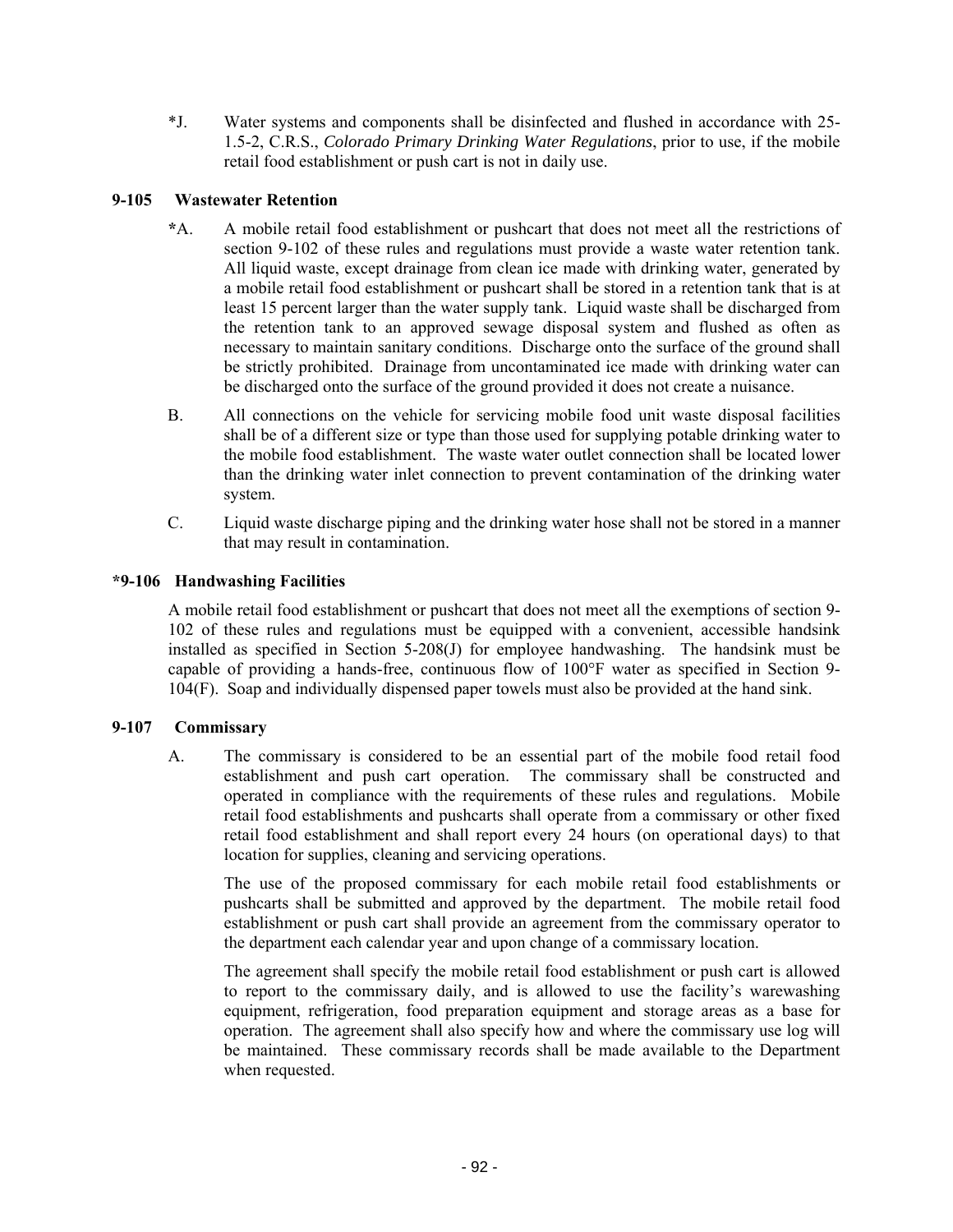*J. Water systems and components shall be disinfected and flushed in accordance with 25-1.5-2, C.R.S., *Colorado Primary Drinking Water Regulations*, prior to use, if the mobile retail food establishment or push cart is not in daily use.

### 9-105 Wastewater Retention

**\***A. A mobile retail food establishment or pushcart that does not meet all the restrictions of section 9-102 of these rules and regulations must provide a waste water retention tank. All liquid waste, except drainage from clean ice made with drinking water, generated by a mobile retail food establishment or pushcart shall be stored in a retention tank that is at least 15 percent larger than the water supply tank. Liquid waste shall be discharged from the retention tank to an approved sewage disposal system and flushed as often as necessary to maintain sanitary conditions. Discharge onto the surface of the ground shall be strictly prohibited. Drainage from uncontaminated ice made with drinking water can be discharged onto the surface of the ground provided it does not create a nuisance.

B. All connections on the vehicle for servicing mobile food unit waste disposal facilities shall be of a different size or type than those used for supplying potable drinking water to the mobile food establishment. The waste water outlet connection shall be located lower than the drinking water inlet connection to prevent contamination of the drinking water system.

C. Liquid waste discharge piping and the drinking water hose shall not be stored in a manner that may result in contamination.

### *9-106 Handwashing Facilities

A mobile retail food establishment or pushcart that does not meet all the exemptions of section 9-102 of these rules and regulations must be equipped with a convenient, accessible handsink installed as specified in Section 5-208(J) for employee handwashing. The handsink must be capable of providing a hands-free, continuous flow of 100°F water as specified in Section 9-104(F). Soap and individually dispensed paper towels must also be provided at the hand sink.

### 9-107 Commissary

A. The commissary is considered to be an essential part of the mobile food retail food establishment and push cart operation. The commissary shall be constructed and operated in compliance with the requirements of these rules and regulations. Mobile retail food establishments and pushcarts shall operate from a commissary or other fixed retail food establishment and shall report every 24 hours (on operational days) to that location for supplies, cleaning and servicing operations.

The use of the proposed commissary for each mobile retail food establishments or pushcarts shall be submitted and approved by the department. The mobile retail food establishment or push cart shall provide an agreement from the commissary operator to the department each calendar year and upon change of a commissary location.

The agreement shall specify the mobile retail food establishment or push cart is allowed to report to the commissary daily, and is allowed to use the facility's warewashing equipment, refrigeration, food preparation equipment and storage areas as a base for operation. The agreement shall also specify how and where the commissary use log will be maintained. These commissary records shall be made available to the Department when requested.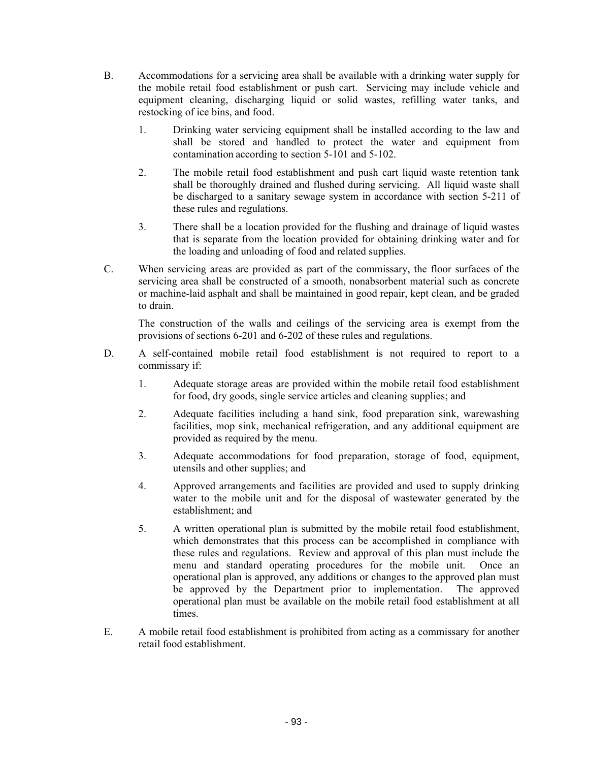B. Accommodations for a servicing area shall be available with a drinking water supply for the mobile retail food establishment or push cart. Servicing may include vehicle and equipment cleaning, discharging liquid or solid wastes, refilling water tanks, and restocking of ice bins, and food.

   1. Drinking water servicing equipment shall be installed according to the law and shall be stored and handled to protect the water and equipment from contamination according to section 5-101 and 5-102.

   2. The mobile retail food establishment and push cart liquid waste retention tank shall be thoroughly drained and flushed during servicing. All liquid waste shall be discharged to a sanitary sewage system in accordance with section 5-211 of these rules and regulations.

   3. There shall be a location provided for the flushing and drainage of liquid wastes that is separate from the location provided for obtaining drinking water and for the loading and unloading of food and related supplies.

C. When servicing areas are provided as part of the commissary, the floor surfaces of the servicing area shall be constructed of a smooth, nonabsorbent material such as concrete or machine-laid asphalt and shall be maintained in good repair, kept clean, and be graded to drain.

   The construction of the walls and ceilings of the servicing area is exempt from the provisions of sections 6-201 and 6-202 of these rules and regulations.

D. A self-contained mobile retail food establishment is not required to report to a commissary if:

   1. Adequate storage areas are provided within the mobile retail food establishment for food, dry goods, single service articles and cleaning supplies; and

   2. Adequate facilities including a hand sink, food preparation sink, warewashing facilities, mop sink, mechanical refrigeration, and any additional equipment are provided as required by the menu.

   3. Adequate accommodations for food preparation, storage of food, equipment, utensils and other supplies; and

   4. Approved arrangements and facilities are provided and used to supply drinking water to the mobile unit and for the disposal of wastewater generated by the establishment; and

   5. A written operational plan is submitted by the mobile retail food establishment, which demonstrates that this process can be accomplished in compliance with these rules and regulations. Review and approval of this plan must include the menu and standard operating procedures for the mobile unit. Once an operational plan is approved, any additions or changes to the approved plan must be approved by the Department prior to implementation. The approved operational plan must be available on the mobile retail food establishment at all times.

E. A mobile retail food establishment is prohibited from acting as a commissary for another retail food establishment.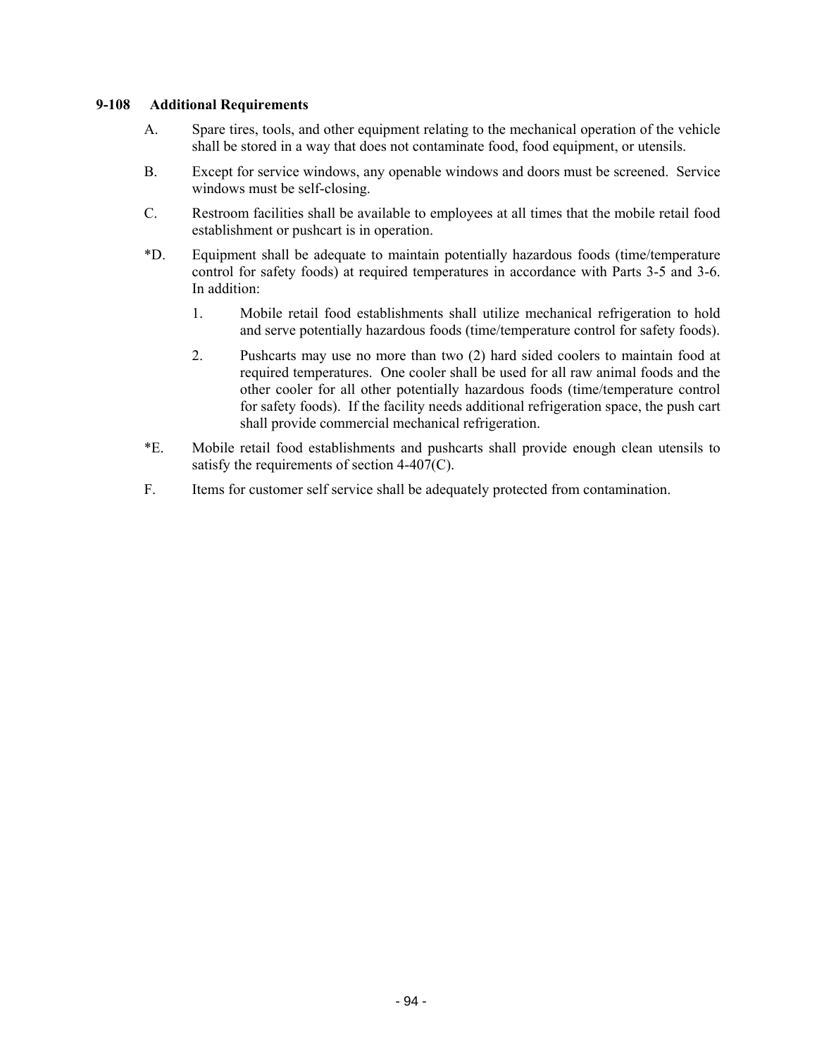### 9-108 Additional Requirements

A. Spare tires, tools, and other equipment relating to the mechanical operation of the vehicle shall be stored in a way that does not contaminate food, food equipment, or utensils.

B. Except for service windows, any openable windows and doors must be screened. Service windows must be self-closing.

C. Restroom facilities shall be available to employees at all times that the mobile retail food establishment or pushcart is in operation.

*D. Equipment shall be adequate to maintain potentially hazardous foods (time/temperature control for safety foods) at required temperatures in accordance with Parts 3-5 and 3-6. In addition:

1. Mobile retail food establishments shall utilize mechanical refrigeration to hold and serve potentially hazardous foods (time/temperature control for safety foods).

2. Pushcarts may use no more than two (2) hard sided coolers to maintain food at required temperatures. One cooler shall be used for all raw animal foods and the other cooler for all other potentially hazardous foods (time/temperature control for safety foods). If the facility needs additional refrigeration space, the push cart shall provide commercial mechanical refrigeration.

*E. Mobile retail food establishments and pushcarts shall provide enough clean utensils to satisfy the requirements of section 4-407(C).

F. Items for customer self service shall be adequately protected from contamination.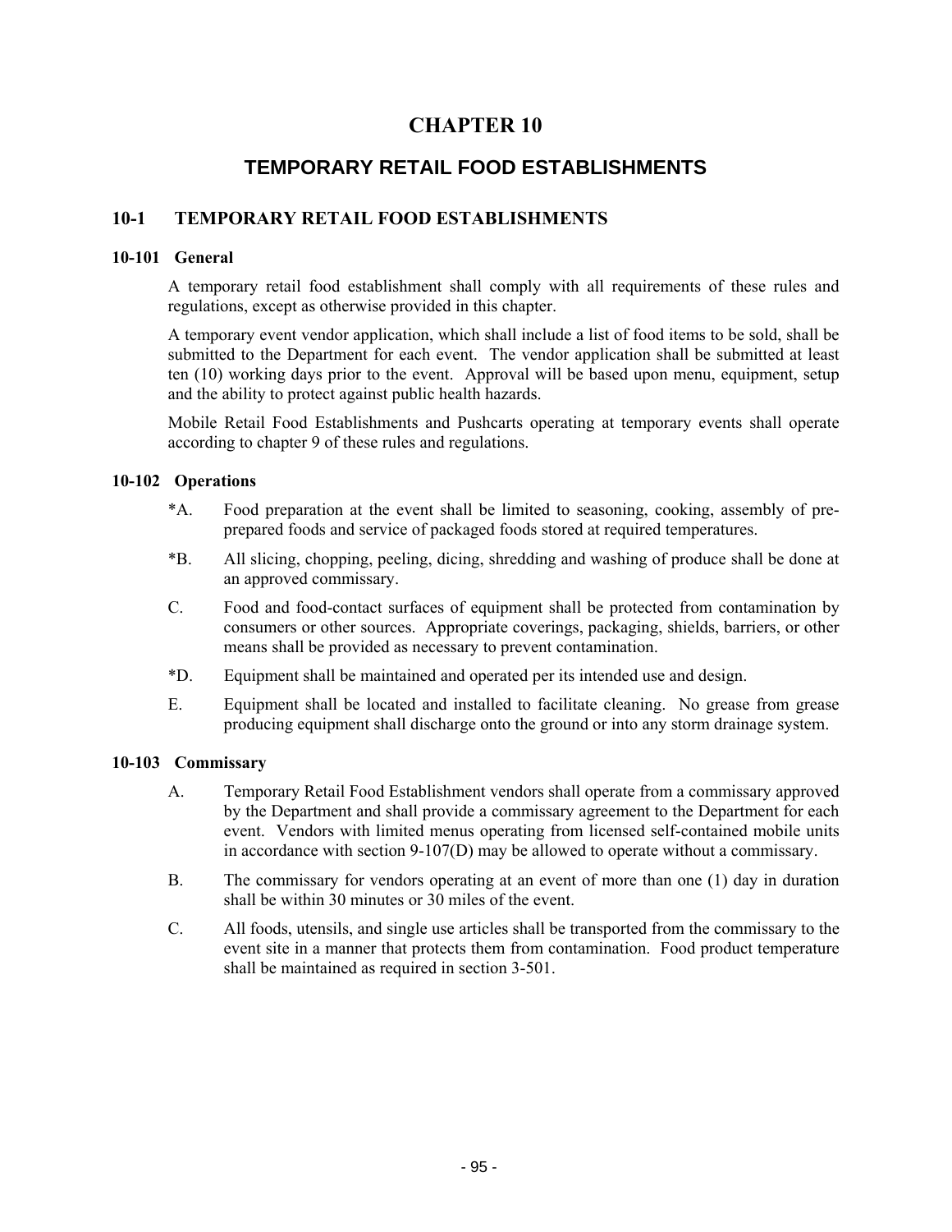# CHAPTER 10

## TEMPORARY RETAIL FOOD ESTABLISHMENTS

### 10-1 TEMPORARY RETAIL FOOD ESTABLISHMENTS

#### 10-101 General

A temporary retail food establishment shall comply with all requirements of these rules and regulations, except as otherwise provided in this chapter.

A temporary event vendor application, which shall include a list of food items to be sold, shall be submitted to the Department for each event. The vendor application shall be submitted at least ten (10) working days prior to the event. Approval will be based upon menu, equipment, setup and the ability to protect against public health hazards.

Mobile Retail Food Establishments and Pushcarts operating at temporary events shall operate according to chapter 9 of these rules and regulations.

#### 10-102 Operations

*A. Food preparation at the event shall be limited to seasoning, cooking, assembly of pre-prepared foods and service of packaged foods stored at required temperatures.

*B. All slicing, chopping, peeling, dicing, shredding and washing of produce shall be done at an approved commissary.

C. Food and food-contact surfaces of equipment shall be protected from contamination by consumers or other sources. Appropriate coverings, packaging, shields, barriers, or other means shall be provided as necessary to prevent contamination.

*D. Equipment shall be maintained and operated per its intended use and design.

E. Equipment shall be located and installed to facilitate cleaning. No grease from grease producing equipment shall discharge onto the ground or into any storm drainage system.

#### 10-103 Commissary

A. Temporary Retail Food Establishment vendors shall operate from a commissary approved by the Department and shall provide a commissary agreement to the Department for each event. Vendors with limited menus operating from licensed self-contained mobile units in accordance with section 9-107(D) may be allowed to operate without a commissary.

B. The commissary for vendors operating at an event of more than one (1) day in duration shall be within 30 minutes or 30 miles of the event.

C. All foods, utensils, and single use articles shall be transported from the commissary to the event site in a manner that protects them from contamination. Food product temperature shall be maintained as required in section 3-501.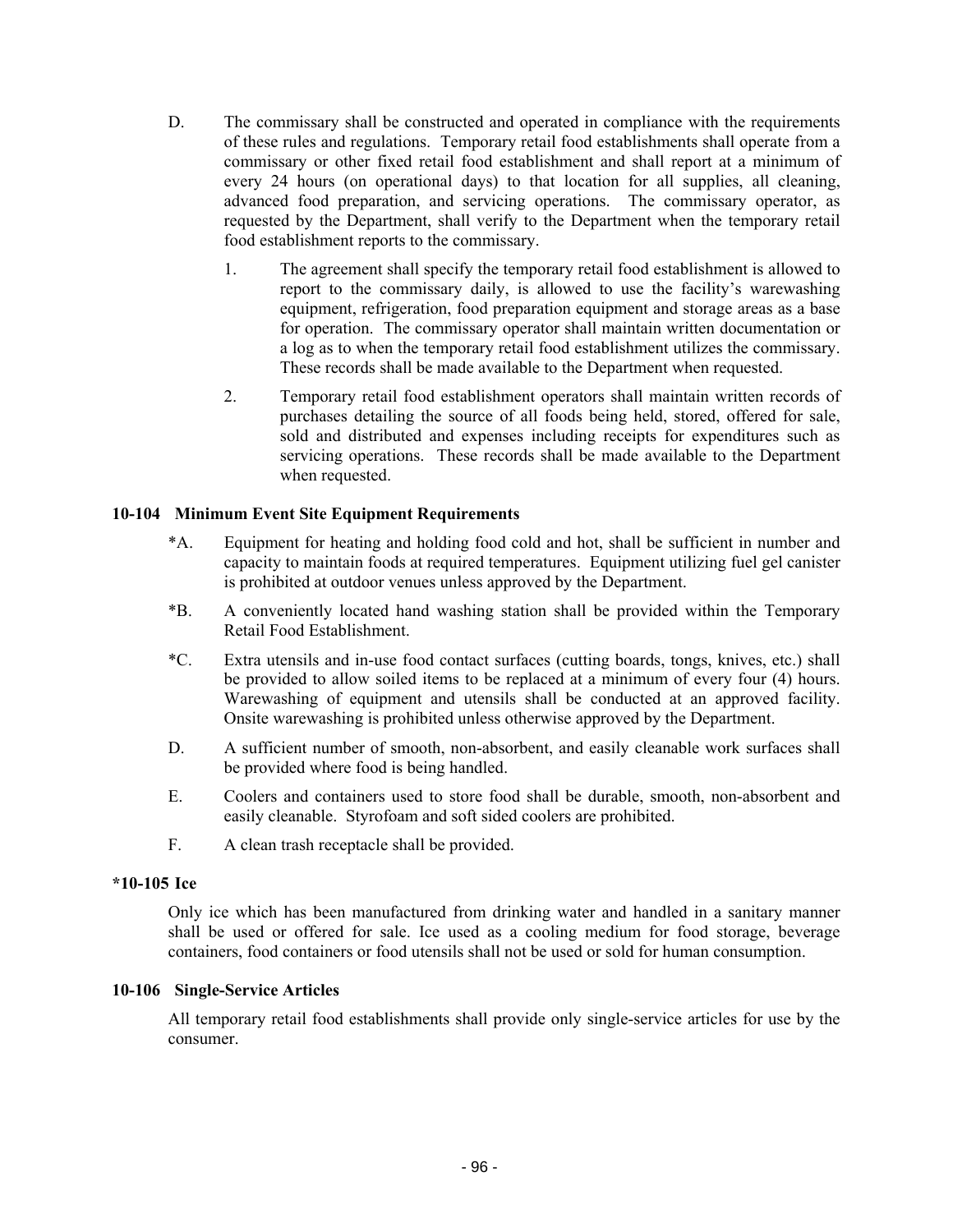D. The commissary shall be constructed and operated in compliance with the requirements of these rules and regulations. Temporary retail food establishments shall operate from a commissary or other fixed retail food establishment and shall report at a minimum of every 24 hours (on operational days) to that location for all supplies, all cleaning, advanced food preparation, and servicing operations. The commissary operator, as requested by the Department, shall verify to the Department when the temporary retail food establishment reports to the commissary.

   1. The agreement shall specify the temporary retail food establishment is allowed to report to the commissary daily, is allowed to use the facility's warewashing equipment, refrigeration, food preparation equipment and storage areas as a base for operation. The commissary operator shall maintain written documentation or a log as to when the temporary retail food establishment utilizes the commissary. These records shall be made available to the Department when requested.

   2. Temporary retail food establishment operators shall maintain written records of purchases detailing the source of all foods being held, stored, offered for sale, sold and distributed and expenses including receipts for expenditures such as servicing operations. These records shall be made available to the Department when requested.

### 10-104 Minimum Event Site Equipment Requirements

*A. Equipment for heating and holding food cold and hot, shall be sufficient in number and capacity to maintain foods at required temperatures. Equipment utilizing fuel gel canister is prohibited at outdoor venues unless approved by the Department.

*B. A conveniently located hand washing station shall be provided within the Temporary Retail Food Establishment.

*C. Extra utensils and in-use food contact surfaces (cutting boards, tongs, knives, etc.) shall be provided to allow soiled items to be replaced at a minimum of every four (4) hours. Warewashing of equipment and utensils shall be conducted at an approved facility. Onsite warewashing is prohibited unless otherwise approved by the Department.

D. A sufficient number of smooth, non-absorbent, and easily cleanable work surfaces shall be provided where food is being handled.

E. Coolers and containers used to store food shall be durable, smooth, non-absorbent and easily cleanable. Styrofoam and soft sided coolers are prohibited.

F. A clean trash receptacle shall be provided.

### *10-105 Ice

Only ice which has been manufactured from drinking water and handled in a sanitary manner shall be used or offered for sale. Ice used as a cooling medium for food storage, beverage containers, food containers or food utensils shall not be used or sold for human consumption.

### 10-106 Single-Service Articles

All temporary retail food establishments shall provide only single-service articles for use by the consumer.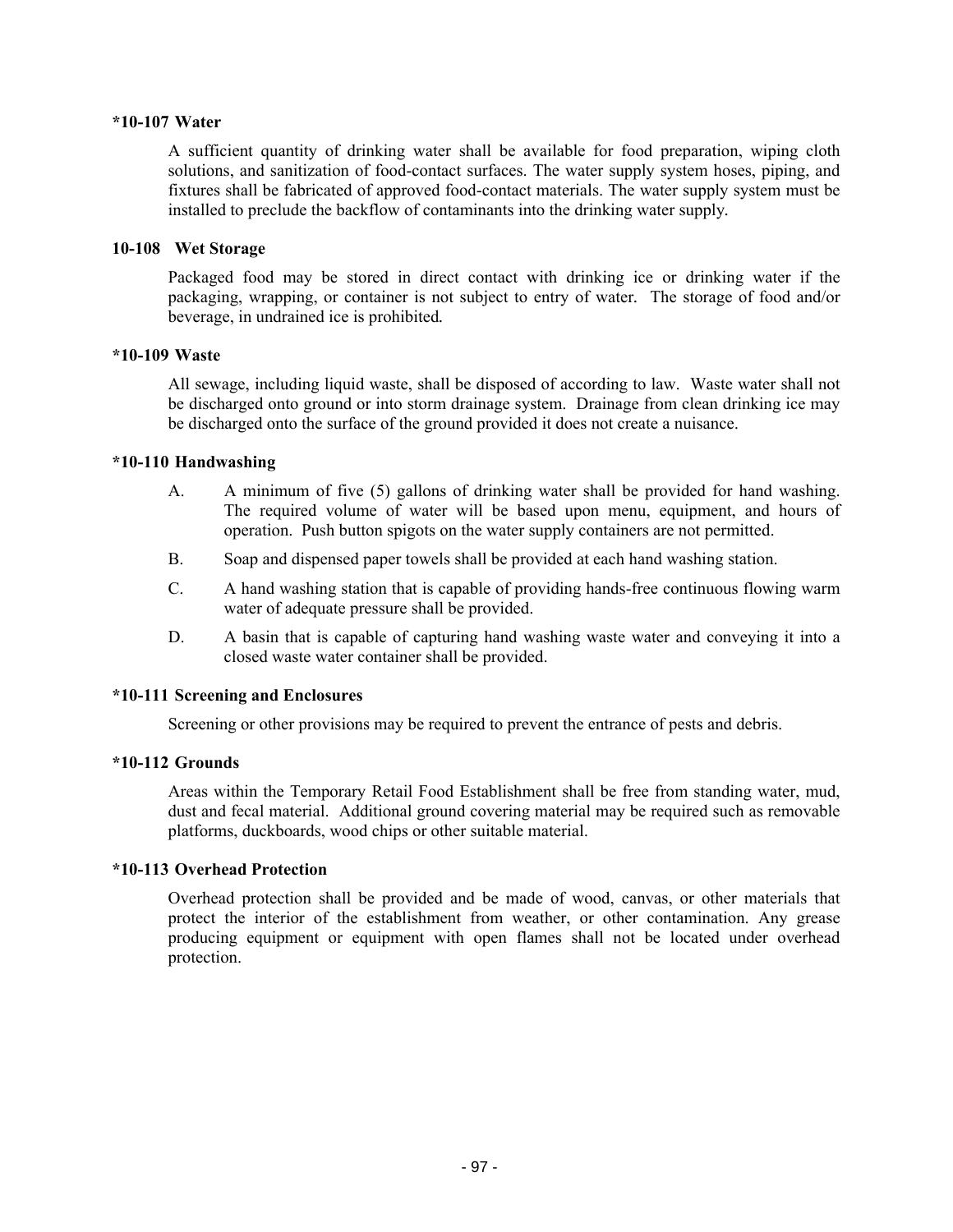### *10-107 Water

A sufficient quantity of drinking water shall be available for food preparation, wiping cloth solutions, and sanitization of food-contact surfaces. The water supply system hoses, piping, and fixtures shall be fabricated of approved food-contact materials. The water supply system must be installed to preclude the backflow of contaminants into the drinking water supply.

### 10-108 Wet Storage

Packaged food may be stored in direct contact with drinking ice or drinking water if the packaging, wrapping, or container is not subject to entry of water. The storage of food and/or beverage, in undrained ice is prohibited.

### *10-109 Waste

All sewage, including liquid waste, shall be disposed of according to law. Waste water shall not be discharged onto ground or into storm drainage system. Drainage from clean drinking ice may be discharged onto the surface of the ground provided it does not create a nuisance.

### *10-110 Handwashing

A. A minimum of five (5) gallons of drinking water shall be provided for hand washing. The required volume of water will be based upon menu, equipment, and hours of operation. Push button spigots on the water supply containers are not permitted.

B. Soap and dispensed paper towels shall be provided at each hand washing station.

C. A hand washing station that is capable of providing hands-free continuous flowing warm water of adequate pressure shall be provided.

D. A basin that is capable of capturing hand washing waste water and conveying it into a closed waste water container shall be provided.

### *10-111 Screening and Enclosures

Screening or other provisions may be required to prevent the entrance of pests and debris.

### *10-112 Grounds

Areas within the Temporary Retail Food Establishment shall be free from standing water, mud, dust and fecal material. Additional ground covering material may be required such as removable platforms, duckboards, wood chips or other suitable material.

### *10-113 Overhead Protection

Overhead protection shall be provided and be made of wood, canvas, or other materials that protect the interior of the establishment from weather, or other contamination. Any grease producing equipment or equipment with open flames shall not be located under overhead protection.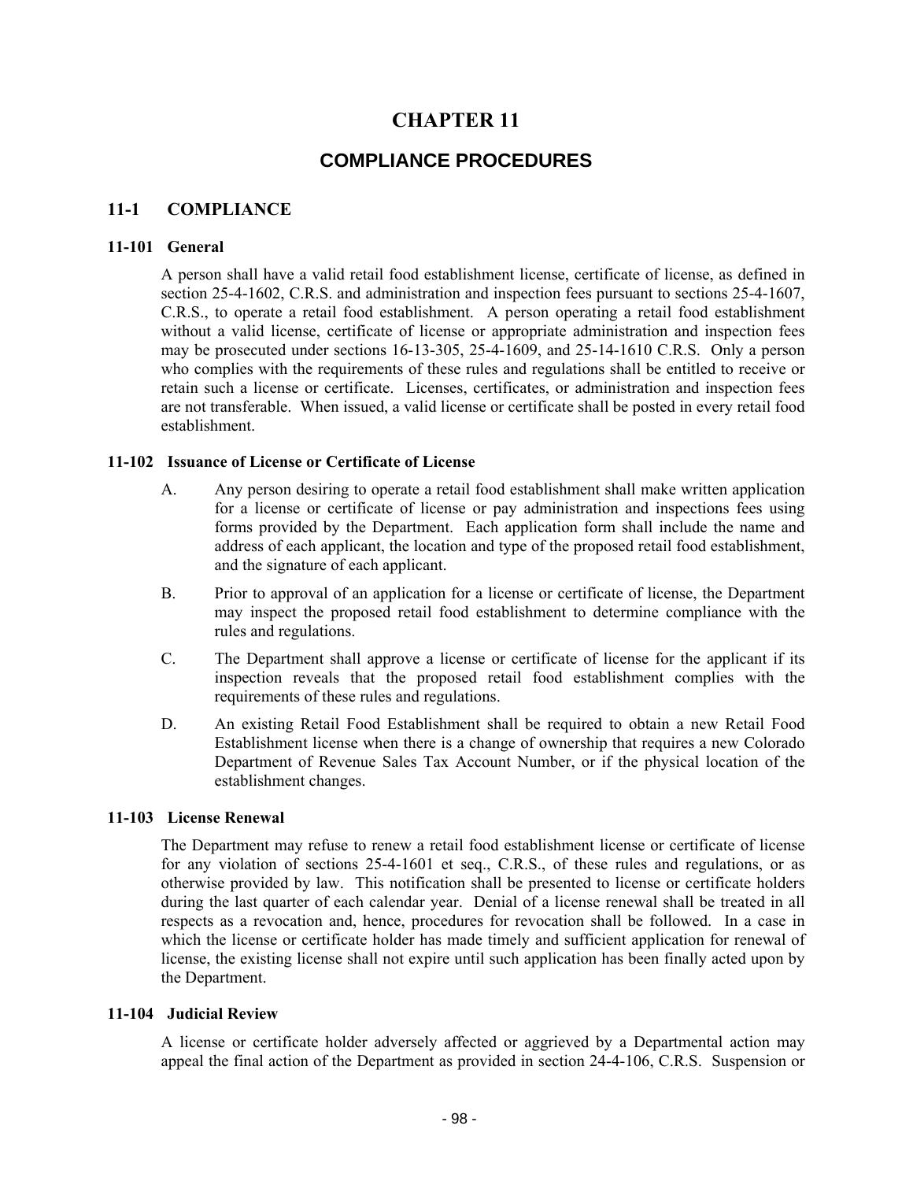# CHAPTER 11

## COMPLIANCE PROCEDURES

### 11-1 COMPLIANCE

#### 11-101 General

A person shall have a valid retail food establishment license, certificate of license, as defined in section 25-4-1602, C.R.S. and administration and inspection fees pursuant to sections 25-4-1607, C.R.S., to operate a retail food establishment. A person operating a retail food establishment without a valid license, certificate of license or appropriate administration and inspection fees may be prosecuted under sections 16-13-305, 25-4-1609, and 25-14-1610 C.R.S. Only a person who complies with the requirements of these rules and regulations shall be entitled to receive or retain such a license or certificate. Licenses, certificates, or administration and inspection fees are not transferable. When issued, a valid license or certificate shall be posted in every retail food establishment.

#### 11-102 Issuance of License or Certificate of License

A. Any person desiring to operate a retail food establishment shall make written application for a license or certificate of license or pay administration and inspections fees using forms provided by the Department. Each application form shall include the name and address of each applicant, the location and type of the proposed retail food establishment, and the signature of each applicant.

B. Prior to approval of an application for a license or certificate of license, the Department may inspect the proposed retail food establishment to determine compliance with the rules and regulations.

C. The Department shall approve a license or certificate of license for the applicant if its inspection reveals that the proposed retail food establishment complies with the requirements of these rules and regulations.

D. An existing Retail Food Establishment shall be required to obtain a new Retail Food Establishment license when there is a change of ownership that requires a new Colorado Department of Revenue Sales Tax Account Number, or if the physical location of the establishment changes.

#### 11-103 License Renewal

The Department may refuse to renew a retail food establishment license or certificate of license for any violation of sections 25-4-1601 et seq., C.R.S., of these rules and regulations, or as otherwise provided by law. This notification shall be presented to license or certificate holders during the last quarter of each calendar year. Denial of a license renewal shall be treated in all respects as a revocation and, hence, procedures for revocation shall be followed. In a case in which the license or certificate holder has made timely and sufficient application for renewal of license, the existing license shall not expire until such application has been finally acted upon by the Department.

#### 11-104 Judicial Review

A license or certificate holder adversely affected or aggrieved by a Departmental action may appeal the final action of the Department as provided in section 24-4-106, C.R.S. Suspension or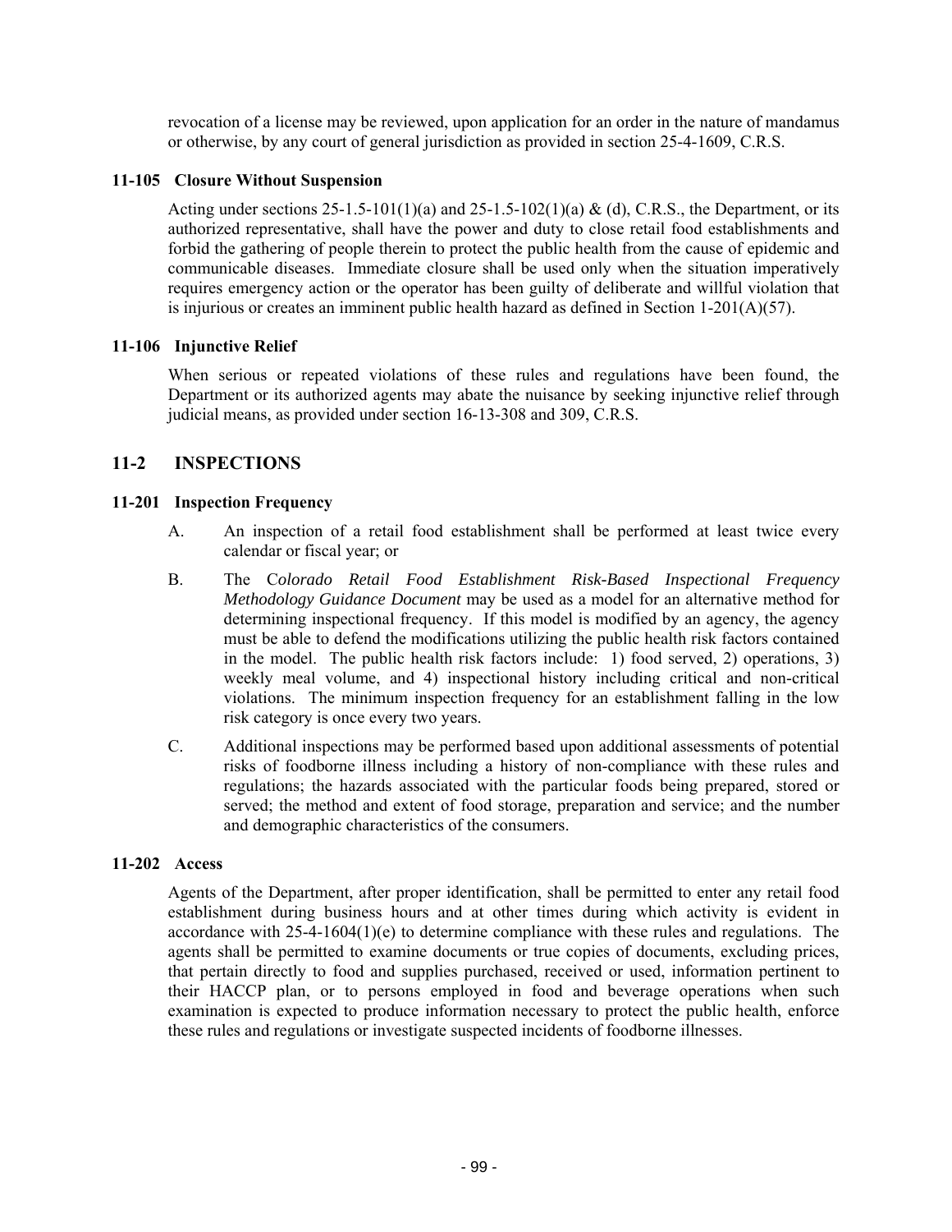revocation of a license may be reviewed, upon application for an order in the nature of mandamus or otherwise, by any court of general jurisdiction as provided in section 25-4-1609, C.R.S.

**11-105 Closure Without Suspension**

Acting under sections 25-1.5-101(1)(a) and 25-1.5-102(1)(a) & (d), C.R.S., the Department, or its authorized representative, shall have the power and duty to close retail food establishments and forbid the gathering of people therein to protect the public health from the cause of epidemic and communicable diseases. Immediate closure shall be used only when the situation imperatively requires emergency action or the operator has been guilty of deliberate and willful violation that is injurious or creates an imminent public health hazard as defined in Section 1-201(A)(57).

**11-106 Injunctive Relief**

When serious or repeated violations of these rules and regulations have been found, the Department or its authorized agents may abate the nuisance by seeking injunctive relief through judicial means, as provided under section 16-13-308 and 309, C.R.S.

## 11-2 INSPECTIONS

**11-201 Inspection Frequency**

A. An inspection of a retail food establishment shall be performed at least twice every calendar or fiscal year; or

B. The C*olorado Retail Food Establishment Risk-Based Inspectional Frequency Methodology Guidance Document* may be used as a model for an alternative method for determining inspectional frequency. If this model is modified by an agency, the agency must be able to defend the modifications utilizing the public health risk factors contained in the model. The public health risk factors include: 1) food served, 2) operations, 3) weekly meal volume, and 4) inspectional history including critical and non-critical violations. The minimum inspection frequency for an establishment falling in the low risk category is once every two years.

C. Additional inspections may be performed based upon additional assessments of potential risks of foodborne illness including a history of non-compliance with these rules and regulations; the hazards associated with the particular foods being prepared, stored or served; the method and extent of food storage, preparation and service; and the number and demographic characteristics of the consumers.

**11-202 Access**

Agents of the Department, after proper identification, shall be permitted to enter any retail food establishment during business hours and at other times during which activity is evident in accordance with 25-4-1604(1)(e) to determine compliance with these rules and regulations. The agents shall be permitted to examine documents or true copies of documents, excluding prices, that pertain directly to food and supplies purchased, received or used, information pertinent to their HACCP plan, or to persons employed in food and beverage operations when such examination is expected to produce information necessary to protect the public health, enforce these rules and regulations or investigate suspected incidents of foodborne illnesses.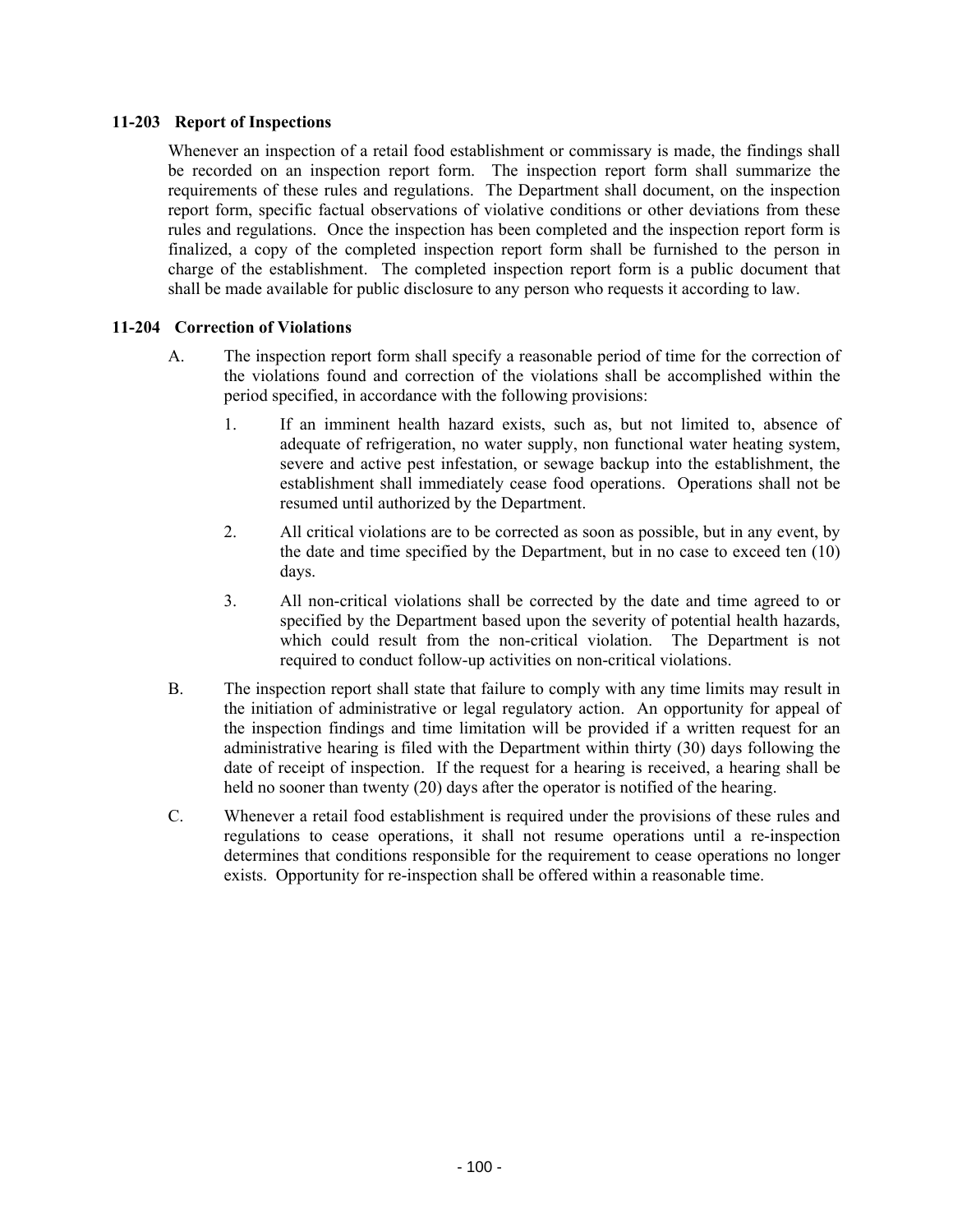### 11-203 Report of Inspections

Whenever an inspection of a retail food establishment or commissary is made, the findings shall be recorded on an inspection report form. The inspection report form shall summarize the requirements of these rules and regulations. The Department shall document, on the inspection report form, specific factual observations of violative conditions or other deviations from these rules and regulations. Once the inspection has been completed and the inspection report form is finalized, a copy of the completed inspection report form shall be furnished to the person in charge of the establishment. The completed inspection report form is a public document that shall be made available for public disclosure to any person who requests it according to law.

### 11-204 Correction of Violations

A. The inspection report form shall specify a reasonable period of time for the correction of the violations found and correction of the violations shall be accomplished within the period specified, in accordance with the following provisions:

   1. If an imminent health hazard exists, such as, but not limited to, absence of adequate of refrigeration, no water supply, non functional water heating system, severe and active pest infestation, or sewage backup into the establishment, the establishment shall immediately cease food operations. Operations shall not be resumed until authorized by the Department.

   2. All critical violations are to be corrected as soon as possible, but in any event, by the date and time specified by the Department, but in no case to exceed ten (10) days.

   3. All non-critical violations shall be corrected by the date and time agreed to or specified by the Department based upon the severity of potential health hazards, which could result from the non-critical violation. The Department is not required to conduct follow-up activities on non-critical violations.

B. The inspection report shall state that failure to comply with any time limits may result in the initiation of administrative or legal regulatory action. An opportunity for appeal of the inspection findings and time limitation will be provided if a written request for an administrative hearing is filed with the Department within thirty (30) days following the date of receipt of inspection. If the request for a hearing is received, a hearing shall be held no sooner than twenty (20) days after the operator is notified of the hearing.

C. Whenever a retail food establishment is required under the provisions of these rules and regulations to cease operations, it shall not resume operations until a re-inspection determines that conditions responsible for the requirement to cease operations no longer exists. Opportunity for re-inspection shall be offered within a reasonable time.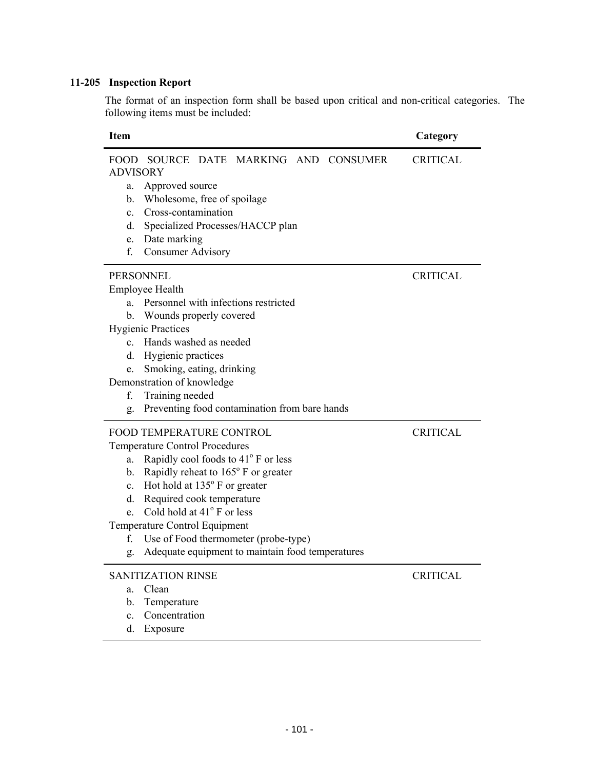### 11-205 Inspection Report

The format of an inspection form shall be based upon critical and non-critical categories. The following items must be included:

| Item | Category |
|---|---|
| FOOD SOURCE DATE MARKING AND CONSUMER ADVISORY<br>a. Approved source<br>b. Wholesome, free of spoilage<br>c. Cross-contamination<br>d. Specialized Processes/HACCP plan<br>e. Date marking<br>f. Consumer Advisory | CRITICAL |
| PERSONNEL<br>Employee Health<br>a. Personnel with infections restricted<br>b. Wounds properly covered<br>Hygienic Practices<br>c. Hands washed as needed<br>d. Hygienic practices<br>e. Smoking, eating, drinking<br>Demonstration of knowledge<br>f. Training needed<br>g. Preventing food contamination from bare hands | CRITICAL |
| FOOD TEMPERATURE CONTROL<br>Temperature Control Procedures<br>a. Rapidly cool foods to 41° F or less<br>b. Rapidly reheat to 165° F or greater<br>c. Hot hold at 135° F or greater<br>d. Required cook temperature<br>e. Cold hold at 41° F or less<br>Temperature Control Equipment<br>f. Use of Food thermometer (probe-type)<br>g. Adequate equipment to maintain food temperatures | CRITICAL |
| SANITIZATION RINSE<br>a. Clean<br>b. Temperature<br>c. Concentration<br>d. Exposure | CRITICAL |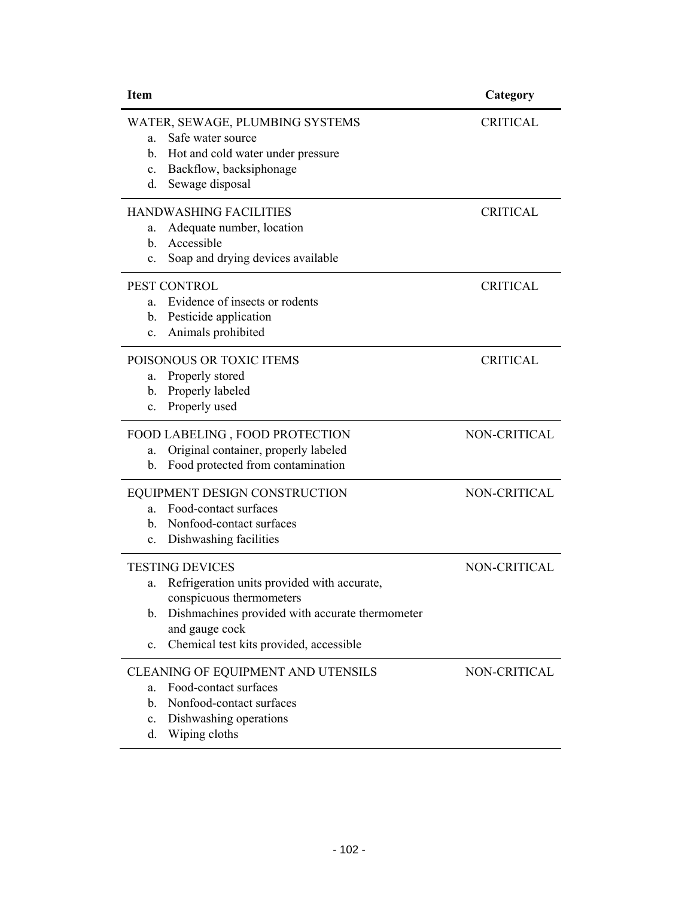| Item | Category |
|---|---|
| WATER, SEWAGE, PLUMBING SYSTEMS<br>a. Safe water source<br>b. Hot and cold water under pressure<br>c. Backflow, backsiphonage<br>d. Sewage disposal | CRITICAL |
| HANDWASHING FACILITIES<br>a. Adequate number, location<br>b. Accessible<br>c. Soap and drying devices available | CRITICAL |
| PEST CONTROL<br>a. Evidence of insects or rodents<br>b. Pesticide application<br>c. Animals prohibited | CRITICAL |
| POISONOUS OR TOXIC ITEMS<br>a. Properly stored<br>b. Properly labeled<br>c. Properly used | CRITICAL |
| FOOD LABELING , FOOD PROTECTION<br>a. Original container, properly labeled<br>b. Food protected from contamination | NON-CRITICAL |
| EQUIPMENT DESIGN CONSTRUCTION<br>a. Food-contact surfaces<br>b. Nonfood-contact surfaces<br>c. Dishwashing facilities | NON-CRITICAL |
| TESTING DEVICES<br>a. Refrigeration units provided with accurate, conspicuous thermometers<br>b. Dishmachines provided with accurate thermometer and gauge cock<br>c. Chemical test kits provided, accessible | NON-CRITICAL |
| CLEANING OF EQUIPMENT AND UTENSILS<br>a. Food-contact surfaces<br>b. Nonfood-contact surfaces<br>c. Dishwashing operations<br>d. Wiping cloths | NON-CRITICAL |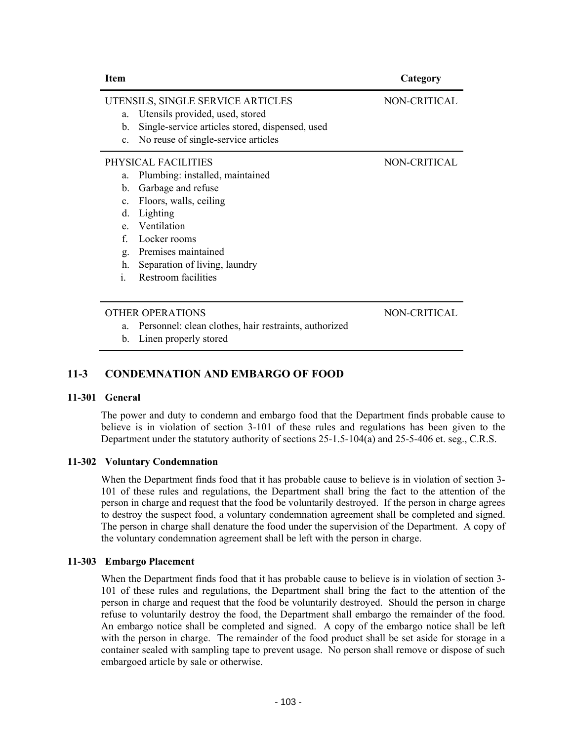| Item | Category |
|---|---|
| UTENSILS, SINGLE SERVICE ARTICLES<br>a. Utensils provided, used, stored<br>b. Single-service articles stored, dispensed, used<br>c. No reuse of single-service articles | NON-CRITICAL |
| PHYSICAL FACILITIES<br>a. Plumbing: installed, maintained<br>b. Garbage and refuse<br>c. Floors, walls, ceiling<br>d. Lighting<br>e. Ventilation<br>f. Locker rooms<br>g. Premises maintained<br>h. Separation of living, laundry<br>i. Restroom facilities | NON-CRITICAL |
| OTHER OPERATIONS<br>a. Personnel: clean clothes, hair restraints, authorized<br>b. Linen properly stored | NON-CRITICAL |

## 11-3 CONDEMNATION AND EMBARGO OF FOOD

### 11-301 General

The power and duty to condemn and embargo food that the Department finds probable cause to believe is in violation of section 3-101 of these rules and regulations has been given to the Department under the statutory authority of sections 25-1.5-104(a) and 25-5-406 et. seg., C.R.S.

### 11-302 Voluntary Condemnation

When the Department finds food that it has probable cause to believe is in violation of section 3-101 of these rules and regulations, the Department shall bring the fact to the attention of the person in charge and request that the food be voluntarily destroyed. If the person in charge agrees to destroy the suspect food, a voluntary condemnation agreement shall be completed and signed. The person in charge shall denature the food under the supervision of the Department. A copy of the voluntary condemnation agreement shall be left with the person in charge.

### 11-303 Embargo Placement

When the Department finds food that it has probable cause to believe is in violation of section 3-101 of these rules and regulations, the Department shall bring the fact to the attention of the person in charge and request that the food be voluntarily destroyed. Should the person in charge refuse to voluntarily destroy the food, the Department shall embargo the remainder of the food. An embargo notice shall be completed and signed. A copy of the embargo notice shall be left with the person in charge. The remainder of the food product shall be set aside for storage in a container sealed with sampling tape to prevent usage. No person shall remove or dispose of such embargoed article by sale or otherwise.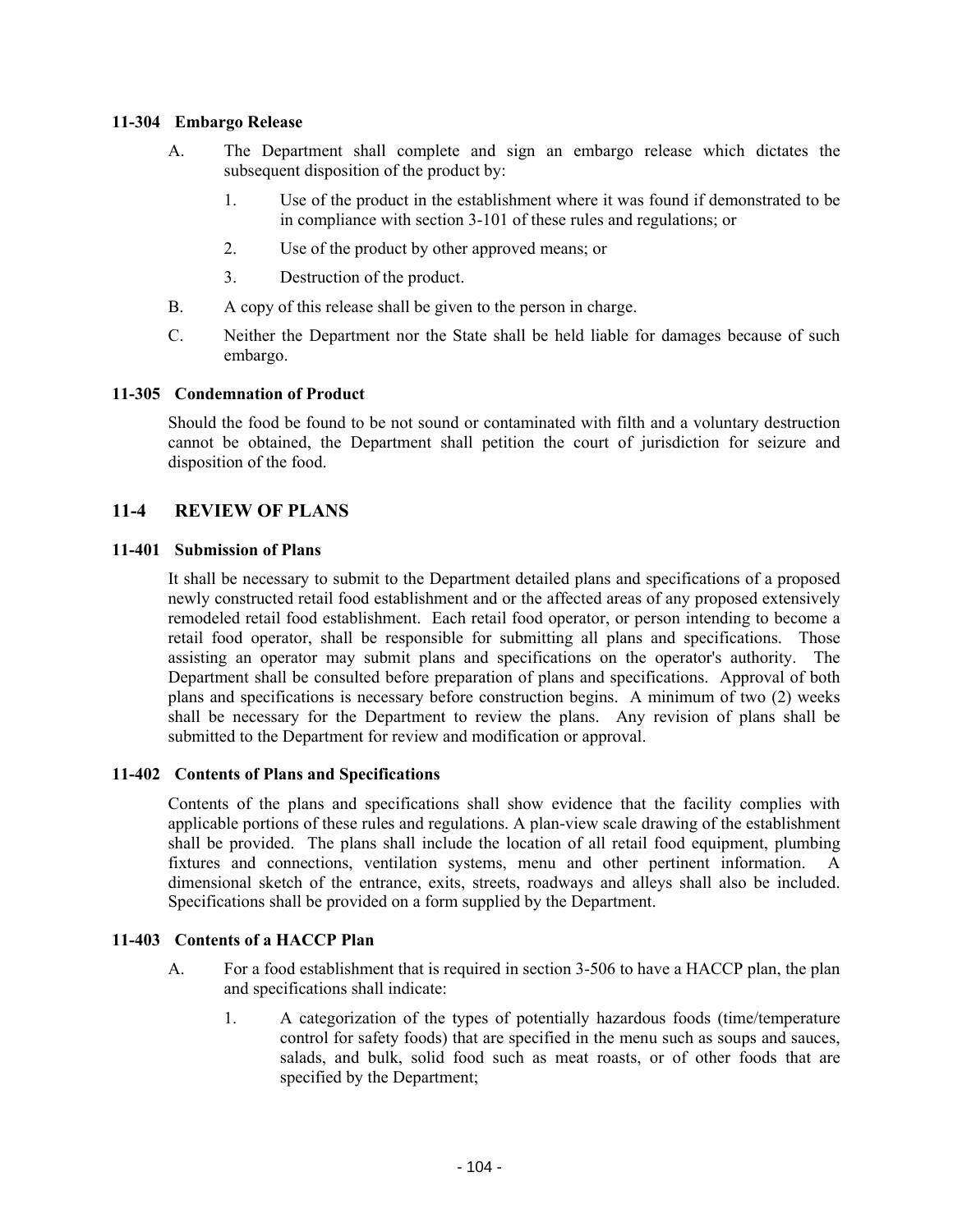### 11-304 Embargo Release

A. The Department shall complete and sign an embargo release which dictates the subsequent disposition of the product by:

   1. Use of the product in the establishment where it was found if demonstrated to be in compliance with section 3-101 of these rules and regulations; or

   2. Use of the product by other approved means; or

   3. Destruction of the product.

B. A copy of this release shall be given to the person in charge.

C. Neither the Department nor the State shall be held liable for damages because of such embargo.

### 11-305 Condemnation of Product

Should the food be found to be not sound or contaminated with filth and a voluntary destruction cannot be obtained, the Department shall petition the court of jurisdiction for seizure and disposition of the food.

## 11-4 REVIEW OF PLANS

### 11-401 Submission of Plans

It shall be necessary to submit to the Department detailed plans and specifications of a proposed newly constructed retail food establishment and or the affected areas of any proposed extensively remodeled retail food establishment. Each retail food operator, or person intending to become a retail food operator, shall be responsible for submitting all plans and specifications. Those assisting an operator may submit plans and specifications on the operator's authority. The Department shall be consulted before preparation of plans and specifications. Approval of both plans and specifications is necessary before construction begins. A minimum of two (2) weeks shall be necessary for the Department to review the plans. Any revision of plans shall be submitted to the Department for review and modification or approval.

### 11-402 Contents of Plans and Specifications

Contents of the plans and specifications shall show evidence that the facility complies with applicable portions of these rules and regulations. A plan-view scale drawing of the establishment shall be provided. The plans shall include the location of all retail food equipment, plumbing fixtures and connections, ventilation systems, menu and other pertinent information. A dimensional sketch of the entrance, exits, streets, roadways and alleys shall also be included. Specifications shall be provided on a form supplied by the Department.

### 11-403 Contents of a HACCP Plan

A. For a food establishment that is required in section 3-506 to have a HACCP plan, the plan and specifications shall indicate:

   1. A categorization of the types of potentially hazardous foods (time/temperature control for safety foods) that are specified in the menu such as soups and sauces, salads, and bulk, solid food such as meat roasts, or of other foods that are specified by the Department;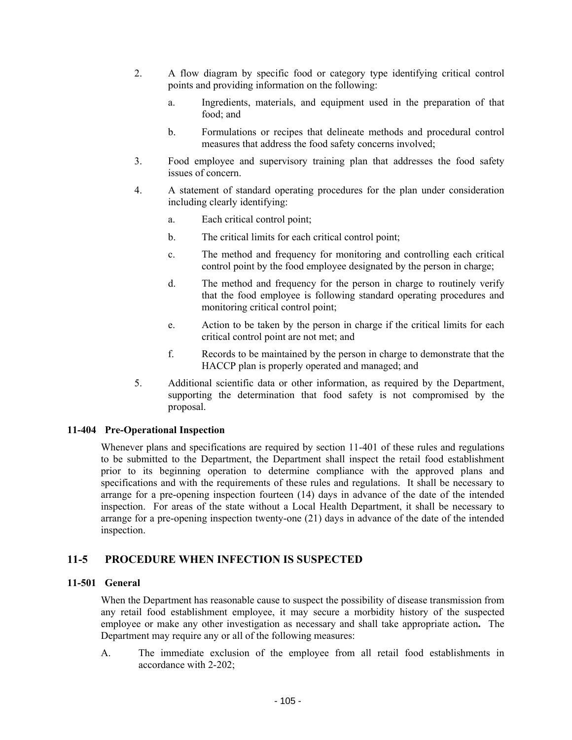2. A flow diagram by specific food or category type identifying critical control points and providing information on the following:

   a. Ingredients, materials, and equipment used in the preparation of that food; and

   b. Formulations or recipes that delineate methods and procedural control measures that address the food safety concerns involved;

3. Food employee and supervisory training plan that addresses the food safety issues of concern.

4. A statement of standard operating procedures for the plan under consideration including clearly identifying:

   a. Each critical control point;

   b. The critical limits for each critical control point;

   c. The method and frequency for monitoring and controlling each critical control point by the food employee designated by the person in charge;

   d. The method and frequency for the person in charge to routinely verify that the food employee is following standard operating procedures and monitoring critical control point;

   e. Action to be taken by the person in charge if the critical limits for each critical control point are not met; and

   f. Records to be maintained by the person in charge to demonstrate that the HACCP plan is properly operated and managed; and

5. Additional scientific data or other information, as required by the Department, supporting the determination that food safety is not compromised by the proposal.

### 11-404 Pre-Operational Inspection

Whenever plans and specifications are required by section 11-401 of these rules and regulations to be submitted to the Department, the Department shall inspect the retail food establishment prior to its beginning operation to determine compliance with the approved plans and specifications and with the requirements of these rules and regulations. It shall be necessary to arrange for a pre-opening inspection fourteen (14) days in advance of the date of the intended inspection. For areas of the state without a Local Health Department, it shall be necessary to arrange for a pre-opening inspection twenty-one (21) days in advance of the date of the intended inspection.

## 11-5 PROCEDURE WHEN INFECTION IS SUSPECTED

### 11-501 General

When the Department has reasonable cause to suspect the possibility of disease transmission from any retail food establishment employee, it may secure a morbidity history of the suspected employee or make any other investigation as necessary and shall take appropriate action**.** The Department may require any or all of the following measures:

A. The immediate exclusion of the employee from all retail food establishments in accordance with 2-202;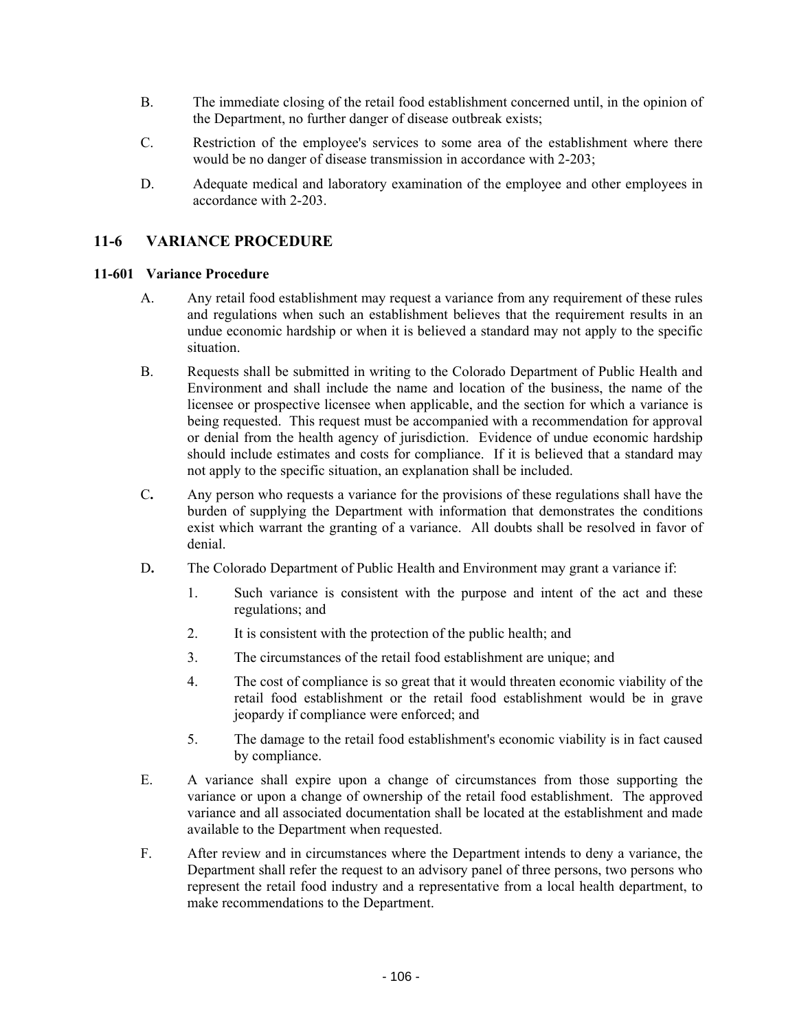B. The immediate closing of the retail food establishment concerned until, in the opinion of the Department, no further danger of disease outbreak exists;

C. Restriction of the employee's services to some area of the establishment where there would be no danger of disease transmission in accordance with 2-203;

D. Adequate medical and laboratory examination of the employee and other employees in accordance with 2-203.

## 11-6 VARIANCE PROCEDURE

### 11-601 Variance Procedure

A. Any retail food establishment may request a variance from any requirement of these rules and regulations when such an establishment believes that the requirement results in an undue economic hardship or when it is believed a standard may not apply to the specific situation.

B. Requests shall be submitted in writing to the Colorado Department of Public Health and Environment and shall include the name and location of the business, the name of the licensee or prospective licensee when applicable, and the section for which a variance is being requested. This request must be accompanied with a recommendation for approval or denial from the health agency of jurisdiction. Evidence of undue economic hardship should include estimates and costs for compliance. If it is believed that a standard may not apply to the specific situation, an explanation shall be included.

C. Any person who requests a variance for the provisions of these regulations shall have the burden of supplying the Department with information that demonstrates the conditions exist which warrant the granting of a variance. All doubts shall be resolved in favor of denial.

D. The Colorado Department of Public Health and Environment may grant a variance if:

   1. Such variance is consistent with the purpose and intent of the act and these regulations; and

   2. It is consistent with the protection of the public health; and

   3. The circumstances of the retail food establishment are unique; and

   4. The cost of compliance is so great that it would threaten economic viability of the retail food establishment or the retail food establishment would be in grave jeopardy if compliance were enforced; and

   5. The damage to the retail food establishment's economic viability is in fact caused by compliance.

E. A variance shall expire upon a change of circumstances from those supporting the variance or upon a change of ownership of the retail food establishment. The approved variance and all associated documentation shall be located at the establishment and made available to the Department when requested.

F. After review and in circumstances where the Department intends to deny a variance, the Department shall refer the request to an advisory panel of three persons, two persons who represent the retail food industry and a representative from a local health department, to make recommendations to the Department.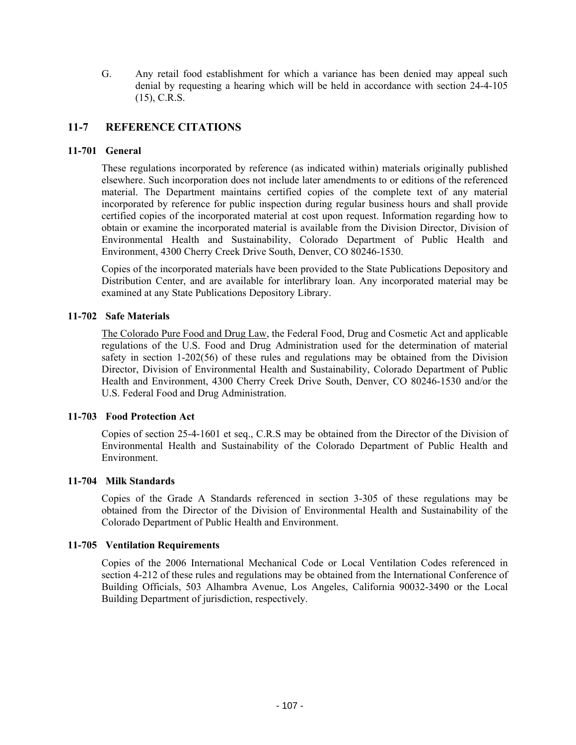G. Any retail food establishment for which a variance has been denied may appeal such denial by requesting a hearing which will be held in accordance with section 24-4-105 (15), C.R.S.

## 11-7 REFERENCE CITATIONS

### 11-701 General

These regulations incorporated by reference (as indicated within) materials originally published elsewhere. Such incorporation does not include later amendments to or editions of the referenced material. The Department maintains certified copies of the complete text of any material incorporated by reference for public inspection during regular business hours and shall provide certified copies of the incorporated material at cost upon request. Information regarding how to obtain or examine the incorporated material is available from the Division Director, Division of Environmental Health and Sustainability, Colorado Department of Public Health and Environment, 4300 Cherry Creek Drive South, Denver, CO 80246-1530.

Copies of the incorporated materials have been provided to the State Publications Depository and Distribution Center, and are available for interlibrary loan. Any incorporated material may be examined at any State Publications Depository Library.

### 11-702 Safe Materials

<u>The Colorado Pure Food and Drug Law</u>, the Federal Food, Drug and Cosmetic Act and applicable regulations of the U.S. Food and Drug Administration used for the determination of material safety in section 1-202(56) of these rules and regulations may be obtained from the Division Director, Division of Environmental Health and Sustainability, Colorado Department of Public Health and Environment, 4300 Cherry Creek Drive South, Denver, CO 80246-1530 and/or the U.S. Federal Food and Drug Administration.

### 11-703 Food Protection Act

Copies of section 25-4-1601 et seq., C.R.S may be obtained from the Director of the Division of Environmental Health and Sustainability of the Colorado Department of Public Health and Environment.

### 11-704 Milk Standards

Copies of the Grade A Standards referenced in section 3-305 of these regulations may be obtained from the Director of the Division of Environmental Health and Sustainability of the Colorado Department of Public Health and Environment.

### 11-705 Ventilation Requirements

Copies of the 2006 International Mechanical Code or Local Ventilation Codes referenced in section 4-212 of these rules and regulations may be obtained from the International Conference of Building Officials, 503 Alhambra Avenue, Los Angeles, California 90032-3490 or the Local Building Department of jurisdiction, respectively.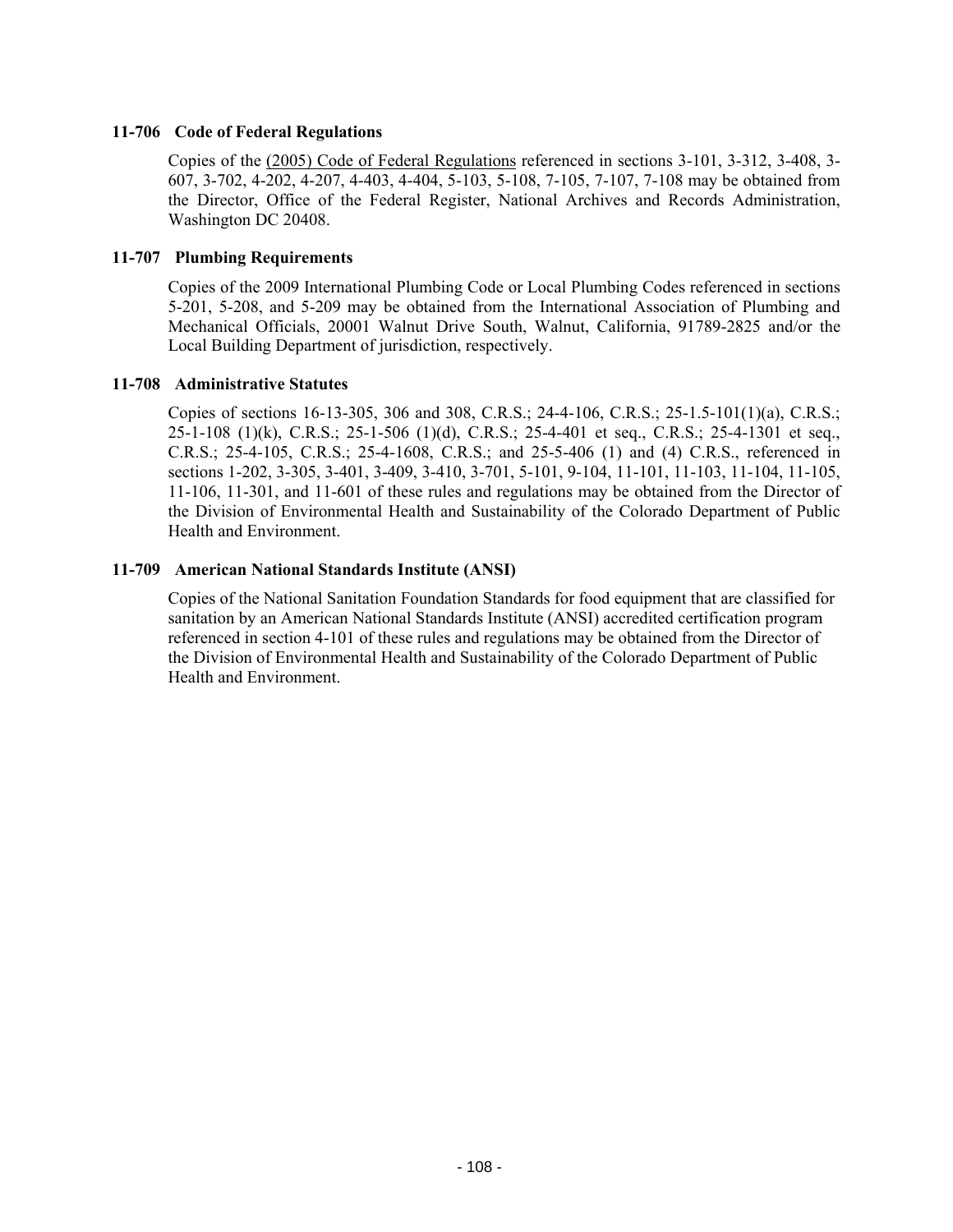**11-706 Code of Federal Regulations**

Copies of the (2005) Code of Federal Regulations referenced in sections 3-101, 3-312, 3-408, 3-607, 3-702, 4-202, 4-207, 4-403, 4-404, 5-103, 5-108, 7-105, 7-107, 7-108 may be obtained from the Director, Office of the Federal Register, National Archives and Records Administration, Washington DC 20408.

**11-707 Plumbing Requirements**

Copies of the 2009 International Plumbing Code or Local Plumbing Codes referenced in sections 5-201, 5-208, and 5-209 may be obtained from the International Association of Plumbing and Mechanical Officials, 20001 Walnut Drive South, Walnut, California, 91789-2825 and/or the Local Building Department of jurisdiction, respectively.

**11-708 Administrative Statutes**

Copies of sections 16-13-305, 306 and 308, C.R.S.; 24-4-106, C.R.S.; 25-1.5-101(1)(a), C.R.S.; 25-1-108 (1)(k), C.R.S.; 25-1-506 (1)(d), C.R.S.; 25-4-401 et seq., C.R.S.; 25-4-1301 et seq., C.R.S.; 25-4-105, C.R.S.; 25-4-1608, C.R.S.; and 25-5-406 (1) and (4) C.R.S., referenced in sections 1-202, 3-305, 3-401, 3-409, 3-410, 3-701, 5-101, 9-104, 11-101, 11-103, 11-104, 11-105, 11-106, 11-301, and 11-601 of these rules and regulations may be obtained from the Director of the Division of Environmental Health and Sustainability of the Colorado Department of Public Health and Environment.

**11-709 American National Standards Institute (ANSI)**

Copies of the National Sanitation Foundation Standards for food equipment that are classified for sanitation by an American National Standards Institute (ANSI) accredited certification program referenced in section 4-101 of these rules and regulations may be obtained from the Director of the Division of Environmental Health and Sustainability of the Colorado Department of Public Health and Environment.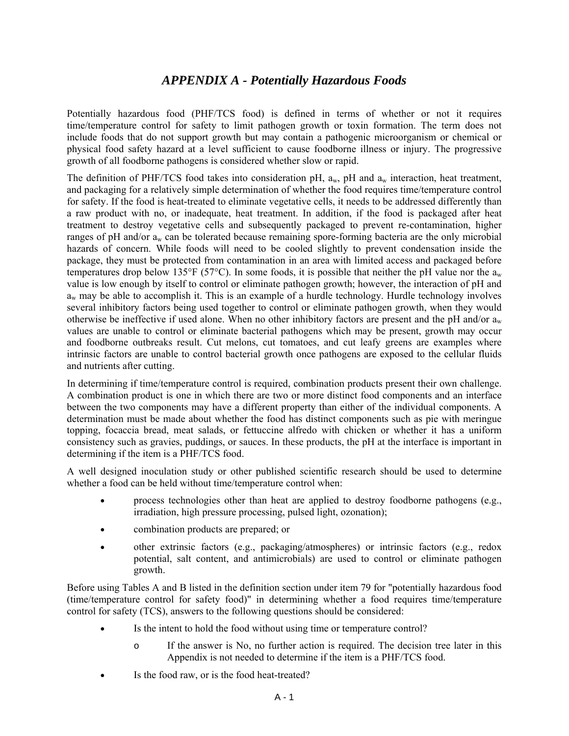# *APPENDIX A - Potentially Hazardous Foods*

Potentially hazardous food (PHF/TCS food) is defined in terms of whether or not it requires time/temperature control for safety to limit pathogen growth or toxin formation. The term does not include foods that do not support growth but may contain a pathogenic microorganism or chemical or physical food safety hazard at a level sufficient to cause foodborne illness or injury. The progressive growth of all foodborne pathogens is considered whether slow or rapid.

The definition of PHF/TCS food takes into consideration pH, $a_w$, pH and $a_w$ interaction, heat treatment, and packaging for a relatively simple determination of whether the food requires time/temperature control for safety. If the food is heat-treated to eliminate vegetative cells, it needs to be addressed differently than a raw product with no, or inadequate, heat treatment. In addition, if the food is packaged after heat treatment to destroy vegetative cells and subsequently packaged to prevent re-contamination, higher ranges of pH and/or $a_w$ can be tolerated because remaining spore-forming bacteria are the only microbial hazards of concern. While foods will need to be cooled slightly to prevent condensation inside the package, they must be protected from contamination in an area with limited access and packaged before temperatures drop below 135°F (57°C). In some foods, it is possible that neither the pH value nor the $a_w$ value is low enough by itself to control or eliminate pathogen growth; however, the interaction of pH and $a_w$ may be able to accomplish it. This is an example of a hurdle technology. Hurdle technology involves several inhibitory factors being used together to control or eliminate pathogen growth, when they would otherwise be ineffective if used alone. When no other inhibitory factors are present and the pH and/or $a_w$ values are unable to control or eliminate bacterial pathogens which may be present, growth may occur and foodborne outbreaks result. Cut melons, cut tomatoes, and cut leafy greens are examples where intrinsic factors are unable to control bacterial growth once pathogens are exposed to the cellular fluids and nutrients after cutting.

In determining if time/temperature control is required, combination products present their own challenge. A combination product is one in which there are two or more distinct food components and an interface between the two components may have a different property than either of the individual components. A determination must be made about whether the food has distinct components such as pie with meringue topping, focaccia bread, meat salads, or fettuccine alfredo with chicken or whether it has a uniform consistency such as gravies, puddings, or sauces. In these products, the pH at the interface is important in determining if the item is a PHF/TCS food.

A well designed inoculation study or other published scientific research should be used to determine whether a food can be held without time/temperature control when:

- process technologies other than heat are applied to destroy foodborne pathogens (e.g., irradiation, high pressure processing, pulsed light, ozonation);
- combination products are prepared; or
- other extrinsic factors (e.g., packaging/atmospheres) or intrinsic factors (e.g., redox potential, salt content, and antimicrobials) are used to control or eliminate pathogen growth.

Before using Tables A and B listed in the definition section under item 79 for "potentially hazardous food (time/temperature control for safety food)" in determining whether a food requires time/temperature control for safety (TCS), answers to the following questions should be considered:

- Is the intent to hold the food without using time or temperature control?
  - If the answer is No, no further action is required. The decision tree later in this Appendix is not needed to determine if the item is a PHF/TCS food.
- Is the food raw, or is the food heat-treated?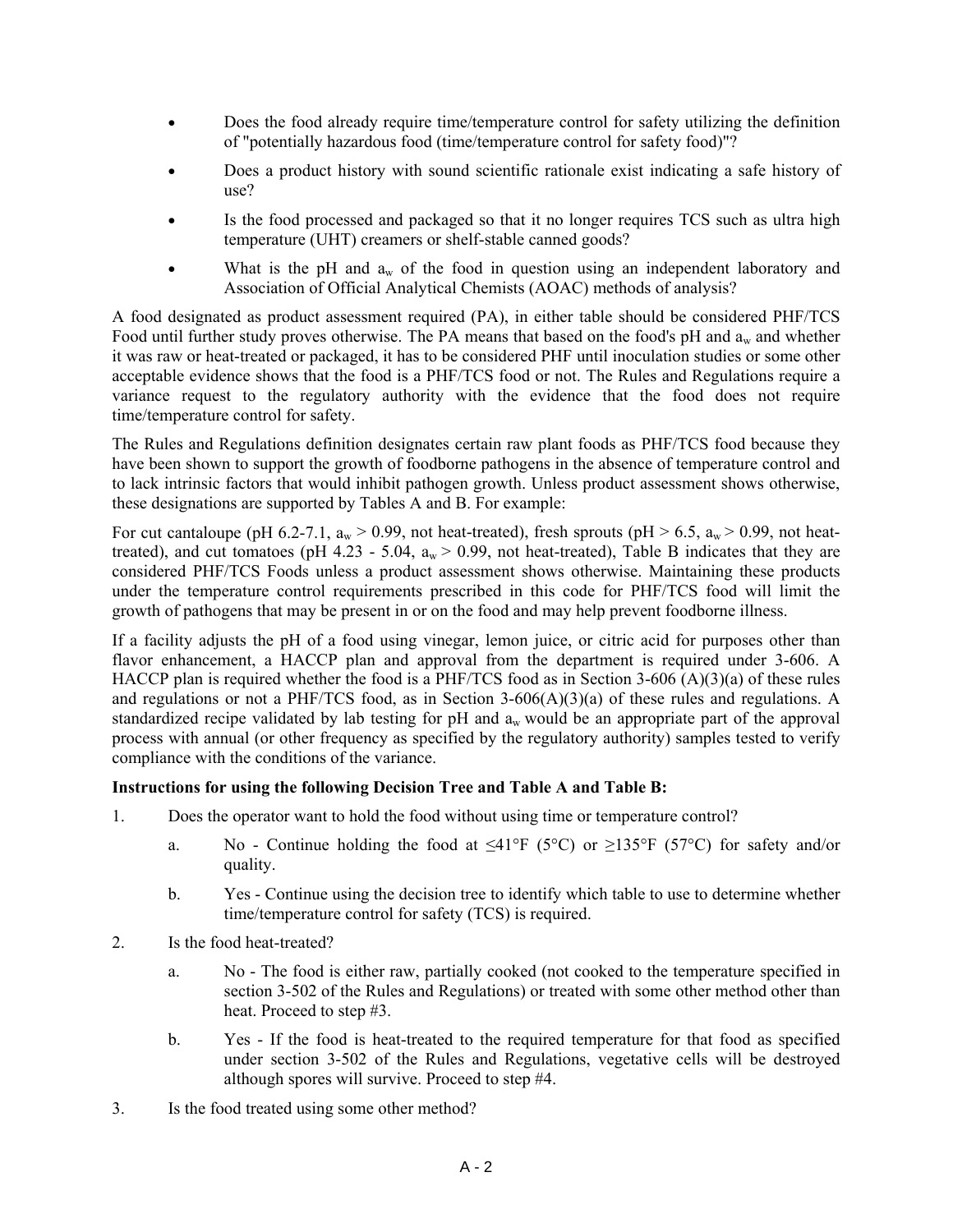- Does the food already require time/temperature control for safety utilizing the definition of "potentially hazardous food (time/temperature control for safety food)"?
- Does a product history with sound scientific rationale exist indicating a safe history of use?
- Is the food processed and packaged so that it no longer requires TCS such as ultra high temperature (UHT) creamers or shelf-stable canned goods?
- What is the pH and $a_w$ of the food in question using an independent laboratory and Association of Official Analytical Chemists (AOAC) methods of analysis?

A food designated as product assessment required (PA), in either table should be considered PHF/TCS Food until further study proves otherwise. The PA means that based on the food's pH and $a_w$ and whether it was raw or heat-treated or packaged, it has to be considered PHF until inoculation studies or some other acceptable evidence shows that the food is a PHF/TCS food or not. The Rules and Regulations require a variance request to the regulatory authority with the evidence that the food does not require time/temperature control for safety.

The Rules and Regulations definition designates certain raw plant foods as PHF/TCS food because they have been shown to support the growth of foodborne pathogens in the absence of temperature control and to lack intrinsic factors that would inhibit pathogen growth. Unless product assessment shows otherwise, these designations are supported by Tables A and B. For example:

For cut cantaloupe (pH 6.2-7.1, $a_w > 0.99$, not heat-treated), fresh sprouts (pH > 6.5, $a_w > 0.99$, not heat-treated), and cut tomatoes (pH 4.23 - 5.04, $a_w > 0.99$, not heat-treated), Table B indicates that they are considered PHF/TCS Foods unless a product assessment shows otherwise. Maintaining these products under the temperature control requirements prescribed in this code for PHF/TCS food will limit the growth of pathogens that may be present in or on the food and may help prevent foodborne illness.

If a facility adjusts the pH of a food using vinegar, lemon juice, or citric acid for purposes other than flavor enhancement, a HACCP plan and approval from the department is required under 3-606. A HACCP plan is required whether the food is a PHF/TCS food as in Section 3-606 (A)(3)(a) of these rules and regulations or not a PHF/TCS food, as in Section 3-606(A)(3)(a) of these rules and regulations. A standardized recipe validated by lab testing for pH and $a_w$ would be an appropriate part of the approval process with annual (or other frequency as specified by the regulatory authority) samples tested to verify compliance with the conditions of the variance.

**Instructions for using the following Decision Tree and Table A and Table B:**

1. Does the operator want to hold the food without using time or temperature control?
   a. No - Continue holding the food at ≤41°F (5°C) or ≥135°F (57°C) for safety and/or quality.
   b. Yes - Continue using the decision tree to identify which table to use to determine whether time/temperature control for safety (TCS) is required.
2. Is the food heat-treated?
   a. No - The food is either raw, partially cooked (not cooked to the temperature specified in section 3-502 of the Rules and Regulations) or treated with some other method other than heat. Proceed to step #3.
   b. Yes - If the food is heat-treated to the required temperature for that food as specified under section 3-502 of the Rules and Regulations, vegetative cells will be destroyed although spores will survive. Proceed to step #4.
3. Is the food treated using some other method?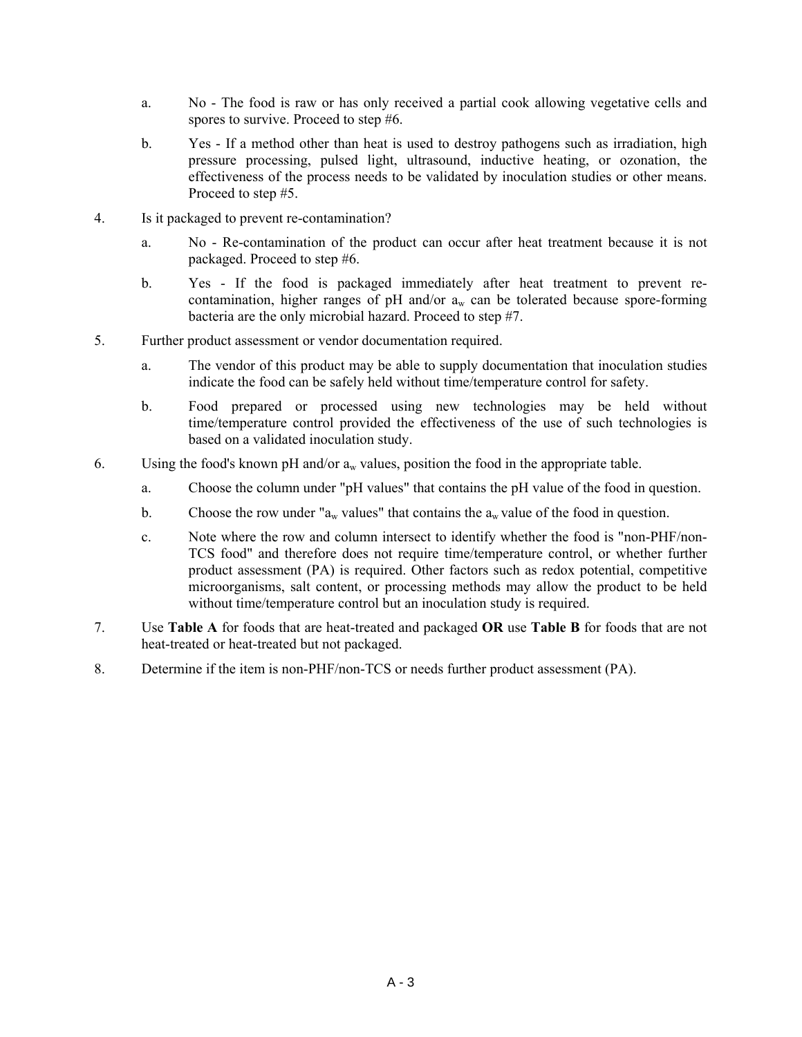a. No - The food is raw or has only received a partial cook allowing vegetative cells and spores to survive. Proceed to step #6.

b. Yes - If a method other than heat is used to destroy pathogens such as irradiation, high pressure processing, pulsed light, ultrasound, inductive heating, or ozonation, the effectiveness of the process needs to be validated by inoculation studies or other means. Proceed to step #5.

4. Is it packaged to prevent re-contamination?

   a. No - Re-contamination of the product can occur after heat treatment because it is not packaged. Proceed to step #6.

   b. Yes - If the food is packaged immediately after heat treatment to prevent re-contamination, higher ranges of pH and/or $a_w$ can be tolerated because spore-forming bacteria are the only microbial hazard. Proceed to step #7.

5. Further product assessment or vendor documentation required.

   a. The vendor of this product may be able to supply documentation that inoculation studies indicate the food can be safely held without time/temperature control for safety.

   b. Food prepared or processed using new technologies may be held without time/temperature control provided the effectiveness of the use of such technologies is based on a validated inoculation study.

6. Using the food's known pH and/or $a_w$ values, position the food in the appropriate table.

   a. Choose the column under "pH values" that contains the pH value of the food in question.

   b. Choose the row under "$a_w$ values" that contains the $a_w$ value of the food in question.

   c. Note where the row and column intersect to identify whether the food is "non-PHF/non-TCS food" and therefore does not require time/temperature control, or whether further product assessment (PA) is required. Other factors such as redox potential, competitive microorganisms, salt content, or processing methods may allow the product to be held without time/temperature control but an inoculation study is required.

7. Use **Table A** for foods that are heat-treated and packaged **OR** use **Table B** for foods that are not heat-treated or heat-treated but not packaged.

8. Determine if the item is non-PHF/non-TCS or needs further product assessment (PA).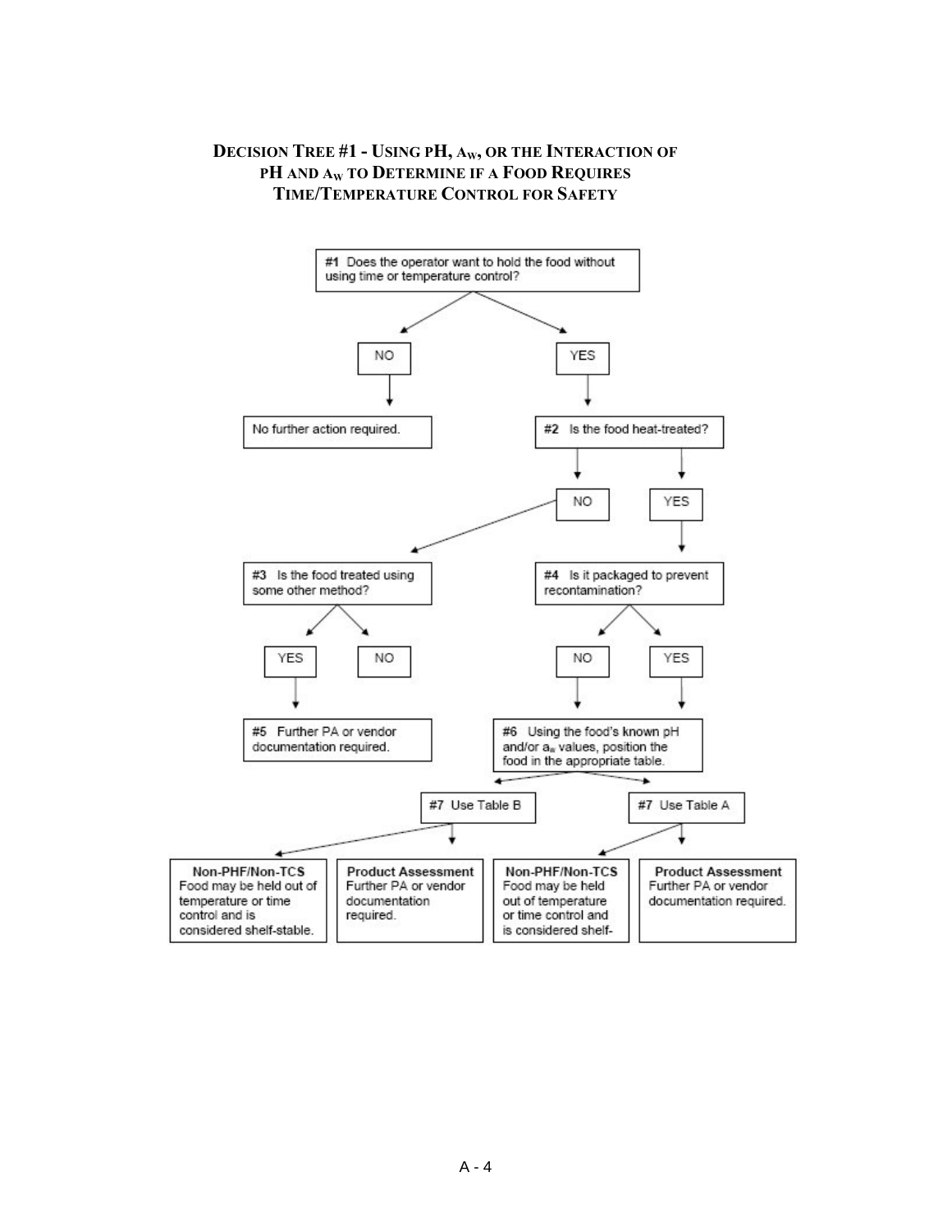## Decision Tree #1 - Using pH, $A_W$, or the Interaction of pH and $A_W$ to Determine if a Food Requires Time/Temperature Control for Safety

**#1** Does the operator want to hold the food without using time or temperature control?

- **NO** → No further action required.
- **YES** → **#2** Is the food heat-treated?
  - **NO** → **#3** Is the food treated using some other method?
    - **YES** → **#5** Further PA or vendor documentation required.
    - **NO**
  - **YES** → **#4** Is it packaged to prevent recontamination?
    - **NO** → **#6**
    - **YES** → **#6**

**#6** Using the food's known pH and/or $a_w$ values, position the food in the appropriate table.

- **#7** Use Table B
  - **Non-PHF/Non-TCS** Food may be held out of temperature or time control and is considered shelf-stable.
  - **Product Assessment** Further PA or vendor documentation required.
- **#7** Use Table A
  - **Non-PHF/Non-TCS** Food may be held out of temperature or time control and is considered shelf-
  - **Product Assessment** Further PA or vendor documentation required.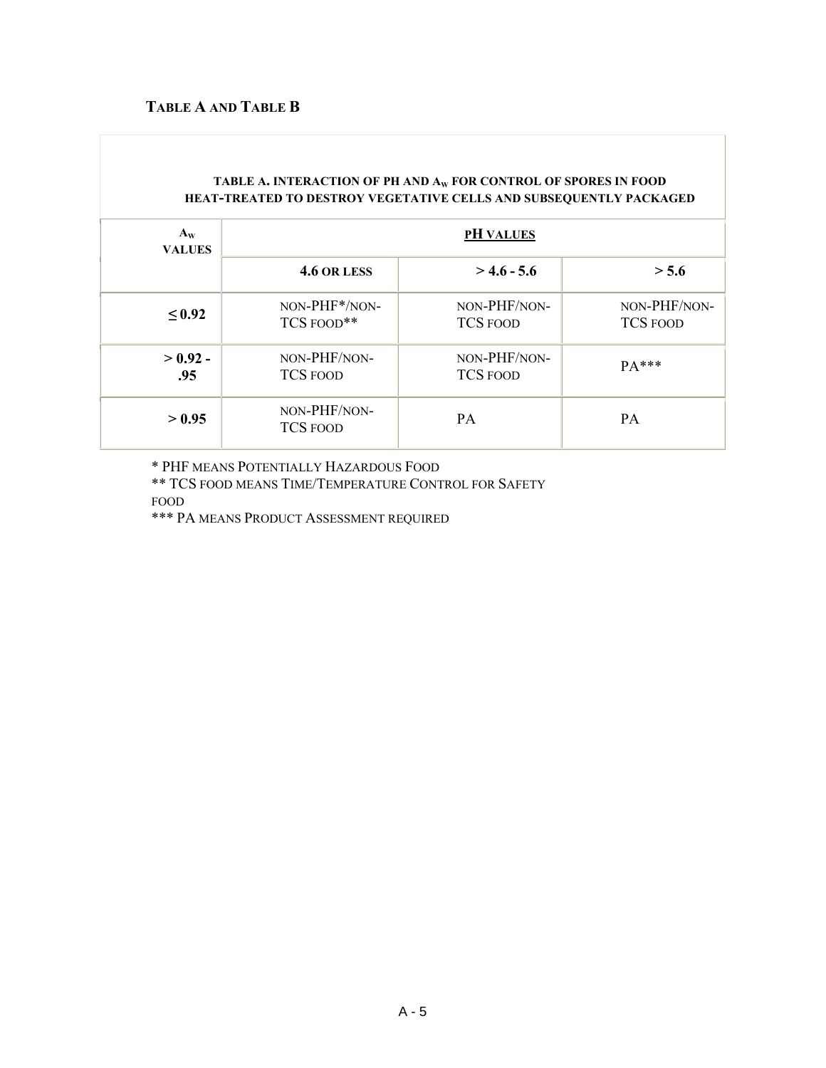## TABLE A AND TABLE B

**TABLE A. INTERACTION OF PH AND $A_W$ FOR CONTROL OF SPORES IN FOOD HEAT-TREATED TO DESTROY VEGETATIVE CELLS AND SUBSEQUENTLY PACKAGED**

| **$A_W$ VALUES** | **PH VALUES** | | |
|---|---|---|---|
| | **4.6 OR LESS** | **> 4.6 - 5.6** | **> 5.6** |
| **≤ 0.92** | NON-PHF*/NON-TCS FOOD** | NON-PHF/NON-TCS FOOD | NON-PHF/NON-TCS FOOD |
| **> 0.92 - .95** | NON-PHF/NON-TCS FOOD | NON-PHF/NON-TCS FOOD | PA*** |
| **> 0.95** | NON-PHF/NON-TCS FOOD | PA | PA |

\* PHF MEANS POTENTIALLY HAZARDOUS FOOD

** TCS FOOD MEANS TIME/TEMPERATURE CONTROL FOR SAFETY FOOD

*** PA MEANS PRODUCT ASSESSMENT REQUIRED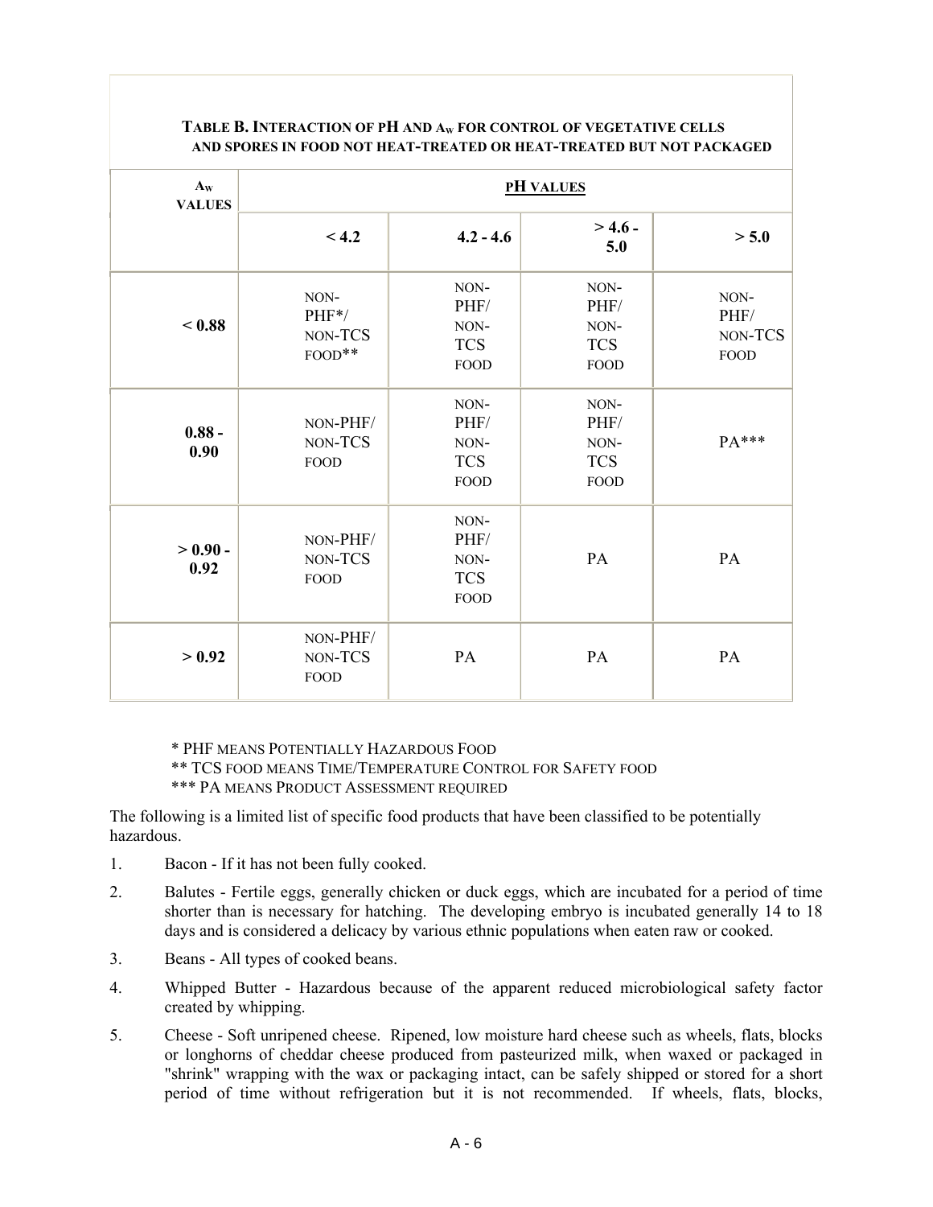**TABLE B. INTERACTION OF PH AND $A_W$ FOR CONTROL OF VEGETATIVE CELLS AND SPORES IN FOOD NOT HEAT-TREATED OR HEAT-TREATED BUT NOT PACKAGED**

| $A_W$ VALUES | PH VALUES | | | |
|---|---|---|---|---|
| | < 4.2 | 4.2 - 4.6 | > 4.6 - 5.0 | > 5.0 |
| **< 0.88** | NON-PHF*/ NON-TCS FOOD** | NON-PHF/ NON-TCS FOOD | NON-PHF/ NON-TCS FOOD | NON-PHF/ NON-TCS FOOD |
| **0.88 - 0.90** | NON-PHF/ NON-TCS FOOD | NON-PHF/ NON-TCS FOOD | NON-PHF/ NON-TCS FOOD | PA*** |
| **> 0.90 - 0.92** | NON-PHF/ NON-TCS FOOD | NON-PHF/ NON-TCS FOOD | PA | PA |
| **> 0.92** | NON-PHF/ NON-TCS FOOD | PA | PA | PA |

\* PHF MEANS POTENTIALLY HAZARDOUS FOOD

** TCS FOOD MEANS TIME/TEMPERATURE CONTROL FOR SAFETY FOOD

*** PA MEANS PRODUCT ASSESSMENT REQUIRED

The following is a limited list of specific food products that have been classified to be potentially hazardous.

1. Bacon - If it has not been fully cooked.
2. Balutes - Fertile eggs, generally chicken or duck eggs, which are incubated for a period of time shorter than is necessary for hatching. The developing embryo is incubated generally 14 to 18 days and is considered a delicacy by various ethnic populations when eaten raw or cooked.
3. Beans - All types of cooked beans.
4. Whipped Butter - Hazardous because of the apparent reduced microbiological safety factor created by whipping.
5. Cheese - Soft unripened cheese. Ripened, low moisture hard cheese such as wheels, flats, blocks or longhorns of cheddar cheese produced from pasteurized milk, when waxed or packaged in "shrink" wrapping with the wax or packaging intact, can be safely shipped or stored for a short period of time without refrigeration but it is not recommended. If wheels, flats, blocks,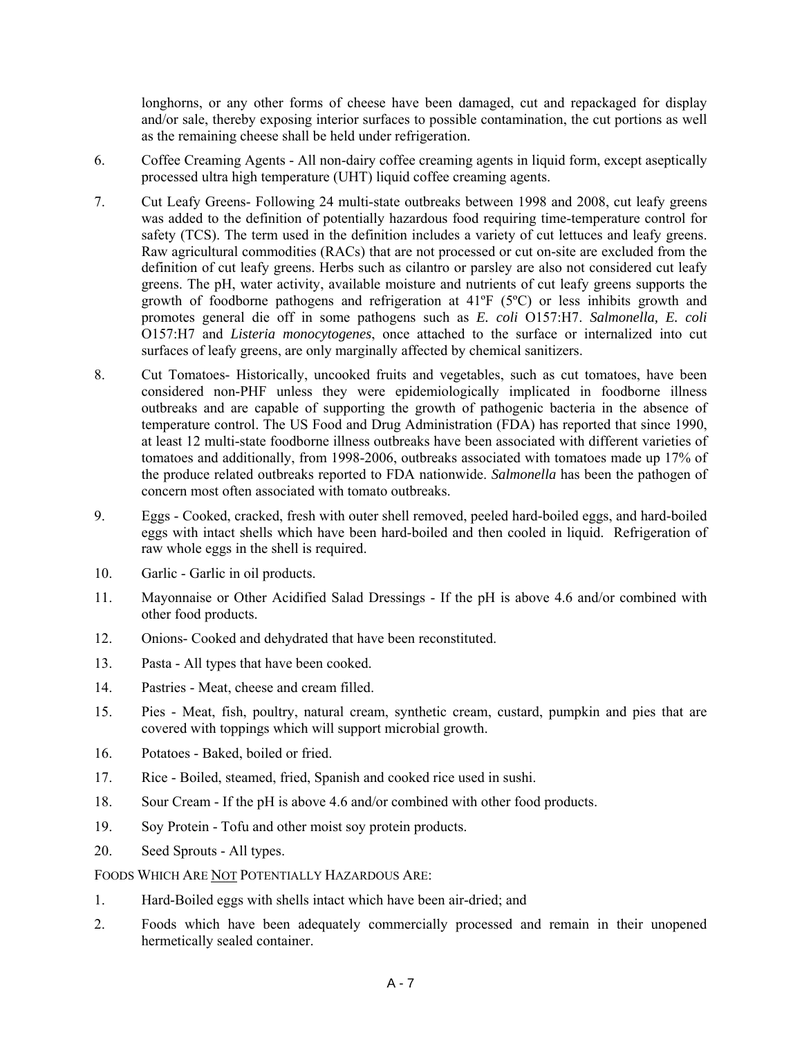longhorns, or any other forms of cheese have been damaged, cut and repackaged for display and/or sale, thereby exposing interior surfaces to possible contamination, the cut portions as well as the remaining cheese shall be held under refrigeration.

6. Coffee Creaming Agents - All non-dairy coffee creaming agents in liquid form, except aseptically processed ultra high temperature (UHT) liquid coffee creaming agents.

7. Cut Leafy Greens- Following 24 multi-state outbreaks between 1998 and 2008, cut leafy greens was added to the definition of potentially hazardous food requiring time-temperature control for safety (TCS). The term used in the definition includes a variety of cut lettuces and leafy greens. Raw agricultural commodities (RACs) that are not processed or cut on-site are excluded from the definition of cut leafy greens. Herbs such as cilantro or parsley are also not considered cut leafy greens. The pH, water activity, available moisture and nutrients of cut leafy greens supports the growth of foodborne pathogens and refrigeration at 41ºF (5ºC) or less inhibits growth and promotes general die off in some pathogens such as *E. coli* O157:H7. *Salmonella, E. coli* O157:H7 and *Listeria monocytogenes*, once attached to the surface or internalized into cut surfaces of leafy greens, are only marginally affected by chemical sanitizers.

8. Cut Tomatoes- Historically, uncooked fruits and vegetables, such as cut tomatoes, have been considered non-PHF unless they were epidemiologically implicated in foodborne illness outbreaks and are capable of supporting the growth of pathogenic bacteria in the absence of temperature control. The US Food and Drug Administration (FDA) has reported that since 1990, at least 12 multi-state foodborne illness outbreaks have been associated with different varieties of tomatoes and additionally, from 1998-2006, outbreaks associated with tomatoes made up 17% of the produce related outbreaks reported to FDA nationwide. *Salmonella* has been the pathogen of concern most often associated with tomato outbreaks.

9. Eggs - Cooked, cracked, fresh with outer shell removed, peeled hard-boiled eggs, and hard-boiled eggs with intact shells which have been hard-boiled and then cooled in liquid. Refrigeration of raw whole eggs in the shell is required.

10. Garlic - Garlic in oil products.

11. Mayonnaise or Other Acidified Salad Dressings - If the pH is above 4.6 and/or combined with other food products.

12. Onions- Cooked and dehydrated that have been reconstituted.

13. Pasta - All types that have been cooked.

14. Pastries - Meat, cheese and cream filled.

15. Pies - Meat, fish, poultry, natural cream, synthetic cream, custard, pumpkin and pies that are covered with toppings which will support microbial growth.

16. Potatoes - Baked, boiled or fried.

17. Rice - Boiled, steamed, fried, Spanish and cooked rice used in sushi.

18. Sour Cream - If the pH is above 4.6 and/or combined with other food products.

19. Soy Protein - Tofu and other moist soy protein products.

20. Seed Sprouts - All types.

FOODS WHICH ARE <u>NOT</u> POTENTIALLY HAZARDOUS ARE:

1. Hard-Boiled eggs with shells intact which have been air-dried; and

2. Foods which have been adequately commercially processed and remain in their unopened hermetically sealed container.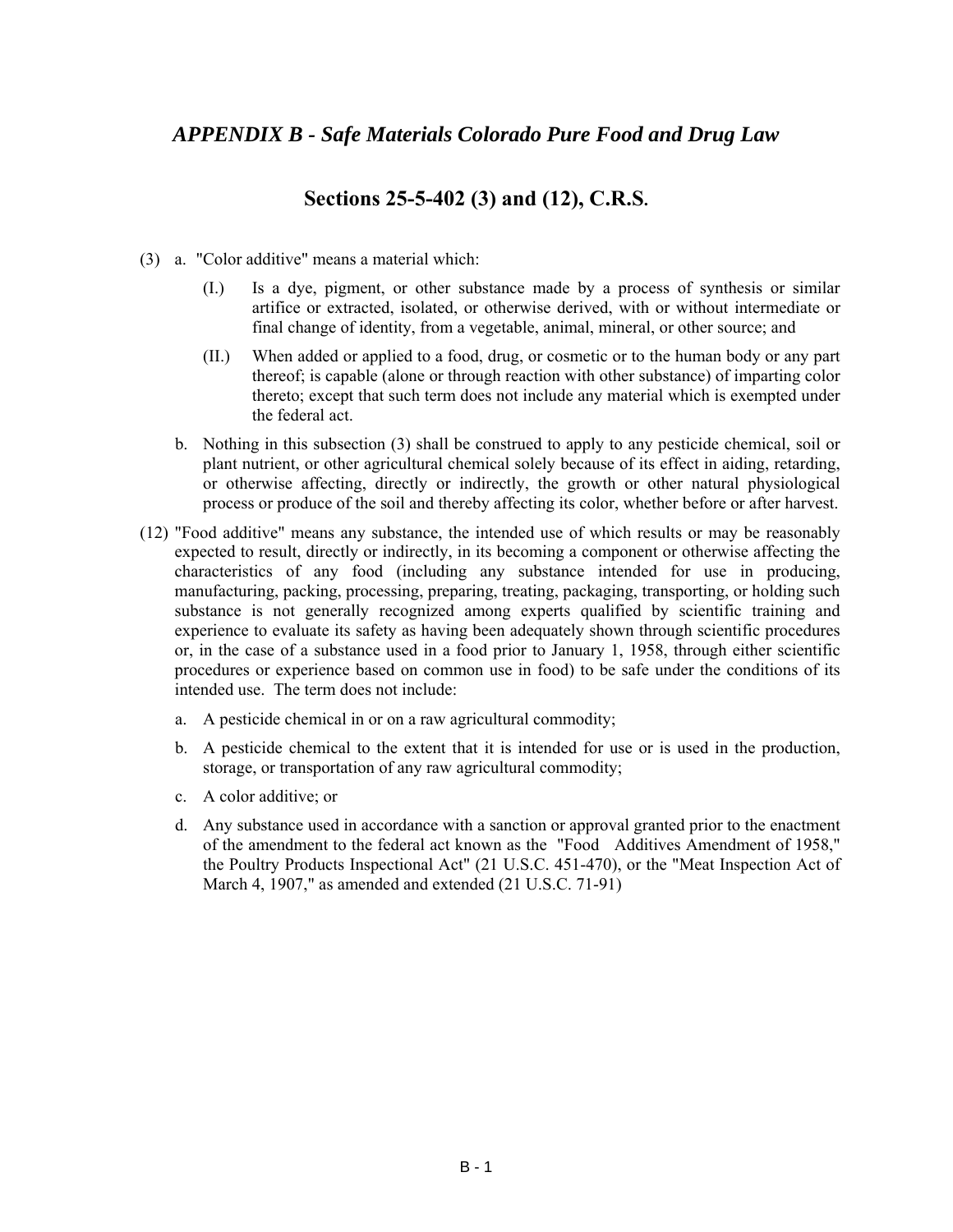## *APPENDIX B - Safe Materials Colorado Pure Food and Drug Law*

## Sections 25-5-402 (3) and (12), C.R.S.

(3) a. "Color additive" means a material which:

(I.) Is a dye, pigment, or other substance made by a process of synthesis or similar artifice or extracted, isolated, or otherwise derived, with or without intermediate or final change of identity, from a vegetable, animal, mineral, or other source; and

(II.) When added or applied to a food, drug, or cosmetic or to the human body or any part thereof; is capable (alone or through reaction with other substance) of imparting color thereto; except that such term does not include any material which is exempted under the federal act.

b. Nothing in this subsection (3) shall be construed to apply to any pesticide chemical, soil or plant nutrient, or other agricultural chemical solely because of its effect in aiding, retarding, or otherwise affecting, directly or indirectly, the growth or other natural physiological process or produce of the soil and thereby affecting its color, whether before or after harvest.

(12) "Food additive" means any substance, the intended use of which results or may be reasonably expected to result, directly or indirectly, in its becoming a component or otherwise affecting the characteristics of any food (including any substance intended for use in producing, manufacturing, packing, processing, preparing, treating, packaging, transporting, or holding such substance is not generally recognized among experts qualified by scientific training and experience to evaluate its safety as having been adequately shown through scientific procedures or, in the case of a substance used in a food prior to January 1, 1958, through either scientific procedures or experience based on common use in food) to be safe under the conditions of its intended use. The term does not include:

a. A pesticide chemical in or on a raw agricultural commodity;

b. A pesticide chemical to the extent that it is intended for use or is used in the production, storage, or transportation of any raw agricultural commodity;

c. A color additive; or

d. Any substance used in accordance with a sanction or approval granted prior to the enactment of the amendment to the federal act known as the "Food Additives Amendment of 1958," the Poultry Products Inspectional Act" (21 U.S.C. 451-470), or the "Meat Inspection Act of March 4, 1907," as amended and extended (21 U.S.C. 71-91)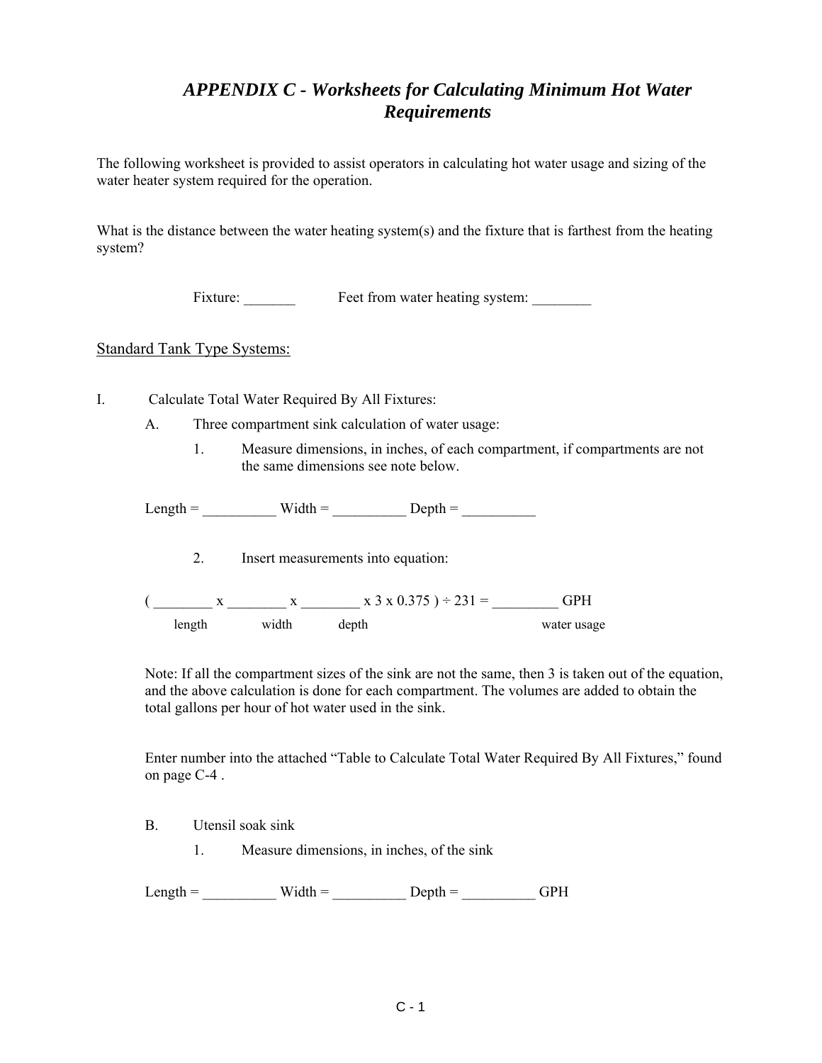# *APPENDIX C - Worksheets for Calculating Minimum Hot Water Requirements*

The following worksheet is provided to assist operators in calculating hot water usage and sizing of the water heater system required for the operation.

What is the distance between the water heating system(s) and the fixture that is farthest from the heating system?

Fixture: _______ Feet from water heating system: ________

## Standard Tank Type Systems:

I. Calculate Total Water Required By All Fixtures:

A. Three compartment sink calculation of water usage:

1. Measure dimensions, in inches, of each compartment, if compartments are not the same dimensions see note below.

Length = __________ Width = __________ Depth = __________

2. Insert measurements into equation:

( ________ x ________ x ________ x 3 x 0.375 ) ÷ 231 = _________ GPH

length &nbsp;&nbsp;&nbsp; width &nbsp;&nbsp;&nbsp; depth &nbsp;&nbsp;&nbsp; water usage

Note: If all the compartment sizes of the sink are not the same, then 3 is taken out of the equation, and the above calculation is done for each compartment. The volumes are added to obtain the total gallons per hour of hot water used in the sink.

Enter number into the attached "Table to Calculate Total Water Required By All Fixtures," found on page C-4 .

B. Utensil soak sink

1. Measure dimensions, in inches, of the sink

Length = __________ Width = __________ Depth = __________ GPH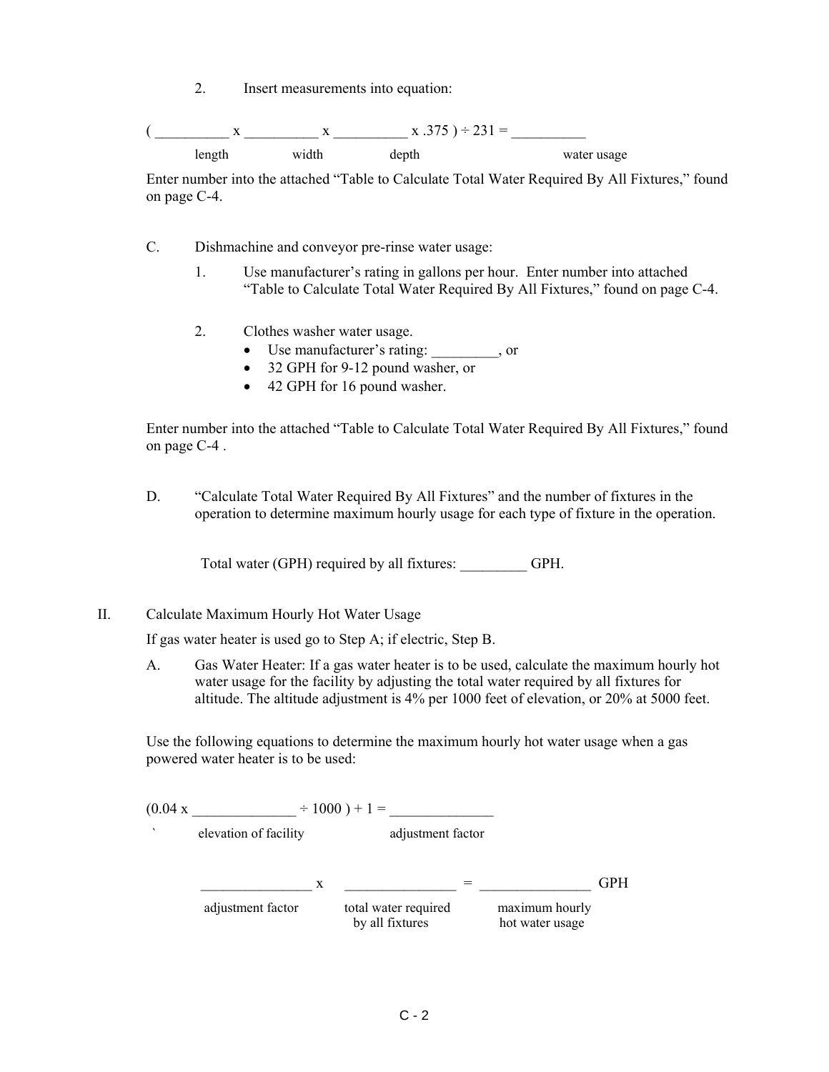2. Insert measurements into equation:

( __________ x __________ x __________ x .375 ) ÷ 231 = __________

length &nbsp;&nbsp;&nbsp;&nbsp; width &nbsp;&nbsp;&nbsp;&nbsp; depth &nbsp;&nbsp;&nbsp;&nbsp; water usage

Enter number into the attached "Table to Calculate Total Water Required By All Fixtures," found on page C-4.

C. Dishmachine and conveyor pre-rinse water usage:

1. Use manufacturer's rating in gallons per hour. Enter number into attached "Table to Calculate Total Water Required By All Fixtures," found on page C-4.

2. Clothes washer water usage.
   - Use manufacturer's rating: _________, or
   - 32 GPH for 9-12 pound washer, or
   - 42 GPH for 16 pound washer.

Enter number into the attached "Table to Calculate Total Water Required By All Fixtures," found on page C-4 .

D. "Calculate Total Water Required By All Fixtures" and the number of fixtures in the operation to determine maximum hourly usage for each type of fixture in the operation.

Total water (GPH) required by all fixtures: _________ GPH.

II. Calculate Maximum Hourly Hot Water Usage

If gas water heater is used go to Step A; if electric, Step B.

A. Gas Water Heater: If a gas water heater is to be used, calculate the maximum hourly hot water usage for the facility by adjusting the total water required by all fixtures for altitude. The altitude adjustment is 4% per 1000 feet of elevation, or 20% at 5000 feet.

Use the following equations to determine the maximum hourly hot water usage when a gas powered water heater is to be used:

(0.04 x ______________ ÷ 1000 ) + 1 = ______________

elevation of facility &nbsp;&nbsp;&nbsp;&nbsp; adjustment factor

_______________ x _______________ = _______________ GPH

adjustment factor &nbsp;&nbsp;&nbsp;&nbsp; total water required by all fixtures &nbsp;&nbsp;&nbsp;&nbsp; maximum hourly hot water usage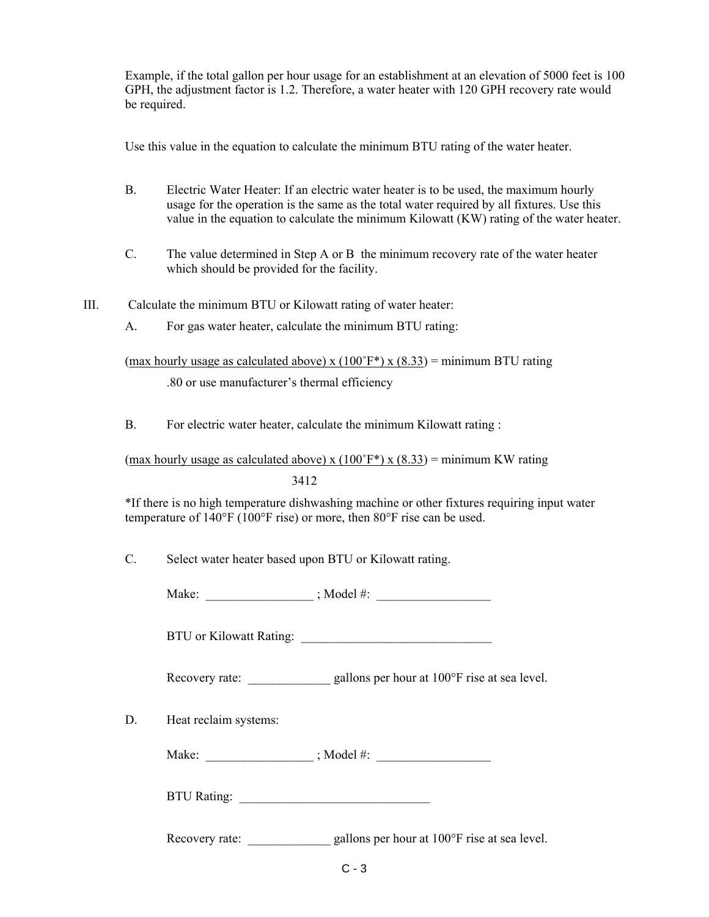Example, if the total gallon per hour usage for an establishment at an elevation of 5000 feet is 100 GPH, the adjustment factor is 1.2. Therefore, a water heater with 120 GPH recovery rate would be required.

Use this value in the equation to calculate the minimum BTU rating of the water heater.

B. Electric Water Heater: If an electric water heater is to be used, the maximum hourly usage for the operation is the same as the total water required by all fixtures. Use this value in the equation to calculate the minimum Kilowatt (KW) rating of the water heater.

C. The value determined in Step A or B the minimum recovery rate of the water heater which should be provided for the facility.

III. Calculate the minimum BTU or Kilowatt rating of water heater:

A. For gas water heater, calculate the minimum BTU rating:

$$\frac{(\text{max hourly usage as calculated above}) \times (100^{\circ}\text{F*}) \times (8.33)}{.80 \text{ or use manufacturer's thermal efficiency}} = \text{minimum BTU rating}$$

B. For electric water heater, calculate the minimum Kilowatt rating :

$$\frac{(\text{max hourly usage as calculated above}) \times (100^{\circ}\text{F*}) \times (8.33)}{3412} = \text{minimum KW rating}$$

*If there is no high temperature dishwashing machine or other fixtures requiring input water temperature of 140°F (100°F rise) or more, then 80°F rise can be used.

C. Select water heater based upon BTU or Kilowatt rating.

Make: _________________ ; Model #: __________________

BTU or Kilowatt Rating: _______________________________

Recovery rate: _____________ gallons per hour at 100°F rise at sea level.

D. Heat reclaim systems:

Make: _________________ ; Model #: __________________

BTU Rating: _______________________________

Recovery rate: _____________ gallons per hour at 100°F rise at sea level.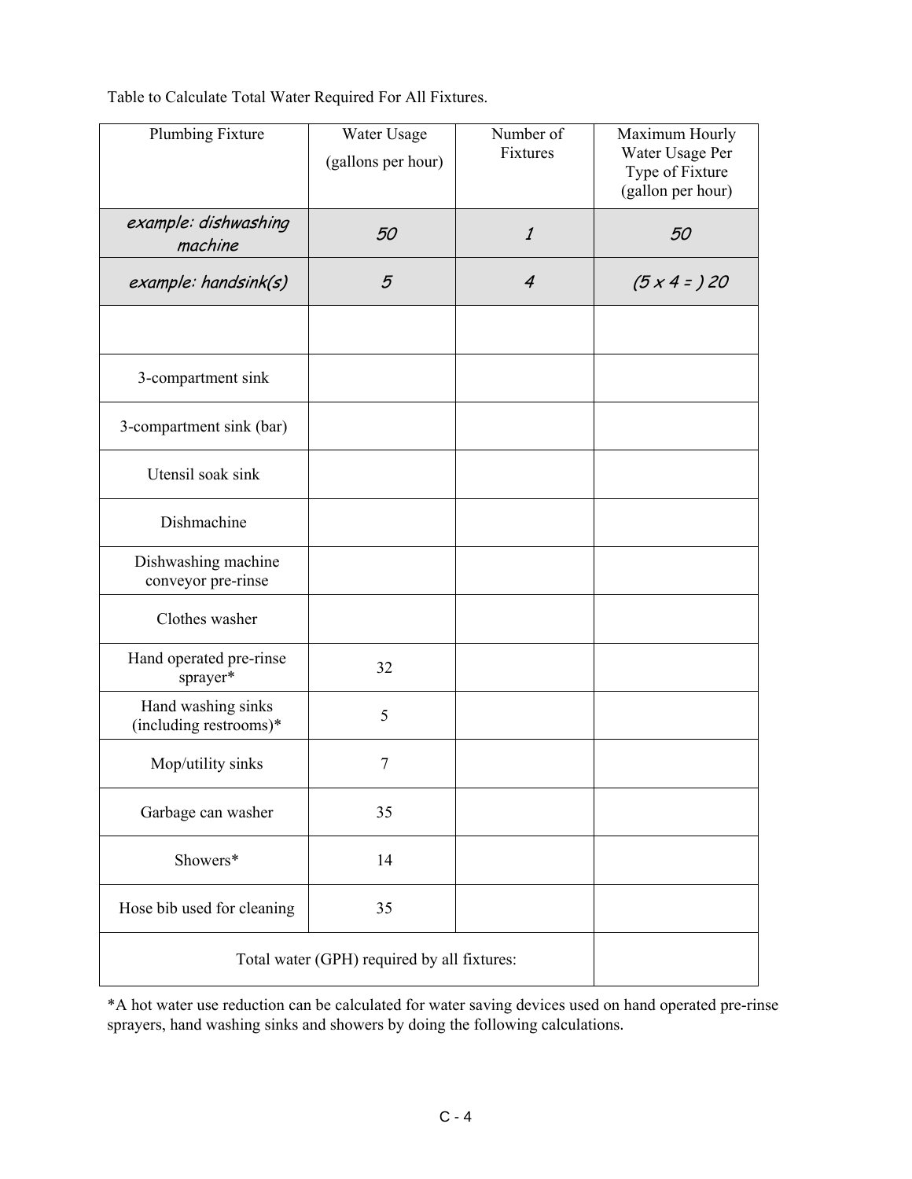Table to Calculate Total Water Required For All Fixtures.

| Plumbing Fixture | Water Usage (gallons per hour) | Number of Fixtures | Maximum Hourly Water Usage Per Type of Fixture (gallon per hour) |
|---|---|---|---|
| *example: dishwashing machine* | *50* | *1* | *50* |
| *example: handsink(s)* | *5* | *4* | *(5 x 4 = ) 20* |
| | | | |
| 3-compartment sink | | | |
| 3-compartment sink (bar) | | | |
| Utensil soak sink | | | |
| Dishmachine | | | |
| Dishwashing machine conveyor pre-rinse | | | |
| Clothes washer | | | |
| Hand operated pre-rinse sprayer* | 32 | | |
| Hand washing sinks (including restrooms)* | 5 | | |
| Mop/utility sinks | 7 | | |
| Garbage can washer | 35 | | |
| Showers* | 14 | | |
| Hose bib used for cleaning | 35 | | |
| Total water (GPH) required by all fixtures: | | | |

*A hot water use reduction can be calculated for water saving devices used on hand operated pre-rinse sprayers, hand washing sinks and showers by doing the following calculations.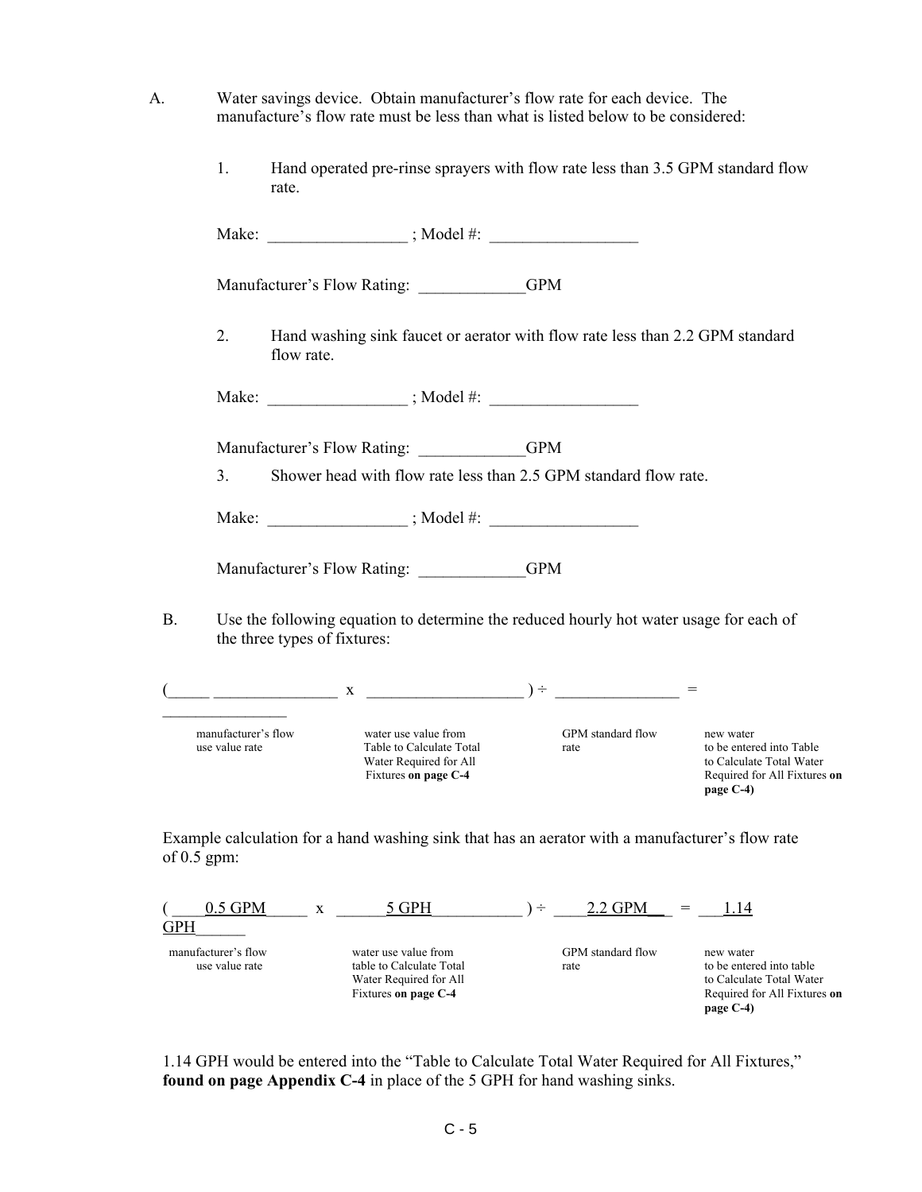A. Water savings device. Obtain manufacturer's flow rate for each device. The manufacture's flow rate must be less than what is listed below to be considered:

1. Hand operated pre-rinse sprayers with flow rate less than 3.5 GPM standard flow rate.

   Make: ________________ ; Model #: _________________

   Manufacturer's Flow Rating: ____________GPM

2. Hand washing sink faucet or aerator with flow rate less than 2.2 GPM standard flow rate.

   Make: ________________ ; Model #: _________________

   Manufacturer's Flow Rating: ____________GPM

3. Shower head with flow rate less than 2.5 GPM standard flow rate.

   Make: ________________ ; Model #: _________________

   Manufacturer's Flow Rating: ____________GPM

B. Use the following equation to determine the reduced hourly hot water usage for each of the three types of fixtures:

(_____ _______________ x ___________________ ) ÷ _______________ = _______________

| manufacturer's flow use value rate | water use value from Table to Calculate Total Water Required for All Fixtures **on page C-4** | GPM standard flow rate | new water to be entered into Table to Calculate Total Water Required for All Fixtures **on page C-4)** |
|---|---|---|---|

Example calculation for a hand washing sink that has an aerator with a manufacturer's flow rate of 0.5 gpm:

( ____0.5 GPM_____ x ______5 GPH__________ ) ÷ ____2.2 GPM___ = ___1.14 GPH______

| manufacturer's flow use value rate | water use value from table to Calculate Total Water Required for All Fixtures **on page C-4** | GPM standard flow rate | new water to be entered into table to Calculate Total Water Required for All Fixtures **on page C-4)** |
|---|---|---|---|

1.14 GPH would be entered into the "Table to Calculate Total Water Required for All Fixtures," **found on page Appendix C-4** in place of the 5 GPH for hand washing sinks.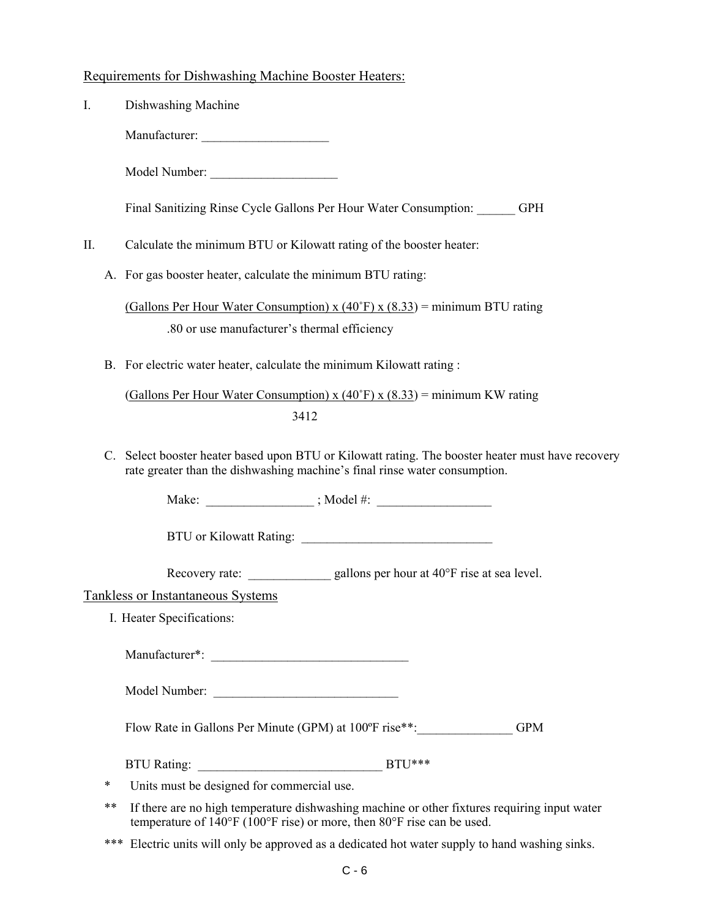## Requirements for Dishwashing Machine Booster Heaters:

I. Dishwashing Machine

Manufacturer: ____________________

Model Number: ____________________

Final Sanitizing Rinse Cycle Gallons Per Hour Water Consumption: ______ GPH

II. Calculate the minimum BTU or Kilowatt rating of the booster heater:

A. For gas booster heater, calculate the minimum BTU rating:

$$\frac{(\text{Gallons Per Hour Water Consumption}) \times (40^{\circ}\text{F}) \times (8.33)}{.80 \text{ or use manufacturer's thermal efficiency}} = \text{minimum BTU rating}$$

B. For electric water heater, calculate the minimum Kilowatt rating :

$$\frac{(\text{Gallons Per Hour Water Consumption}) \times (40^{\circ}\text{F}) \times (8.33)}{3412} = \text{minimum KW rating}$$

C. Select booster heater based upon BTU or Kilowatt rating. The booster heater must have recovery rate greater than the dishwashing machine's final rinse water consumption.

Make: _________________ ; Model #: __________________

BTU or Kilowatt Rating: ______________________________

Recovery rate: _____________ gallons per hour at 40°F rise at sea level.

## Tankless or Instantaneous Systems

I. Heater Specifications:

Manufacturer*: ________________________________

Model Number: ______________________________

Flow Rate in Gallons Per Minute (GPM) at 100ºF rise**:_______________ GPM

BTU Rating: _____________________________ BTU***

\* Units must be designed for commercial use.

** If there are no high temperature dishwashing machine or other fixtures requiring input water temperature of 140°F (100°F rise) or more, then 80°F rise can be used.

*** Electric units will only be approved as a dedicated hot water supply to hand washing sinks.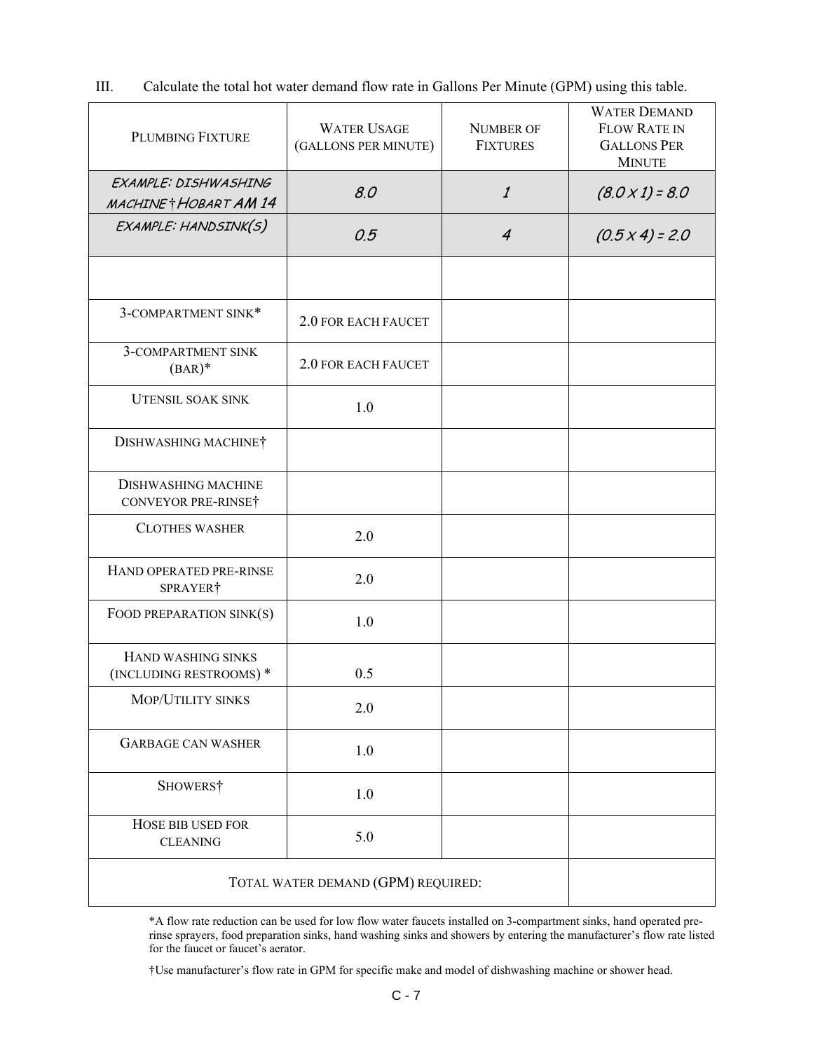III. Calculate the total hot water demand flow rate in Gallons Per Minute (GPM) using this table.

| Plumbing Fixture | Water Usage (Gallons per minute) | Number of Fixtures | Water Demand Flow Rate in Gallons Per Minute |
|---|---|---|---|
| *Example: Dishwashing machine† Hobart AM 14* | *8.0* | *1* | *(8.0 x 1) = 8.0* |
| *Example: Handsink(s)* | *0.5* | *4* | *(0.5 x 4) = 2.0* |
| | | | |
| 3-compartment sink* | 2.0 for each faucet | | |
| 3-compartment sink (bar)* | 2.0 for each faucet | | |
| Utensil soak sink | 1.0 | | |
| Dishwashing machine† | | | |
| Dishwashing machine conveyor pre-rinse† | | | |
| Clothes washer | 2.0 | | |
| Hand operated pre-rinse sprayer† | 2.0 | | |
| Food preparation sink(s) | 1.0 | | |
| Hand washing sinks (including restrooms) * | 0.5 | | |
| Mop/Utility sinks | 2.0 | | |
| Garbage can washer | 1.0 | | |
| Showers† | 1.0 | | |
| Hose bib used for cleaning | 5.0 | | |
| Total water demand (GPM) required: | | | |

*A flow rate reduction can be used for low flow water faucets installed on 3-compartment sinks, hand operated pre-rinse sprayers, food preparation sinks, hand washing sinks and showers by entering the manufacturer's flow rate listed for the faucet or faucet's aerator.

†Use manufacturer's flow rate in GPM for specific make and model of dishwashing machine or shower head.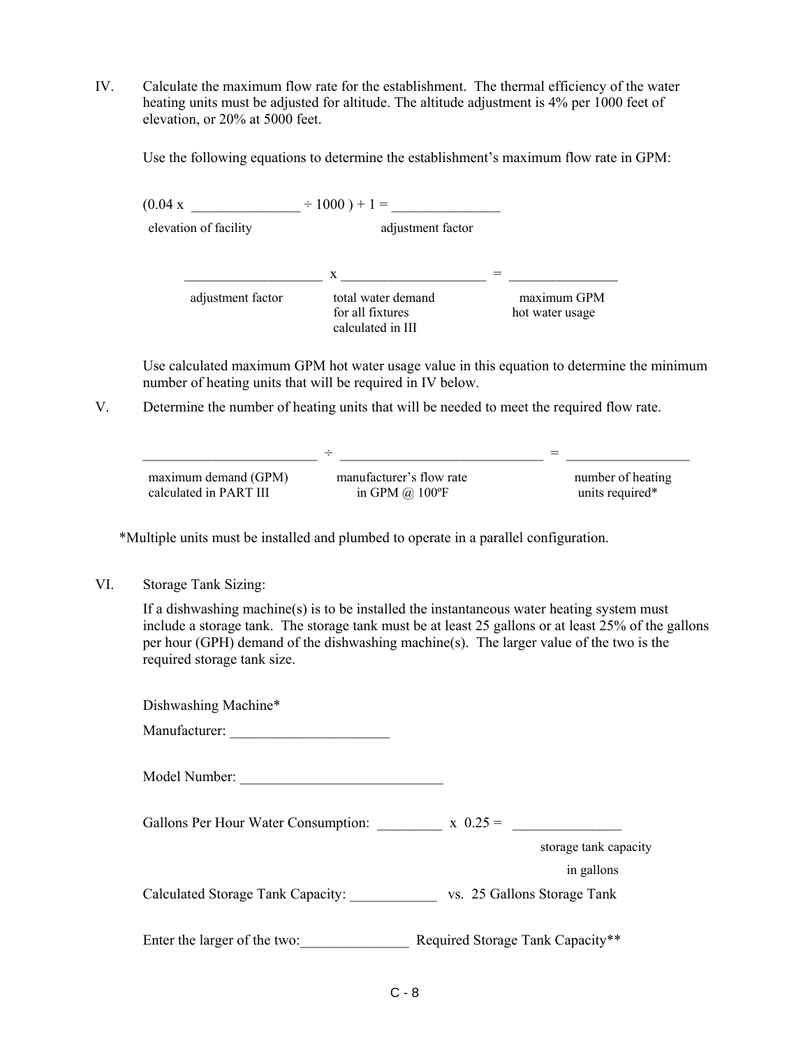IV. Calculate the maximum flow rate for the establishment. The thermal efficiency of the water heating units must be adjusted for altitude. The altitude adjustment is 4% per 1000 feet of elevation, or 20% at 5000 feet.

Use the following equations to determine the establishment's maximum flow rate in GPM:

(0.04 x _______________ ÷ 1000 ) + 1 = _______________

elevation of facility — adjustment factor

____________________ x ____________________ = _______________

adjustment factor — total water demand for all fixtures calculated in III — maximum GPM hot water usage

Use calculated maximum GPM hot water usage value in this equation to determine the minimum number of heating units that will be required in IV below.

V. Determine the number of heating units that will be needed to meet the required flow rate.

________________________ ÷ ____________________________ = _________________

maximum demand (GPM) calculated in PART III — manufacturer's flow rate in GPM @ 100ºF — number of heating units required*

*Multiple units must be installed and plumbed to operate in a parallel configuration.

VI. Storage Tank Sizing:

If a dishwashing machine(s) is to be installed the instantaneous water heating system must include a storage tank. The storage tank must be at least 25 gallons or at least 25% of the gallons per hour (GPH) demand of the dishwashing machine(s). The larger value of the two is the required storage tank size.

Dishwashing Machine*

Manufacturer: ______________________

Model Number: ____________________________

Gallons Per Hour Water Consumption: _________ x 0.25 = _______________

storage tank capacity in gallons

Calculated Storage Tank Capacity: ____________ vs. 25 Gallons Storage Tank

Enter the larger of the two:_______________ Required Storage Tank Capacity**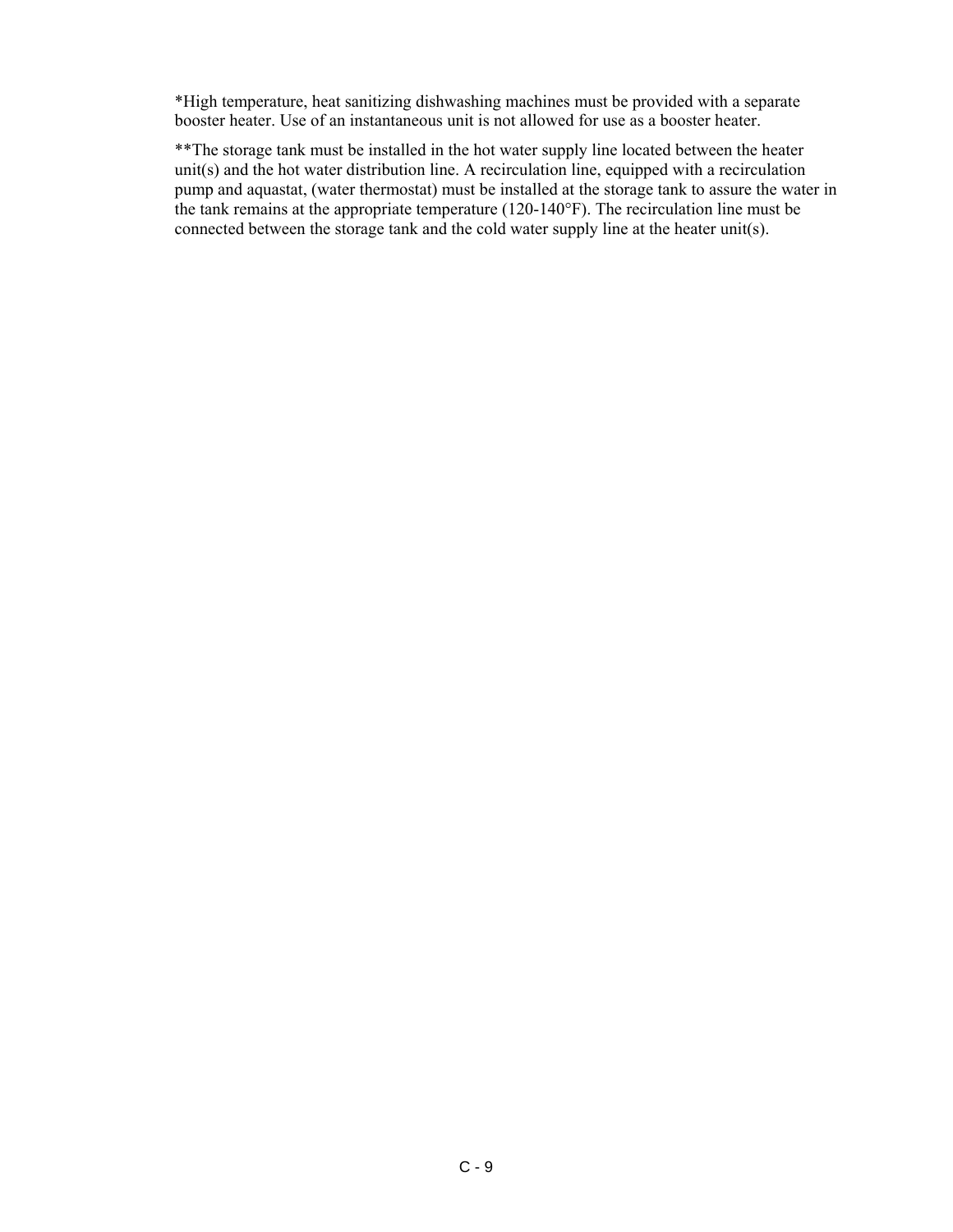*High temperature, heat sanitizing dishwashing machines must be provided with a separate booster heater. Use of an instantaneous unit is not allowed for use as a booster heater.

**The storage tank must be installed in the hot water supply line located between the heater unit(s) and the hot water distribution line. A recirculation line, equipped with a recirculation pump and aquastat, (water thermostat) must be installed at the storage tank to assure the water in the tank remains at the appropriate temperature (120-140°F). The recirculation line must be connected between the storage tank and the cold water supply line at the heater unit(s).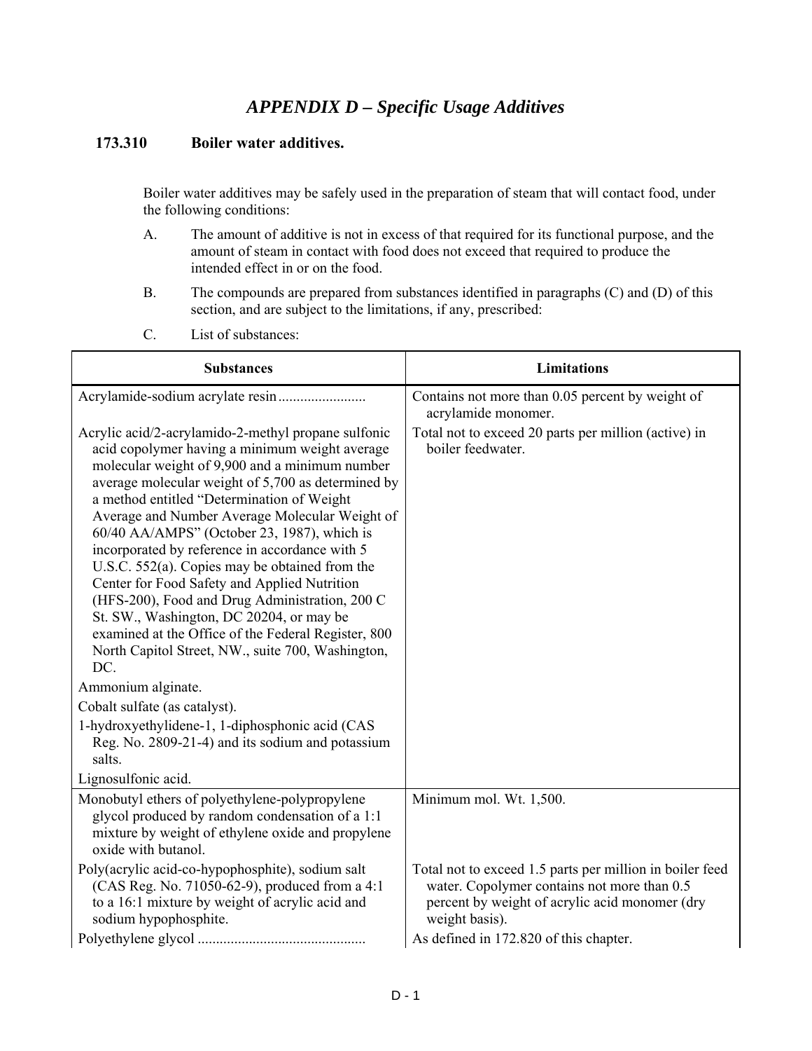# *APPENDIX D – Specific Usage Additives*

## 173.310 Boiler water additives.

Boiler water additives may be safely used in the preparation of steam that will contact food, under the following conditions:

A. The amount of additive is not in excess of that required for its functional purpose, and the amount of steam in contact with food does not exceed that required to produce the intended effect in or on the food.

B. The compounds are prepared from substances identified in paragraphs (C) and (D) of this section, and are subject to the limitations, if any, prescribed:

C. List of substances:

| Substances | Limitations |
|---|---|
| Acrylamide-sodium acrylate resin........................ | Contains not more than 0.05 percent by weight of acrylamide monomer. |
| Acrylic acid/2-acrylamido-2-methyl propane sulfonic acid copolymer having a minimum weight average molecular weight of 9,900 and a minimum number average molecular weight of 5,700 as determined by a method entitled "Determination of Weight Average and Number Average Molecular Weight of 60/40 AA/AMPS" (October 23, 1987), which is incorporated by reference in accordance with 5 U.S.C. 552(a). Copies may be obtained from the Center for Food Safety and Applied Nutrition (HFS-200), Food and Drug Administration, 200 C St. SW., Washington, DC 20204, or may be examined at the Office of the Federal Register, 800 North Capitol Street, NW., suite 700, Washington, DC. | Total not to exceed 20 parts per million (active) in boiler feedwater. |
| Ammonium alginate. | |
| Cobalt sulfate (as catalyst). | |
| 1-hydroxyethylidene-1, 1-diphosphonic acid (CAS Reg. No. 2809-21-4) and its sodium and potassium salts. | |
| Lignosulfonic acid. | |
| Monobutyl ethers of polyethylene-polypropylene glycol produced by random condensation of a 1:1 mixture by weight of ethylene oxide and propylene oxide with butanol. | Minimum mol. Wt. 1,500. |
| Poly(acrylic acid-co-hypophosphite), sodium salt (CAS Reg. No. 71050-62-9), produced from a 4:1 to a 16:1 mixture by weight of acrylic acid and sodium hypophosphite. | Total not to exceed 1.5 parts per million in boiler feed water. Copolymer contains not more than 0.5 percent by weight of acrylic acid monomer (dry weight basis). |
| Polyethylene glycol ............................................. | As defined in 172.820 of this chapter. |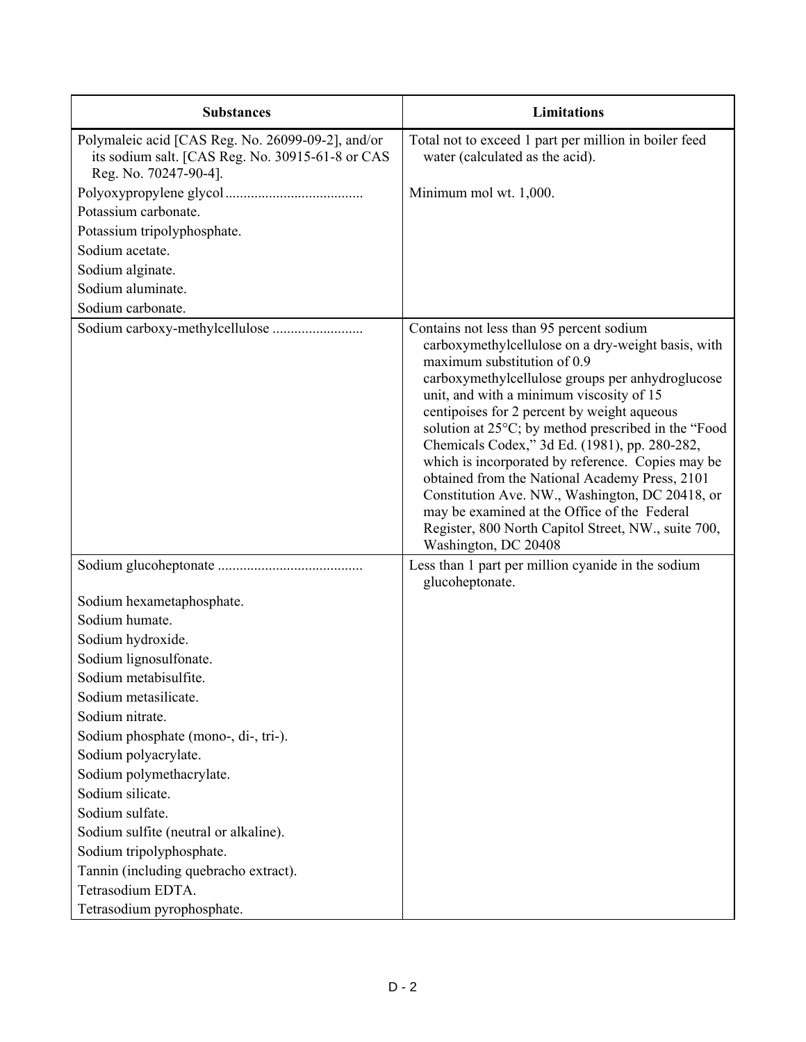| Substances | Limitations |
|---|---|
| Polymaleic acid [CAS Reg. No. 26099-09-2], and/or its sodium salt. [CAS Reg. No. 30915-61-8 or CAS Reg. No. 70247-90-4]. | Total not to exceed 1 part per million in boiler feed water (calculated as the acid). |
| Polyoxypropylene glycol ..................................... | Minimum mol wt. 1,000. |
| Potassium carbonate. | |
| Potassium tripolyphosphate. | |
| Sodium acetate. | |
| Sodium alginate. | |
| Sodium aluminate. | |
| Sodium carbonate. | |
| Sodium carboxy-methylcellulose ........................ | Contains not less than 95 percent sodium carboxymethylcellulose on a dry-weight basis, with maximum substitution of 0.9 carboxymethylcellulose groups per anhydroglucose unit, and with a minimum viscosity of 15 centipoises for 2 percent by weight aqueous solution at 25°C; by method prescribed in the "Food Chemicals Codex," 3d Ed. (1981), pp. 280-282, which is incorporated by reference. Copies may be obtained from the National Academy Press, 2101 Constitution Ave. NW., Washington, DC 20418, or may be examined at the Office of the Federal Register, 800 North Capitol Street, NW., suite 700, Washington, DC 20408 |
| Sodium glucoheptonate ....................................... | Less than 1 part per million cyanide in the sodium glucoheptonate. |
| Sodium hexametaphosphate. | |
| Sodium humate. | |
| Sodium hydroxide. | |
| Sodium lignosulfonate. | |
| Sodium metabisulfite. | |
| Sodium metasilicate. | |
| Sodium nitrate. | |
| Sodium phosphate (mono-, di-, tri-). | |
| Sodium polyacrylate. | |
| Sodium polymethacrylate. | |
| Sodium silicate. | |
| Sodium sulfate. | |
| Sodium sulfite (neutral or alkaline). | |
| Sodium tripolyphosphate. | |
| Tannin (including quebracho extract). | |
| Tetrasodium EDTA. | |
| Tetrasodium pyrophosphate. | |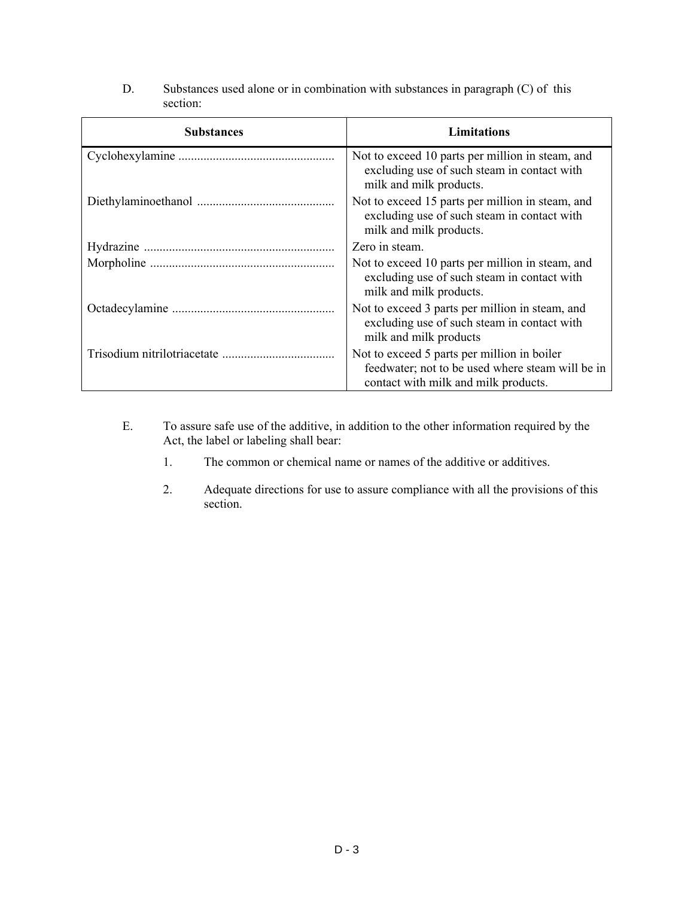D. Substances used alone or in combination with substances in paragraph (C) of this section:

| Substances | Limitations |
|---|---|
| Cyclohexylamine ................................................. | Not to exceed 10 parts per million in steam, and excluding use of such steam in contact with milk and milk products. |
| Diethylaminoethanol ........................................... | Not to exceed 15 parts per million in steam, and excluding use of such steam in contact with milk and milk products. |
| Hydrazine ............................................................ | Zero in steam. |
| Morpholine .......................................................... | Not to exceed 10 parts per million in steam, and excluding use of such steam in contact with milk and milk products. |
| Octadecylamine ................................................... | Not to exceed 3 parts per million in steam, and excluding use of such steam in contact with milk and milk products |
| Trisodium nitrilotriacetate ................................... | Not to exceed 5 parts per million in boiler feedwater; not to be used where steam will be in contact with milk and milk products. |

E. To assure safe use of the additive, in addition to the other information required by the Act, the label or labeling shall bear:

1. The common or chemical name or names of the additive or additives.

2. Adequate directions for use to assure compliance with all the provisions of this section.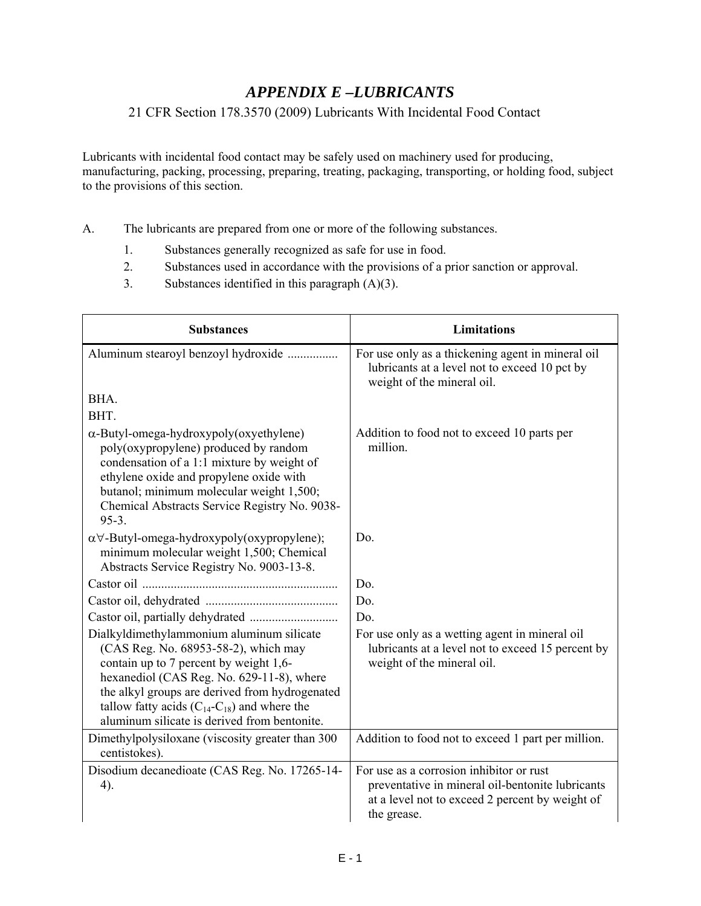# *APPENDIX E –LUBRICANTS*

21 CFR Section 178.3570 (2009) Lubricants With Incidental Food Contact

Lubricants with incidental food contact may be safely used on machinery used for producing, manufacturing, packing, processing, preparing, treating, packaging, transporting, or holding food, subject to the provisions of this section.

A. The lubricants are prepared from one or more of the following substances.

1. Substances generally recognized as safe for use in food.
2. Substances used in accordance with the provisions of a prior sanction or approval.
3. Substances identified in this paragraph (A)(3).

| Substances | Limitations |
|---|---|
| Aluminum stearoyl benzoyl hydroxide ................ | For use only as a thickening agent in mineral oil lubricants at a level not to exceed 10 pct by weight of the mineral oil. |
| BHA. | |
| BHT. | |
| α-Butyl-omega-hydroxypoly(oxyethylene) poly(oxypropylene) produced by random condensation of a 1:1 mixture by weight of ethylene oxide and propylene oxide with butanol; minimum molecular weight 1,500; Chemical Abstracts Service Registry No. 9038-95-3. | Addition to food not to exceed 10 parts per million. |
| α∀-Butyl-omega-hydroxypoly(oxypropylene); minimum molecular weight 1,500; Chemical Abstracts Service Registry No. 9003-13-8. | Do. |
| Castor oil ............................................................ | Do. |
| Castor oil, dehydrated ......................................... | Do. |
| Castor oil, partially dehydrated ........................... | Do. |
| Dialkyldimethylammonium aluminum silicate (CAS Reg. No. 68953-58-2), which may contain up to 7 percent by weight 1,6-hexanediol (CAS Reg. No. 629-11-8), where the alkyl groups are derived from hydrogenated tallow fatty acids ($C_{14}$-$C_{18}$) and where the aluminum silicate is derived from bentonite. | For use only as a wetting agent in mineral oil lubricants at a level not to exceed 15 percent by weight of the mineral oil. |
| Dimethylpolysiloxane (viscosity greater than 300 centistokes). | Addition to food not to exceed 1 part per million. |
| Disodium decanedioate (CAS Reg. No. 17265-14-4). | For use as a corrosion inhibitor or rust preventative in mineral oil-bentonite lubricants at a level not to exceed 2 percent by weight of the grease. |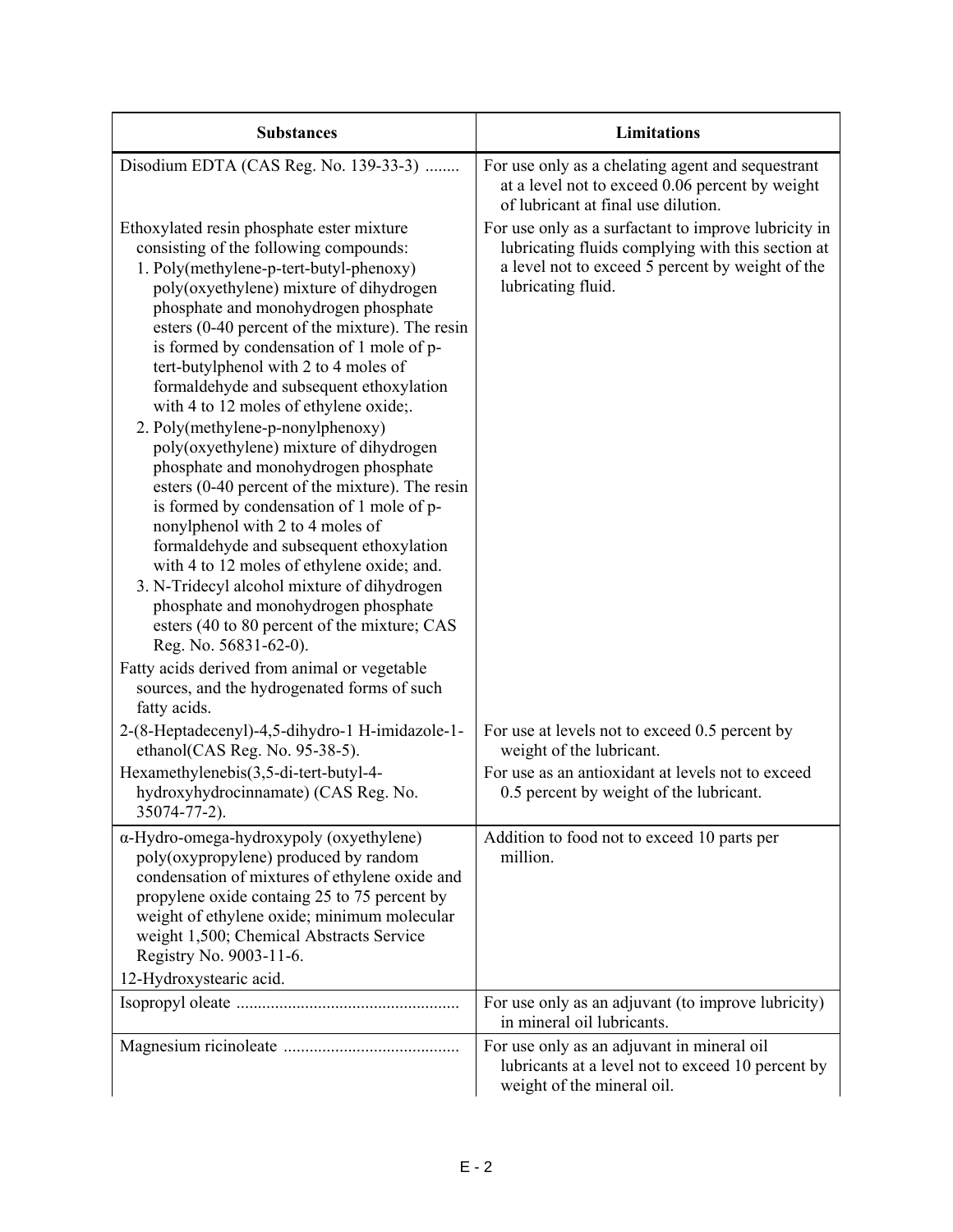| Substances | Limitations |
| --- | --- |
| Disodium EDTA (CAS Reg. No. 139-33-3) ........ | For use only as a chelating agent and sequestrant at a level not to exceed 0.06 percent by weight of lubricant at final use dilution. |
| Ethoxylated resin phosphate ester mixture consisting of the following compounds:<br>1. Poly(methylene-p-tert-butyl-phenoxy) poly(oxyethylene) mixture of dihydrogen phosphate and monohydrogen phosphate esters (0-40 percent of the mixture). The resin is formed by condensation of 1 mole of p-tert-butylphenol with 2 to 4 moles of formaldehyde and subsequent ethoxylation with 4 to 12 moles of ethylene oxide;.<br>2. Poly(methylene-p-nonylphenoxy) poly(oxyethylene) mixture of dihydrogen phosphate and monohydrogen phosphate esters (0-40 percent of the mixture). The resin is formed by condensation of 1 mole of p-nonylphenol with 2 to 4 moles of formaldehyde and subsequent ethoxylation with 4 to 12 moles of ethylene oxide; and.<br>3. N-Tridecyl alcohol mixture of dihydrogen phosphate and monohydrogen phosphate esters (40 to 80 percent of the mixture; CAS Reg. No. 56831-62-0). | For use only as a surfactant to improve lubricity in lubricating fluids complying with this section at a level not to exceed 5 percent by weight of the lubricating fluid. |
| Fatty acids derived from animal or vegetable sources, and the hydrogenated forms of such fatty acids. | |
| 2-(8-Heptadecenyl)-4,5-dihydro-1 H-imidazole-1-ethanol(CAS Reg. No. 95-38-5). | For use at levels not to exceed 0.5 percent by weight of the lubricant. |
| Hexamethylenebis(3,5-di-tert-butyl-4-hydroxyhydrocinnamate) (CAS Reg. No. 35074-77-2). | For use as an antioxidant at levels not to exceed 0.5 percent by weight of the lubricant. |
| α-Hydro-omega-hydroxypoly (oxyethylene) poly(oxypropylene) produced by random condensation of mixtures of ethylene oxide and propylene oxide containg 25 to 75 percent by weight of ethylene oxide; minimum molecular weight 1,500; Chemical Abstracts Service Registry No. 9003-11-6. | Addition to food not to exceed 10 parts per million. |
| 12-Hydroxystearic acid. | |
| Isopropyl oleate .................................................. | For use only as an adjuvant (to improve lubricity) in mineral oil lubricants. |
| Magnesium ricinoleate ........................................ | For use only as an adjuvant in mineral oil lubricants at a level not to exceed 10 percent by weight of the mineral oil. |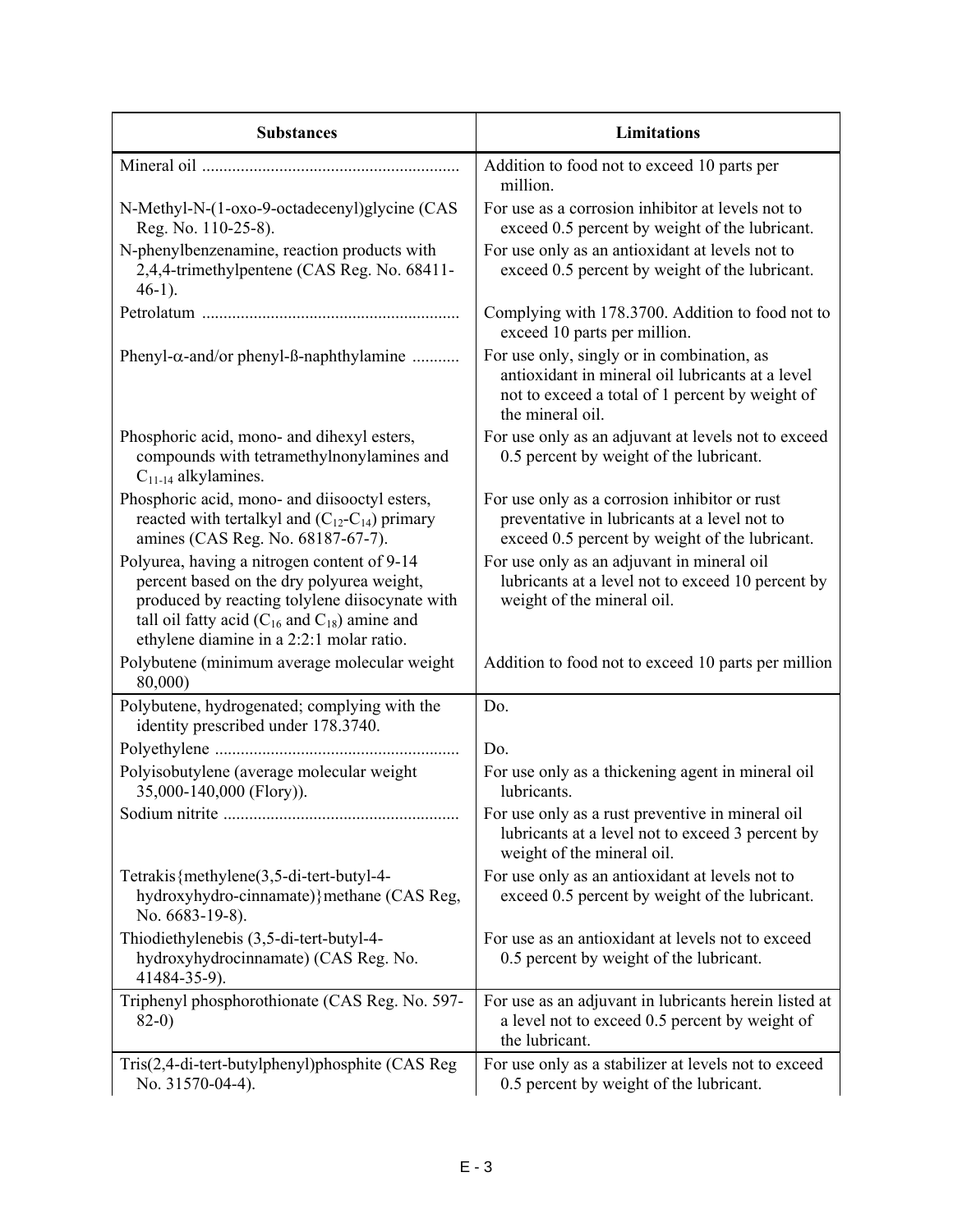| Substances | Limitations |
|---|---|
| Mineral oil ........................................................... | Addition to food not to exceed 10 parts per million. |
| N-Methyl-N-(1-oxo-9-octadecenyl)glycine (CAS Reg. No. 110-25-8). | For use as a corrosion inhibitor at levels not to exceed 0.5 percent by weight of the lubricant. |
| N-phenylbenzenamine, reaction products with 2,4,4-trimethylpentene (CAS Reg. No. 68411-46-1). | For use only as an antioxidant at levels not to exceed 0.5 percent by weight of the lubricant. |
| Petrolatum ........................................................... | Complying with 178.3700. Addition to food not to exceed 10 parts per million. |
| Phenyl-α-and/or phenyl-ß-naphthylamine ........... | For use only, singly or in combination, as antioxidant in mineral oil lubricants at a level not to exceed a total of 1 percent by weight of the mineral oil. |
| Phosphoric acid, mono- and dihexyl esters, compounds with tetramethylnonylamines and $C_{11-14}$ alkylamines. | For use only as an adjuvant at levels not to exceed 0.5 percent by weight of the lubricant. |
| Phosphoric acid, mono- and diisooctyl esters, reacted with tertalkyl and ($C_{12}$-$C_{14}$) primary amines (CAS Reg. No. 68187-67-7). | For use only as a corrosion inhibitor or rust preventative in lubricants at a level not to exceed 0.5 percent by weight of the lubricant. |
| Polyurea, having a nitrogen content of 9-14 percent based on the dry polyurea weight, produced by reacting tolylene diisocynate with tall oil fatty acid ($C_{16}$ and $C_{18}$) amine and ethylene diamine in a 2:2:1 molar ratio. | For use only as an adjuvant in mineral oil lubricants at a level not to exceed 10 percent by weight of the mineral oil. |
| Polybutene (minimum average molecular weight 80,000) | Addition to food not to exceed 10 parts per million |
| Polybutene, hydrogenated; complying with the identity prescribed under 178.3740. | Do. |
| Polyethylene ........................................................ | Do. |
| Polyisobutylene (average molecular weight 35,000-140,000 (Flory)). | For use only as a thickening agent in mineral oil lubricants. |
| Sodium nitrite ...................................................... | For use only as a rust preventive in mineral oil lubricants at a level not to exceed 3 percent by weight of the mineral oil. |
| Tetrakis{methylene(3,5-di-tert-butyl-4-hydroxyhydro-cinnamate)}methane (CAS Reg, No. 6683-19-8). | For use only as an antioxidant at levels not to exceed 0.5 percent by weight of the lubricant. |
| Thiodiethylenebis (3,5-di-tert-butyl-4-hydroxyhydrocinnamate) (CAS Reg. No. 41484-35-9). | For use as an antioxidant at levels not to exceed 0.5 percent by weight of the lubricant. |
| Triphenyl phosphorothionate (CAS Reg. No. 597-82-0) | For use as an adjuvant in lubricants herein listed at a level not to exceed 0.5 percent by weight of the lubricant. |
| Tris(2,4-di-tert-butylphenyl)phosphite (CAS Reg No. 31570-04-4). | For use only as a stabilizer at levels not to exceed 0.5 percent by weight of the lubricant. |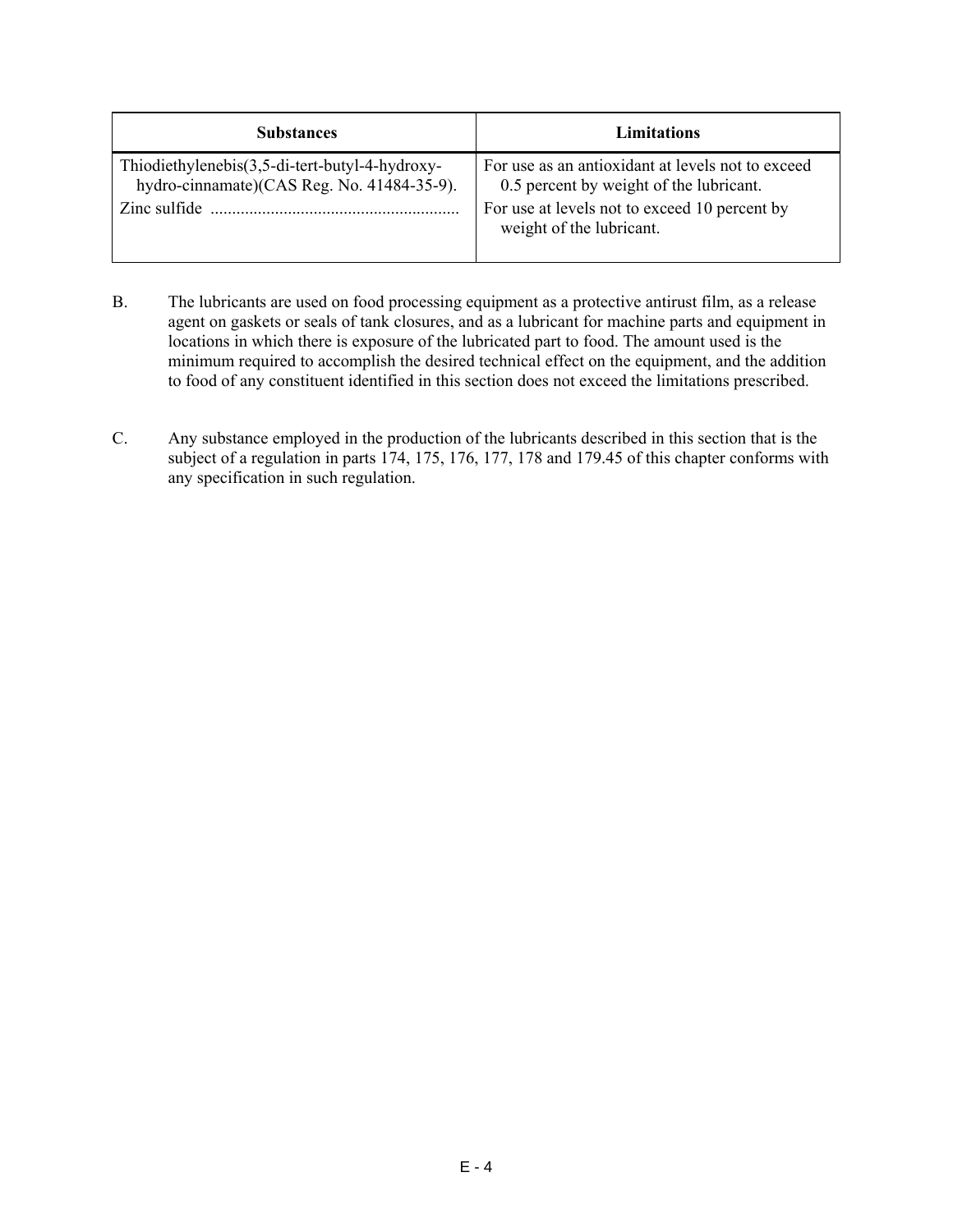| Substances | Limitations |
|---|---|
| Thiodiethylenebis(3,5-di-tert-butyl-4-hydroxy-hydro-cinnamate)(CAS Reg. No. 41484-35-9). | For use as an antioxidant at levels not to exceed 0.5 percent by weight of the lubricant. |
| Zinc sulfide ......................................................... | For use at levels not to exceed 10 percent by weight of the lubricant. |

B. The lubricants are used on food processing equipment as a protective antirust film, as a release agent on gaskets or seals of tank closures, and as a lubricant for machine parts and equipment in locations in which there is exposure of the lubricated part to food. The amount used is the minimum required to accomplish the desired technical effect on the equipment, and the addition to food of any constituent identified in this section does not exceed the limitations prescribed.

C. Any substance employed in the production of the lubricants described in this section that is the subject of a regulation in parts 174, 175, 176, 177, 178 and 179.45 of this chapter conforms with any specification in such regulation.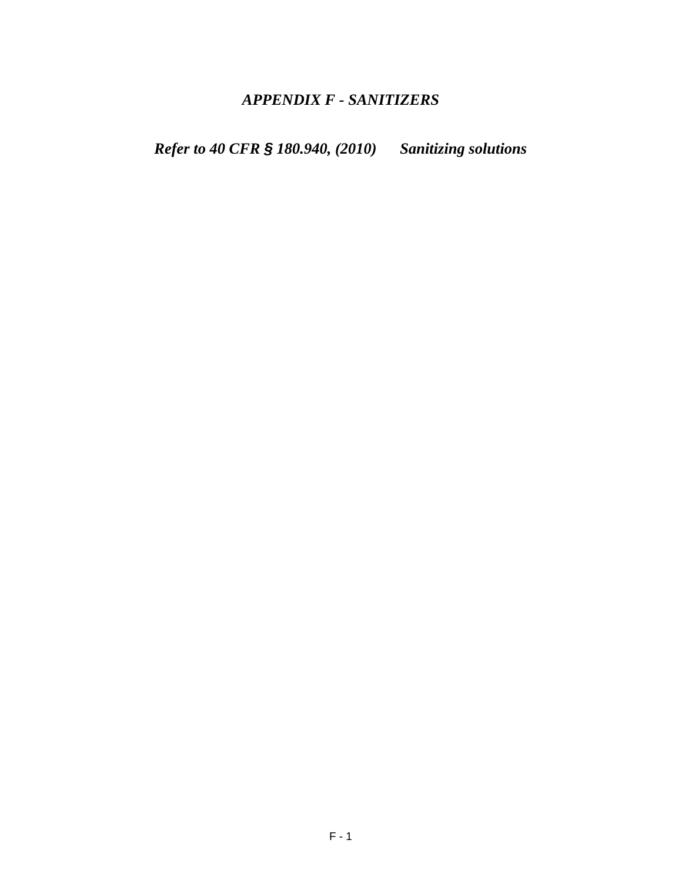# *APPENDIX F - SANITIZERS*

***Refer to 40 CFR § 180.940, (2010) Sanitizing solutions***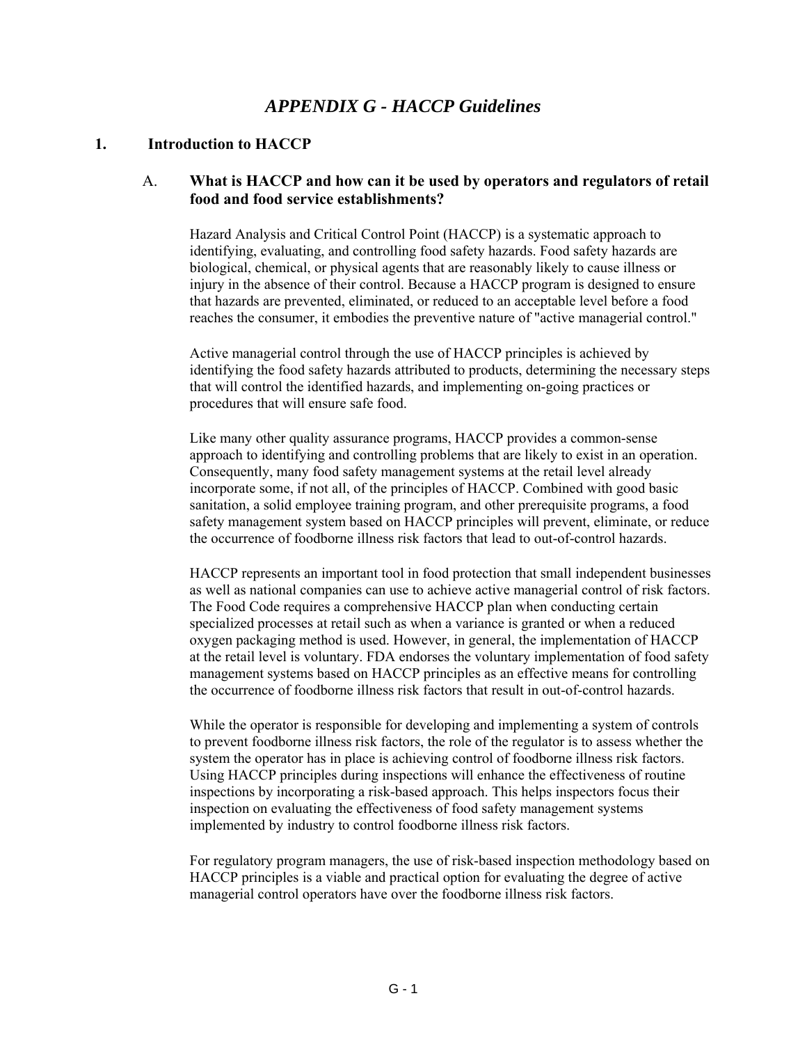# *APPENDIX G - HACCP Guidelines*

## 1. Introduction to HACCP

### A. What is HACCP and how can it be used by operators and regulators of retail food and food service establishments?

Hazard Analysis and Critical Control Point (HACCP) is a systematic approach to identifying, evaluating, and controlling food safety hazards. Food safety hazards are biological, chemical, or physical agents that are reasonably likely to cause illness or injury in the absence of their control. Because a HACCP program is designed to ensure that hazards are prevented, eliminated, or reduced to an acceptable level before a food reaches the consumer, it embodies the preventive nature of "active managerial control."

Active managerial control through the use of HACCP principles is achieved by identifying the food safety hazards attributed to products, determining the necessary steps that will control the identified hazards, and implementing on-going practices or procedures that will ensure safe food.

Like many other quality assurance programs, HACCP provides a common-sense approach to identifying and controlling problems that are likely to exist in an operation. Consequently, many food safety management systems at the retail level already incorporate some, if not all, of the principles of HACCP. Combined with good basic sanitation, a solid employee training program, and other prerequisite programs, a food safety management system based on HACCP principles will prevent, eliminate, or reduce the occurrence of foodborne illness risk factors that lead to out-of-control hazards.

HACCP represents an important tool in food protection that small independent businesses as well as national companies can use to achieve active managerial control of risk factors. The Food Code requires a comprehensive HACCP plan when conducting certain specialized processes at retail such as when a variance is granted or when a reduced oxygen packaging method is used. However, in general, the implementation of HACCP at the retail level is voluntary. FDA endorses the voluntary implementation of food safety management systems based on HACCP principles as an effective means for controlling the occurrence of foodborne illness risk factors that result in out-of-control hazards.

While the operator is responsible for developing and implementing a system of controls to prevent foodborne illness risk factors, the role of the regulator is to assess whether the system the operator has in place is achieving control of foodborne illness risk factors. Using HACCP principles during inspections will enhance the effectiveness of routine inspections by incorporating a risk-based approach. This helps inspectors focus their inspection on evaluating the effectiveness of food safety management systems implemented by industry to control foodborne illness risk factors.

For regulatory program managers, the use of risk-based inspection methodology based on HACCP principles is a viable and practical option for evaluating the degree of active managerial control operators have over the foodborne illness risk factors.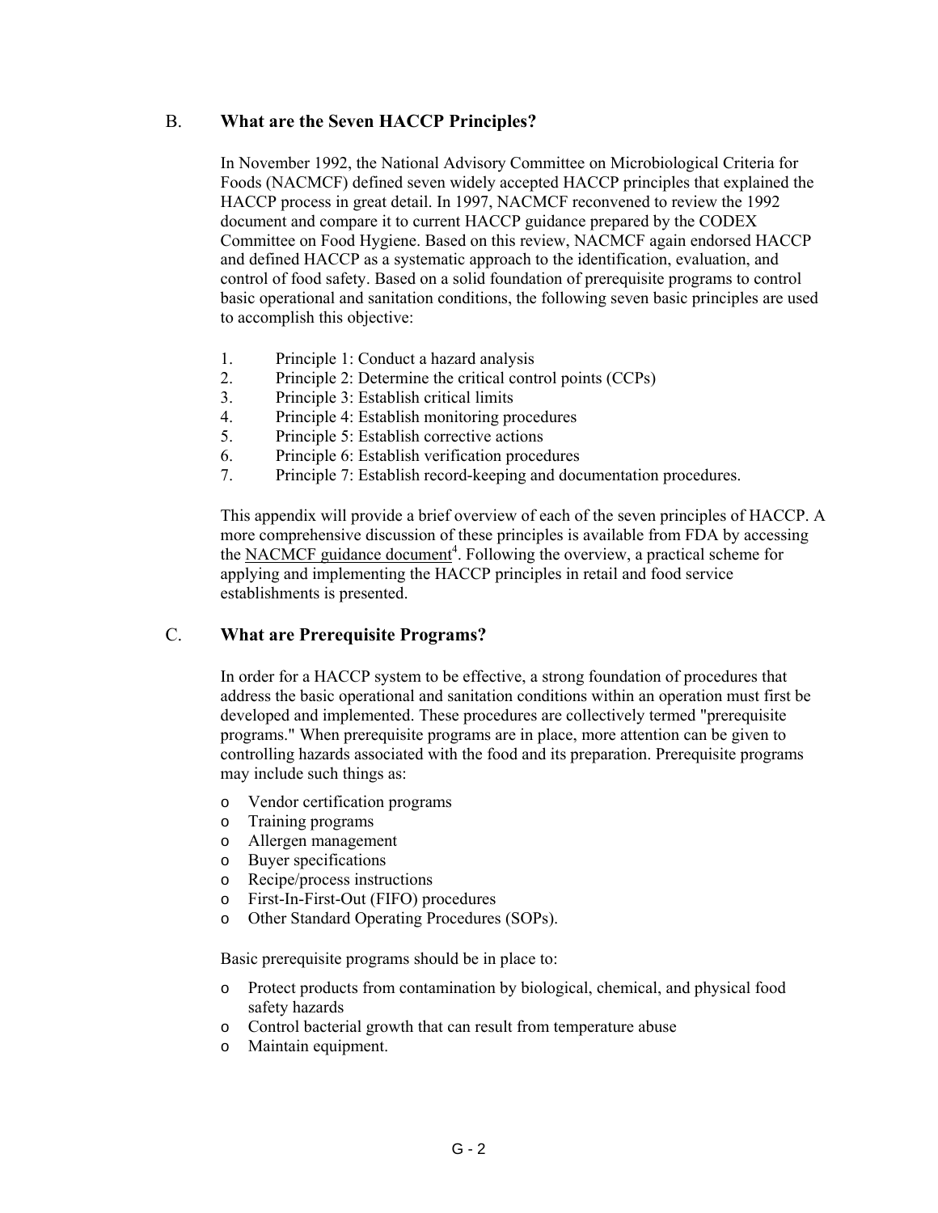## B. What are the Seven HACCP Principles?

In November 1992, the National Advisory Committee on Microbiological Criteria for Foods (NACMCF) defined seven widely accepted HACCP principles that explained the HACCP process in great detail. In 1997, NACMCF reconvened to review the 1992 document and compare it to current HACCP guidance prepared by the CODEX Committee on Food Hygiene. Based on this review, NACMCF again endorsed HACCP and defined HACCP as a systematic approach to the identification, evaluation, and control of food safety. Based on a solid foundation of prerequisite programs to control basic operational and sanitation conditions, the following seven basic principles are used to accomplish this objective:

1. Principle 1: Conduct a hazard analysis
2. Principle 2: Determine the critical control points (CCPs)
3. Principle 3: Establish critical limits
4. Principle 4: Establish monitoring procedures
5. Principle 5: Establish corrective actions
6. Principle 6: Establish verification procedures
7. Principle 7: Establish record-keeping and documentation procedures.

This appendix will provide a brief overview of each of the seven principles of HACCP. A more comprehensive discussion of these principles is available from FDA by accessing the NACMCF guidance document[4]. Following the overview, a practical scheme for applying and implementing the HACCP principles in retail and food service establishments is presented.

## C. What are Prerequisite Programs?

In order for a HACCP system to be effective, a strong foundation of procedures that address the basic operational and sanitation conditions within an operation must first be developed and implemented. These procedures are collectively termed "prerequisite programs." When prerequisite programs are in place, more attention can be given to controlling hazards associated with the food and its preparation. Prerequisite programs may include such things as:

- Vendor certification programs
- Training programs
- Allergen management
- Buyer specifications
- Recipe/process instructions
- First-In-First-Out (FIFO) procedures
- Other Standard Operating Procedures (SOPs).

Basic prerequisite programs should be in place to:

- Protect products from contamination by biological, chemical, and physical food safety hazards
- Control bacterial growth that can result from temperature abuse
- Maintain equipment.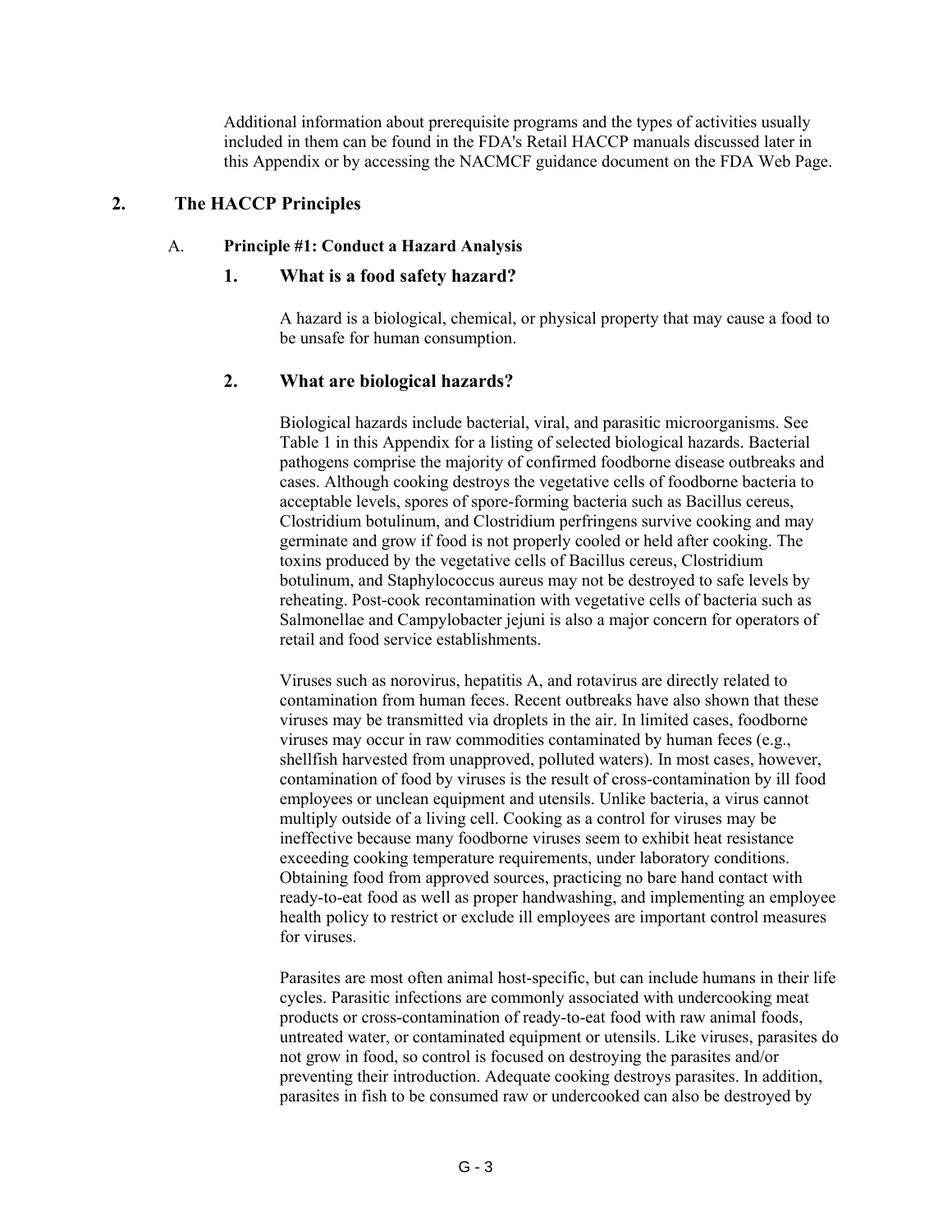Additional information about prerequisite programs and the types of activities usually included in them can be found in the FDA's Retail HACCP manuals discussed later in this Appendix or by accessing the NACMCF guidance document on the FDA Web Page.

## 2. The HACCP Principles

### A. Principle #1: Conduct a Hazard Analysis

#### 1. What is a food safety hazard?

A hazard is a biological, chemical, or physical property that may cause a food to be unsafe for human consumption.

#### 2. What are biological hazards?

Biological hazards include bacterial, viral, and parasitic microorganisms. See Table 1 in this Appendix for a listing of selected biological hazards. Bacterial pathogens comprise the majority of confirmed foodborne disease outbreaks and cases. Although cooking destroys the vegetative cells of foodborne bacteria to acceptable levels, spores of spore-forming bacteria such as Bacillus cereus, Clostridium botulinum, and Clostridium perfringens survive cooking and may germinate and grow if food is not properly cooled or held after cooking. The toxins produced by the vegetative cells of Bacillus cereus, Clostridium botulinum, and Staphylococcus aureus may not be destroyed to safe levels by reheating. Post-cook recontamination with vegetative cells of bacteria such as Salmonellae and Campylobacter jejuni is also a major concern for operators of retail and food service establishments.

Viruses such as norovirus, hepatitis A, and rotavirus are directly related to contamination from human feces. Recent outbreaks have also shown that these viruses may be transmitted via droplets in the air. In limited cases, foodborne viruses may occur in raw commodities contaminated by human feces (e.g., shellfish harvested from unapproved, polluted waters). In most cases, however, contamination of food by viruses is the result of cross-contamination by ill food employees or unclean equipment and utensils. Unlike bacteria, a virus cannot multiply outside of a living cell. Cooking as a control for viruses may be ineffective because many foodborne viruses seem to exhibit heat resistance exceeding cooking temperature requirements, under laboratory conditions. Obtaining food from approved sources, practicing no bare hand contact with ready-to-eat food as well as proper handwashing, and implementing an employee health policy to restrict or exclude ill employees are important control measures for viruses.

Parasites are most often animal host-specific, but can include humans in their life cycles. Parasitic infections are commonly associated with undercooking meat products or cross-contamination of ready-to-eat food with raw animal foods, untreated water, or contaminated equipment or utensils. Like viruses, parasites do not grow in food, so control is focused on destroying the parasites and/or preventing their introduction. Adequate cooking destroys parasites. In addition, parasites in fish to be consumed raw or undercooked can also be destroyed by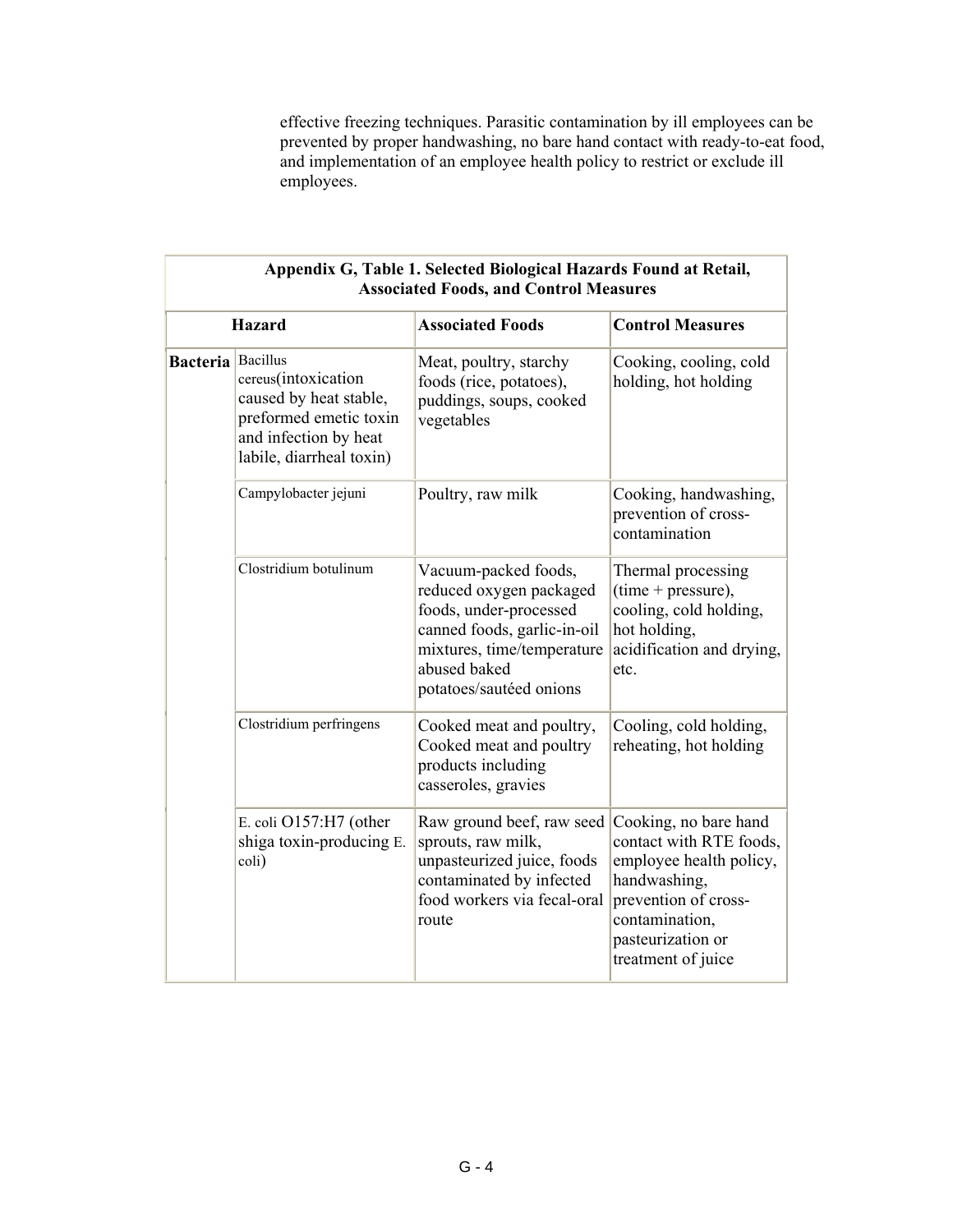effective freezing techniques. Parasitic contamination by ill employees can be prevented by proper handwashing, no bare hand contact with ready-to-eat food, and implementation of an employee health policy to restrict or exclude ill employees.

**Appendix G, Table 1. Selected Biological Hazards Found at Retail, Associated Foods, and Control Measures**

| Hazard | | Associated Foods | Control Measures |
|---|---|---|---|
| **Bacteria** | Bacillus cereus(intoxication caused by heat stable, preformed emetic toxin and infection by heat labile, diarrheal toxin) | Meat, poultry, starchy foods (rice, potatoes), puddings, soups, cooked vegetables | Cooking, cooling, cold holding, hot holding |
| | Campylobacter jejuni | Poultry, raw milk | Cooking, handwashing, prevention of cross-contamination |
| | Clostridium botulinum | Vacuum-packed foods, reduced oxygen packaged foods, under-processed canned foods, garlic-in-oil mixtures, time/temperature abused baked potatoes/sautéed onions | Thermal processing (time + pressure), cooling, cold holding, hot holding, acidification and drying, etc. |
| | Clostridium perfringens | Cooked meat and poultry, Cooked meat and poultry products including casseroles, gravies | Cooling, cold holding, reheating, hot holding |
| | E. coli O157:H7 (other shiga toxin-producing E. coli) | Raw ground beef, raw seed sprouts, raw milk, unpasteurized juice, foods contaminated by infected food workers via fecal-oral route | Cooking, no bare hand contact with RTE foods, employee health policy, handwashing, prevention of cross-contamination, pasteurization or treatment of juice |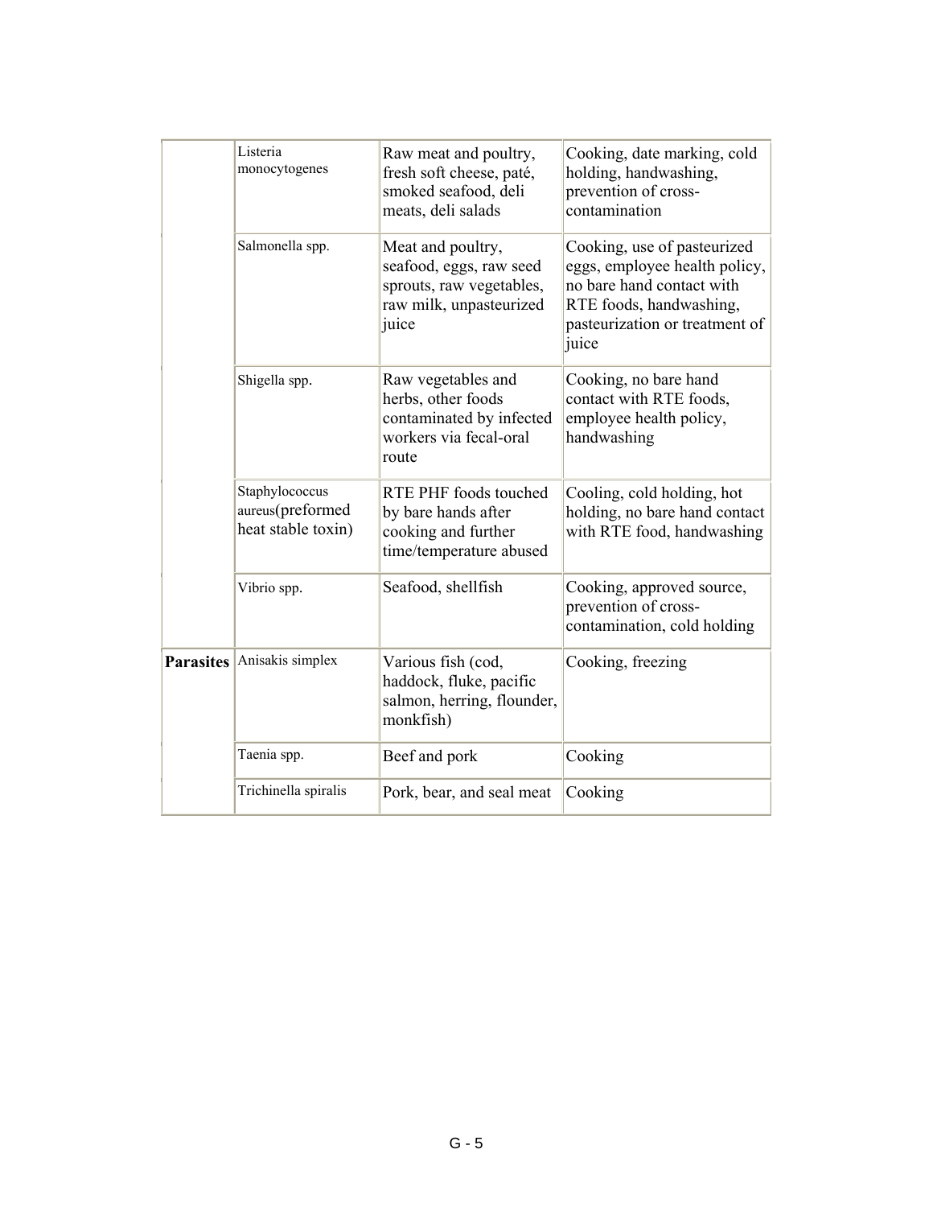| | | | |
|---|---|---|---|
| | Listeria monocytogenes | Raw meat and poultry, fresh soft cheese, paté, smoked seafood, deli meats, deli salads | Cooking, date marking, cold holding, handwashing, prevention of cross-contamination |
| | Salmonella spp. | Meat and poultry, seafood, eggs, raw seed sprouts, raw vegetables, raw milk, unpasteurized juice | Cooking, use of pasteurized eggs, employee health policy, no bare hand contact with RTE foods, handwashing, pasteurization or treatment of juice |
| | Shigella spp. | Raw vegetables and herbs, other foods contaminated by infected workers via fecal-oral route | Cooking, no bare hand contact with RTE foods, employee health policy, handwashing |
| | Staphylococcus aureus(preformed heat stable toxin) | RTE PHF foods touched by bare hands after cooking and further time/temperature abused | Cooling, cold holding, hot holding, no bare hand contact with RTE food, handwashing |
| | Vibrio spp. | Seafood, shellfish | Cooking, approved source, prevention of cross-contamination, cold holding |
| **Parasites** | Anisakis simplex | Various fish (cod, haddock, fluke, pacific salmon, herring, flounder, monkfish) | Cooking, freezing |
| | Taenia spp. | Beef and pork | Cooking |
| | Trichinella spiralis | Pork, bear, and seal meat | Cooking |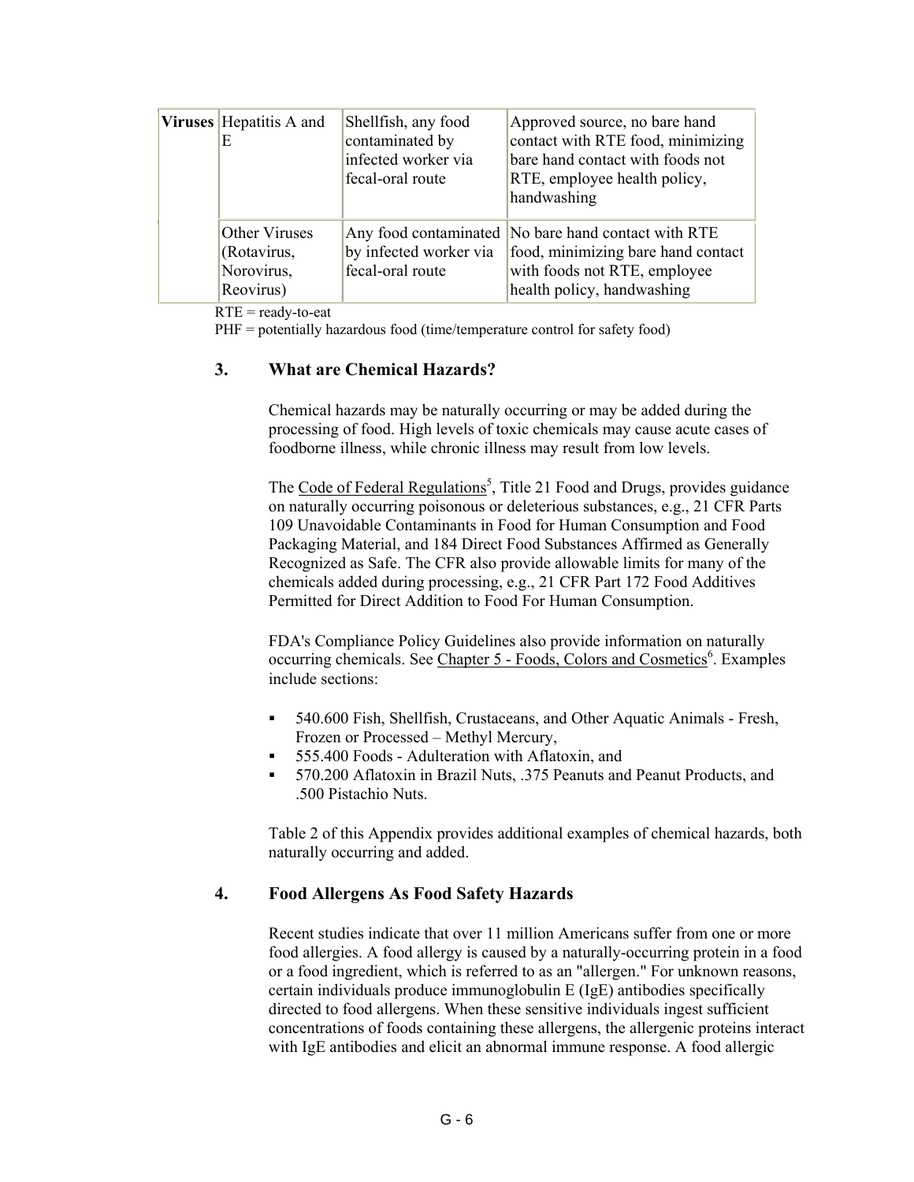| | | | |
|---|---|---|---|
| **Viruses** | Hepatitis A and E | Shellfish, any food contaminated by infected worker via fecal-oral route | Approved source, no bare hand contact with RTE food, minimizing bare hand contact with foods not RTE, employee health policy, handwashing |
| | Other Viruses (Rotavirus, Norovirus, Reovirus) | Any food contaminated by infected worker via fecal-oral route | No bare hand contact with RTE food, minimizing bare hand contact with foods not RTE, employee health policy, handwashing |

RTE = ready-to-eat

PHF = potentially hazardous food (time/temperature control for safety food)

## 3. What are Chemical Hazards?

Chemical hazards may be naturally occurring or may be added during the processing of food. High levels of toxic chemicals may cause acute cases of foodborne illness, while chronic illness may result from low levels.

The Code of Federal Regulations[5], Title 21 Food and Drugs, provides guidance on naturally occurring poisonous or deleterious substances, e.g., 21 CFR Parts 109 Unavoidable Contaminants in Food for Human Consumption and Food Packaging Material, and 184 Direct Food Substances Affirmed as Generally Recognized as Safe. The CFR also provide allowable limits for many of the chemicals added during processing, e.g., 21 CFR Part 172 Food Additives Permitted for Direct Addition to Food For Human Consumption.

FDA's Compliance Policy Guidelines also provide information on naturally occurring chemicals. See Chapter 5 - Foods, Colors and Cosmetics[6]. Examples include sections:

- 540.600 Fish, Shellfish, Crustaceans, and Other Aquatic Animals - Fresh, Frozen or Processed – Methyl Mercury,
- 555.400 Foods - Adulteration with Aflatoxin, and
- 570.200 Aflatoxin in Brazil Nuts, .375 Peanuts and Peanut Products, and .500 Pistachio Nuts.

Table 2 of this Appendix provides additional examples of chemical hazards, both naturally occurring and added.

## 4. Food Allergens As Food Safety Hazards

Recent studies indicate that over 11 million Americans suffer from one or more food allergies. A food allergy is caused by a naturally-occurring protein in a food or a food ingredient, which is referred to as an "allergen." For unknown reasons, certain individuals produce immunoglobulin E (IgE) antibodies specifically directed to food allergens. When these sensitive individuals ingest sufficient concentrations of foods containing these allergens, the allergenic proteins interact with IgE antibodies and elicit an abnormal immune response. A food allergic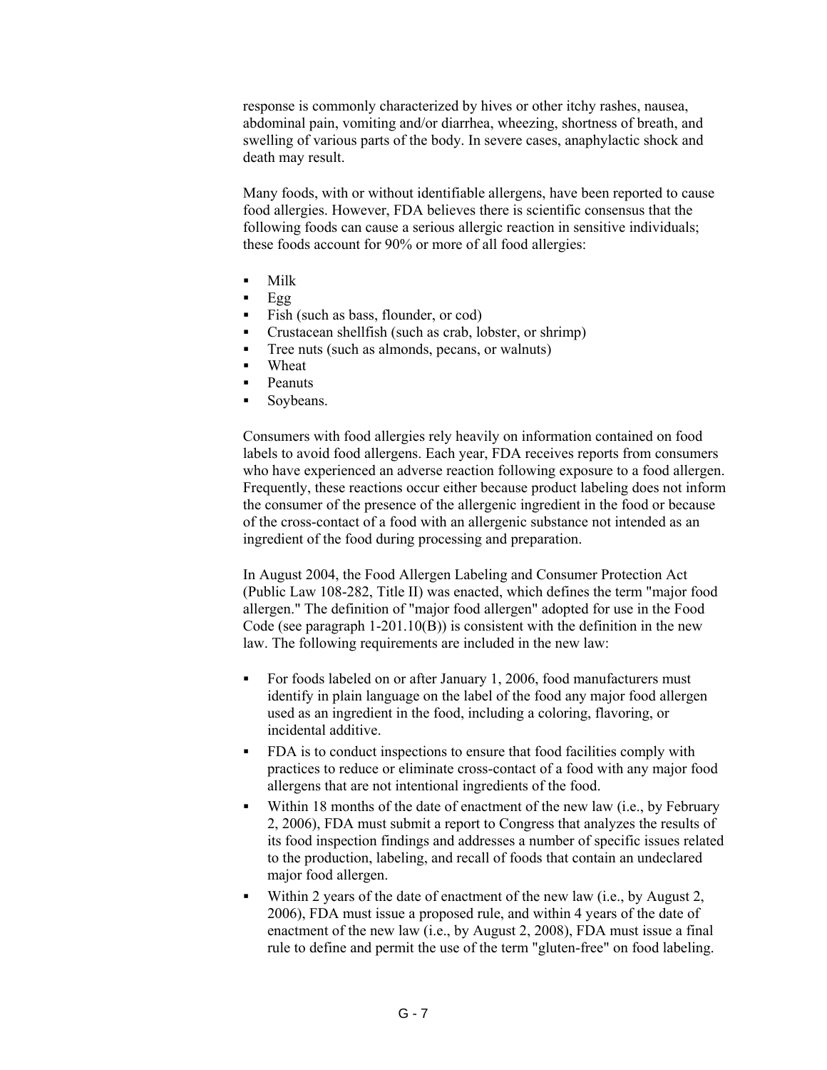response is commonly characterized by hives or other itchy rashes, nausea, abdominal pain, vomiting and/or diarrhea, wheezing, shortness of breath, and swelling of various parts of the body. In severe cases, anaphylactic shock and death may result.

Many foods, with or without identifiable allergens, have been reported to cause food allergies. However, FDA believes there is scientific consensus that the following foods can cause a serious allergic reaction in sensitive individuals; these foods account for 90% or more of all food allergies:

- Milk
- Egg
- Fish (such as bass, flounder, or cod)
- Crustacean shellfish (such as crab, lobster, or shrimp)
- Tree nuts (such as almonds, pecans, or walnuts)
- Wheat
- Peanuts
- Soybeans.

Consumers with food allergies rely heavily on information contained on food labels to avoid food allergens. Each year, FDA receives reports from consumers who have experienced an adverse reaction following exposure to a food allergen. Frequently, these reactions occur either because product labeling does not inform the consumer of the presence of the allergenic ingredient in the food or because of the cross-contact of a food with an allergenic substance not intended as an ingredient of the food during processing and preparation.

In August 2004, the Food Allergen Labeling and Consumer Protection Act (Public Law 108-282, Title II) was enacted, which defines the term "major food allergen." The definition of "major food allergen" adopted for use in the Food Code (see paragraph 1-201.10(B)) is consistent with the definition in the new law. The following requirements are included in the new law:

- For foods labeled on or after January 1, 2006, food manufacturers must identify in plain language on the label of the food any major food allergen used as an ingredient in the food, including a coloring, flavoring, or incidental additive.
- FDA is to conduct inspections to ensure that food facilities comply with practices to reduce or eliminate cross-contact of a food with any major food allergens that are not intentional ingredients of the food.
- Within 18 months of the date of enactment of the new law (i.e., by February 2, 2006), FDA must submit a report to Congress that analyzes the results of its food inspection findings and addresses a number of specific issues related to the production, labeling, and recall of foods that contain an undeclared major food allergen.
- Within 2 years of the date of enactment of the new law (i.e., by August 2, 2006), FDA must issue a proposed rule, and within 4 years of the date of enactment of the new law (i.e., by August 2, 2008), FDA must issue a final rule to define and permit the use of the term "gluten-free" on food labeling.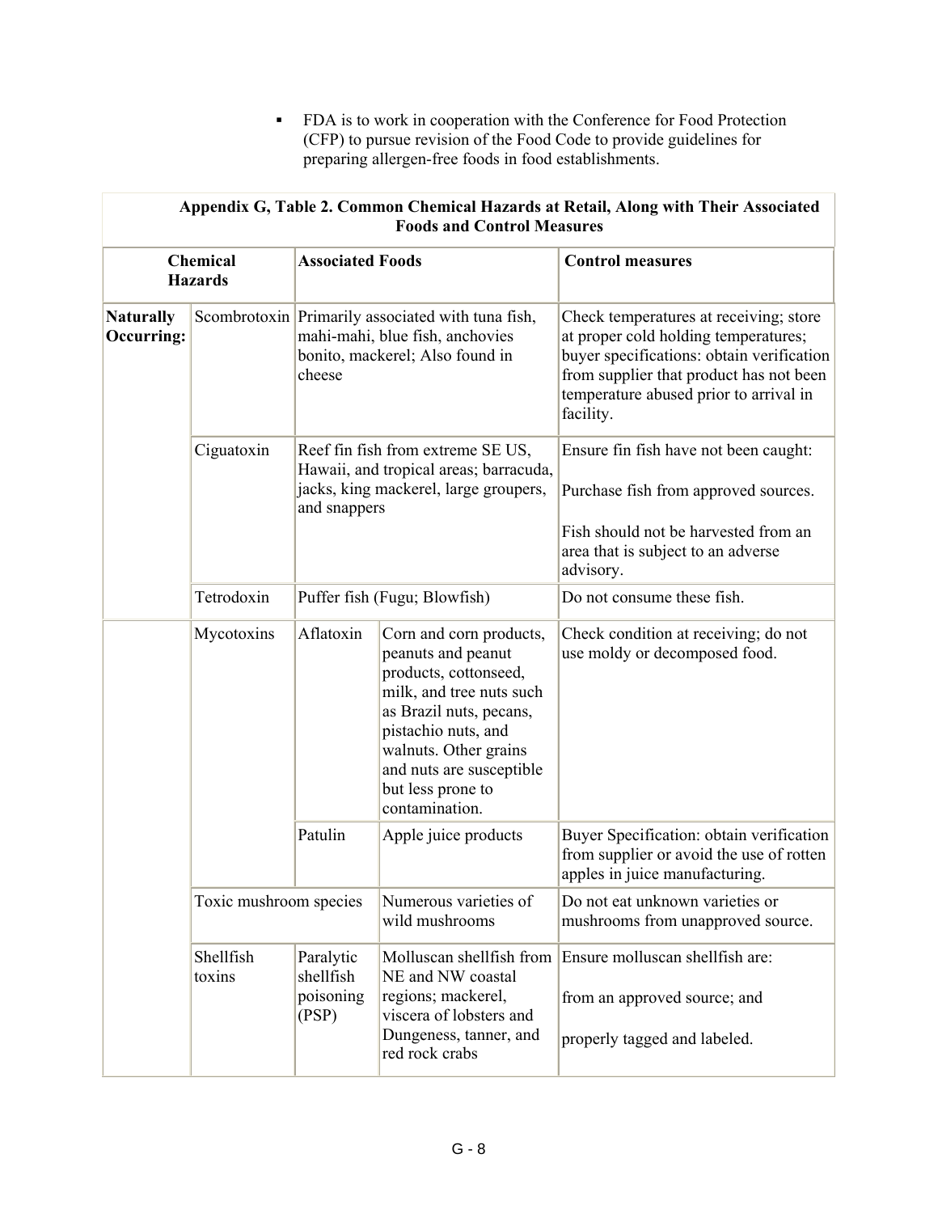- FDA is to work in cooperation with the Conference for Food Protection (CFP) to pursue revision of the Food Code to provide guidelines for preparing allergen-free foods in food establishments.

**Appendix G, Table 2. Common Chemical Hazards at Retail, Along with Their Associated Foods and Control Measures**

| Chemical Hazards | | Associated Foods | | Control measures |
|---|---|---|---|---|
| **Naturally Occurring:** | Scombrotoxin | Primarily associated with tuna fish, mahi-mahi, blue fish, anchovies bonito, mackerel; Also found in cheese | | Check temperatures at receiving; store at proper cold holding temperatures; buyer specifications: obtain verification from supplier that product has not been temperature abused prior to arrival in facility. |
| | Ciguatoxin | Reef fin fish from extreme SE US, Hawaii, and tropical areas; barracuda, jacks, king mackerel, large groupers, and snappers | | Ensure fin fish have not been caught: Purchase fish from approved sources. Fish should not be harvested from an area that is subject to an adverse advisory. |
| | Tetrodoxin | Puffer fish (Fugu; Blowfish) | | Do not consume these fish. |
| | Mycotoxins | Aflatoxin | Corn and corn products, peanuts and peanut products, cottonseed, milk, and tree nuts such as Brazil nuts, pecans, pistachio nuts, and walnuts. Other grains and nuts are susceptible but less prone to contamination. | Check condition at receiving; do not use moldy or decomposed food. |
| | | Patulin | Apple juice products | Buyer Specification: obtain verification from supplier or avoid the use of rotten apples in juice manufacturing. |
| | Toxic mushroom species | | Numerous varieties of wild mushrooms | Do not eat unknown varieties or mushrooms from unapproved source. |
| | Shellfish toxins | Paralytic shellfish poisoning (PSP) | Molluscan shellfish from NE and NW coastal regions; mackerel, viscera of lobsters and Dungeness, tanner, and red rock crabs | Ensure molluscan shellfish are: from an approved source; and properly tagged and labeled. |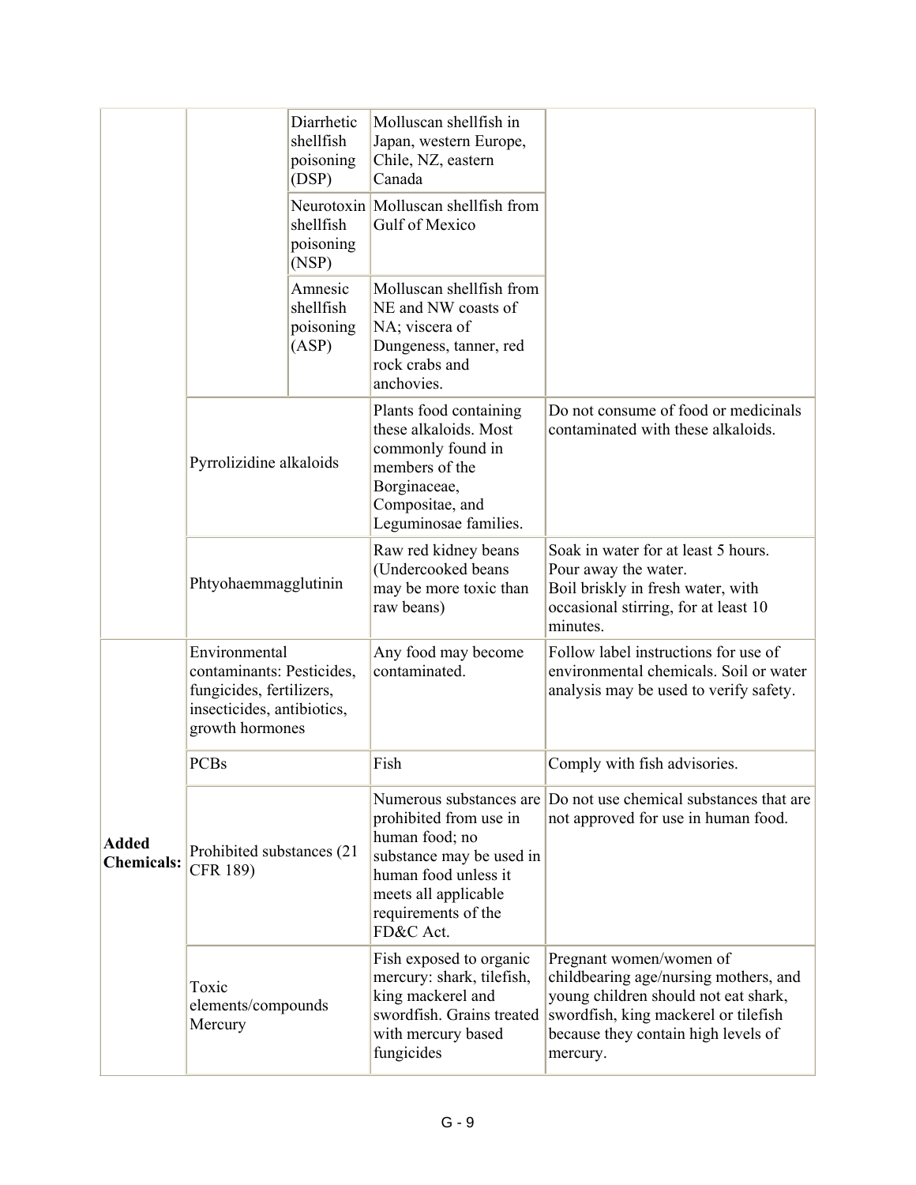| | | | | |
|---|---|---|---|---|
| | | Diarrhetic shellfish poisoning (DSP) | Molluscan shellfish in Japan, western Europe, Chile, NZ, eastern Canada | |
| | | Neurotoxin shellfish poisoning (NSP) | Molluscan shellfish from Gulf of Mexico | |
| | | Amnesic shellfish poisoning (ASP) | Molluscan shellfish from NE and NW coasts of NA; viscera of Dungeness, tanner, red rock crabs and anchovies. | |
| | Pyrrolizidine alkaloids | | Plants food containing these alkaloids. Most commonly found in members of the Borginaceae, Compositae, and Leguminosae families. | Do not consume of food or medicinals contaminated with these alkaloids. |
| | Phtyohaemmagglutinin | | Raw red kidney beans (Undercooked beans may be more toxic than raw beans) | Soak in water for at least 5 hours.<br>Pour away the water.<br>Boil briskly in fresh water, with occasional stirring, for at least 10 minutes. |
| **Added Chemicals:** | Environmental contaminants: Pesticides, fungicides, fertilizers, insecticides, antibiotics, growth hormones | | Any food may become contaminated. | Follow label instructions for use of environmental chemicals. Soil or water analysis may be used to verify safety. |
| | PCBs | | Fish | Comply with fish advisories. |
| | Prohibited substances (21 CFR 189) | | Numerous substances are prohibited from use in human food; no substance may be used in human food unless it meets all applicable requirements of the FD&C Act. | Do not use chemical substances that are not approved for use in human food. |
| | Toxic elements/compounds Mercury | | Fish exposed to organic mercury: shark, tilefish, king mackerel and swordfish. Grains treated with mercury based fungicides | Pregnant women/women of childbearing age/nursing mothers, and young children should not eat shark, swordfish, king mackerel or tilefish because they contain high levels of mercury. |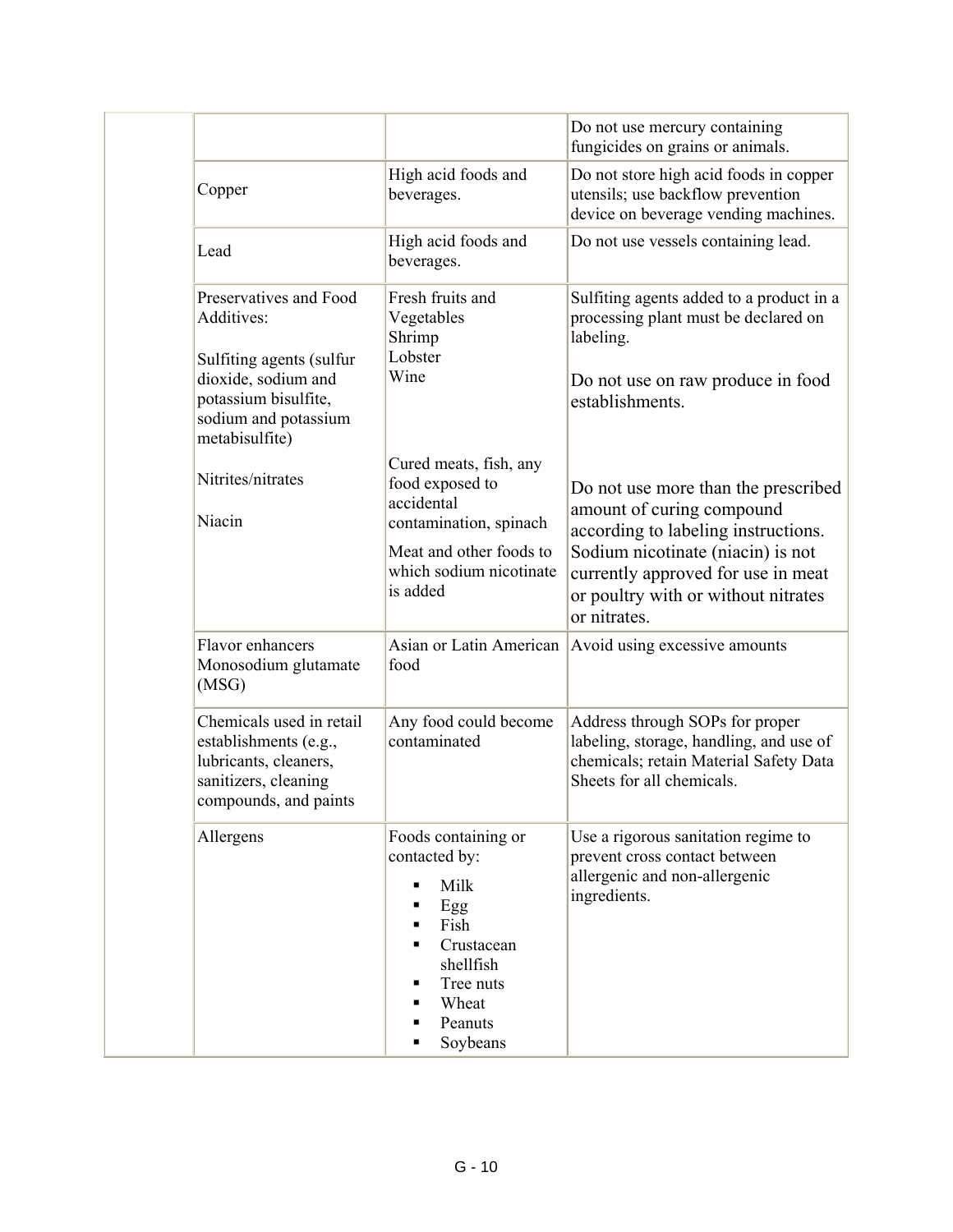| | | | |
|---|---|---|---|
| | | | Do not use mercury containing fungicides on grains or animals. |
| | Copper | High acid foods and beverages. | Do not store high acid foods in copper utensils; use backflow prevention device on beverage vending machines. |
| | Lead | High acid foods and beverages. | Do not use vessels containing lead. |
| | Preservatives and Food Additives:<br><br>Sulfiting agents (sulfur dioxide, sodium and potassium bisulfite, sodium and potassium metabisulfite)<br><br>Nitrites/nitrates<br><br>Niacin | Fresh fruits and Vegetables<br>Shrimp<br>Lobster<br>Wine<br><br>Cured meats, fish, any food exposed to accidental contamination, spinach<br><br>Meat and other foods to which sodium nicotinate is added | Sulfiting agents added to a product in a processing plant must be declared on labeling.<br><br>Do not use on raw produce in food establishments.<br><br>Do not use more than the prescribed amount of curing compound according to labeling instructions. Sodium nicotinate (niacin) is not currently approved for use in meat or poultry with or without nitrates or nitrates. |
| | Flavor enhancers Monosodium glutamate (MSG) | Asian or Latin American food | Avoid using excessive amounts |
| | Chemicals used in retail establishments (e.g., lubricants, cleaners, sanitizers, cleaning compounds, and paints | Any food could become contaminated | Address through SOPs for proper labeling, storage, handling, and use of chemicals; retain Material Safety Data Sheets for all chemicals. |
| | Allergens | Foods containing or contacted by:<br>▪ Milk<br>▪ Egg<br>▪ Fish<br>▪ Crustacean shellfish<br>▪ Tree nuts<br>▪ Wheat<br>▪ Peanuts<br>▪ Soybeans | Use a rigorous sanitation regime to prevent cross contact between allergenic and non-allergenic ingredients. |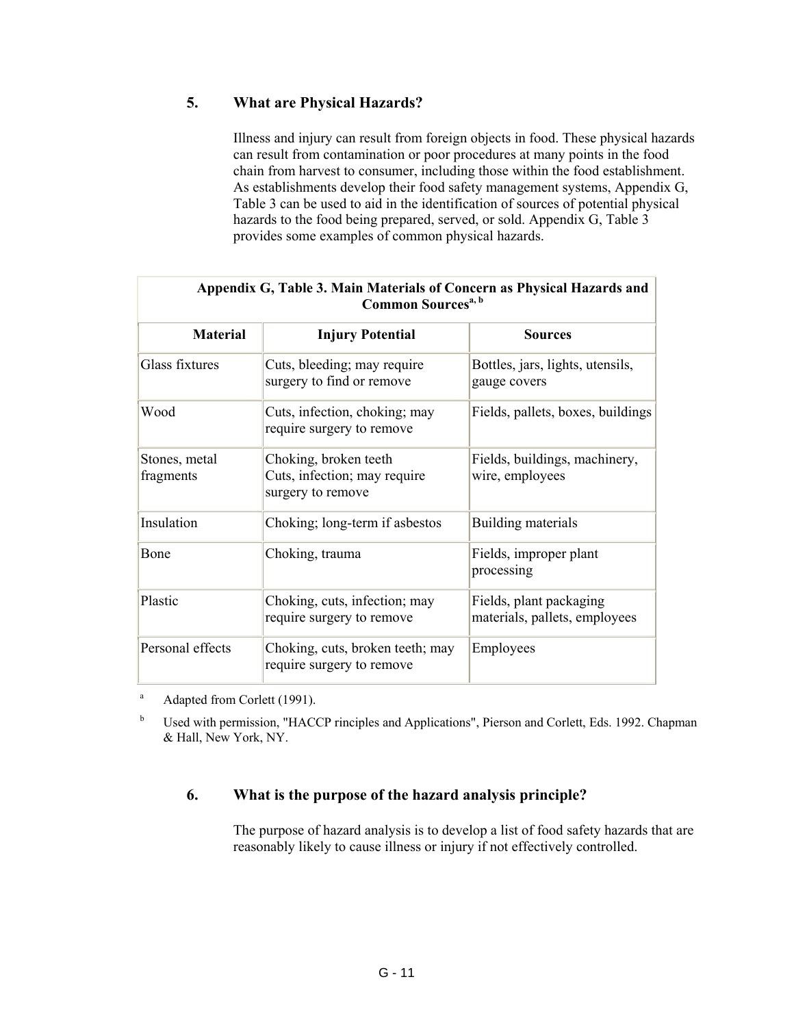## 5. What are Physical Hazards?

Illness and injury can result from foreign objects in food. These physical hazards can result from contamination or poor procedures at many points in the food chain from harvest to consumer, including those within the food establishment. As establishments develop their food safety management systems, Appendix G, Table 3 can be used to aid in the identification of sources of potential physical hazards to the food being prepared, served, or sold. Appendix G, Table 3 provides some examples of common physical hazards.

**Appendix G, Table 3. Main Materials of Concern as Physical Hazards and Common Sources[a, b]**

| Material | Injury Potential | Sources |
|---|---|---|
| Glass fixtures | Cuts, bleeding; may require surgery to find or remove | Bottles, jars, lights, utensils, gauge covers |
| Wood | Cuts, infection, choking; may require surgery to remove | Fields, pallets, boxes, buildings |
| Stones, metal fragments | Choking, broken teeth<br>Cuts, infection; may require surgery to remove | Fields, buildings, machinery, wire, employees |
| Insulation | Choking; long-term if asbestos | Building materials |
| Bone | Choking, trauma | Fields, improper plant processing |
| Plastic | Choking, cuts, infection; may require surgery to remove | Fields, plant packaging materials, pallets, employees |
| Personal effects | Choking, cuts, broken teeth; may require surgery to remove | Employees |

[a] Adapted from Corlett (1991).

[b] Used with permission, "HACCP rinciples and Applications", Pierson and Corlett, Eds. 1992. Chapman & Hall, New York, NY.

## 6. What is the purpose of the hazard analysis principle?

The purpose of hazard analysis is to develop a list of food safety hazards that are reasonably likely to cause illness or injury if not effectively controlled.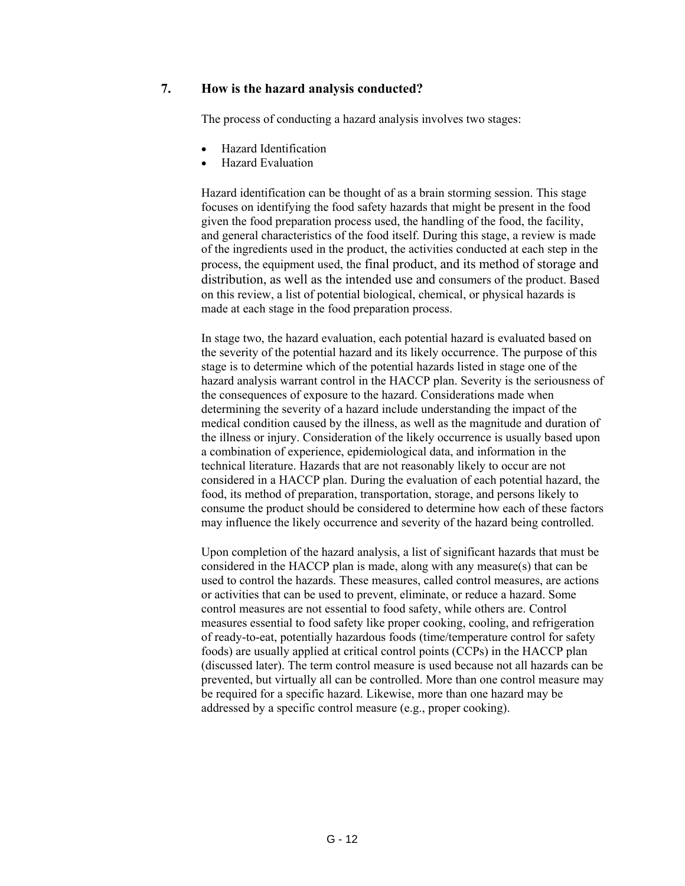## 7. How is the hazard analysis conducted?

The process of conducting a hazard analysis involves two stages:

- Hazard Identification
- Hazard Evaluation

Hazard identification can be thought of as a brain storming session. This stage focuses on identifying the food safety hazards that might be present in the food given the food preparation process used, the handling of the food, the facility, and general characteristics of the food itself. During this stage, a review is made of the ingredients used in the product, the activities conducted at each step in the process, the equipment used, the final product, and its method of storage and distribution, as well as the intended use and consumers of the product. Based on this review, a list of potential biological, chemical, or physical hazards is made at each stage in the food preparation process.

In stage two, the hazard evaluation, each potential hazard is evaluated based on the severity of the potential hazard and its likely occurrence. The purpose of this stage is to determine which of the potential hazards listed in stage one of the hazard analysis warrant control in the HACCP plan. Severity is the seriousness of the consequences of exposure to the hazard. Considerations made when determining the severity of a hazard include understanding the impact of the medical condition caused by the illness, as well as the magnitude and duration of the illness or injury. Consideration of the likely occurrence is usually based upon a combination of experience, epidemiological data, and information in the technical literature. Hazards that are not reasonably likely to occur are not considered in a HACCP plan. During the evaluation of each potential hazard, the food, its method of preparation, transportation, storage, and persons likely to consume the product should be considered to determine how each of these factors may influence the likely occurrence and severity of the hazard being controlled.

Upon completion of the hazard analysis, a list of significant hazards that must be considered in the HACCP plan is made, along with any measure(s) that can be used to control the hazards. These measures, called control measures, are actions or activities that can be used to prevent, eliminate, or reduce a hazard. Some control measures are not essential to food safety, while others are. Control measures essential to food safety like proper cooking, cooling, and refrigeration of ready-to-eat, potentially hazardous foods (time/temperature control for safety foods) are usually applied at critical control points (CCPs) in the HACCP plan (discussed later). The term control measure is used because not all hazards can be prevented, but virtually all can be controlled. More than one control measure may be required for a specific hazard. Likewise, more than one hazard may be addressed by a specific control measure (e.g., proper cooking).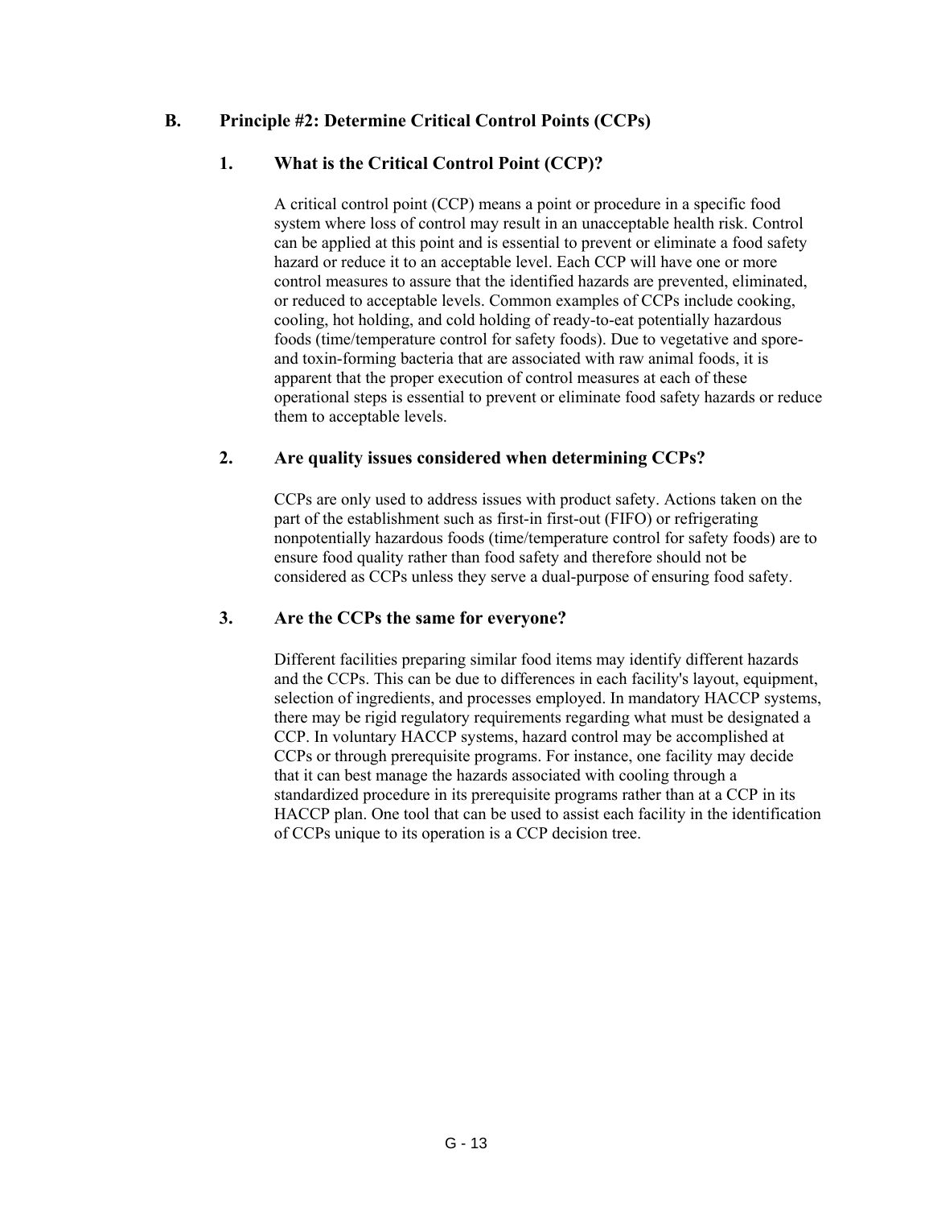## B. Principle #2: Determine Critical Control Points (CCPs)

### 1. What is the Critical Control Point (CCP)?

A critical control point (CCP) means a point or procedure in a specific food system where loss of control may result in an unacceptable health risk. Control can be applied at this point and is essential to prevent or eliminate a food safety hazard or reduce it to an acceptable level. Each CCP will have one or more control measures to assure that the identified hazards are prevented, eliminated, or reduced to acceptable levels. Common examples of CCPs include cooking, cooling, hot holding, and cold holding of ready-to-eat potentially hazardous foods (time/temperature control for safety foods). Due to vegetative and spore- and toxin-forming bacteria that are associated with raw animal foods, it is apparent that the proper execution of control measures at each of these operational steps is essential to prevent or eliminate food safety hazards or reduce them to acceptable levels.

### 2. Are quality issues considered when determining CCPs?

CCPs are only used to address issues with product safety. Actions taken on the part of the establishment such as first-in first-out (FIFO) or refrigerating nonpotentially hazardous foods (time/temperature control for safety foods) are to ensure food quality rather than food safety and therefore should not be considered as CCPs unless they serve a dual-purpose of ensuring food safety.

### 3. Are the CCPs the same for everyone?

Different facilities preparing similar food items may identify different hazards and the CCPs. This can be due to differences in each facility's layout, equipment, selection of ingredients, and processes employed. In mandatory HACCP systems, there may be rigid regulatory requirements regarding what must be designated a CCP. In voluntary HACCP systems, hazard control may be accomplished at CCPs or through prerequisite programs. For instance, one facility may decide that it can best manage the hazards associated with cooling through a standardized procedure in its prerequisite programs rather than at a CCP in its HACCP plan. One tool that can be used to assist each facility in the identification of CCPs unique to its operation is a CCP decision tree.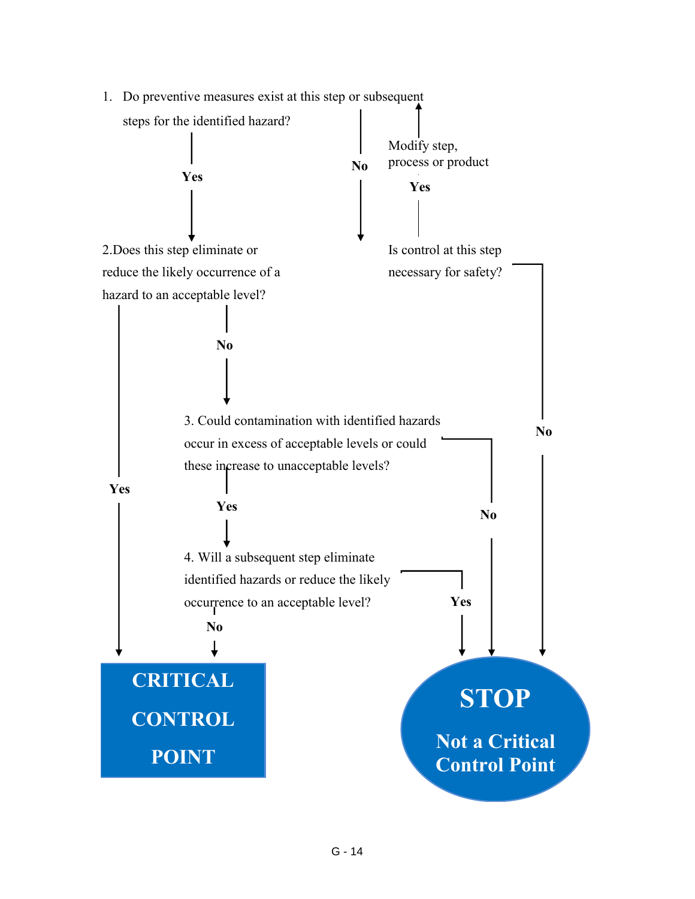1. Do preventive measures exist at this step or subsequent steps for the identified hazard?

- **Yes** → 2
- **No** → Is control at this step necessary for safety?
  - **Yes** → Modify step, process or product → (return to 1)
  - **No** → STOP

2.Does this step eliminate or reduce the likely occurrence of a hazard to an acceptable level?

- **Yes** → CRITICAL CONTROL POINT
- **No** → 3

3. Could contamination with identified hazards occur in excess of acceptable levels or could these increase to unacceptable levels?

- **Yes** → 4
- **No** → STOP

4. Will a subsequent step eliminate identified hazards or reduce the likely occurrence to an acceptable level?

- **Yes** → STOP
- **No** → CRITICAL CONTROL POINT

**CRITICAL CONTROL POINT**

**STOP**

**Not a Critical Control Point**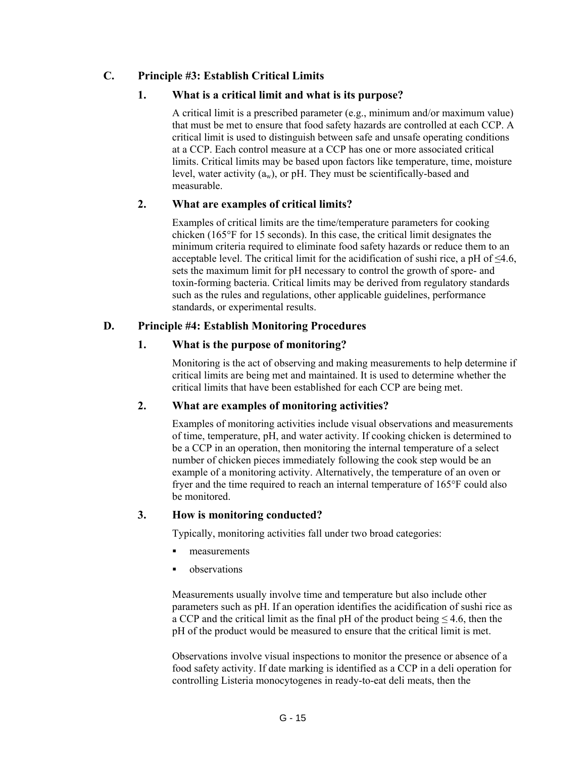## C. Principle #3: Establish Critical Limits

### 1. What is a critical limit and what is its purpose?

A critical limit is a prescribed parameter (e.g., minimum and/or maximum value) that must be met to ensure that food safety hazards are controlled at each CCP. A critical limit is used to distinguish between safe and unsafe operating conditions at a CCP. Each control measure at a CCP has one or more associated critical limits. Critical limits may be based upon factors like temperature, time, moisture level, water activity ($a_w$), or pH. They must be scientifically-based and measurable.

### 2. What are examples of critical limits?

Examples of critical limits are the time/temperature parameters for cooking chicken (165°F for 15 seconds). In this case, the critical limit designates the minimum criteria required to eliminate food safety hazards or reduce them to an acceptable level. The critical limit for the acidification of sushi rice, a pH of ≤4.6, sets the maximum limit for pH necessary to control the growth of spore- and toxin-forming bacteria. Critical limits may be derived from regulatory standards such as the rules and regulations, other applicable guidelines, performance standards, or experimental results.

## D. Principle #4: Establish Monitoring Procedures

### 1. What is the purpose of monitoring?

Monitoring is the act of observing and making measurements to help determine if critical limits are being met and maintained. It is used to determine whether the critical limits that have been established for each CCP are being met.

### 2. What are examples of monitoring activities?

Examples of monitoring activities include visual observations and measurements of time, temperature, pH, and water activity. If cooking chicken is determined to be a CCP in an operation, then monitoring the internal temperature of a select number of chicken pieces immediately following the cook step would be an example of a monitoring activity. Alternatively, the temperature of an oven or fryer and the time required to reach an internal temperature of 165°F could also be monitored.

### 3. How is monitoring conducted?

Typically, monitoring activities fall under two broad categories:

- measurements
- observations

Measurements usually involve time and temperature but also include other parameters such as pH. If an operation identifies the acidification of sushi rice as a CCP and the critical limit as the final pH of the product being ≤ 4.6, then the pH of the product would be measured to ensure that the critical limit is met.

Observations involve visual inspections to monitor the presence or absence of a food safety activity. If date marking is identified as a CCP in a deli operation for controlling Listeria monocytogenes in ready-to-eat deli meats, then the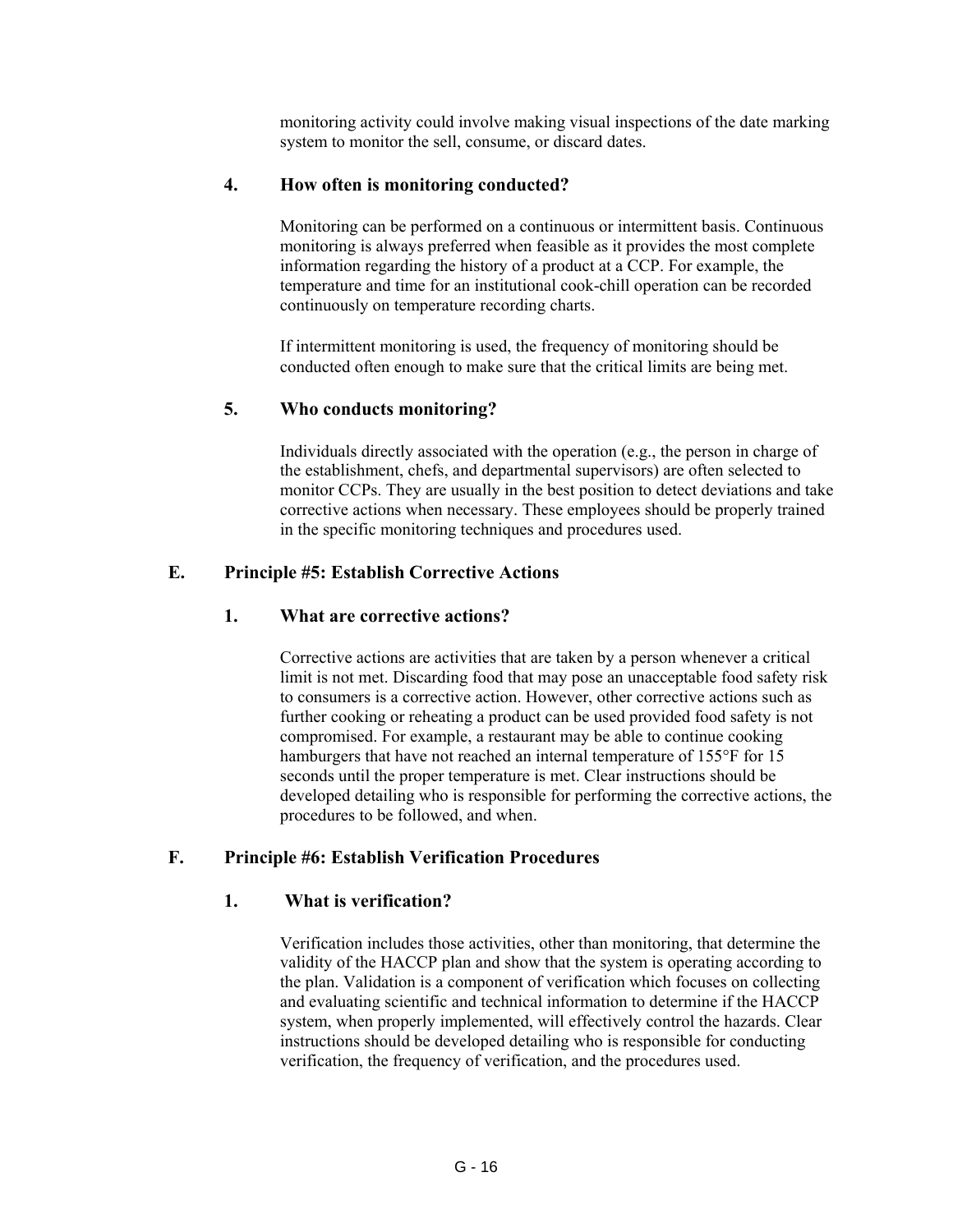monitoring activity could involve making visual inspections of the date marking system to monitor the sell, consume, or discard dates.

#### 4. How often is monitoring conducted?

Monitoring can be performed on a continuous or intermittent basis. Continuous monitoring is always preferred when feasible as it provides the most complete information regarding the history of a product at a CCP. For example, the temperature and time for an institutional cook-chill operation can be recorded continuously on temperature recording charts.

If intermittent monitoring is used, the frequency of monitoring should be conducted often enough to make sure that the critical limits are being met.

#### 5. Who conducts monitoring?

Individuals directly associated with the operation (e.g., the person in charge of the establishment, chefs, and departmental supervisors) are often selected to monitor CCPs. They are usually in the best position to detect deviations and take corrective actions when necessary. These employees should be properly trained in the specific monitoring techniques and procedures used.

### E. Principle #5: Establish Corrective Actions

#### 1. What are corrective actions?

Corrective actions are activities that are taken by a person whenever a critical limit is not met. Discarding food that may pose an unacceptable food safety risk to consumers is a corrective action. However, other corrective actions such as further cooking or reheating a product can be used provided food safety is not compromised. For example, a restaurant may be able to continue cooking hamburgers that have not reached an internal temperature of 155°F for 15 seconds until the proper temperature is met. Clear instructions should be developed detailing who is responsible for performing the corrective actions, the procedures to be followed, and when.

### F. Principle #6: Establish Verification Procedures

#### 1. What is verification?

Verification includes those activities, other than monitoring, that determine the validity of the HACCP plan and show that the system is operating according to the plan. Validation is a component of verification which focuses on collecting and evaluating scientific and technical information to determine if the HACCP system, when properly implemented, will effectively control the hazards. Clear instructions should be developed detailing who is responsible for conducting verification, the frequency of verification, and the procedures used.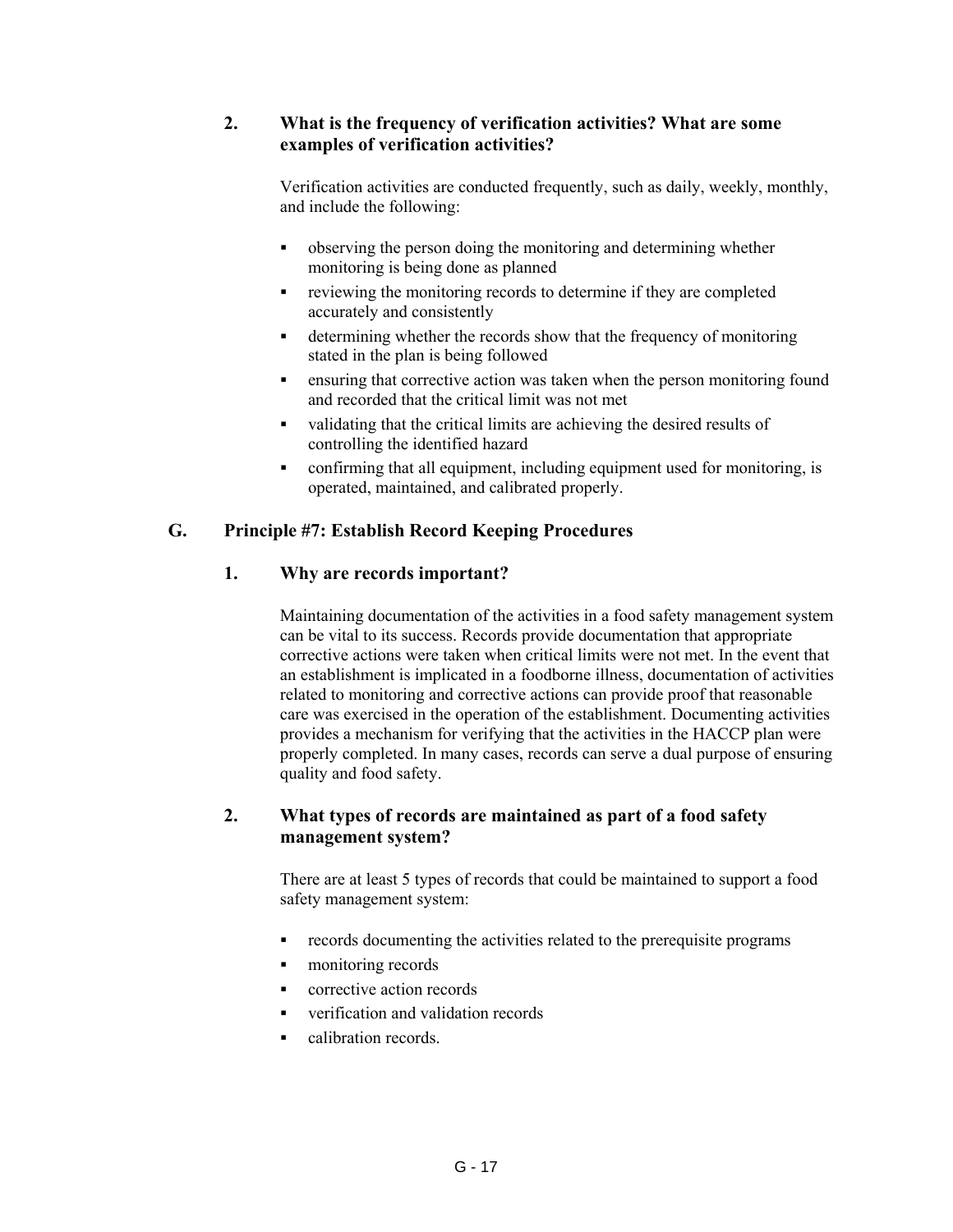### 2. What is the frequency of verification activities? What are some examples of verification activities?

Verification activities are conducted frequently, such as daily, weekly, monthly, and include the following:

- observing the person doing the monitoring and determining whether monitoring is being done as planned
- reviewing the monitoring records to determine if they are completed accurately and consistently
- determining whether the records show that the frequency of monitoring stated in the plan is being followed
- ensuring that corrective action was taken when the person monitoring found and recorded that the critical limit was not met
- validating that the critical limits are achieving the desired results of controlling the identified hazard
- confirming that all equipment, including equipment used for monitoring, is operated, maintained, and calibrated properly.

## G. Principle #7: Establish Record Keeping Procedures

### 1. Why are records important?

Maintaining documentation of the activities in a food safety management system can be vital to its success. Records provide documentation that appropriate corrective actions were taken when critical limits were not met. In the event that an establishment is implicated in a foodborne illness, documentation of activities related to monitoring and corrective actions can provide proof that reasonable care was exercised in the operation of the establishment. Documenting activities provides a mechanism for verifying that the activities in the HACCP plan were properly completed. In many cases, records can serve a dual purpose of ensuring quality and food safety.

### 2. What types of records are maintained as part of a food safety management system?

There are at least 5 types of records that could be maintained to support a food safety management system:

- records documenting the activities related to the prerequisite programs
- monitoring records
- corrective action records
- verification and validation records
- calibration records.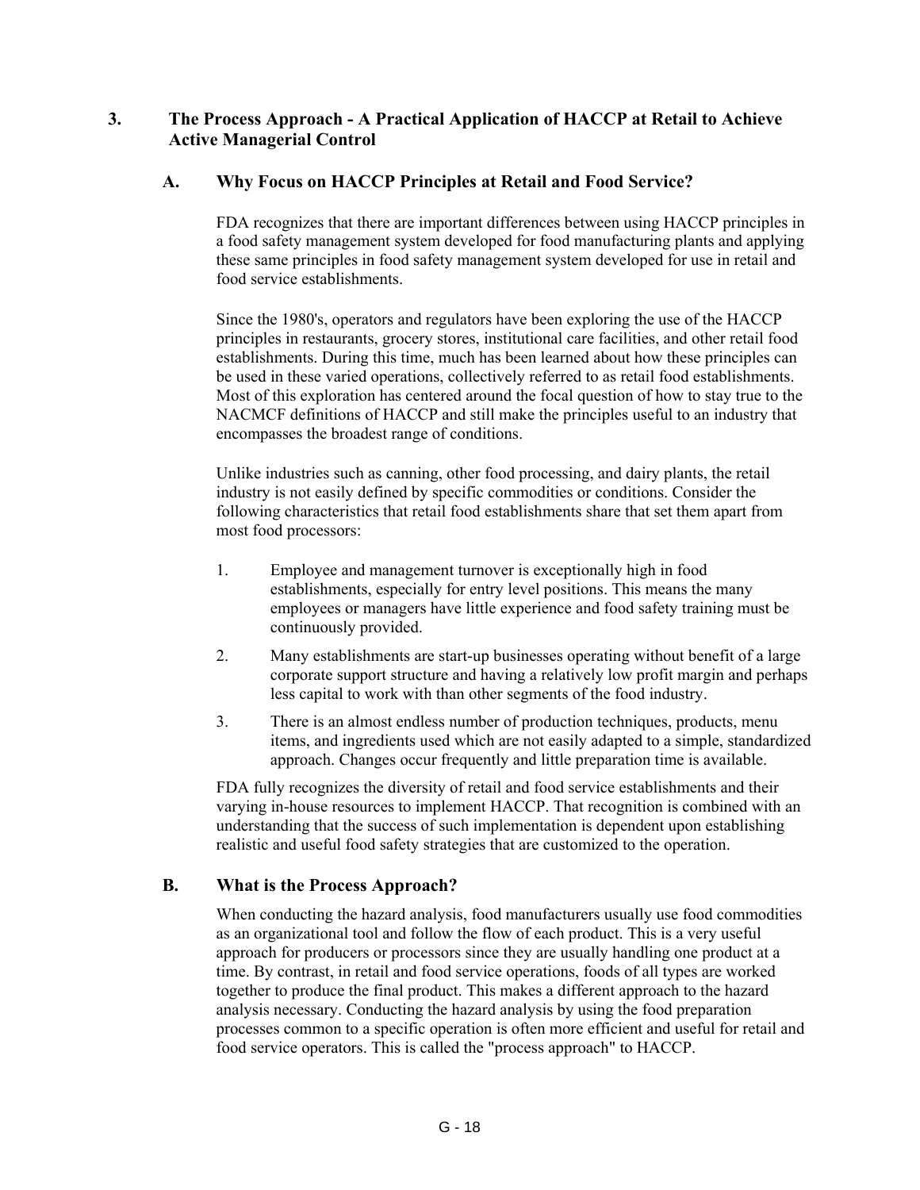## 3. The Process Approach - A Practical Application of HACCP at Retail to Achieve Active Managerial Control

### A. Why Focus on HACCP Principles at Retail and Food Service?

FDA recognizes that there are important differences between using HACCP principles in a food safety management system developed for food manufacturing plants and applying these same principles in food safety management system developed for use in retail and food service establishments.

Since the 1980's, operators and regulators have been exploring the use of the HACCP principles in restaurants, grocery stores, institutional care facilities, and other retail food establishments. During this time, much has been learned about how these principles can be used in these varied operations, collectively referred to as retail food establishments. Most of this exploration has centered around the focal question of how to stay true to the NACMCF definitions of HACCP and still make the principles useful to an industry that encompasses the broadest range of conditions.

Unlike industries such as canning, other food processing, and dairy plants, the retail industry is not easily defined by specific commodities or conditions. Consider the following characteristics that retail food establishments share that set them apart from most food processors:

1. Employee and management turnover is exceptionally high in food establishments, especially for entry level positions. This means the many employees or managers have little experience and food safety training must be continuously provided.
2. Many establishments are start-up businesses operating without benefit of a large corporate support structure and having a relatively low profit margin and perhaps less capital to work with than other segments of the food industry.
3. There is an almost endless number of production techniques, products, menu items, and ingredients used which are not easily adapted to a simple, standardized approach. Changes occur frequently and little preparation time is available.

FDA fully recognizes the diversity of retail and food service establishments and their varying in-house resources to implement HACCP. That recognition is combined with an understanding that the success of such implementation is dependent upon establishing realistic and useful food safety strategies that are customized to the operation.

### B. What is the Process Approach?

When conducting the hazard analysis, food manufacturers usually use food commodities as an organizational tool and follow the flow of each product. This is a very useful approach for producers or processors since they are usually handling one product at a time. By contrast, in retail and food service operations, foods of all types are worked together to produce the final product. This makes a different approach to the hazard analysis necessary. Conducting the hazard analysis by using the food preparation processes common to a specific operation is often more efficient and useful for retail and food service operators. This is called the "process approach" to HACCP.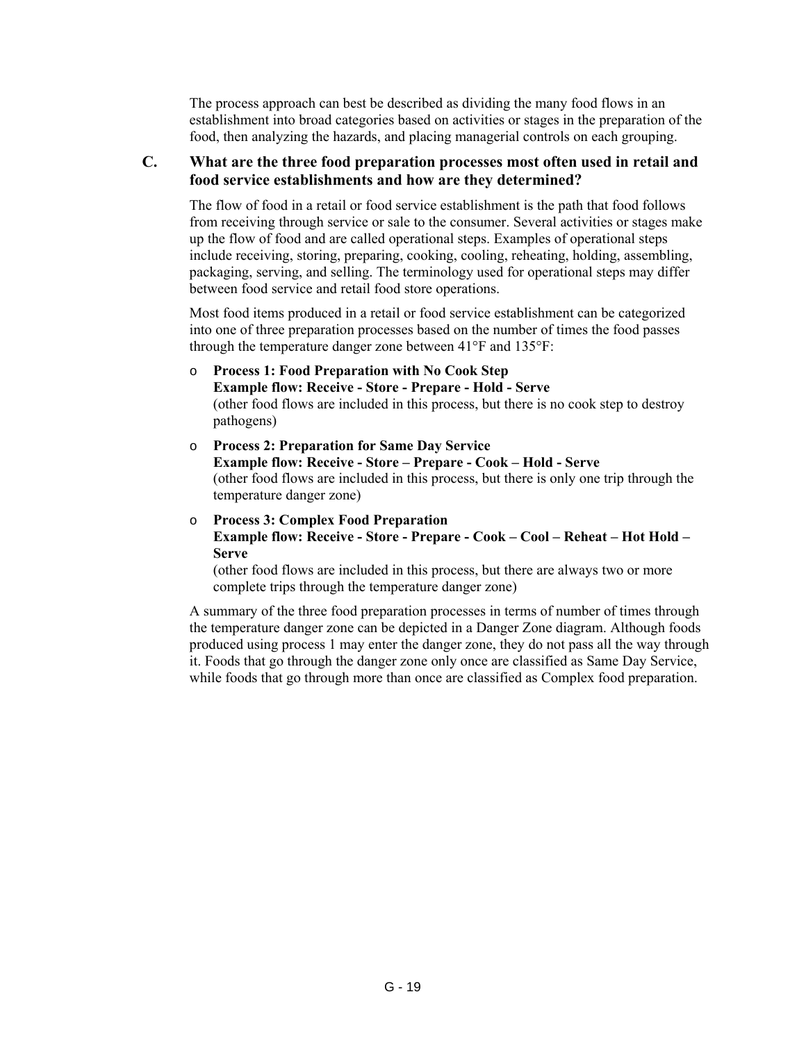The process approach can best be described as dividing the many food flows in an establishment into broad categories based on activities or stages in the preparation of the food, then analyzing the hazards, and placing managerial controls on each grouping.

### C. What are the three food preparation processes most often used in retail and food service establishments and how are they determined?

The flow of food in a retail or food service establishment is the path that food follows from receiving through service or sale to the consumer. Several activities or stages make up the flow of food and are called operational steps. Examples of operational steps include receiving, storing, preparing, cooking, cooling, reheating, holding, assembling, packaging, serving, and selling. The terminology used for operational steps may differ between food service and retail food store operations.

Most food items produced in a retail or food service establishment can be categorized into one of three preparation processes based on the number of times the food passes through the temperature danger zone between 41°F and 135°F:

- **Process 1: Food Preparation with No Cook Step**
  **Example flow: Receive - Store - Prepare - Hold - Serve**
  (other food flows are included in this process, but there is no cook step to destroy pathogens)
- **Process 2: Preparation for Same Day Service**
  **Example flow: Receive - Store – Prepare - Cook – Hold - Serve**
  (other food flows are included in this process, but there is only one trip through the temperature danger zone)
- **Process 3: Complex Food Preparation**
  **Example flow: Receive - Store - Prepare - Cook – Cool – Reheat – Hot Hold – Serve**
  (other food flows are included in this process, but there are always two or more complete trips through the temperature danger zone)

A summary of the three food preparation processes in terms of number of times through the temperature danger zone can be depicted in a Danger Zone diagram. Although foods produced using process 1 may enter the danger zone, they do not pass all the way through it. Foods that go through the danger zone only once are classified as Same Day Service, while foods that go through more than once are classified as Complex food preparation.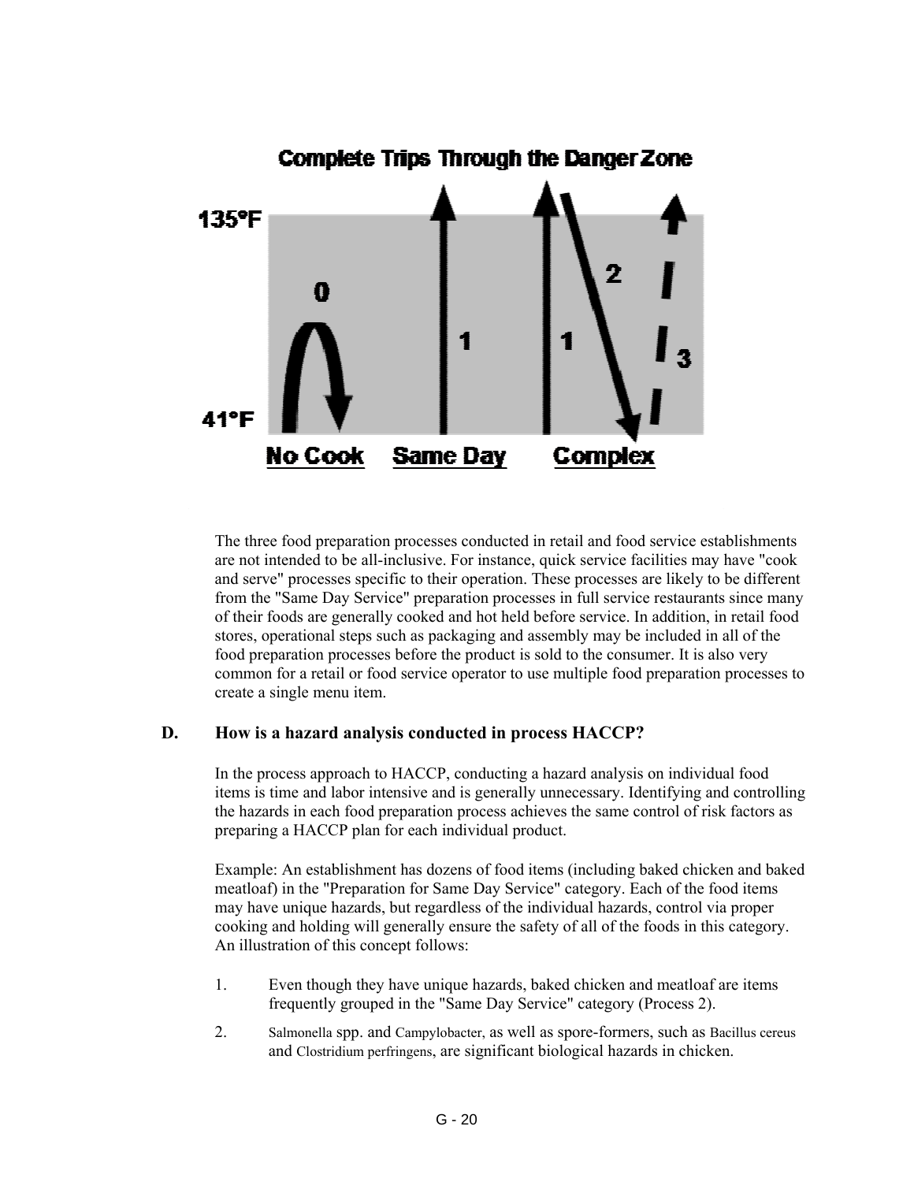**Complete Trips Through the Danger Zone**

The three food preparation processes conducted in retail and food service establishments are not intended to be all-inclusive. For instance, quick service facilities may have "cook and serve" processes specific to their operation. These processes are likely to be different from the "Same Day Service" preparation processes in full service restaurants since many of their foods are generally cooked and hot held before service. In addition, in retail food stores, operational steps such as packaging and assembly may be included in all of the food preparation processes before the product is sold to the consumer. It is also very common for a retail or food service operator to use multiple food preparation processes to create a single menu item.

## D. How is a hazard analysis conducted in process HACCP?

In the process approach to HACCP, conducting a hazard analysis on individual food items is time and labor intensive and is generally unnecessary. Identifying and controlling the hazards in each food preparation process achieves the same control of risk factors as preparing a HACCP plan for each individual product.

Example: An establishment has dozens of food items (including baked chicken and baked meatloaf) in the "Preparation for Same Day Service" category. Each of the food items may have unique hazards, but regardless of the individual hazards, control via proper cooking and holding will generally ensure the safety of all of the foods in this category. An illustration of this concept follows:

1. Even though they have unique hazards, baked chicken and meatloaf are items frequently grouped in the "Same Day Service" category (Process 2).
2. *Salmonella* spp. and *Campylobacter*, as well as spore-formers, such as *Bacillus cereus* and *Clostridium perfringens*, are significant biological hazards in chicken.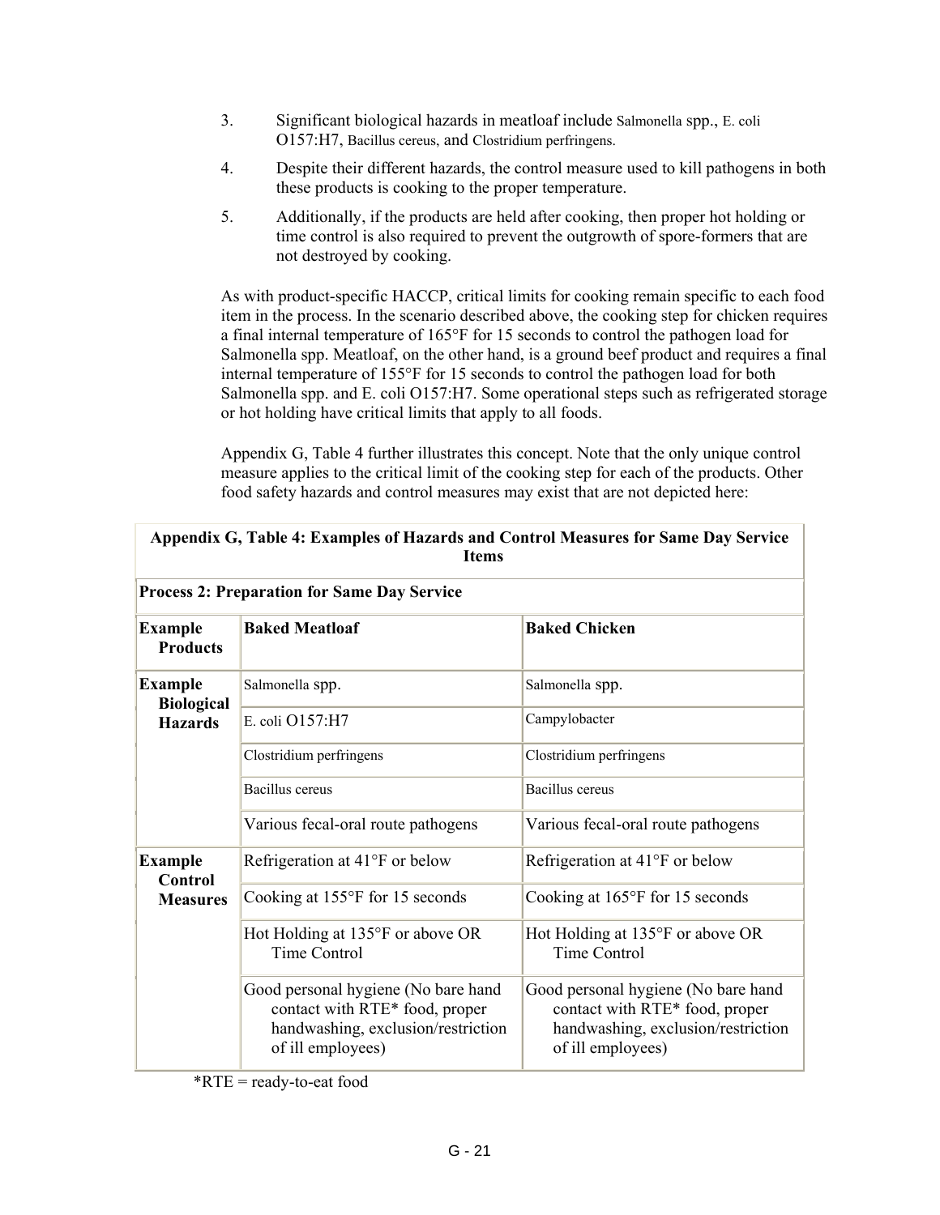3. Significant biological hazards in meatloaf include Salmonella spp., E. coli O157:H7, Bacillus cereus, and Clostridium perfringens.
4. Despite their different hazards, the control measure used to kill pathogens in both these products is cooking to the proper temperature.
5. Additionally, if the products are held after cooking, then proper hot holding or time control is also required to prevent the outgrowth of spore-formers that are not destroyed by cooking.

As with product-specific HACCP, critical limits for cooking remain specific to each food item in the process. In the scenario described above, the cooking step for chicken requires a final internal temperature of 165°F for 15 seconds to control the pathogen load for Salmonella spp. Meatloaf, on the other hand, is a ground beef product and requires a final internal temperature of 155°F for 15 seconds to control the pathogen load for both Salmonella spp. and E. coli O157:H7. Some operational steps such as refrigerated storage or hot holding have critical limits that apply to all foods.

Appendix G, Table 4 further illustrates this concept. Note that the only unique control measure applies to the critical limit of the cooking step for each of the products. Other food safety hazards and control measures may exist that are not depicted here:

**Appendix G, Table 4: Examples of Hazards and Control Measures for Same Day Service Items**

| **Process 2: Preparation for Same Day Service** | | |
|---|---|---|
| **Example Products** | **Baked Meatloaf** | **Baked Chicken** |
| **Example Biological Hazards** | Salmonella spp. | Salmonella spp. |
| | E. coli O157:H7 | Campylobacter |
| | Clostridium perfringens | Clostridium perfringens |
| | Bacillus cereus | Bacillus cereus |
| | Various fecal-oral route pathogens | Various fecal-oral route pathogens |
| **Example Control Measures** | Refrigeration at 41°F or below | Refrigeration at 41°F or below |
| | Cooking at 155°F for 15 seconds | Cooking at 165°F for 15 seconds |
| | Hot Holding at 135°F or above OR Time Control | Hot Holding at 135°F or above OR Time Control |
| | Good personal hygiene (No bare hand contact with RTE* food, proper handwashing, exclusion/restriction of ill employees) | Good personal hygiene (No bare hand contact with RTE* food, proper handwashing, exclusion/restriction of ill employees) |

*RTE = ready-to-eat food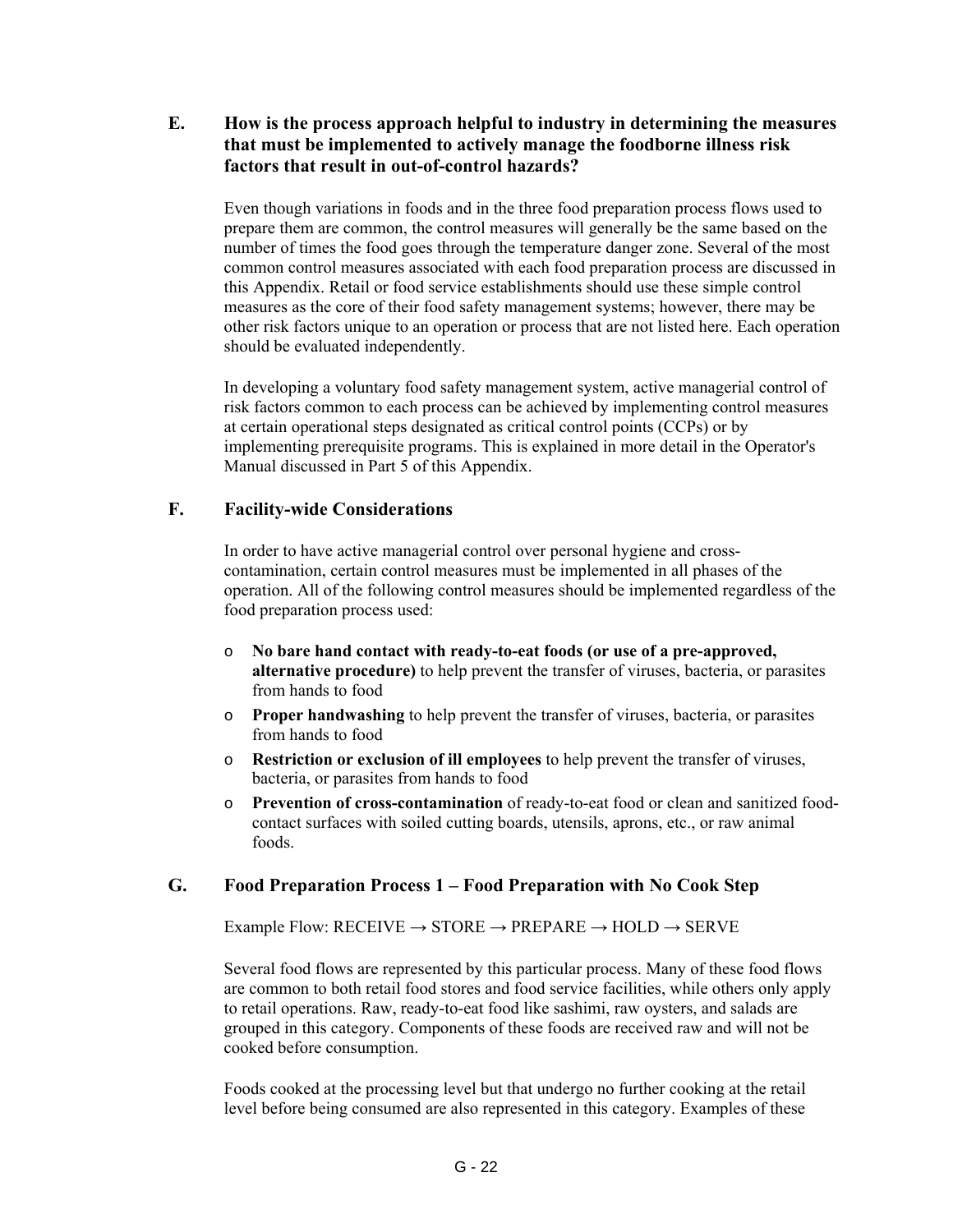### E. How is the process approach helpful to industry in determining the measures that must be implemented to actively manage the foodborne illness risk factors that result in out-of-control hazards?

Even though variations in foods and in the three food preparation process flows used to prepare them are common, the control measures will generally be the same based on the number of times the food goes through the temperature danger zone. Several of the most common control measures associated with each food preparation process are discussed in this Appendix. Retail or food service establishments should use these simple control measures as the core of their food safety management systems; however, there may be other risk factors unique to an operation or process that are not listed here. Each operation should be evaluated independently.

In developing a voluntary food safety management system, active managerial control of risk factors common to each process can be achieved by implementing control measures at certain operational steps designated as critical control points (CCPs) or by implementing prerequisite programs. This is explained in more detail in the Operator's Manual discussed in Part 5 of this Appendix.

### F. Facility-wide Considerations

In order to have active managerial control over personal hygiene and cross-contamination, certain control measures must be implemented in all phases of the operation. All of the following control measures should be implemented regardless of the food preparation process used:

- **No bare hand contact with ready-to-eat foods (or use of a pre-approved, alternative procedure)** to help prevent the transfer of viruses, bacteria, or parasites from hands to food
- **Proper handwashing** to help prevent the transfer of viruses, bacteria, or parasites from hands to food
- **Restriction or exclusion of ill employees** to help prevent the transfer of viruses, bacteria, or parasites from hands to food
- **Prevention of cross-contamination** of ready-to-eat food or clean and sanitized food-contact surfaces with soiled cutting boards, utensils, aprons, etc., or raw animal foods.

### G. Food Preparation Process 1 – Food Preparation with No Cook Step

Example Flow: RECEIVE → STORE → PREPARE → HOLD → SERVE

Several food flows are represented by this particular process. Many of these food flows are common to both retail food stores and food service facilities, while others only apply to retail operations. Raw, ready-to-eat food like sashimi, raw oysters, and salads are grouped in this category. Components of these foods are received raw and will not be cooked before consumption.

Foods cooked at the processing level but that undergo no further cooking at the retail level before being consumed are also represented in this category. Examples of these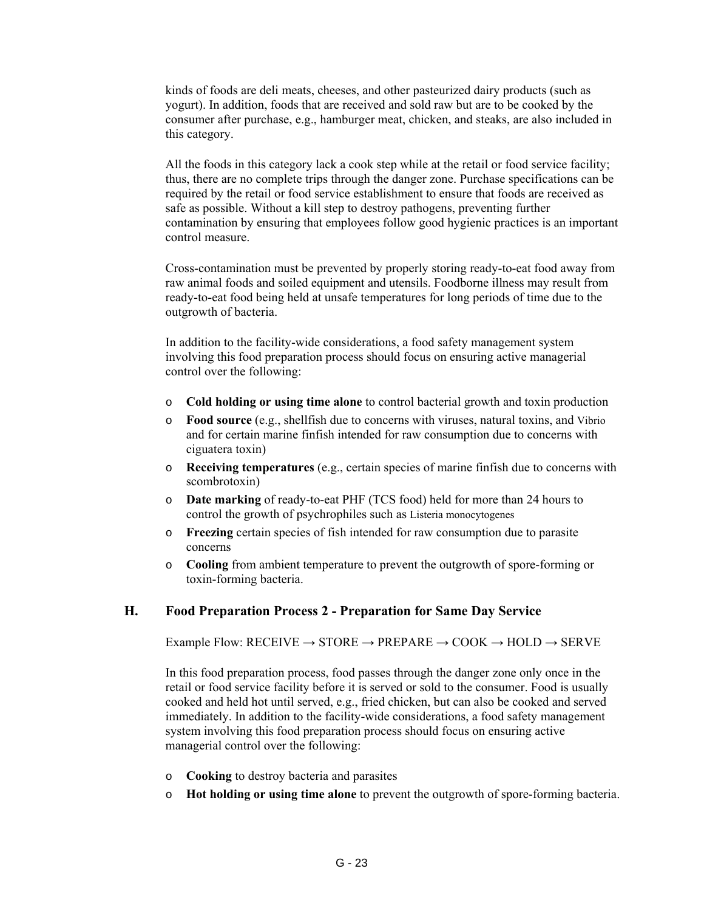kinds of foods are deli meats, cheeses, and other pasteurized dairy products (such as yogurt). In addition, foods that are received and sold raw but are to be cooked by the consumer after purchase, e.g., hamburger meat, chicken, and steaks, are also included in this category.

All the foods in this category lack a cook step while at the retail or food service facility; thus, there are no complete trips through the danger zone. Purchase specifications can be required by the retail or food service establishment to ensure that foods are received as safe as possible. Without a kill step to destroy pathogens, preventing further contamination by ensuring that employees follow good hygienic practices is an important control measure.

Cross-contamination must be prevented by properly storing ready-to-eat food away from raw animal foods and soiled equipment and utensils. Foodborne illness may result from ready-to-eat food being held at unsafe temperatures for long periods of time due to the outgrowth of bacteria.

In addition to the facility-wide considerations, a food safety management system involving this food preparation process should focus on ensuring active managerial control over the following:

- **Cold holding or using time alone** to control bacterial growth and toxin production
- **Food source** (e.g., shellfish due to concerns with viruses, natural toxins, and Vibrio and for certain marine finfish intended for raw consumption due to concerns with ciguatera toxin)
- **Receiving temperatures** (e.g., certain species of marine finfish due to concerns with scombrotoxin)
- **Date marking** of ready-to-eat PHF (TCS food) held for more than 24 hours to control the growth of psychrophiles such as Listeria monocytogenes
- **Freezing** certain species of fish intended for raw consumption due to parasite concerns
- **Cooling** from ambient temperature to prevent the outgrowth of spore-forming or toxin-forming bacteria.

## H. Food Preparation Process 2 - Preparation for Same Day Service

Example Flow: RECEIVE → STORE → PREPARE → COOK → HOLD → SERVE

In this food preparation process, food passes through the danger zone only once in the retail or food service facility before it is served or sold to the consumer. Food is usually cooked and held hot until served, e.g., fried chicken, but can also be cooked and served immediately. In addition to the facility-wide considerations, a food safety management system involving this food preparation process should focus on ensuring active managerial control over the following:

- **Cooking** to destroy bacteria and parasites
- **Hot holding or using time alone** to prevent the outgrowth of spore-forming bacteria.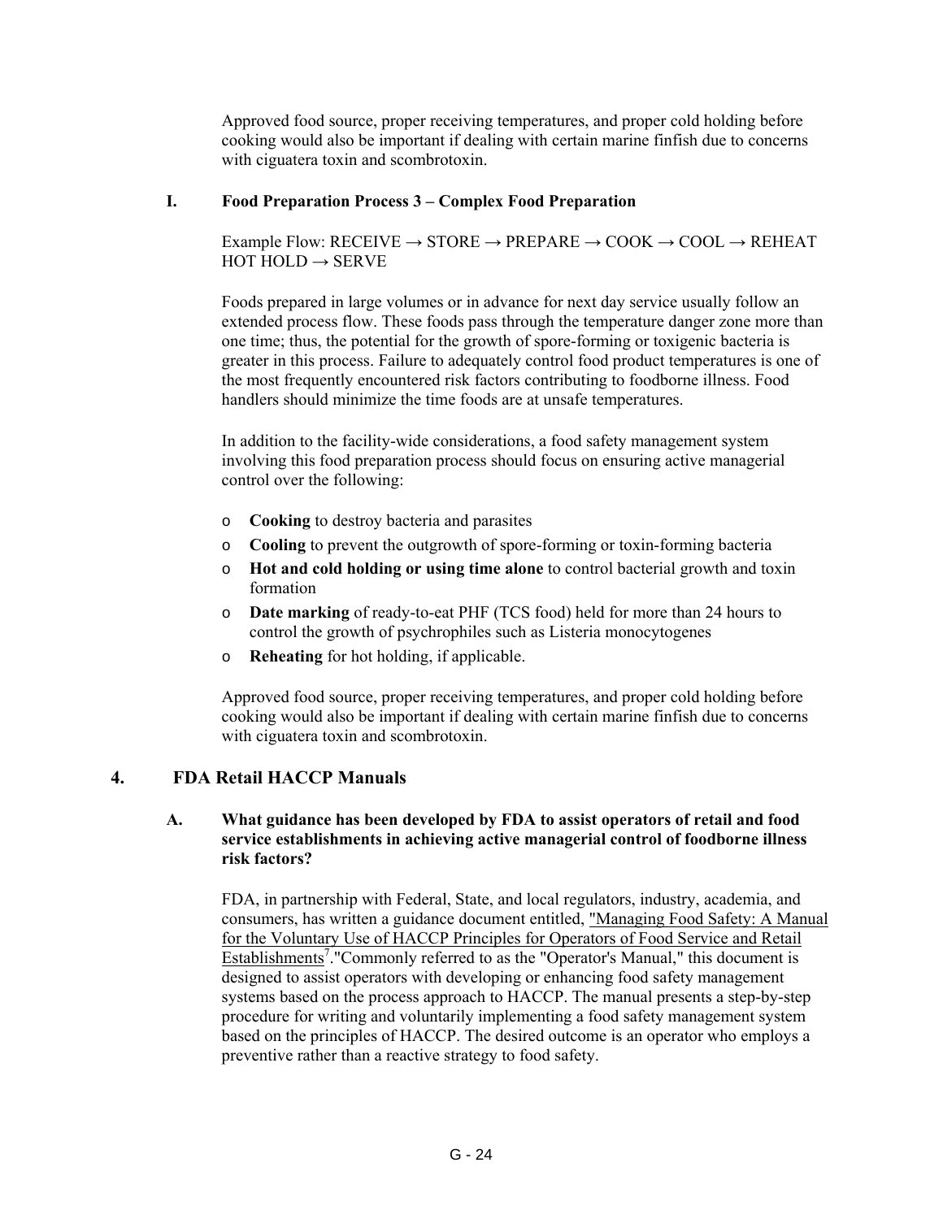Approved food source, proper receiving temperatures, and proper cold holding before cooking would also be important if dealing with certain marine finfish due to concerns with ciguatera toxin and scombrotoxin.

### I. Food Preparation Process 3 – Complex Food Preparation

Example Flow: RECEIVE → STORE → PREPARE → COOK → COOL → REHEAT HOT HOLD → SERVE

Foods prepared in large volumes or in advance for next day service usually follow an extended process flow. These foods pass through the temperature danger zone more than one time; thus, the potential for the growth of spore-forming or toxigenic bacteria is greater in this process. Failure to adequately control food product temperatures is one of the most frequently encountered risk factors contributing to foodborne illness. Food handlers should minimize the time foods are at unsafe temperatures.

In addition to the facility-wide considerations, a food safety management system involving this food preparation process should focus on ensuring active managerial control over the following:

- **Cooking** to destroy bacteria and parasites
- **Cooling** to prevent the outgrowth of spore-forming or toxin-forming bacteria
- **Hot and cold holding or using time alone** to control bacterial growth and toxin formation
- **Date marking** of ready-to-eat PHF (TCS food) held for more than 24 hours to control the growth of psychrophiles such as Listeria monocytogenes
- **Reheating** for hot holding, if applicable.

Approved food source, proper receiving temperatures, and proper cold holding before cooking would also be important if dealing with certain marine finfish due to concerns with ciguatera toxin and scombrotoxin.

## 4. FDA Retail HACCP Manuals

### A. What guidance has been developed by FDA to assist operators of retail and food service establishments in achieving active managerial control of foodborne illness risk factors?

FDA, in partnership with Federal, State, and local regulators, industry, academia, and consumers, has written a guidance document entitled, "Managing Food Safety: A Manual for the Voluntary Use of HACCP Principles for Operators of Food Service and Retail Establishments[7]." Commonly referred to as the "Operator's Manual," this document is designed to assist operators with developing or enhancing food safety management systems based on the process approach to HACCP. The manual presents a step-by-step procedure for writing and voluntarily implementing a food safety management system based on the principles of HACCP. The desired outcome is an operator who employs a preventive rather than a reactive strategy to food safety.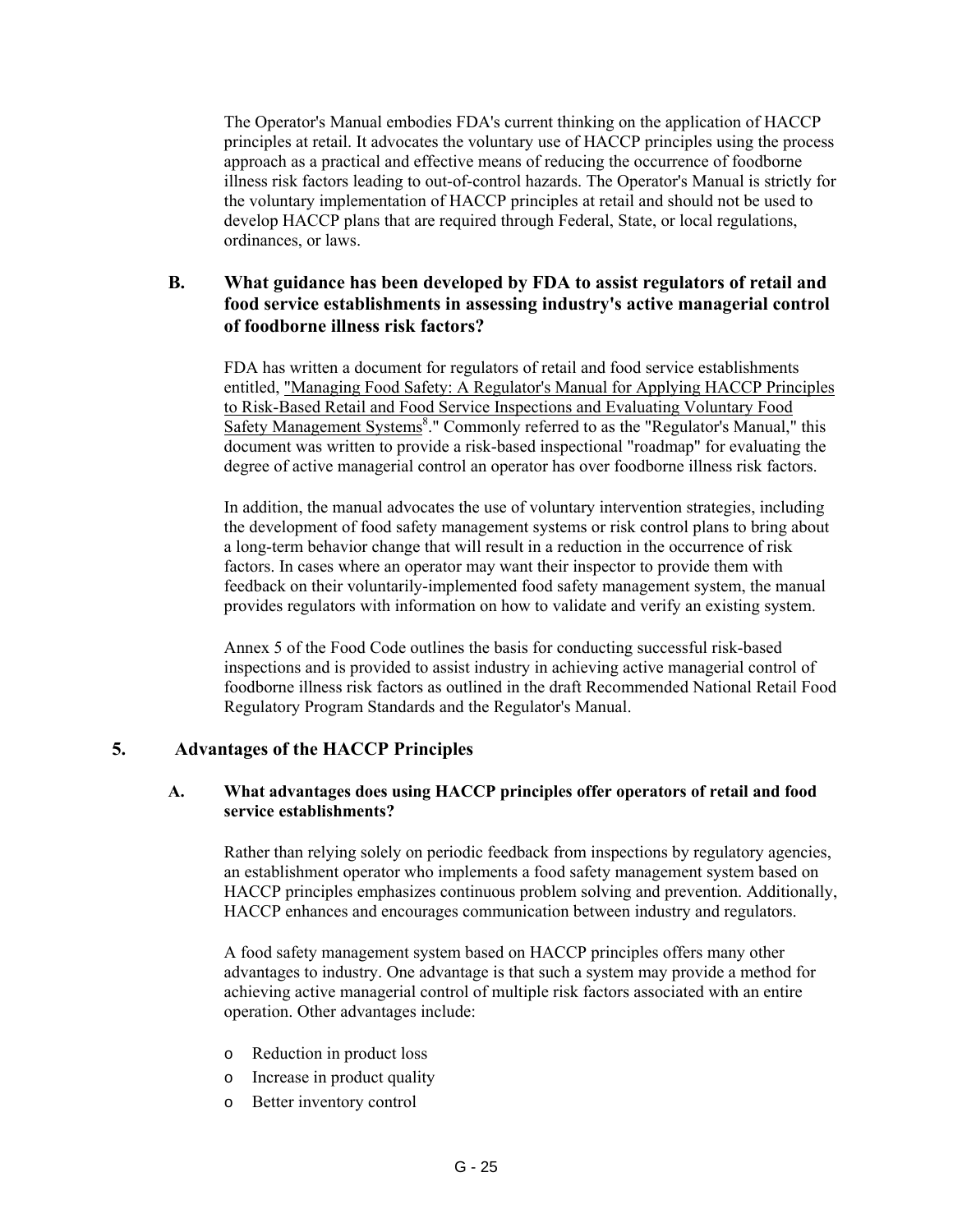The Operator's Manual embodies FDA's current thinking on the application of HACCP principles at retail. It advocates the voluntary use of HACCP principles using the process approach as a practical and effective means of reducing the occurrence of foodborne illness risk factors leading to out-of-control hazards. The Operator's Manual is strictly for the voluntary implementation of HACCP principles at retail and should not be used to develop HACCP plans that are required through Federal, State, or local regulations, ordinances, or laws.

### B. What guidance has been developed by FDA to assist regulators of retail and food service establishments in assessing industry's active managerial control of foodborne illness risk factors?

FDA has written a document for regulators of retail and food service establishments entitled, "Managing Food Safety: A Regulator's Manual for Applying HACCP Principles to Risk-Based Retail and Food Service Inspections and Evaluating Voluntary Food Safety Management Systems[8]." Commonly referred to as the "Regulator's Manual," this document was written to provide a risk-based inspectional "roadmap" for evaluating the degree of active managerial control an operator has over foodborne illness risk factors.

In addition, the manual advocates the use of voluntary intervention strategies, including the development of food safety management systems or risk control plans to bring about a long-term behavior change that will result in a reduction in the occurrence of risk factors. In cases where an operator may want their inspector to provide them with feedback on their voluntarily-implemented food safety management system, the manual provides regulators with information on how to validate and verify an existing system.

Annex 5 of the Food Code outlines the basis for conducting successful risk-based inspections and is provided to assist industry in achieving active managerial control of foodborne illness risk factors as outlined in the draft Recommended National Retail Food Regulatory Program Standards and the Regulator's Manual.

## 5. Advantages of the HACCP Principles

### A. What advantages does using HACCP principles offer operators of retail and food service establishments?

Rather than relying solely on periodic feedback from inspections by regulatory agencies, an establishment operator who implements a food safety management system based on HACCP principles emphasizes continuous problem solving and prevention. Additionally, HACCP enhances and encourages communication between industry and regulators.

A food safety management system based on HACCP principles offers many other advantages to industry. One advantage is that such a system may provide a method for achieving active managerial control of multiple risk factors associated with an entire operation. Other advantages include:

- Reduction in product loss
- Increase in product quality
- Better inventory control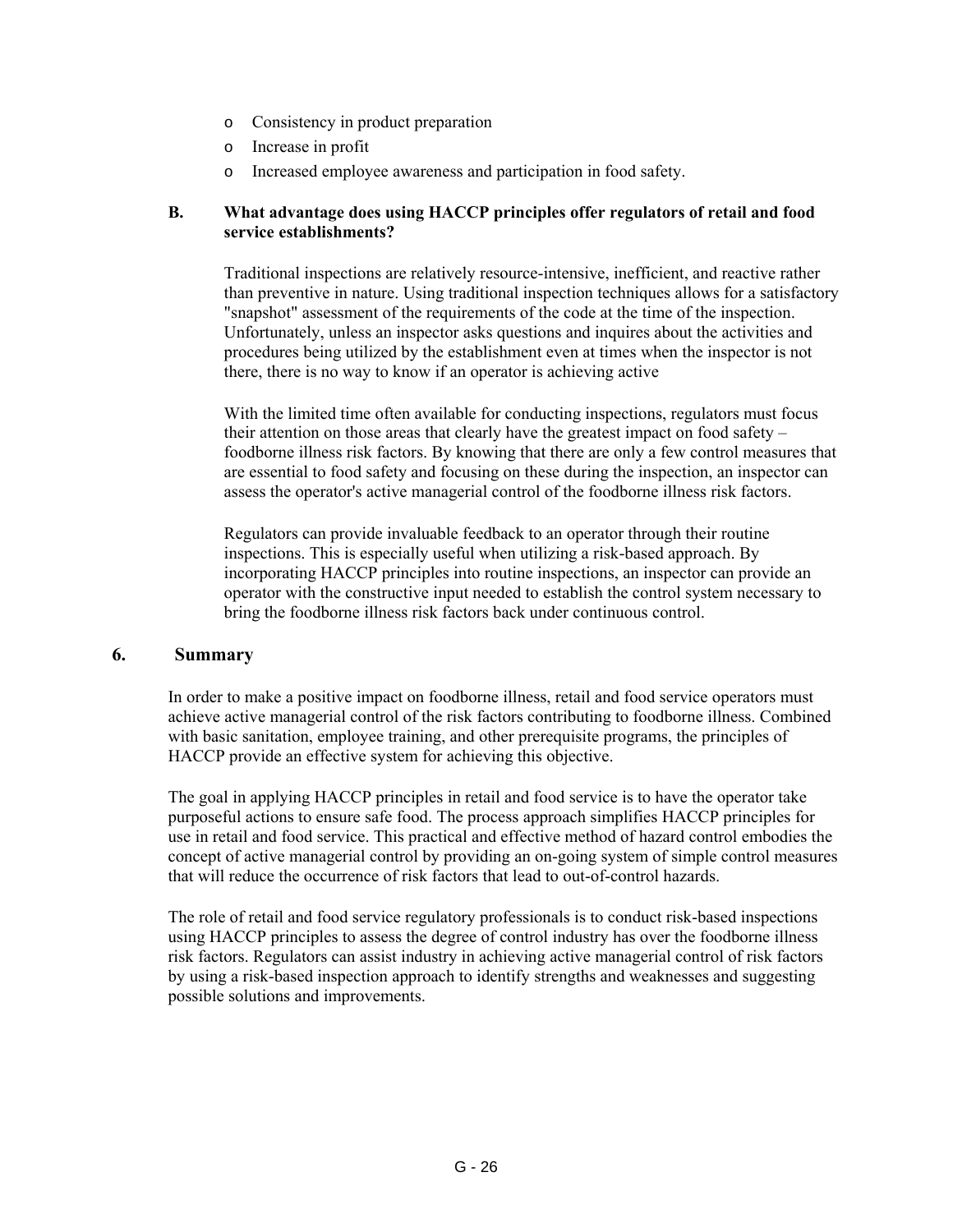- Consistency in product preparation
- Increase in profit
- Increased employee awareness and participation in food safety.

**B. What advantage does using HACCP principles offer regulators of retail and food service establishments?**

Traditional inspections are relatively resource-intensive, inefficient, and reactive rather than preventive in nature. Using traditional inspection techniques allows for a satisfactory "snapshot" assessment of the requirements of the code at the time of the inspection. Unfortunately, unless an inspector asks questions and inquires about the activities and procedures being utilized by the establishment even at times when the inspector is not there, there is no way to know if an operator is achieving active

With the limited time often available for conducting inspections, regulators must focus their attention on those areas that clearly have the greatest impact on food safety – foodborne illness risk factors. By knowing that there are only a few control measures that are essential to food safety and focusing on these during the inspection, an inspector can assess the operator's active managerial control of the foodborne illness risk factors.

Regulators can provide invaluable feedback to an operator through their routine inspections. This is especially useful when utilizing a risk-based approach. By incorporating HACCP principles into routine inspections, an inspector can provide an operator with the constructive input needed to establish the control system necessary to bring the foodborne illness risk factors back under continuous control.

## 6. Summary

In order to make a positive impact on foodborne illness, retail and food service operators must achieve active managerial control of the risk factors contributing to foodborne illness. Combined with basic sanitation, employee training, and other prerequisite programs, the principles of HACCP provide an effective system for achieving this objective.

The goal in applying HACCP principles in retail and food service is to have the operator take purposeful actions to ensure safe food. The process approach simplifies HACCP principles for use in retail and food service. This practical and effective method of hazard control embodies the concept of active managerial control by providing an on-going system of simple control measures that will reduce the occurrence of risk factors that lead to out-of-control hazards.

The role of retail and food service regulatory professionals is to conduct risk-based inspections using HACCP principles to assess the degree of control industry has over the foodborne illness risk factors. Regulators can assist industry in achieving active managerial control of risk factors by using a risk-based inspection approach to identify strengths and weaknesses and suggesting possible solutions and improvements.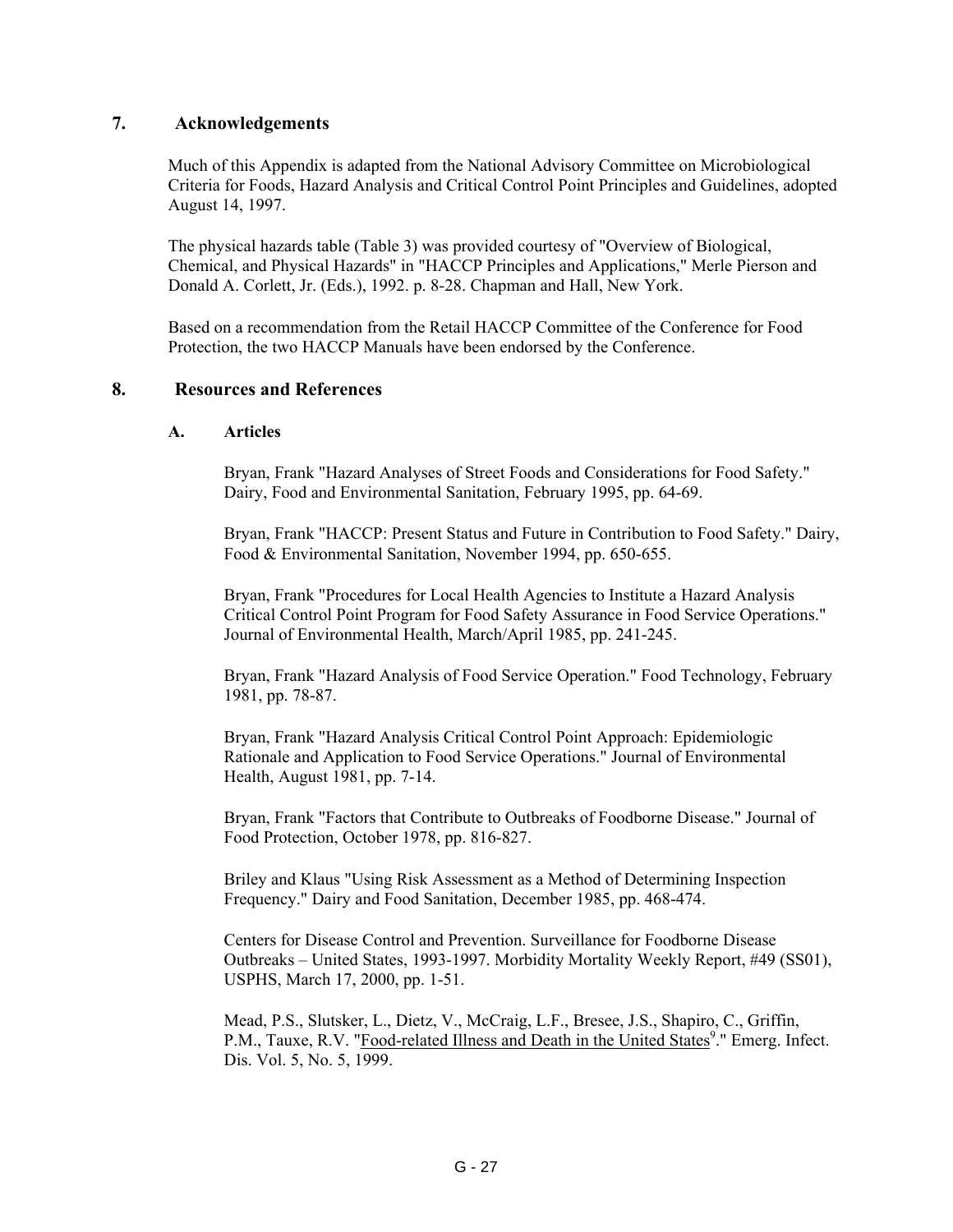## 7. Acknowledgements

Much of this Appendix is adapted from the National Advisory Committee on Microbiological Criteria for Foods, Hazard Analysis and Critical Control Point Principles and Guidelines, adopted August 14, 1997.

The physical hazards table (Table 3) was provided courtesy of "Overview of Biological, Chemical, and Physical Hazards" in "HACCP Principles and Applications," Merle Pierson and Donald A. Corlett, Jr. (Eds.), 1992. p. 8-28. Chapman and Hall, New York.

Based on a recommendation from the Retail HACCP Committee of the Conference for Food Protection, the two HACCP Manuals have been endorsed by the Conference.

## 8. Resources and References

### A. Articles

Bryan, Frank "Hazard Analyses of Street Foods and Considerations for Food Safety." Dairy, Food and Environmental Sanitation, February 1995, pp. 64-69.

Bryan, Frank "HACCP: Present Status and Future in Contribution to Food Safety." Dairy, Food & Environmental Sanitation, November 1994, pp. 650-655.

Bryan, Frank "Procedures for Local Health Agencies to Institute a Hazard Analysis Critical Control Point Program for Food Safety Assurance in Food Service Operations." Journal of Environmental Health, March/April 1985, pp. 241-245.

Bryan, Frank "Hazard Analysis of Food Service Operation." Food Technology, February 1981, pp. 78-87.

Bryan, Frank "Hazard Analysis Critical Control Point Approach: Epidemiologic Rationale and Application to Food Service Operations." Journal of Environmental Health, August 1981, pp. 7-14.

Bryan, Frank "Factors that Contribute to Outbreaks of Foodborne Disease." Journal of Food Protection, October 1978, pp. 816-827.

Briley and Klaus "Using Risk Assessment as a Method of Determining Inspection Frequency." Dairy and Food Sanitation, December 1985, pp. 468-474.

Centers for Disease Control and Prevention. Surveillance for Foodborne Disease Outbreaks – United States, 1993-1997. Morbidity Mortality Weekly Report, #49 (SS01), USPHS, March 17, 2000, pp. 1-51.

Mead, P.S., Slutsker, L., Dietz, V., McCraig, L.F., Bresee, J.S., Shapiro, C., Griffin, P.M., Tauxe, R.V. "Food-related Illness and Death in the United States[9]." Emerg. Infect. Dis. Vol. 5, No. 5, 1999.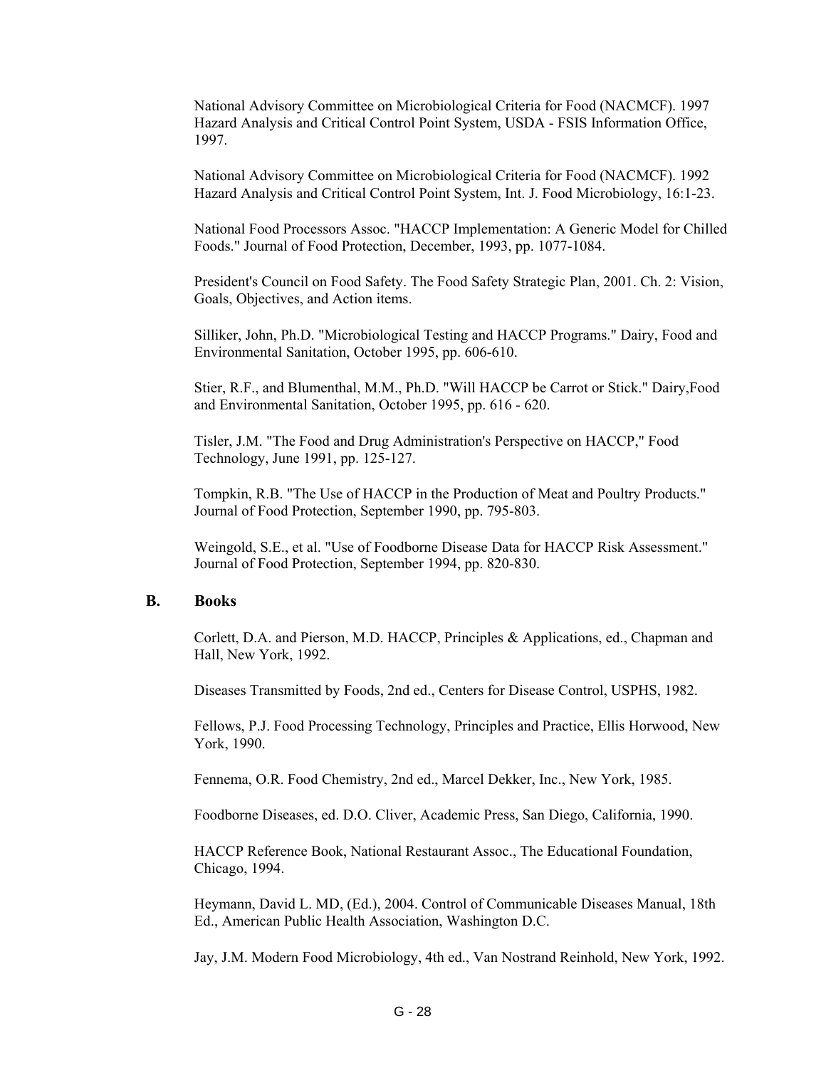National Advisory Committee on Microbiological Criteria for Food (NACMCF). 1997 Hazard Analysis and Critical Control Point System, USDA - FSIS Information Office, 1997.

National Advisory Committee on Microbiological Criteria for Food (NACMCF). 1992 Hazard Analysis and Critical Control Point System, Int. J. Food Microbiology, 16:1-23.

National Food Processors Assoc. "HACCP Implementation: A Generic Model for Chilled Foods." Journal of Food Protection, December, 1993, pp. 1077-1084.

President's Council on Food Safety. The Food Safety Strategic Plan, 2001. Ch. 2: Vision, Goals, Objectives, and Action items.

Silliker, John, Ph.D. "Microbiological Testing and HACCP Programs." Dairy, Food and Environmental Sanitation, October 1995, pp. 606-610.

Stier, R.F., and Blumenthal, M.M., Ph.D. "Will HACCP be Carrot or Stick." Dairy,Food and Environmental Sanitation, October 1995, pp. 616 - 620.

Tisler, J.M. "The Food and Drug Administration's Perspective on HACCP," Food Technology, June 1991, pp. 125-127.

Tompkin, R.B. "The Use of HACCP in the Production of Meat and Poultry Products." Journal of Food Protection, September 1990, pp. 795-803.

Weingold, S.E., et al. "Use of Foodborne Disease Data for HACCP Risk Assessment." Journal of Food Protection, September 1994, pp. 820-830.

## B. Books

Corlett, D.A. and Pierson, M.D. HACCP, Principles & Applications, ed., Chapman and Hall, New York, 1992.

Diseases Transmitted by Foods, 2nd ed., Centers for Disease Control, USPHS, 1982.

Fellows, P.J. Food Processing Technology, Principles and Practice, Ellis Horwood, New York, 1990.

Fennema, O.R. Food Chemistry, 2nd ed., Marcel Dekker, Inc., New York, 1985.

Foodborne Diseases, ed. D.O. Cliver, Academic Press, San Diego, California, 1990.

HACCP Reference Book, National Restaurant Assoc., The Educational Foundation, Chicago, 1994.

Heymann, David L. MD, (Ed.), 2004. Control of Communicable Diseases Manual, 18th Ed., American Public Health Association, Washington D.C.

Jay, J.M. Modern Food Microbiology, 4th ed., Van Nostrand Reinhold, New York, 1992.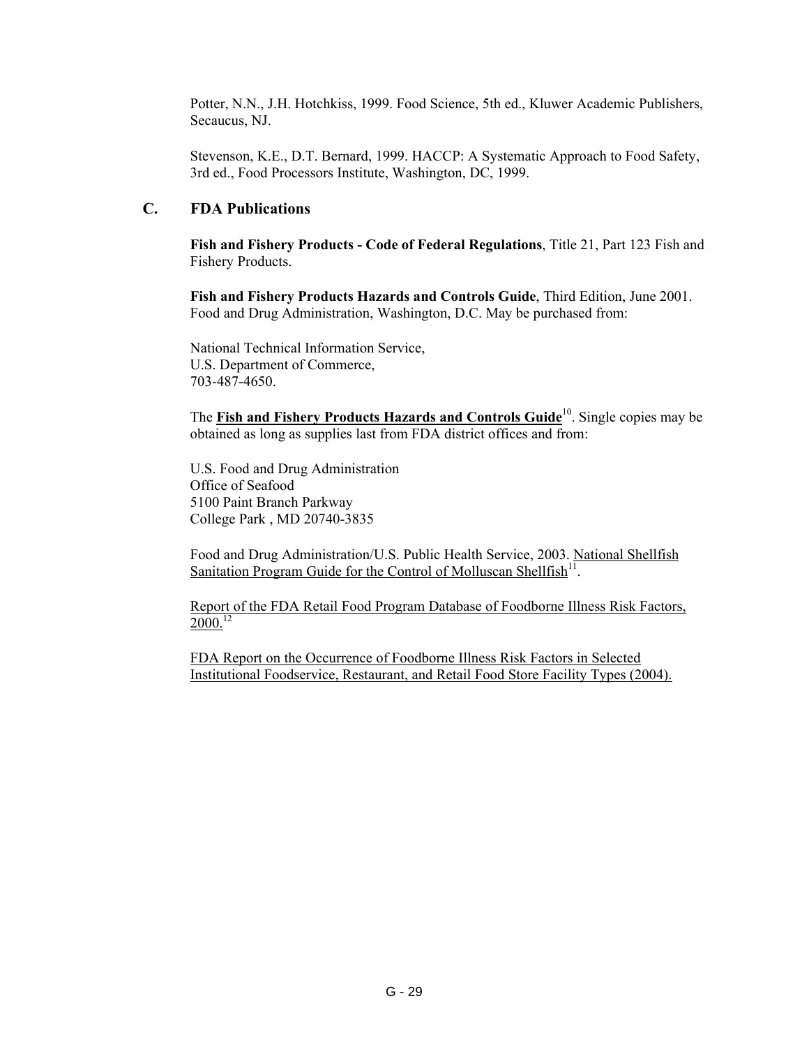Potter, N.N., J.H. Hotchkiss, 1999. Food Science, 5th ed., Kluwer Academic Publishers, Secaucus, NJ.

Stevenson, K.E., D.T. Bernard, 1999. HACCP: A Systematic Approach to Food Safety, 3rd ed., Food Processors Institute, Washington, DC, 1999.

## C. FDA Publications

**Fish and Fishery Products - Code of Federal Regulations**, Title 21, Part 123 Fish and Fishery Products.

**Fish and Fishery Products Hazards and Controls Guide**, Third Edition, June 2001. Food and Drug Administration, Washington, D.C. May be purchased from:

National Technical Information Service,
U.S. Department of Commerce,
703-487-4650.

The **Fish and Fishery Products Hazards and Controls Guide**[10]. Single copies may be obtained as long as supplies last from FDA district offices and from:

U.S. Food and Drug Administration
Office of Seafood
5100 Paint Branch Parkway
College Park , MD 20740-3835

Food and Drug Administration/U.S. Public Health Service, 2003. National Shellfish Sanitation Program Guide for the Control of Molluscan Shellfish[11].

Report of the FDA Retail Food Program Database of Foodborne Illness Risk Factors, 2000.[12]

FDA Report on the Occurrence of Foodborne Illness Risk Factors in Selected Institutional Foodservice, Restaurant, and Retail Food Store Facility Types (2004).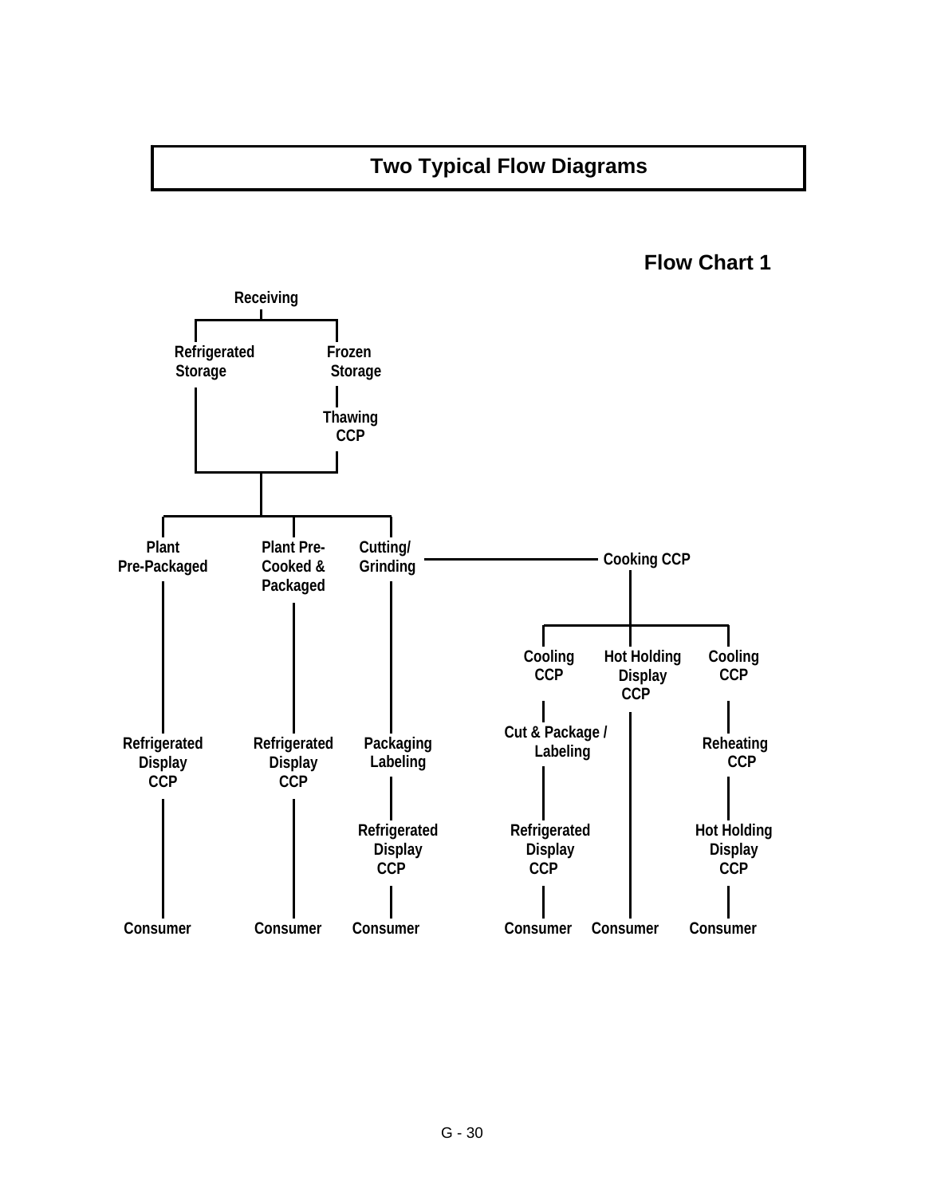# Two Typical Flow Diagrams

## Flow Chart 1

Receiving

- Refrigerated Storage
- Frozen Storage → Thawing CCP

Paths (after storage/thawing):

1. Plant Pre-Packaged → Refrigerated Display CCP → Consumer
2. Plant Pre-Cooked & Packaged → Refrigerated Display CCP → Consumer
3. Cutting/ Grinding → Packaging Labeling → Refrigerated Display CCP → Consumer
4. Cutting/ Grinding → Cooking CCP
   - Cooling CCP → Cut & Package / Labeling → Refrigerated Display CCP → Consumer
   - Hot Holding Display CCP → Consumer
   - Cooling CCP → Reheating CCP → Hot Holding Display CCP → Consumer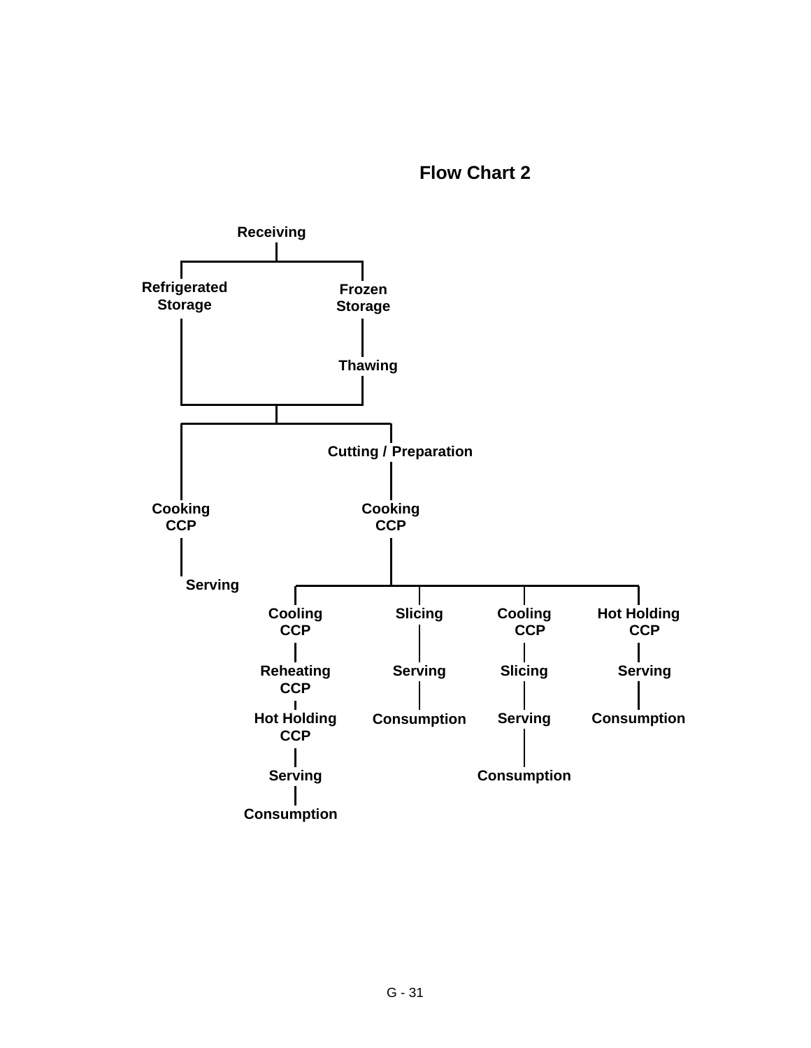## Flow Chart 2

Receiving

- Refrigerated Storage
- Frozen Storage → Thawing

Then:

- Cooking CCP → Serving
- Cutting / Preparation → Cooking CCP
  - Cooling CCP → Reheating CCP → Hot Holding CCP → Serving → Consumption
  - Slicing → Serving → Consumption
  - Cooling CCP → Slicing → Serving → Consumption
  - Hot Holding CCP → Serving → Consumption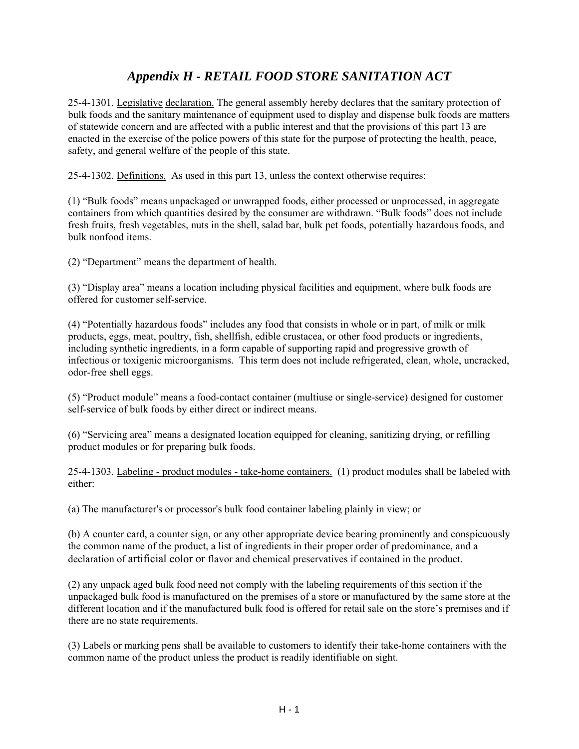# *Appendix H - RETAIL FOOD STORE SANITATION ACT*

25-4-1301. Legislative declaration. The general assembly hereby declares that the sanitary protection of bulk foods and the sanitary maintenance of equipment used to display and dispense bulk foods are matters of statewide concern and are affected with a public interest and that the provisions of this part 13 are enacted in the exercise of the police powers of this state for the purpose of protecting the health, peace, safety, and general welfare of the people of this state.

25-4-1302. Definitions. As used in this part 13, unless the context otherwise requires:

(1) "Bulk foods" means unpackaged or unwrapped foods, either processed or unprocessed, in aggregate containers from which quantities desired by the consumer are withdrawn. "Bulk foods" does not include fresh fruits, fresh vegetables, nuts in the shell, salad bar, bulk pet foods, potentially hazardous foods, and bulk nonfood items.

(2) "Department" means the department of health.

(3) "Display area" means a location including physical facilities and equipment, where bulk foods are offered for customer self-service.

(4) "Potentially hazardous foods" includes any food that consists in whole or in part, of milk or milk products, eggs, meat, poultry, fish, shellfish, edible crustacea, or other food products or ingredients, including synthetic ingredients, in a form capable of supporting rapid and progressive growth of infectious or toxigenic microorganisms. This term does not include refrigerated, clean, whole, uncracked, odor-free shell eggs.

(5) "Product module" means a food-contact container (multiuse or single-service) designed for customer self-service of bulk foods by either direct or indirect means.

(6) "Servicing area" means a designated location equipped for cleaning, sanitizing drying, or refilling product modules or for preparing bulk foods.

25-4-1303. Labeling - product modules - take-home containers. (1) product modules shall be labeled with either:

(a) The manufacturer's or processor's bulk food container labeling plainly in view; or

(b) A counter card, a counter sign, or any other appropriate device bearing prominently and conspicuously the common name of the product, a list of ingredients in their proper order of predominance, and a declaration of artificial color or flavor and chemical preservatives if contained in the product.

(2) any unpack aged bulk food need not comply with the labeling requirements of this section if the unpackaged bulk food is manufactured on the premises of a store or manufactured by the same store at the different location and if the manufactured bulk food is offered for retail sale on the store's premises and if there are no state requirements.

(3) Labels or marking pens shall be available to customers to identify their take-home containers with the common name of the product unless the product is readily identifiable on sight.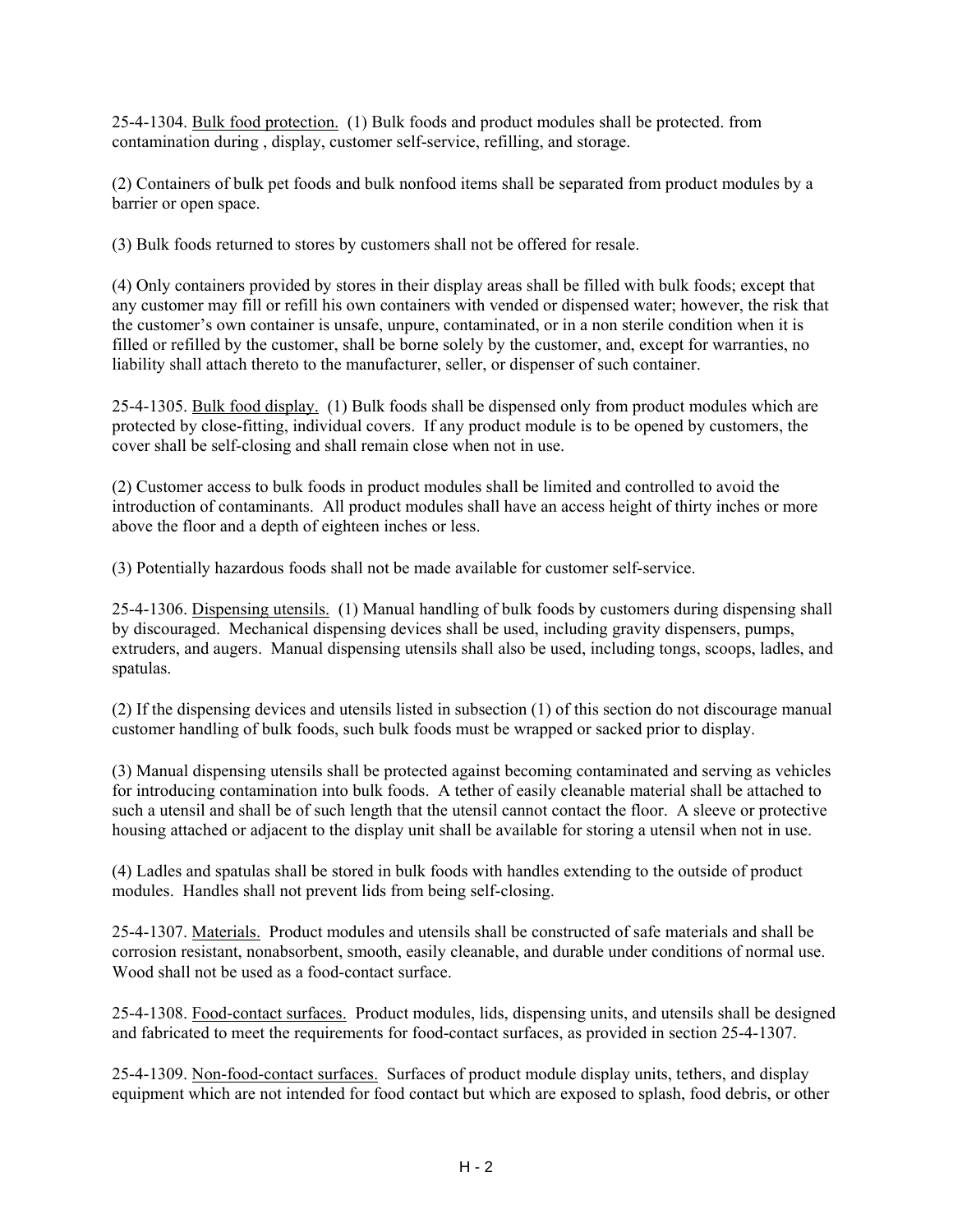25-4-1304. Bulk food protection. (1) Bulk foods and product modules shall be protected. from contamination during , display, customer self-service, refilling, and storage.

(2) Containers of bulk pet foods and bulk nonfood items shall be separated from product modules by a barrier or open space.

(3) Bulk foods returned to stores by customers shall not be offered for resale.

(4) Only containers provided by stores in their display areas shall be filled with bulk foods; except that any customer may fill or refill his own containers with vended or dispensed water; however, the risk that the customer's own container is unsafe, unpure, contaminated, or in a non sterile condition when it is filled or refilled by the customer, shall be borne solely by the customer, and, except for warranties, no liability shall attach thereto to the manufacturer, seller, or dispenser of such container.

25-4-1305. Bulk food display. (1) Bulk foods shall be dispensed only from product modules which are protected by close-fitting, individual covers. If any product module is to be opened by customers, the cover shall be self-closing and shall remain close when not in use.

(2) Customer access to bulk foods in product modules shall be limited and controlled to avoid the introduction of contaminants. All product modules shall have an access height of thirty inches or more above the floor and a depth of eighteen inches or less.

(3) Potentially hazardous foods shall not be made available for customer self-service.

25-4-1306. Dispensing utensils. (1) Manual handling of bulk foods by customers during dispensing shall by discouraged. Mechanical dispensing devices shall be used, including gravity dispensers, pumps, extruders, and augers. Manual dispensing utensils shall also be used, including tongs, scoops, ladles, and spatulas.

(2) If the dispensing devices and utensils listed in subsection (1) of this section do not discourage manual customer handling of bulk foods, such bulk foods must be wrapped or sacked prior to display.

(3) Manual dispensing utensils shall be protected against becoming contaminated and serving as vehicles for introducing contamination into bulk foods. A tether of easily cleanable material shall be attached to such a utensil and shall be of such length that the utensil cannot contact the floor. A sleeve or protective housing attached or adjacent to the display unit shall be available for storing a utensil when not in use.

(4) Ladles and spatulas shall be stored in bulk foods with handles extending to the outside of product modules. Handles shall not prevent lids from being self-closing.

25-4-1307. Materials. Product modules and utensils shall be constructed of safe materials and shall be corrosion resistant, nonabsorbent, smooth, easily cleanable, and durable under conditions of normal use. Wood shall not be used as a food-contact surface.

25-4-1308. Food-contact surfaces. Product modules, lids, dispensing units, and utensils shall be designed and fabricated to meet the requirements for food-contact surfaces, as provided in section 25-4-1307.

25-4-1309. Non-food-contact surfaces. Surfaces of product module display units, tethers, and display equipment which are not intended for food contact but which are exposed to splash, food debris, or other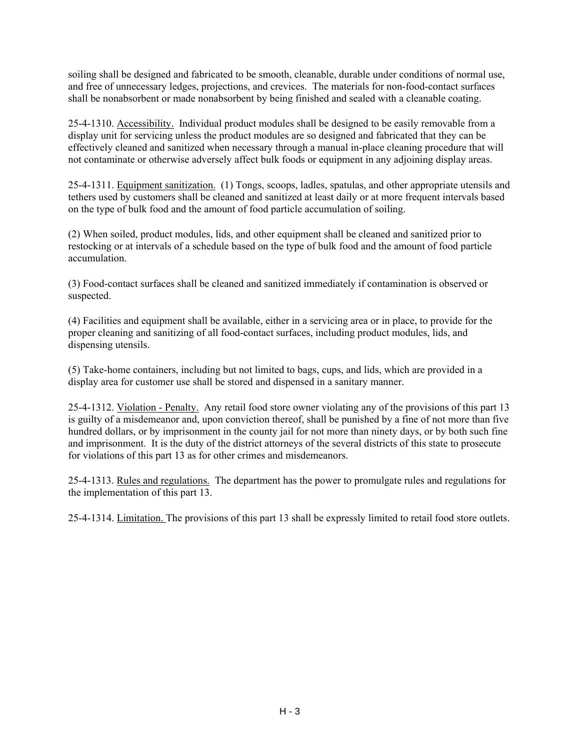soiling shall be designed and fabricated to be smooth, cleanable, durable under conditions of normal use, and free of unnecessary ledges, projections, and crevices. The materials for non-food-contact surfaces shall be nonabsorbent or made nonabsorbent by being finished and sealed with a cleanable coating.

25-4-1310. Accessibility. Individual product modules shall be designed to be easily removable from a display unit for servicing unless the product modules are so designed and fabricated that they can be effectively cleaned and sanitized when necessary through a manual in-place cleaning procedure that will not contaminate or otherwise adversely affect bulk foods or equipment in any adjoining display areas.

25-4-1311. Equipment sanitization. (1) Tongs, scoops, ladles, spatulas, and other appropriate utensils and tethers used by customers shall be cleaned and sanitized at least daily or at more frequent intervals based on the type of bulk food and the amount of food particle accumulation of soiling.

(2) When soiled, product modules, lids, and other equipment shall be cleaned and sanitized prior to restocking or at intervals of a schedule based on the type of bulk food and the amount of food particle accumulation.

(3) Food-contact surfaces shall be cleaned and sanitized immediately if contamination is observed or suspected.

(4) Facilities and equipment shall be available, either in a servicing area or in place, to provide for the proper cleaning and sanitizing of all food-contact surfaces, including product modules, lids, and dispensing utensils.

(5) Take-home containers, including but not limited to bags, cups, and lids, which are provided in a display area for customer use shall be stored and dispensed in a sanitary manner.

25-4-1312. Violation - Penalty. Any retail food store owner violating any of the provisions of this part 13 is guilty of a misdemeanor and, upon conviction thereof, shall be punished by a fine of not more than five hundred dollars, or by imprisonment in the county jail for not more than ninety days, or by both such fine and imprisonment. It is the duty of the district attorneys of the several districts of this state to prosecute for violations of this part 13 as for other crimes and misdemeanors.

25-4-1313. Rules and regulations. The department has the power to promulgate rules and regulations for the implementation of this part 13.

25-4-1314. Limitation. The provisions of this part 13 shall be expressly limited to retail food store outlets.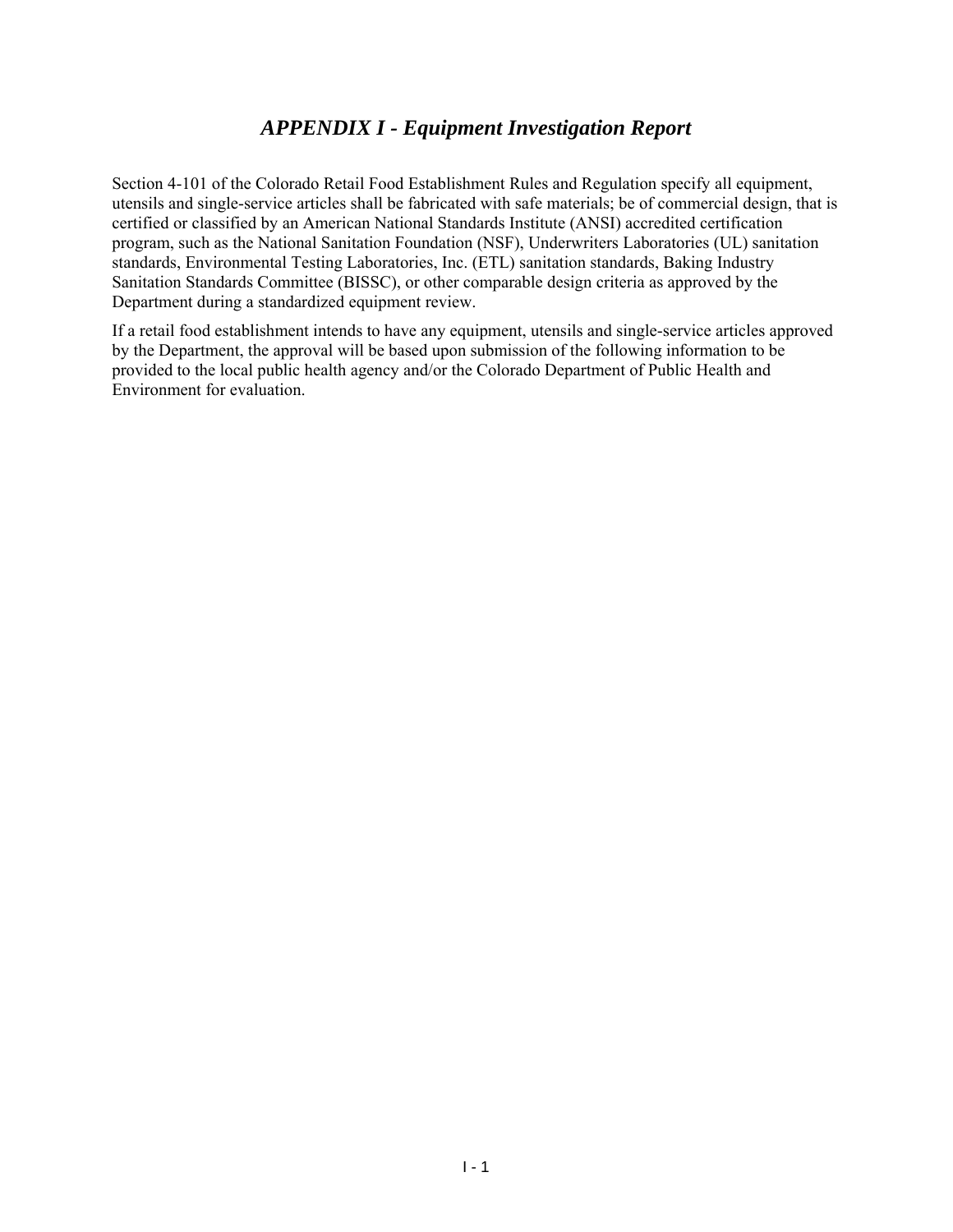# *APPENDIX I - Equipment Investigation Report*

Section 4-101 of the Colorado Retail Food Establishment Rules and Regulation specify all equipment, utensils and single-service articles shall be fabricated with safe materials; be of commercial design, that is certified or classified by an American National Standards Institute (ANSI) accredited certification program, such as the National Sanitation Foundation (NSF), Underwriters Laboratories (UL) sanitation standards, Environmental Testing Laboratories, Inc. (ETL) sanitation standards, Baking Industry Sanitation Standards Committee (BISSC), or other comparable design criteria as approved by the Department during a standardized equipment review.

If a retail food establishment intends to have any equipment, utensils and single-service articles approved by the Department, the approval will be based upon submission of the following information to be provided to the local public health agency and/or the Colorado Department of Public Health and Environment for evaluation.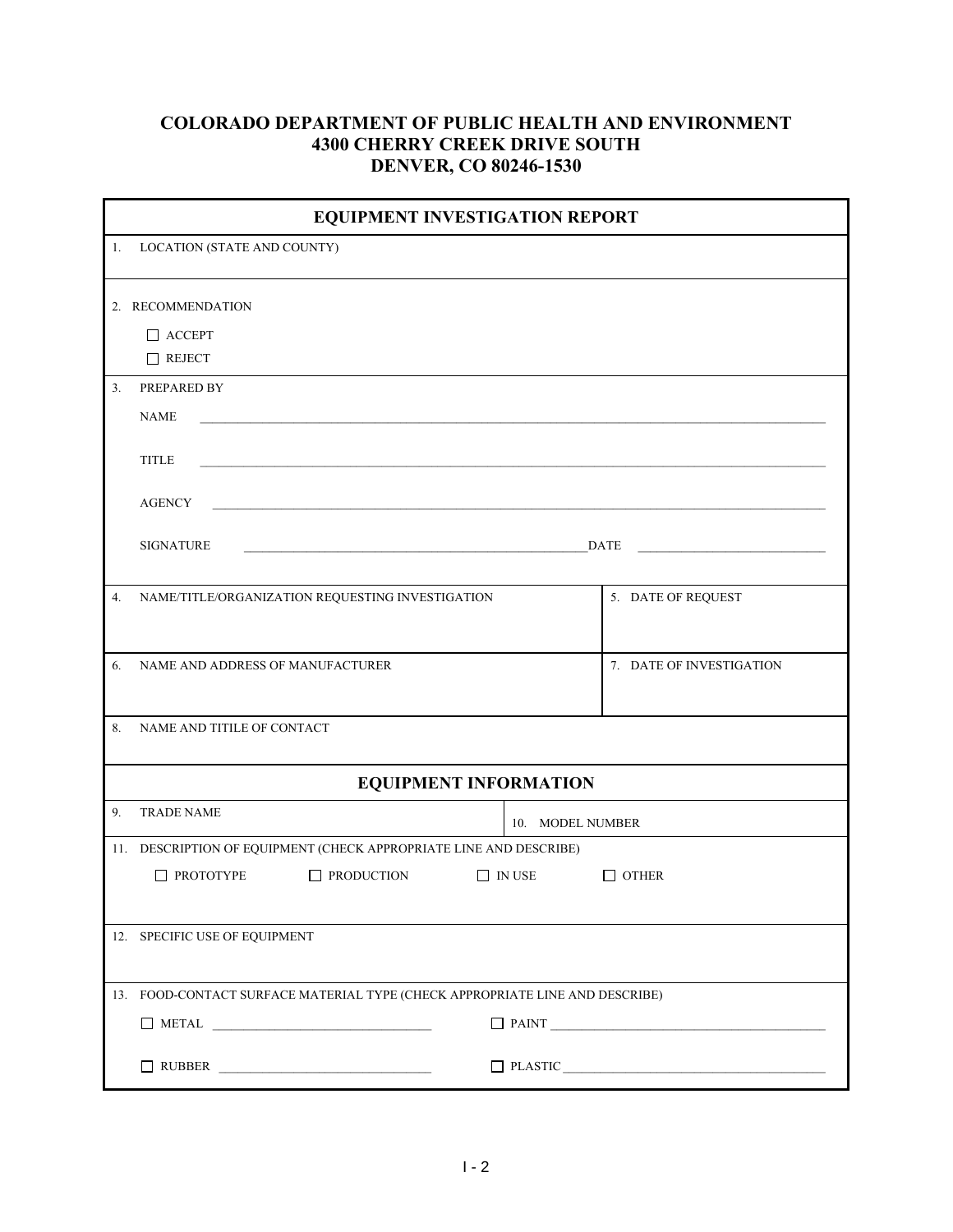**COLORADO DEPARTMENT OF PUBLIC HEALTH AND ENVIRONMENT**
**4300 CHERRY CREEK DRIVE SOUTH**
**DENVER, CO 80246-1530**

## EQUIPMENT INVESTIGATION REPORT

1. LOCATION (STATE AND COUNTY)

2. RECOMMENDATION

☐ ACCEPT

☐ REJECT

3. PREPARED BY

NAME ____________________

TITLE ____________________

AGENCY ____________________

SIGNATURE ____________________ DATE ____________________

| 4. NAME/TITLE/ORGANIZATION REQUESTING INVESTIGATION | 5. DATE OF REQUEST |
|---|---|
| 6. NAME AND ADDRESS OF MANUFACTURER | 7. DATE OF INVESTIGATION |

8. NAME AND TITILE OF CONTACT

## EQUIPMENT INFORMATION

| 9. TRADE NAME | 10. MODEL NUMBER |
|---|---|

11. DESCRIPTION OF EQUIPMENT (CHECK APPROPRIATE LINE AND DESCRIBE)

☐ PROTOTYPE ☐ PRODUCTION ☐ IN USE ☐ OTHER

12. SPECIFIC USE OF EQUIPMENT

13. FOOD-CONTACT SURFACE MATERIAL TYPE (CHECK APPROPRIATE LINE AND DESCRIBE)

☐ METAL ____________________ ☐ PAINT ____________________

☐ RUBBER ____________________ ☐ PLASTIC ____________________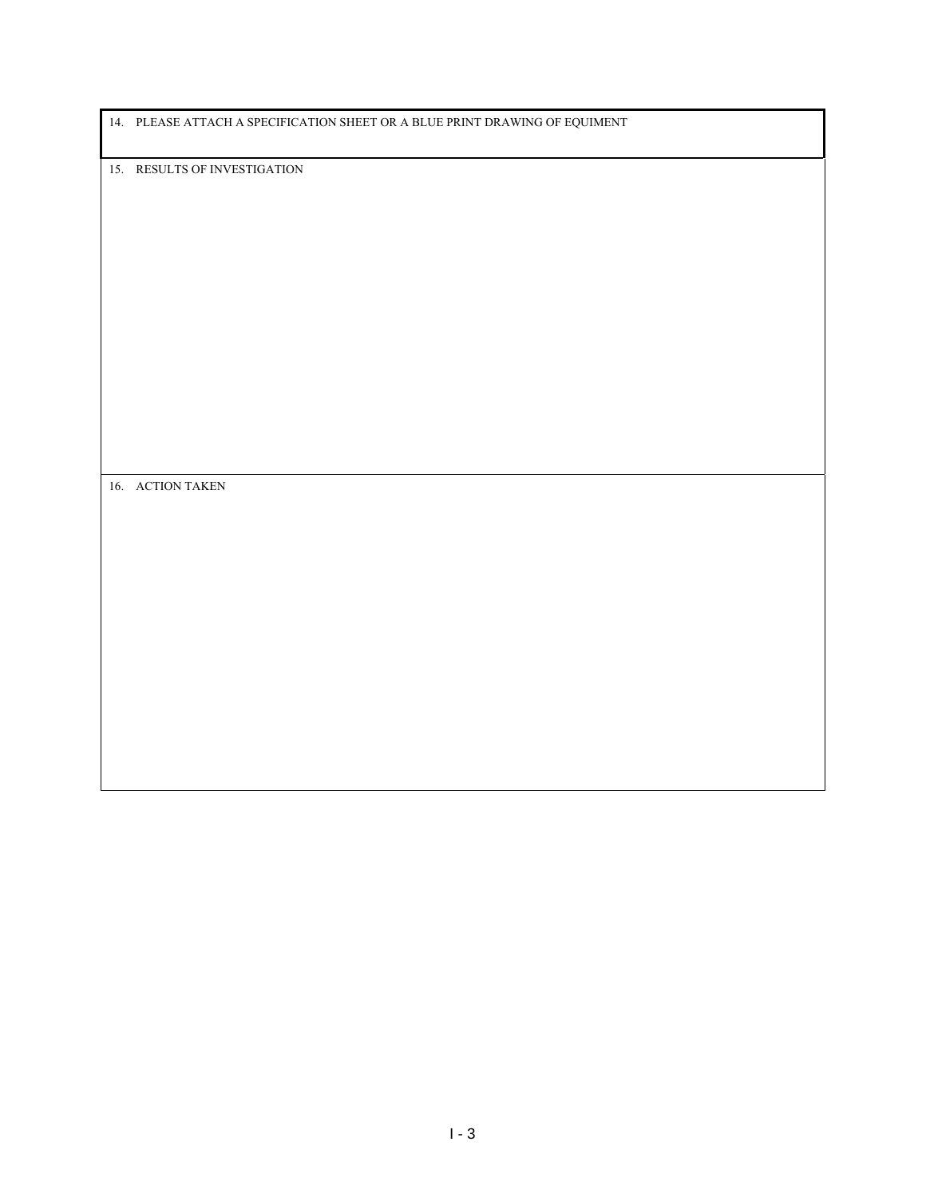14. PLEASE ATTACH A SPECIFICATION SHEET OR A BLUE PRINT DRAWING OF EQUIMENT

15. RESULTS OF INVESTIGATION

16. ACTION TAKEN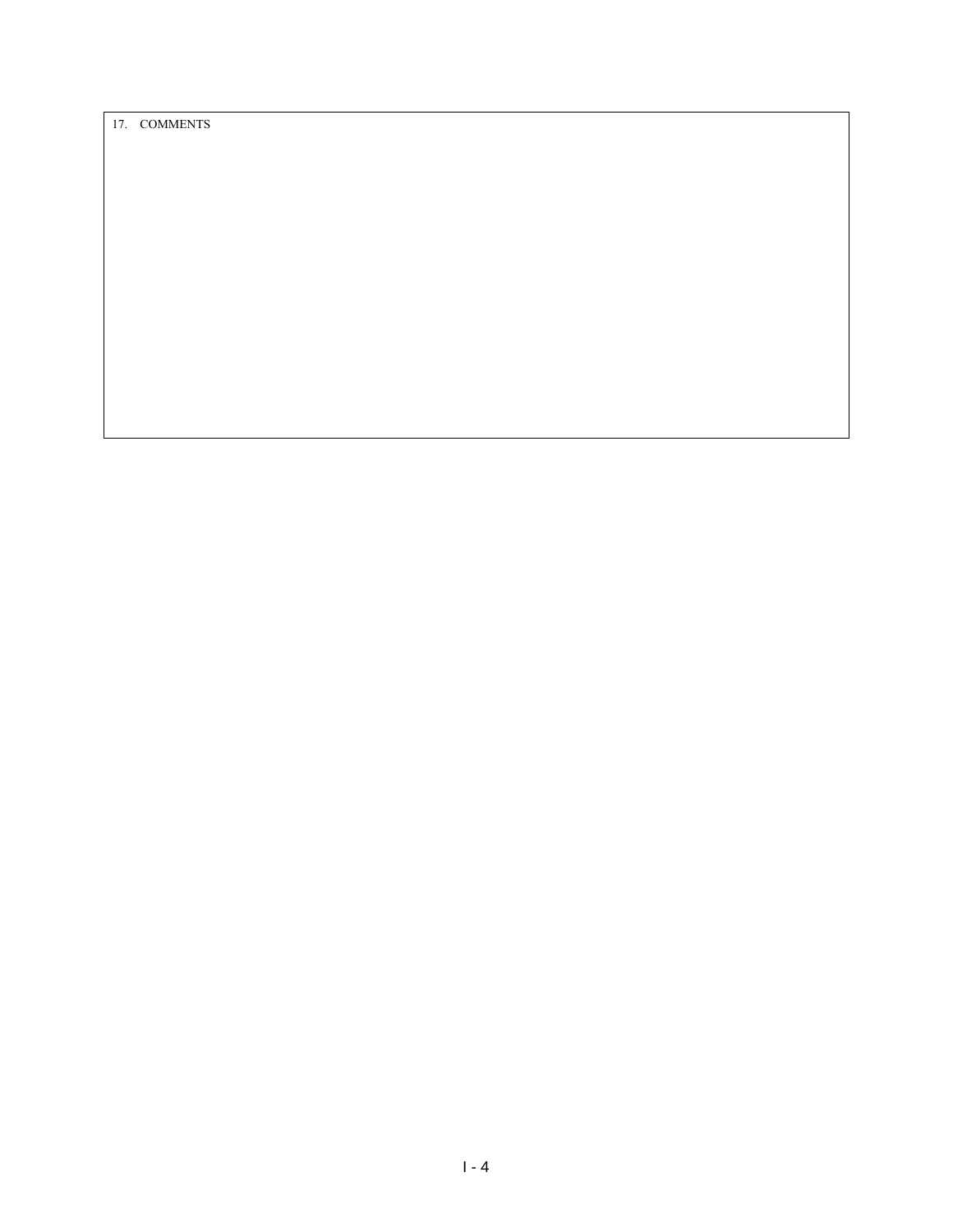17. COMMENTS